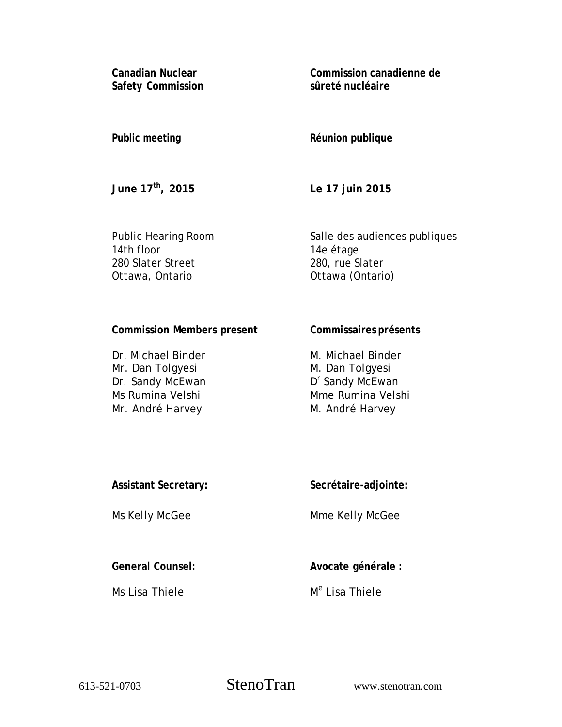| | |
|---|---|
| **Canadian Nuclear Safety Commission** | **Commission canadienne de sûreté nucléaire** |
| **Public meeting** | **Réunion publique** |
| **June 17th, 2015** | **Le 17 juin 2015** |
| Public Hearing Room<br>14th floor<br>280 Slater Street<br>Ottawa, Ontario | Salle des audiences publiques<br>14e étage<br>280, rue Slater<br>Ottawa (Ontario) |
| **Commission Members present** | **Commissaires présents** |
| Dr. Michael Binder<br>Mr. Dan Tolgyesi<br>Dr. Sandy McEwan<br>Ms Rumina Velshi<br>Mr. André Harvey | M. Michael Binder<br>M. Dan Tolgyesi<br>Dr Sandy McEwan<br>Mme Rumina Velshi<br>M. André Harvey |
| **Assistant Secretary:** | **Secrétaire-adjointe:** |
| Ms Kelly McGee | Mme Kelly McGee |
| **General Counsel:** | **Avocate générale :** |
| Ms Lisa Thiele | Me Lisa Thiele |

613-521-0703 StenoTran www.stenotran.com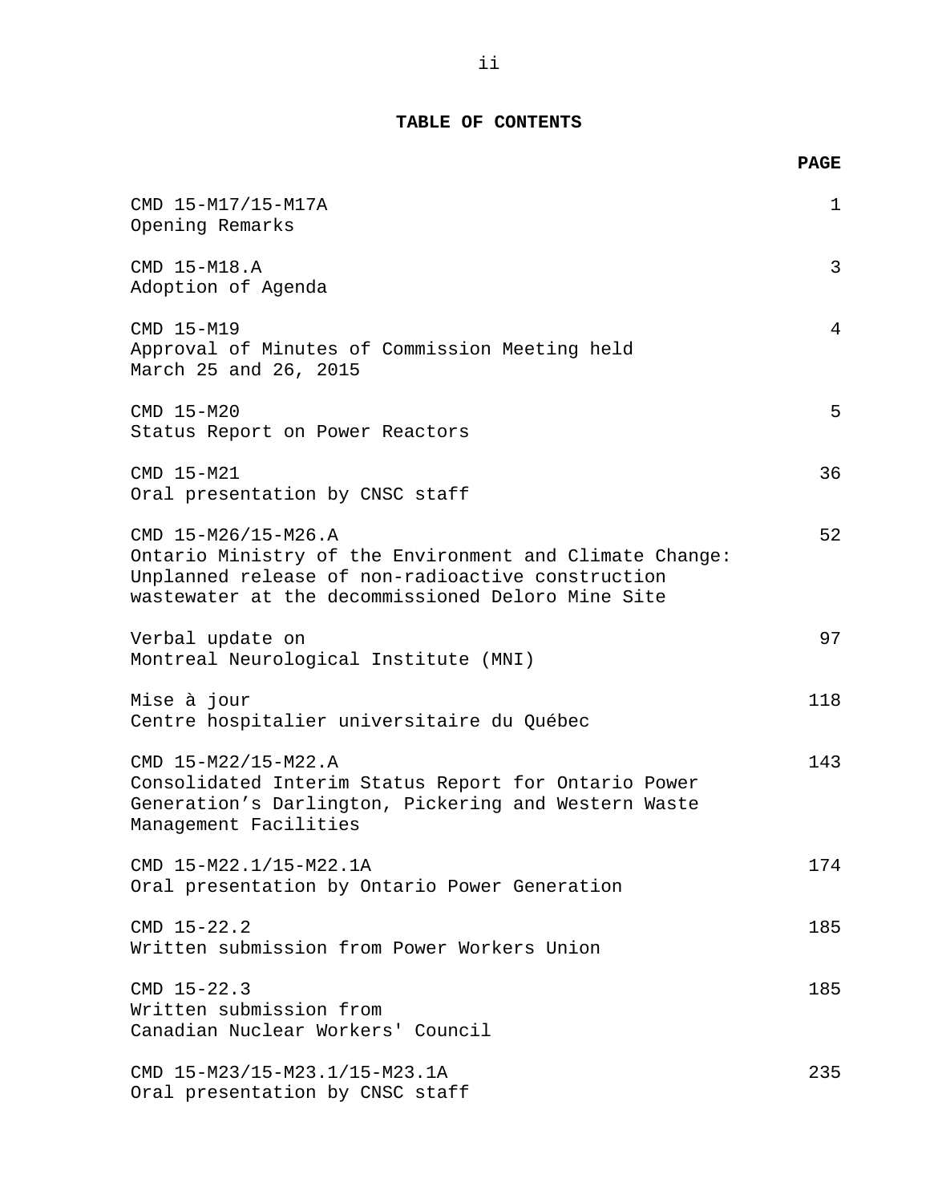## TABLE OF CONTENTS

| | PAGE |
|---|---|
| CMD 15-M17/15-M17A<br>Opening Remarks | 1 |
| CMD 15-M18.A<br>Adoption of Agenda | 3 |
| CMD 15-M19<br>Approval of Minutes of Commission Meeting held March 25 and 26, 2015 | 4 |
| CMD 15-M20<br>Status Report on Power Reactors | 5 |
| CMD 15-M21<br>Oral presentation by CNSC staff | 36 |
| CMD 15-M26/15-M26.A<br>Ontario Ministry of the Environment and Climate Change: Unplanned release of non-radioactive construction wastewater at the decommissioned Deloro Mine Site | 52 |
| Verbal update on<br>Montreal Neurological Institute (MNI) | 97 |
| Mise à jour<br>Centre hospitalier universitaire du Québec | 118 |
| CMD 15-M22/15-M22.A<br>Consolidated Interim Status Report for Ontario Power Generation’s Darlington, Pickering and Western Waste Management Facilities | 143 |
| CMD 15-M22.1/15-M22.1A<br>Oral presentation by Ontario Power Generation | 174 |
| CMD 15-22.2<br>Written submission from Power Workers Union | 185 |
| CMD 15-22.3<br>Written submission from Canadian Nuclear Workers' Council | 185 |
| CMD 15-M23/15-M23.1/15-M23.1A<br>Oral presentation by CNSC staff | 235 |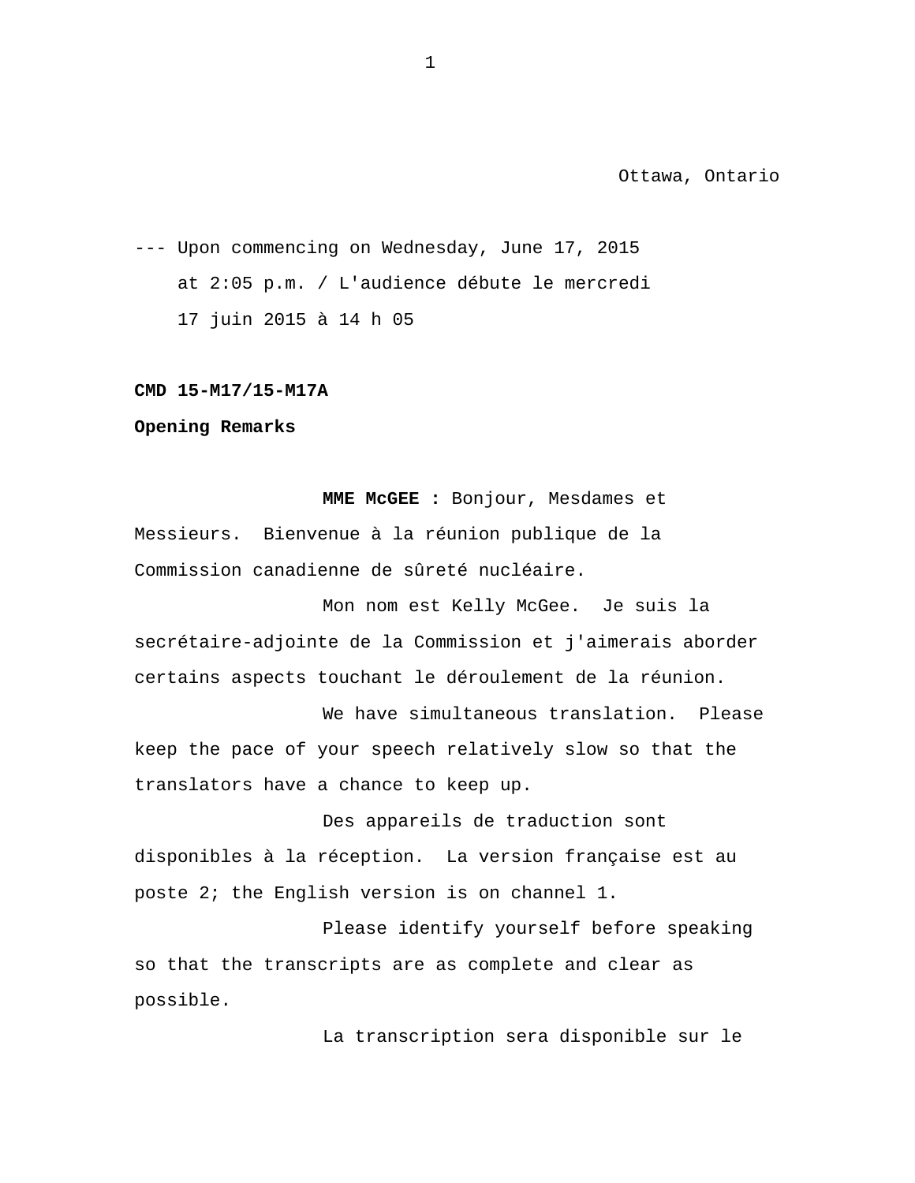Ottawa, Ontario

--- Upon commencing on Wednesday, June 17, 2015 at 2:05 p.m. / L'audience débute le mercredi 17 juin 2015 à 14 h 05

**CMD 15-M17/15-M17A**

**Opening Remarks**

**MME McGEE :** Bonjour, Mesdames et Messieurs. Bienvenue à la réunion publique de la Commission canadienne de sûreté nucléaire.

Mon nom est Kelly McGee. Je suis la secrétaire-adjointe de la Commission et j'aimerais aborder certains aspects touchant le déroulement de la réunion.

We have simultaneous translation. Please keep the pace of your speech relatively slow so that the translators have a chance to keep up.

Des appareils de traduction sont disponibles à la réception. La version française est au poste 2; the English version is on channel 1.

Please identify yourself before speaking so that the transcripts are as complete and clear as possible.

La transcription sera disponible sur le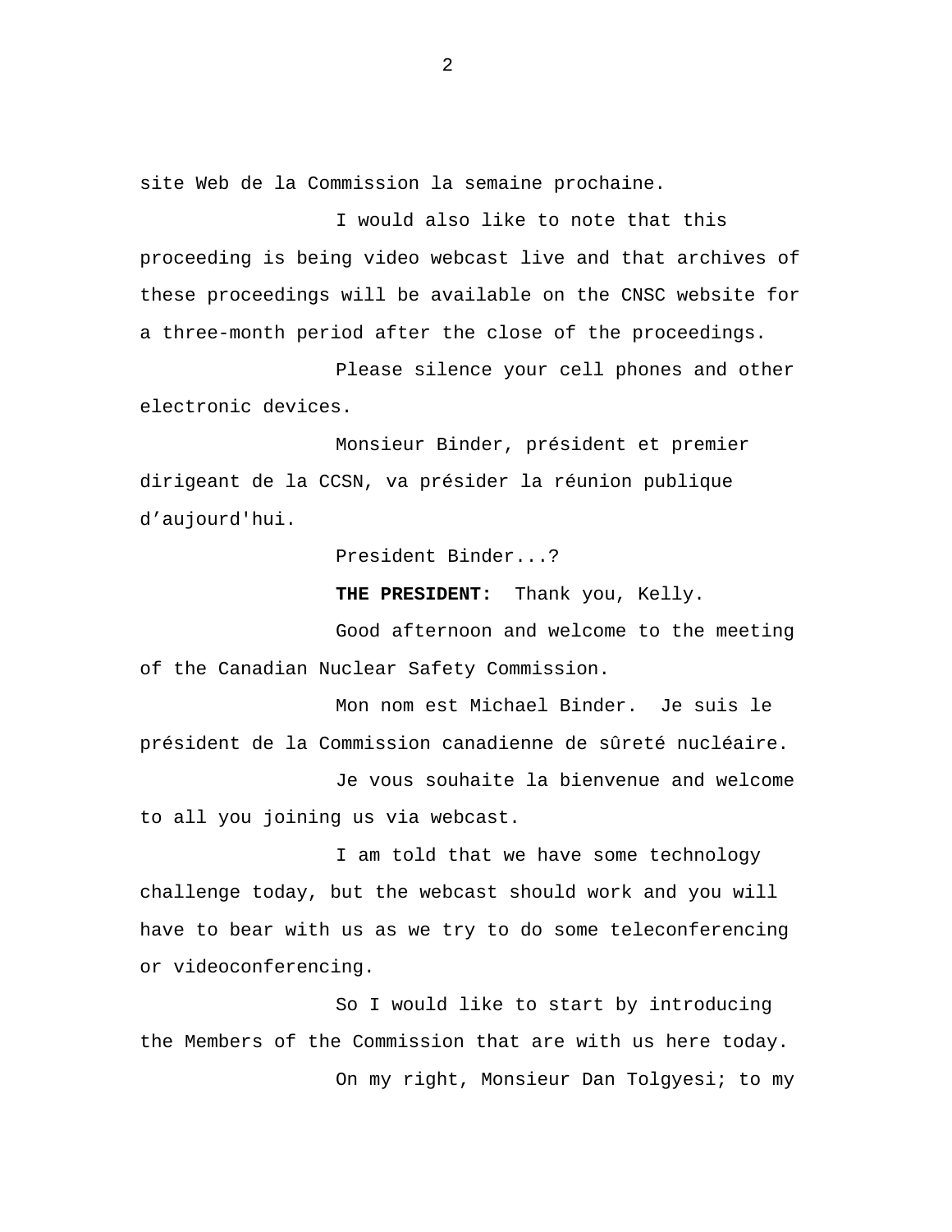site Web de la Commission la semaine prochaine.

I would also like to note that this proceeding is being video webcast live and that archives of these proceedings will be available on the CNSC website for a three-month period after the close of the proceedings.

Please silence your cell phones and other electronic devices.

Monsieur Binder, président et premier dirigeant de la CCSN, va présider la réunion publique d’aujourd'hui.

President Binder...?

**THE PRESIDENT:** Thank you, Kelly.

Good afternoon and welcome to the meeting of the Canadian Nuclear Safety Commission.

Mon nom est Michael Binder. Je suis le président de la Commission canadienne de sûreté nucléaire.

Je vous souhaite la bienvenue and welcome to all you joining us via webcast.

I am told that we have some technology challenge today, but the webcast should work and you will have to bear with us as we try to do some teleconferencing or videoconferencing.

So I would like to start by introducing the Members of the Commission that are with us here today.

On my right, Monsieur Dan Tolgyesi; to my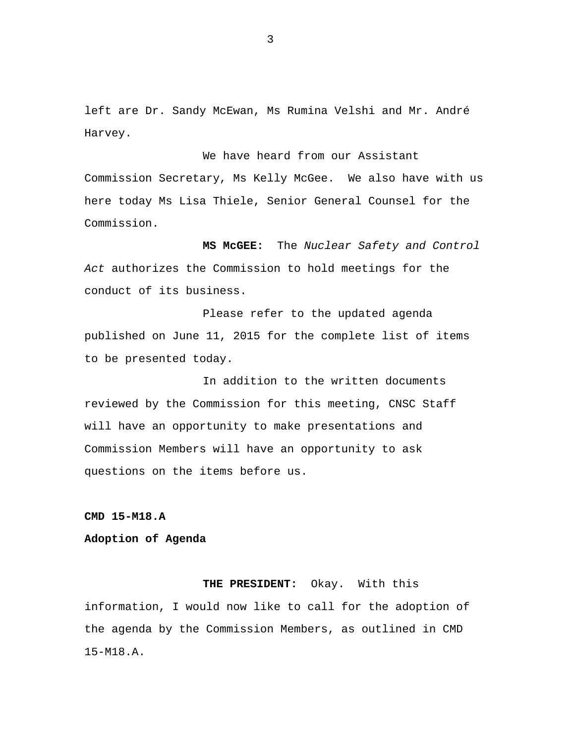left are Dr. Sandy McEwan, Ms Rumina Velshi and Mr. André Harvey.

We have heard from our Assistant Commission Secretary, Ms Kelly McGee. We also have with us here today Ms Lisa Thiele, Senior General Counsel for the Commission.

**MS McGEE:** The *Nuclear Safety and Control Act* authorizes the Commission to hold meetings for the conduct of its business.

Please refer to the updated agenda published on June 11, 2015 for the complete list of items to be presented today.

In addition to the written documents reviewed by the Commission for this meeting, CNSC Staff will have an opportunity to make presentations and Commission Members will have an opportunity to ask questions on the items before us.

**CMD 15-M18.A**

**Adoption of Agenda**

**THE PRESIDENT:** Okay. With this information, I would now like to call for the adoption of the agenda by the Commission Members, as outlined in CMD 15-M18.A.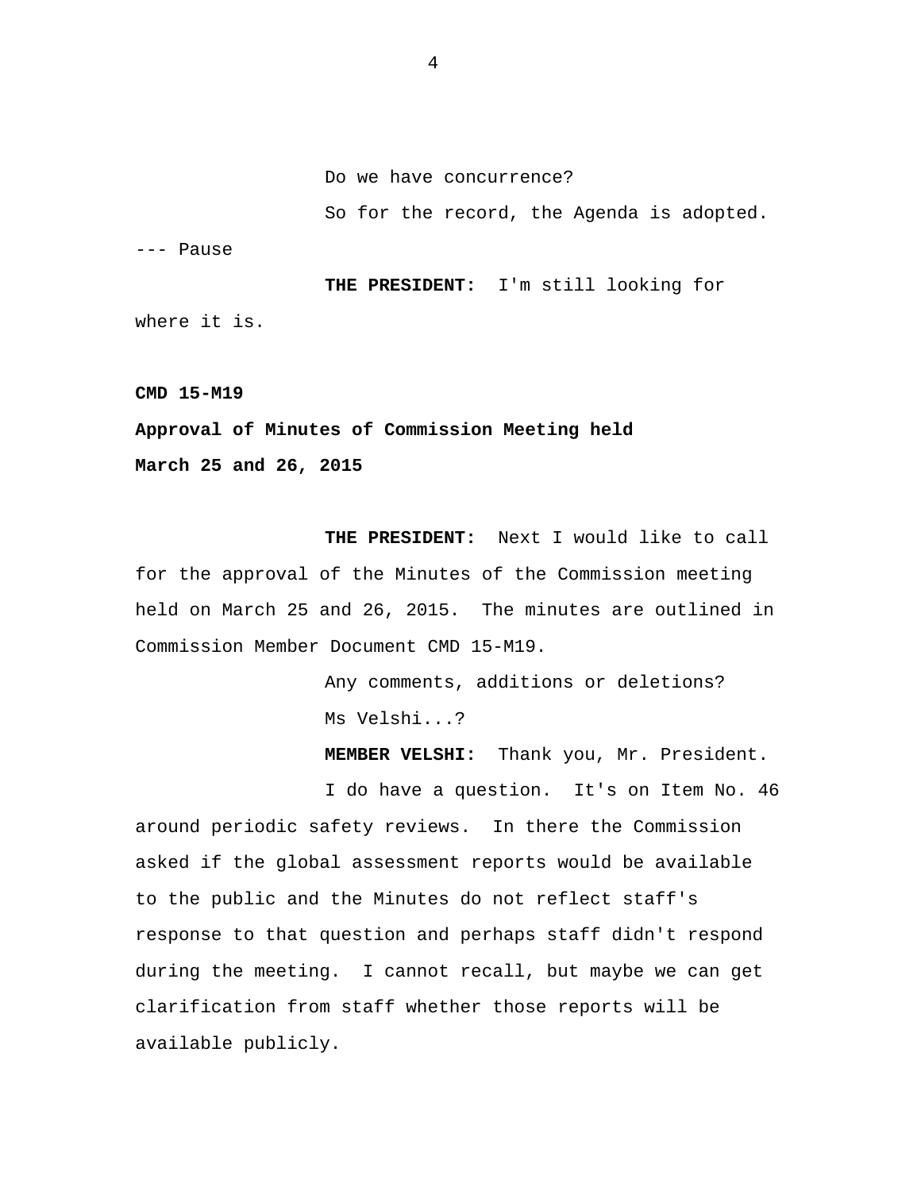Do we have concurrence?

So for the record, the Agenda is adopted.

--- Pause

**THE PRESIDENT:** I'm still looking for where it is.

**CMD 15-M19**

**Approval of Minutes of Commission Meeting held March 25 and 26, 2015**

**THE PRESIDENT:** Next I would like to call for the approval of the Minutes of the Commission meeting held on March 25 and 26, 2015. The minutes are outlined in Commission Member Document CMD 15-M19.

Any comments, additions or deletions?

Ms Velshi...?

**MEMBER VELSHI:** Thank you, Mr. President.

I do have a question. It's on Item No. 46 around periodic safety reviews. In there the Commission asked if the global assessment reports would be available to the public and the Minutes do not reflect staff's response to that question and perhaps staff didn't respond during the meeting. I cannot recall, but maybe we can get clarification from staff whether those reports will be available publicly.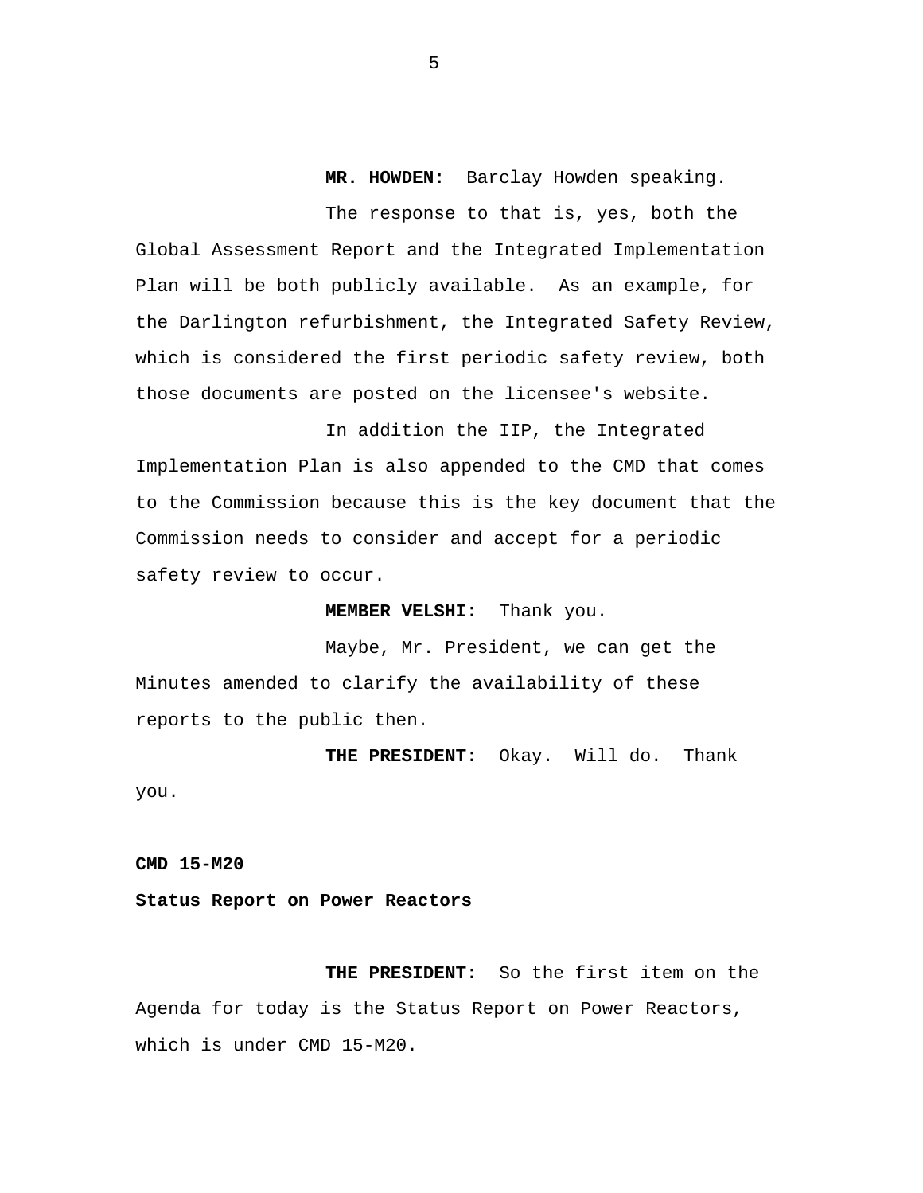**MR. HOWDEN:** Barclay Howden speaking.

The response to that is, yes, both the Global Assessment Report and the Integrated Implementation Plan will be both publicly available. As an example, for the Darlington refurbishment, the Integrated Safety Review, which is considered the first periodic safety review, both those documents are posted on the licensee's website.

In addition the IIP, the Integrated Implementation Plan is also appended to the CMD that comes to the Commission because this is the key document that the Commission needs to consider and accept for a periodic safety review to occur.

**MEMBER VELSHI:** Thank you.

Maybe, Mr. President, we can get the Minutes amended to clarify the availability of these reports to the public then.

**THE PRESIDENT:** Okay. Will do. Thank you.

**CMD 15-M20**

**Status Report on Power Reactors**

**THE PRESIDENT:** So the first item on the Agenda for today is the Status Report on Power Reactors, which is under CMD 15-M20.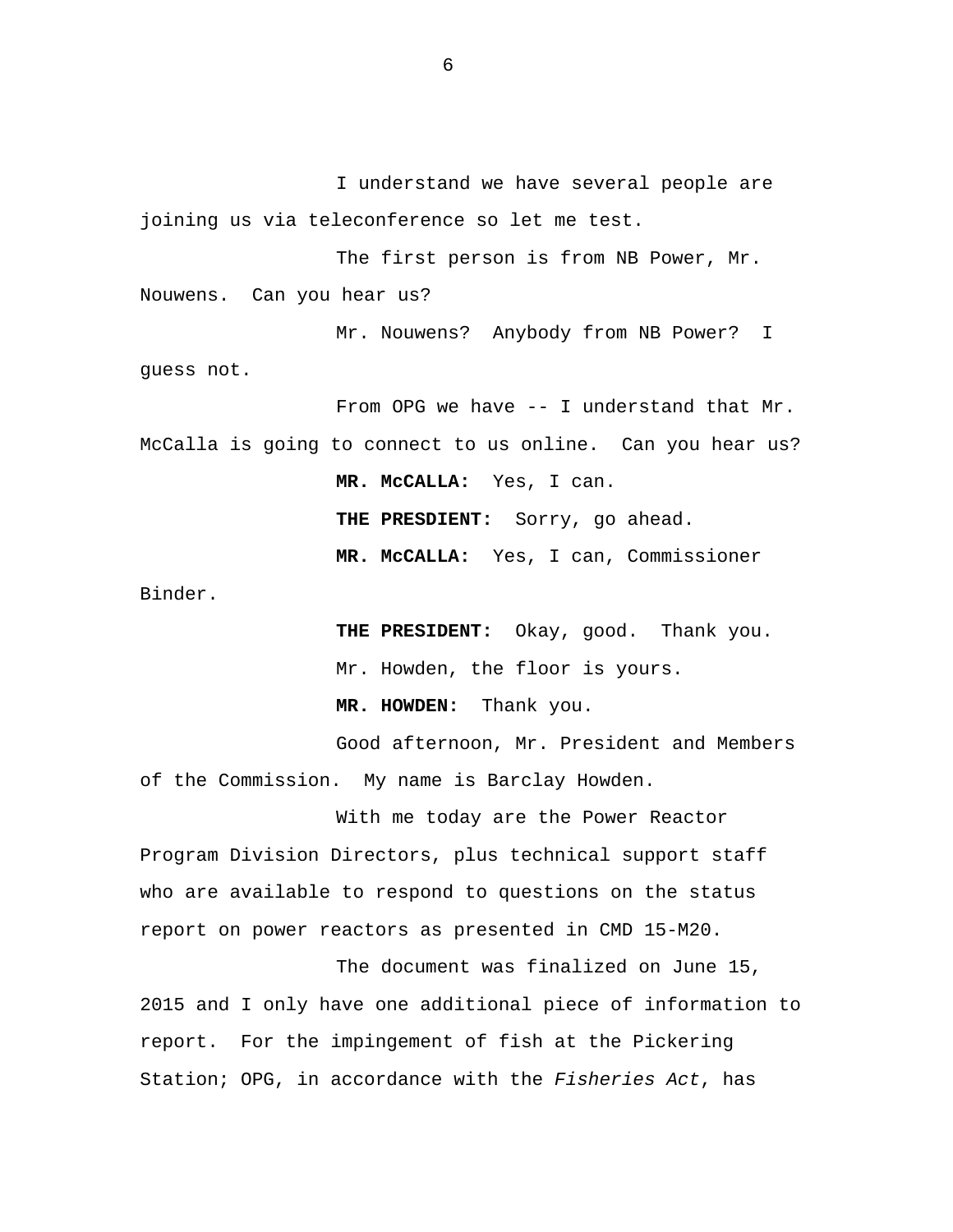I understand we have several people are joining us via teleconference so let me test.

The first person is from NB Power, Mr. Nouwens. Can you hear us?

Mr. Nouwens? Anybody from NB Power? I guess not.

From OPG we have -- I understand that Mr. McCalla is going to connect to us online. Can you hear us?

**MR. McCALLA:** Yes, I can.

**THE PRESDIENT:** Sorry, go ahead.

**MR. McCALLA:** Yes, I can, Commissioner Binder.

**THE PRESIDENT:** Okay, good. Thank you.

Mr. Howden, the floor is yours.

**MR. HOWDEN:** Thank you.

Good afternoon, Mr. President and Members of the Commission. My name is Barclay Howden.

With me today are the Power Reactor Program Division Directors, plus technical support staff who are available to respond to questions on the status report on power reactors as presented in CMD 15-M20.

The document was finalized on June 15, 2015 and I only have one additional piece of information to report. For the impingement of fish at the Pickering Station; OPG, in accordance with the *Fisheries Act*, has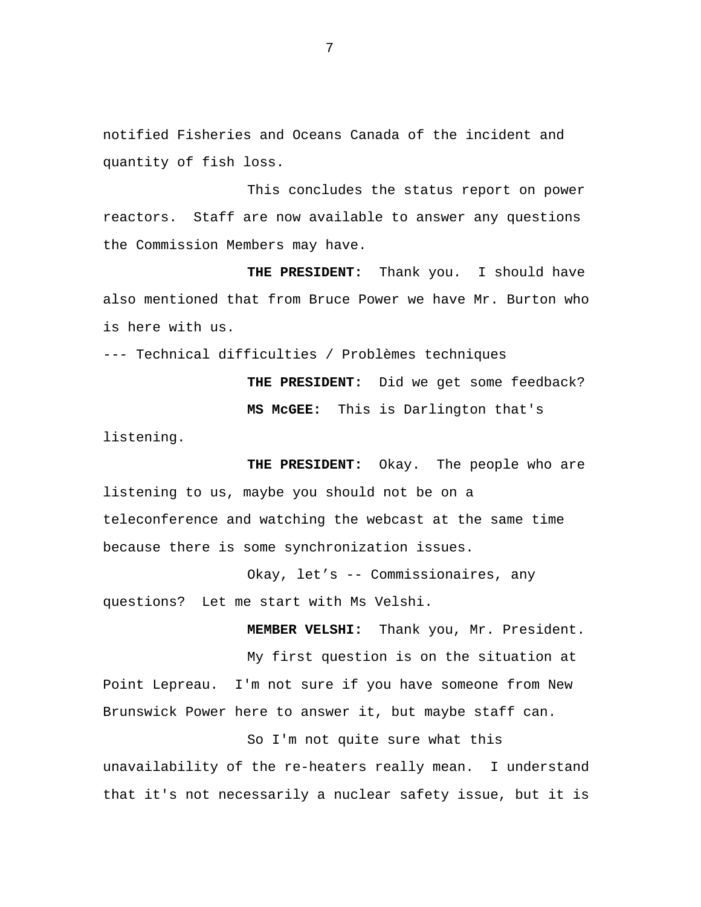notified Fisheries and Oceans Canada of the incident and quantity of fish loss.

This concludes the status report on power reactors. Staff are now available to answer any questions the Commission Members may have.

**THE PRESIDENT:** Thank you. I should have also mentioned that from Bruce Power we have Mr. Burton who is here with us.

--- Technical difficulties / Problèmes techniques

**THE PRESIDENT:** Did we get some feedback?

**MS McGEE:** This is Darlington that's listening.

**THE PRESIDENT:** Okay. The people who are listening to us, maybe you should not be on a teleconference and watching the webcast at the same time because there is some synchronization issues.

Okay, let’s -- Commissionaires, any questions? Let me start with Ms Velshi.

**MEMBER VELSHI:** Thank you, Mr. President.

My first question is on the situation at Point Lepreau. I'm not sure if you have someone from New Brunswick Power here to answer it, but maybe staff can.

So I'm not quite sure what this unavailability of the re-heaters really mean. I understand that it's not necessarily a nuclear safety issue, but it is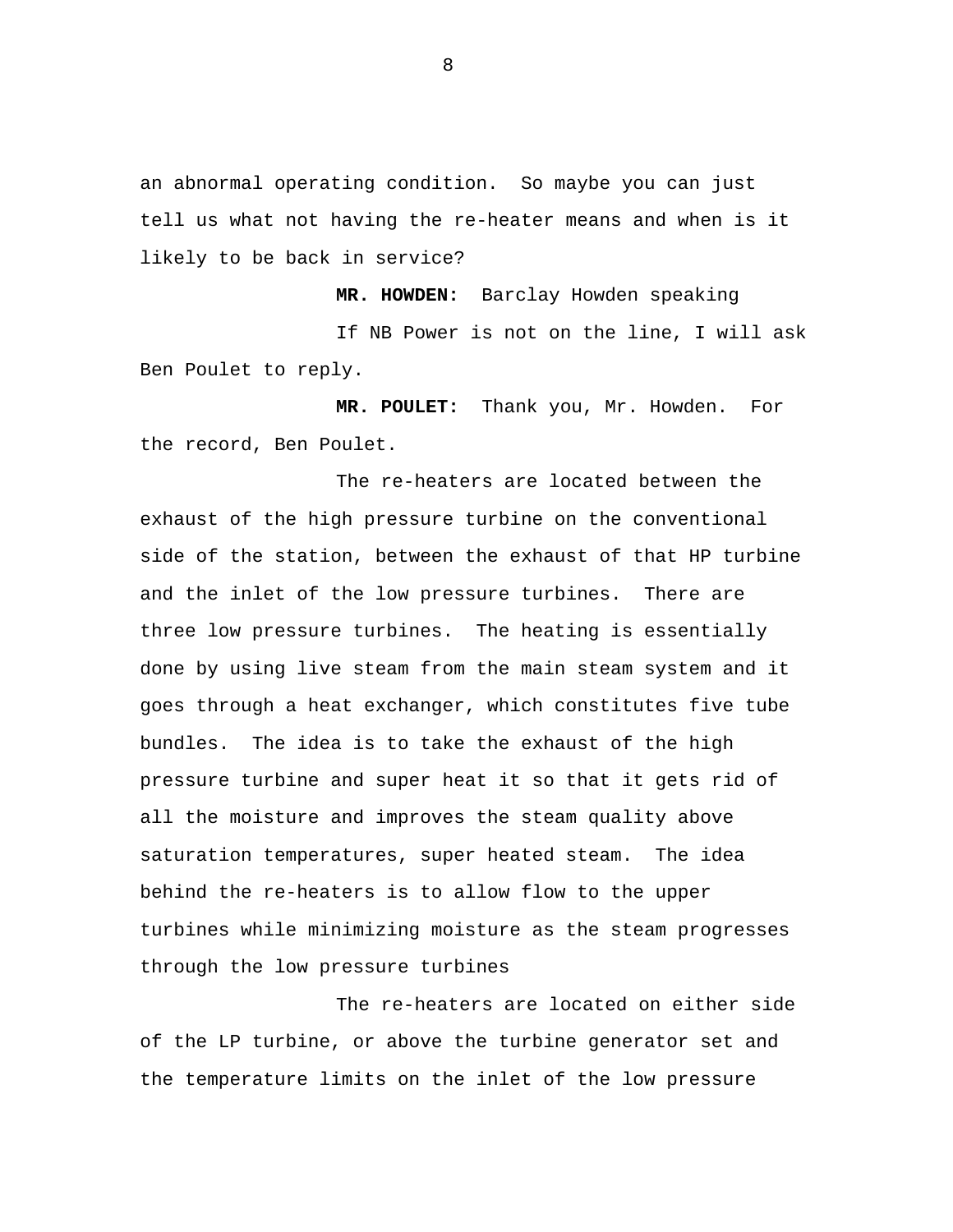an abnormal operating condition. So maybe you can just tell us what not having the re-heater means and when is it likely to be back in service?

**MR. HOWDEN:** Barclay Howden speaking

If NB Power is not on the line, I will ask Ben Poulet to reply.

**MR. POULET:** Thank you, Mr. Howden. For the record, Ben Poulet.

The re-heaters are located between the exhaust of the high pressure turbine on the conventional side of the station, between the exhaust of that HP turbine and the inlet of the low pressure turbines. There are three low pressure turbines. The heating is essentially done by using live steam from the main steam system and it goes through a heat exchanger, which constitutes five tube bundles. The idea is to take the exhaust of the high pressure turbine and super heat it so that it gets rid of all the moisture and improves the steam quality above saturation temperatures, super heated steam. The idea behind the re-heaters is to allow flow to the upper turbines while minimizing moisture as the steam progresses through the low pressure turbines

The re-heaters are located on either side of the LP turbine, or above the turbine generator set and the temperature limits on the inlet of the low pressure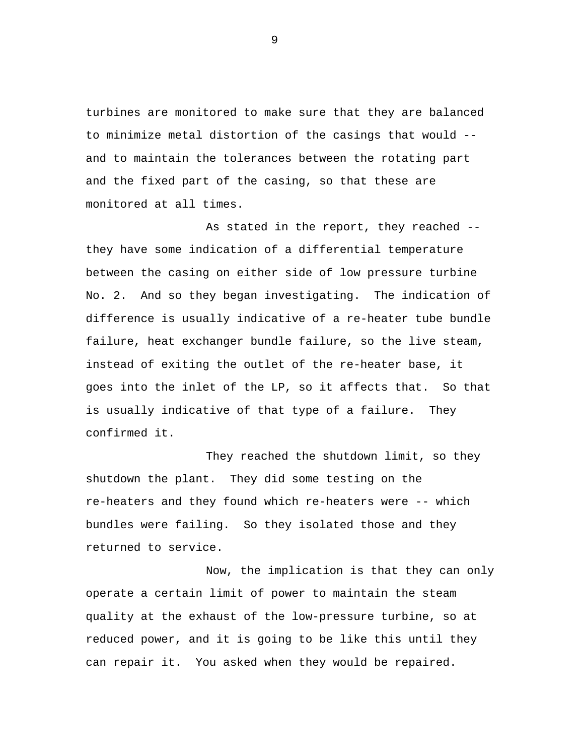turbines are monitored to make sure that they are balanced to minimize metal distortion of the casings that would -- and to maintain the tolerances between the rotating part and the fixed part of the casing, so that these are monitored at all times.

As stated in the report, they reached -- they have some indication of a differential temperature between the casing on either side of low pressure turbine No. 2. And so they began investigating. The indication of difference is usually indicative of a re-heater tube bundle failure, heat exchanger bundle failure, so the live steam, instead of exiting the outlet of the re-heater base, it goes into the inlet of the LP, so it affects that. So that is usually indicative of that type of a failure. They confirmed it.

They reached the shutdown limit, so they shutdown the plant. They did some testing on the re-heaters and they found which re-heaters were -- which bundles were failing. So they isolated those and they returned to service.

Now, the implication is that they can only operate a certain limit of power to maintain the steam quality at the exhaust of the low-pressure turbine, so at reduced power, and it is going to be like this until they can repair it. You asked when they would be repaired.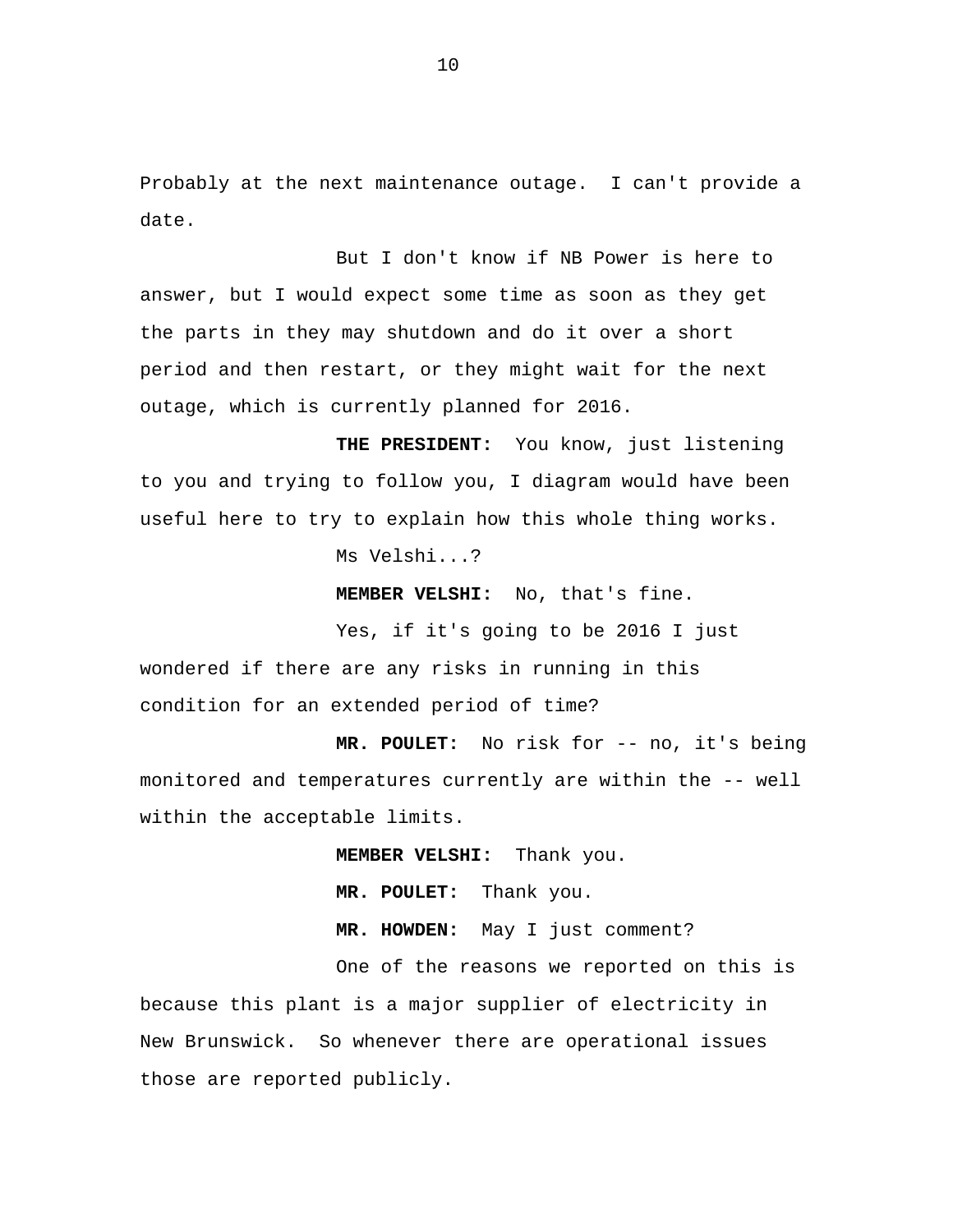Probably at the next maintenance outage. I can't provide a date.

But I don't know if NB Power is here to answer, but I would expect some time as soon as they get the parts in they may shutdown and do it over a short period and then restart, or they might wait for the next outage, which is currently planned for 2016.

**THE PRESIDENT:** You know, just listening to you and trying to follow you, I diagram would have been useful here to try to explain how this whole thing works.

Ms Velshi...?

**MEMBER VELSHI:** No, that's fine.

Yes, if it's going to be 2016 I just wondered if there are any risks in running in this condition for an extended period of time?

**MR. POULET:** No risk for -- no, it's being monitored and temperatures currently are within the -- well within the acceptable limits.

**MEMBER VELSHI:** Thank you.

**MR. POULET:** Thank you.

**MR. HOWDEN:** May I just comment?

One of the reasons we reported on this is because this plant is a major supplier of electricity in New Brunswick. So whenever there are operational issues those are reported publicly.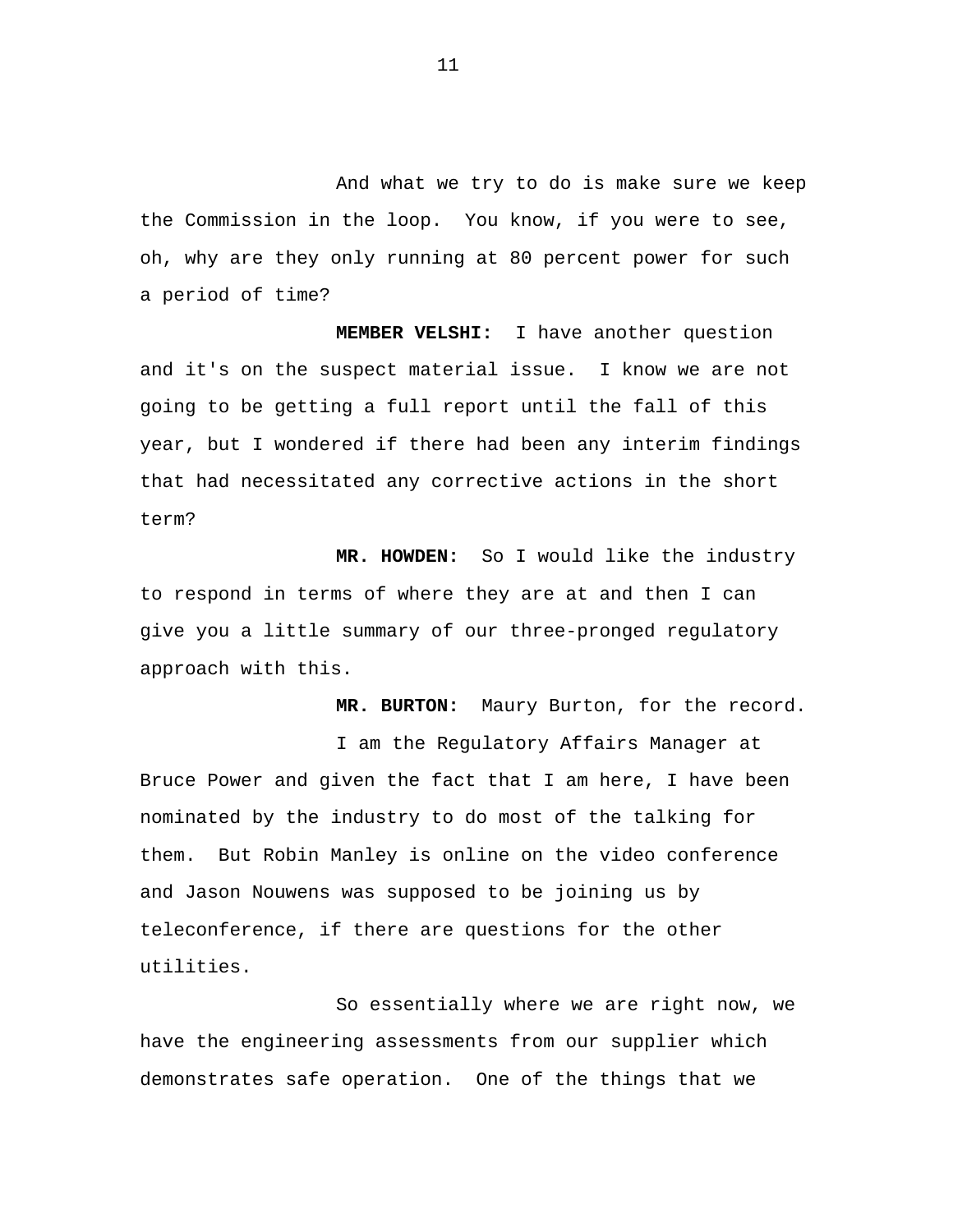And what we try to do is make sure we keep the Commission in the loop. You know, if you were to see, oh, why are they only running at 80 percent power for such a period of time?

**MEMBER VELSHI:** I have another question and it's on the suspect material issue. I know we are not going to be getting a full report until the fall of this year, but I wondered if there had been any interim findings that had necessitated any corrective actions in the short term?

**MR. HOWDEN:** So I would like the industry to respond in terms of where they are at and then I can give you a little summary of our three-pronged regulatory approach with this.

**MR. BURTON:** Maury Burton, for the record.

I am the Regulatory Affairs Manager at Bruce Power and given the fact that I am here, I have been nominated by the industry to do most of the talking for them. But Robin Manley is online on the video conference and Jason Nouwens was supposed to be joining us by teleconference, if there are questions for the other utilities.

So essentially where we are right now, we have the engineering assessments from our supplier which demonstrates safe operation. One of the things that we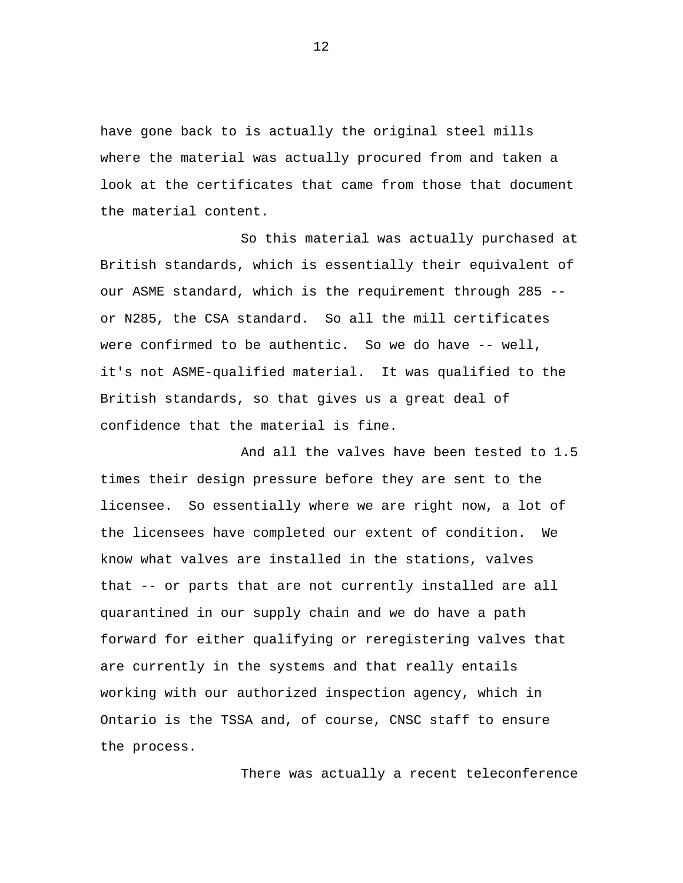have gone back to is actually the original steel mills where the material was actually procured from and taken a look at the certificates that came from those that document the material content.

So this material was actually purchased at British standards, which is essentially their equivalent of our ASME standard, which is the requirement through 285 -- or N285, the CSA standard. So all the mill certificates were confirmed to be authentic. So we do have -- well, it's not ASME-qualified material. It was qualified to the British standards, so that gives us a great deal of confidence that the material is fine.

And all the valves have been tested to 1.5 times their design pressure before they are sent to the licensee. So essentially where we are right now, a lot of the licensees have completed our extent of condition. We know what valves are installed in the stations, valves that -- or parts that are not currently installed are all quarantined in our supply chain and we do have a path forward for either qualifying or reregistering valves that are currently in the systems and that really entails working with our authorized inspection agency, which in Ontario is the TSSA and, of course, CNSC staff to ensure the process.

There was actually a recent teleconference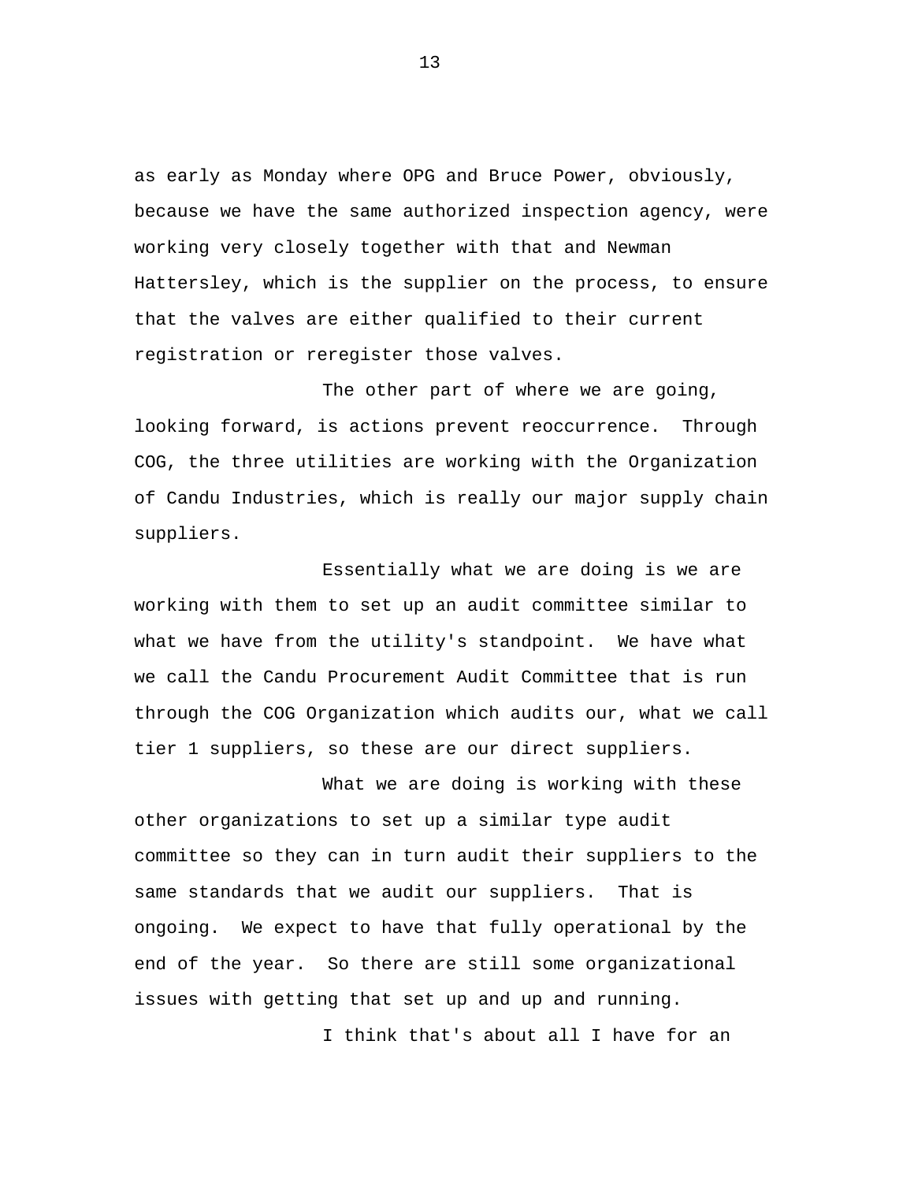as early as Monday where OPG and Bruce Power, obviously, because we have the same authorized inspection agency, were working very closely together with that and Newman Hattersley, which is the supplier on the process, to ensure that the valves are either qualified to their current registration or reregister those valves.

The other part of where we are going, looking forward, is actions prevent reoccurrence. Through COG, the three utilities are working with the Organization of Candu Industries, which is really our major supply chain suppliers.

Essentially what we are doing is we are working with them to set up an audit committee similar to what we have from the utility's standpoint. We have what we call the Candu Procurement Audit Committee that is run through the COG Organization which audits our, what we call tier 1 suppliers, so these are our direct suppliers.

What we are doing is working with these other organizations to set up a similar type audit committee so they can in turn audit their suppliers to the same standards that we audit our suppliers. That is ongoing. We expect to have that fully operational by the end of the year. So there are still some organizational issues with getting that set up and up and running.

I think that's about all I have for an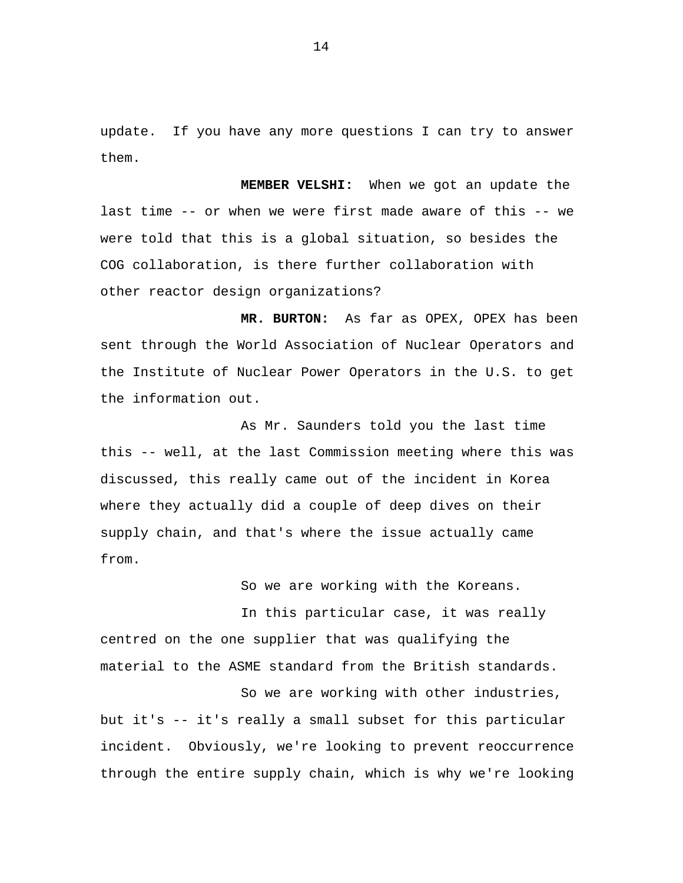update. If you have any more questions I can try to answer them.

**MEMBER VELSHI:** When we got an update the last time -- or when we were first made aware of this -- we were told that this is a global situation, so besides the COG collaboration, is there further collaboration with other reactor design organizations?

**MR. BURTON:** As far as OPEX, OPEX has been sent through the World Association of Nuclear Operators and the Institute of Nuclear Power Operators in the U.S. to get the information out.

As Mr. Saunders told you the last time this -- well, at the last Commission meeting where this was discussed, this really came out of the incident in Korea where they actually did a couple of deep dives on their supply chain, and that's where the issue actually came from.

So we are working with the Koreans.

In this particular case, it was really centred on the one supplier that was qualifying the material to the ASME standard from the British standards.

So we are working with other industries, but it's -- it's really a small subset for this particular incident. Obviously, we're looking to prevent reoccurrence through the entire supply chain, which is why we're looking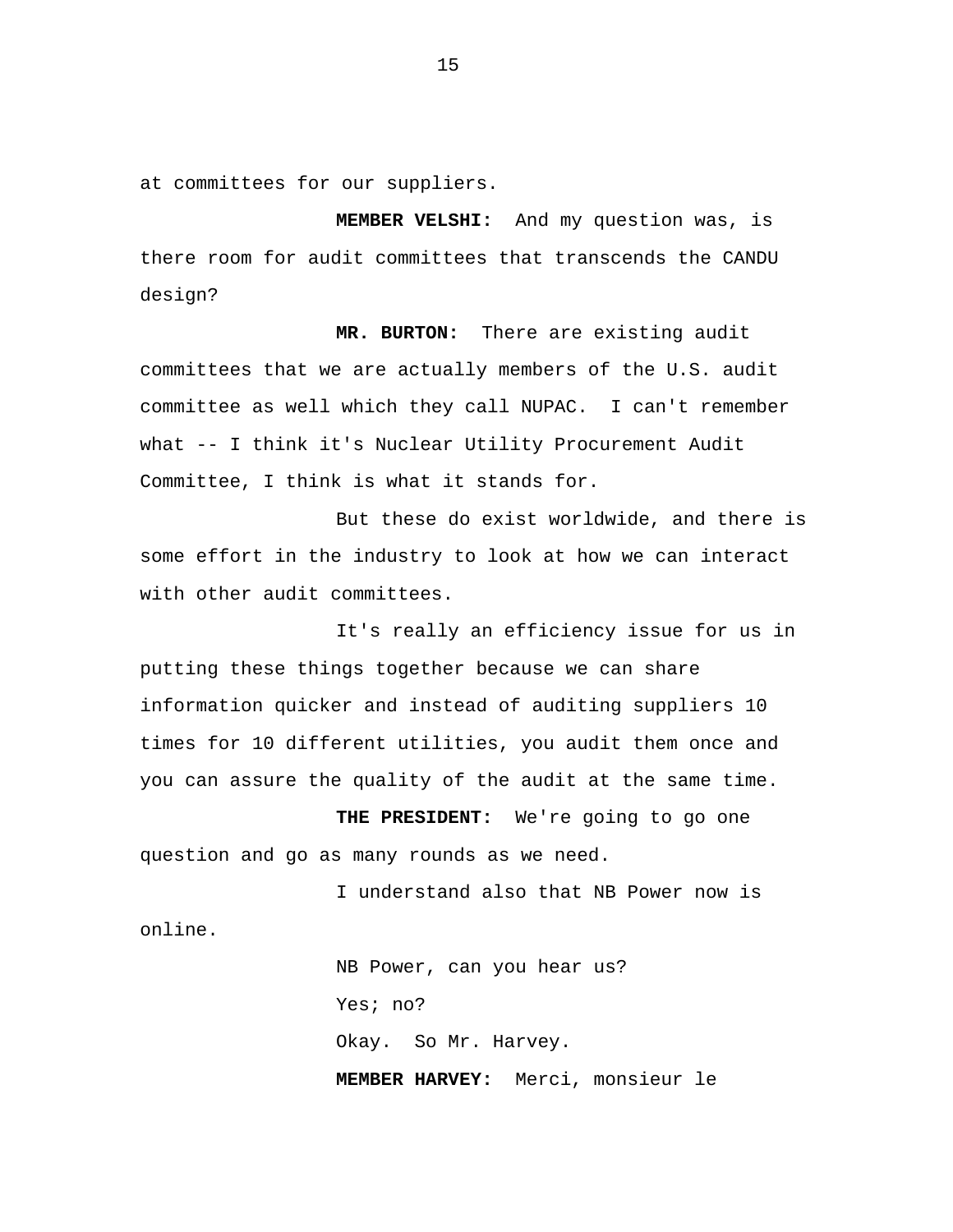at committees for our suppliers.

**MEMBER VELSHI:** And my question was, is there room for audit committees that transcends the CANDU design?

**MR. BURTON:** There are existing audit committees that we are actually members of the U.S. audit committee as well which they call NUPAC. I can't remember what -- I think it's Nuclear Utility Procurement Audit Committee, I think is what it stands for.

But these do exist worldwide, and there is some effort in the industry to look at how we can interact with other audit committees.

It's really an efficiency issue for us in putting these things together because we can share information quicker and instead of auditing suppliers 10 times for 10 different utilities, you audit them once and you can assure the quality of the audit at the same time.

**THE PRESIDENT:** We're going to go one question and go as many rounds as we need.

I understand also that NB Power now is online.

NB Power, can you hear us?

Yes; no?

Okay. So Mr. Harvey.

**MEMBER HARVEY:** Merci, monsieur le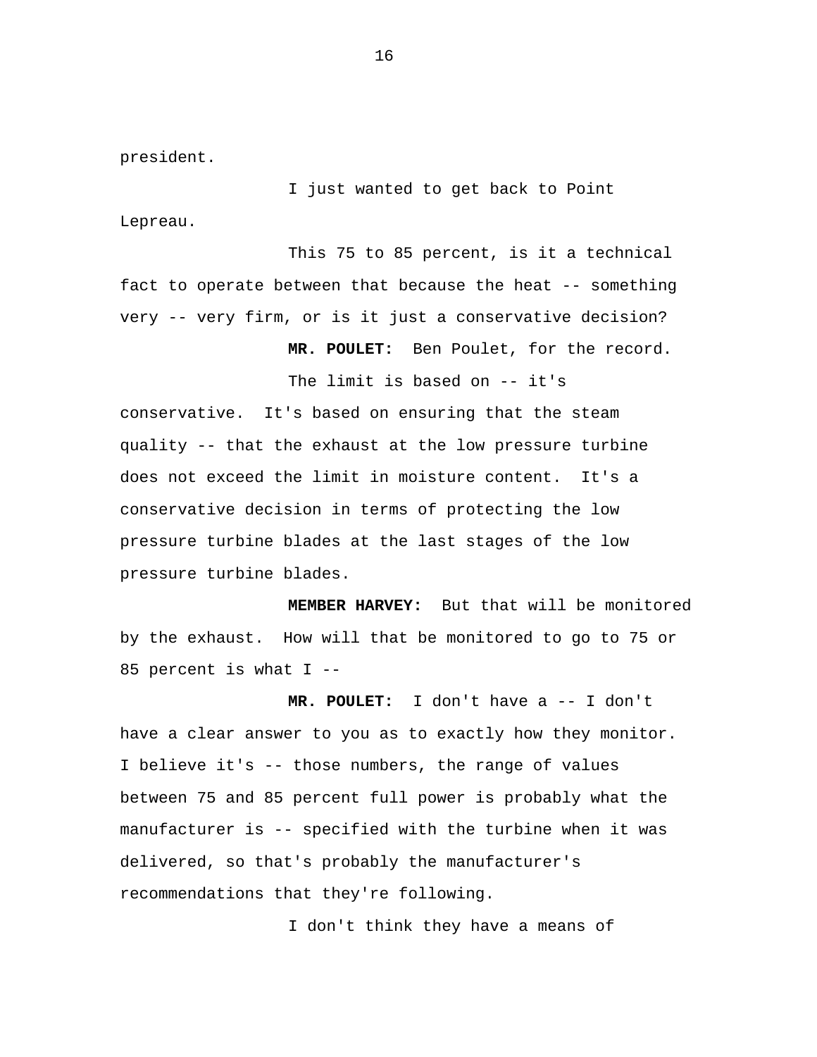president.

I just wanted to get back to Point Lepreau.

This 75 to 85 percent, is it a technical fact to operate between that because the heat -- something very -- very firm, or is it just a conservative decision?

**MR. POULET:** Ben Poulet, for the record.

The limit is based on -- it's conservative. It's based on ensuring that the steam quality -- that the exhaust at the low pressure turbine does not exceed the limit in moisture content. It's a conservative decision in terms of protecting the low pressure turbine blades at the last stages of the low pressure turbine blades.

**MEMBER HARVEY:** But that will be monitored by the exhaust. How will that be monitored to go to 75 or 85 percent is what I --

**MR. POULET:** I don't have a -- I don't have a clear answer to you as to exactly how they monitor. I believe it's -- those numbers, the range of values between 75 and 85 percent full power is probably what the manufacturer is -- specified with the turbine when it was delivered, so that's probably the manufacturer's recommendations that they're following.

I don't think they have a means of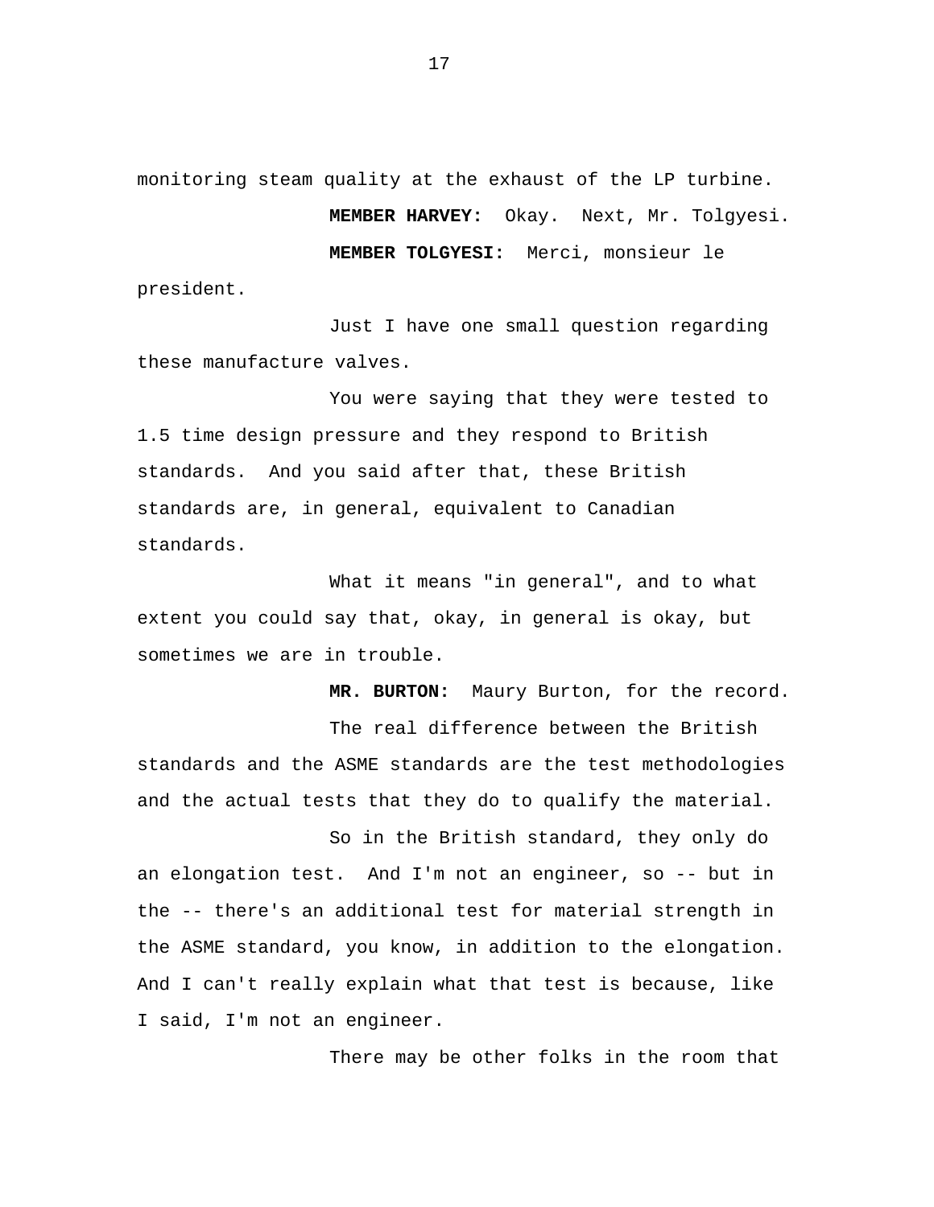monitoring steam quality at the exhaust of the LP turbine.

**MEMBER HARVEY:** Okay. Next, Mr. Tolgyesi.

**MEMBER TOLGYESI:** Merci, monsieur le president.

Just I have one small question regarding these manufacture valves.

You were saying that they were tested to 1.5 time design pressure and they respond to British standards. And you said after that, these British standards are, in general, equivalent to Canadian standards.

What it means "in general", and to what extent you could say that, okay, in general is okay, but sometimes we are in trouble.

**MR. BURTON:** Maury Burton, for the record.

The real difference between the British standards and the ASME standards are the test methodologies and the actual tests that they do to qualify the material.

So in the British standard, they only do an elongation test. And I'm not an engineer, so -- but in the -- there's an additional test for material strength in the ASME standard, you know, in addition to the elongation. And I can't really explain what that test is because, like I said, I'm not an engineer.

There may be other folks in the room that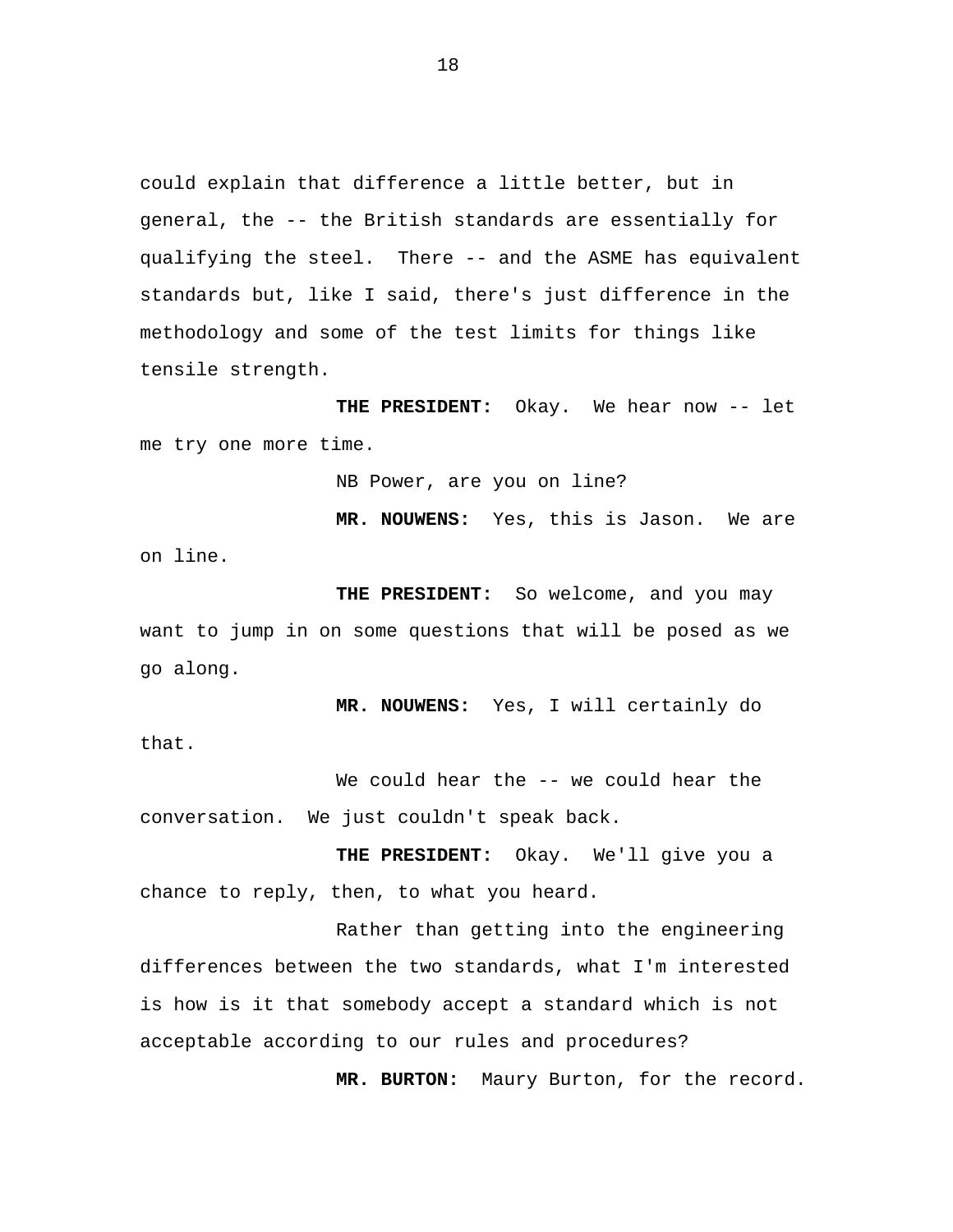could explain that difference a little better, but in general, the -- the British standards are essentially for qualifying the steel. There -- and the ASME has equivalent standards but, like I said, there's just difference in the methodology and some of the test limits for things like tensile strength.

**THE PRESIDENT:** Okay. We hear now -- let me try one more time.

NB Power, are you on line?

**MR. NOUWENS:** Yes, this is Jason. We are on line.

**THE PRESIDENT:** So welcome, and you may want to jump in on some questions that will be posed as we go along.

**MR. NOUWENS:** Yes, I will certainly do that.

We could hear the -- we could hear the conversation. We just couldn't speak back.

**THE PRESIDENT:** Okay. We'll give you a chance to reply, then, to what you heard.

Rather than getting into the engineering differences between the two standards, what I'm interested is how is it that somebody accept a standard which is not acceptable according to our rules and procedures?

**MR. BURTON:** Maury Burton, for the record.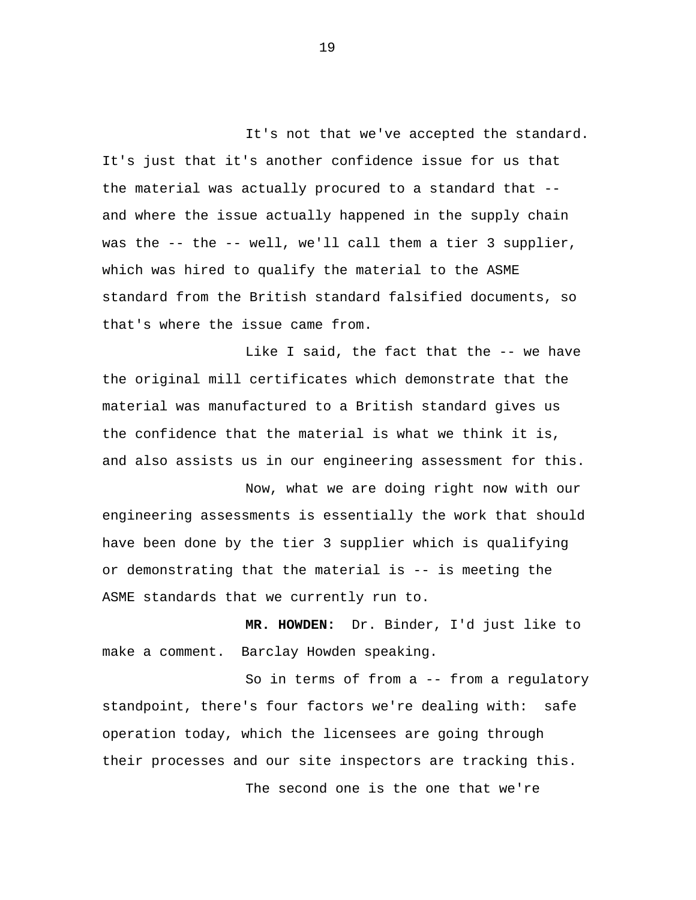It's not that we've accepted the standard. It's just that it's another confidence issue for us that the material was actually procured to a standard that -- and where the issue actually happened in the supply chain was the -- the -- well, we'll call them a tier 3 supplier, which was hired to qualify the material to the ASME standard from the British standard falsified documents, so that's where the issue came from.

Like I said, the fact that the -- we have the original mill certificates which demonstrate that the material was manufactured to a British standard gives us the confidence that the material is what we think it is, and also assists us in our engineering assessment for this.

Now, what we are doing right now with our engineering assessments is essentially the work that should have been done by the tier 3 supplier which is qualifying or demonstrating that the material is -- is meeting the ASME standards that we currently run to.

**MR. HOWDEN:** Dr. Binder, I'd just like to make a comment. Barclay Howden speaking.

So in terms of from a -- from a regulatory standpoint, there's four factors we're dealing with: safe operation today, which the licensees are going through their processes and our site inspectors are tracking this.

The second one is the one that we're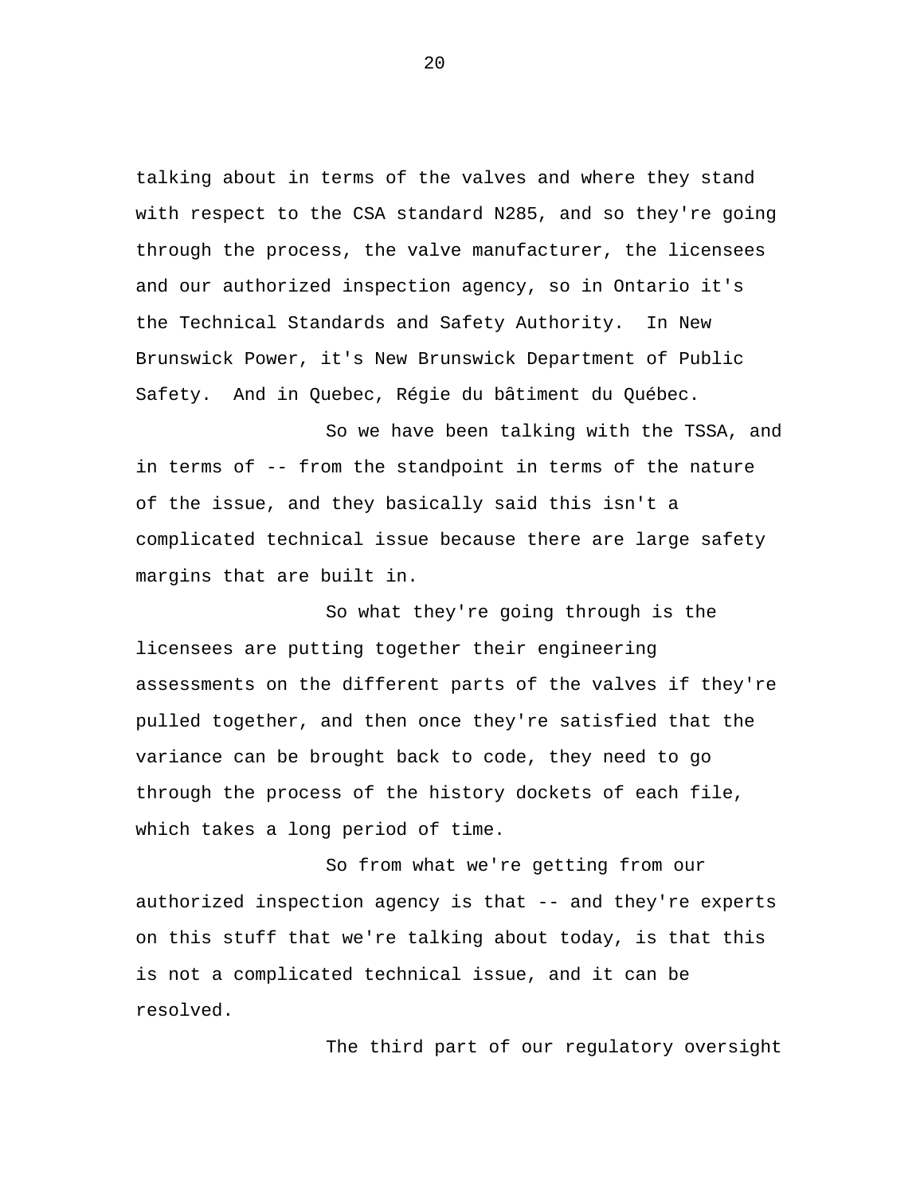talking about in terms of the valves and where they stand with respect to the CSA standard N285, and so they're going through the process, the valve manufacturer, the licensees and our authorized inspection agency, so in Ontario it's the Technical Standards and Safety Authority. In New Brunswick Power, it's New Brunswick Department of Public Safety. And in Quebec, Régie du bâtiment du Québec.

So we have been talking with the TSSA, and in terms of -- from the standpoint in terms of the nature of the issue, and they basically said this isn't a complicated technical issue because there are large safety margins that are built in.

So what they're going through is the licensees are putting together their engineering assessments on the different parts of the valves if they're pulled together, and then once they're satisfied that the variance can be brought back to code, they need to go through the process of the history dockets of each file, which takes a long period of time.

So from what we're getting from our authorized inspection agency is that -- and they're experts on this stuff that we're talking about today, is that this is not a complicated technical issue, and it can be resolved.

The third part of our regulatory oversight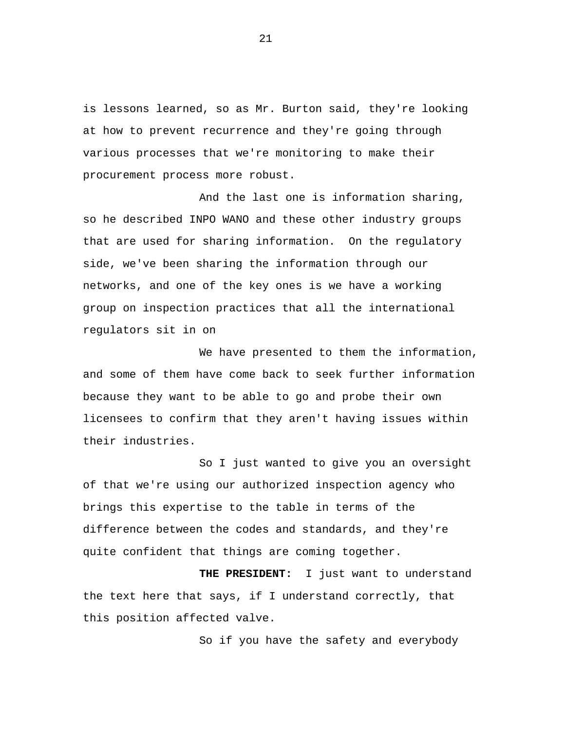is lessons learned, so as Mr. Burton said, they're looking at how to prevent recurrence and they're going through various processes that we're monitoring to make their procurement process more robust.

And the last one is information sharing, so he described INPO WANO and these other industry groups that are used for sharing information. On the regulatory side, we've been sharing the information through our networks, and one of the key ones is we have a working group on inspection practices that all the international regulators sit in on

We have presented to them the information, and some of them have come back to seek further information because they want to be able to go and probe their own licensees to confirm that they aren't having issues within their industries.

So I just wanted to give you an oversight of that we're using our authorized inspection agency who brings this expertise to the table in terms of the difference between the codes and standards, and they're quite confident that things are coming together.

**THE PRESIDENT:** I just want to understand the text here that says, if I understand correctly, that this position affected valve.

So if you have the safety and everybody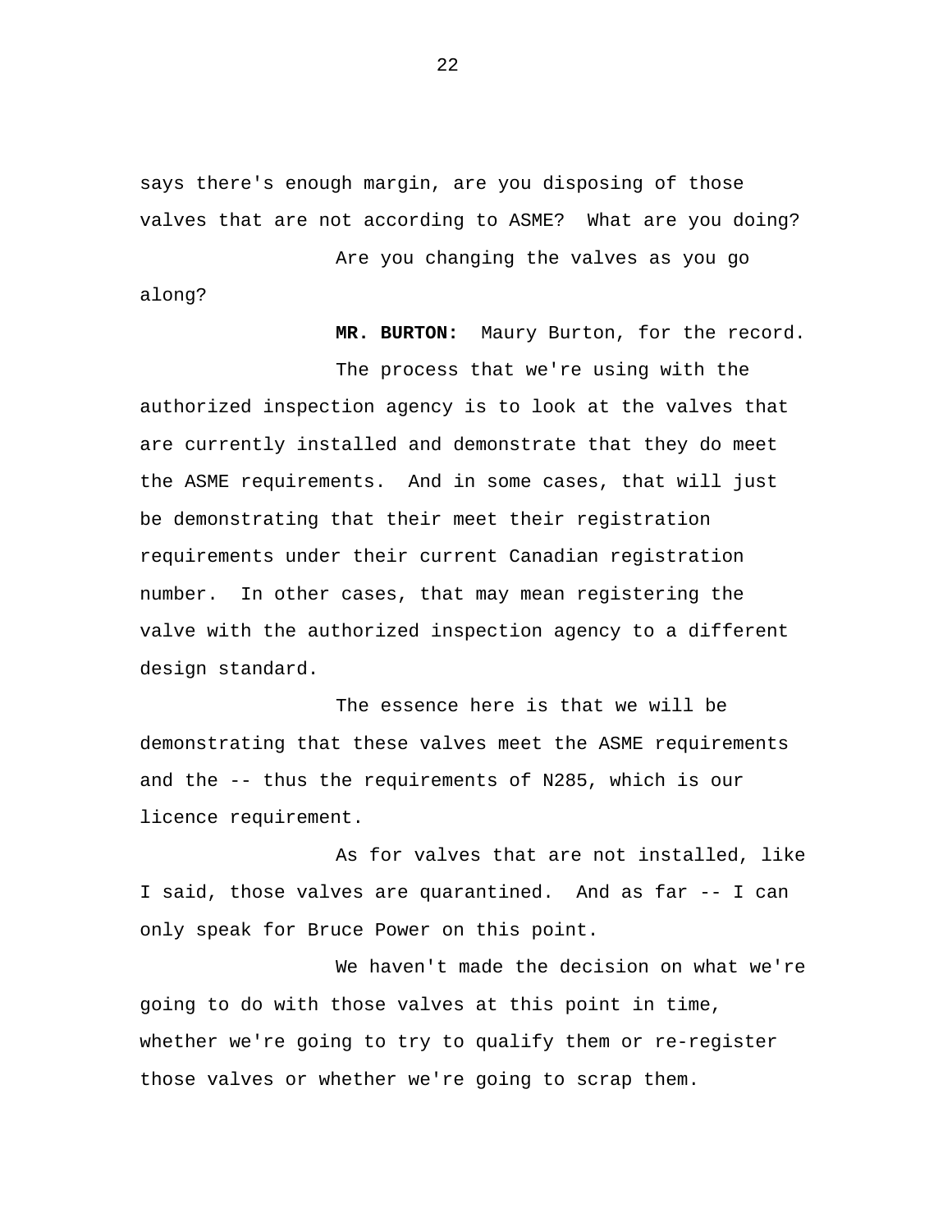says there's enough margin, are you disposing of those valves that are not according to ASME? What are you doing?

Are you changing the valves as you go along?

**MR. BURTON:** Maury Burton, for the record.

The process that we're using with the authorized inspection agency is to look at the valves that are currently installed and demonstrate that they do meet the ASME requirements. And in some cases, that will just be demonstrating that their meet their registration requirements under their current Canadian registration number. In other cases, that may mean registering the valve with the authorized inspection agency to a different design standard.

The essence here is that we will be demonstrating that these valves meet the ASME requirements and the -- thus the requirements of N285, which is our licence requirement.

As for valves that are not installed, like I said, those valves are quarantined. And as far -- I can only speak for Bruce Power on this point.

We haven't made the decision on what we're going to do with those valves at this point in time, whether we're going to try to qualify them or re-register those valves or whether we're going to scrap them.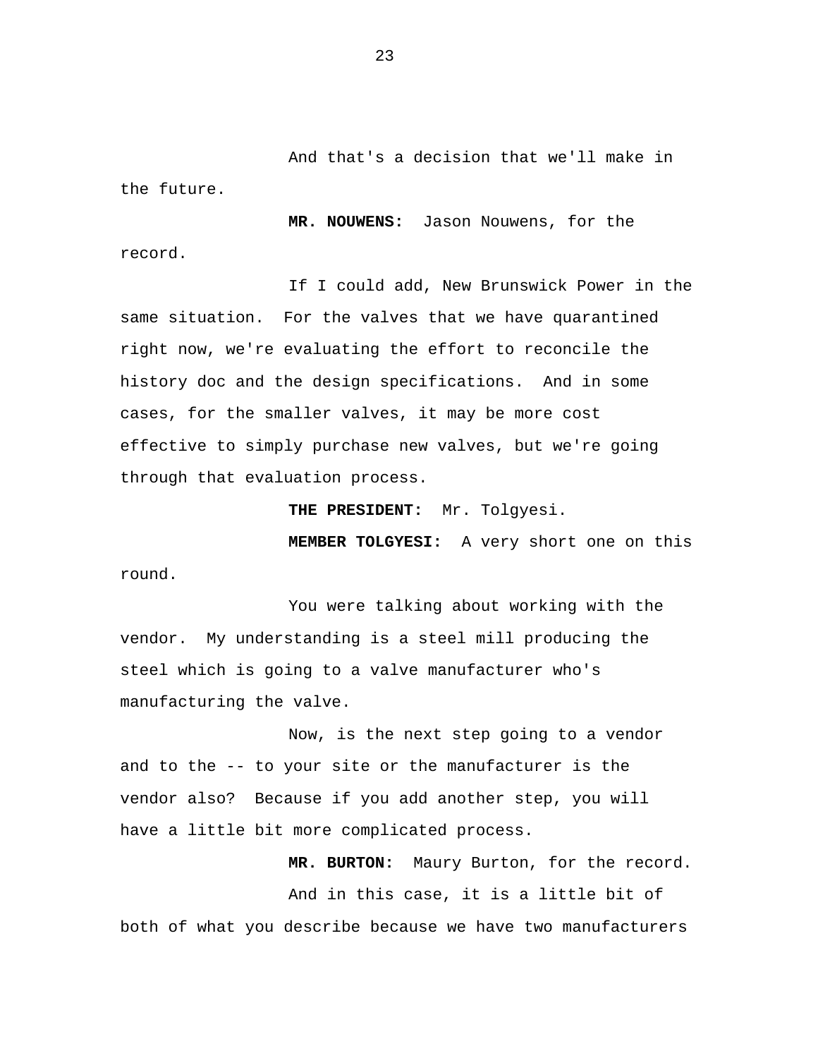And that's a decision that we'll make in the future.

**MR. NOUWENS:** Jason Nouwens, for the record.

If I could add, New Brunswick Power in the same situation. For the valves that we have quarantined right now, we're evaluating the effort to reconcile the history doc and the design specifications. And in some cases, for the smaller valves, it may be more cost effective to simply purchase new valves, but we're going through that evaluation process.

**THE PRESIDENT:** Mr. Tolgyesi.

**MEMBER TOLGYESI:** A very short one on this round.

You were talking about working with the vendor. My understanding is a steel mill producing the steel which is going to a valve manufacturer who's manufacturing the valve.

Now, is the next step going to a vendor and to the -- to your site or the manufacturer is the vendor also? Because if you add another step, you will have a little bit more complicated process.

**MR. BURTON:** Maury Burton, for the record.

And in this case, it is a little bit of both of what you describe because we have two manufacturers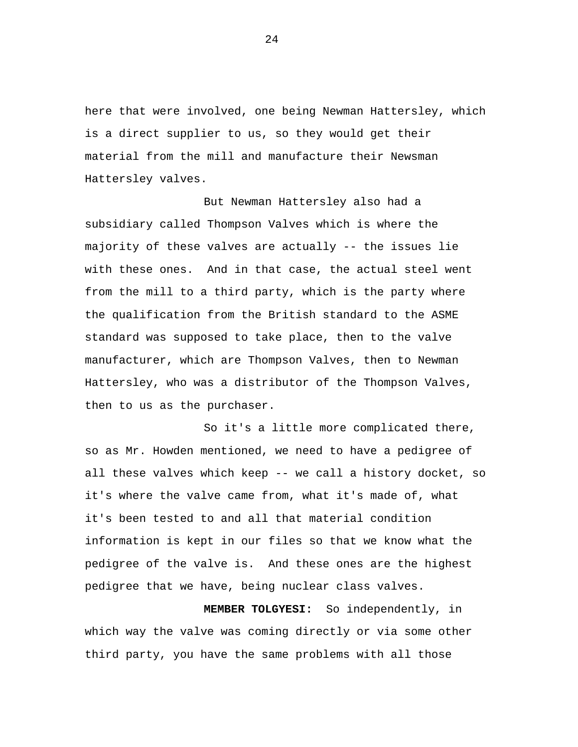here that were involved, one being Newman Hattersley, which is a direct supplier to us, so they would get their material from the mill and manufacture their Newsman Hattersley valves.

But Newman Hattersley also had a subsidiary called Thompson Valves which is where the majority of these valves are actually -- the issues lie with these ones. And in that case, the actual steel went from the mill to a third party, which is the party where the qualification from the British standard to the ASME standard was supposed to take place, then to the valve manufacturer, which are Thompson Valves, then to Newman Hattersley, who was a distributor of the Thompson Valves, then to us as the purchaser.

So it's a little more complicated there, so as Mr. Howden mentioned, we need to have a pedigree of all these valves which keep -- we call a history docket, so it's where the valve came from, what it's made of, what it's been tested to and all that material condition information is kept in our files so that we know what the pedigree of the valve is. And these ones are the highest pedigree that we have, being nuclear class valves.

**MEMBER TOLGYESI:** So independently, in which way the valve was coming directly or via some other third party, you have the same problems with all those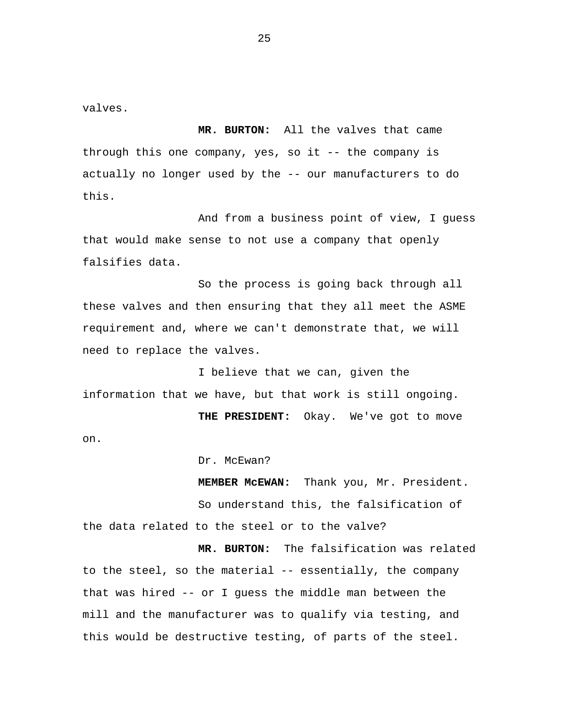valves.

**MR. BURTON:** All the valves that came through this one company, yes, so it -- the company is actually no longer used by the -- our manufacturers to do this.

And from a business point of view, I guess that would make sense to not use a company that openly falsifies data.

So the process is going back through all these valves and then ensuring that they all meet the ASME requirement and, where we can't demonstrate that, we will need to replace the valves.

I believe that we can, given the information that we have, but that work is still ongoing.

**THE PRESIDENT:** Okay. We've got to move on.

Dr. McEwan?

**MEMBER McEWAN:** Thank you, Mr. President.

So understand this, the falsification of the data related to the steel or to the valve?

**MR. BURTON:** The falsification was related to the steel, so the material -- essentially, the company that was hired -- or I guess the middle man between the mill and the manufacturer was to qualify via testing, and this would be destructive testing, of parts of the steel.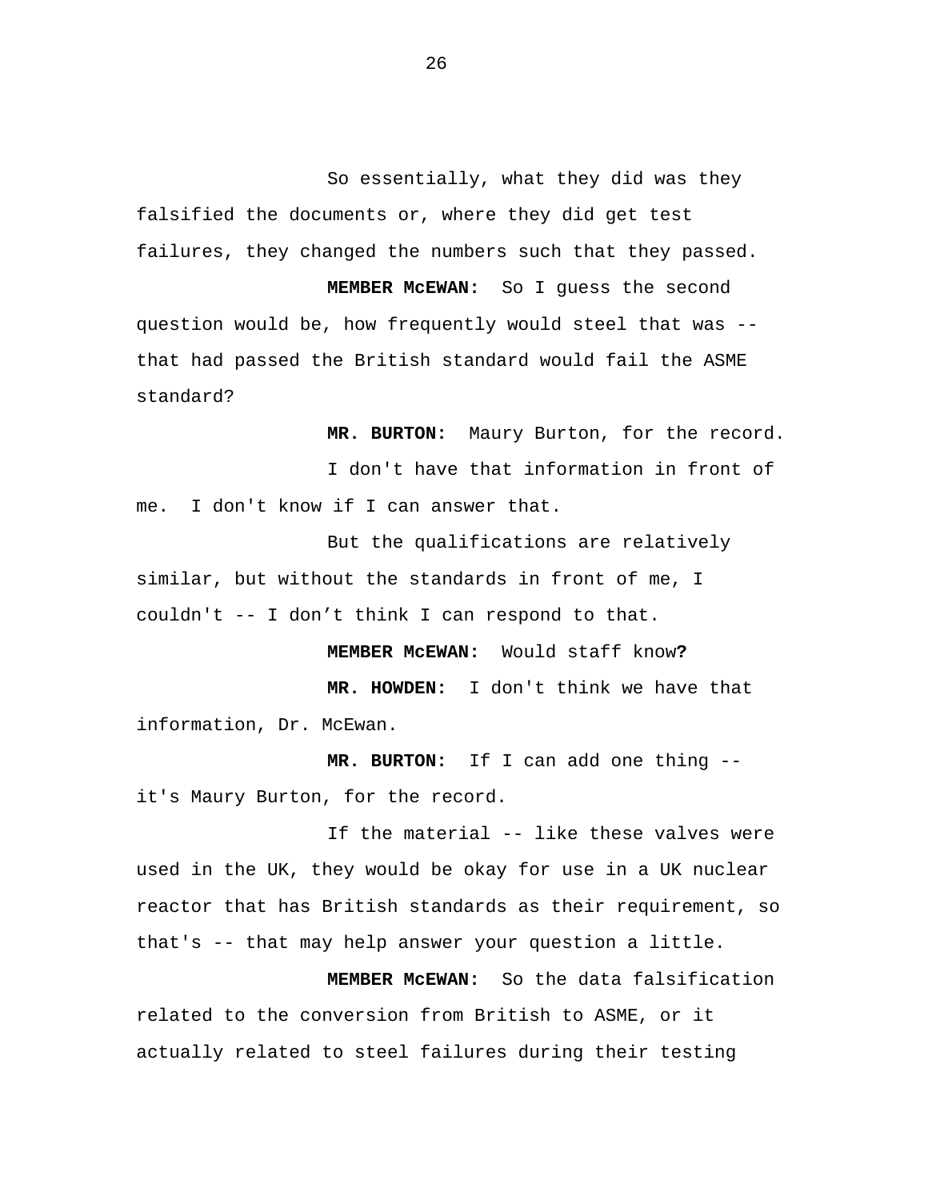So essentially, what they did was they falsified the documents or, where they did get test failures, they changed the numbers such that they passed.

**MEMBER McEWAN:** So I guess the second question would be, how frequently would steel that was -- that had passed the British standard would fail the ASME standard?

**MR. BURTON:** Maury Burton, for the record.

I don't have that information in front of me. I don't know if I can answer that.

But the qualifications are relatively similar, but without the standards in front of me, I couldn't -- I don't think I can respond to that.

**MEMBER McEWAN:** Would staff know**?**

**MR. HOWDEN:** I don't think we have that information, Dr. McEwan.

**MR. BURTON:** If I can add one thing -- it's Maury Burton, for the record.

If the material -- like these valves were used in the UK, they would be okay for use in a UK nuclear reactor that has British standards as their requirement, so that's -- that may help answer your question a little.

**MEMBER McEWAN:** So the data falsification related to the conversion from British to ASME, or it actually related to steel failures during their testing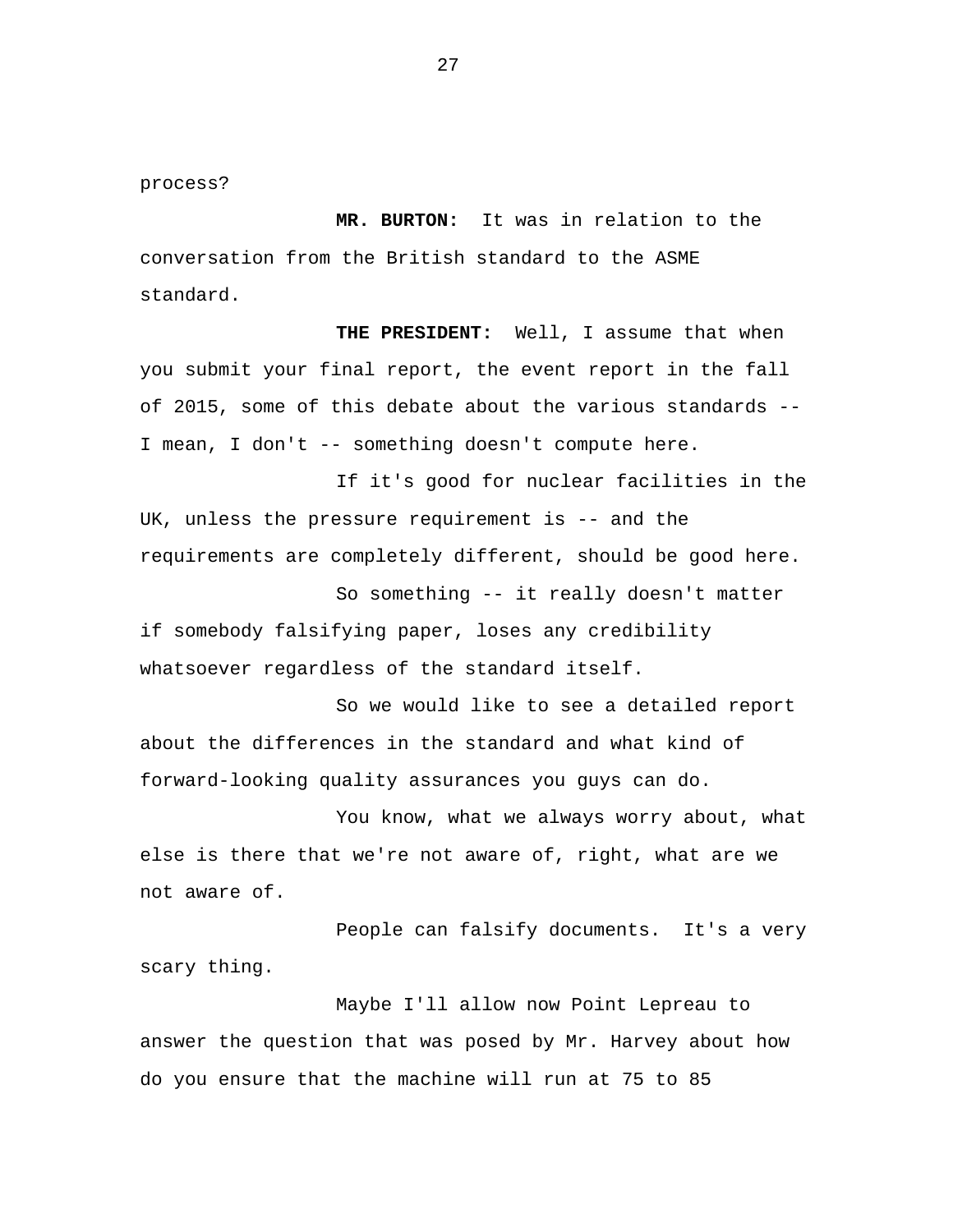process?

**MR. BURTON:** It was in relation to the conversation from the British standard to the ASME standard.

**THE PRESIDENT:** Well, I assume that when you submit your final report, the event report in the fall of 2015, some of this debate about the various standards -- I mean, I don't -- something doesn't compute here.

If it's good for nuclear facilities in the UK, unless the pressure requirement is -- and the requirements are completely different, should be good here.

So something -- it really doesn't matter if somebody falsifying paper, loses any credibility whatsoever regardless of the standard itself.

So we would like to see a detailed report about the differences in the standard and what kind of forward-looking quality assurances you guys can do.

You know, what we always worry about, what else is there that we're not aware of, right, what are we not aware of.

People can falsify documents. It's a very scary thing.

Maybe I'll allow now Point Lepreau to answer the question that was posed by Mr. Harvey about how do you ensure that the machine will run at 75 to 85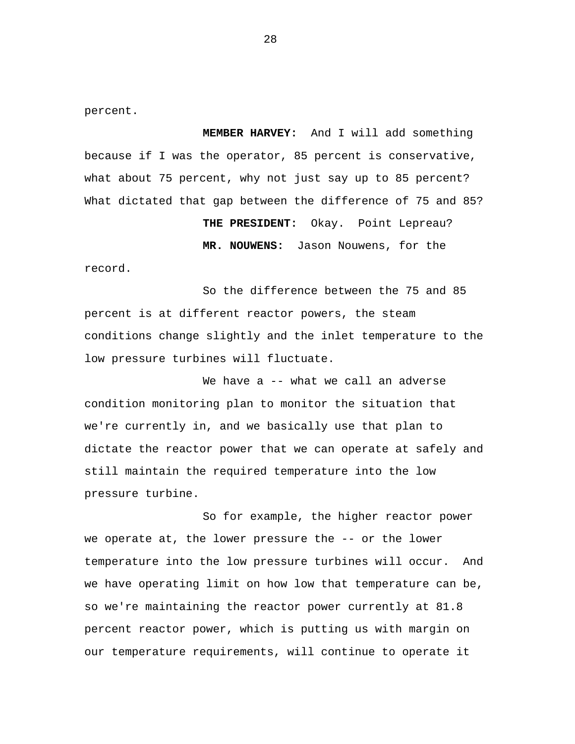percent.

**MEMBER HARVEY:** And I will add something because if I was the operator, 85 percent is conservative, what about 75 percent, why not just say up to 85 percent? What dictated that gap between the difference of 75 and 85?

**THE PRESIDENT:** Okay. Point Lepreau?

**MR. NOUWENS:** Jason Nouwens, for the record.

So the difference between the 75 and 85 percent is at different reactor powers, the steam conditions change slightly and the inlet temperature to the low pressure turbines will fluctuate.

We have a -- what we call an adverse condition monitoring plan to monitor the situation that we're currently in, and we basically use that plan to dictate the reactor power that we can operate at safely and still maintain the required temperature into the low pressure turbine.

So for example, the higher reactor power we operate at, the lower pressure the -- or the lower temperature into the low pressure turbines will occur. And we have operating limit on how low that temperature can be, so we're maintaining the reactor power currently at 81.8 percent reactor power, which is putting us with margin on our temperature requirements, will continue to operate it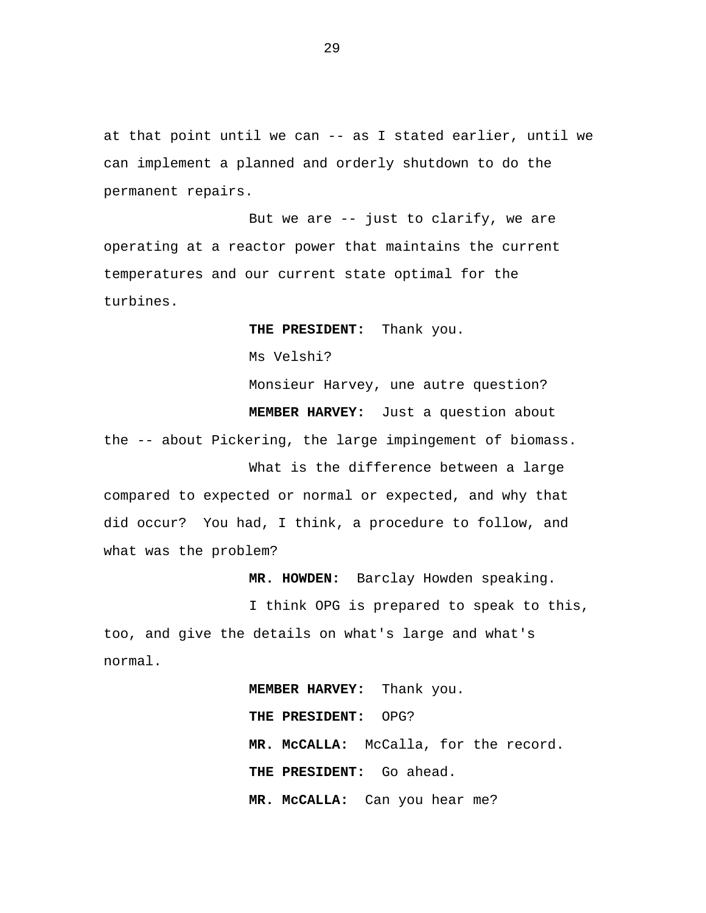at that point until we can -- as I stated earlier, until we can implement a planned and orderly shutdown to do the permanent repairs.

But we are -- just to clarify, we are operating at a reactor power that maintains the current temperatures and our current state optimal for the turbines.

**THE PRESIDENT:** Thank you.

Ms Velshi?

Monsieur Harvey, une autre question?

**MEMBER HARVEY:** Just a question about the -- about Pickering, the large impingement of biomass.

What is the difference between a large compared to expected or normal or expected, and why that did occur? You had, I think, a procedure to follow, and what was the problem?

**MR. HOWDEN:** Barclay Howden speaking.

I think OPG is prepared to speak to this, too, and give the details on what's large and what's normal.

**MEMBER HARVEY:** Thank you.

**THE PRESIDENT:** OPG?

**MR. McCALLA:** McCalla, for the record.

**THE PRESIDENT:** Go ahead.

**MR. McCALLA:** Can you hear me?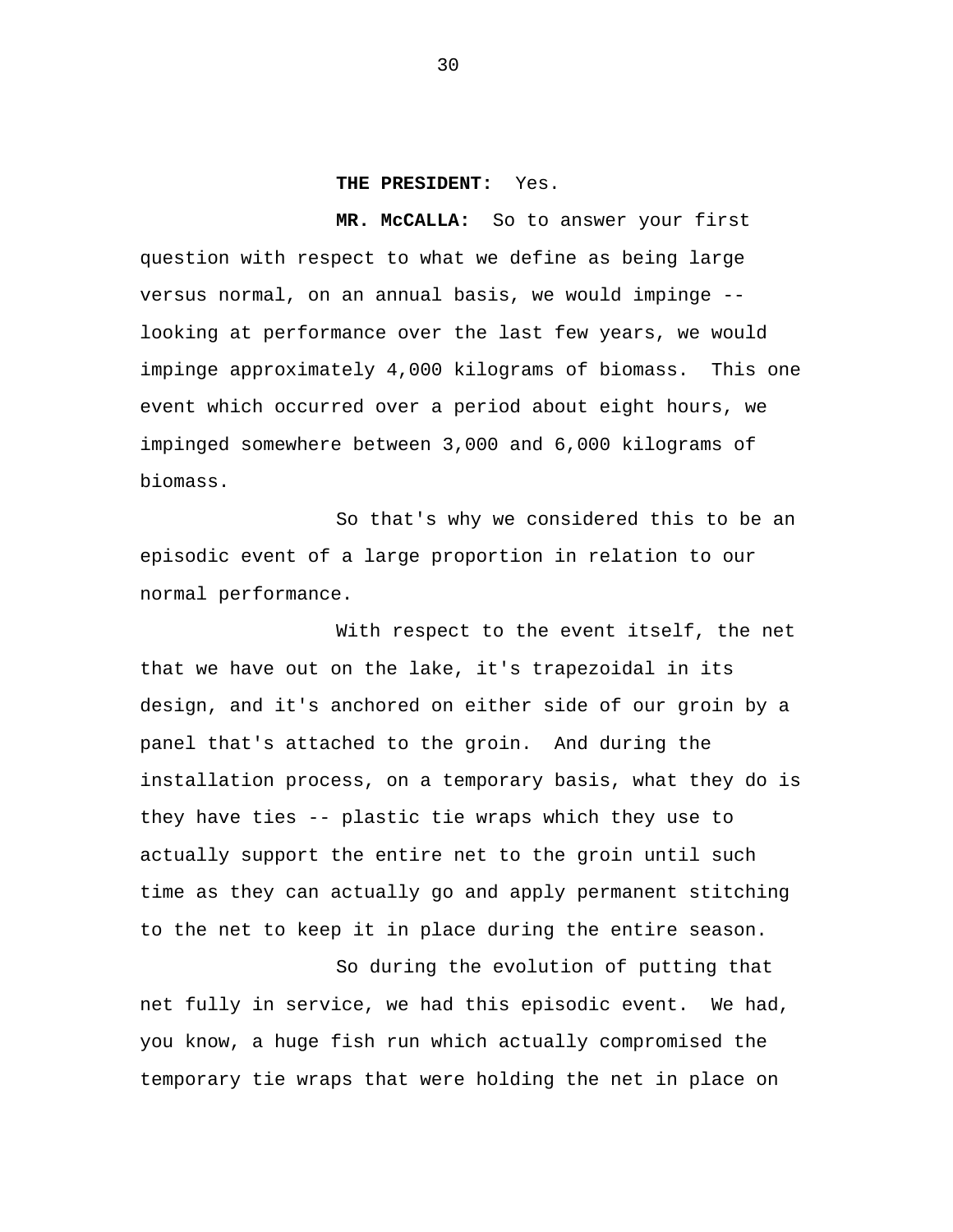**THE PRESIDENT:** Yes.

**MR. McCALLA:** So to answer your first question with respect to what we define as being large versus normal, on an annual basis, we would impinge -- looking at performance over the last few years, we would impinge approximately 4,000 kilograms of biomass. This one event which occurred over a period about eight hours, we impinged somewhere between 3,000 and 6,000 kilograms of biomass.

So that's why we considered this to be an episodic event of a large proportion in relation to our normal performance.

With respect to the event itself, the net that we have out on the lake, it's trapezoidal in its design, and it's anchored on either side of our groin by a panel that's attached to the groin. And during the installation process, on a temporary basis, what they do is they have ties -- plastic tie wraps which they use to actually support the entire net to the groin until such time as they can actually go and apply permanent stitching to the net to keep it in place during the entire season.

So during the evolution of putting that net fully in service, we had this episodic event. We had, you know, a huge fish run which actually compromised the temporary tie wraps that were holding the net in place on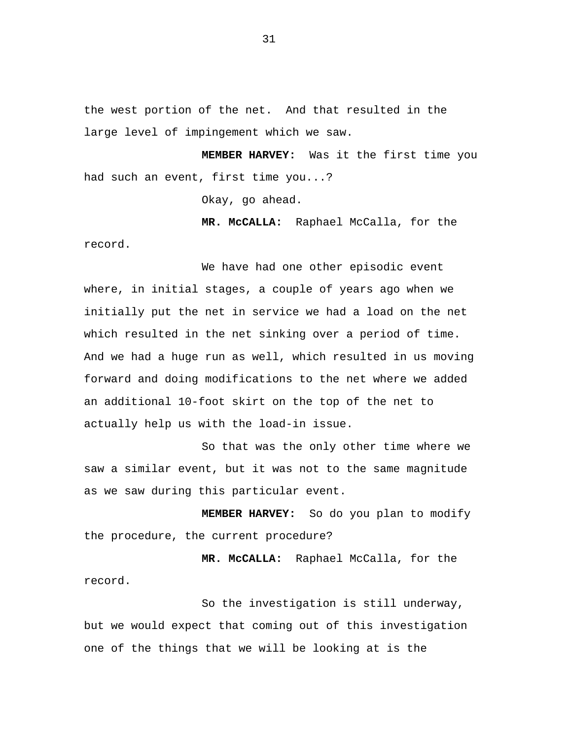the west portion of the net.  And that resulted in the large level of impingement which we saw.

**MEMBER HARVEY:** Was it the first time you had such an event, first time you...?

Okay, go ahead.

**MR. McCALLA:** Raphael McCalla, for the record.

We have had one other episodic event where, in initial stages, a couple of years ago when we initially put the net in service we had a load on the net which resulted in the net sinking over a period of time. And we had a huge run as well, which resulted in us moving forward and doing modifications to the net where we added an additional 10-foot skirt on the top of the net to actually help us with the load-in issue.

So that was the only other time where we saw a similar event, but it was not to the same magnitude as we saw during this particular event.

**MEMBER HARVEY:** So do you plan to modify the procedure, the current procedure?

**MR. McCALLA:** Raphael McCalla, for the record.

So the investigation is still underway, but we would expect that coming out of this investigation one of the things that we will be looking at is the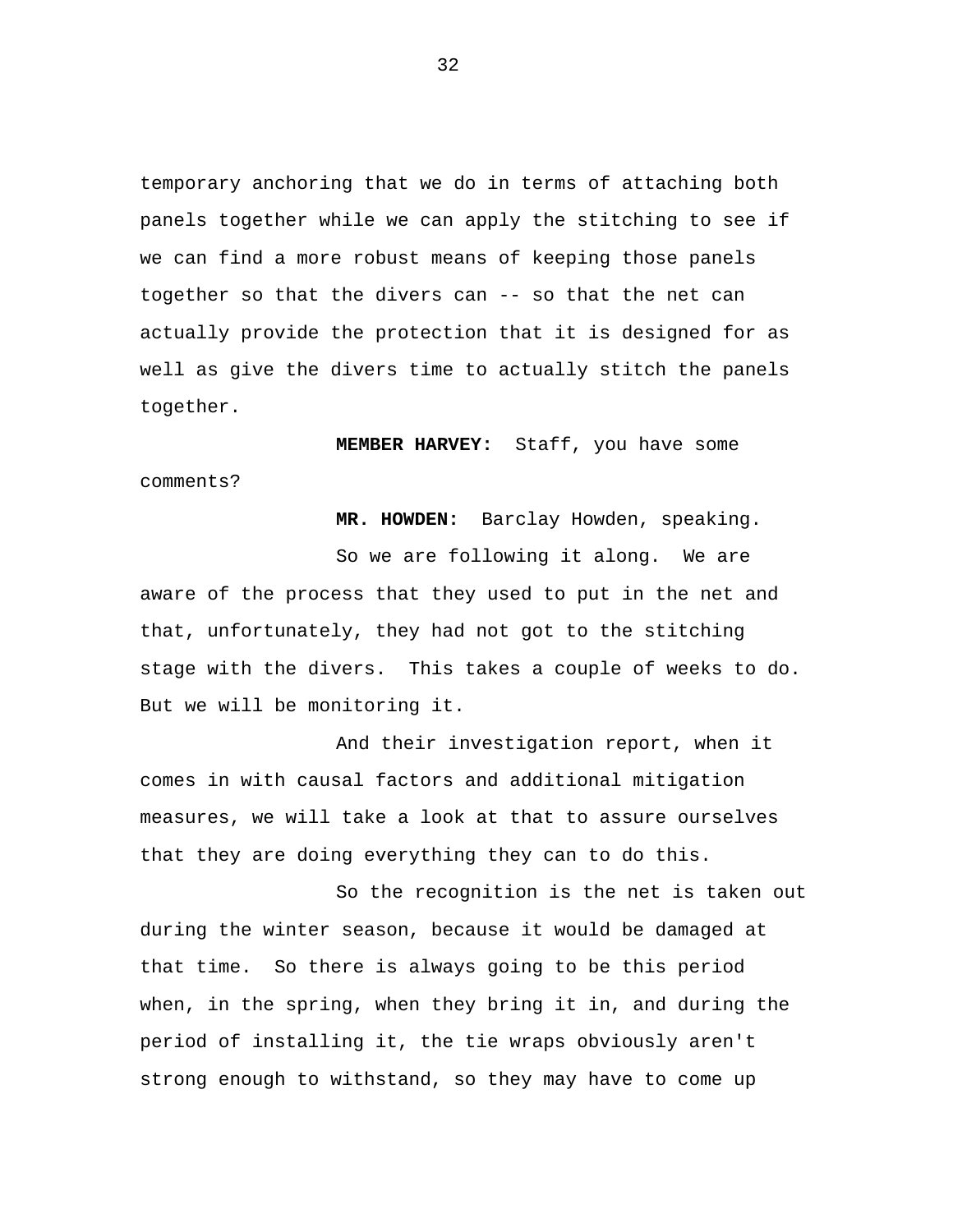temporary anchoring that we do in terms of attaching both panels together while we can apply the stitching to see if we can find a more robust means of keeping those panels together so that the divers can -- so that the net can actually provide the protection that it is designed for as well as give the divers time to actually stitch the panels together.

**MEMBER HARVEY:** Staff, you have some comments?

**MR. HOWDEN:** Barclay Howden, speaking.

So we are following it along. We are aware of the process that they used to put in the net and that, unfortunately, they had not got to the stitching stage with the divers. This takes a couple of weeks to do. But we will be monitoring it.

And their investigation report, when it comes in with causal factors and additional mitigation measures, we will take a look at that to assure ourselves that they are doing everything they can to do this.

So the recognition is the net is taken out during the winter season, because it would be damaged at that time. So there is always going to be this period when, in the spring, when they bring it in, and during the period of installing it, the tie wraps obviously aren't strong enough to withstand, so they may have to come up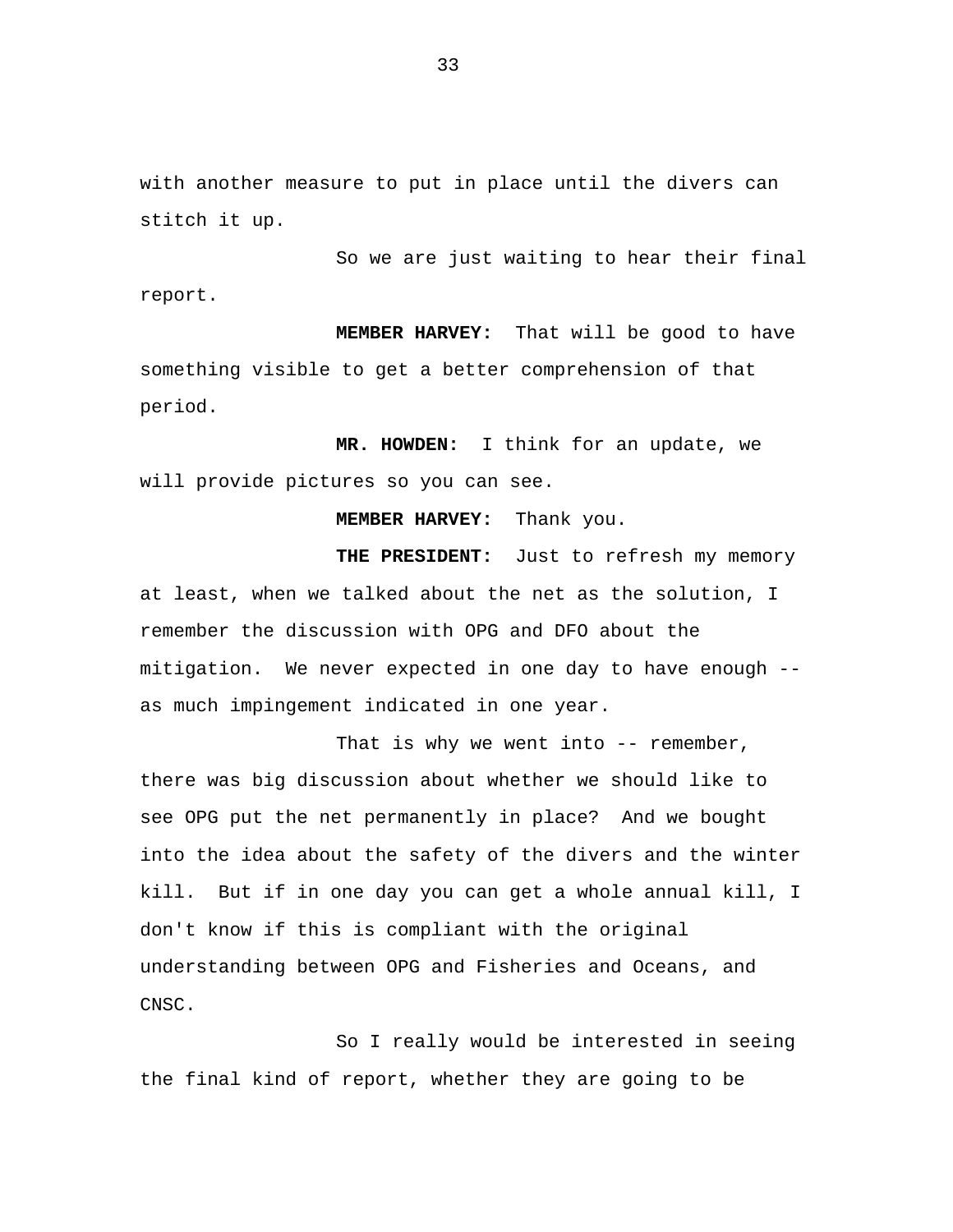with another measure to put in place until the divers can stitch it up.

So we are just waiting to hear their final report.

**MEMBER HARVEY:** That will be good to have something visible to get a better comprehension of that period.

**MR. HOWDEN:** I think for an update, we will provide pictures so you can see.

**MEMBER HARVEY:** Thank you.

**THE PRESIDENT:** Just to refresh my memory at least, when we talked about the net as the solution, I remember the discussion with OPG and DFO about the mitigation. We never expected in one day to have enough -- as much impingement indicated in one year.

That is why we went into -- remember, there was big discussion about whether we should like to see OPG put the net permanently in place? And we bought into the idea about the safety of the divers and the winter kill. But if in one day you can get a whole annual kill, I don't know if this is compliant with the original understanding between OPG and Fisheries and Oceans, and CNSC.

So I really would be interested in seeing the final kind of report, whether they are going to be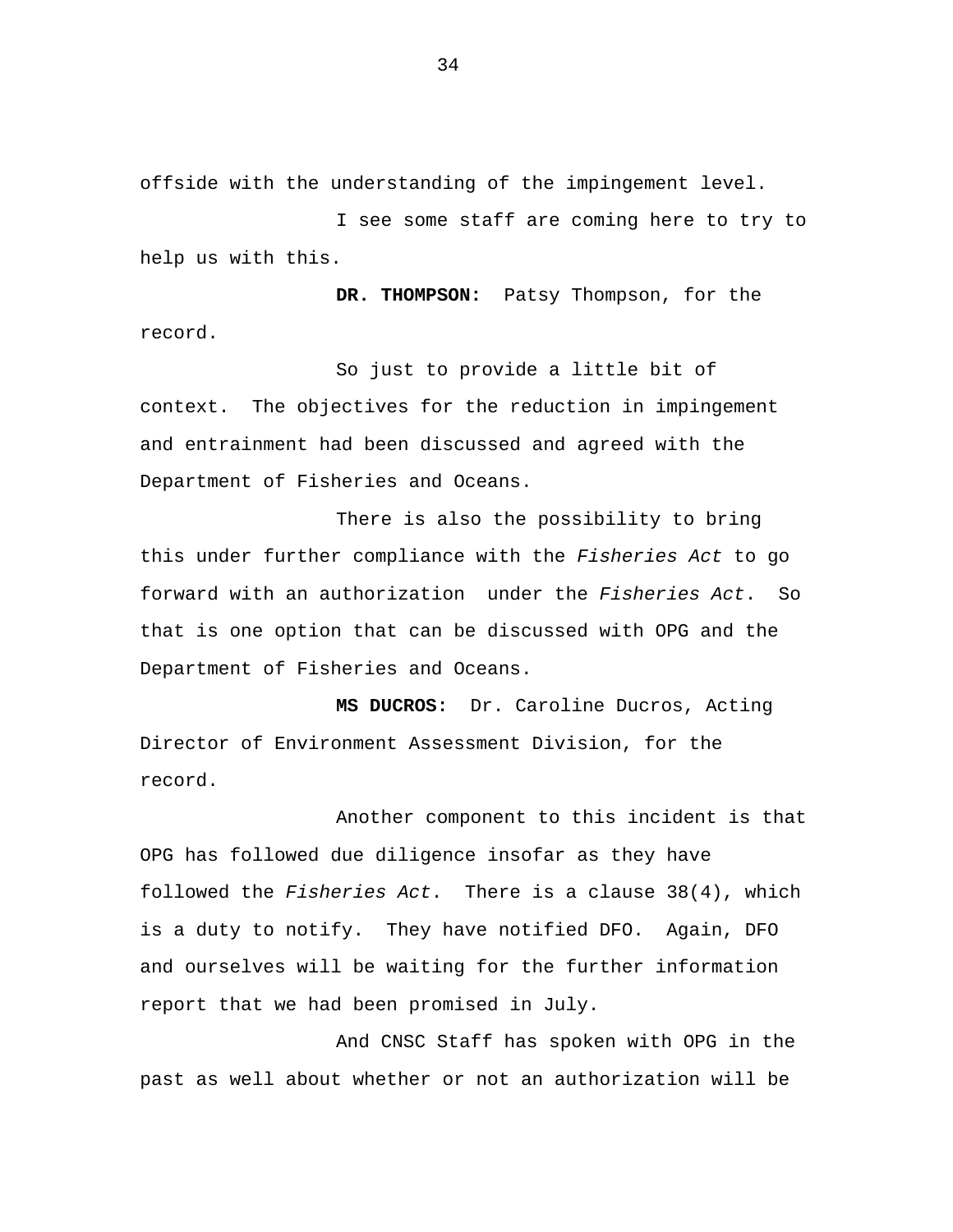offside with the understanding of the impingement level.

I see some staff are coming here to try to help us with this.

**DR. THOMPSON:** Patsy Thompson, for the record.

So just to provide a little bit of context. The objectives for the reduction in impingement and entrainment had been discussed and agreed with the Department of Fisheries and Oceans.

There is also the possibility to bring this under further compliance with the *Fisheries Act* to go forward with an authorization under the *Fisheries Act*. So that is one option that can be discussed with OPG and the Department of Fisheries and Oceans.

**MS DUCROS:** Dr. Caroline Ducros, Acting Director of Environment Assessment Division, for the record.

Another component to this incident is that OPG has followed due diligence insofar as they have followed the *Fisheries Act*. There is a clause 38(4), which is a duty to notify. They have notified DFO. Again, DFO and ourselves will be waiting for the further information report that we had been promised in July.

And CNSC Staff has spoken with OPG in the past as well about whether or not an authorization will be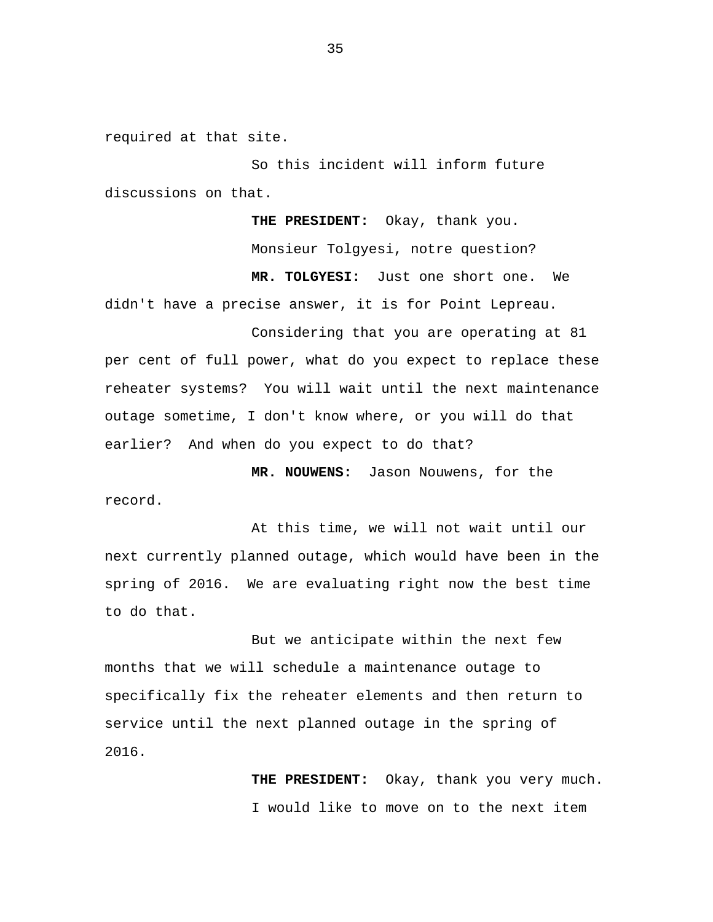required at that site.

So this incident will inform future discussions on that.

**THE PRESIDENT:** Okay, thank you.

Monsieur Tolgyesi, notre question?

**MR. TOLGYESI:** Just one short one. We didn't have a precise answer, it is for Point Lepreau.

Considering that you are operating at 81 per cent of full power, what do you expect to replace these reheater systems? You will wait until the next maintenance outage sometime, I don't know where, or you will do that earlier? And when do you expect to do that?

**MR. NOUWENS:** Jason Nouwens, for the record.

At this time, we will not wait until our next currently planned outage, which would have been in the spring of 2016. We are evaluating right now the best time to do that.

But we anticipate within the next few months that we will schedule a maintenance outage to specifically fix the reheater elements and then return to service until the next planned outage in the spring of 2016.

**THE PRESIDENT:** Okay, thank you very much.

I would like to move on to the next item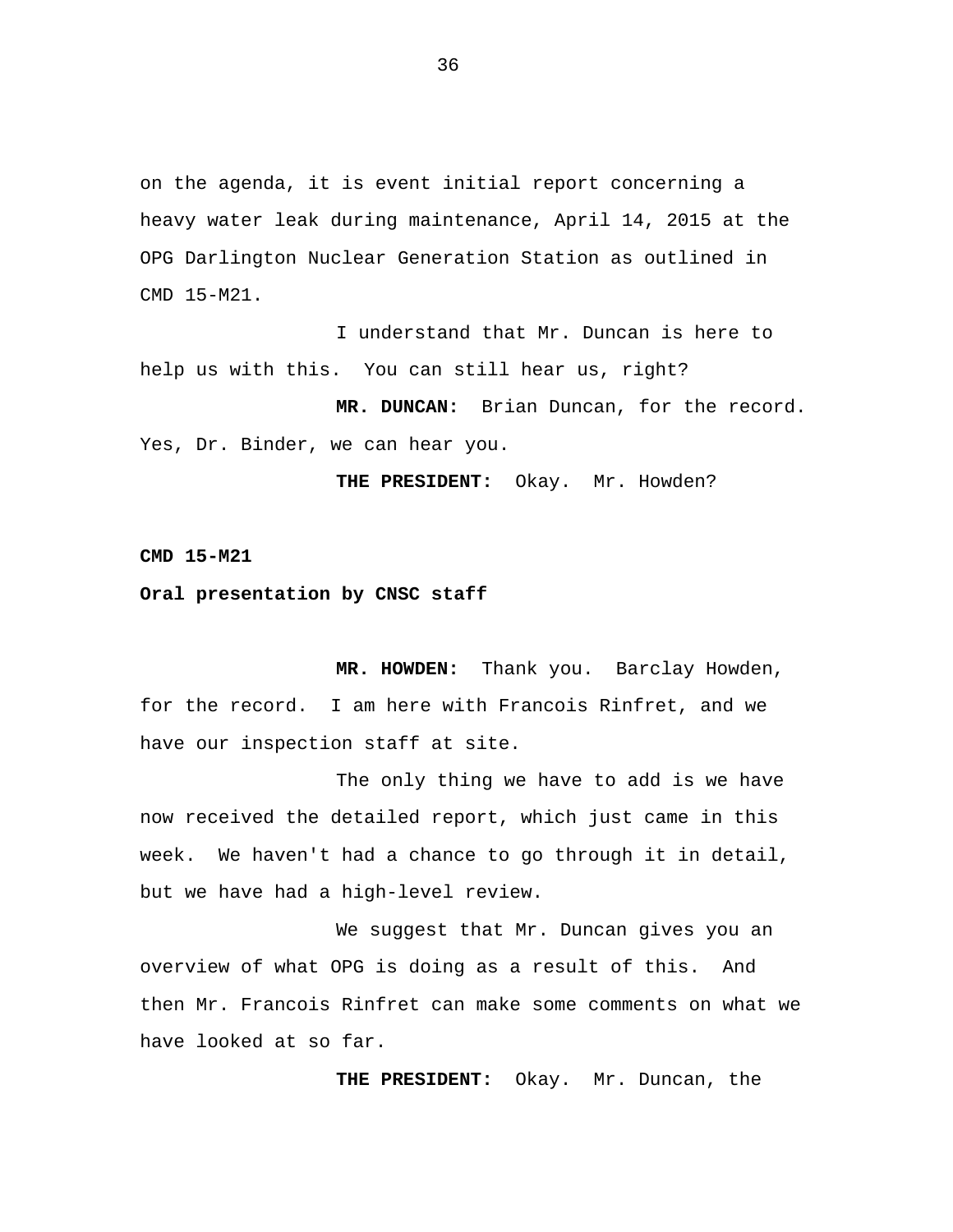on the agenda, it is event initial report concerning a heavy water leak during maintenance, April 14, 2015 at the OPG Darlington Nuclear Generation Station as outlined in CMD 15-M21.

I understand that Mr. Duncan is here to help us with this. You can still hear us, right?

**MR. DUNCAN:** Brian Duncan, for the record. Yes, Dr. Binder, we can hear you.

**THE PRESIDENT:** Okay. Mr. Howden?

**CMD 15-M21**

**Oral presentation by CNSC staff**

**MR. HOWDEN:** Thank you. Barclay Howden, for the record. I am here with Francois Rinfret, and we have our inspection staff at site.

The only thing we have to add is we have now received the detailed report, which just came in this week. We haven't had a chance to go through it in detail, but we have had a high-level review.

We suggest that Mr. Duncan gives you an overview of what OPG is doing as a result of this. And then Mr. Francois Rinfret can make some comments on what we have looked at so far.

**THE PRESIDENT:** Okay. Mr. Duncan, the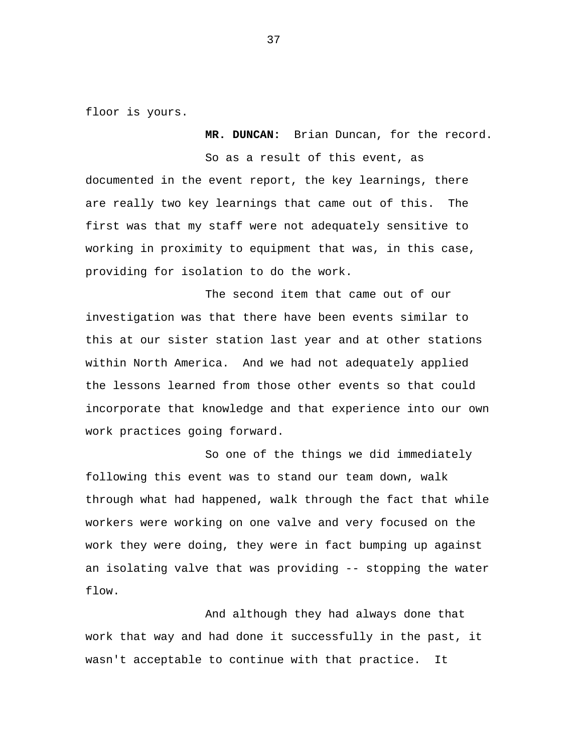floor is yours.

**MR. DUNCAN:** Brian Duncan, for the record.

So as a result of this event, as documented in the event report, the key learnings, there are really two key learnings that came out of this. The first was that my staff were not adequately sensitive to working in proximity to equipment that was, in this case, providing for isolation to do the work.

The second item that came out of our investigation was that there have been events similar to this at our sister station last year and at other stations within North America. And we had not adequately applied the lessons learned from those other events so that could incorporate that knowledge and that experience into our own work practices going forward.

So one of the things we did immediately following this event was to stand our team down, walk through what had happened, walk through the fact that while workers were working on one valve and very focused on the work they were doing, they were in fact bumping up against an isolating valve that was providing -- stopping the water flow.

And although they had always done that work that way and had done it successfully in the past, it wasn't acceptable to continue with that practice. It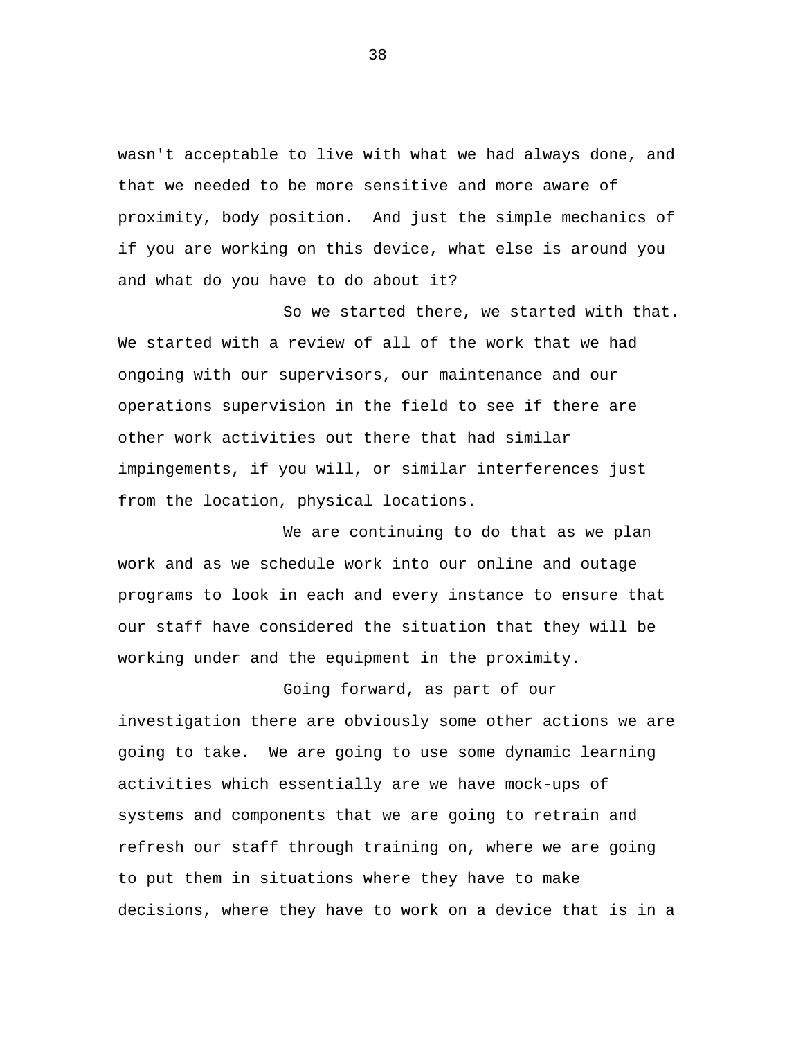wasn't acceptable to live with what we had always done, and that we needed to be more sensitive and more aware of proximity, body position. And just the simple mechanics of if you are working on this device, what else is around you and what do you have to do about it?

So we started there, we started with that. We started with a review of all of the work that we had ongoing with our supervisors, our maintenance and our operations supervision in the field to see if there are other work activities out there that had similar impingements, if you will, or similar interferences just from the location, physical locations.

We are continuing to do that as we plan work and as we schedule work into our online and outage programs to look in each and every instance to ensure that our staff have considered the situation that they will be working under and the equipment in the proximity.

Going forward, as part of our investigation there are obviously some other actions we are going to take. We are going to use some dynamic learning activities which essentially are we have mock-ups of systems and components that we are going to retrain and refresh our staff through training on, where we are going to put them in situations where they have to make decisions, where they have to work on a device that is in a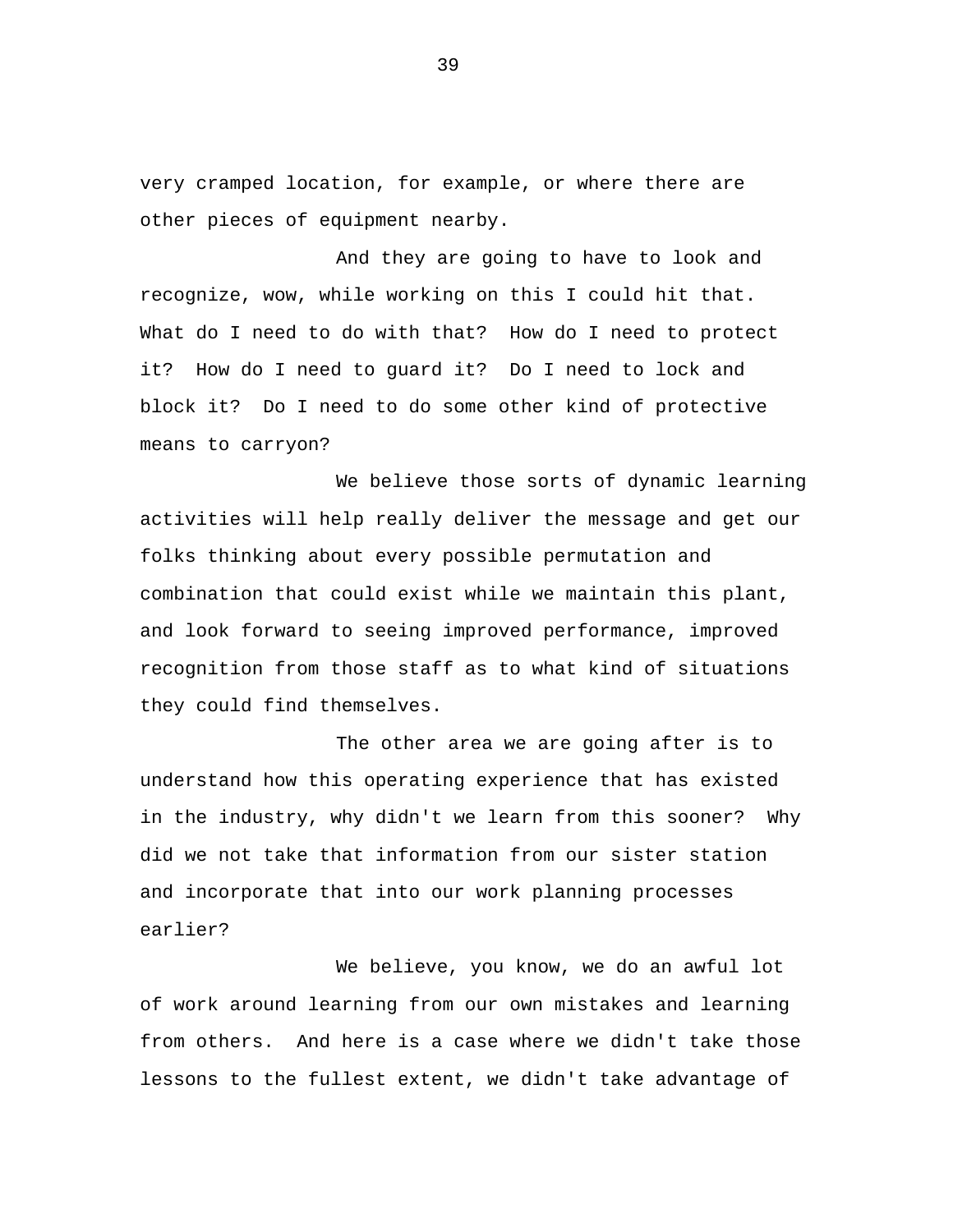very cramped location, for example, or where there are other pieces of equipment nearby.

And they are going to have to look and recognize, wow, while working on this I could hit that. What do I need to do with that? How do I need to protect it? How do I need to guard it? Do I need to lock and block it? Do I need to do some other kind of protective means to carryon?

We believe those sorts of dynamic learning activities will help really deliver the message and get our folks thinking about every possible permutation and combination that could exist while we maintain this plant, and look forward to seeing improved performance, improved recognition from those staff as to what kind of situations they could find themselves.

The other area we are going after is to understand how this operating experience that has existed in the industry, why didn't we learn from this sooner? Why did we not take that information from our sister station and incorporate that into our work planning processes earlier?

We believe, you know, we do an awful lot of work around learning from our own mistakes and learning from others. And here is a case where we didn't take those lessons to the fullest extent, we didn't take advantage of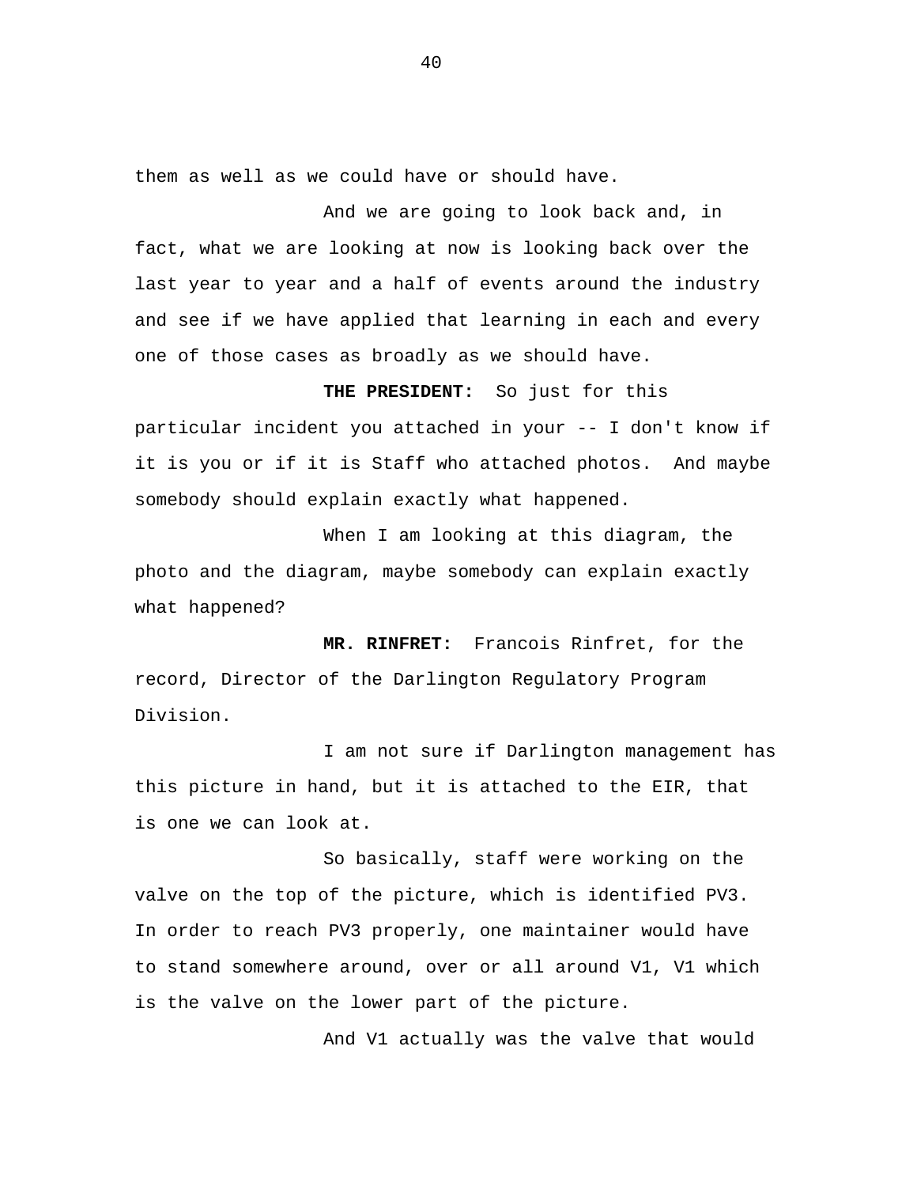them as well as we could have or should have.

And we are going to look back and, in fact, what we are looking at now is looking back over the last year to year and a half of events around the industry and see if we have applied that learning in each and every one of those cases as broadly as we should have.

**THE PRESIDENT:** So just for this particular incident you attached in your -- I don't know if it is you or if it is Staff who attached photos. And maybe somebody should explain exactly what happened.

When I am looking at this diagram, the photo and the diagram, maybe somebody can explain exactly what happened?

**MR. RINFRET:** Francois Rinfret, for the record, Director of the Darlington Regulatory Program Division.

I am not sure if Darlington management has this picture in hand, but it is attached to the EIR, that is one we can look at.

So basically, staff were working on the valve on the top of the picture, which is identified PV3. In order to reach PV3 properly, one maintainer would have to stand somewhere around, over or all around V1, V1 which is the valve on the lower part of the picture.

And V1 actually was the valve that would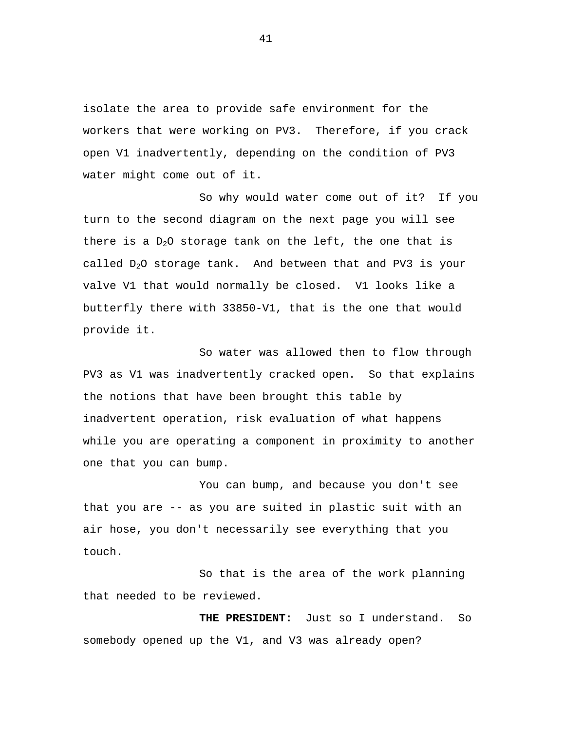isolate the area to provide safe environment for the workers that were working on PV3. Therefore, if you crack open V1 inadvertently, depending on the condition of PV3 water might come out of it.

So why would water come out of it? If you turn to the second diagram on the next page you will see there is a $D_2O$ storage tank on the left, the one that is called $D_2O$ storage tank. And between that and PV3 is your valve V1 that would normally be closed. V1 looks like a butterfly there with 33850-V1, that is the one that would provide it.

So water was allowed then to flow through PV3 as V1 was inadvertently cracked open. So that explains the notions that have been brought this table by inadvertent operation, risk evaluation of what happens while you are operating a component in proximity to another one that you can bump.

You can bump, and because you don't see that you are -- as you are suited in plastic suit with an air hose, you don't necessarily see everything that you touch.

So that is the area of the work planning that needed to be reviewed.

**THE PRESIDENT:** Just so I understand. So somebody opened up the V1, and V3 was already open?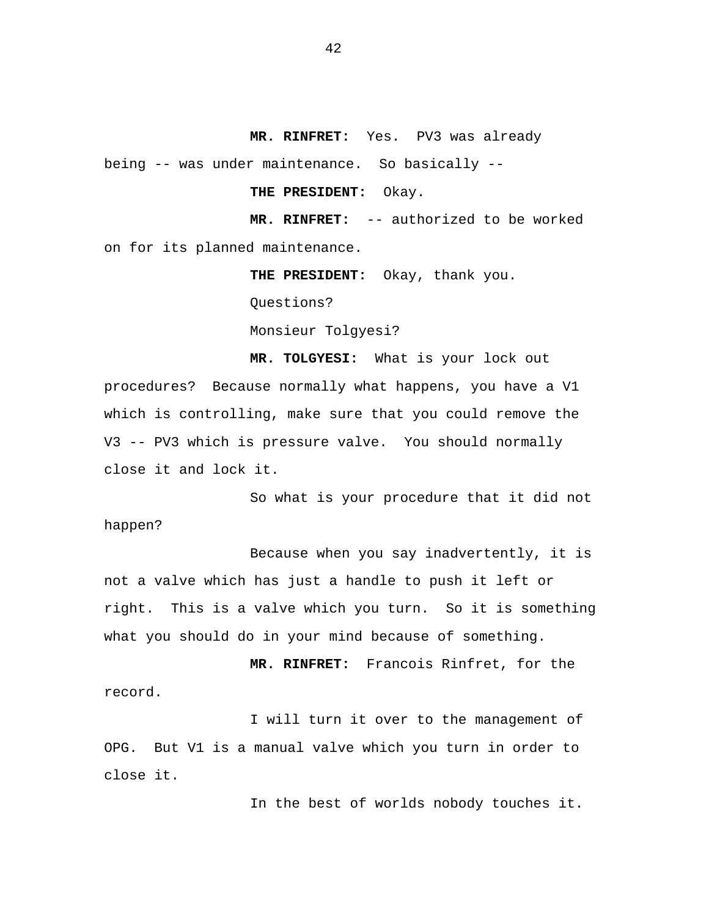**MR. RINFRET:** Yes. PV3 was already being -- was under maintenance. So basically --

**THE PRESIDENT:** Okay.

**MR. RINFRET:** -- authorized to be worked on for its planned maintenance.

**THE PRESIDENT:** Okay, thank you.

Questions?

Monsieur Tolgyesi?

**MR. TOLGYESI:** What is your lock out procedures? Because normally what happens, you have a V1 which is controlling, make sure that you could remove the V3 -- PV3 which is pressure valve. You should normally close it and lock it.

So what is your procedure that it did not happen?

Because when you say inadvertently, it is not a valve which has just a handle to push it left or right. This is a valve which you turn. So it is something what you should do in your mind because of something.

**MR. RINFRET:** Francois Rinfret, for the record.

I will turn it over to the management of OPG. But V1 is a manual valve which you turn in order to close it.

In the best of worlds nobody touches it.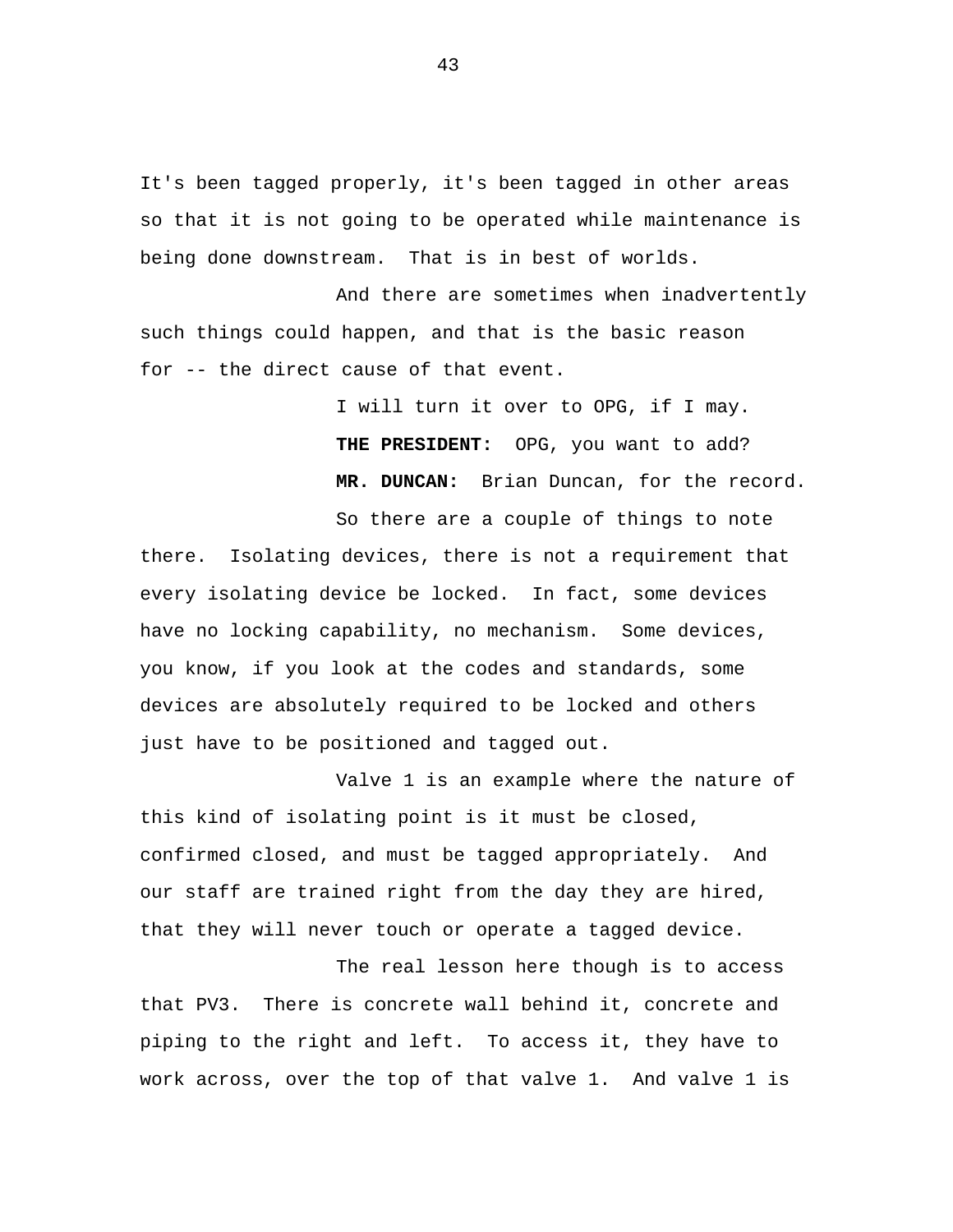It's been tagged properly, it's been tagged in other areas so that it is not going to be operated while maintenance is being done downstream. That is in best of worlds.

And there are sometimes when inadvertently such things could happen, and that is the basic reason for -- the direct cause of that event.

I will turn it over to OPG, if I may.

**THE PRESIDENT:** OPG, you want to add?

**MR. DUNCAN:** Brian Duncan, for the record.

So there are a couple of things to note there. Isolating devices, there is not a requirement that every isolating device be locked. In fact, some devices have no locking capability, no mechanism. Some devices, you know, if you look at the codes and standards, some devices are absolutely required to be locked and others just have to be positioned and tagged out.

Valve 1 is an example where the nature of this kind of isolating point is it must be closed, confirmed closed, and must be tagged appropriately. And our staff are trained right from the day they are hired, that they will never touch or operate a tagged device.

The real lesson here though is to access that PV3. There is concrete wall behind it, concrete and piping to the right and left. To access it, they have to work across, over the top of that valve 1. And valve 1 is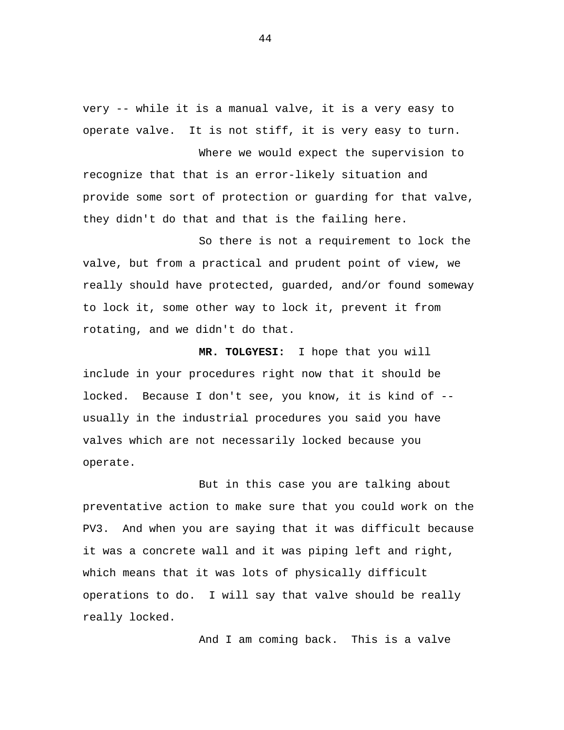very -- while it is a manual valve, it is a very easy to operate valve. It is not stiff, it is very easy to turn.

Where we would expect the supervision to recognize that that is an error-likely situation and provide some sort of protection or guarding for that valve, they didn't do that and that is the failing here.

So there is not a requirement to lock the valve, but from a practical and prudent point of view, we really should have protected, guarded, and/or found someway to lock it, some other way to lock it, prevent it from rotating, and we didn't do that.

**MR. TOLGYESI:** I hope that you will include in your procedures right now that it should be locked. Because I don't see, you know, it is kind of -- usually in the industrial procedures you said you have valves which are not necessarily locked because you operate.

But in this case you are talking about preventative action to make sure that you could work on the PV3. And when you are saying that it was difficult because it was a concrete wall and it was piping left and right, which means that it was lots of physically difficult operations to do. I will say that valve should be really really locked.

And I am coming back. This is a valve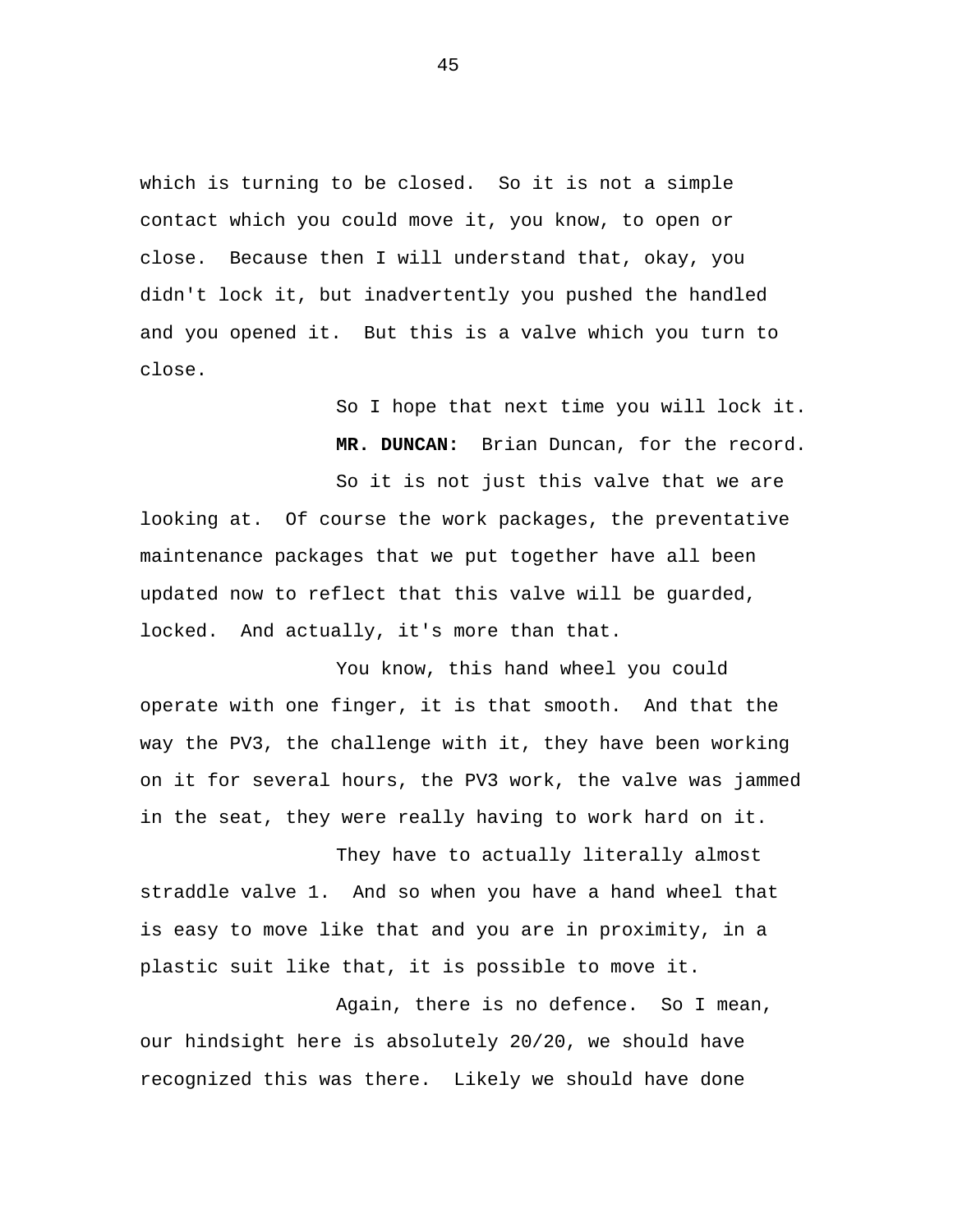which is turning to be closed. So it is not a simple contact which you could move it, you know, to open or close. Because then I will understand that, okay, you didn't lock it, but inadvertently you pushed the handled and you opened it. But this is a valve which you turn to close.

So I hope that next time you will lock it.

**MR. DUNCAN:** Brian Duncan, for the record.

So it is not just this valve that we are looking at. Of course the work packages, the preventative maintenance packages that we put together have all been updated now to reflect that this valve will be guarded, locked. And actually, it's more than that.

You know, this hand wheel you could operate with one finger, it is that smooth. And that the way the PV3, the challenge with it, they have been working on it for several hours, the PV3 work, the valve was jammed in the seat, they were really having to work hard on it.

They have to actually literally almost straddle valve 1. And so when you have a hand wheel that is easy to move like that and you are in proximity, in a plastic suit like that, it is possible to move it.

Again, there is no defence. So I mean, our hindsight here is absolutely 20/20, we should have recognized this was there. Likely we should have done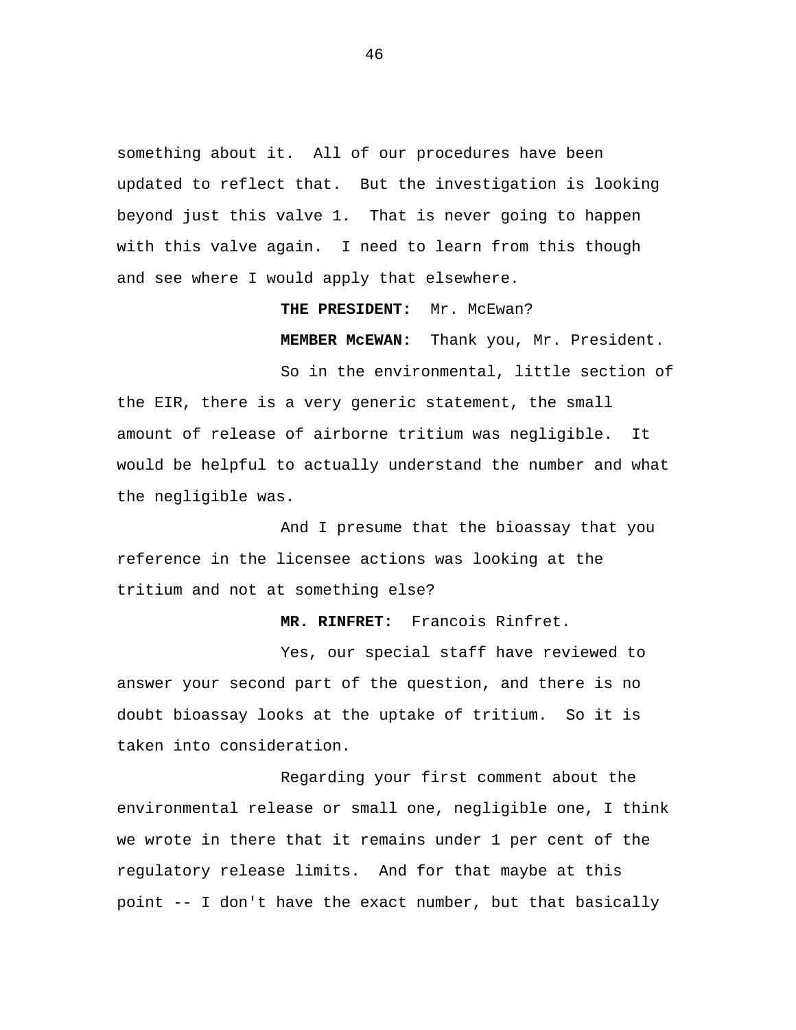something about it. All of our procedures have been updated to reflect that. But the investigation is looking beyond just this valve 1. That is never going to happen with this valve again. I need to learn from this though and see where I would apply that elsewhere.

**THE PRESIDENT:** Mr. McEwan?

**MEMBER McEWAN:** Thank you, Mr. President.

So in the environmental, little section of the EIR, there is a very generic statement, the small amount of release of airborne tritium was negligible. It would be helpful to actually understand the number and what the negligible was.

And I presume that the bioassay that you reference in the licensee actions was looking at the tritium and not at something else?

**MR. RINFRET:** Francois Rinfret.

Yes, our special staff have reviewed to answer your second part of the question, and there is no doubt bioassay looks at the uptake of tritium. So it is taken into consideration.

Regarding your first comment about the environmental release or small one, negligible one, I think we wrote in there that it remains under 1 per cent of the regulatory release limits. And for that maybe at this point -- I don't have the exact number, but that basically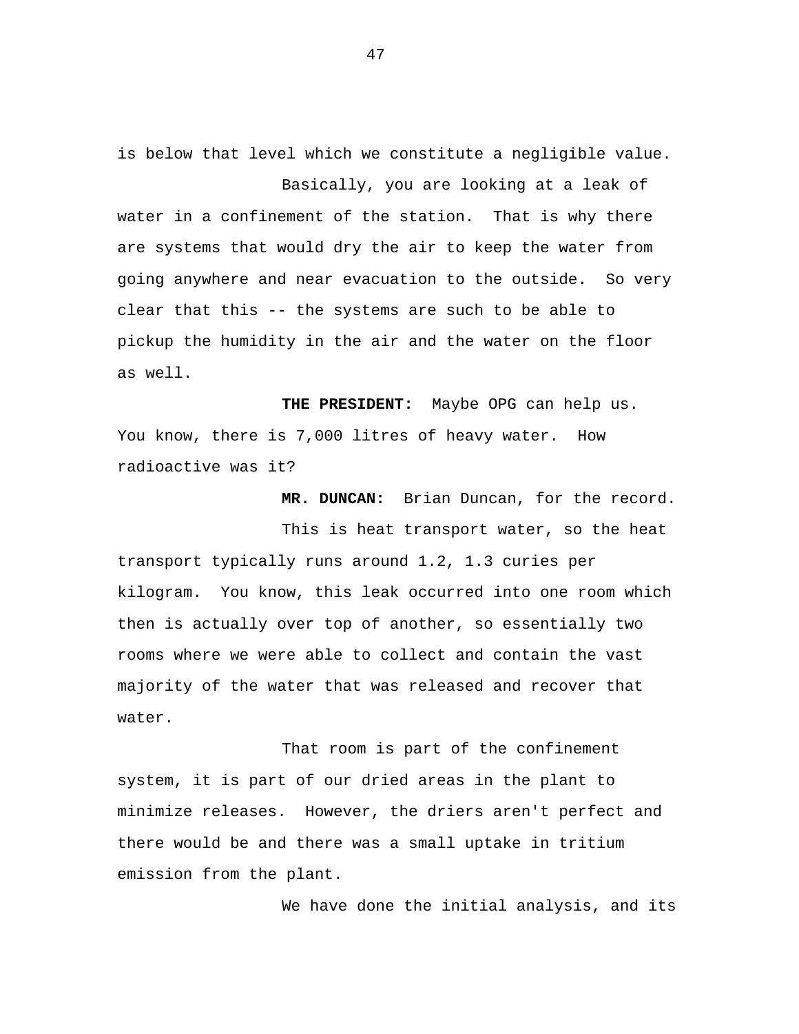is below that level which we constitute a negligible value.

Basically, you are looking at a leak of water in a confinement of the station. That is why there are systems that would dry the air to keep the water from going anywhere and near evacuation to the outside. So very clear that this -- the systems are such to be able to pickup the humidity in the air and the water on the floor as well.

**THE PRESIDENT:** Maybe OPG can help us. You know, there is 7,000 litres of heavy water. How radioactive was it?

**MR. DUNCAN:** Brian Duncan, for the record.

This is heat transport water, so the heat transport typically runs around 1.2, 1.3 curies per kilogram. You know, this leak occurred into one room which then is actually over top of another, so essentially two rooms where we were able to collect and contain the vast majority of the water that was released and recover that water.

That room is part of the confinement system, it is part of our dried areas in the plant to minimize releases. However, the driers aren't perfect and there would be and there was a small uptake in tritium emission from the plant.

We have done the initial analysis, and its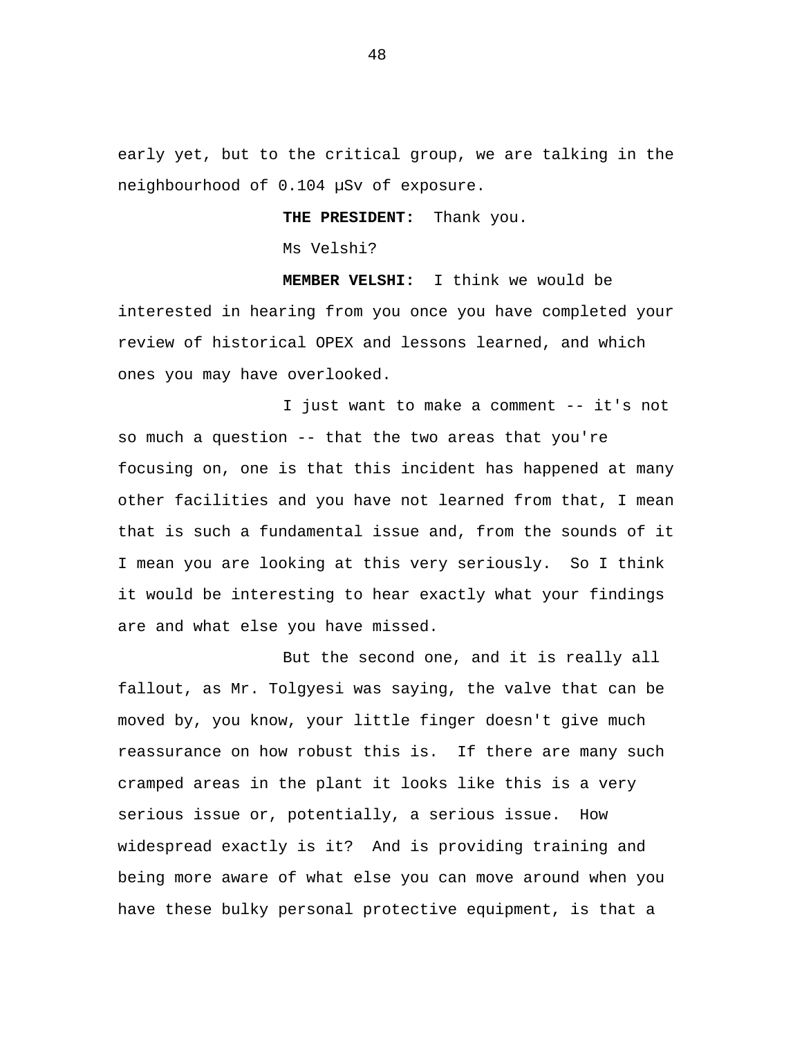early yet, but to the critical group, we are talking in the neighbourhood of 0.104 µSv of exposure.

**THE PRESIDENT:** Thank you.

Ms Velshi?

**MEMBER VELSHI:** I think we would be interested in hearing from you once you have completed your review of historical OPEX and lessons learned, and which ones you may have overlooked.

I just want to make a comment -- it's not so much a question -- that the two areas that you're focusing on, one is that this incident has happened at many other facilities and you have not learned from that, I mean that is such a fundamental issue and, from the sounds of it I mean you are looking at this very seriously. So I think it would be interesting to hear exactly what your findings are and what else you have missed.

But the second one, and it is really all fallout, as Mr. Tolgyesi was saying, the valve that can be moved by, you know, your little finger doesn't give much reassurance on how robust this is. If there are many such cramped areas in the plant it looks like this is a very serious issue or, potentially, a serious issue. How widespread exactly is it? And is providing training and being more aware of what else you can move around when you have these bulky personal protective equipment, is that a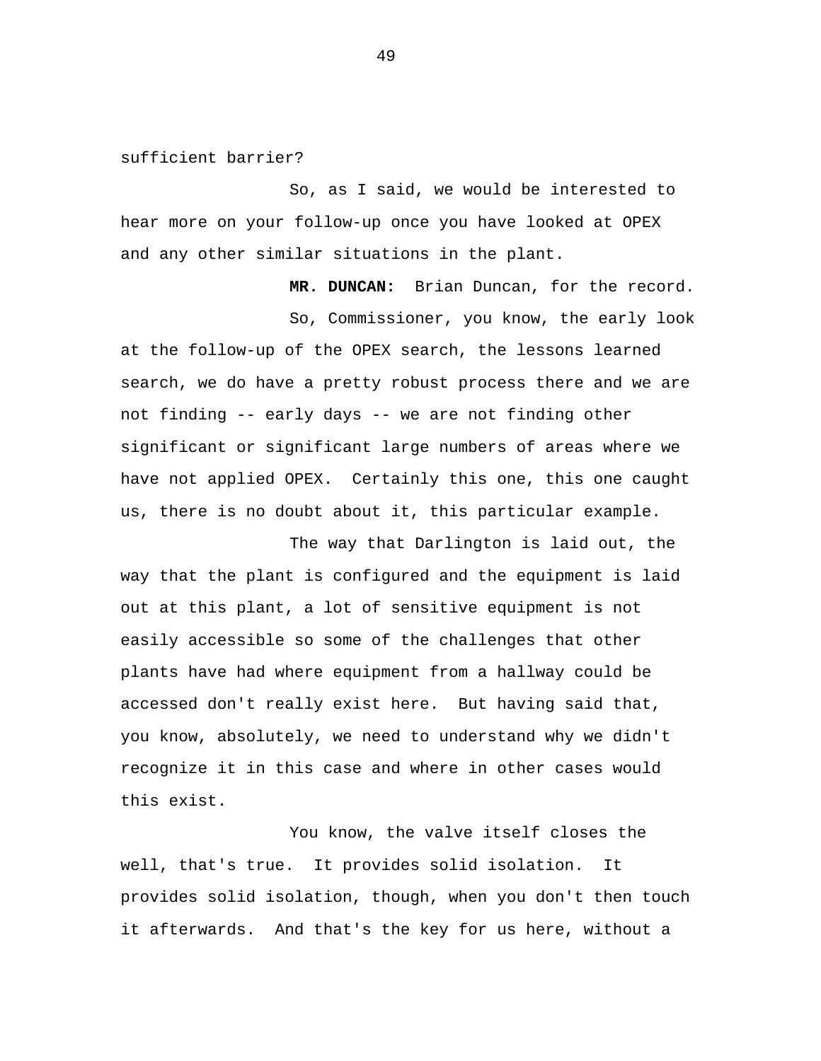sufficient barrier?

So, as I said, we would be interested to hear more on your follow-up once you have looked at OPEX and any other similar situations in the plant.

**MR. DUNCAN:** Brian Duncan, for the record.

So, Commissioner, you know, the early look at the follow-up of the OPEX search, the lessons learned search, we do have a pretty robust process there and we are not finding -- early days -- we are not finding other significant or significant large numbers of areas where we have not applied OPEX. Certainly this one, this one caught us, there is no doubt about it, this particular example.

The way that Darlington is laid out, the way that the plant is configured and the equipment is laid out at this plant, a lot of sensitive equipment is not easily accessible so some of the challenges that other plants have had where equipment from a hallway could be accessed don't really exist here. But having said that, you know, absolutely, we need to understand why we didn't recognize it in this case and where in other cases would this exist.

You know, the valve itself closes the well, that's true. It provides solid isolation. It provides solid isolation, though, when you don't then touch it afterwards. And that's the key for us here, without a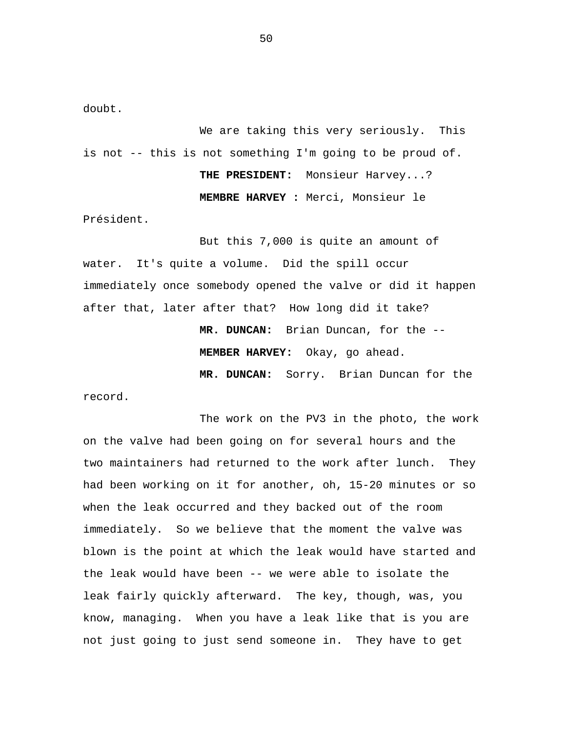doubt.

We are taking this very seriously. This is not -- this is not something I'm going to be proud of.

**THE PRESIDENT:** Monsieur Harvey...?

**MEMBRE HARVEY :** Merci, Monsieur le Président.

But this 7,000 is quite an amount of water. It's quite a volume. Did the spill occur immediately once somebody opened the valve or did it happen after that, later after that? How long did it take?

**MR. DUNCAN:** Brian Duncan, for the --

**MEMBER HARVEY:** Okay, go ahead.

**MR. DUNCAN:** Sorry. Brian Duncan for the record.

The work on the PV3 in the photo, the work on the valve had been going on for several hours and the two maintainers had returned to the work after lunch. They had been working on it for another, oh, 15-20 minutes or so when the leak occurred and they backed out of the room immediately. So we believe that the moment the valve was blown is the point at which the leak would have started and the leak would have been -- we were able to isolate the leak fairly quickly afterward. The key, though, was, you know, managing. When you have a leak like that is you are not just going to just send someone in. They have to get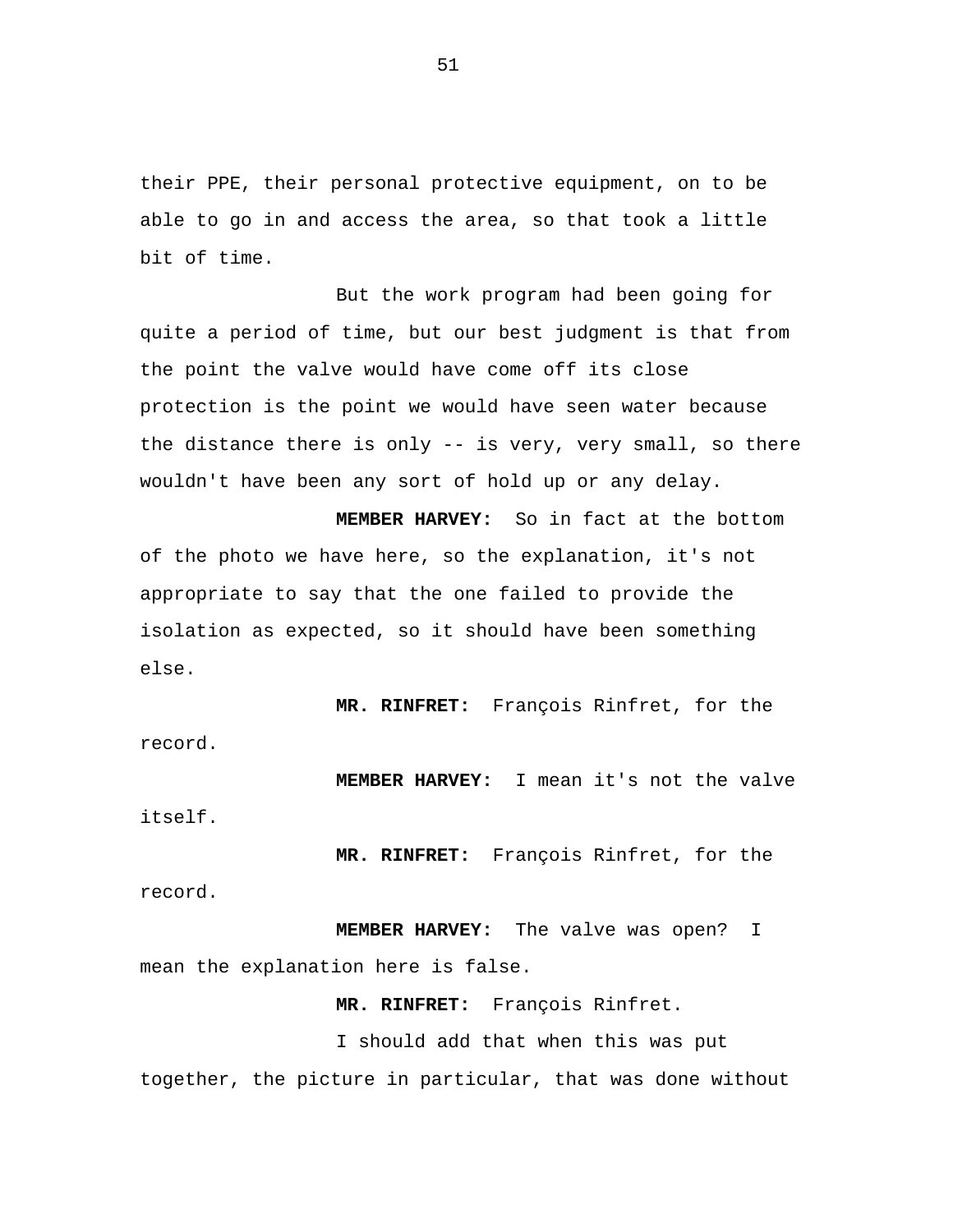their PPE, their personal protective equipment, on to be able to go in and access the area, so that took a little bit of time.

But the work program had been going for quite a period of time, but our best judgment is that from the point the valve would have come off its close protection is the point we would have seen water because the distance there is only -- is very, very small, so there wouldn't have been any sort of hold up or any delay.

**MEMBER HARVEY:** So in fact at the bottom of the photo we have here, so the explanation, it's not appropriate to say that the one failed to provide the isolation as expected, so it should have been something else.

**MR. RINFRET:** François Rinfret, for the record.

**MEMBER HARVEY:** I mean it's not the valve itself.

**MR. RINFRET:** François Rinfret, for the record.

**MEMBER HARVEY:** The valve was open? I mean the explanation here is false.

**MR. RINFRET:** François Rinfret.

I should add that when this was put together, the picture in particular, that was done without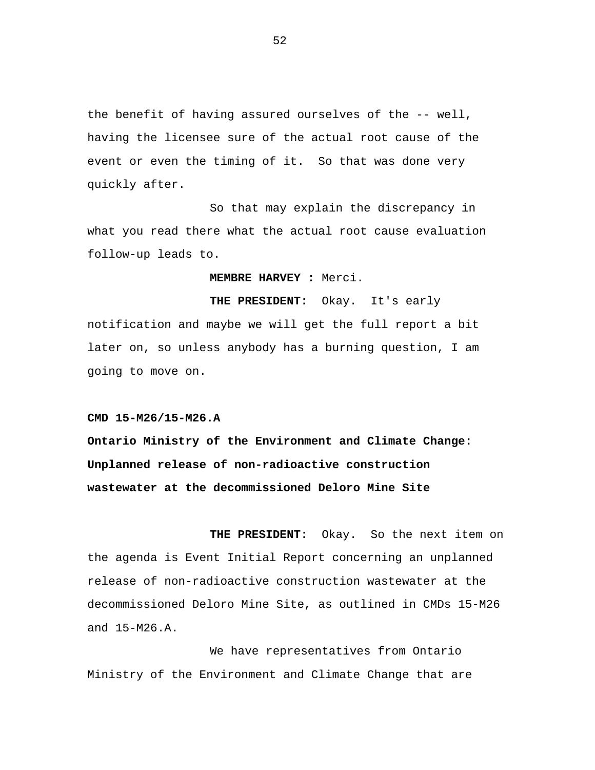the benefit of having assured ourselves of the -- well, having the licensee sure of the actual root cause of the event or even the timing of it. So that was done very quickly after.

So that may explain the discrepancy in what you read there what the actual root cause evaluation follow-up leads to.

**MEMBRE HARVEY :** Merci.

**THE PRESIDENT:** Okay. It's early notification and maybe we will get the full report a bit later on, so unless anybody has a burning question, I am going to move on.

**CMD 15-M26/15-M26.A**

**Ontario Ministry of the Environment and Climate Change: Unplanned release of non-radioactive construction wastewater at the decommissioned Deloro Mine Site**

**THE PRESIDENT:** Okay. So the next item on the agenda is Event Initial Report concerning an unplanned release of non-radioactive construction wastewater at the decommissioned Deloro Mine Site, as outlined in CMDs 15-M26 and 15-M26.A.

We have representatives from Ontario Ministry of the Environment and Climate Change that are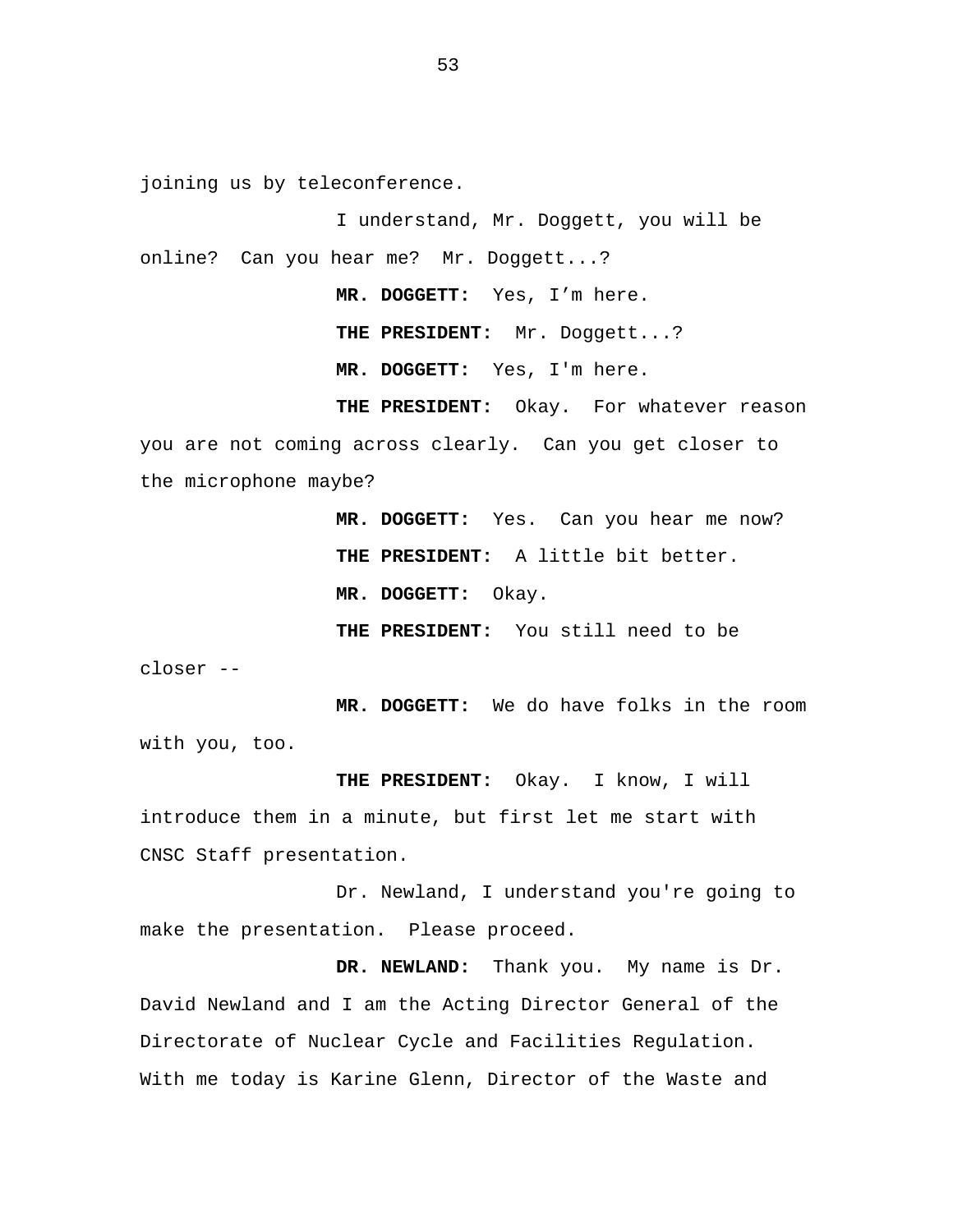joining us by teleconference.

I understand, Mr. Doggett, you will be online? Can you hear me? Mr. Doggett...?

**MR. DOGGETT:** Yes, I'm here.

**THE PRESIDENT:** Mr. Doggett...?

**MR. DOGGETT:** Yes, I'm here.

**THE PRESIDENT:** Okay. For whatever reason you are not coming across clearly. Can you get closer to the microphone maybe?

**MR. DOGGETT:** Yes. Can you hear me now?

**THE PRESIDENT:** A little bit better.

**MR. DOGGETT:** Okay.

**THE PRESIDENT:** You still need to be closer --

**MR. DOGGETT:** We do have folks in the room with you, too.

**THE PRESIDENT:** Okay. I know, I will introduce them in a minute, but first let me start with CNSC Staff presentation.

Dr. Newland, I understand you're going to make the presentation. Please proceed.

**DR. NEWLAND:** Thank you. My name is Dr. David Newland and I am the Acting Director General of the Directorate of Nuclear Cycle and Facilities Regulation. With me today is Karine Glenn, Director of the Waste and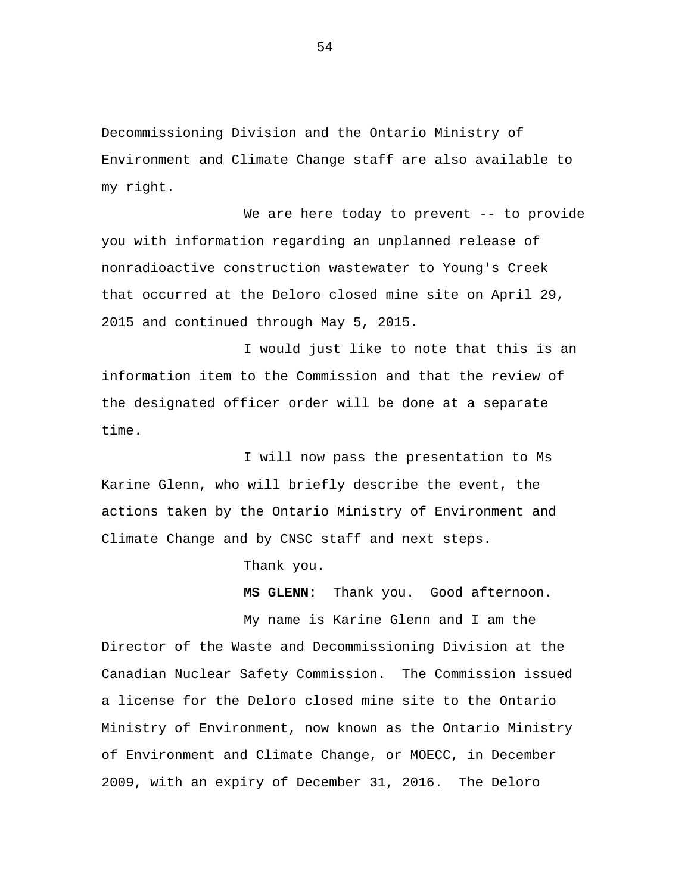Decommissioning Division and the Ontario Ministry of Environment and Climate Change staff are also available to my right.

We are here today to prevent -- to provide you with information regarding an unplanned release of nonradioactive construction wastewater to Young's Creek that occurred at the Deloro closed mine site on April 29, 2015 and continued through May 5, 2015.

I would just like to note that this is an information item to the Commission and that the review of the designated officer order will be done at a separate time.

I will now pass the presentation to Ms Karine Glenn, who will briefly describe the event, the actions taken by the Ontario Ministry of Environment and Climate Change and by CNSC staff and next steps.

Thank you.

**MS GLENN:** Thank you. Good afternoon.

My name is Karine Glenn and I am the Director of the Waste and Decommissioning Division at the Canadian Nuclear Safety Commission. The Commission issued a license for the Deloro closed mine site to the Ontario Ministry of Environment, now known as the Ontario Ministry of Environment and Climate Change, or MOECC, in December 2009, with an expiry of December 31, 2016. The Deloro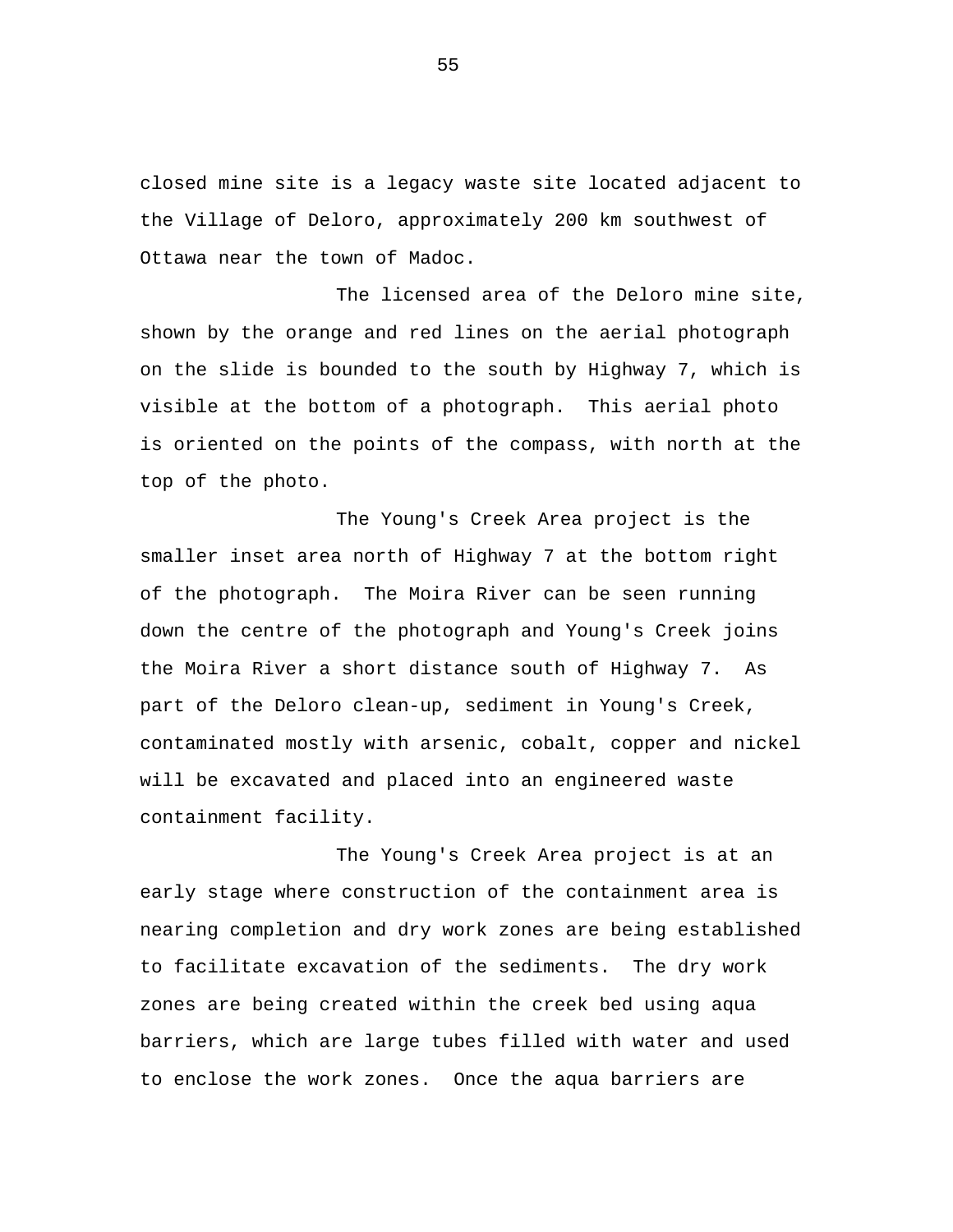closed mine site is a legacy waste site located adjacent to the Village of Deloro, approximately 200 km southwest of Ottawa near the town of Madoc.

The licensed area of the Deloro mine site, shown by the orange and red lines on the aerial photograph on the slide is bounded to the south by Highway 7, which is visible at the bottom of a photograph.  This aerial photo is oriented on the points of the compass, with north at the top of the photo.

The Young's Creek Area project is the smaller inset area north of Highway 7 at the bottom right of the photograph.  The Moira River can be seen running down the centre of the photograph and Young's Creek joins the Moira River a short distance south of Highway 7.  As part of the Deloro clean-up, sediment in Young's Creek, contaminated mostly with arsenic, cobalt, copper and nickel will be excavated and placed into an engineered waste containment facility.

The Young's Creek Area project is at an early stage where construction of the containment area is nearing completion and dry work zones are being established to facilitate excavation of the sediments.  The dry work zones are being created within the creek bed using aqua barriers, which are large tubes filled with water and used to enclose the work zones.  Once the aqua barriers are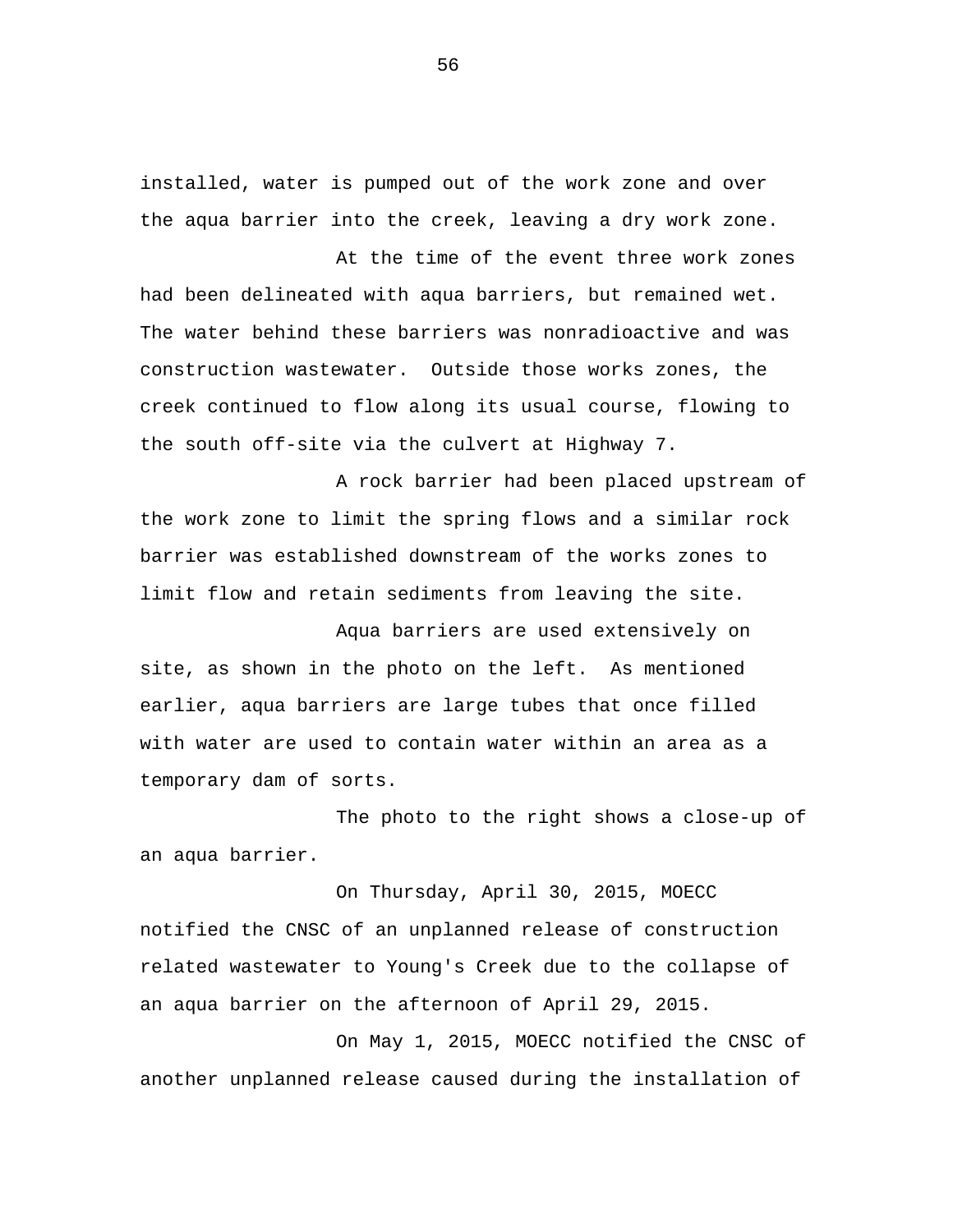installed, water is pumped out of the work zone and over the aqua barrier into the creek, leaving a dry work zone.

At the time of the event three work zones had been delineated with aqua barriers, but remained wet. The water behind these barriers was nonradioactive and was construction wastewater. Outside those works zones, the creek continued to flow along its usual course, flowing to the south off-site via the culvert at Highway 7.

A rock barrier had been placed upstream of the work zone to limit the spring flows and a similar rock barrier was established downstream of the works zones to limit flow and retain sediments from leaving the site.

Aqua barriers are used extensively on site, as shown in the photo on the left. As mentioned earlier, aqua barriers are large tubes that once filled with water are used to contain water within an area as a temporary dam of sorts.

The photo to the right shows a close-up of an aqua barrier.

On Thursday, April 30, 2015, MOECC notified the CNSC of an unplanned release of construction related wastewater to Young's Creek due to the collapse of an aqua barrier on the afternoon of April 29, 2015.

On May 1, 2015, MOECC notified the CNSC of another unplanned release caused during the installation of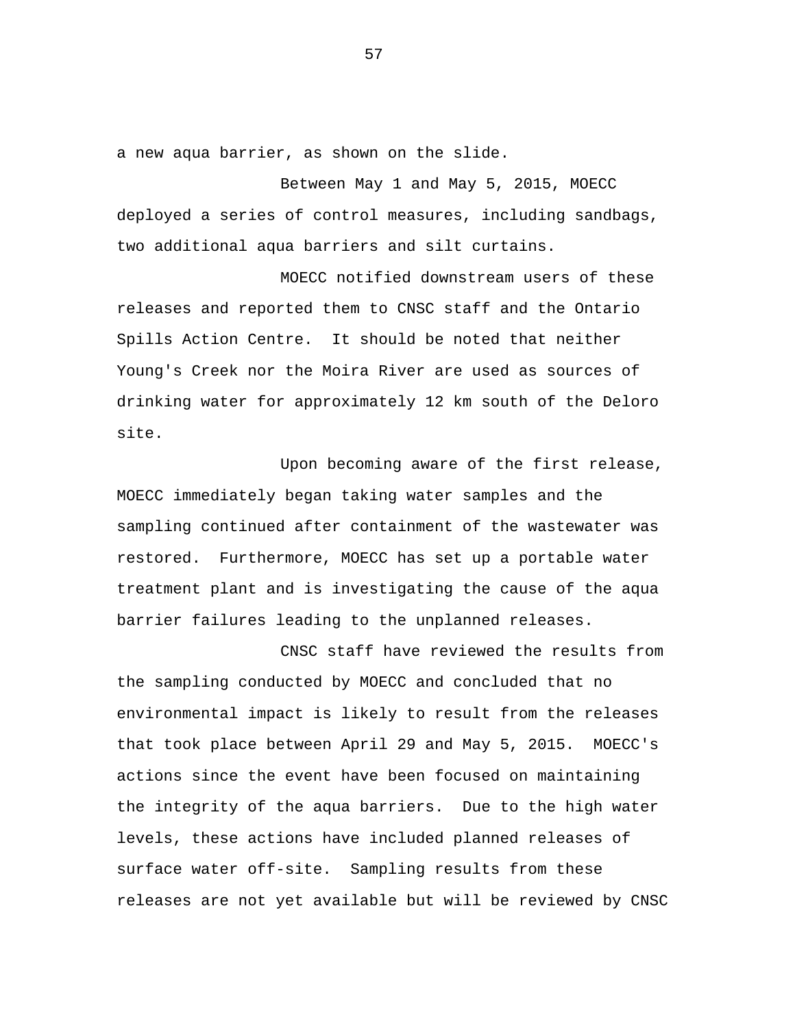a new aqua barrier, as shown on the slide.

Between May 1 and May 5, 2015, MOECC deployed a series of control measures, including sandbags, two additional aqua barriers and silt curtains.

MOECC notified downstream users of these releases and reported them to CNSC staff and the Ontario Spills Action Centre. It should be noted that neither Young's Creek nor the Moira River are used as sources of drinking water for approximately 12 km south of the Deloro site.

Upon becoming aware of the first release, MOECC immediately began taking water samples and the sampling continued after containment of the wastewater was restored. Furthermore, MOECC has set up a portable water treatment plant and is investigating the cause of the aqua barrier failures leading to the unplanned releases.

CNSC staff have reviewed the results from the sampling conducted by MOECC and concluded that no environmental impact is likely to result from the releases that took place between April 29 and May 5, 2015. MOECC's actions since the event have been focused on maintaining the integrity of the aqua barriers. Due to the high water levels, these actions have included planned releases of surface water off-site. Sampling results from these releases are not yet available but will be reviewed by CNSC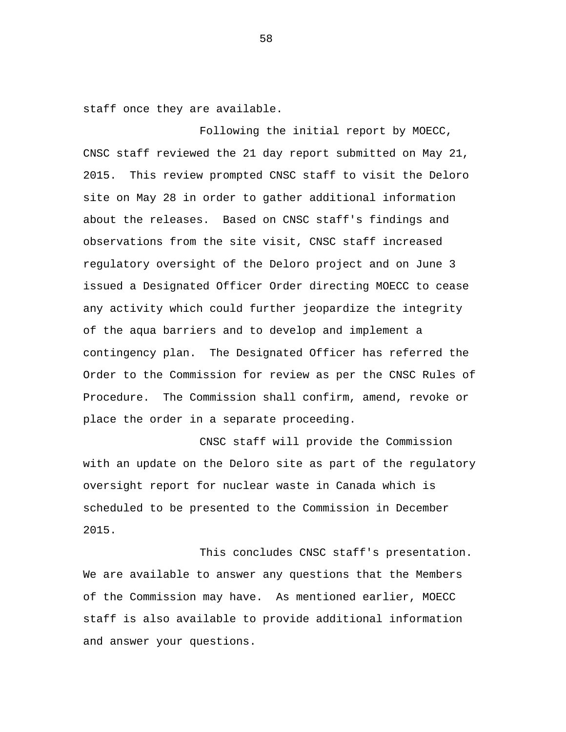staff once they are available.

Following the initial report by MOECC, CNSC staff reviewed the 21 day report submitted on May 21, 2015. This review prompted CNSC staff to visit the Deloro site on May 28 in order to gather additional information about the releases. Based on CNSC staff's findings and observations from the site visit, CNSC staff increased regulatory oversight of the Deloro project and on June 3 issued a Designated Officer Order directing MOECC to cease any activity which could further jeopardize the integrity of the aqua barriers and to develop and implement a contingency plan. The Designated Officer has referred the Order to the Commission for review as per the CNSC Rules of Procedure. The Commission shall confirm, amend, revoke or place the order in a separate proceeding.

CNSC staff will provide the Commission with an update on the Deloro site as part of the regulatory oversight report for nuclear waste in Canada which is scheduled to be presented to the Commission in December 2015.

This concludes CNSC staff's presentation. We are available to answer any questions that the Members of the Commission may have. As mentioned earlier, MOECC staff is also available to provide additional information and answer your questions.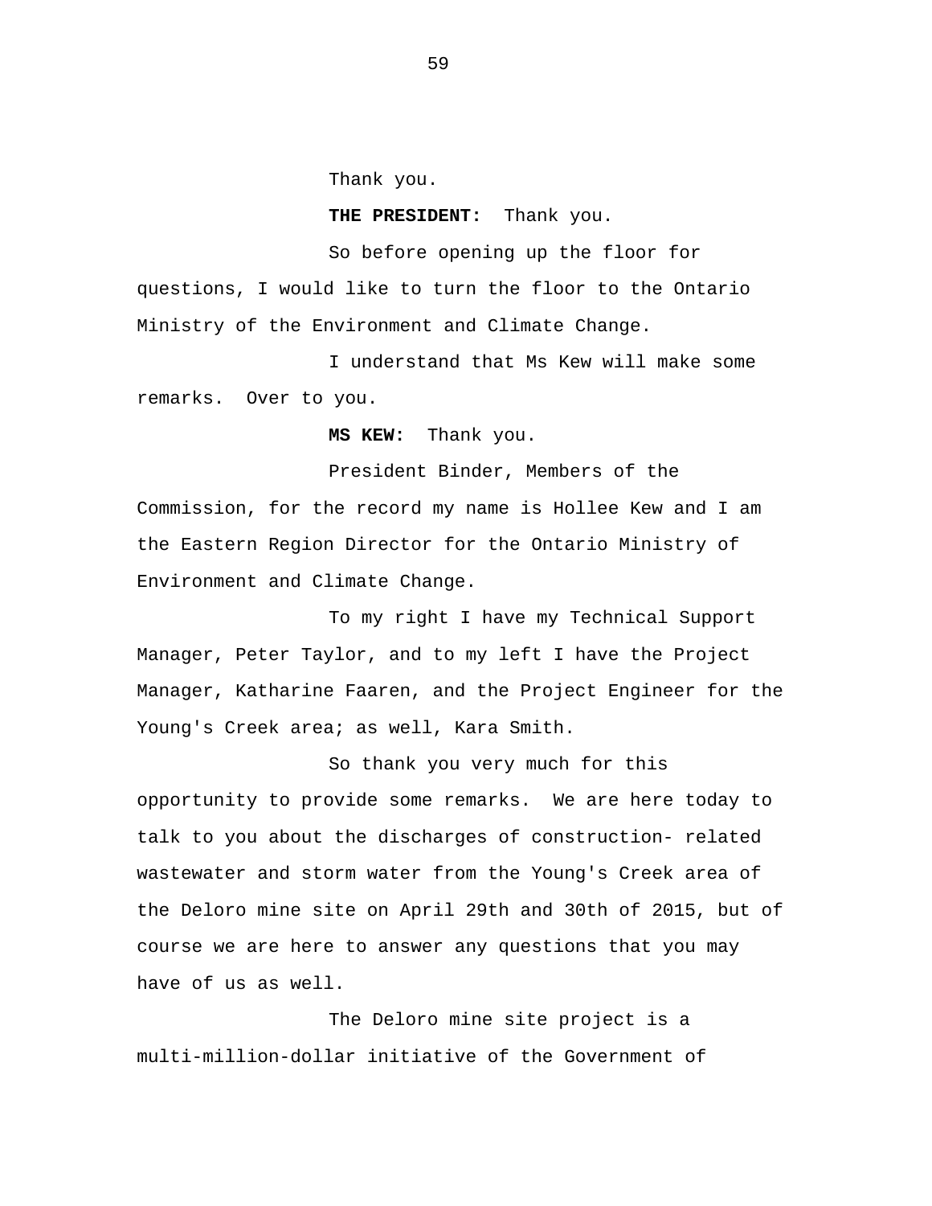Thank you.

**THE PRESIDENT:** Thank you.

So before opening up the floor for questions, I would like to turn the floor to the Ontario Ministry of the Environment and Climate Change.

I understand that Ms Kew will make some remarks. Over to you.

**MS KEW:** Thank you.

President Binder, Members of the Commission, for the record my name is Hollee Kew and I am the Eastern Region Director for the Ontario Ministry of Environment and Climate Change.

To my right I have my Technical Support Manager, Peter Taylor, and to my left I have the Project Manager, Katharine Faaren, and the Project Engineer for the Young's Creek area; as well, Kara Smith.

So thank you very much for this opportunity to provide some remarks. We are here today to talk to you about the discharges of construction- related wastewater and storm water from the Young's Creek area of the Deloro mine site on April 29th and 30th of 2015, but of course we are here to answer any questions that you may have of us as well.

The Deloro mine site project is a multi-million-dollar initiative of the Government of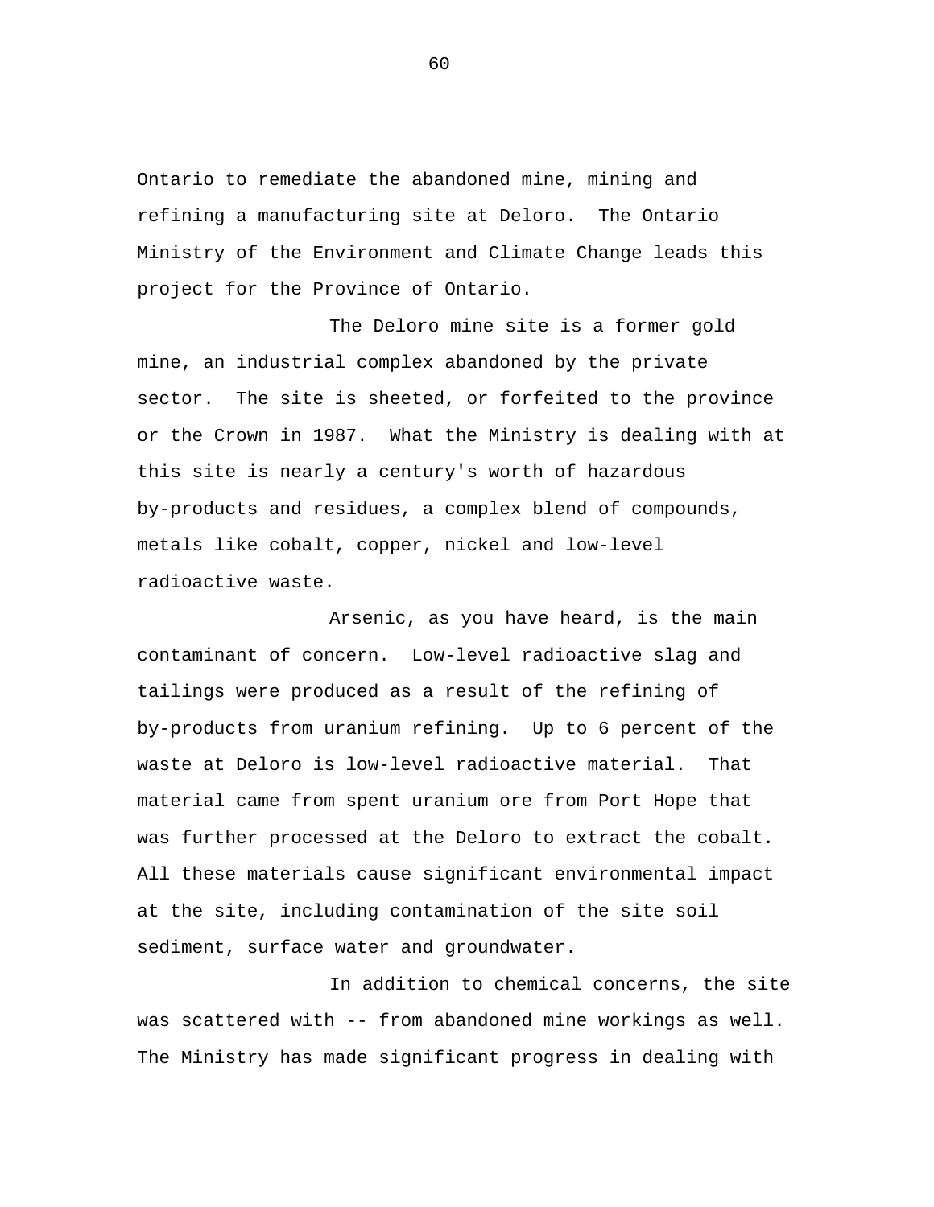Ontario to remediate the abandoned mine, mining and refining a manufacturing site at Deloro. The Ontario Ministry of the Environment and Climate Change leads this project for the Province of Ontario.

The Deloro mine site is a former gold mine, an industrial complex abandoned by the private sector. The site is sheeted, or forfeited to the province or the Crown in 1987. What the Ministry is dealing with at this site is nearly a century's worth of hazardous by-products and residues, a complex blend of compounds, metals like cobalt, copper, nickel and low-level radioactive waste.

Arsenic, as you have heard, is the main contaminant of concern. Low-level radioactive slag and tailings were produced as a result of the refining of by-products from uranium refining. Up to 6 percent of the waste at Deloro is low-level radioactive material. That material came from spent uranium ore from Port Hope that was further processed at the Deloro to extract the cobalt. All these materials cause significant environmental impact at the site, including contamination of the site soil sediment, surface water and groundwater.

In addition to chemical concerns, the site was scattered with -- from abandoned mine workings as well. The Ministry has made significant progress in dealing with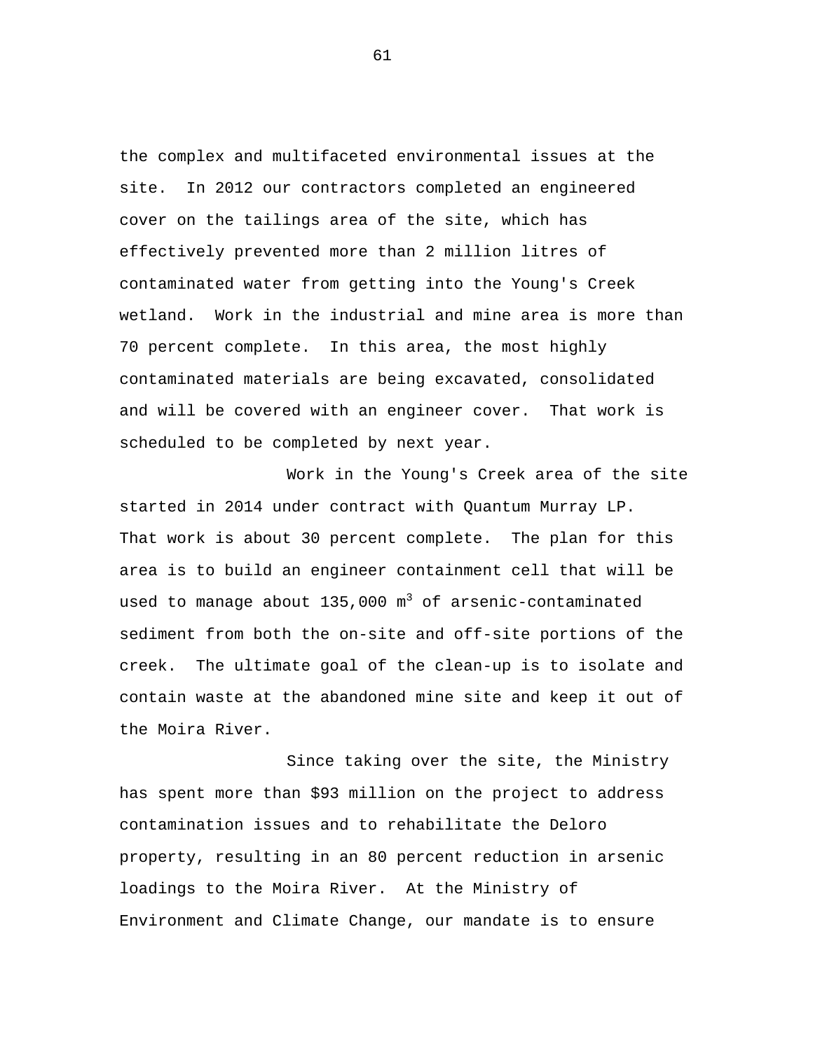the complex and multifaceted environmental issues at the site. In 2012 our contractors completed an engineered cover on the tailings area of the site, which has effectively prevented more than 2 million litres of contaminated water from getting into the Young's Creek wetland. Work in the industrial and mine area is more than 70 percent complete. In this area, the most highly contaminated materials are being excavated, consolidated and will be covered with an engineer cover. That work is scheduled to be completed by next year.

Work in the Young's Creek area of the site started in 2014 under contract with Quantum Murray LP. That work is about 30 percent complete. The plan for this area is to build an engineer containment cell that will be used to manage about 135,000 $m^3$ of arsenic-contaminated sediment from both the on-site and off-site portions of the creek. The ultimate goal of the clean-up is to isolate and contain waste at the abandoned mine site and keep it out of the Moira River.

Since taking over the site, the Ministry has spent more than $93 million on the project to address contamination issues and to rehabilitate the Deloro property, resulting in an 80 percent reduction in arsenic loadings to the Moira River. At the Ministry of Environment and Climate Change, our mandate is to ensure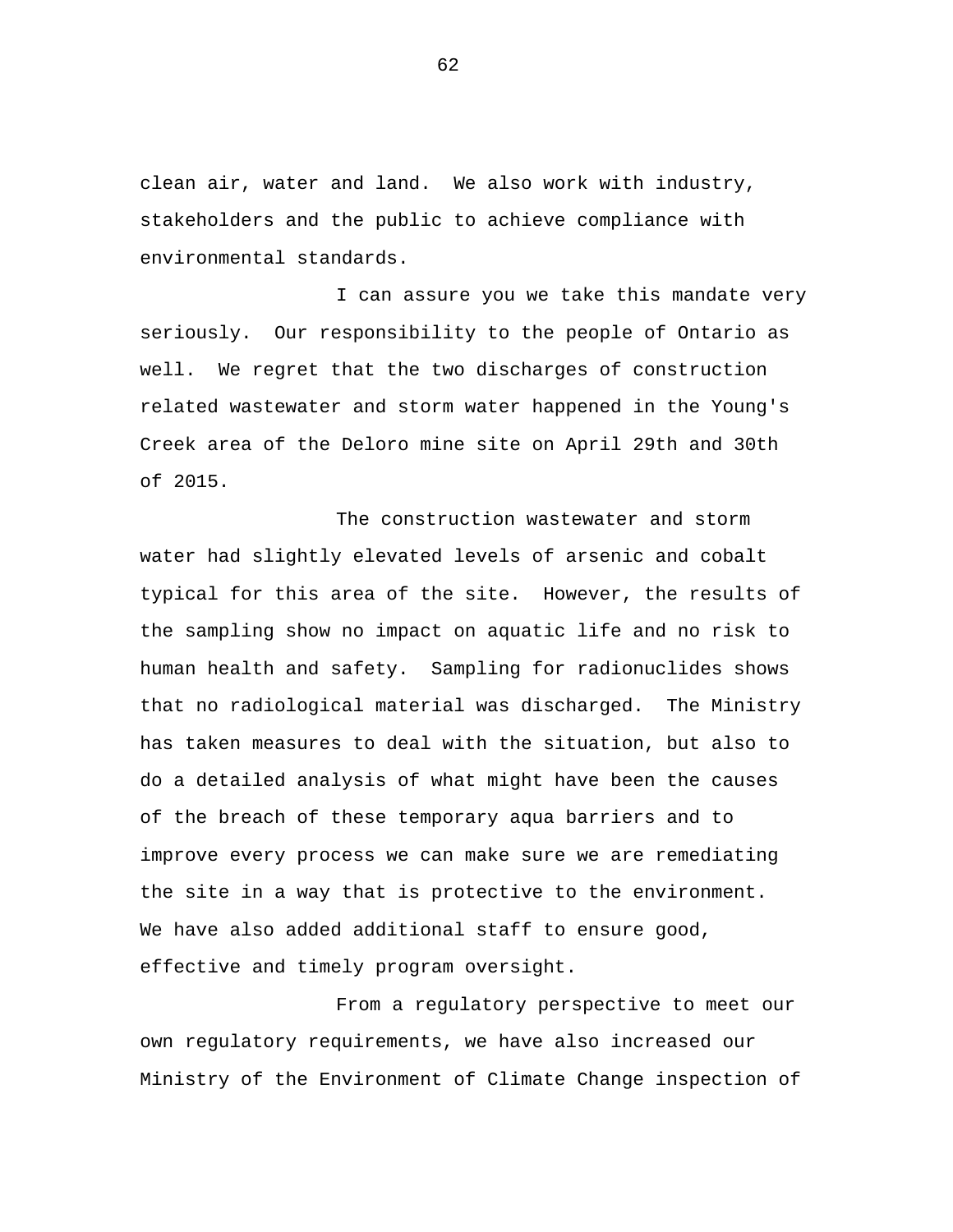clean air, water and land. We also work with industry, stakeholders and the public to achieve compliance with environmental standards.

I can assure you we take this mandate very seriously. Our responsibility to the people of Ontario as well. We regret that the two discharges of construction related wastewater and storm water happened in the Young's Creek area of the Deloro mine site on April 29th and 30th of 2015.

The construction wastewater and storm water had slightly elevated levels of arsenic and cobalt typical for this area of the site. However, the results of the sampling show no impact on aquatic life and no risk to human health and safety. Sampling for radionuclides shows that no radiological material was discharged. The Ministry has taken measures to deal with the situation, but also to do a detailed analysis of what might have been the causes of the breach of these temporary aqua barriers and to improve every process we can make sure we are remediating the site in a way that is protective to the environment. We have also added additional staff to ensure good, effective and timely program oversight.

From a regulatory perspective to meet our own regulatory requirements, we have also increased our Ministry of the Environment of Climate Change inspection of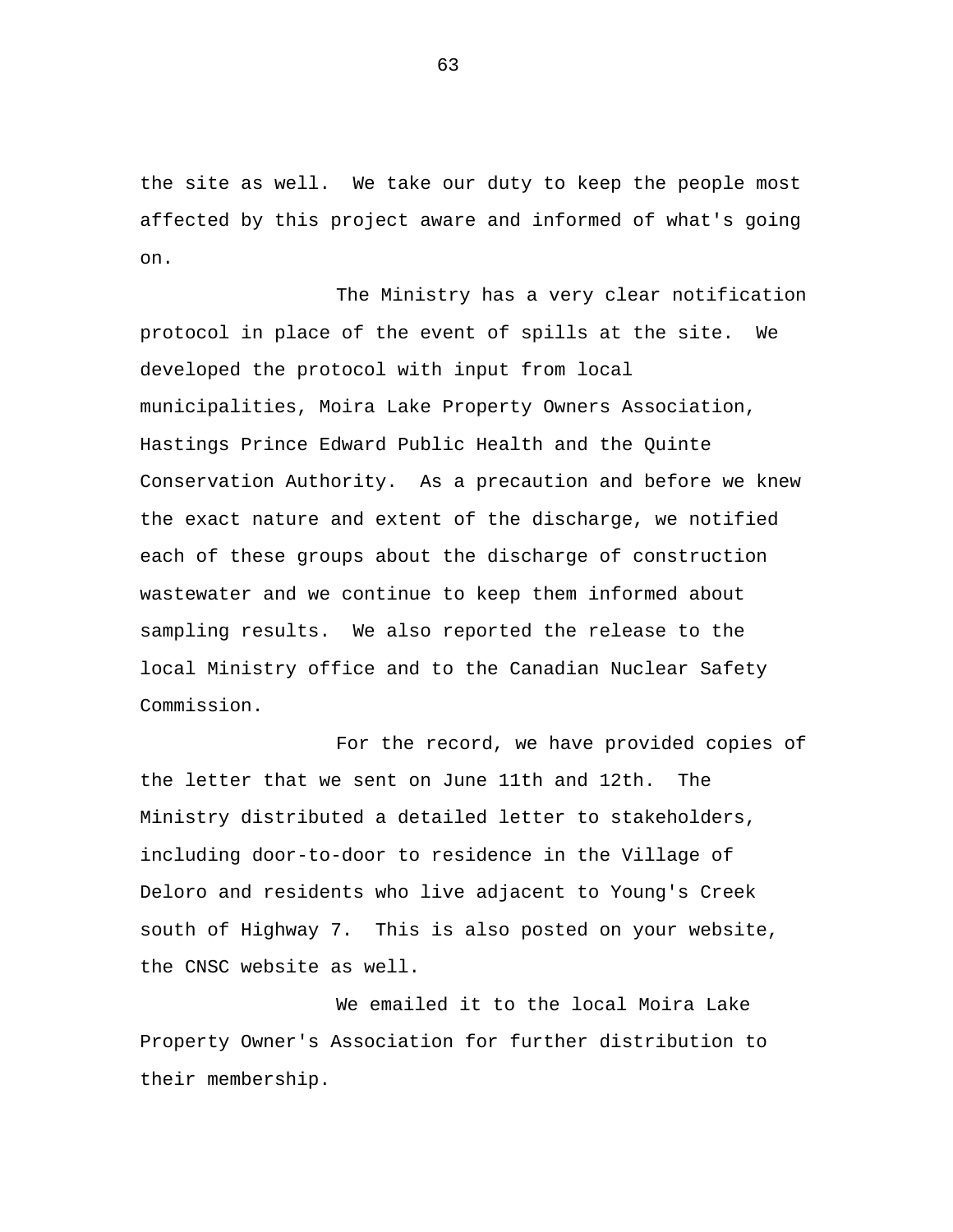the site as well. We take our duty to keep the people most affected by this project aware and informed of what's going on.

The Ministry has a very clear notification protocol in place of the event of spills at the site. We developed the protocol with input from local municipalities, Moira Lake Property Owners Association, Hastings Prince Edward Public Health and the Quinte Conservation Authority. As a precaution and before we knew the exact nature and extent of the discharge, we notified each of these groups about the discharge of construction wastewater and we continue to keep them informed about sampling results. We also reported the release to the local Ministry office and to the Canadian Nuclear Safety Commission.

For the record, we have provided copies of the letter that we sent on June 11th and 12th. The Ministry distributed a detailed letter to stakeholders, including door-to-door to residence in the Village of Deloro and residents who live adjacent to Young's Creek south of Highway 7. This is also posted on your website, the CNSC website as well.

We emailed it to the local Moira Lake Property Owner's Association for further distribution to their membership.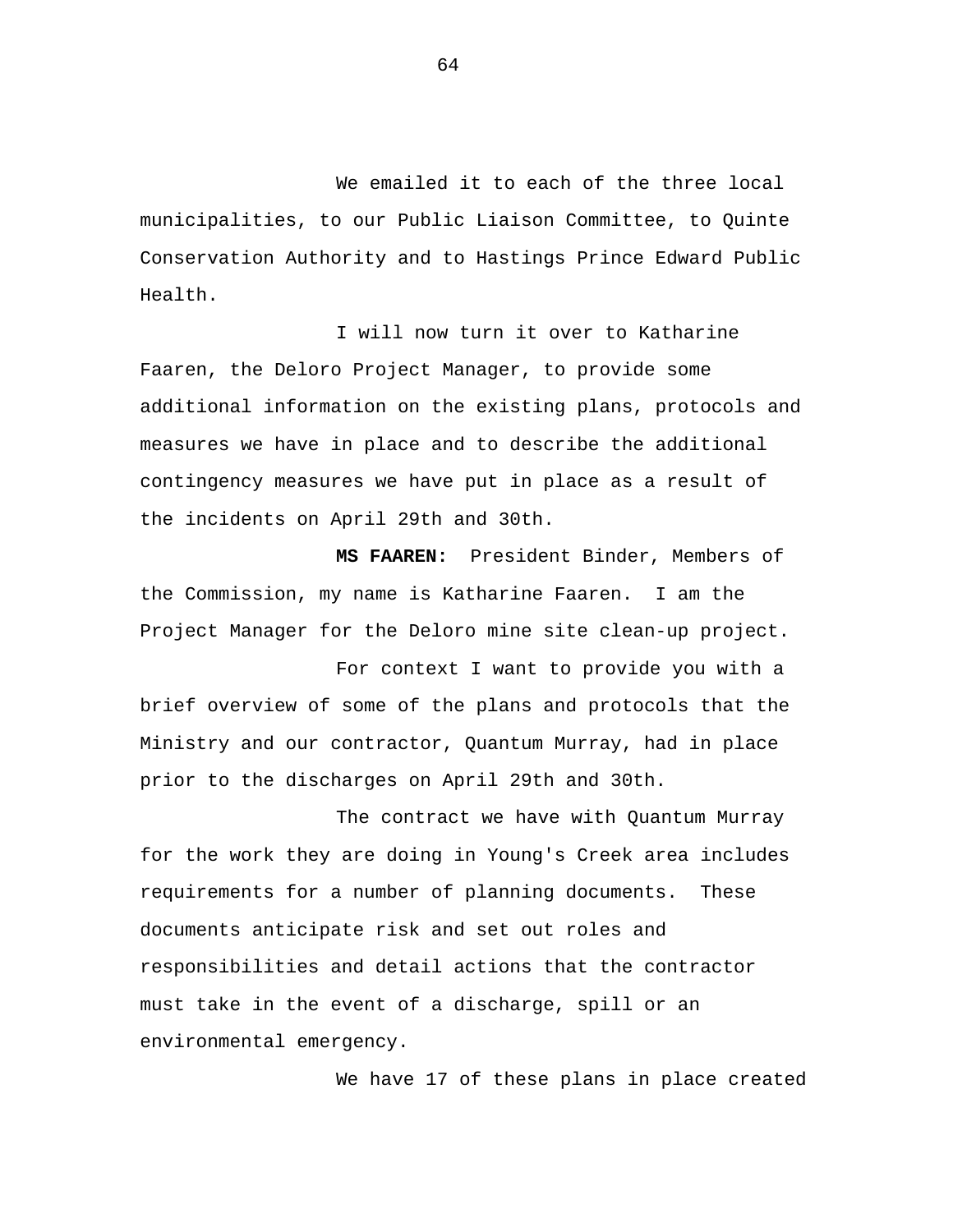We emailed it to each of the three local municipalities, to our Public Liaison Committee, to Quinte Conservation Authority and to Hastings Prince Edward Public Health.

I will now turn it over to Katharine Faaren, the Deloro Project Manager, to provide some additional information on the existing plans, protocols and measures we have in place and to describe the additional contingency measures we have put in place as a result of the incidents on April 29th and 30th.

**MS FAAREN:** President Binder, Members of the Commission, my name is Katharine Faaren. I am the Project Manager for the Deloro mine site clean-up project.

For context I want to provide you with a brief overview of some of the plans and protocols that the Ministry and our contractor, Quantum Murray, had in place prior to the discharges on April 29th and 30th.

The contract we have with Quantum Murray for the work they are doing in Young's Creek area includes requirements for a number of planning documents. These documents anticipate risk and set out roles and responsibilities and detail actions that the contractor must take in the event of a discharge, spill or an environmental emergency.

We have 17 of these plans in place created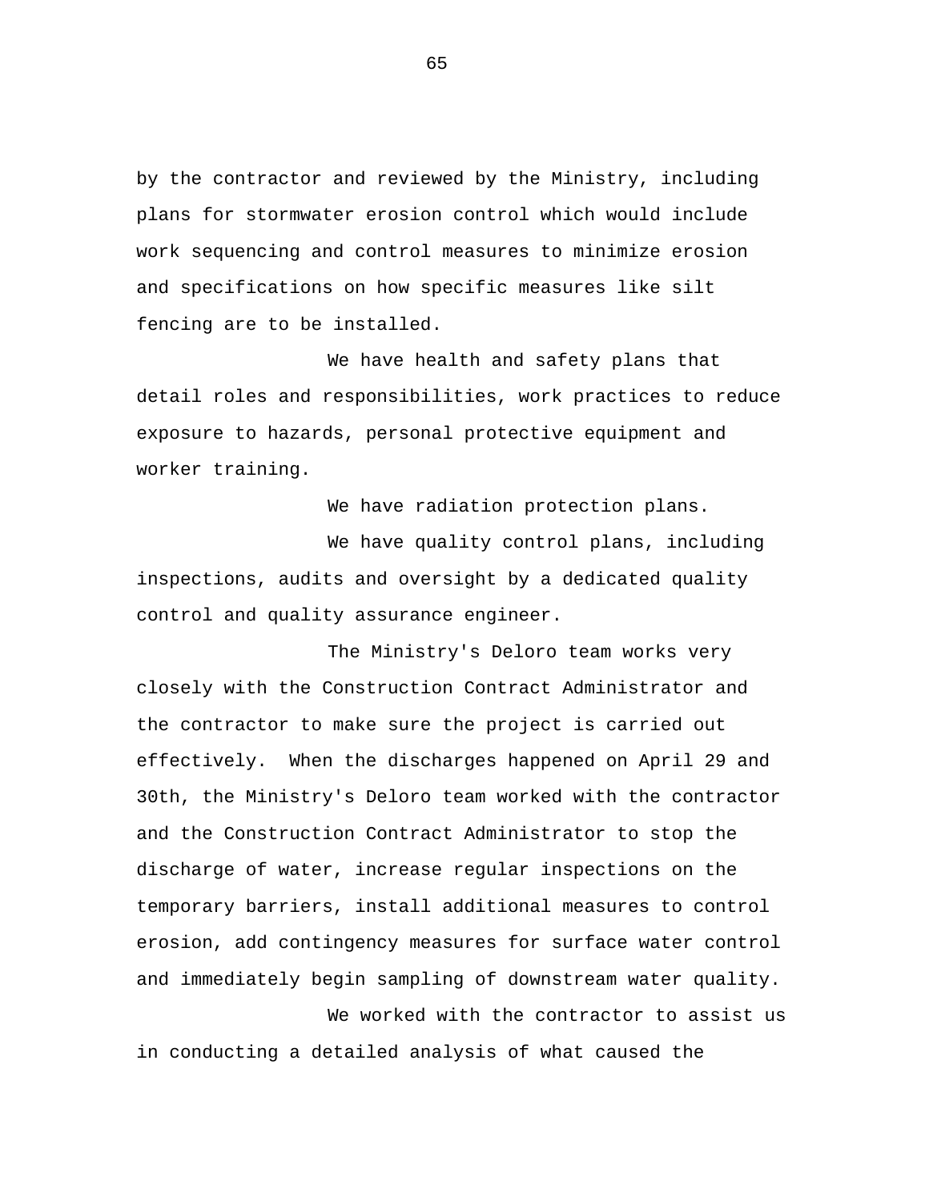by the contractor and reviewed by the Ministry, including plans for stormwater erosion control which would include work sequencing and control measures to minimize erosion and specifications on how specific measures like silt fencing are to be installed.

We have health and safety plans that detail roles and responsibilities, work practices to reduce exposure to hazards, personal protective equipment and worker training.

We have radiation protection plans.

We have quality control plans, including inspections, audits and oversight by a dedicated quality control and quality assurance engineer.

The Ministry's Deloro team works very closely with the Construction Contract Administrator and the contractor to make sure the project is carried out effectively. When the discharges happened on April 29 and 30th, the Ministry's Deloro team worked with the contractor and the Construction Contract Administrator to stop the discharge of water, increase regular inspections on the temporary barriers, install additional measures to control erosion, add contingency measures for surface water control and immediately begin sampling of downstream water quality.

We worked with the contractor to assist us in conducting a detailed analysis of what caused the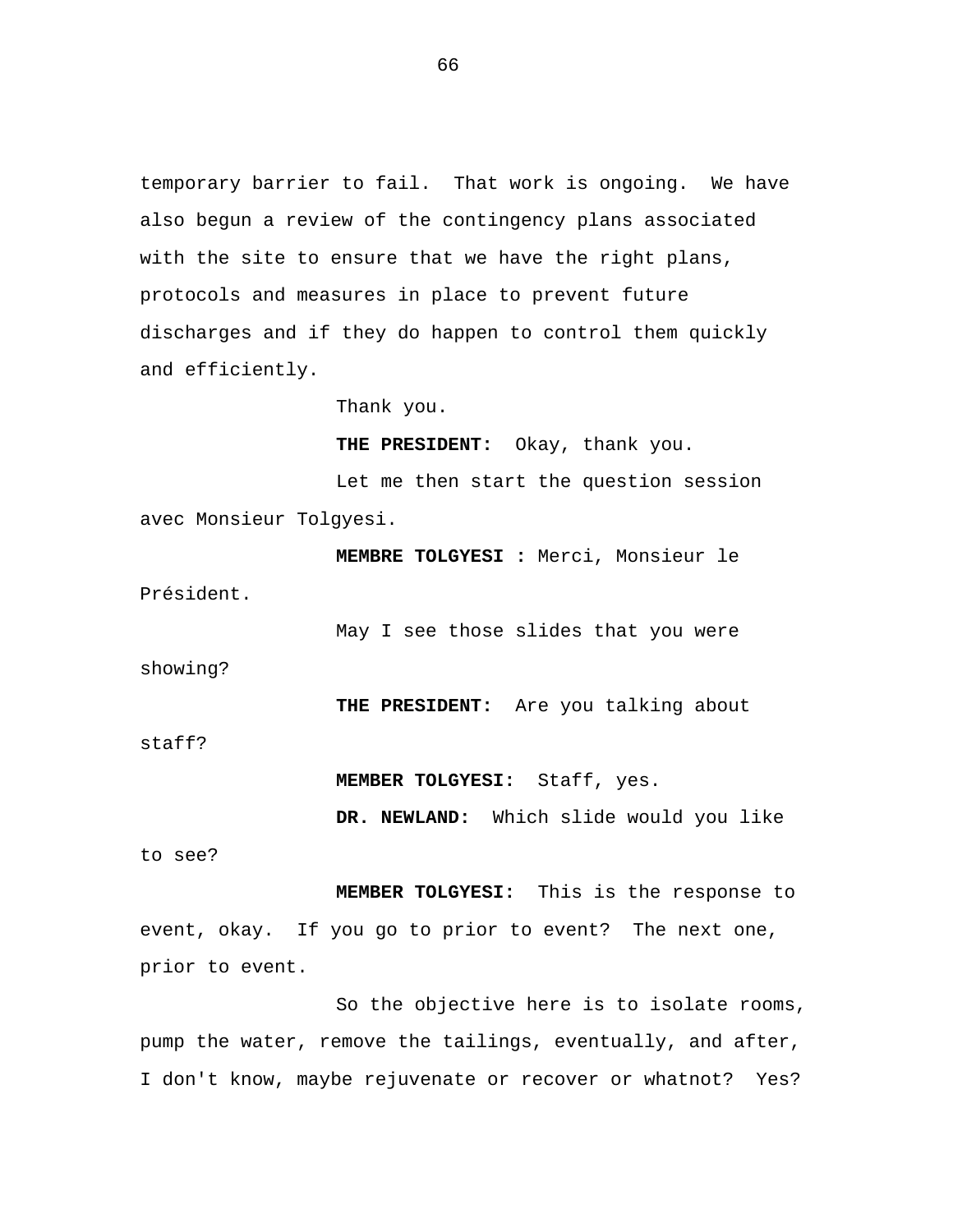temporary barrier to fail. That work is ongoing. We have also begun a review of the contingency plans associated with the site to ensure that we have the right plans, protocols and measures in place to prevent future discharges and if they do happen to control them quickly and efficiently.

Thank you.

**THE PRESIDENT:** Okay, thank you.

Let me then start the question session avec Monsieur Tolgyesi.

**MEMBRE TOLGYESI :** Merci, Monsieur le Président.

May I see those slides that you were showing?

**THE PRESIDENT:** Are you talking about staff?

**MEMBER TOLGYESI:** Staff, yes.

**DR. NEWLAND:** Which slide would you like to see?

**MEMBER TOLGYESI:** This is the response to event, okay. If you go to prior to event? The next one, prior to event.

So the objective here is to isolate rooms, pump the water, remove the tailings, eventually, and after, I don't know, maybe rejuvenate or recover or whatnot? Yes?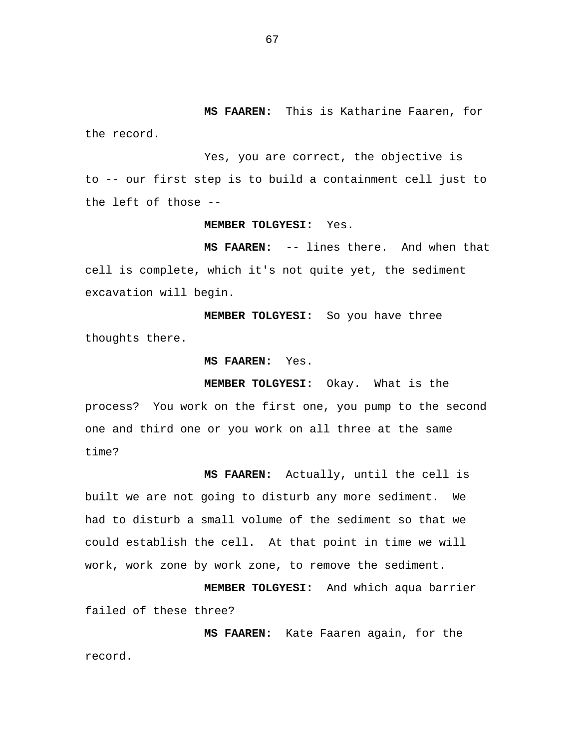**MS FAAREN:** This is Katharine Faaren, for the record.

Yes, you are correct, the objective is to -- our first step is to build a containment cell just to the left of those --

**MEMBER TOLGYESI:** Yes.

**MS FAAREN:** -- lines there. And when that cell is complete, which it's not quite yet, the sediment excavation will begin.

**MEMBER TOLGYESI:** So you have three thoughts there.

**MS FAAREN:** Yes.

**MEMBER TOLGYESI:** Okay. What is the process? You work on the first one, you pump to the second one and third one or you work on all three at the same time?

**MS FAAREN:** Actually, until the cell is built we are not going to disturb any more sediment. We had to disturb a small volume of the sediment so that we could establish the cell. At that point in time we will work, work zone by work zone, to remove the sediment.

**MEMBER TOLGYESI:** And which aqua barrier failed of these three?

**MS FAAREN:** Kate Faaren again, for the record.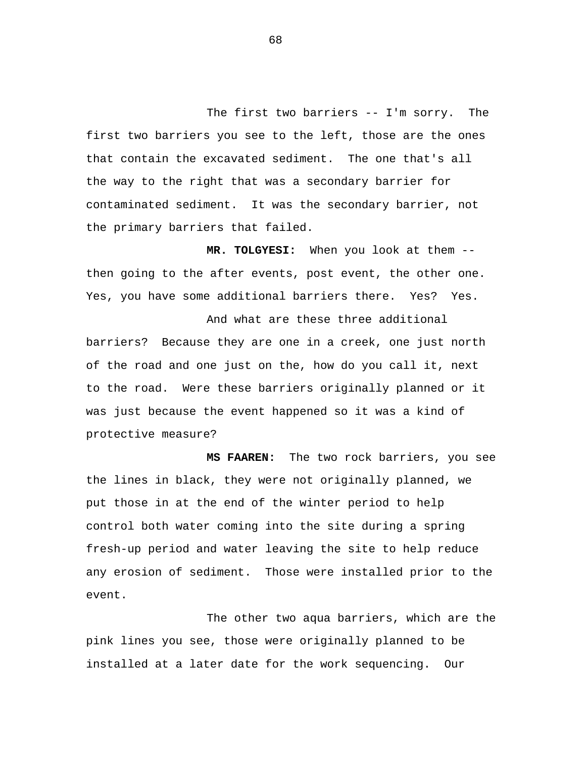The first two barriers -- I'm sorry. The first two barriers you see to the left, those are the ones that contain the excavated sediment. The one that's all the way to the right that was a secondary barrier for contaminated sediment. It was the secondary barrier, not the primary barriers that failed.

**MR. TOLGYESI:** When you look at them -- then going to the after events, post event, the other one. Yes, you have some additional barriers there. Yes? Yes.

And what are these three additional barriers? Because they are one in a creek, one just north of the road and one just on the, how do you call it, next to the road. Were these barriers originally planned or it was just because the event happened so it was a kind of protective measure?

**MS FAAREN:** The two rock barriers, you see the lines in black, they were not originally planned, we put those in at the end of the winter period to help control both water coming into the site during a spring fresh-up period and water leaving the site to help reduce any erosion of sediment. Those were installed prior to the event.

The other two aqua barriers, which are the pink lines you see, those were originally planned to be installed at a later date for the work sequencing. Our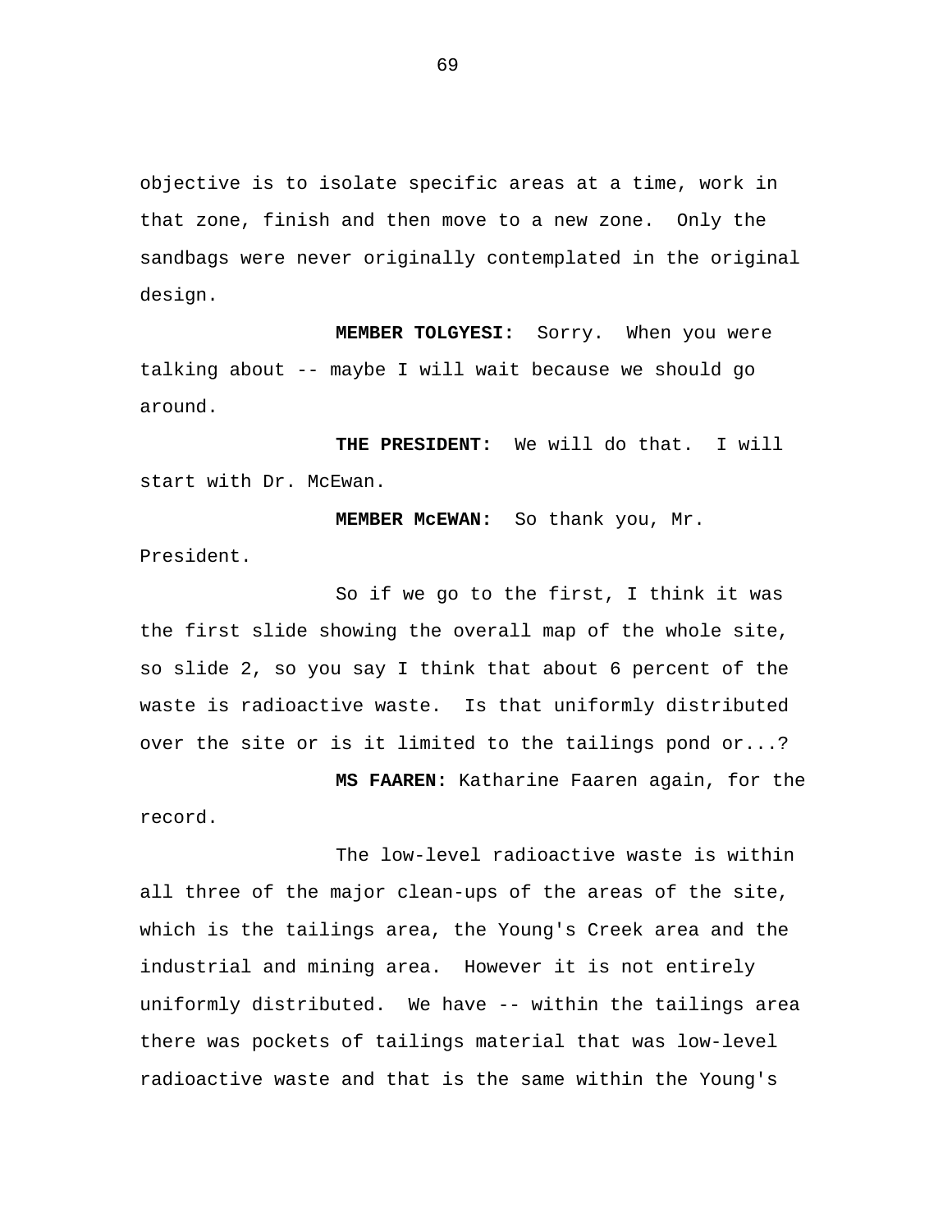objective is to isolate specific areas at a time, work in that zone, finish and then move to a new zone. Only the sandbags were never originally contemplated in the original design.

**MEMBER TOLGYESI:** Sorry. When you were talking about -- maybe I will wait because we should go around.

**THE PRESIDENT:** We will do that. I will start with Dr. McEwan.

**MEMBER McEWAN:** So thank you, Mr. President.

So if we go to the first, I think it was the first slide showing the overall map of the whole site, so slide 2, so you say I think that about 6 percent of the waste is radioactive waste. Is that uniformly distributed over the site or is it limited to the tailings pond or...?

**MS FAAREN:** Katharine Faaren again, for the record.

The low-level radioactive waste is within all three of the major clean-ups of the areas of the site, which is the tailings area, the Young's Creek area and the industrial and mining area. However it is not entirely uniformly distributed. We have -- within the tailings area there was pockets of tailings material that was low-level radioactive waste and that is the same within the Young's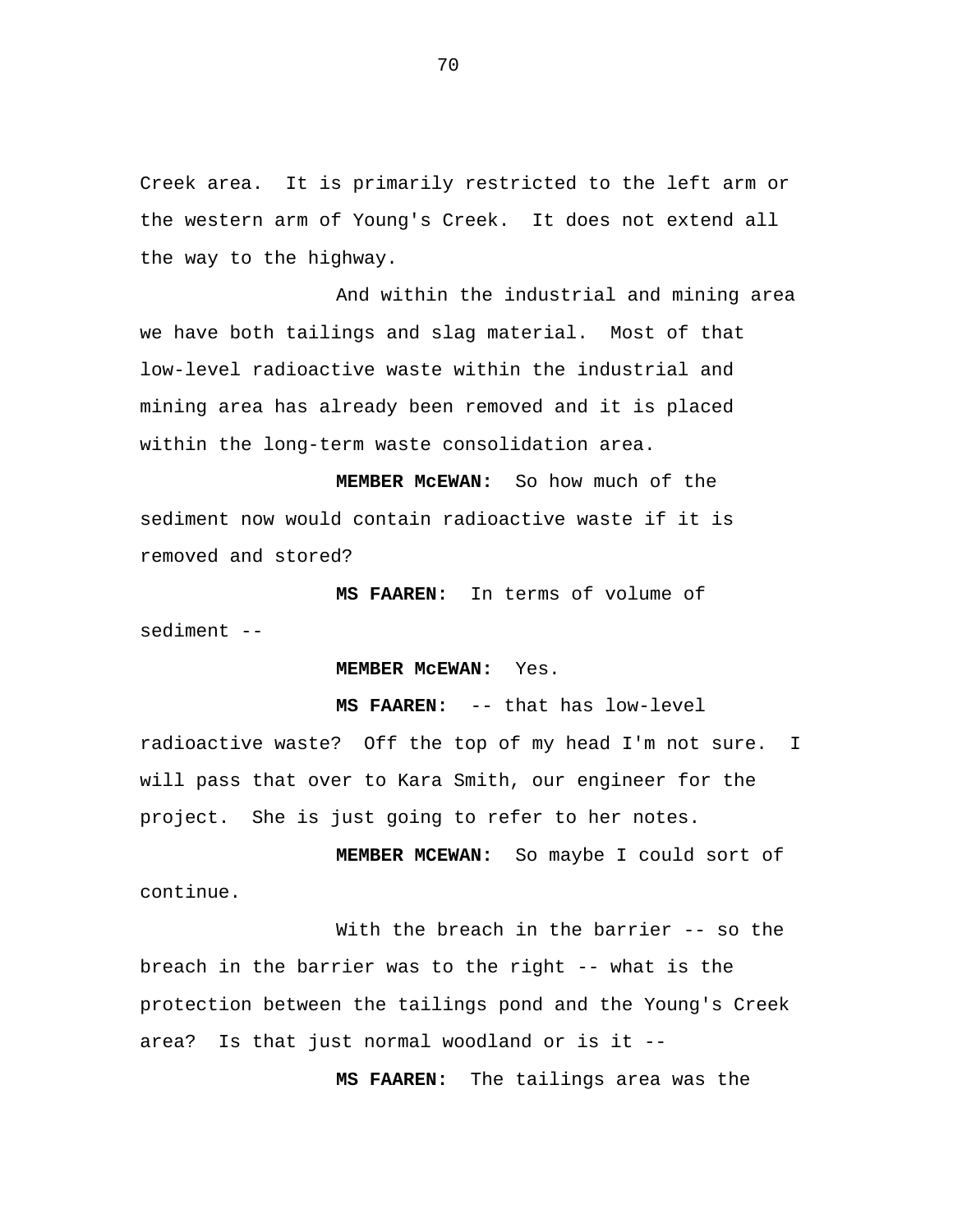Creek area. It is primarily restricted to the left arm or the western arm of Young's Creek. It does not extend all the way to the highway.

And within the industrial and mining area we have both tailings and slag material. Most of that low-level radioactive waste within the industrial and mining area has already been removed and it is placed within the long-term waste consolidation area.

**MEMBER McEWAN:** So how much of the sediment now would contain radioactive waste if it is removed and stored?

**MS FAAREN:** In terms of volume of sediment --

**MEMBER McEWAN:** Yes.

**MS FAAREN:** -- that has low-level radioactive waste? Off the top of my head I'm not sure. I will pass that over to Kara Smith, our engineer for the project. She is just going to refer to her notes.

**MEMBER MCEWAN:** So maybe I could sort of continue.

With the breach in the barrier -- so the breach in the barrier was to the right -- what is the protection between the tailings pond and the Young's Creek area? Is that just normal woodland or is it --

**MS FAAREN:** The tailings area was the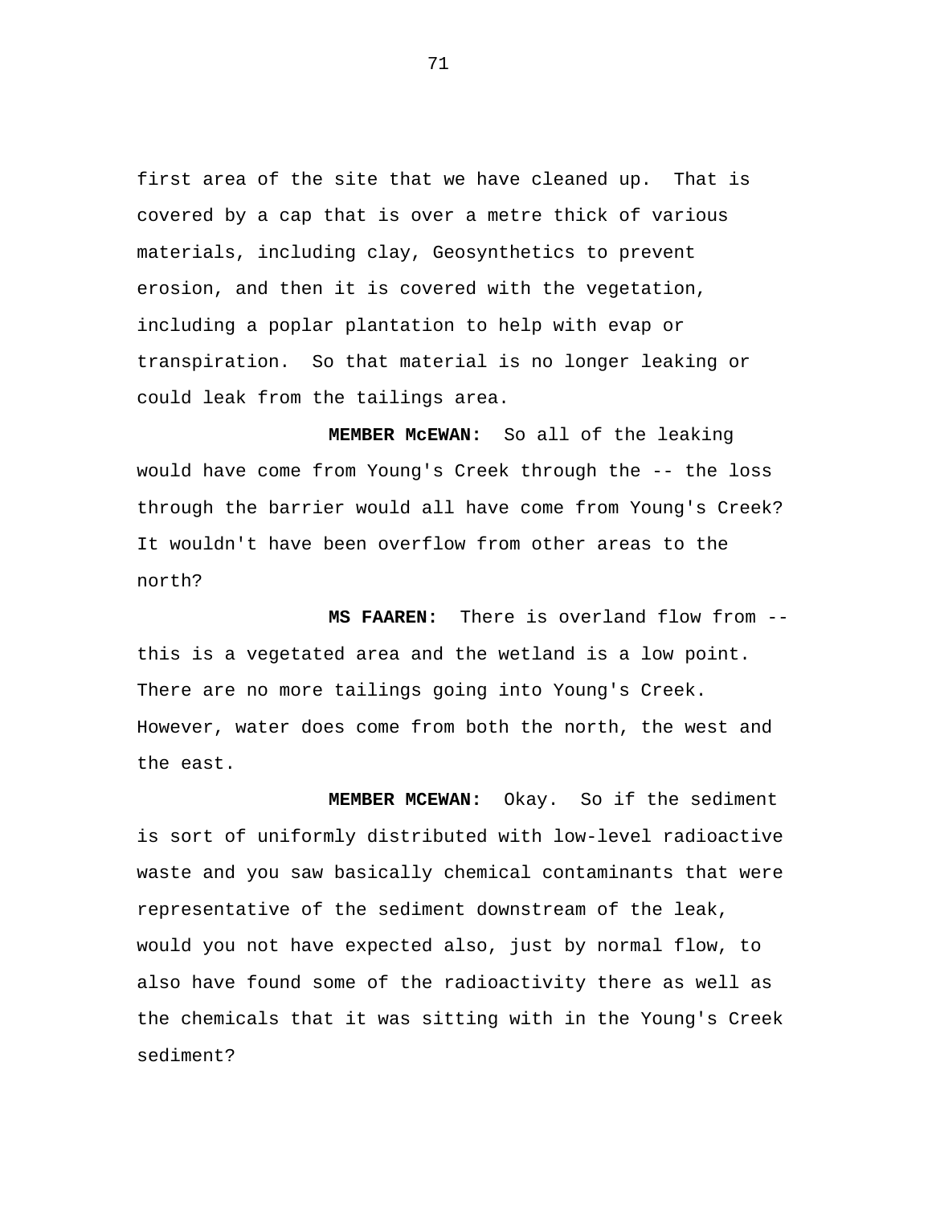first area of the site that we have cleaned up. That is covered by a cap that is over a metre thick of various materials, including clay, Geosynthetics to prevent erosion, and then it is covered with the vegetation, including a poplar plantation to help with evap or transpiration. So that material is no longer leaking or could leak from the tailings area.

**MEMBER McEWAN:** So all of the leaking would have come from Young's Creek through the -- the loss through the barrier would all have come from Young's Creek? It wouldn't have been overflow from other areas to the north?

**MS FAAREN:** There is overland flow from -- this is a vegetated area and the wetland is a low point. There are no more tailings going into Young's Creek. However, water does come from both the north, the west and the east.

**MEMBER MCEWAN:** Okay. So if the sediment is sort of uniformly distributed with low-level radioactive waste and you saw basically chemical contaminants that were representative of the sediment downstream of the leak, would you not have expected also, just by normal flow, to also have found some of the radioactivity there as well as the chemicals that it was sitting with in the Young's Creek sediment?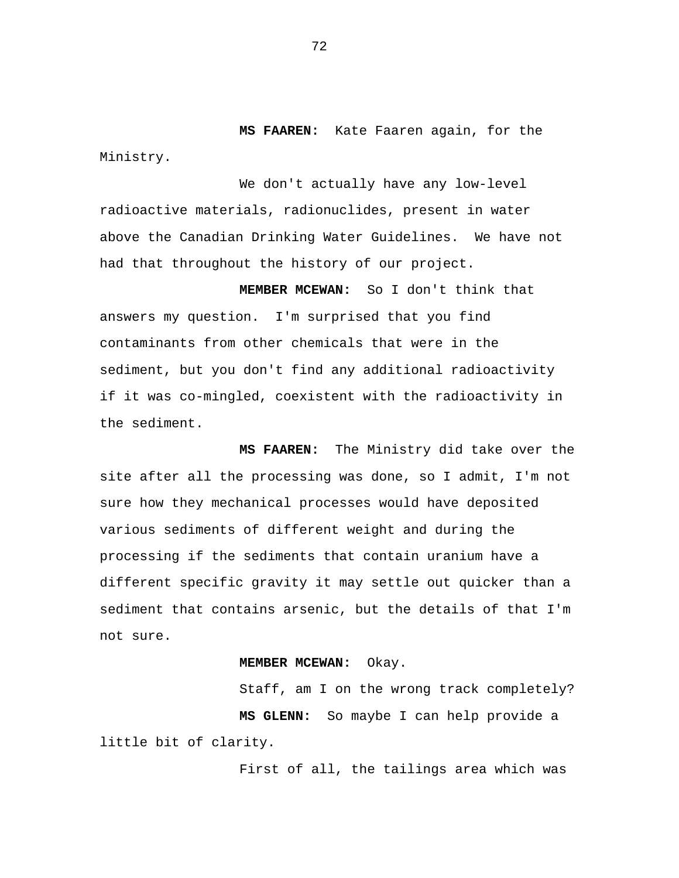**MS FAAREN:** Kate Faaren again, for the Ministry.

We don't actually have any low-level radioactive materials, radionuclides, present in water above the Canadian Drinking Water Guidelines. We have not had that throughout the history of our project.

**MEMBER MCEWAN:** So I don't think that answers my question. I'm surprised that you find contaminants from other chemicals that were in the sediment, but you don't find any additional radioactivity if it was co-mingled, coexistent with the radioactivity in the sediment.

**MS FAAREN:** The Ministry did take over the site after all the processing was done, so I admit, I'm not sure how they mechanical processes would have deposited various sediments of different weight and during the processing if the sediments that contain uranium have a different specific gravity it may settle out quicker than a sediment that contains arsenic, but the details of that I'm not sure.

**MEMBER MCEWAN:** Okay.

Staff, am I on the wrong track completely?

**MS GLENN:** So maybe I can help provide a little bit of clarity.

First of all, the tailings area which was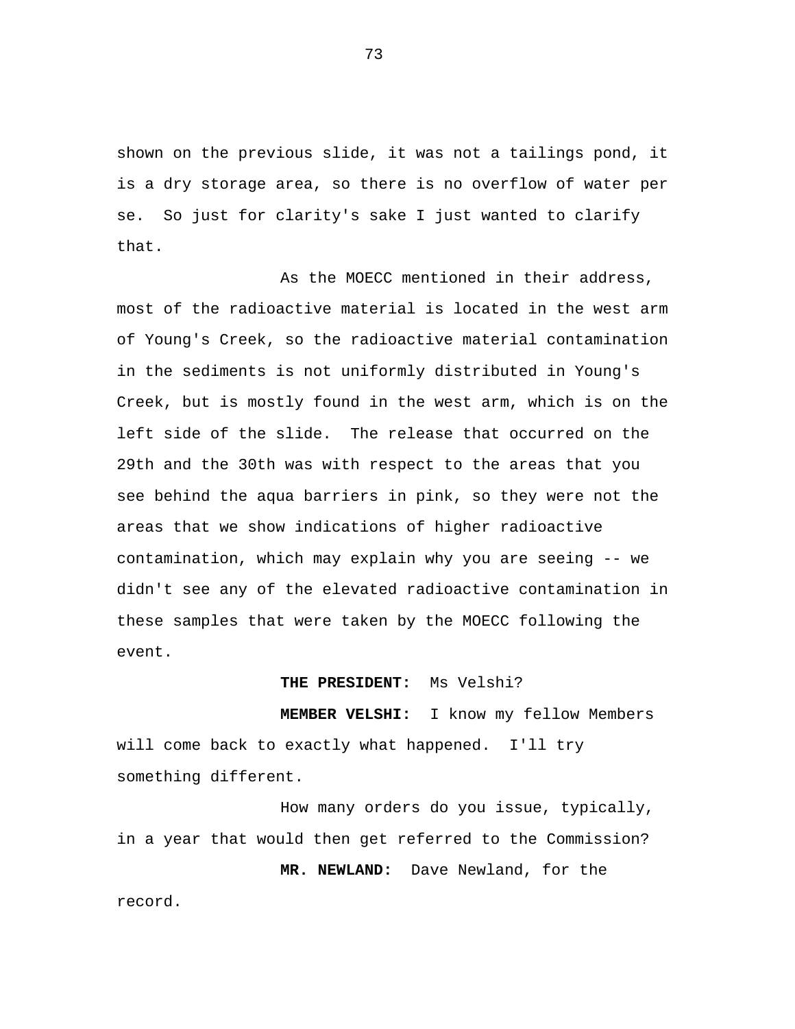shown on the previous slide, it was not a tailings pond, it is a dry storage area, so there is no overflow of water per se. So just for clarity's sake I just wanted to clarify that.

As the MOECC mentioned in their address, most of the radioactive material is located in the west arm of Young's Creek, so the radioactive material contamination in the sediments is not uniformly distributed in Young's Creek, but is mostly found in the west arm, which is on the left side of the slide. The release that occurred on the 29th and the 30th was with respect to the areas that you see behind the aqua barriers in pink, so they were not the areas that we show indications of higher radioactive contamination, which may explain why you are seeing -- we didn't see any of the elevated radioactive contamination in these samples that were taken by the MOECC following the event.

**THE PRESIDENT:** Ms Velshi?

**MEMBER VELSHI:** I know my fellow Members will come back to exactly what happened. I'll try something different.

How many orders do you issue, typically, in a year that would then get referred to the Commission?

**MR. NEWLAND:** Dave Newland, for the record.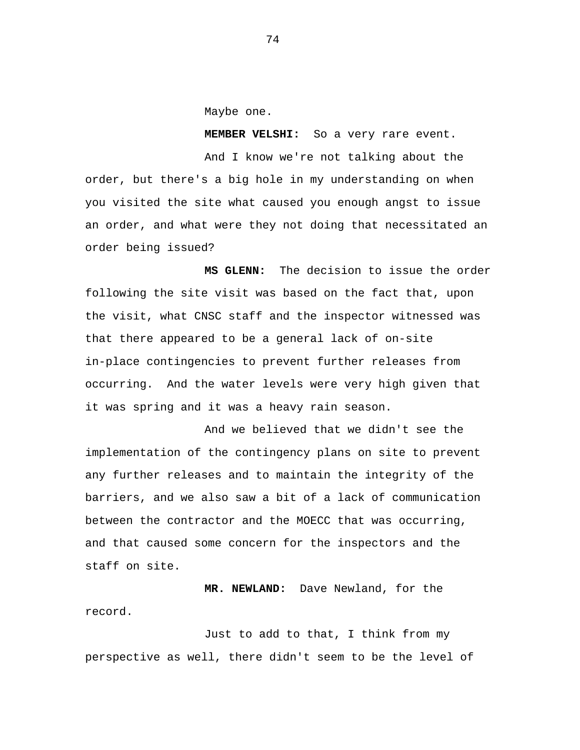Maybe one.

**MEMBER VELSHI:** So a very rare event.

And I know we're not talking about the order, but there's a big hole in my understanding on when you visited the site what caused you enough angst to issue an order, and what were they not doing that necessitated an order being issued?

**MS GLENN:** The decision to issue the order following the site visit was based on the fact that, upon the visit, what CNSC staff and the inspector witnessed was that there appeared to be a general lack of on-site in-place contingencies to prevent further releases from occurring. And the water levels were very high given that it was spring and it was a heavy rain season.

And we believed that we didn't see the implementation of the contingency plans on site to prevent any further releases and to maintain the integrity of the barriers, and we also saw a bit of a lack of communication between the contractor and the MOECC that was occurring, and that caused some concern for the inspectors and the staff on site.

**MR. NEWLAND:** Dave Newland, for the record.

Just to add to that, I think from my perspective as well, there didn't seem to be the level of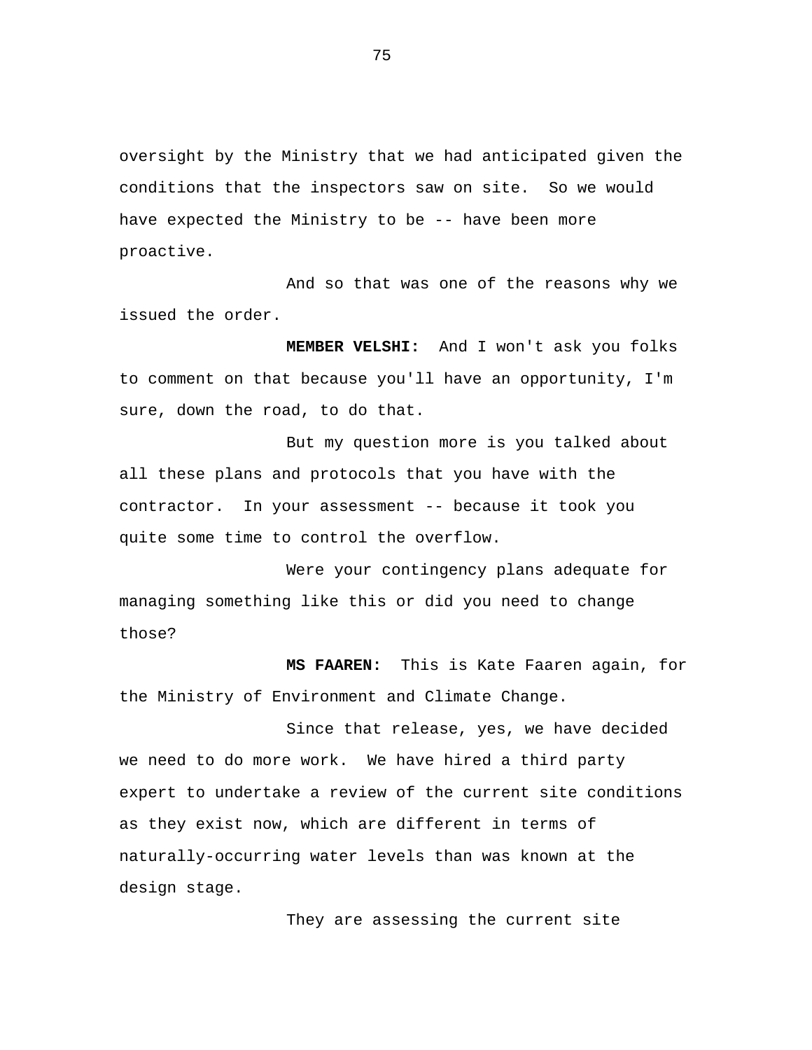oversight by the Ministry that we had anticipated given the conditions that the inspectors saw on site. So we would have expected the Ministry to be -- have been more proactive.

And so that was one of the reasons why we issued the order.

**MEMBER VELSHI:** And I won't ask you folks to comment on that because you'll have an opportunity, I'm sure, down the road, to do that.

But my question more is you talked about all these plans and protocols that you have with the contractor. In your assessment -- because it took you quite some time to control the overflow.

Were your contingency plans adequate for managing something like this or did you need to change those?

**MS FAAREN:** This is Kate Faaren again, for the Ministry of Environment and Climate Change.

Since that release, yes, we have decided we need to do more work. We have hired a third party expert to undertake a review of the current site conditions as they exist now, which are different in terms of naturally-occurring water levels than was known at the design stage.

They are assessing the current site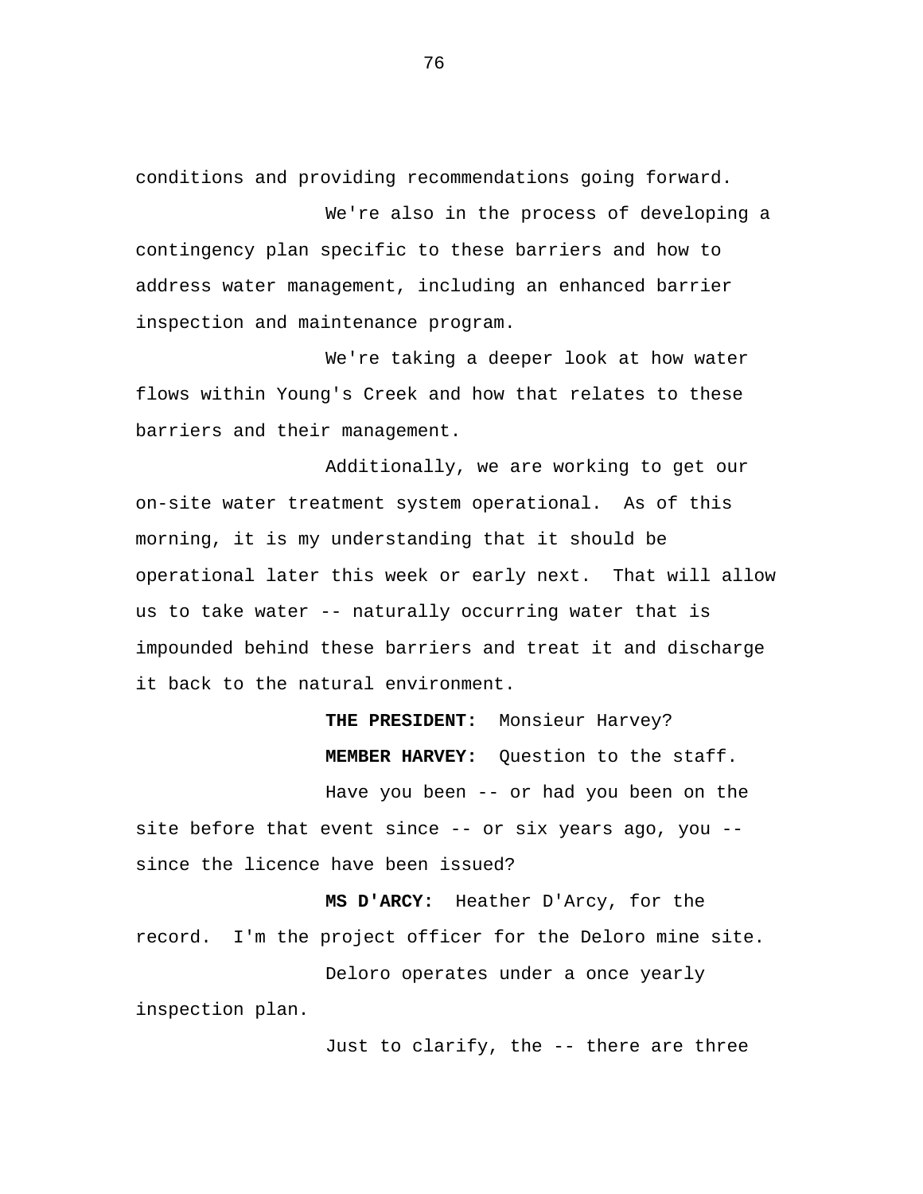conditions and providing recommendations going forward.

We're also in the process of developing a contingency plan specific to these barriers and how to address water management, including an enhanced barrier inspection and maintenance program.

We're taking a deeper look at how water flows within Young's Creek and how that relates to these barriers and their management.

Additionally, we are working to get our on-site water treatment system operational. As of this morning, it is my understanding that it should be operational later this week or early next. That will allow us to take water -- naturally occurring water that is impounded behind these barriers and treat it and discharge it back to the natural environment.

**THE PRESIDENT:** Monsieur Harvey?

**MEMBER HARVEY:** Question to the staff.

Have you been -- or had you been on the site before that event since -- or six years ago, you -- since the licence have been issued?

**MS D'ARCY:** Heather D'Arcy, for the record. I'm the project officer for the Deloro mine site.

Deloro operates under a once yearly inspection plan.

Just to clarify, the -- there are three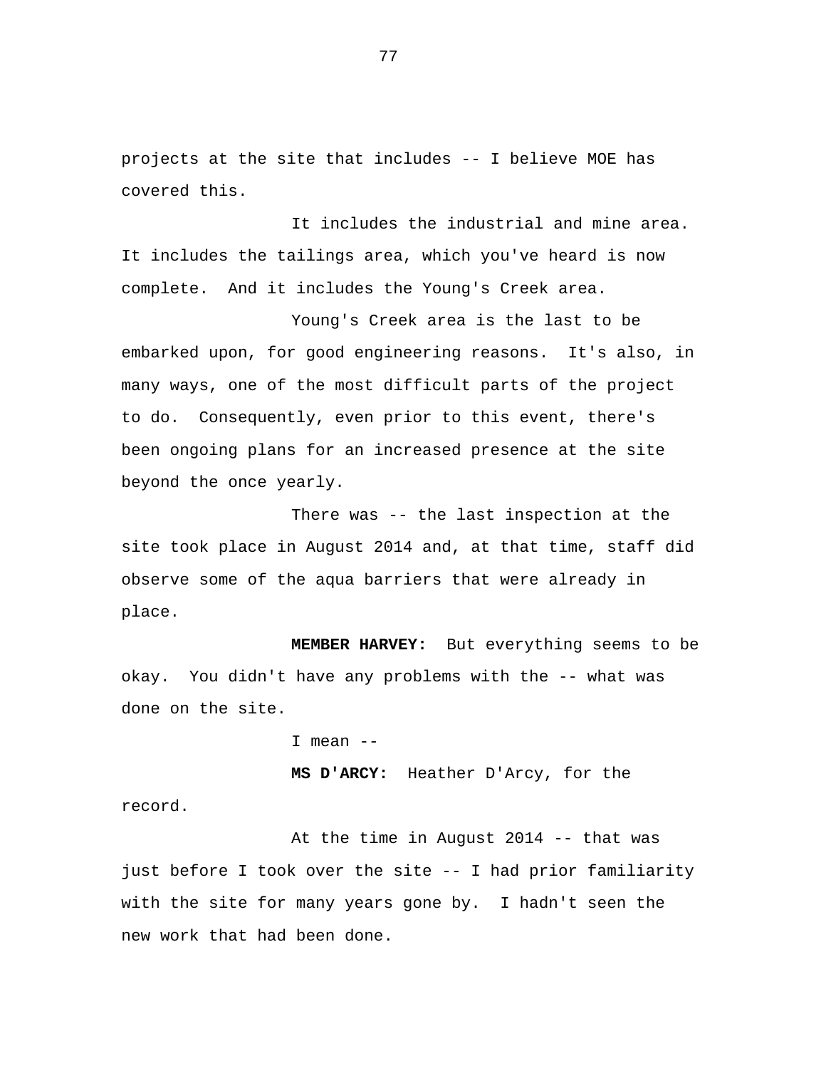projects at the site that includes -- I believe MOE has covered this.

It includes the industrial and mine area. It includes the tailings area, which you've heard is now complete. And it includes the Young's Creek area.

Young's Creek area is the last to be embarked upon, for good engineering reasons. It's also, in many ways, one of the most difficult parts of the project to do. Consequently, even prior to this event, there's been ongoing plans for an increased presence at the site beyond the once yearly.

There was -- the last inspection at the site took place in August 2014 and, at that time, staff did observe some of the aqua barriers that were already in place.

**MEMBER HARVEY:** But everything seems to be okay. You didn't have any problems with the -- what was done on the site.

I mean --

**MS D'ARCY:** Heather D'Arcy, for the record.

At the time in August 2014 -- that was just before I took over the site -- I had prior familiarity with the site for many years gone by. I hadn't seen the new work that had been done.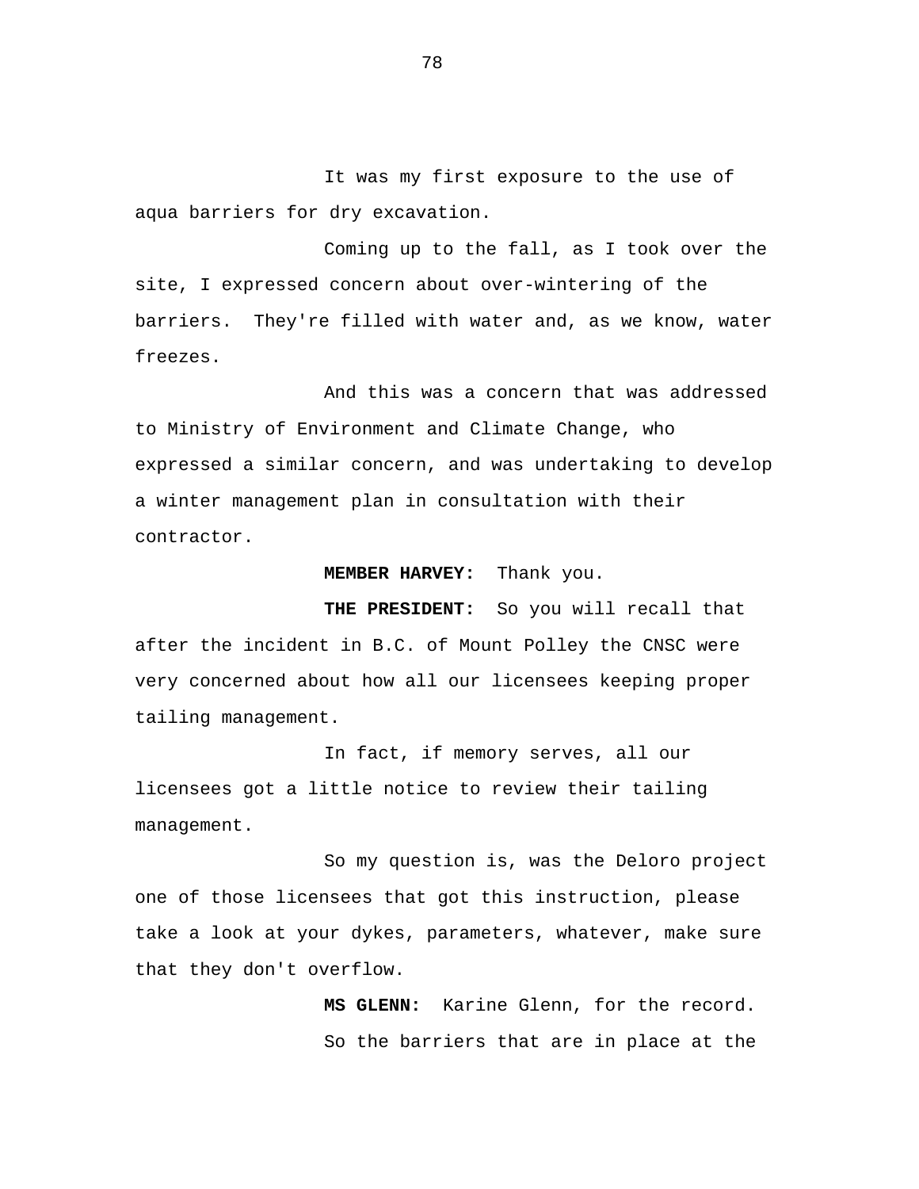It was my first exposure to the use of aqua barriers for dry excavation.

Coming up to the fall, as I took over the site, I expressed concern about over-wintering of the barriers. They're filled with water and, as we know, water freezes.

And this was a concern that was addressed to Ministry of Environment and Climate Change, who expressed a similar concern, and was undertaking to develop a winter management plan in consultation with their contractor.

**MEMBER HARVEY:** Thank you.

**THE PRESIDENT:** So you will recall that after the incident in B.C. of Mount Polley the CNSC were very concerned about how all our licensees keeping proper tailing management.

In fact, if memory serves, all our licensees got a little notice to review their tailing management.

So my question is, was the Deloro project one of those licensees that got this instruction, please take a look at your dykes, parameters, whatever, make sure that they don't overflow.

**MS GLENN:** Karine Glenn, for the record.

So the barriers that are in place at the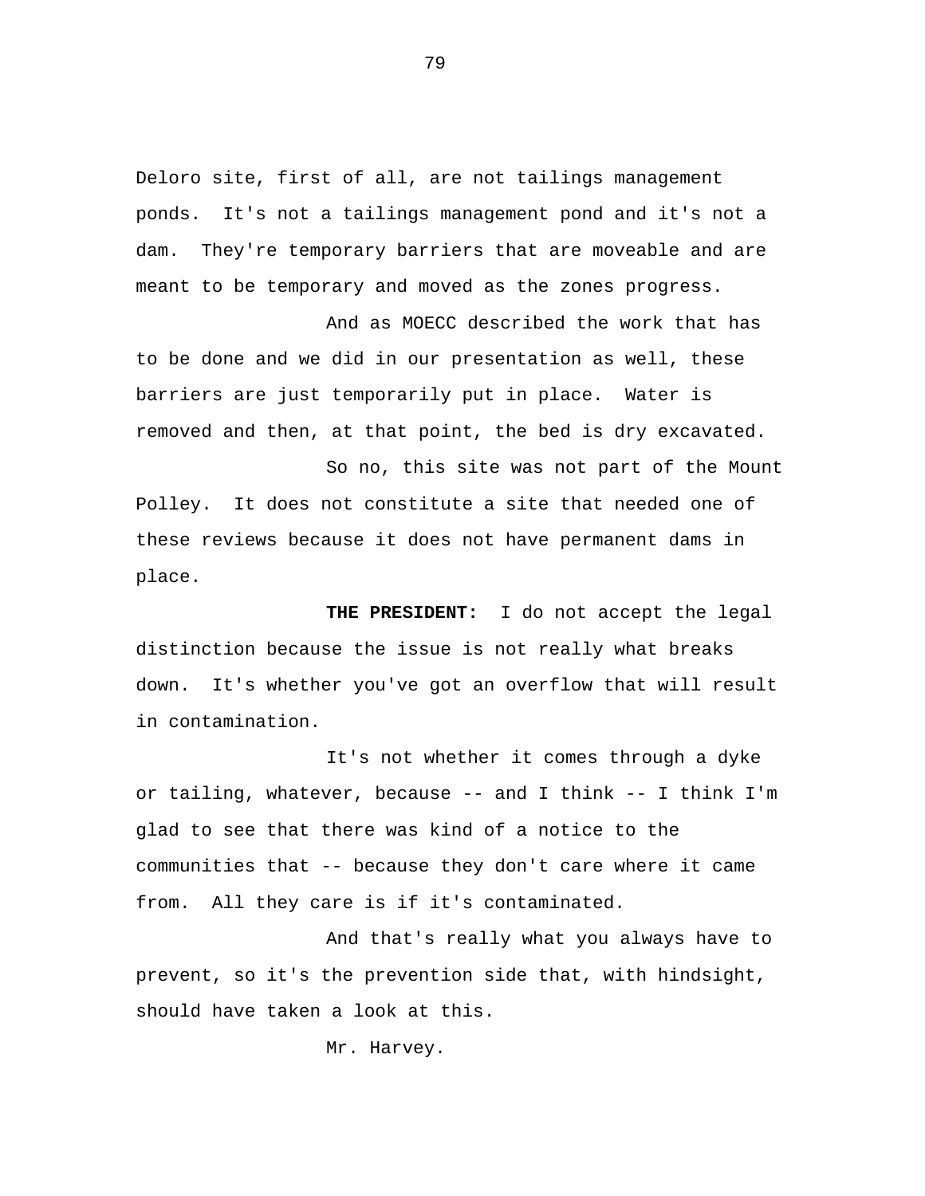Deloro site, first of all, are not tailings management ponds. It's not a tailings management pond and it's not a dam. They're temporary barriers that are moveable and are meant to be temporary and moved as the zones progress.

And as MOECC described the work that has to be done and we did in our presentation as well, these barriers are just temporarily put in place. Water is removed and then, at that point, the bed is dry excavated.

So no, this site was not part of the Mount Polley. It does not constitute a site that needed one of these reviews because it does not have permanent dams in place.

**THE PRESIDENT:** I do not accept the legal distinction because the issue is not really what breaks down. It's whether you've got an overflow that will result in contamination.

It's not whether it comes through a dyke or tailing, whatever, because -- and I think -- I think I'm glad to see that there was kind of a notice to the communities that -- because they don't care where it came from. All they care is if it's contaminated.

And that's really what you always have to prevent, so it's the prevention side that, with hindsight, should have taken a look at this.

Mr. Harvey.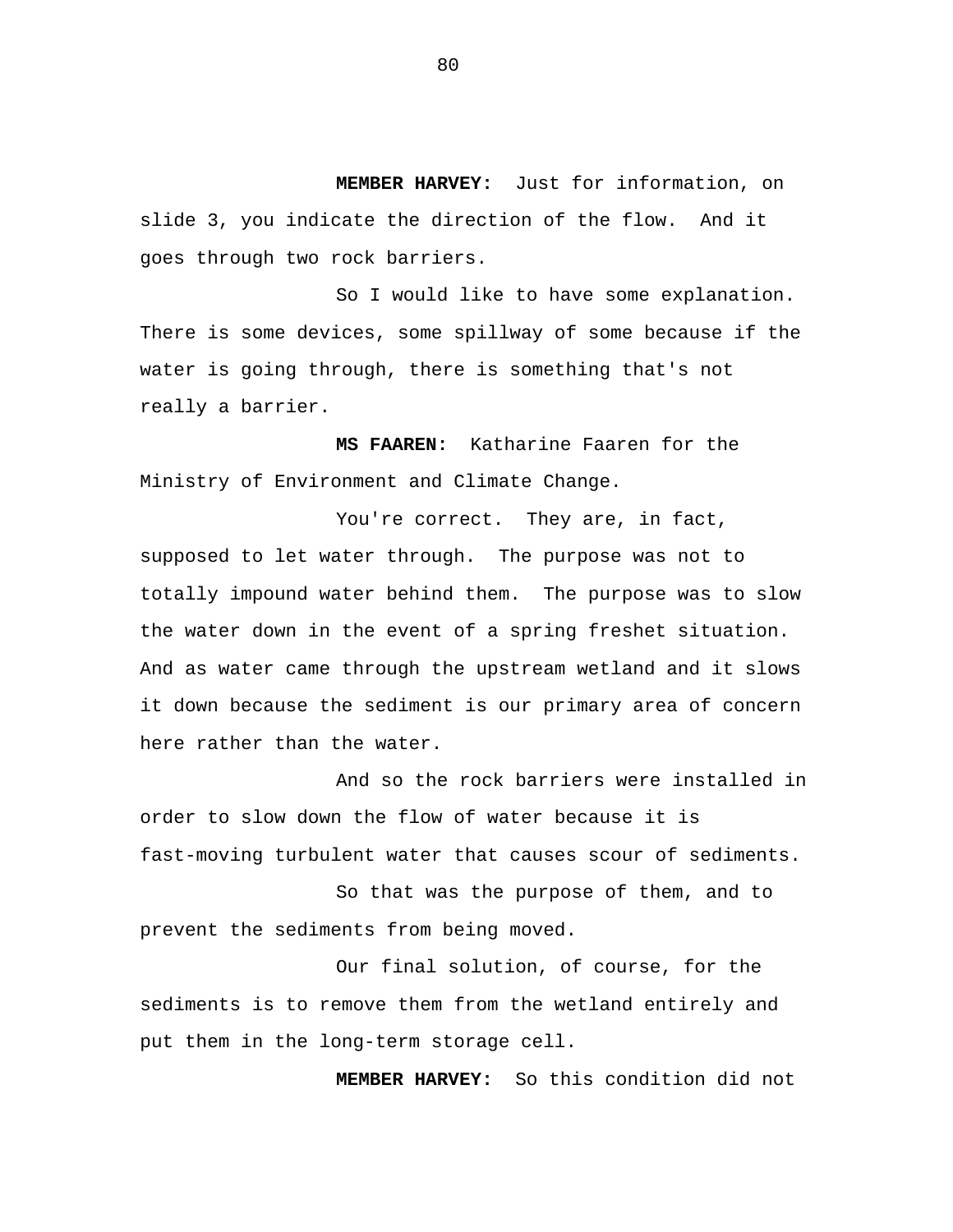**MEMBER HARVEY:** Just for information, on slide 3, you indicate the direction of the flow. And it goes through two rock barriers.

So I would like to have some explanation. There is some devices, some spillway of some because if the water is going through, there is something that's not really a barrier.

**MS FAAREN:** Katharine Faaren for the Ministry of Environment and Climate Change.

You're correct. They are, in fact, supposed to let water through. The purpose was not to totally impound water behind them. The purpose was to slow the water down in the event of a spring freshet situation. And as water came through the upstream wetland and it slows it down because the sediment is our primary area of concern here rather than the water.

And so the rock barriers were installed in order to slow down the flow of water because it is fast-moving turbulent water that causes scour of sediments.

So that was the purpose of them, and to prevent the sediments from being moved.

Our final solution, of course, for the sediments is to remove them from the wetland entirely and put them in the long-term storage cell.

**MEMBER HARVEY:** So this condition did not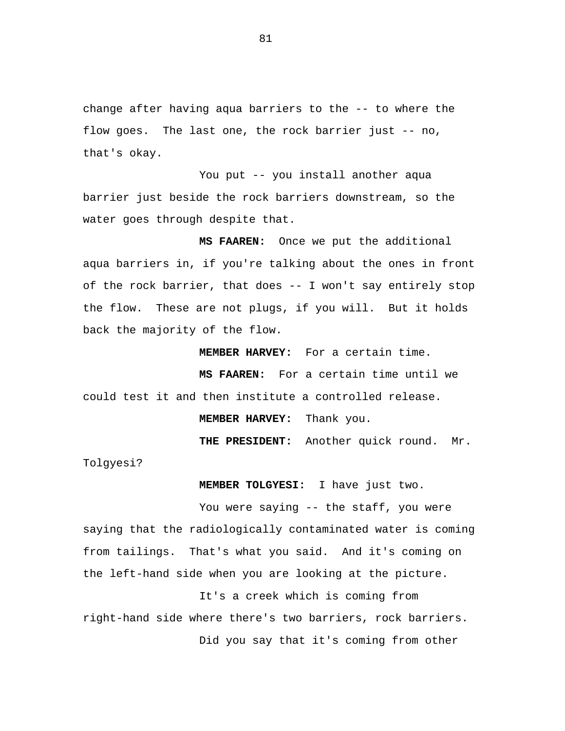change after having aqua barriers to the -- to where the flow goes. The last one, the rock barrier just -- no, that's okay.

You put -- you install another aqua barrier just beside the rock barriers downstream, so the water goes through despite that.

**MS FAAREN:** Once we put the additional aqua barriers in, if you're talking about the ones in front of the rock barrier, that does -- I won't say entirely stop the flow. These are not plugs, if you will. But it holds back the majority of the flow.

**MEMBER HARVEY:** For a certain time.

**MS FAAREN:** For a certain time until we could test it and then institute a controlled release.

**MEMBER HARVEY:** Thank you.

**THE PRESIDENT:** Another quick round. Mr. Tolgyesi?

**MEMBER TOLGYESI:** I have just two.

You were saying -- the staff, you were saying that the radiologically contaminated water is coming from tailings. That's what you said. And it's coming on the left-hand side when you are looking at the picture.

It's a creek which is coming from right-hand side where there's two barriers, rock barriers.

Did you say that it's coming from other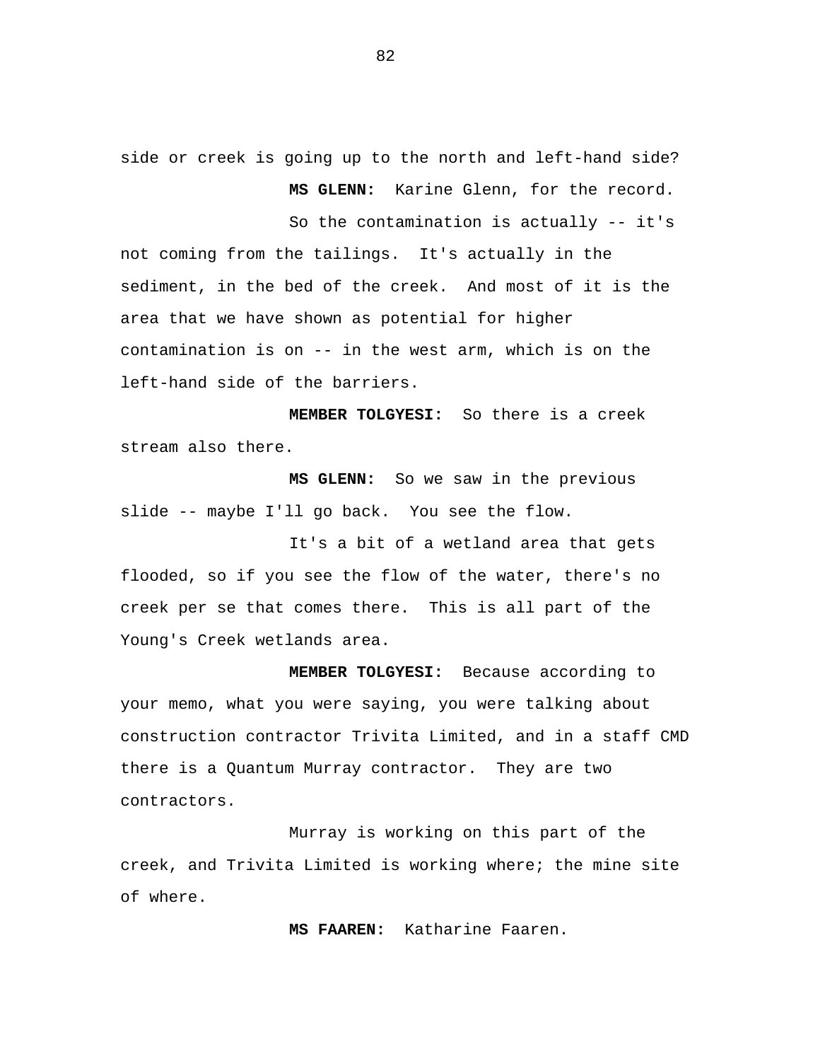side or creek is going up to the north and left-hand side?

**MS GLENN:** Karine Glenn, for the record.

So the contamination is actually -- it's not coming from the tailings. It's actually in the sediment, in the bed of the creek. And most of it is the area that we have shown as potential for higher contamination is on -- in the west arm, which is on the left-hand side of the barriers.

**MEMBER TOLGYESI:** So there is a creek stream also there.

**MS GLENN:** So we saw in the previous slide -- maybe I'll go back. You see the flow.

It's a bit of a wetland area that gets flooded, so if you see the flow of the water, there's no creek per se that comes there. This is all part of the Young's Creek wetlands area.

**MEMBER TOLGYESI:** Because according to your memo, what you were saying, you were talking about construction contractor Trivita Limited, and in a staff CMD there is a Quantum Murray contractor. They are two contractors.

Murray is working on this part of the creek, and Trivita Limited is working where; the mine site of where.

**MS FAAREN:** Katharine Faaren.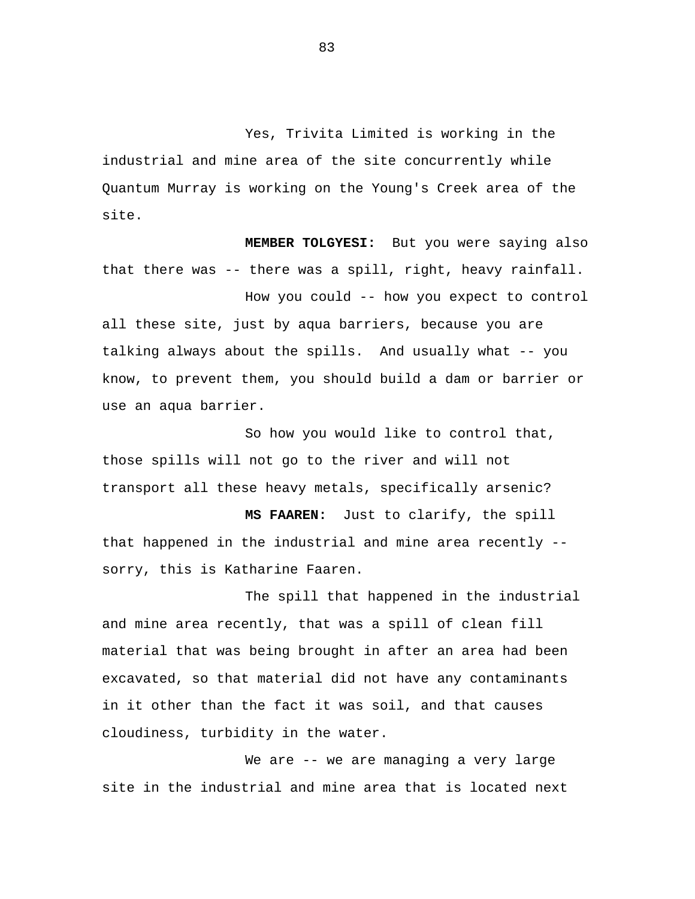Yes, Trivita Limited is working in the industrial and mine area of the site concurrently while Quantum Murray is working on the Young's Creek area of the site.

**MEMBER TOLGYESI:** But you were saying also that there was -- there was a spill, right, heavy rainfall.

How you could -- how you expect to control all these site, just by aqua barriers, because you are talking always about the spills. And usually what -- you know, to prevent them, you should build a dam or barrier or use an aqua barrier.

So how you would like to control that, those spills will not go to the river and will not transport all these heavy metals, specifically arsenic?

**MS FAAREN:** Just to clarify, the spill that happened in the industrial and mine area recently -- sorry, this is Katharine Faaren.

The spill that happened in the industrial and mine area recently, that was a spill of clean fill material that was being brought in after an area had been excavated, so that material did not have any contaminants in it other than the fact it was soil, and that causes cloudiness, turbidity in the water.

We are -- we are managing a very large site in the industrial and mine area that is located next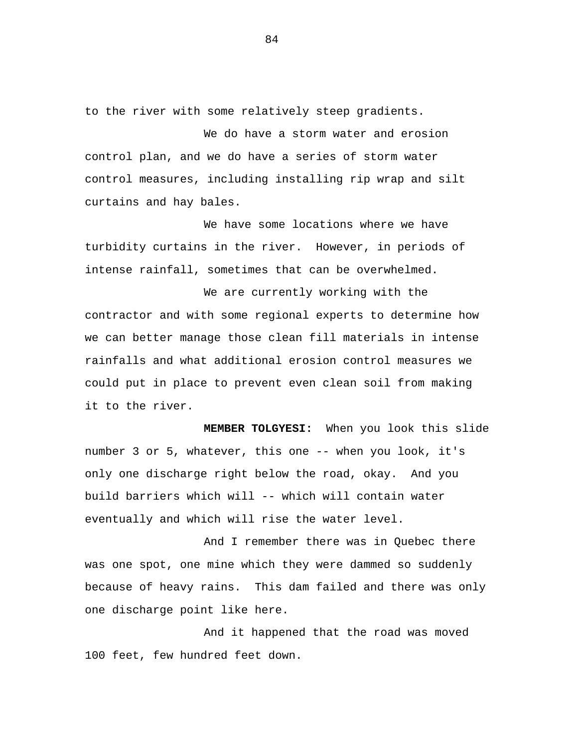to the river with some relatively steep gradients.

We do have a storm water and erosion control plan, and we do have a series of storm water control measures, including installing rip wrap and silt curtains and hay bales.

We have some locations where we have turbidity curtains in the river.  However, in periods of intense rainfall, sometimes that can be overwhelmed.

We are currently working with the contractor and with some regional experts to determine how we can better manage those clean fill materials in intense rainfalls and what additional erosion control measures we could put in place to prevent even clean soil from making it to the river.

**MEMBER TOLGYESI:** When you look this slide number 3 or 5, whatever, this one -- when you look, it's only one discharge right below the road, okay.  And you build barriers which will -- which will contain water eventually and which will rise the water level.

And I remember there was in Quebec there was one spot, one mine which they were dammed so suddenly because of heavy rains.  This dam failed and there was only one discharge point like here.

And it happened that the road was moved 100 feet, few hundred feet down.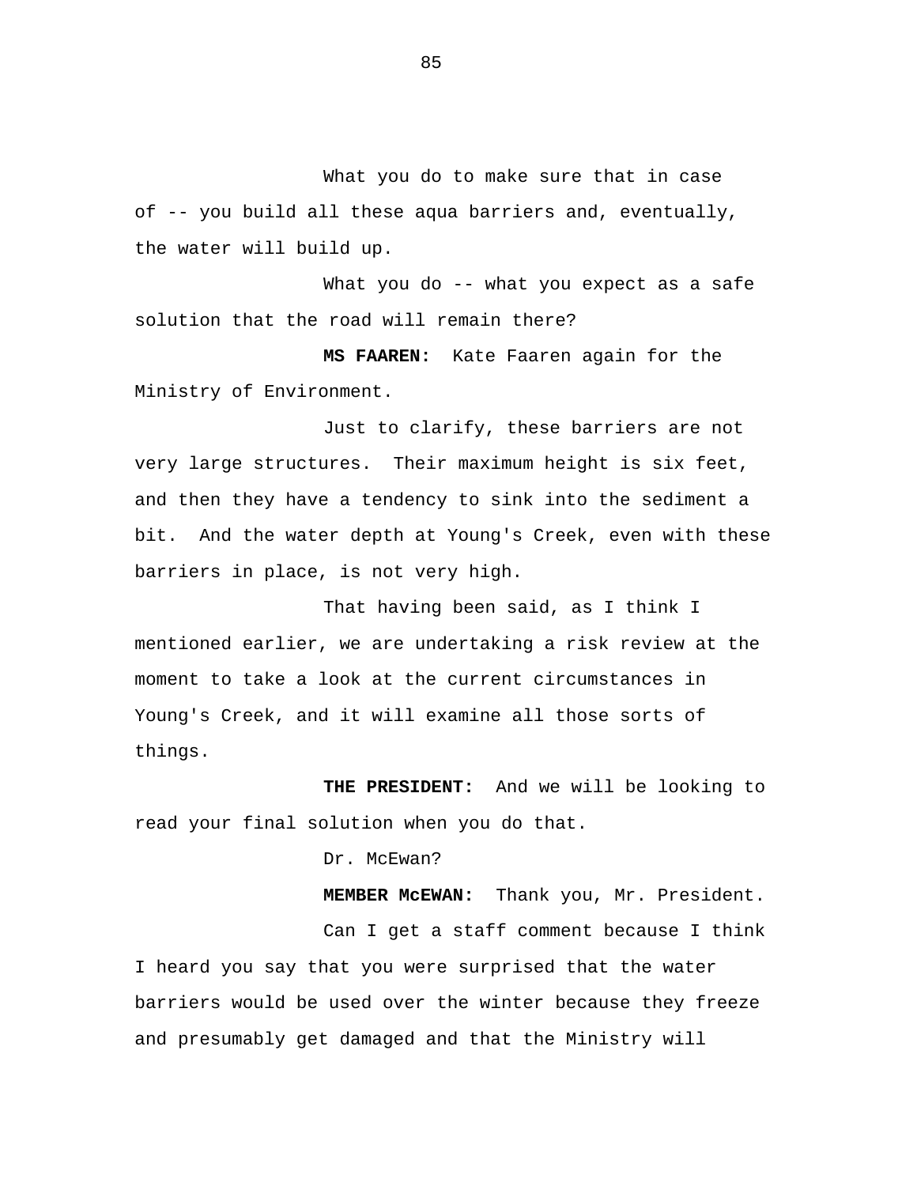What you do to make sure that in case of -- you build all these aqua barriers and, eventually, the water will build up.

What you do -- what you expect as a safe solution that the road will remain there?

**MS FAAREN:** Kate Faaren again for the Ministry of Environment.

Just to clarify, these barriers are not very large structures. Their maximum height is six feet, and then they have a tendency to sink into the sediment a bit. And the water depth at Young's Creek, even with these barriers in place, is not very high.

That having been said, as I think I mentioned earlier, we are undertaking a risk review at the moment to take a look at the current circumstances in Young's Creek, and it will examine all those sorts of things.

**THE PRESIDENT:** And we will be looking to read your final solution when you do that.

Dr. McEwan?

**MEMBER McEWAN:** Thank you, Mr. President.

Can I get a staff comment because I think I heard you say that you were surprised that the water barriers would be used over the winter because they freeze and presumably get damaged and that the Ministry will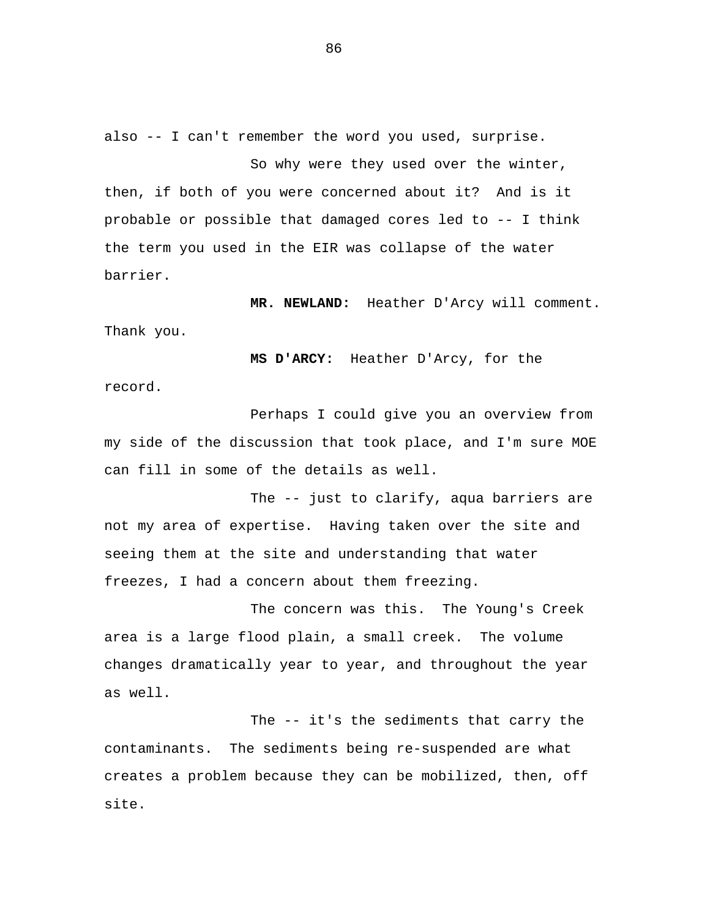also -- I can't remember the word you used, surprise.

So why were they used over the winter, then, if both of you were concerned about it? And is it probable or possible that damaged cores led to -- I think the term you used in the EIR was collapse of the water barrier.

**MR. NEWLAND:** Heather D'Arcy will comment. Thank you.

**MS D'ARCY:** Heather D'Arcy, for the record.

Perhaps I could give you an overview from my side of the discussion that took place, and I'm sure MOE can fill in some of the details as well.

The -- just to clarify, aqua barriers are not my area of expertise. Having taken over the site and seeing them at the site and understanding that water freezes, I had a concern about them freezing.

The concern was this. The Young's Creek area is a large flood plain, a small creek. The volume changes dramatically year to year, and throughout the year as well.

The -- it's the sediments that carry the contaminants. The sediments being re-suspended are what creates a problem because they can be mobilized, then, off site.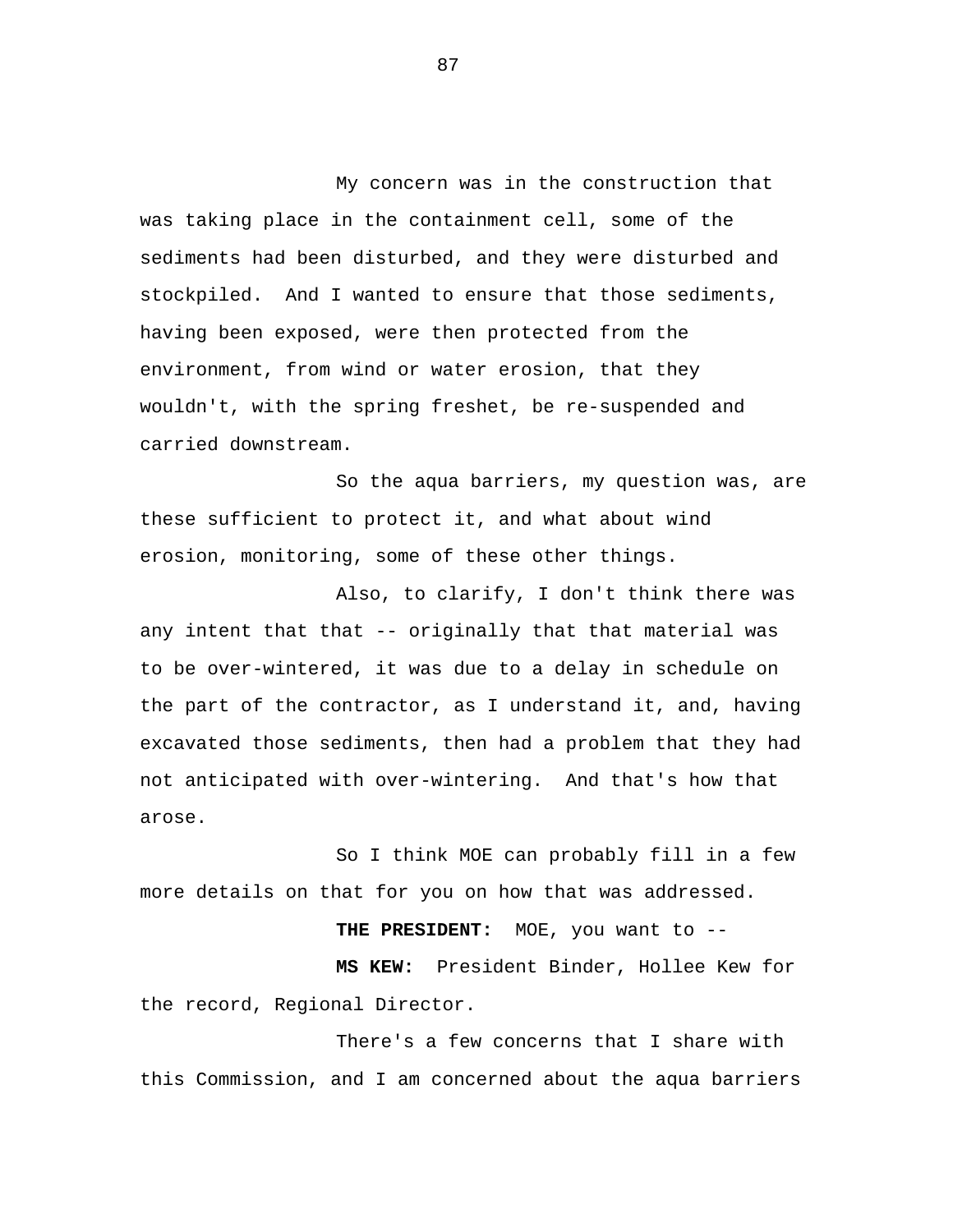My concern was in the construction that was taking place in the containment cell, some of the sediments had been disturbed, and they were disturbed and stockpiled. And I wanted to ensure that those sediments, having been exposed, were then protected from the environment, from wind or water erosion, that they wouldn't, with the spring freshet, be re-suspended and carried downstream.

So the aqua barriers, my question was, are these sufficient to protect it, and what about wind erosion, monitoring, some of these other things.

Also, to clarify, I don't think there was any intent that that -- originally that that material was to be over-wintered, it was due to a delay in schedule on the part of the contractor, as I understand it, and, having excavated those sediments, then had a problem that they had not anticipated with over-wintering. And that's how that arose.

So I think MOE can probably fill in a few more details on that for you on how that was addressed.

**THE PRESIDENT:** MOE, you want to --

**MS KEW:** President Binder, Hollee Kew for the record, Regional Director.

There's a few concerns that I share with this Commission, and I am concerned about the aqua barriers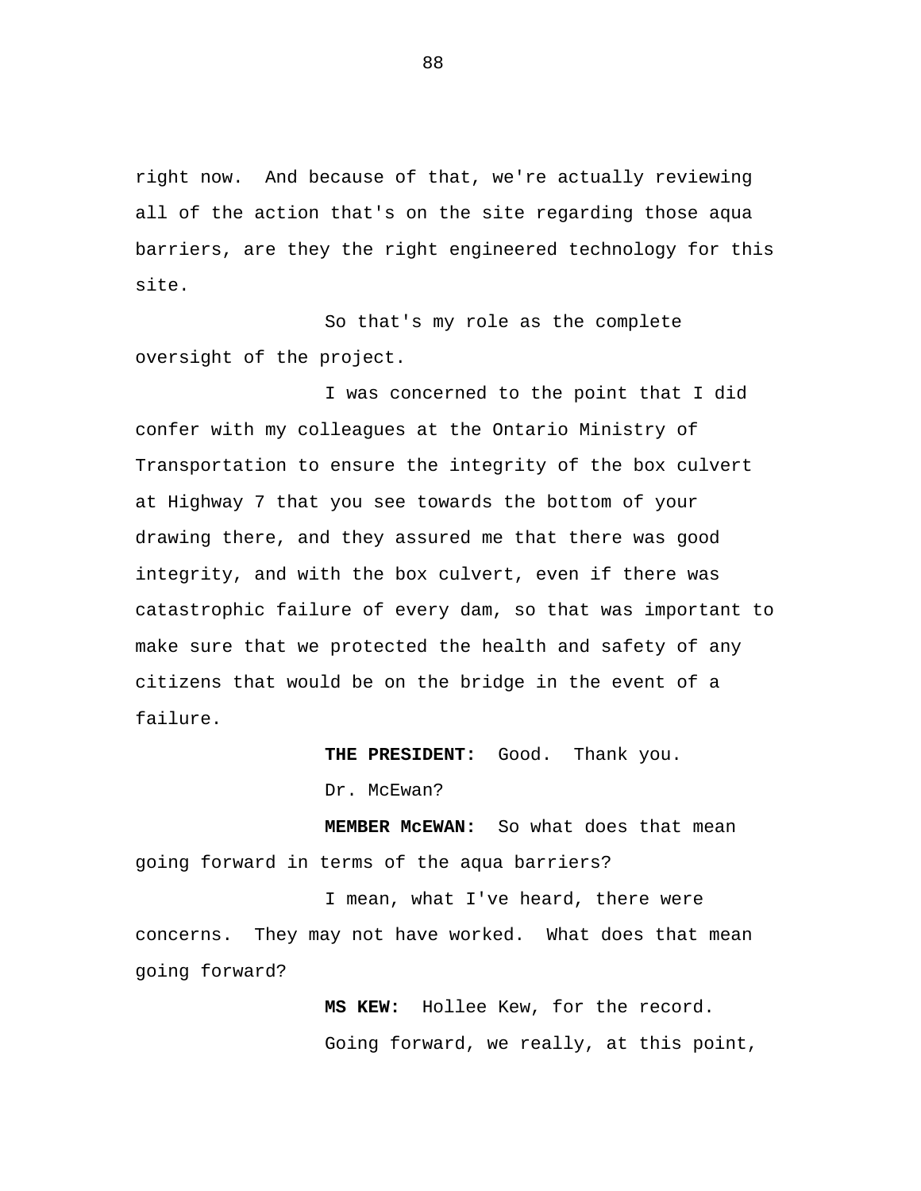right now. And because of that, we're actually reviewing all of the action that's on the site regarding those aqua barriers, are they the right engineered technology for this site.

So that's my role as the complete oversight of the project.

I was concerned to the point that I did confer with my colleagues at the Ontario Ministry of Transportation to ensure the integrity of the box culvert at Highway 7 that you see towards the bottom of your drawing there, and they assured me that there was good integrity, and with the box culvert, even if there was catastrophic failure of every dam, so that was important to make sure that we protected the health and safety of any citizens that would be on the bridge in the event of a failure.

**THE PRESIDENT:** Good. Thank you.

Dr. McEwan?

**MEMBER McEWAN:** So what does that mean going forward in terms of the aqua barriers?

I mean, what I've heard, there were concerns. They may not have worked. What does that mean going forward?

**MS KEW:** Hollee Kew, for the record.

Going forward, we really, at this point,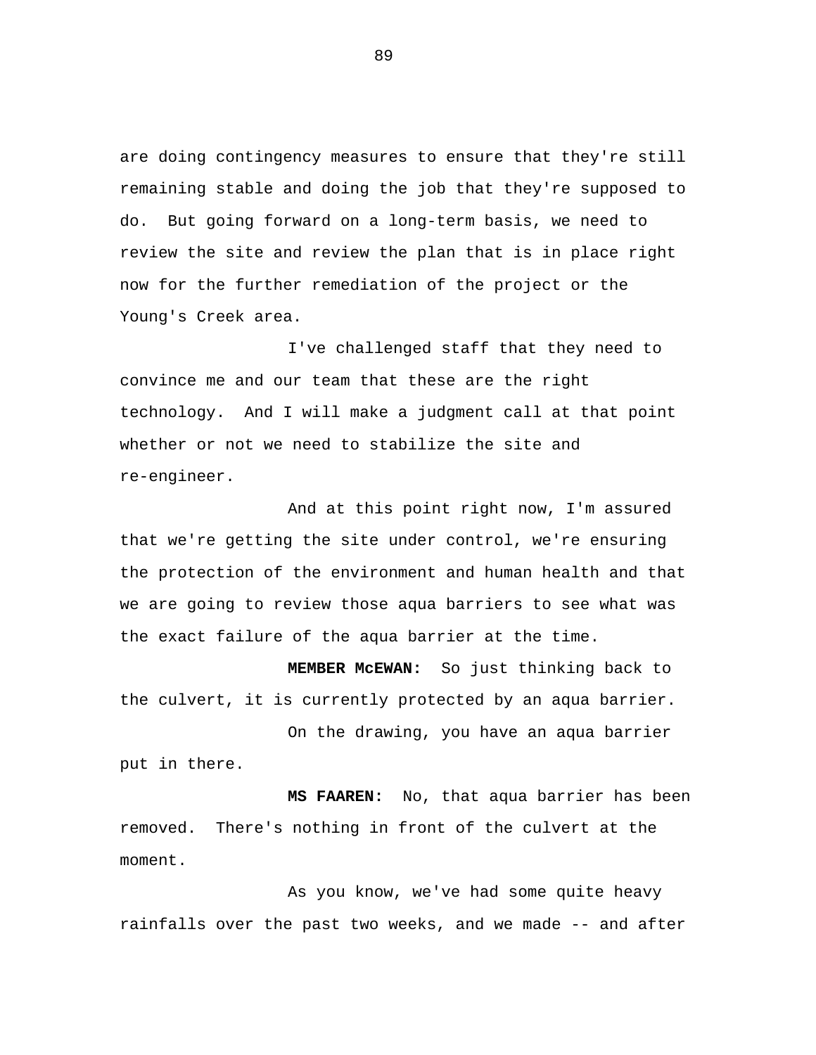are doing contingency measures to ensure that they're still remaining stable and doing the job that they're supposed to do. But going forward on a long-term basis, we need to review the site and review the plan that is in place right now for the further remediation of the project or the Young's Creek area.

I've challenged staff that they need to convince me and our team that these are the right technology. And I will make a judgment call at that point whether or not we need to stabilize the site and re-engineer.

And at this point right now, I'm assured that we're getting the site under control, we're ensuring the protection of the environment and human health and that we are going to review those aqua barriers to see what was the exact failure of the aqua barrier at the time.

**MEMBER McEWAN:** So just thinking back to the culvert, it is currently protected by an aqua barrier.

On the drawing, you have an aqua barrier put in there.

**MS FAAREN:** No, that aqua barrier has been removed. There's nothing in front of the culvert at the moment.

As you know, we've had some quite heavy rainfalls over the past two weeks, and we made -- and after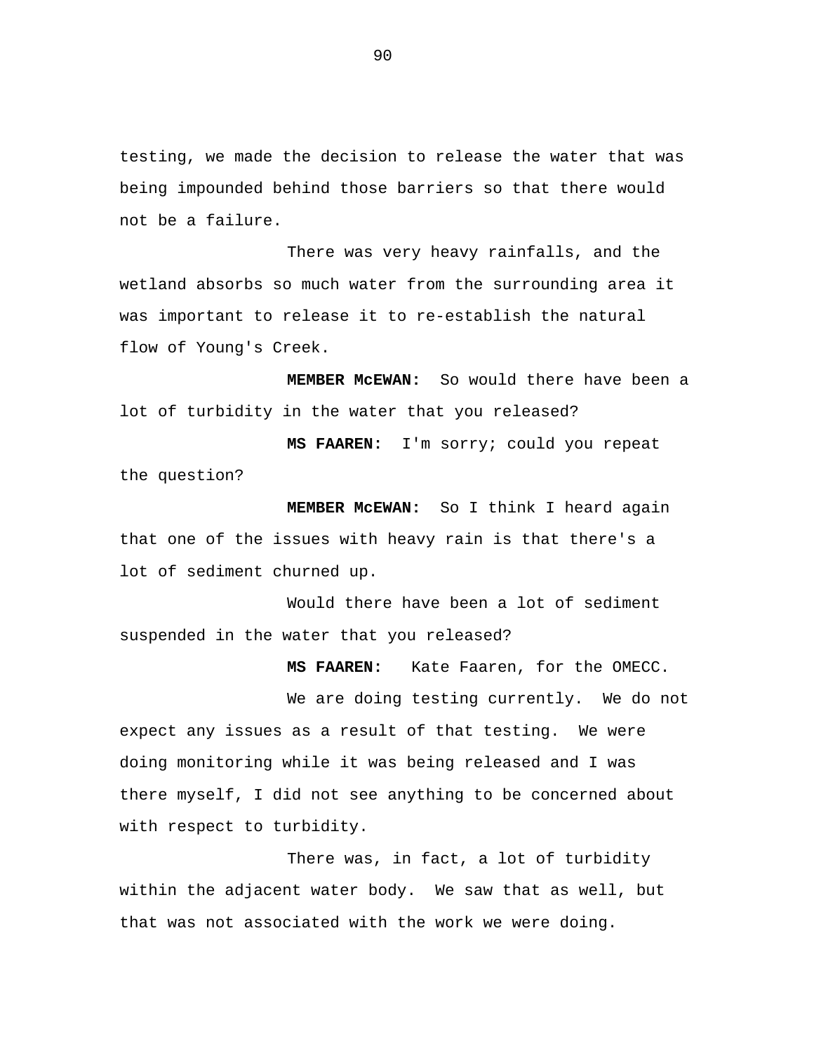testing, we made the decision to release the water that was being impounded behind those barriers so that there would not be a failure.

There was very heavy rainfalls, and the wetland absorbs so much water from the surrounding area it was important to release it to re-establish the natural flow of Young's Creek.

**MEMBER McEWAN:** So would there have been a lot of turbidity in the water that you released?

**MS FAAREN:** I'm sorry; could you repeat the question?

**MEMBER McEWAN:** So I think I heard again that one of the issues with heavy rain is that there's a lot of sediment churned up.

Would there have been a lot of sediment suspended in the water that you released?

**MS FAAREN:** Kate Faaren, for the OMECC.

We are doing testing currently. We do not expect any issues as a result of that testing. We were doing monitoring while it was being released and I was there myself, I did not see anything to be concerned about with respect to turbidity.

There was, in fact, a lot of turbidity within the adjacent water body. We saw that as well, but that was not associated with the work we were doing.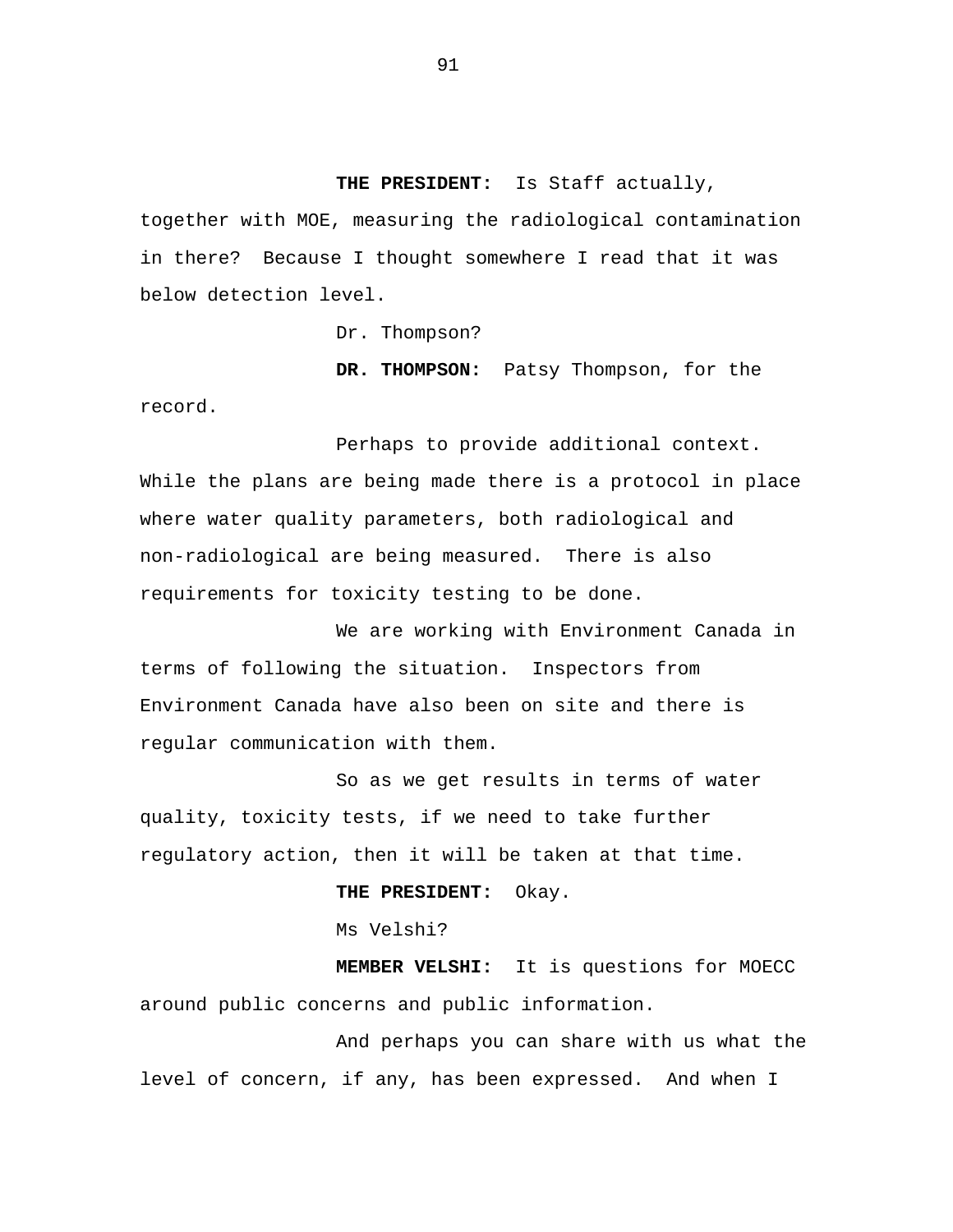**THE PRESIDENT:** Is Staff actually, together with MOE, measuring the radiological contamination in there? Because I thought somewhere I read that it was below detection level.

Dr. Thompson?

**DR. THOMPSON:** Patsy Thompson, for the record.

Perhaps to provide additional context. While the plans are being made there is a protocol in place where water quality parameters, both radiological and non-radiological are being measured. There is also requirements for toxicity testing to be done.

We are working with Environment Canada in terms of following the situation. Inspectors from Environment Canada have also been on site and there is regular communication with them.

So as we get results in terms of water quality, toxicity tests, if we need to take further regulatory action, then it will be taken at that time.

**THE PRESIDENT:** Okay.

Ms Velshi?

**MEMBER VELSHI:** It is questions for MOECC around public concerns and public information.

And perhaps you can share with us what the level of concern, if any, has been expressed. And when I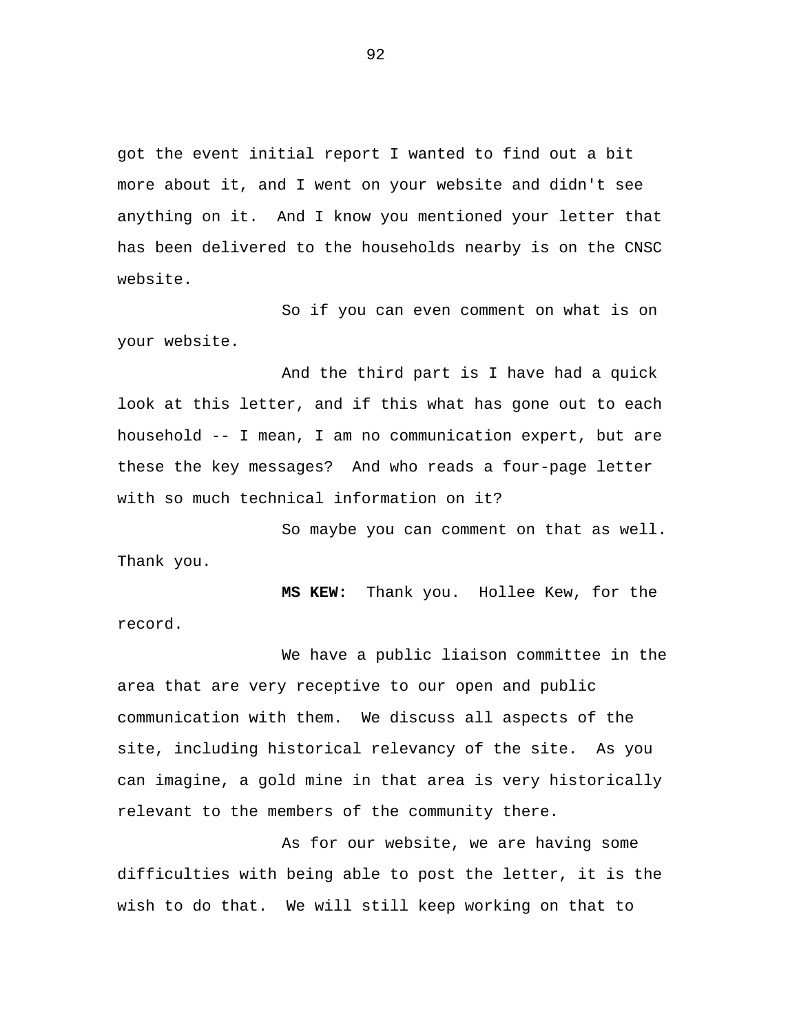got the event initial report I wanted to find out a bit more about it, and I went on your website and didn't see anything on it. And I know you mentioned your letter that has been delivered to the households nearby is on the CNSC website.

So if you can even comment on what is on your website.

And the third part is I have had a quick look at this letter, and if this what has gone out to each household -- I mean, I am no communication expert, but are these the key messages? And who reads a four-page letter with so much technical information on it?

So maybe you can comment on that as well. Thank you.

**MS KEW:** Thank you. Hollee Kew, for the record.

We have a public liaison committee in the area that are very receptive to our open and public communication with them. We discuss all aspects of the site, including historical relevancy of the site. As you can imagine, a gold mine in that area is very historically relevant to the members of the community there.

As for our website, we are having some difficulties with being able to post the letter, it is the wish to do that. We will still keep working on that to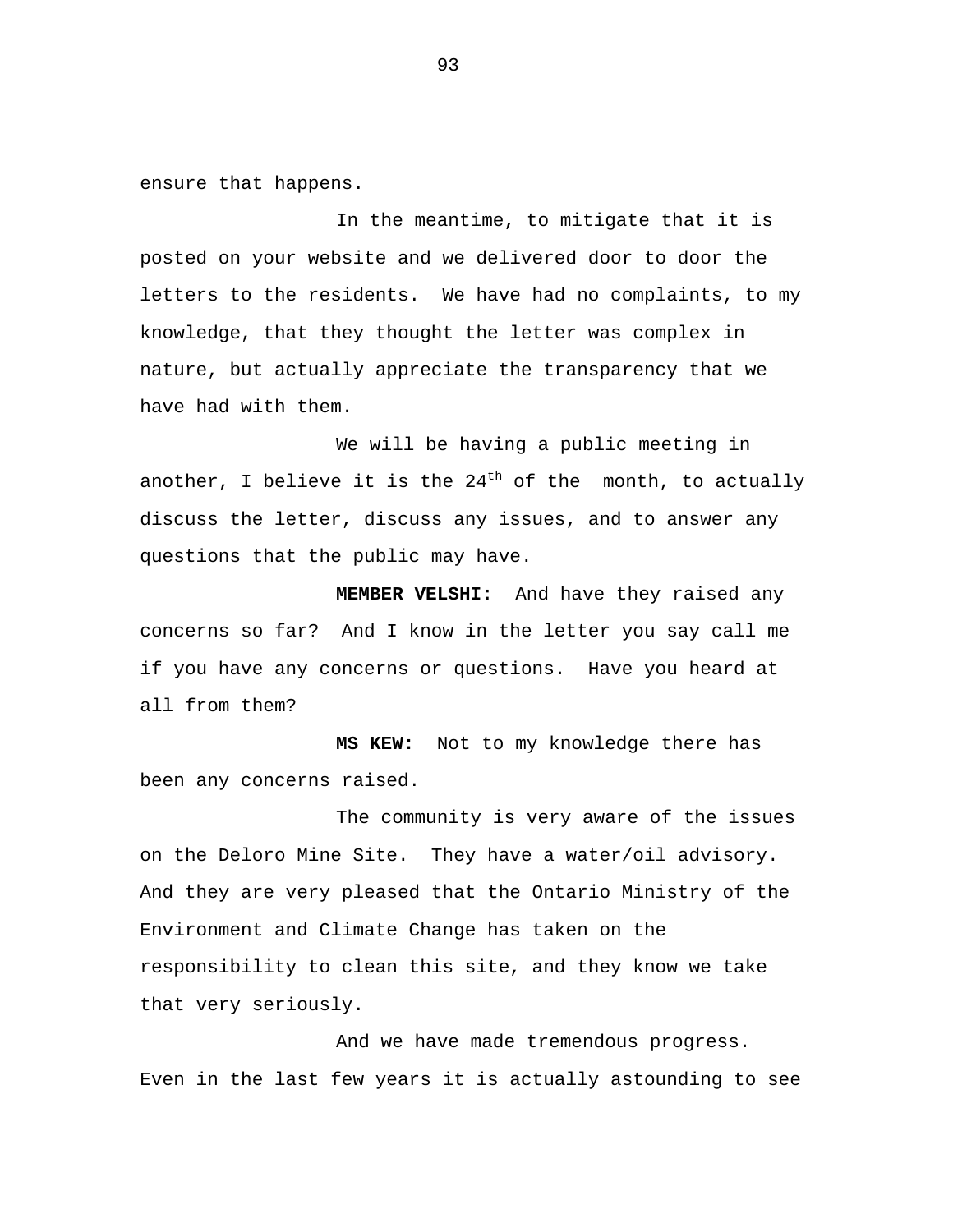ensure that happens.

In the meantime, to mitigate that it is posted on your website and we delivered door to door the letters to the residents. We have had no complaints, to my knowledge, that they thought the letter was complex in nature, but actually appreciate the transparency that we have had with them.

We will be having a public meeting in another, I believe it is the $24^{th}$ of the month, to actually discuss the letter, discuss any issues, and to answer any questions that the public may have.

**MEMBER VELSHI:** And have they raised any concerns so far? And I know in the letter you say call me if you have any concerns or questions. Have you heard at all from them?

**MS KEW:** Not to my knowledge there has been any concerns raised.

The community is very aware of the issues on the Deloro Mine Site. They have a water/oil advisory. And they are very pleased that the Ontario Ministry of the Environment and Climate Change has taken on the responsibility to clean this site, and they know we take that very seriously.

And we have made tremendous progress. Even in the last few years it is actually astounding to see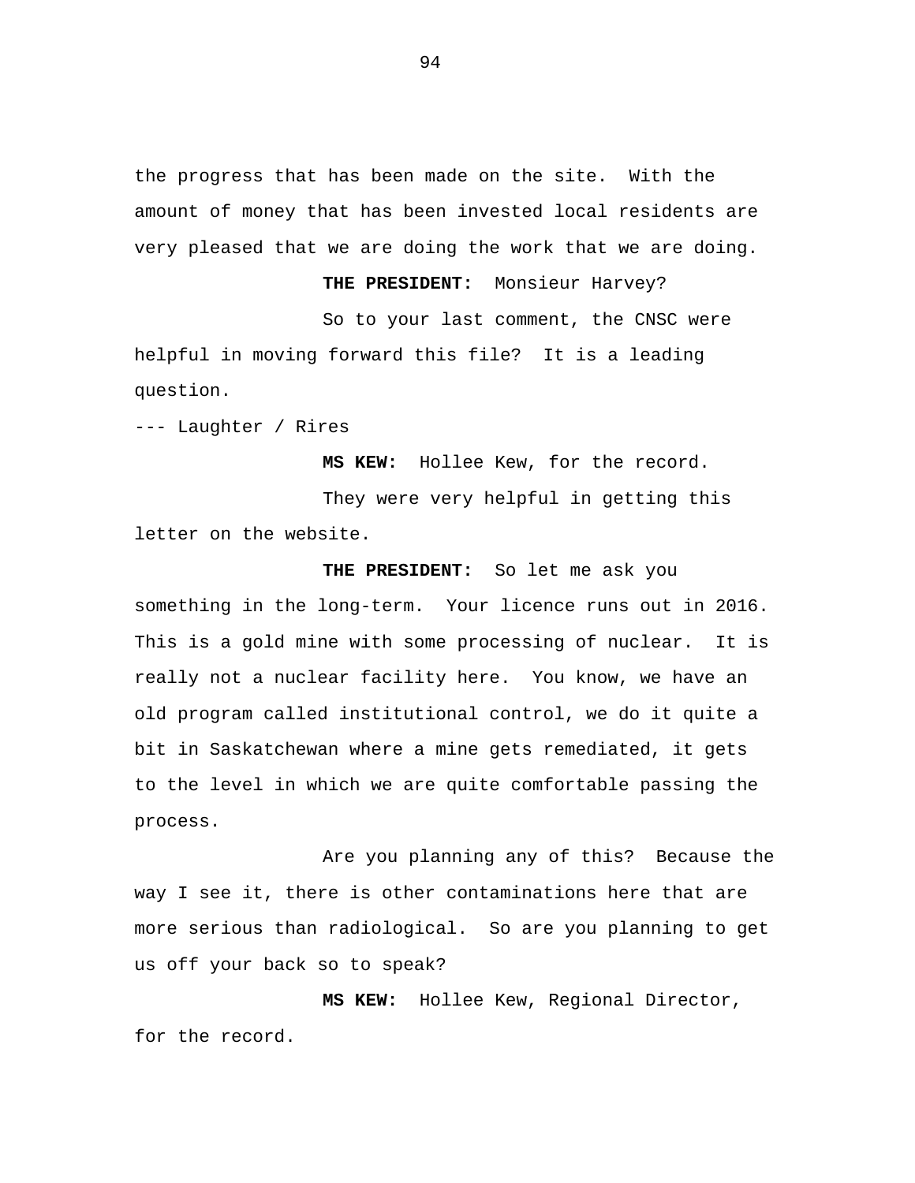the progress that has been made on the site. With the amount of money that has been invested local residents are very pleased that we are doing the work that we are doing.

**THE PRESIDENT:** Monsieur Harvey?

So to your last comment, the CNSC were helpful in moving forward this file? It is a leading question.

--- Laughter / Rires

**MS KEW:** Hollee Kew, for the record.

They were very helpful in getting this letter on the website.

**THE PRESIDENT:** So let me ask you something in the long-term. Your licence runs out in 2016. This is a gold mine with some processing of nuclear. It is really not a nuclear facility here. You know, we have an old program called institutional control, we do it quite a bit in Saskatchewan where a mine gets remediated, it gets to the level in which we are quite comfortable passing the process.

Are you planning any of this? Because the way I see it, there is other contaminations here that are more serious than radiological. So are you planning to get us off your back so to speak?

**MS KEW:** Hollee Kew, Regional Director, for the record.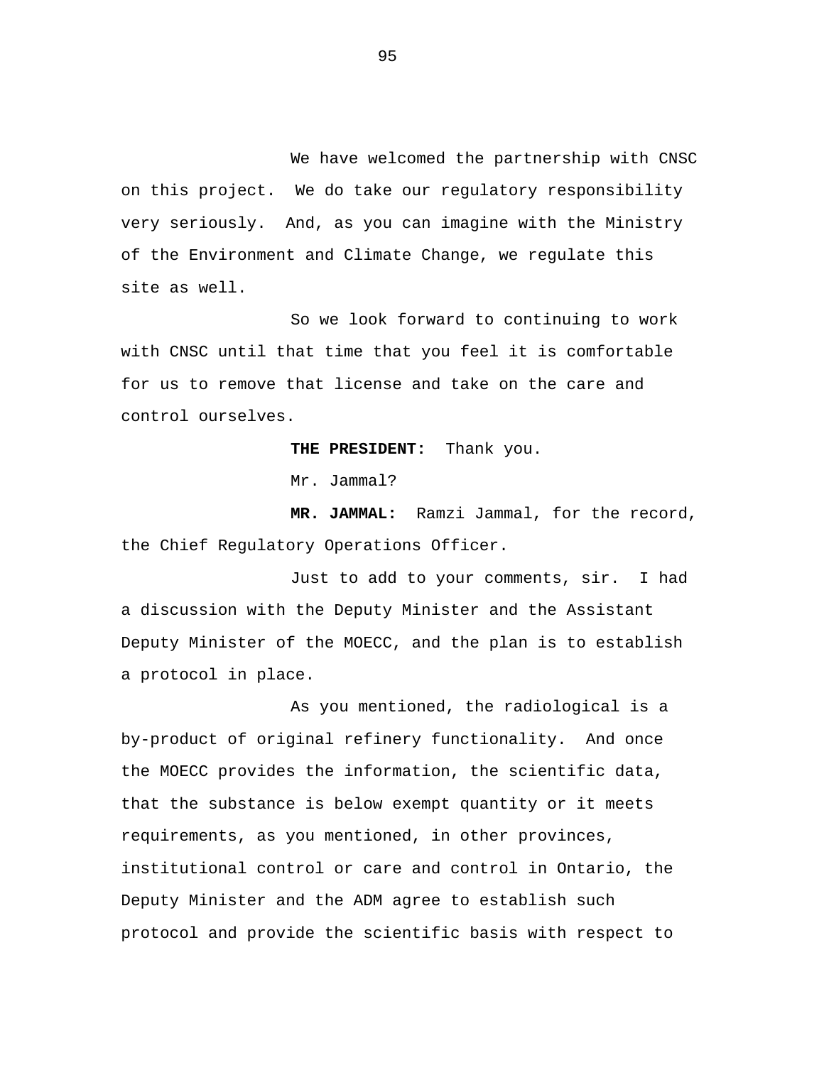We have welcomed the partnership with CNSC on this project. We do take our regulatory responsibility very seriously. And, as you can imagine with the Ministry of the Environment and Climate Change, we regulate this site as well.

So we look forward to continuing to work with CNSC until that time that you feel it is comfortable for us to remove that license and take on the care and control ourselves.

**THE PRESIDENT:** Thank you.

Mr. Jammal?

**MR. JAMMAL:** Ramzi Jammal, for the record, the Chief Regulatory Operations Officer.

Just to add to your comments, sir. I had a discussion with the Deputy Minister and the Assistant Deputy Minister of the MOECC, and the plan is to establish a protocol in place.

As you mentioned, the radiological is a by-product of original refinery functionality. And once the MOECC provides the information, the scientific data, that the substance is below exempt quantity or it meets requirements, as you mentioned, in other provinces, institutional control or care and control in Ontario, the Deputy Minister and the ADM agree to establish such protocol and provide the scientific basis with respect to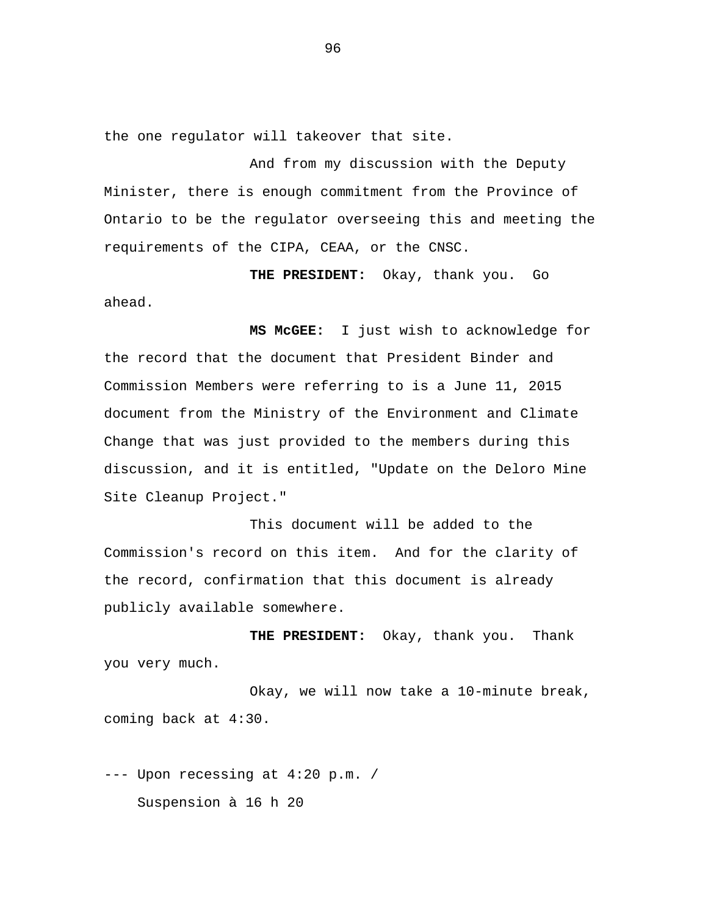the one regulator will takeover that site.

And from my discussion with the Deputy Minister, there is enough commitment from the Province of Ontario to be the regulator overseeing this and meeting the requirements of the CIPA, CEAA, or the CNSC.

**THE PRESIDENT:** Okay, thank you. Go ahead.

**MS McGEE:** I just wish to acknowledge for the record that the document that President Binder and Commission Members were referring to is a June 11, 2015 document from the Ministry of the Environment and Climate Change that was just provided to the members during this discussion, and it is entitled, "Update on the Deloro Mine Site Cleanup Project."

This document will be added to the Commission's record on this item. And for the clarity of the record, confirmation that this document is already publicly available somewhere.

**THE PRESIDENT:** Okay, thank you. Thank you very much.

Okay, we will now take a 10-minute break, coming back at 4:30.

--- Upon recessing at 4:20 p.m. /

Suspension à 16 h 20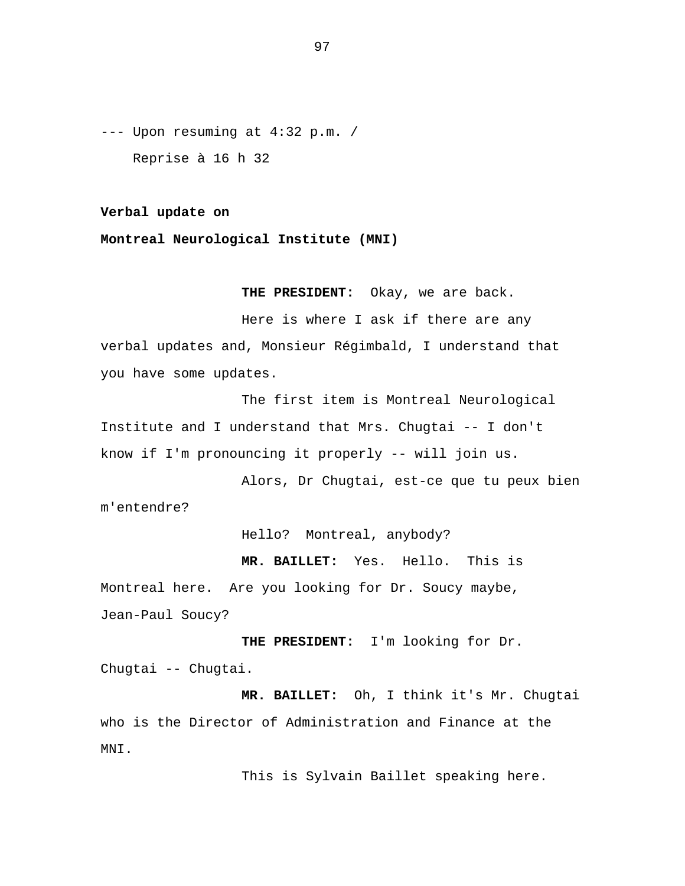--- Upon resuming at 4:32 p.m. /
Reprise à 16 h 32

**Verbal update on**
**Montreal Neurological Institute (MNI)**

**THE PRESIDENT:** Okay, we are back.

Here is where I ask if there are any verbal updates and, Monsieur Régimbald, I understand that you have some updates.

The first item is Montreal Neurological Institute and I understand that Mrs. Chugtai -- I don't know if I'm pronouncing it properly -- will join us.

Alors, Dr Chugtai, est-ce que tu peux bien m'entendre?

Hello? Montreal, anybody?

**MR. BAILLET:** Yes. Hello. This is Montreal here. Are you looking for Dr. Soucy maybe, Jean-Paul Soucy?

**THE PRESIDENT:** I'm looking for Dr. Chugtai -- Chugtai.

**MR. BAILLET:** Oh, I think it's Mr. Chugtai who is the Director of Administration and Finance at the MNI.

This is Sylvain Baillet speaking here.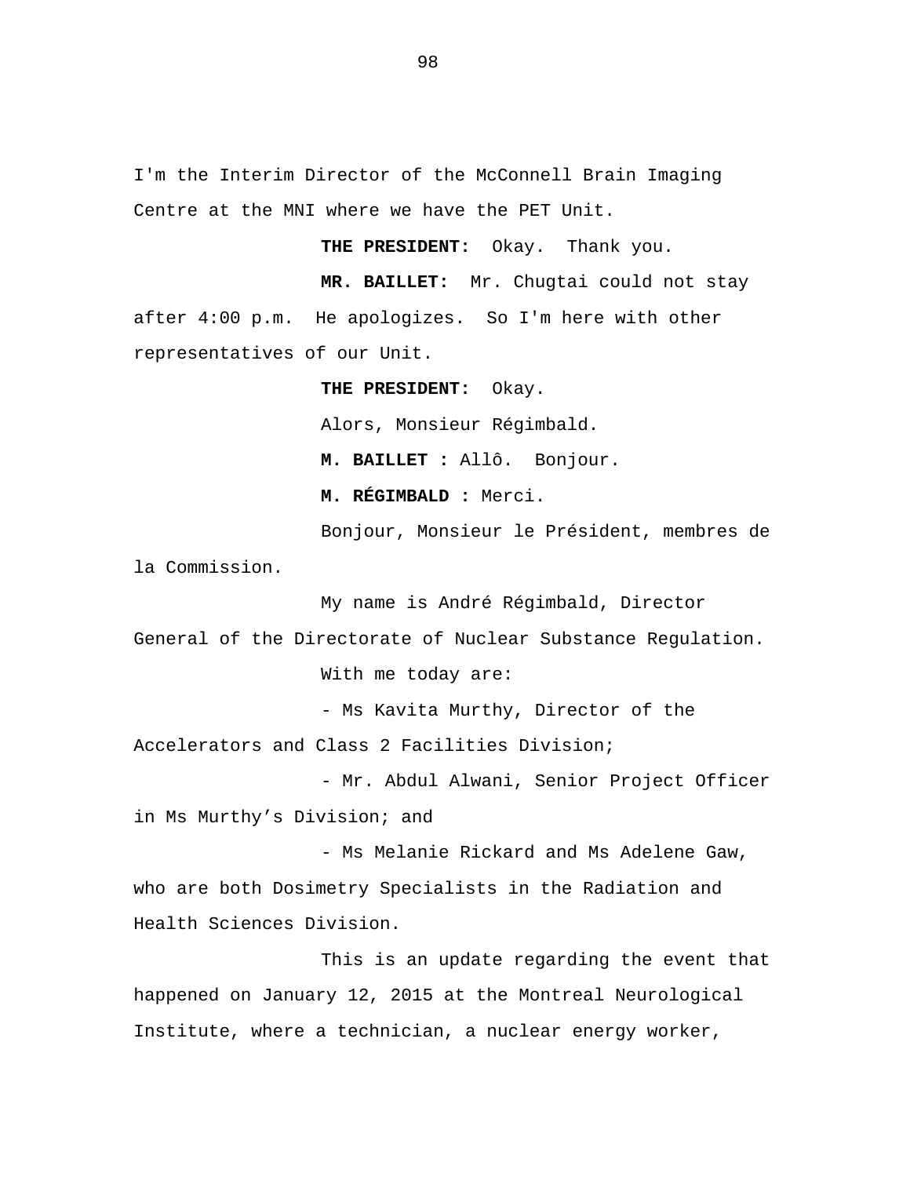I'm the Interim Director of the McConnell Brain Imaging Centre at the MNI where we have the PET Unit.

**THE PRESIDENT:** Okay. Thank you.

**MR. BAILLET:** Mr. Chugtai could not stay after 4:00 p.m. He apologizes. So I'm here with other representatives of our Unit.

**THE PRESIDENT:** Okay.

Alors, Monsieur Régimbald.

**M. BAILLET :** Allô. Bonjour.

**M. RÉGIMBALD :** Merci.

Bonjour, Monsieur le Président, membres de la Commission.

My name is André Régimbald, Director General of the Directorate of Nuclear Substance Regulation.

With me today are:

- Ms Kavita Murthy, Director of the Accelerators and Class 2 Facilities Division;

- Mr. Abdul Alwani, Senior Project Officer in Ms Murthy's Division; and

- Ms Melanie Rickard and Ms Adelene Gaw, who are both Dosimetry Specialists in the Radiation and Health Sciences Division.

This is an update regarding the event that happened on January 12, 2015 at the Montreal Neurological Institute, where a technician, a nuclear energy worker,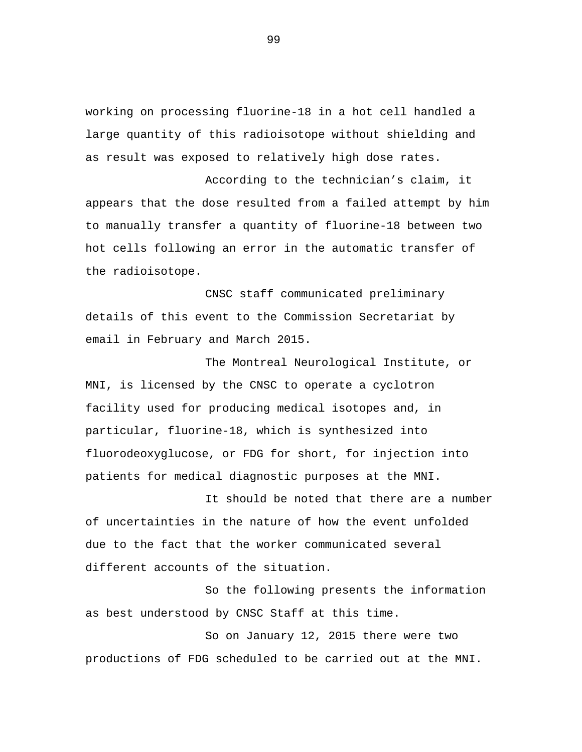working on processing fluorine-18 in a hot cell handled a large quantity of this radioisotope without shielding and as result was exposed to relatively high dose rates.

According to the technician’s claim, it appears that the dose resulted from a failed attempt by him to manually transfer a quantity of fluorine-18 between two hot cells following an error in the automatic transfer of the radioisotope.

CNSC staff communicated preliminary details of this event to the Commission Secretariat by email in February and March 2015.

The Montreal Neurological Institute, or MNI, is licensed by the CNSC to operate a cyclotron facility used for producing medical isotopes and, in particular, fluorine-18, which is synthesized into fluorodeoxyglucose, or FDG for short, for injection into patients for medical diagnostic purposes at the MNI.

It should be noted that there are a number of uncertainties in the nature of how the event unfolded due to the fact that the worker communicated several different accounts of the situation.

So the following presents the information as best understood by CNSC Staff at this time.

So on January 12, 2015 there were two productions of FDG scheduled to be carried out at the MNI.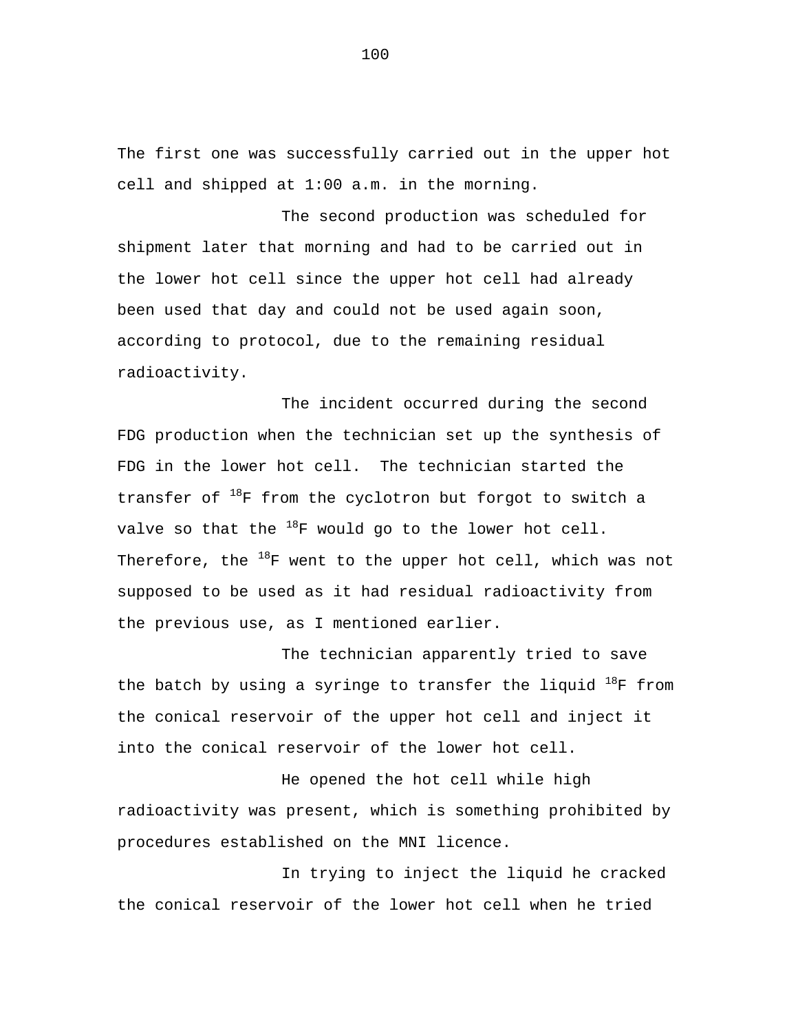The first one was successfully carried out in the upper hot cell and shipped at 1:00 a.m. in the morning.

The second production was scheduled for shipment later that morning and had to be carried out in the lower hot cell since the upper hot cell had already been used that day and could not be used again soon, according to protocol, due to the remaining residual radioactivity.

The incident occurred during the second FDG production when the technician set up the synthesis of FDG in the lower hot cell. The technician started the transfer of $^{18}F$ from the cyclotron but forgot to switch a valve so that the $^{18}F$ would go to the lower hot cell. Therefore, the $^{18}F$ went to the upper hot cell, which was not supposed to be used as it had residual radioactivity from the previous use, as I mentioned earlier.

The technician apparently tried to save the batch by using a syringe to transfer the liquid $^{18}F$ from the conical reservoir of the upper hot cell and inject it into the conical reservoir of the lower hot cell.

He opened the hot cell while high radioactivity was present, which is something prohibited by procedures established on the MNI licence.

In trying to inject the liquid he cracked the conical reservoir of the lower hot cell when he tried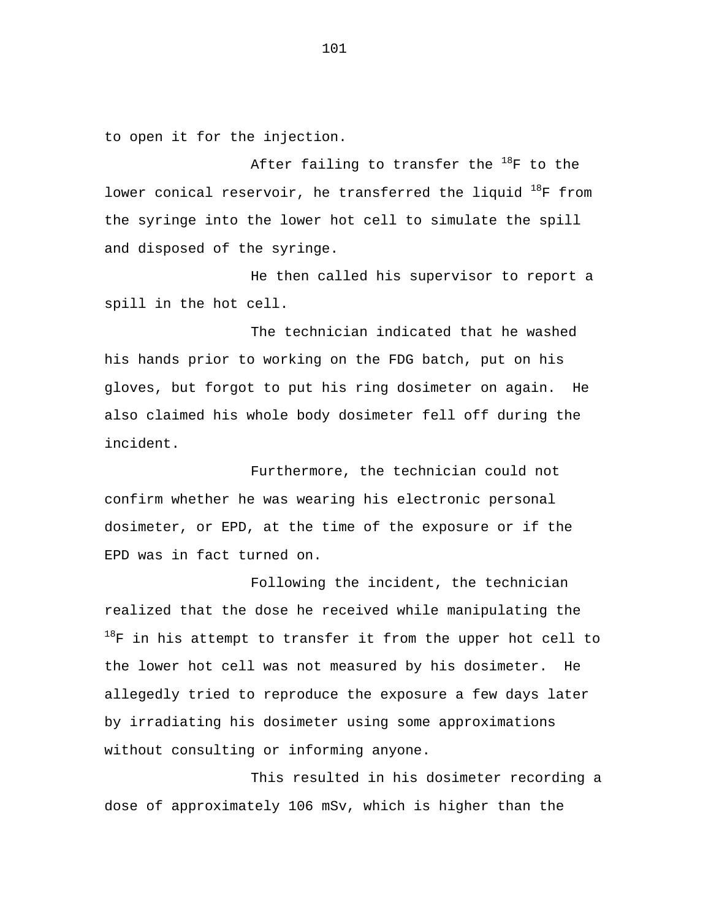to open it for the injection.

After failing to transfer the $^{18}F$ to the lower conical reservoir, he transferred the liquid $^{18}F$ from the syringe into the lower hot cell to simulate the spill and disposed of the syringe.

He then called his supervisor to report a spill in the hot cell.

The technician indicated that he washed his hands prior to working on the FDG batch, put on his gloves, but forgot to put his ring dosimeter on again. He also claimed his whole body dosimeter fell off during the incident.

Furthermore, the technician could not confirm whether he was wearing his electronic personal dosimeter, or EPD, at the time of the exposure or if the EPD was in fact turned on.

Following the incident, the technician realized that the dose he received while manipulating the $^{18}F$ in his attempt to transfer it from the upper hot cell to the lower hot cell was not measured by his dosimeter. He allegedly tried to reproduce the exposure a few days later by irradiating his dosimeter using some approximations without consulting or informing anyone.

This resulted in his dosimeter recording a dose of approximately 106 mSv, which is higher than the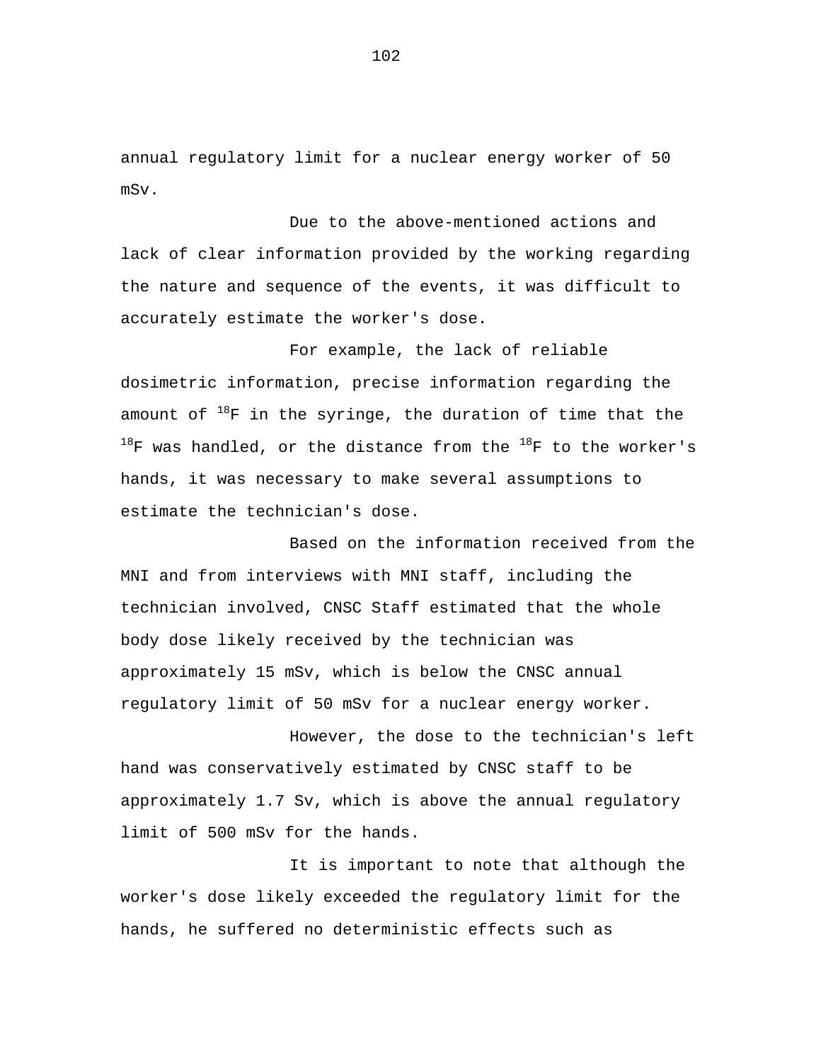annual regulatory limit for a nuclear energy worker of 50 mSv.

Due to the above-mentioned actions and lack of clear information provided by the working regarding the nature and sequence of the events, it was difficult to accurately estimate the worker's dose.

For example, the lack of reliable dosimetric information, precise information regarding the amount of $^{18}F$ in the syringe, the duration of time that the $^{18}F$ was handled, or the distance from the $^{18}F$ to the worker's hands, it was necessary to make several assumptions to estimate the technician's dose.

Based on the information received from the MNI and from interviews with MNI staff, including the technician involved, CNSC Staff estimated that the whole body dose likely received by the technician was approximately 15 mSv, which is below the CNSC annual regulatory limit of 50 mSv for a nuclear energy worker.

However, the dose to the technician's left hand was conservatively estimated by CNSC staff to be approximately 1.7 Sv, which is above the annual regulatory limit of 500 mSv for the hands.

It is important to note that although the worker's dose likely exceeded the regulatory limit for the hands, he suffered no deterministic effects such as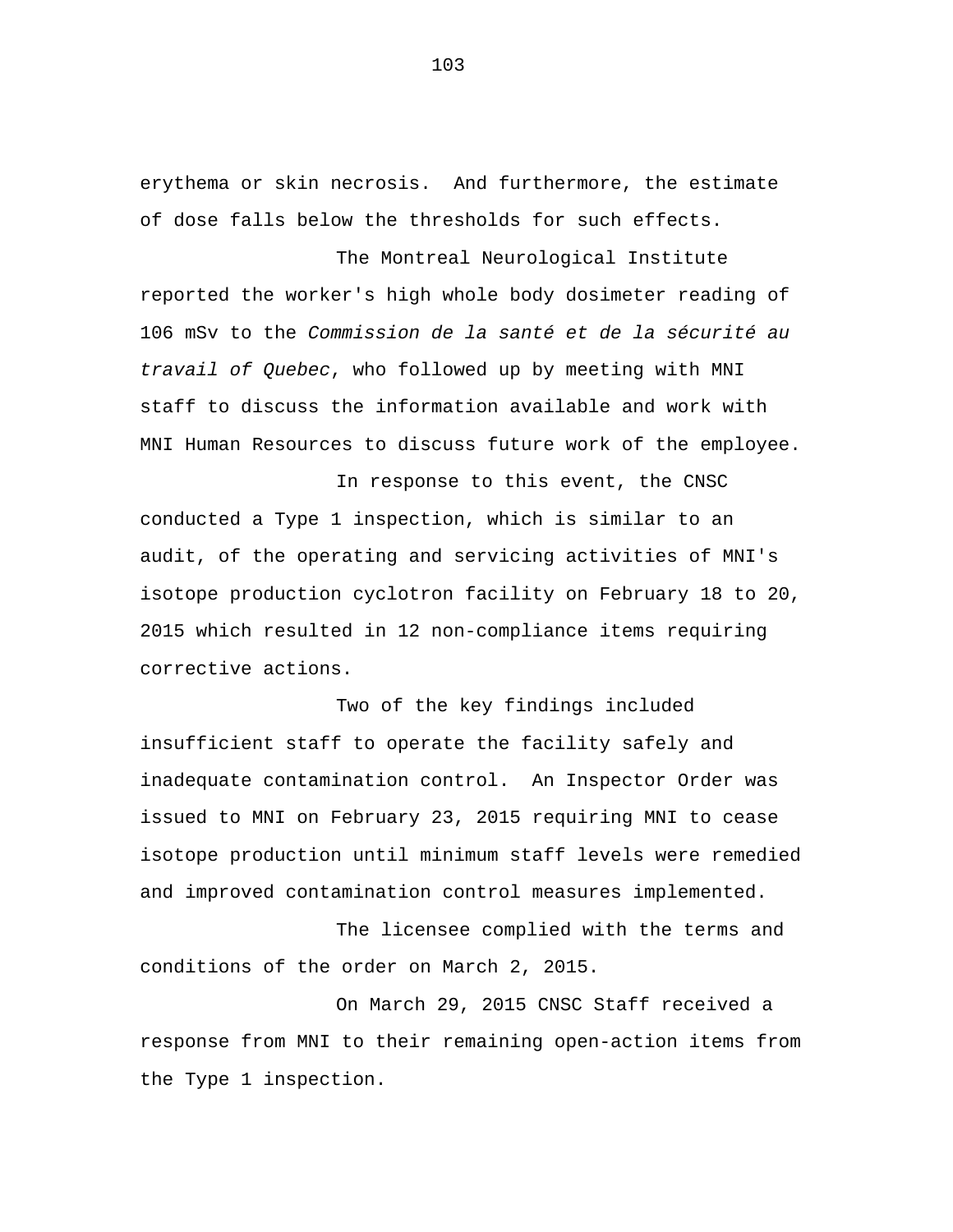erythema or skin necrosis. And furthermore, the estimate of dose falls below the thresholds for such effects.

The Montreal Neurological Institute reported the worker's high whole body dosimeter reading of 106 mSv to the *Commission de la santé et de la sécurité au travail of Quebec*, who followed up by meeting with MNI staff to discuss the information available and work with MNI Human Resources to discuss future work of the employee.

In response to this event, the CNSC conducted a Type 1 inspection, which is similar to an audit, of the operating and servicing activities of MNI's isotope production cyclotron facility on February 18 to 20, 2015 which resulted in 12 non-compliance items requiring corrective actions.

Two of the key findings included insufficient staff to operate the facility safely and inadequate contamination control. An Inspector Order was issued to MNI on February 23, 2015 requiring MNI to cease isotope production until minimum staff levels were remedied and improved contamination control measures implemented.

The licensee complied with the terms and conditions of the order on March 2, 2015.

On March 29, 2015 CNSC Staff received a response from MNI to their remaining open-action items from the Type 1 inspection.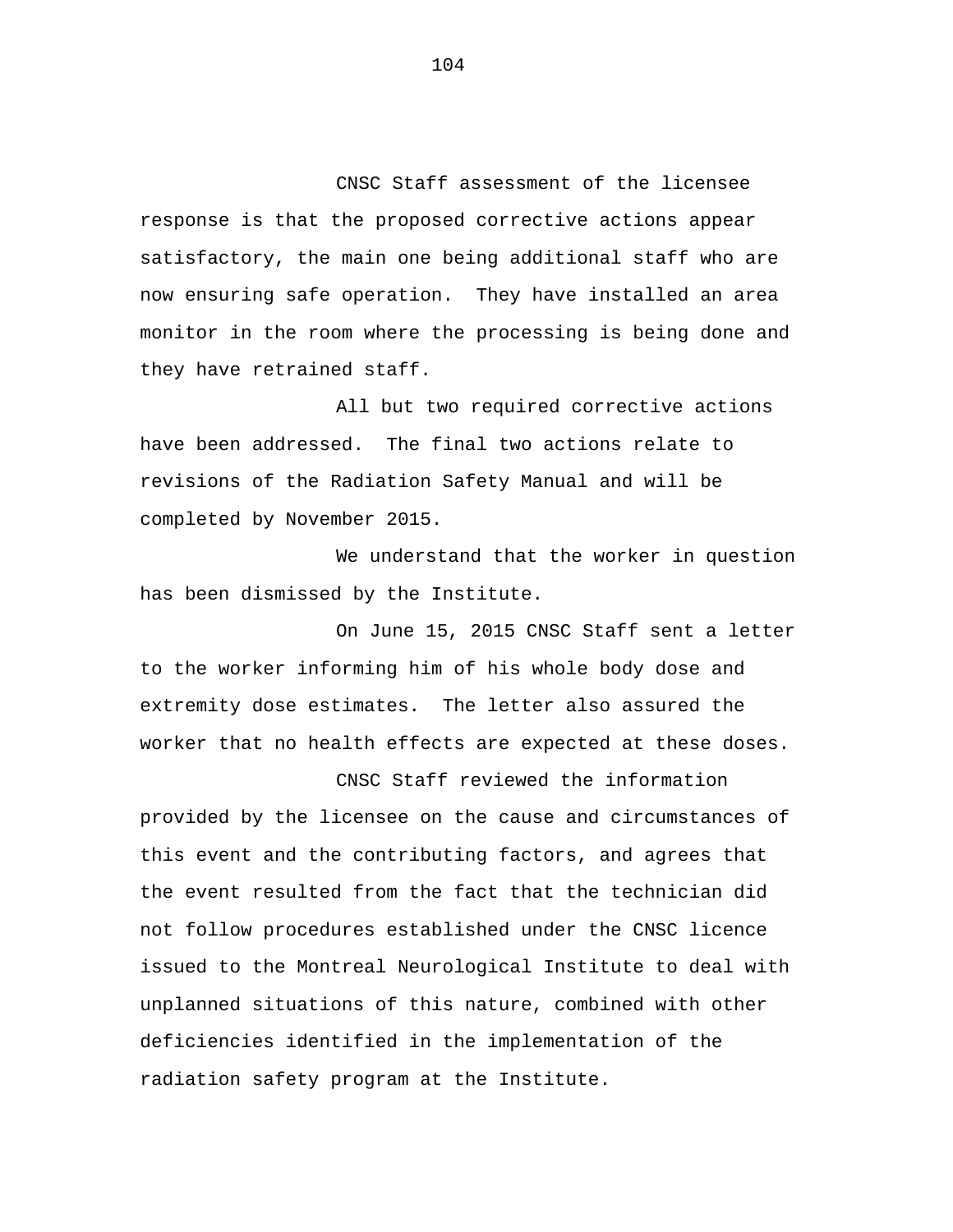CNSC Staff assessment of the licensee response is that the proposed corrective actions appear satisfactory, the main one being additional staff who are now ensuring safe operation. They have installed an area monitor in the room where the processing is being done and they have retrained staff.

All but two required corrective actions have been addressed. The final two actions relate to revisions of the Radiation Safety Manual and will be completed by November 2015.

We understand that the worker in question has been dismissed by the Institute.

On June 15, 2015 CNSC Staff sent a letter to the worker informing him of his whole body dose and extremity dose estimates. The letter also assured the worker that no health effects are expected at these doses.

CNSC Staff reviewed the information provided by the licensee on the cause and circumstances of this event and the contributing factors, and agrees that the event resulted from the fact that the technician did not follow procedures established under the CNSC licence issued to the Montreal Neurological Institute to deal with unplanned situations of this nature, combined with other deficiencies identified in the implementation of the radiation safety program at the Institute.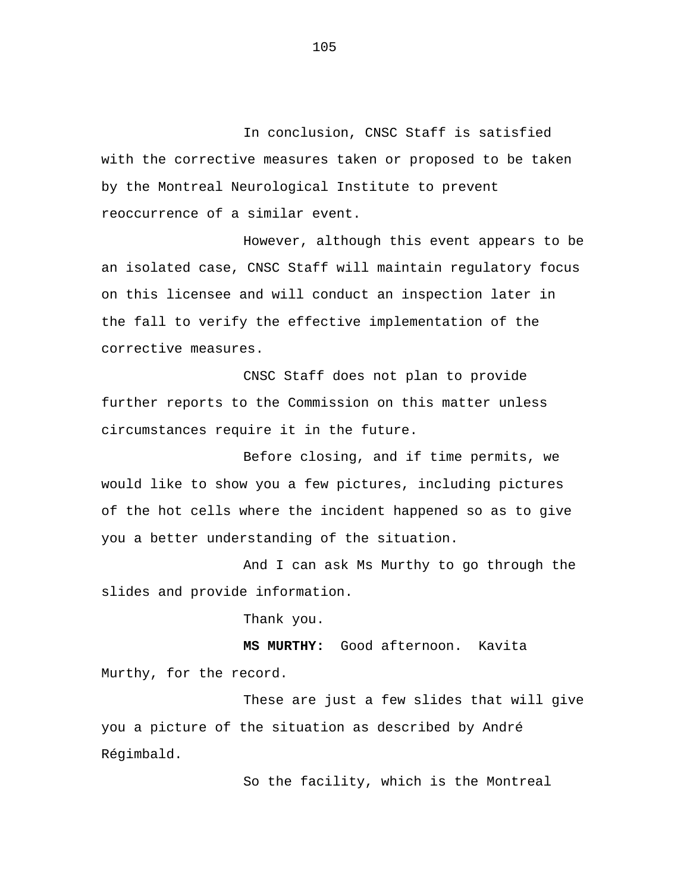In conclusion, CNSC Staff is satisfied with the corrective measures taken or proposed to be taken by the Montreal Neurological Institute to prevent reoccurrence of a similar event.

However, although this event appears to be an isolated case, CNSC Staff will maintain regulatory focus on this licensee and will conduct an inspection later in the fall to verify the effective implementation of the corrective measures.

CNSC Staff does not plan to provide further reports to the Commission on this matter unless circumstances require it in the future.

Before closing, and if time permits, we would like to show you a few pictures, including pictures of the hot cells where the incident happened so as to give you a better understanding of the situation.

And I can ask Ms Murthy to go through the slides and provide information.

Thank you.

**MS MURTHY:** Good afternoon. Kavita Murthy, for the record.

These are just a few slides that will give you a picture of the situation as described by André Régimbald.

So the facility, which is the Montreal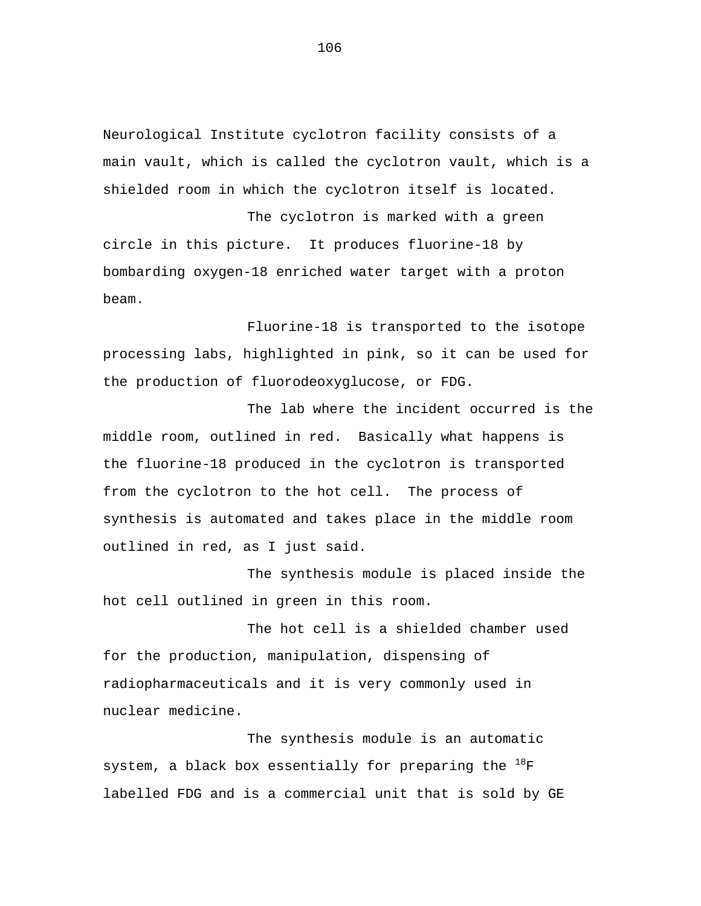Neurological Institute cyclotron facility consists of a main vault, which is called the cyclotron vault, which is a shielded room in which the cyclotron itself is located.

The cyclotron is marked with a green circle in this picture. It produces fluorine-18 by bombarding oxygen-18 enriched water target with a proton beam.

Fluorine-18 is transported to the isotope processing labs, highlighted in pink, so it can be used for the production of fluorodeoxyglucose, or FDG.

The lab where the incident occurred is the middle room, outlined in red. Basically what happens is the fluorine-18 produced in the cyclotron is transported from the cyclotron to the hot cell. The process of synthesis is automated and takes place in the middle room outlined in red, as I just said.

The synthesis module is placed inside the hot cell outlined in green in this room.

The hot cell is a shielded chamber used for the production, manipulation, dispensing of radiopharmaceuticals and it is very commonly used in nuclear medicine.

The synthesis module is an automatic system, a black box essentially for preparing the $^{18}F$ labelled FDG and is a commercial unit that is sold by GE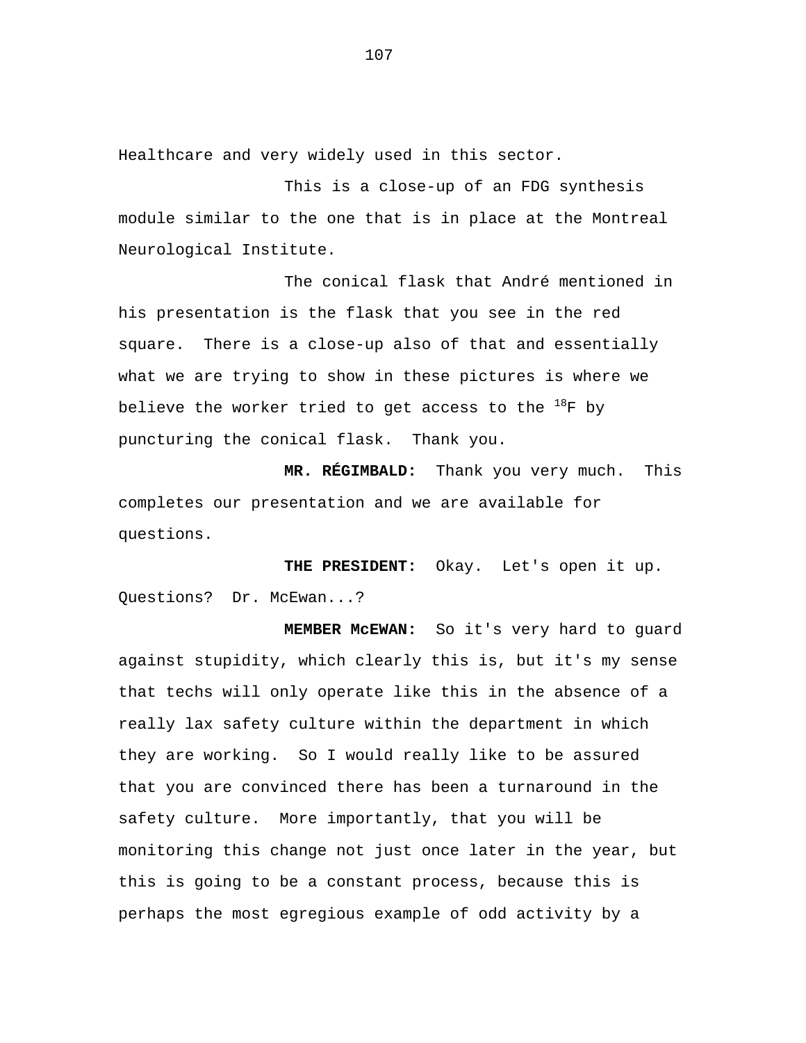Healthcare and very widely used in this sector.

This is a close-up of an FDG synthesis module similar to the one that is in place at the Montreal Neurological Institute.

The conical flask that André mentioned in his presentation is the flask that you see in the red square. There is a close-up also of that and essentially what we are trying to show in these pictures is where we believe the worker tried to get access to the $^{18}F$ by puncturing the conical flask. Thank you.

**MR. RÉGIMBALD:** Thank you very much. This completes our presentation and we are available for questions.

**THE PRESIDENT:** Okay. Let's open it up. Questions? Dr. McEwan...?

**MEMBER McEWAN:** So it's very hard to guard against stupidity, which clearly this is, but it's my sense that techs will only operate like this in the absence of a really lax safety culture within the department in which they are working. So I would really like to be assured that you are convinced there has been a turnaround in the safety culture. More importantly, that you will be monitoring this change not just once later in the year, but this is going to be a constant process, because this is perhaps the most egregious example of odd activity by a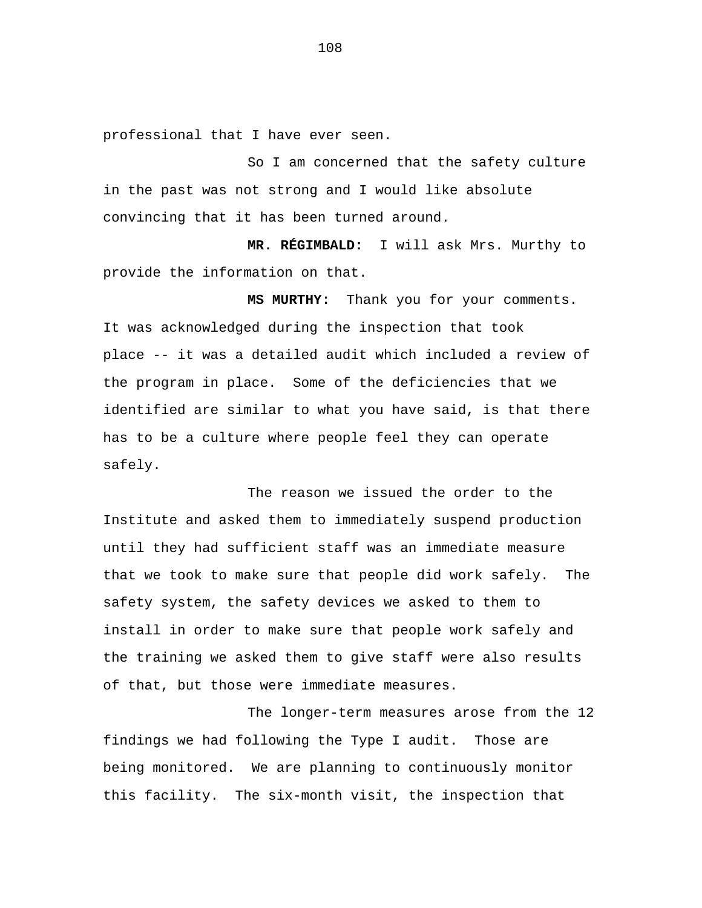professional that I have ever seen.

So I am concerned that the safety culture in the past was not strong and I would like absolute convincing that it has been turned around.

**MR. RÉGIMBALD:** I will ask Mrs. Murthy to provide the information on that.

**MS MURTHY:** Thank you for your comments. It was acknowledged during the inspection that took place -- it was a detailed audit which included a review of the program in place. Some of the deficiencies that we identified are similar to what you have said, is that there has to be a culture where people feel they can operate safely.

The reason we issued the order to the Institute and asked them to immediately suspend production until they had sufficient staff was an immediate measure that we took to make sure that people did work safely. The safety system, the safety devices we asked to them to install in order to make sure that people work safely and the training we asked them to give staff were also results of that, but those were immediate measures.

The longer-term measures arose from the 12 findings we had following the Type I audit. Those are being monitored. We are planning to continuously monitor this facility. The six-month visit, the inspection that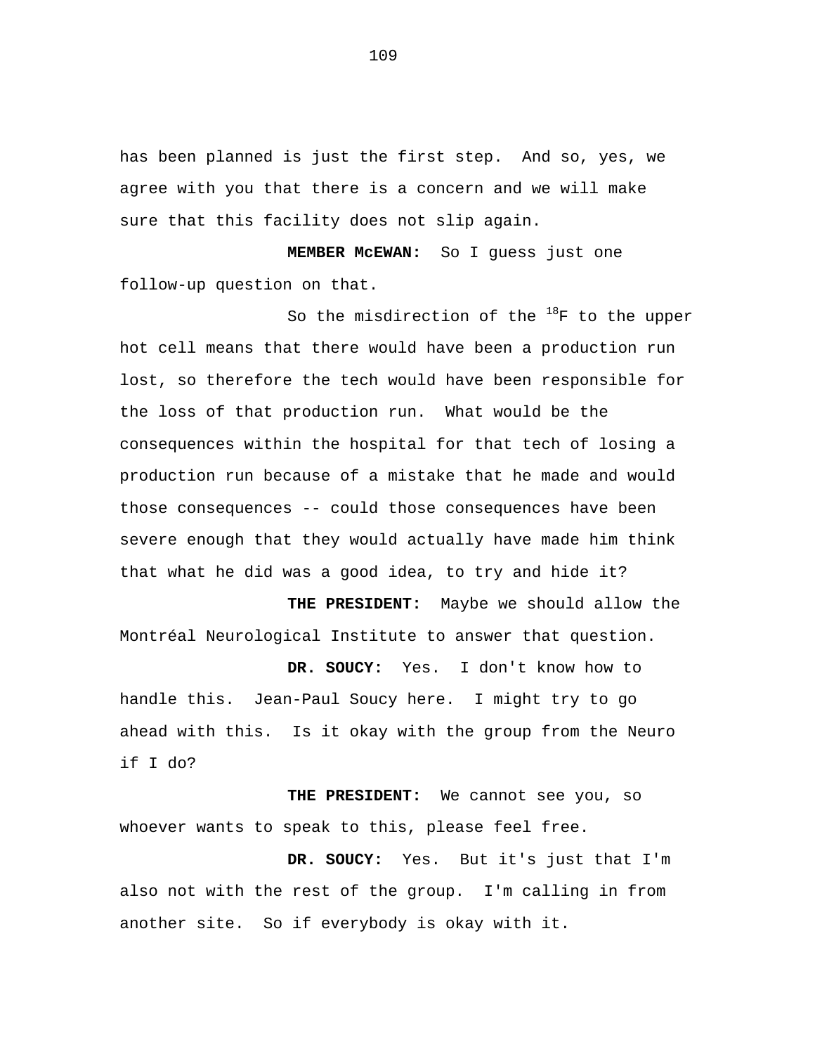has been planned is just the first step. And so, yes, we agree with you that there is a concern and we will make sure that this facility does not slip again.

**MEMBER McEWAN:** So I guess just one follow-up question on that.

So the misdirection of the $^{18}$F to the upper hot cell means that there would have been a production run lost, so therefore the tech would have been responsible for the loss of that production run. What would be the consequences within the hospital for that tech of losing a production run because of a mistake that he made and would those consequences -- could those consequences have been severe enough that they would actually have made him think that what he did was a good idea, to try and hide it?

**THE PRESIDENT:** Maybe we should allow the Montréal Neurological Institute to answer that question.

**DR. SOUCY:** Yes. I don't know how to handle this. Jean-Paul Soucy here. I might try to go ahead with this. Is it okay with the group from the Neuro if I do?

**THE PRESIDENT:** We cannot see you, so whoever wants to speak to this, please feel free.

**DR. SOUCY:** Yes. But it's just that I'm also not with the rest of the group. I'm calling in from another site. So if everybody is okay with it.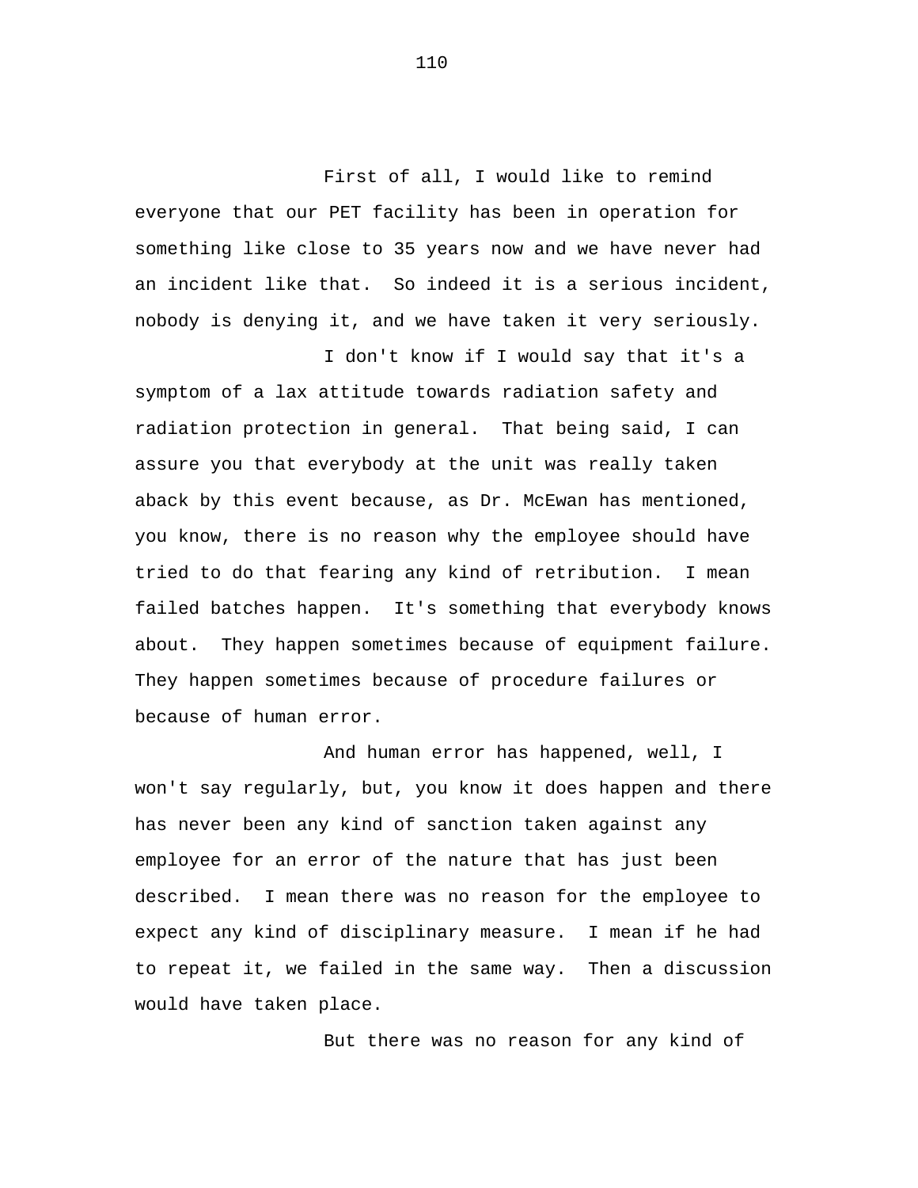First of all, I would like to remind everyone that our PET facility has been in operation for something like close to 35 years now and we have never had an incident like that. So indeed it is a serious incident, nobody is denying it, and we have taken it very seriously.

I don't know if I would say that it's a symptom of a lax attitude towards radiation safety and radiation protection in general. That being said, I can assure you that everybody at the unit was really taken aback by this event because, as Dr. McEwan has mentioned, you know, there is no reason why the employee should have tried to do that fearing any kind of retribution. I mean failed batches happen. It's something that everybody knows about. They happen sometimes because of equipment failure. They happen sometimes because of procedure failures or because of human error.

And human error has happened, well, I won't say regularly, but, you know it does happen and there has never been any kind of sanction taken against any employee for an error of the nature that has just been described. I mean there was no reason for the employee to expect any kind of disciplinary measure. I mean if he had to repeat it, we failed in the same way. Then a discussion would have taken place.

But there was no reason for any kind of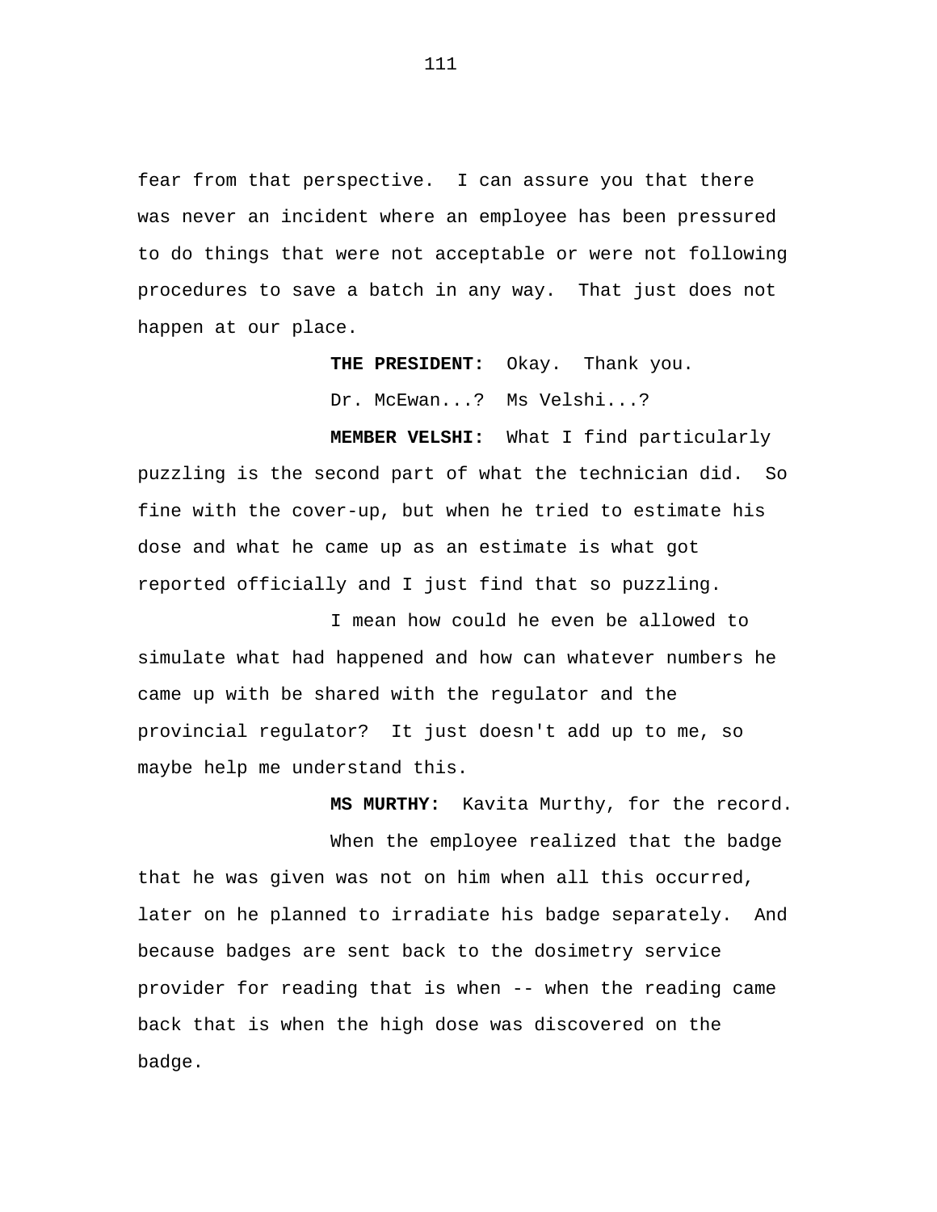fear from that perspective. I can assure you that there was never an incident where an employee has been pressured to do things that were not acceptable or were not following procedures to save a batch in any way. That just does not happen at our place.

**THE PRESIDENT:** Okay. Thank you.

Dr. McEwan...? Ms Velshi...?

**MEMBER VELSHI:** What I find particularly puzzling is the second part of what the technician did. So fine with the cover-up, but when he tried to estimate his dose and what he came up as an estimate is what got reported officially and I just find that so puzzling.

I mean how could he even be allowed to simulate what had happened and how can whatever numbers he came up with be shared with the regulator and the provincial regulator? It just doesn't add up to me, so maybe help me understand this.

**MS MURTHY:** Kavita Murthy, for the record.

When the employee realized that the badge that he was given was not on him when all this occurred, later on he planned to irradiate his badge separately. And because badges are sent back to the dosimetry service provider for reading that is when -- when the reading came back that is when the high dose was discovered on the badge.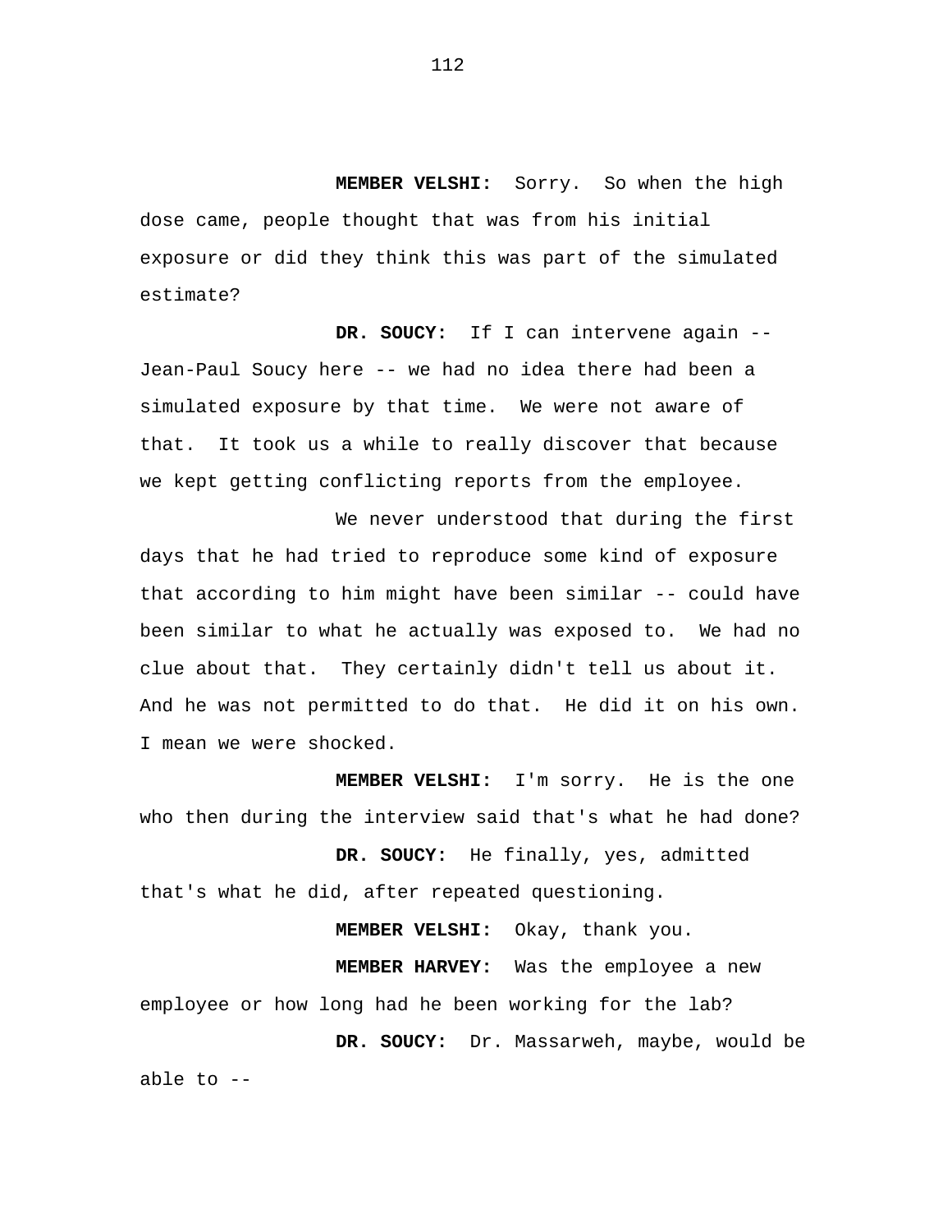**MEMBER VELSHI:** Sorry. So when the high dose came, people thought that was from his initial exposure or did they think this was part of the simulated estimate?

**DR. SOUCY:** If I can intervene again -- Jean-Paul Soucy here -- we had no idea there had been a simulated exposure by that time. We were not aware of that. It took us a while to really discover that because we kept getting conflicting reports from the employee.

We never understood that during the first days that he had tried to reproduce some kind of exposure that according to him might have been similar -- could have been similar to what he actually was exposed to. We had no clue about that. They certainly didn't tell us about it. And he was not permitted to do that. He did it on his own. I mean we were shocked.

**MEMBER VELSHI:** I'm sorry. He is the one who then during the interview said that's what he had done?

**DR. SOUCY:** He finally, yes, admitted that's what he did, after repeated questioning.

**MEMBER VELSHI:** Okay, thank you.

**MEMBER HARVEY:** Was the employee a new employee or how long had he been working for the lab?

**DR. SOUCY:** Dr. Massarweh, maybe, would be able to --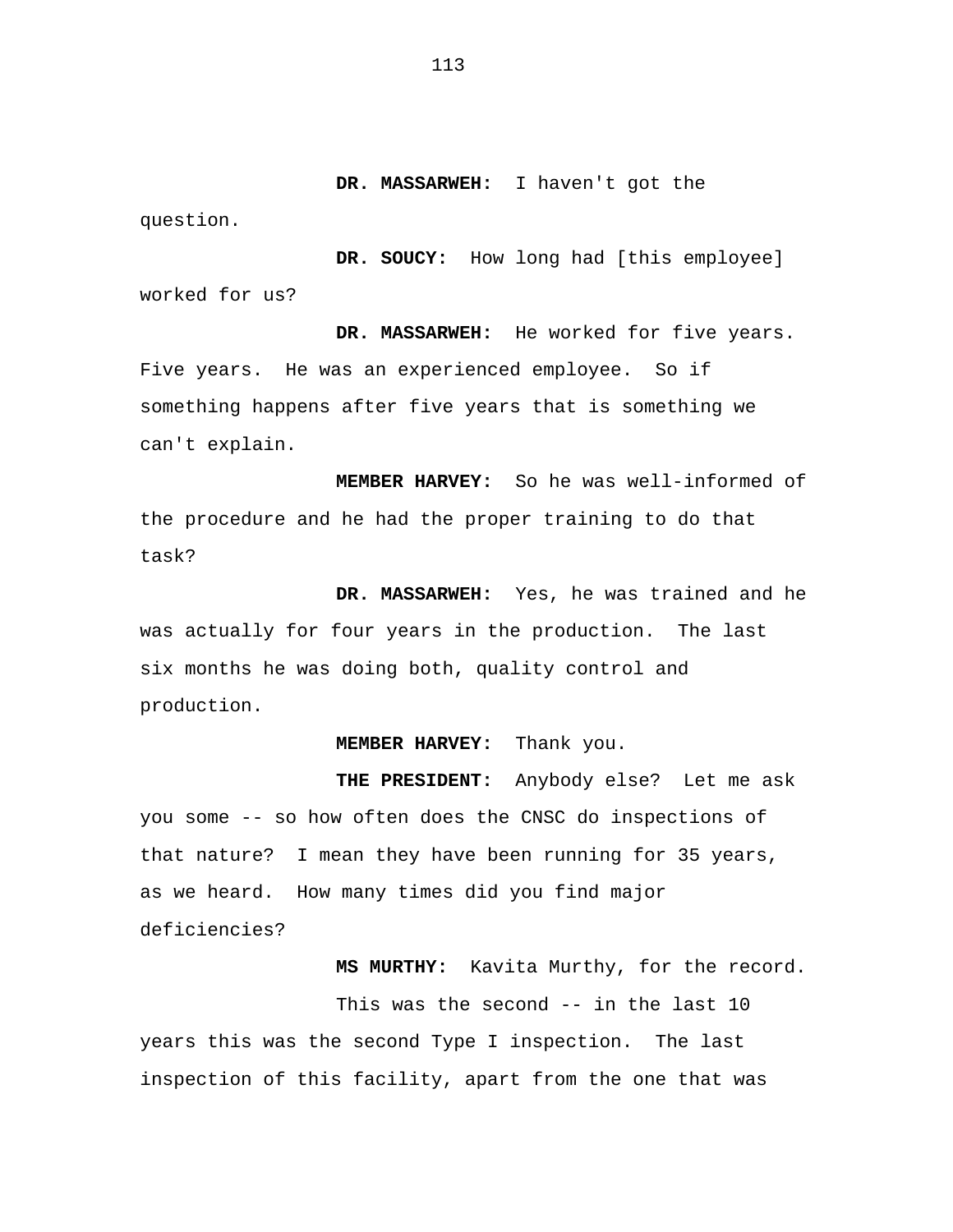**DR. MASSARWEH:** I haven't got the question.

**DR. SOUCY:** How long had [this employee] worked for us?

**DR. MASSARWEH:** He worked for five years. Five years. He was an experienced employee. So if something happens after five years that is something we can't explain.

**MEMBER HARVEY:** So he was well-informed of the procedure and he had the proper training to do that task?

**DR. MASSARWEH:** Yes, he was trained and he was actually for four years in the production. The last six months he was doing both, quality control and production.

**MEMBER HARVEY:** Thank you.

**THE PRESIDENT:** Anybody else? Let me ask you some -- so how often does the CNSC do inspections of that nature? I mean they have been running for 35 years, as we heard. How many times did you find major deficiencies?

**MS MURTHY:** Kavita Murthy, for the record.

This was the second -- in the last 10 years this was the second Type I inspection. The last inspection of this facility, apart from the one that was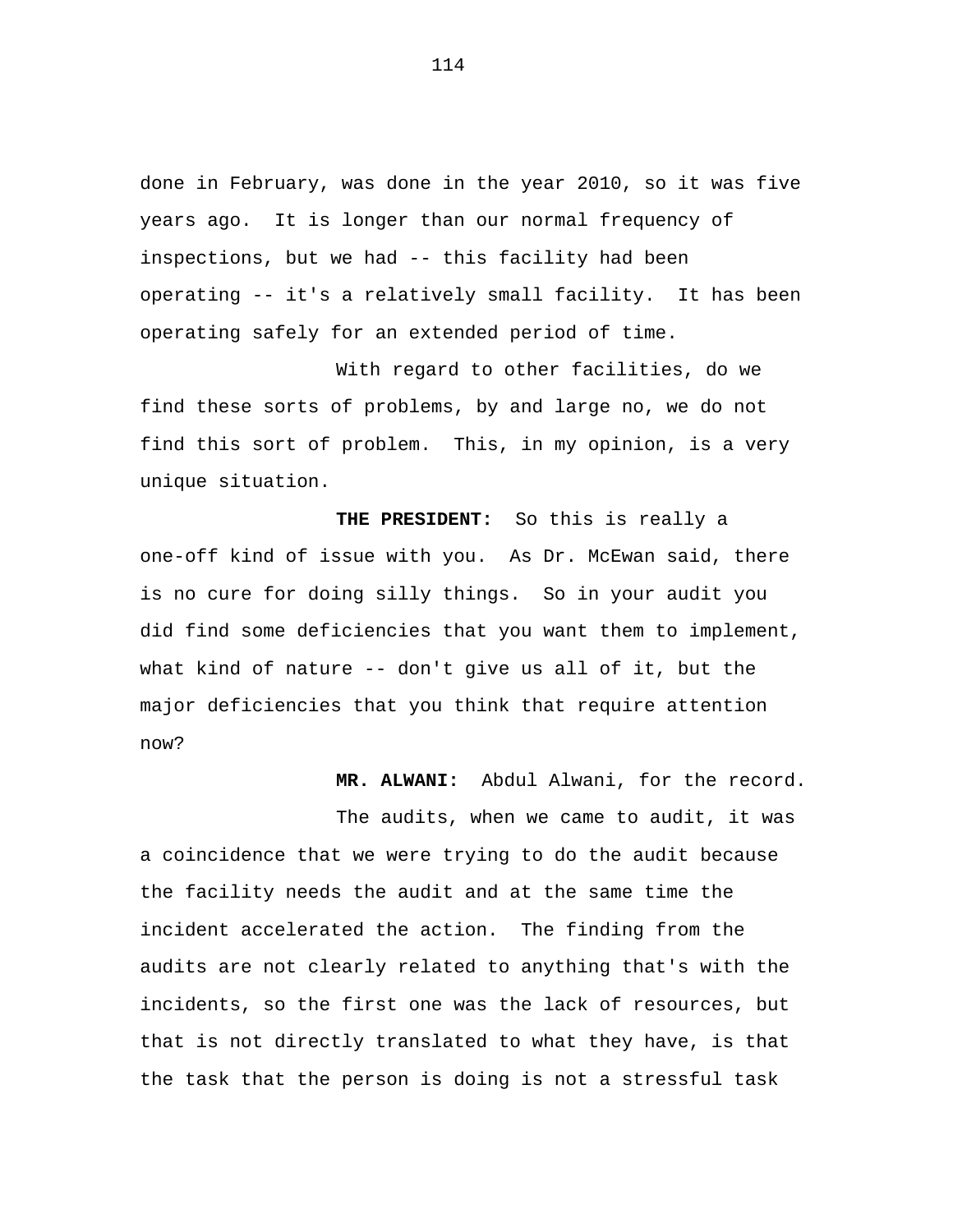done in February, was done in the year 2010, so it was five years ago. It is longer than our normal frequency of inspections, but we had -- this facility had been operating -- it's a relatively small facility. It has been operating safely for an extended period of time.

With regard to other facilities, do we find these sorts of problems, by and large no, we do not find this sort of problem. This, in my opinion, is a very unique situation.

**THE PRESIDENT:** So this is really a one-off kind of issue with you. As Dr. McEwan said, there is no cure for doing silly things. So in your audit you did find some deficiencies that you want them to implement, what kind of nature -- don't give us all of it, but the major deficiencies that you think that require attention now?

**MR. ALWANI:** Abdul Alwani, for the record.

The audits, when we came to audit, it was a coincidence that we were trying to do the audit because the facility needs the audit and at the same time the incident accelerated the action. The finding from the audits are not clearly related to anything that's with the incidents, so the first one was the lack of resources, but that is not directly translated to what they have, is that the task that the person is doing is not a stressful task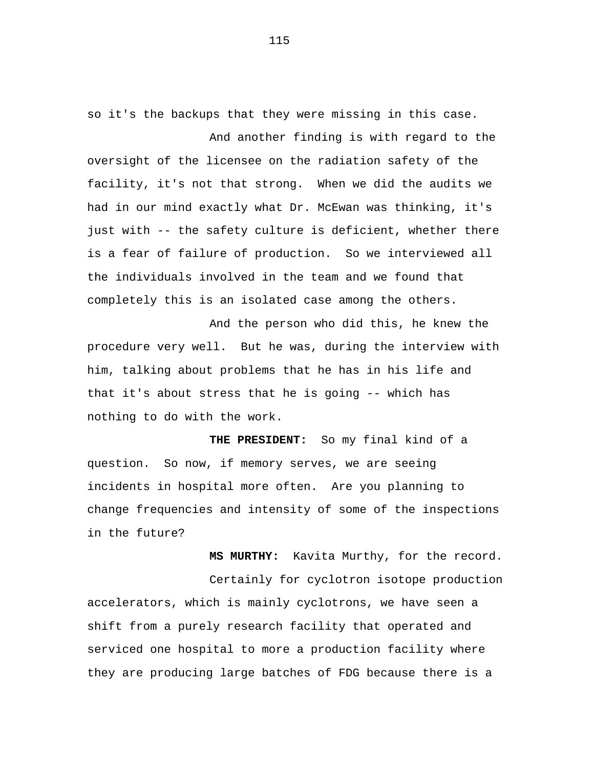so it's the backups that they were missing in this case.

And another finding is with regard to the oversight of the licensee on the radiation safety of the facility, it's not that strong. When we did the audits we had in our mind exactly what Dr. McEwan was thinking, it's just with -- the safety culture is deficient, whether there is a fear of failure of production. So we interviewed all the individuals involved in the team and we found that completely this is an isolated case among the others.

And the person who did this, he knew the procedure very well. But he was, during the interview with him, talking about problems that he has in his life and that it's about stress that he is going -- which has nothing to do with the work.

**THE PRESIDENT:** So my final kind of a question. So now, if memory serves, we are seeing incidents in hospital more often. Are you planning to change frequencies and intensity of some of the inspections in the future?

**MS MURTHY:** Kavita Murthy, for the record.

Certainly for cyclotron isotope production accelerators, which is mainly cyclotrons, we have seen a shift from a purely research facility that operated and serviced one hospital to more a production facility where they are producing large batches of FDG because there is a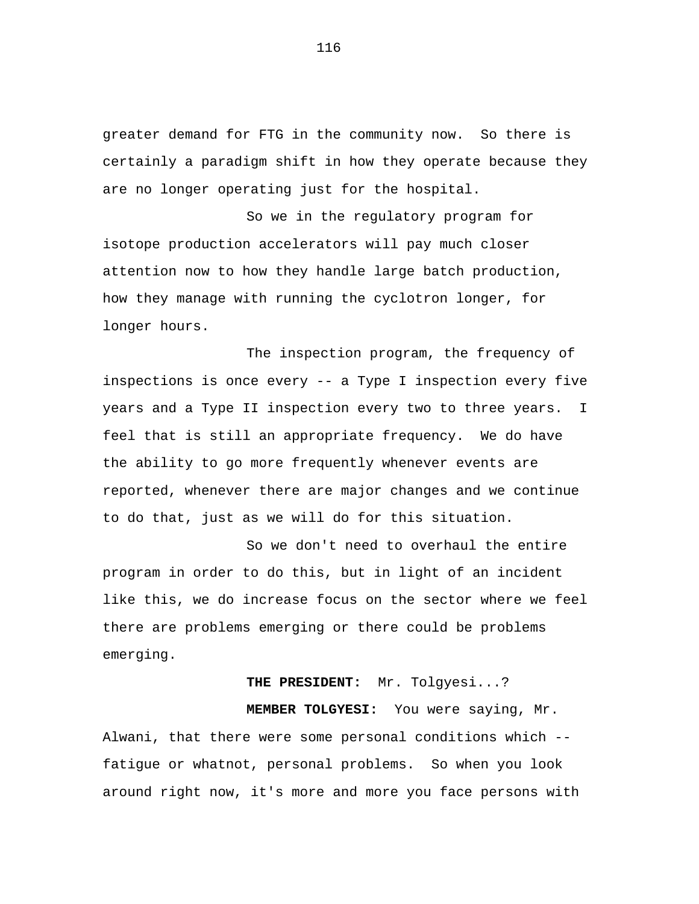greater demand for FTG in the community now. So there is certainly a paradigm shift in how they operate because they are no longer operating just for the hospital.

So we in the regulatory program for isotope production accelerators will pay much closer attention now to how they handle large batch production, how they manage with running the cyclotron longer, for longer hours.

The inspection program, the frequency of inspections is once every -- a Type I inspection every five years and a Type II inspection every two to three years. I feel that is still an appropriate frequency. We do have the ability to go more frequently whenever events are reported, whenever there are major changes and we continue to do that, just as we will do for this situation.

So we don't need to overhaul the entire program in order to do this, but in light of an incident like this, we do increase focus on the sector where we feel there are problems emerging or there could be problems emerging.

**THE PRESIDENT:** Mr. Tolgyesi...?

**MEMBER TOLGYESI:** You were saying, Mr. Alwani, that there were some personal conditions which -- fatigue or whatnot, personal problems. So when you look around right now, it's more and more you face persons with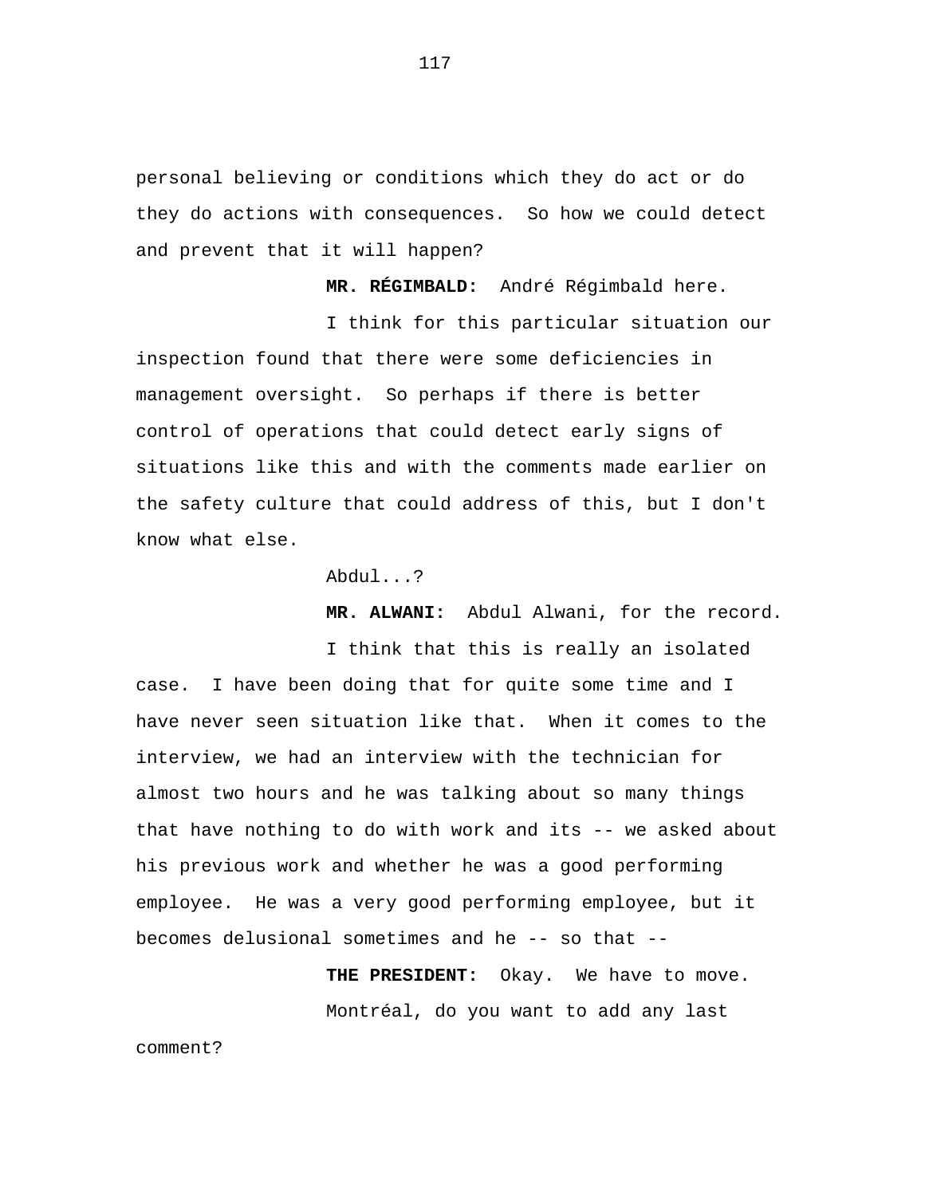personal believing or conditions which they do act or do they do actions with consequences. So how we could detect and prevent that it will happen?

**MR. RÉGIMBALD:** André Régimbald here.

I think for this particular situation our inspection found that there were some deficiencies in management oversight. So perhaps if there is better control of operations that could detect early signs of situations like this and with the comments made earlier on the safety culture that could address of this, but I don't know what else.

Abdul...?

**MR. ALWANI:** Abdul Alwani, for the record.

I think that this is really an isolated case. I have been doing that for quite some time and I have never seen situation like that. When it comes to the interview, we had an interview with the technician for almost two hours and he was talking about so many things that have nothing to do with work and its -- we asked about his previous work and whether he was a good performing employee. He was a very good performing employee, but it becomes delusional sometimes and he -- so that --

**THE PRESIDENT:** Okay. We have to move.

Montréal, do you want to add any last comment?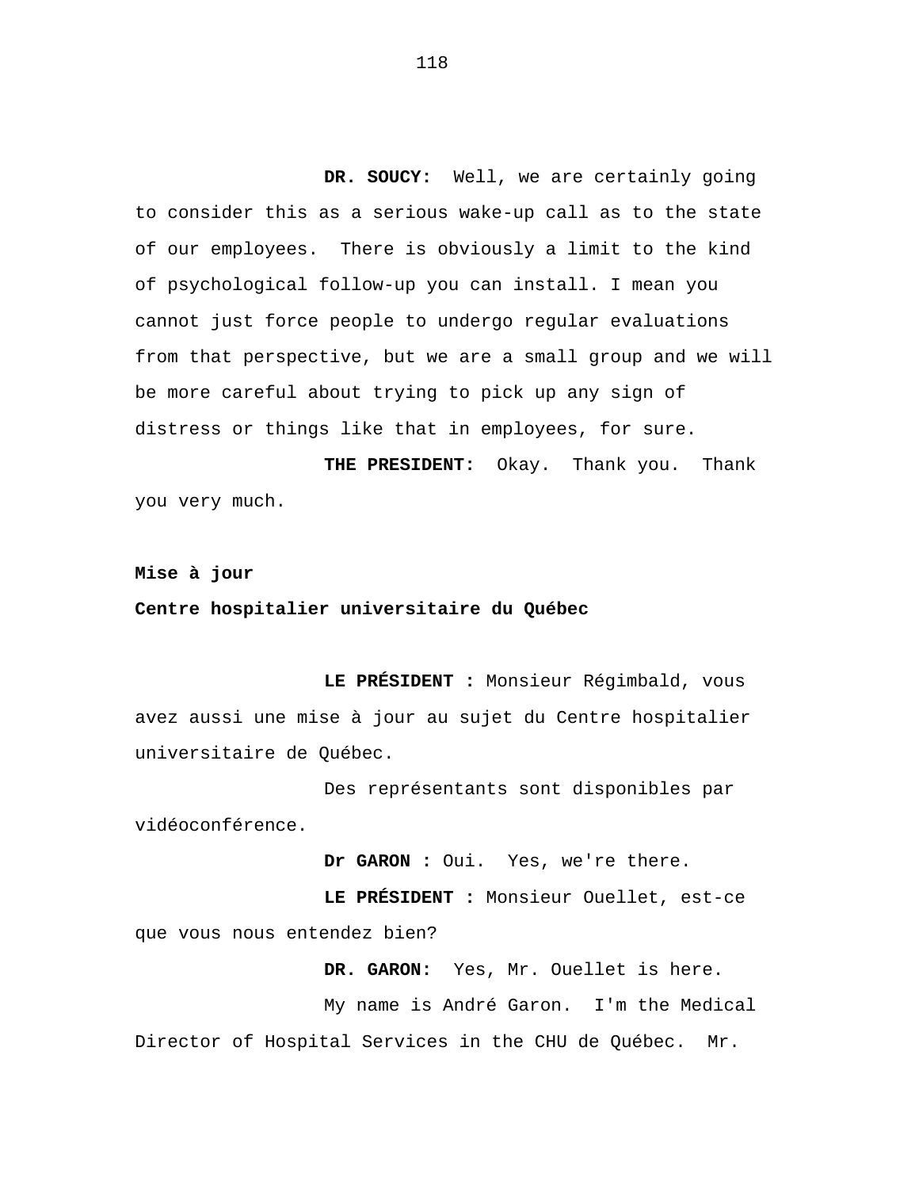**DR. SOUCY:** Well, we are certainly going to consider this as a serious wake-up call as to the state of our employees. There is obviously a limit to the kind of psychological follow-up you can install. I mean you cannot just force people to undergo regular evaluations from that perspective, but we are a small group and we will be more careful about trying to pick up any sign of distress or things like that in employees, for sure.

**THE PRESIDENT:** Okay. Thank you. Thank you very much.

**Mise à jour**

**Centre hospitalier universitaire du Québec**

**LE PRÉSIDENT :** Monsieur Régimbald, vous avez aussi une mise à jour au sujet du Centre hospitalier universitaire de Québec.

Des représentants sont disponibles par vidéoconférence.

**Dr GARON :** Oui. Yes, we're there.

**LE PRÉSIDENT :** Monsieur Ouellet, est-ce que vous nous entendez bien?

**DR. GARON:** Yes, Mr. Ouellet is here.

My name is André Garon. I'm the Medical Director of Hospital Services in the CHU de Québec. Mr.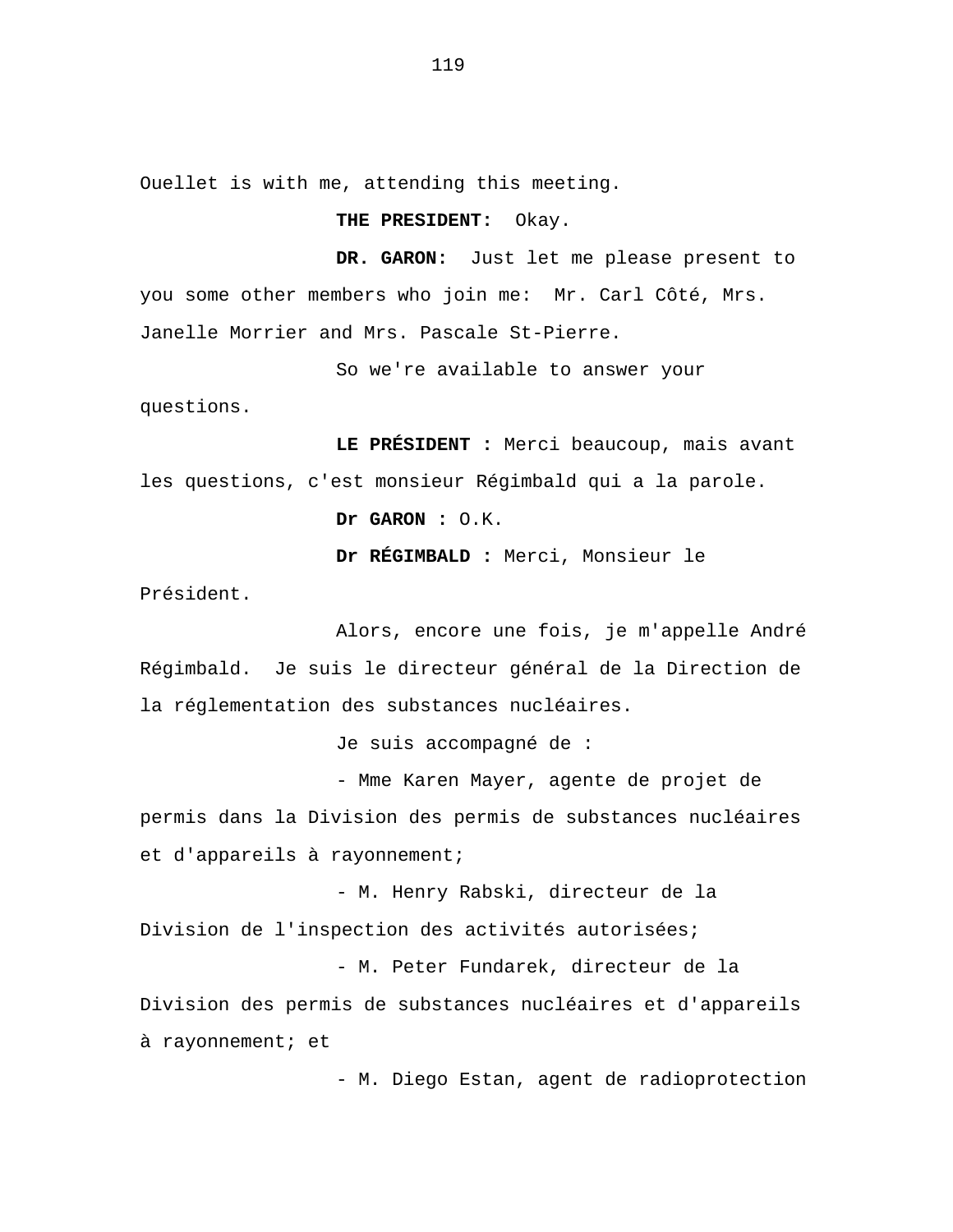Ouellet is with me, attending this meeting.

**THE PRESIDENT:** Okay.

**DR. GARON:** Just let me please present to you some other members who join me: Mr. Carl Côté, Mrs. Janelle Morrier and Mrs. Pascale St-Pierre.

So we're available to answer your questions.

**LE PRÉSIDENT :** Merci beaucoup, mais avant les questions, c'est monsieur Régimbald qui a la parole.

**Dr GARON :** O.K.

**Dr RÉGIMBALD :** Merci, Monsieur le Président.

Alors, encore une fois, je m'appelle André Régimbald. Je suis le directeur général de la Direction de la réglementation des substances nucléaires.

Je suis accompagné de :

- Mme Karen Mayer, agente de projet de permis dans la Division des permis de substances nucléaires et d'appareils à rayonnement;
- M. Henry Rabski, directeur de la Division de l'inspection des activités autorisées;
- M. Peter Fundarek, directeur de la Division des permis de substances nucléaires et d'appareils à rayonnement; et
- M. Diego Estan, agent de radioprotection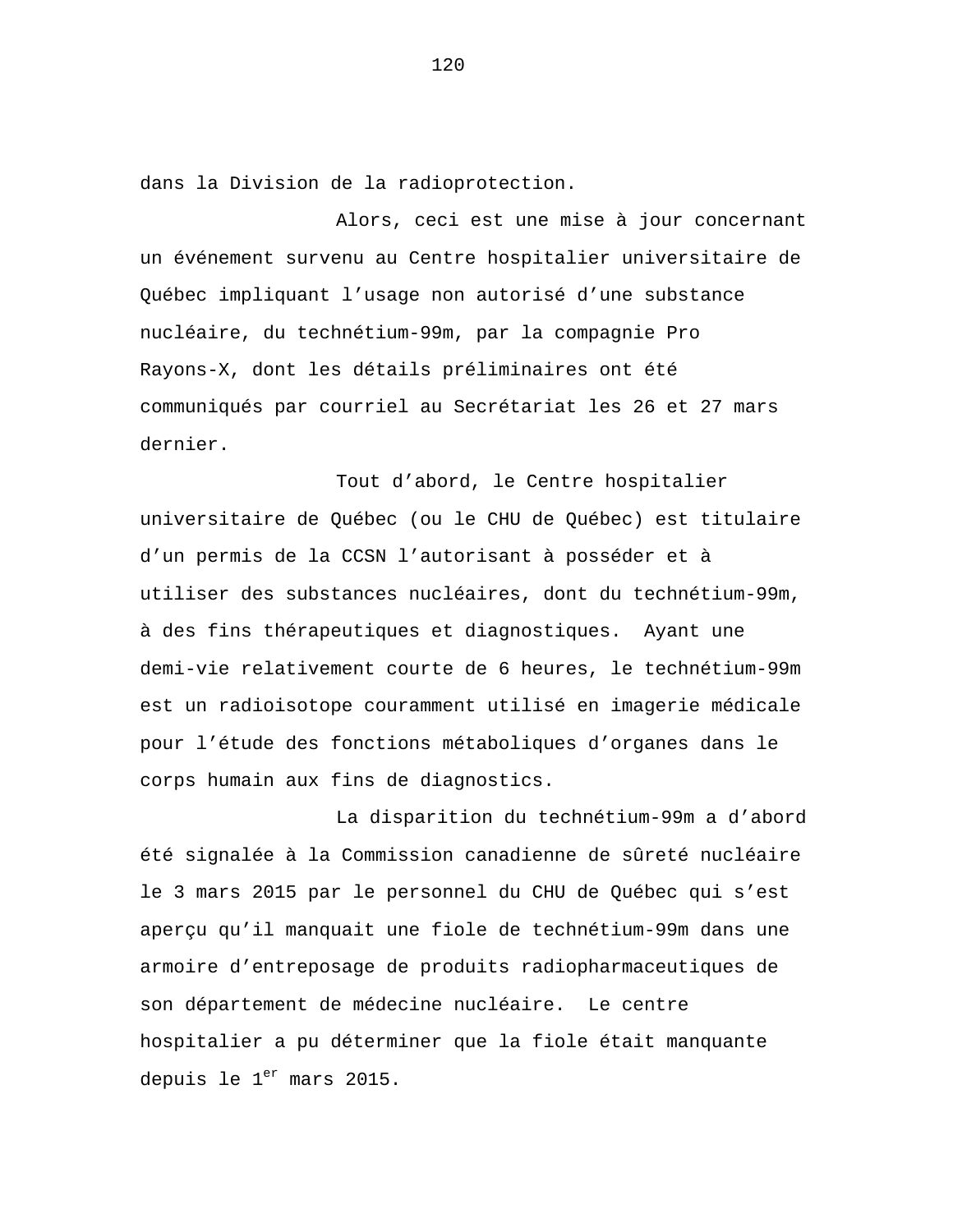dans la Division de la radioprotection.

Alors, ceci est une mise à jour concernant un événement survenu au Centre hospitalier universitaire de Québec impliquant l'usage non autorisé d'une substance nucléaire, du technétium-99m, par la compagnie Pro Rayons-X, dont les détails préliminaires ont été communiqués par courriel au Secrétariat les 26 et 27 mars dernier.

Tout d'abord, le Centre hospitalier universitaire de Québec (ou le CHU de Québec) est titulaire d'un permis de la CCSN l'autorisant à posséder et à utiliser des substances nucléaires, dont du technétium-99m, à des fins thérapeutiques et diagnostiques. Ayant une demi-vie relativement courte de 6 heures, le technétium-99m est un radioisotope couramment utilisé en imagerie médicale pour l'étude des fonctions métaboliques d'organes dans le corps humain aux fins de diagnostics.

La disparition du technétium-99m a d'abord été signalée à la Commission canadienne de sûreté nucléaire le 3 mars 2015 par le personnel du CHU de Québec qui s'est aperçu qu'il manquait une fiole de technétium-99m dans une armoire d'entreposage de produits radiopharmaceutiques de son département de médecine nucléaire. Le centre hospitalier a pu déterminer que la fiole était manquante depuis le 1er mars 2015.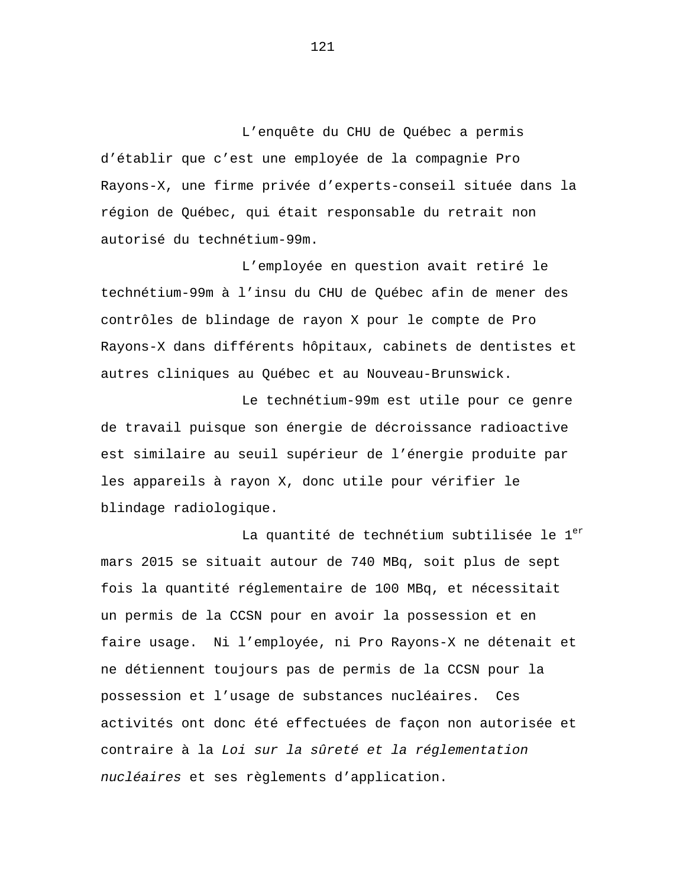L'enquête du CHU de Québec a permis d'établir que c'est une employée de la compagnie Pro Rayons-X, une firme privée d'experts-conseil située dans la région de Québec, qui était responsable du retrait non autorisé du technétium-99m.

L'employée en question avait retiré le technétium-99m à l'insu du CHU de Québec afin de mener des contrôles de blindage de rayon X pour le compte de Pro Rayons-X dans différents hôpitaux, cabinets de dentistes et autres cliniques au Québec et au Nouveau-Brunswick.

Le technétium-99m est utile pour ce genre de travail puisque son énergie de décroissance radioactive est similaire au seuil supérieur de l'énergie produite par les appareils à rayon X, donc utile pour vérifier le blindage radiologique.

La quantité de technétium subtilisée le 1er mars 2015 se situait autour de 740 MBq, soit plus de sept fois la quantité réglementaire de 100 MBq, et nécessitait un permis de la CCSN pour en avoir la possession et en faire usage. Ni l'employée, ni Pro Rayons-X ne détenait et ne détiennent toujours pas de permis de la CCSN pour la possession et l'usage de substances nucléaires. Ces activités ont donc été effectuées de façon non autorisée et contraire à la *Loi sur la sûreté et la réglementation nucléaires* et ses règlements d'application.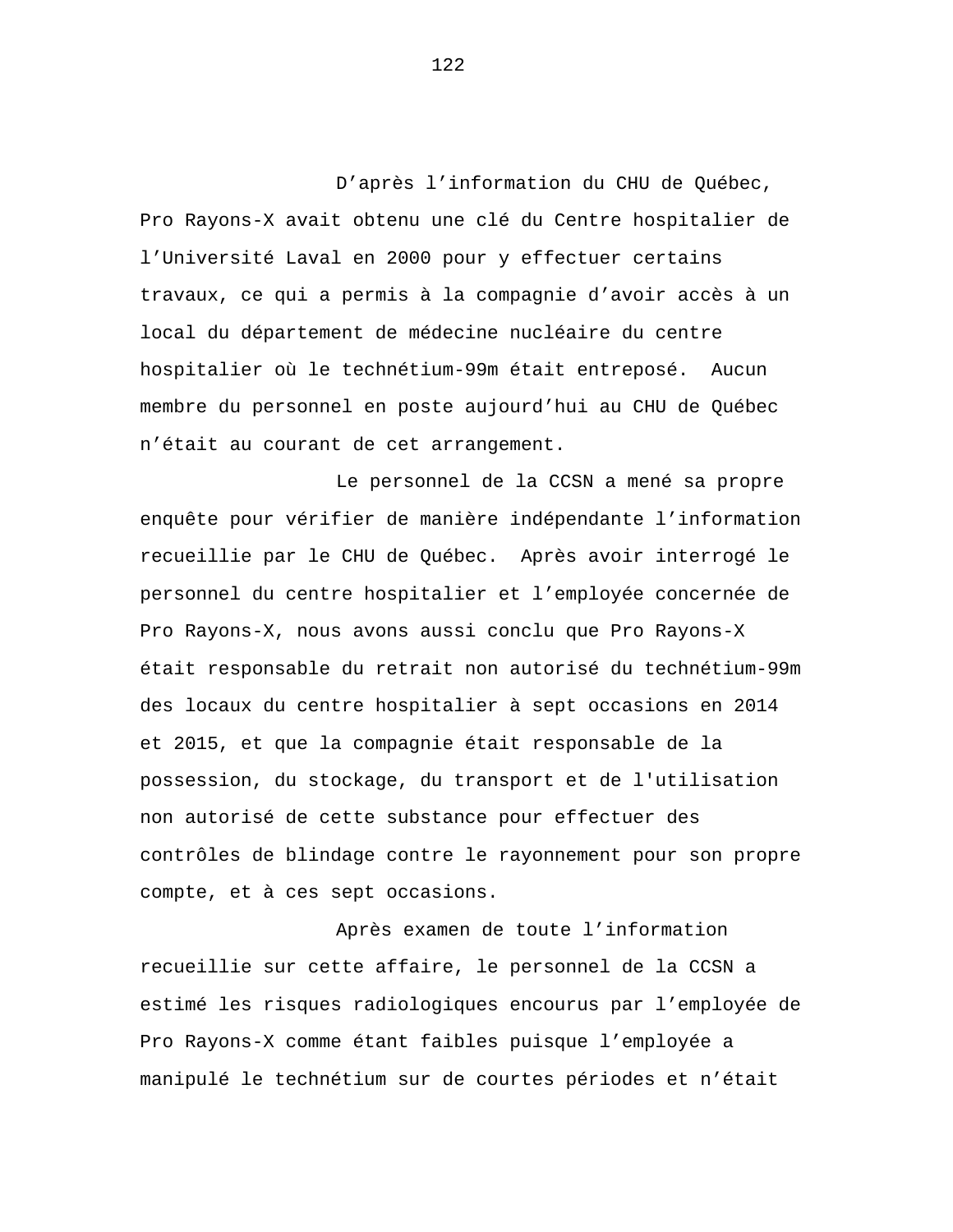D’après l’information du CHU de Québec, Pro Rayons-X avait obtenu une clé du Centre hospitalier de l’Université Laval en 2000 pour y effectuer certains travaux, ce qui a permis à la compagnie d’avoir accès à un local du département de médecine nucléaire du centre hospitalier où le technétium-99m était entreposé. Aucun membre du personnel en poste aujourd’hui au CHU de Québec n’était au courant de cet arrangement.

Le personnel de la CCSN a mené sa propre enquête pour vérifier de manière indépendante l’information recueillie par le CHU de Québec. Après avoir interrogé le personnel du centre hospitalier et l’employée concernée de Pro Rayons-X, nous avons aussi conclu que Pro Rayons-X était responsable du retrait non autorisé du technétium-99m des locaux du centre hospitalier à sept occasions en 2014 et 2015, et que la compagnie était responsable de la possession, du stockage, du transport et de l'utilisation non autorisé de cette substance pour effectuer des contrôles de blindage contre le rayonnement pour son propre compte, et à ces sept occasions.

Après examen de toute l’information recueillie sur cette affaire, le personnel de la CCSN a estimé les risques radiologiques encourus par l’employée de Pro Rayons-X comme étant faibles puisque l’employée a manipulé le technétium sur de courtes périodes et n’était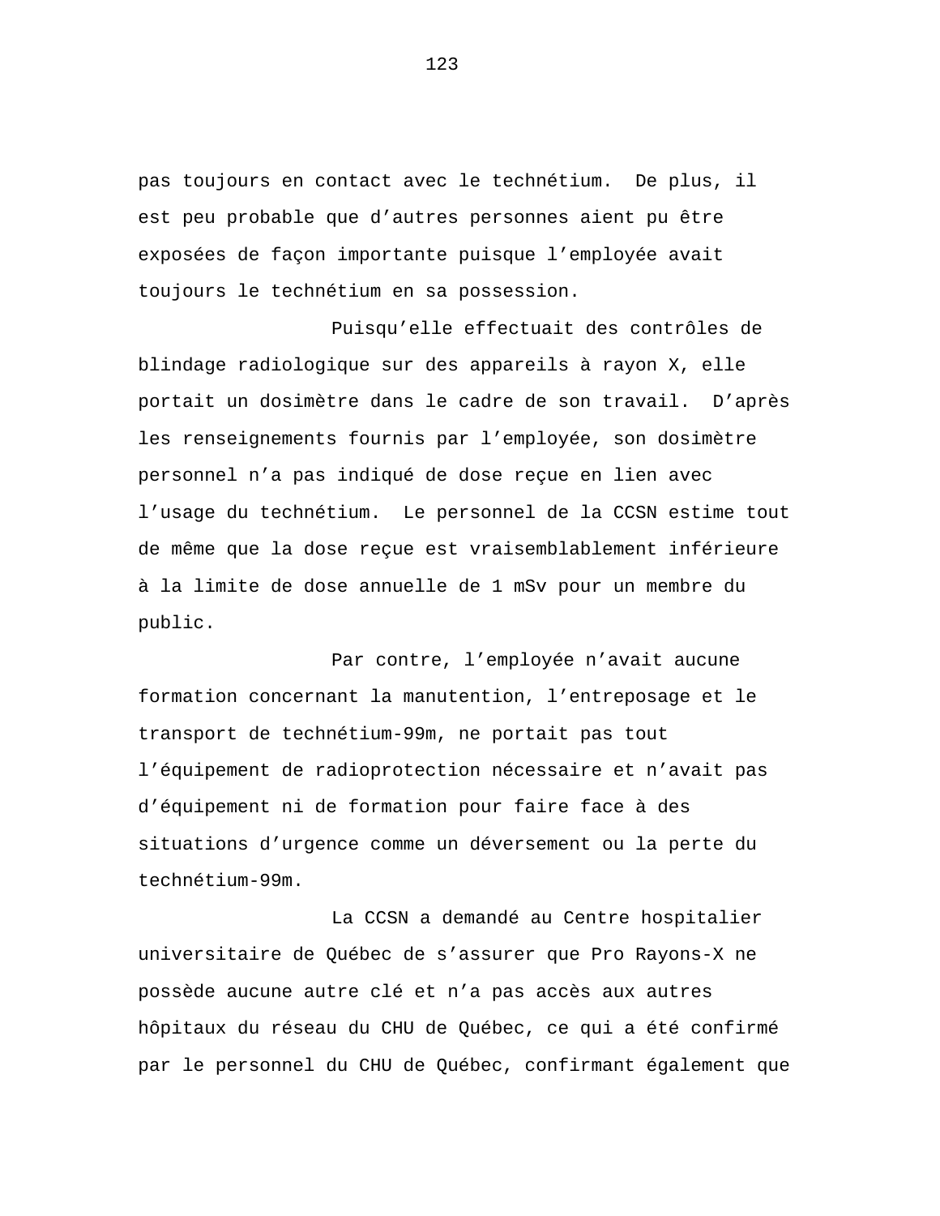pas toujours en contact avec le technétium. De plus, il est peu probable que d'autres personnes aient pu être exposées de façon importante puisque l'employée avait toujours le technétium en sa possession.

Puisqu'elle effectuait des contrôles de blindage radiologique sur des appareils à rayon X, elle portait un dosimètre dans le cadre de son travail. D'après les renseignements fournis par l'employée, son dosimètre personnel n'a pas indiqué de dose reçue en lien avec l'usage du technétium. Le personnel de la CCSN estime tout de même que la dose reçue est vraisemblablement inférieure à la limite de dose annuelle de 1 mSv pour un membre du public.

Par contre, l'employée n'avait aucune formation concernant la manutention, l'entreposage et le transport de technétium-99m, ne portait pas tout l'équipement de radioprotection nécessaire et n'avait pas d'équipement ni de formation pour faire face à des situations d'urgence comme un déversement ou la perte du technétium-99m.

La CCSN a demandé au Centre hospitalier universitaire de Québec de s'assurer que Pro Rayons-X ne possède aucune autre clé et n'a pas accès aux autres hôpitaux du réseau du CHU de Québec, ce qui a été confirmé par le personnel du CHU de Québec, confirmant également que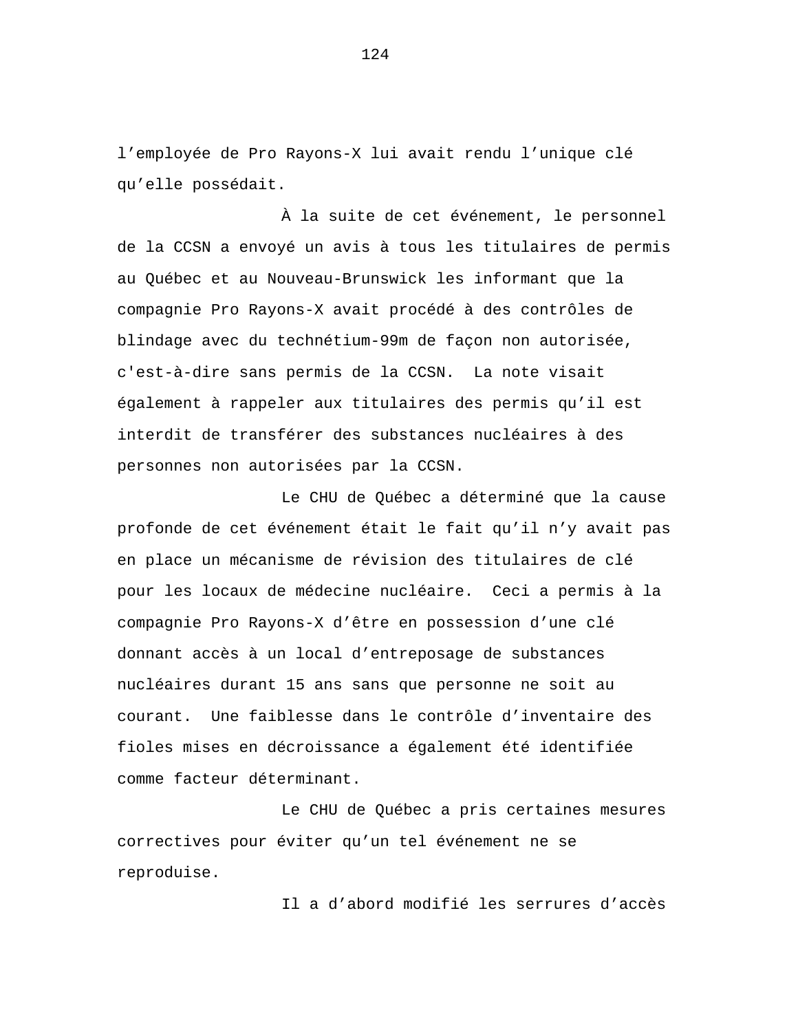l’employée de Pro Rayons-X lui avait rendu l’unique clé qu’elle possédait.

À la suite de cet événement, le personnel de la CCSN a envoyé un avis à tous les titulaires de permis au Québec et au Nouveau-Brunswick les informant que la compagnie Pro Rayons-X avait procédé à des contrôles de blindage avec du technétium-99m de façon non autorisée, c'est-à-dire sans permis de la CCSN. La note visait également à rappeler aux titulaires des permis qu’il est interdit de transférer des substances nucléaires à des personnes non autorisées par la CCSN.

Le CHU de Québec a déterminé que la cause profonde de cet événement était le fait qu’il n’y avait pas en place un mécanisme de révision des titulaires de clé pour les locaux de médecine nucléaire. Ceci a permis à la compagnie Pro Rayons-X d’être en possession d’une clé donnant accès à un local d’entreposage de substances nucléaires durant 15 ans sans que personne ne soit au courant. Une faiblesse dans le contrôle d’inventaire des fioles mises en décroissance a également été identifiée comme facteur déterminant.

Le CHU de Québec a pris certaines mesures correctives pour éviter qu’un tel événement ne se reproduise.

Il a d’abord modifié les serrures d’accès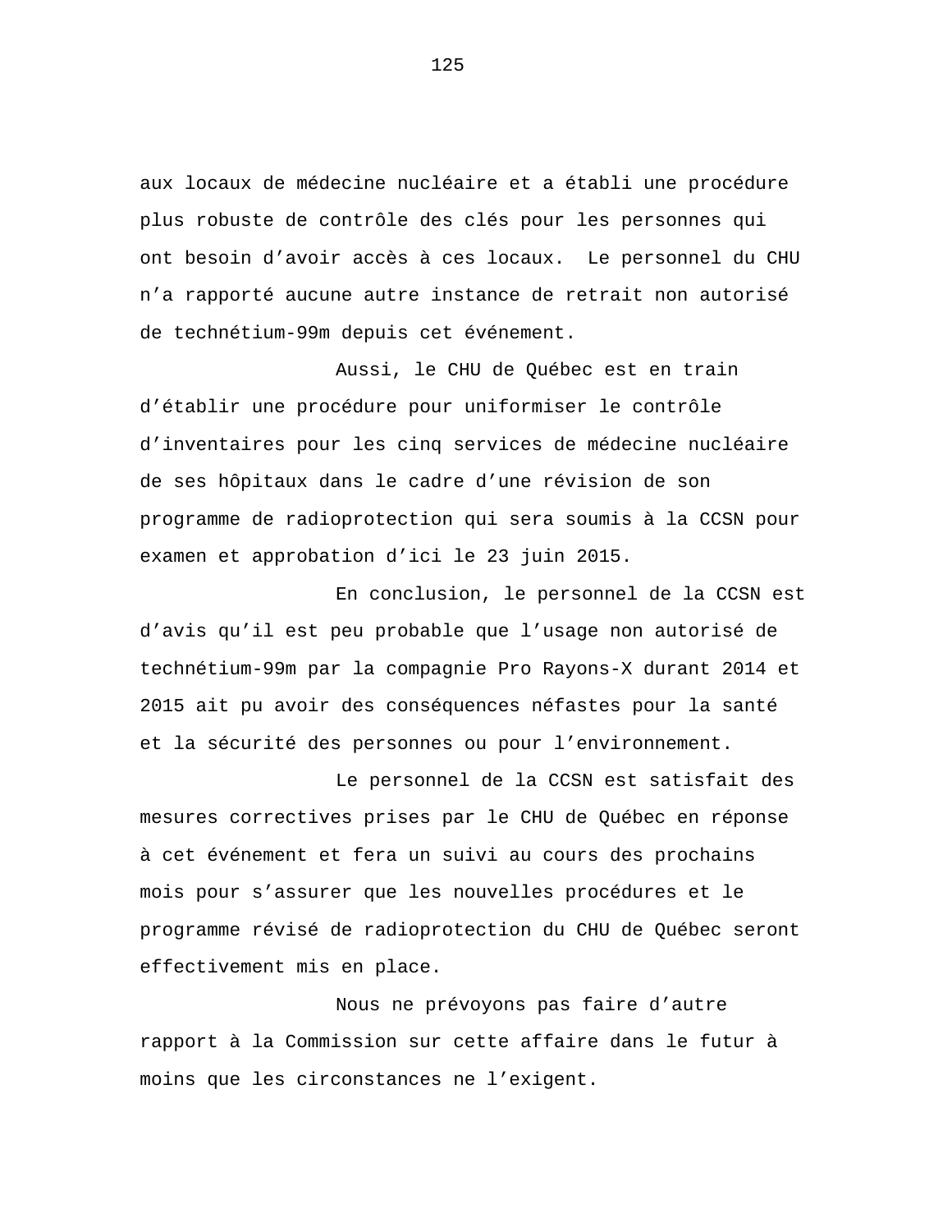aux locaux de médecine nucléaire et a établi une procédure plus robuste de contrôle des clés pour les personnes qui ont besoin d'avoir accès à ces locaux.  Le personnel du CHU n'a rapporté aucune autre instance de retrait non autorisé de technétium-99m depuis cet événement.

Aussi, le CHU de Québec est en train d'établir une procédure pour uniformiser le contrôle d'inventaires pour les cinq services de médecine nucléaire de ses hôpitaux dans le cadre d'une révision de son programme de radioprotection qui sera soumis à la CCSN pour examen et approbation d'ici le 23 juin 2015.

En conclusion, le personnel de la CCSN est d'avis qu'il est peu probable que l'usage non autorisé de technétium-99m par la compagnie Pro Rayons-X durant 2014 et 2015 ait pu avoir des conséquences néfastes pour la santé et la sécurité des personnes ou pour l'environnement.

Le personnel de la CCSN est satisfait des mesures correctives prises par le CHU de Québec en réponse à cet événement et fera un suivi au cours des prochains mois pour s'assurer que les nouvelles procédures et le programme révisé de radioprotection du CHU de Québec seront effectivement mis en place.

Nous ne prévoyons pas faire d'autre rapport à la Commission sur cette affaire dans le futur à moins que les circonstances ne l'exigent.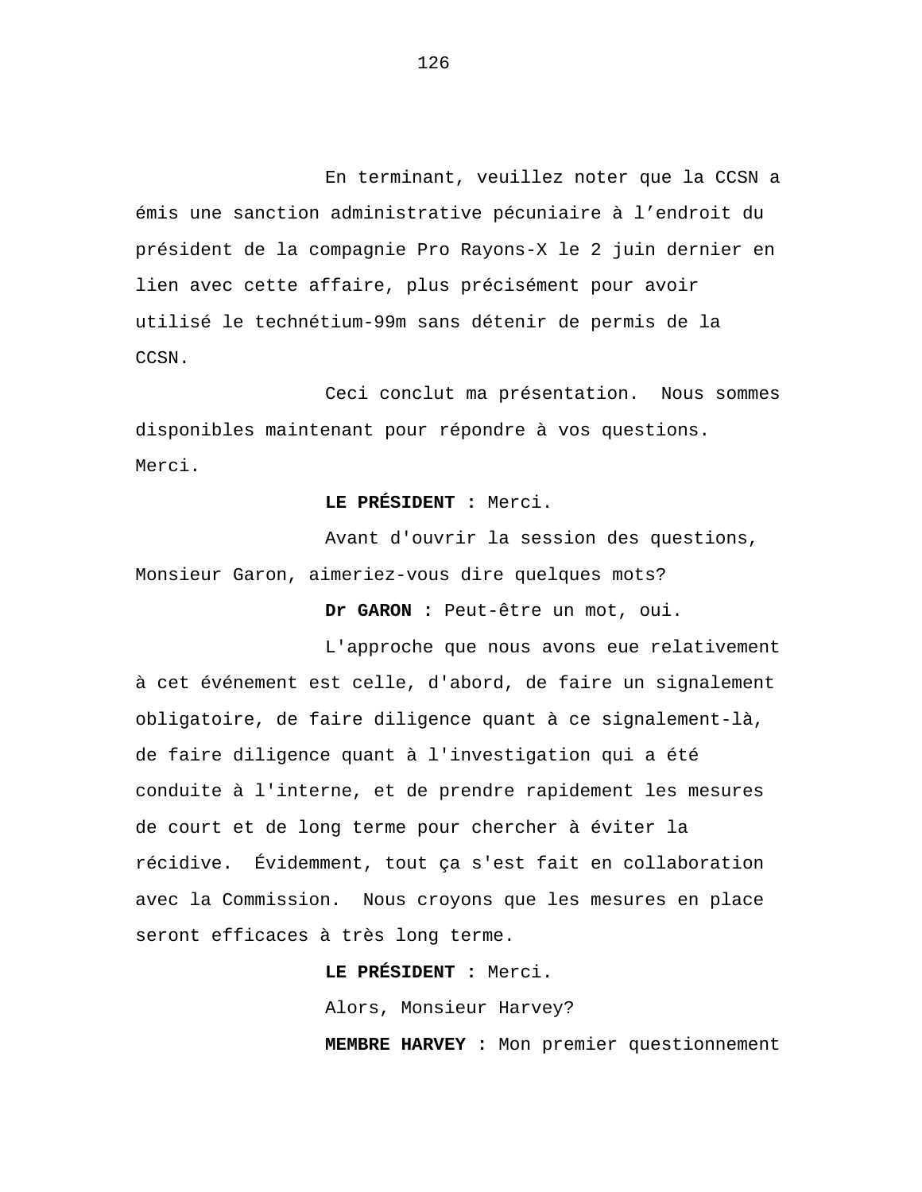En terminant, veuillez noter que la CCSN a émis une sanction administrative pécuniaire à l'endroit du président de la compagnie Pro Rayons-X le 2 juin dernier en lien avec cette affaire, plus précisément pour avoir utilisé le technétium-99m sans détenir de permis de la CCSN.

Ceci conclut ma présentation. Nous sommes disponibles maintenant pour répondre à vos questions. Merci.

**LE PRÉSIDENT :** Merci.

Avant d'ouvrir la session des questions, Monsieur Garon, aimeriez-vous dire quelques mots?

**Dr GARON :** Peut-être un mot, oui.

L'approche que nous avons eue relativement à cet événement est celle, d'abord, de faire un signalement obligatoire, de faire diligence quant à ce signalement-là, de faire diligence quant à l'investigation qui a été conduite à l'interne, et de prendre rapidement les mesures de court et de long terme pour chercher à éviter la récidive. Évidemment, tout ça s'est fait en collaboration avec la Commission. Nous croyons que les mesures en place seront efficaces à très long terme.

**LE PRÉSIDENT :** Merci.

Alors, Monsieur Harvey?

**MEMBRE HARVEY :** Mon premier questionnement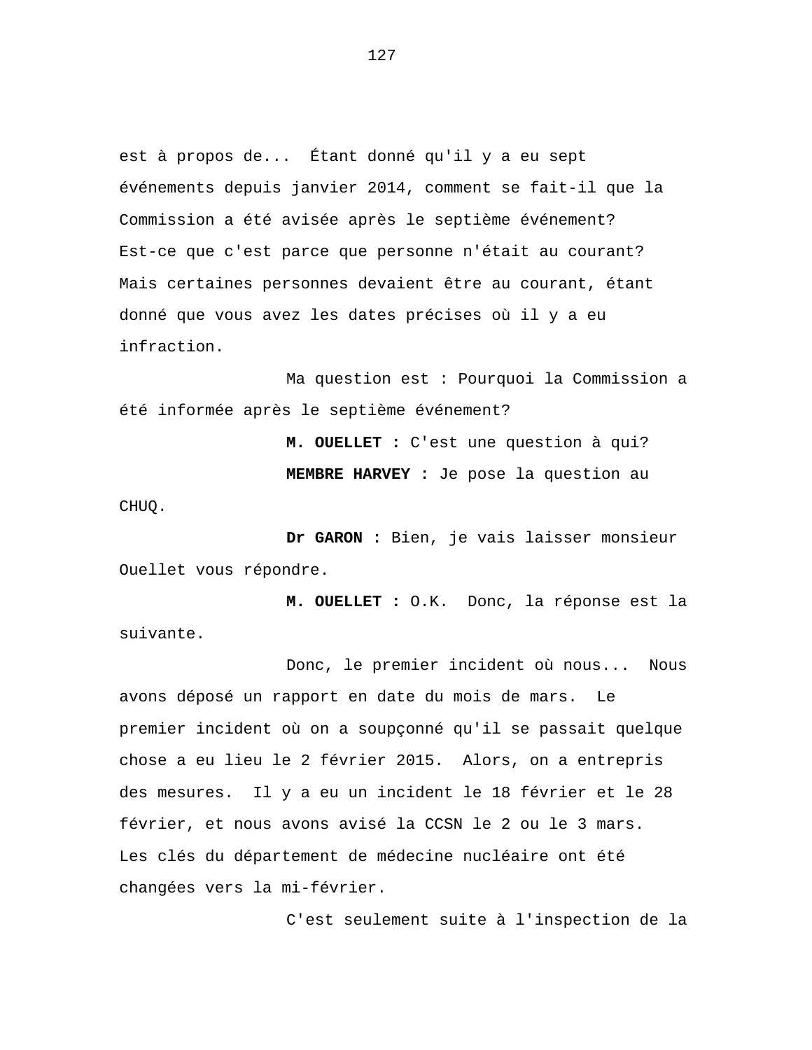est à propos de... Étant donné qu'il y a eu sept événements depuis janvier 2014, comment se fait-il que la Commission a été avisée après le septième événement? Est-ce que c'est parce que personne n'était au courant? Mais certaines personnes devaient être au courant, étant donné que vous avez les dates précises où il y a eu infraction.

Ma question est : Pourquoi la Commission a été informée après le septième événement?

**M. OUELLET :** C'est une question à qui?

**MEMBRE HARVEY :** Je pose la question au CHUQ.

**Dr GARON :** Bien, je vais laisser monsieur Ouellet vous répondre.

**M. OUELLET :** O.K. Donc, la réponse est la suivante.

Donc, le premier incident où nous... Nous avons déposé un rapport en date du mois de mars. Le premier incident où on a soupçonné qu'il se passait quelque chose a eu lieu le 2 février 2015. Alors, on a entrepris des mesures. Il y a eu un incident le 18 février et le 28 février, et nous avons avisé la CCSN le 2 ou le 3 mars. Les clés du département de médecine nucléaire ont été changées vers la mi-février.

C'est seulement suite à l'inspection de la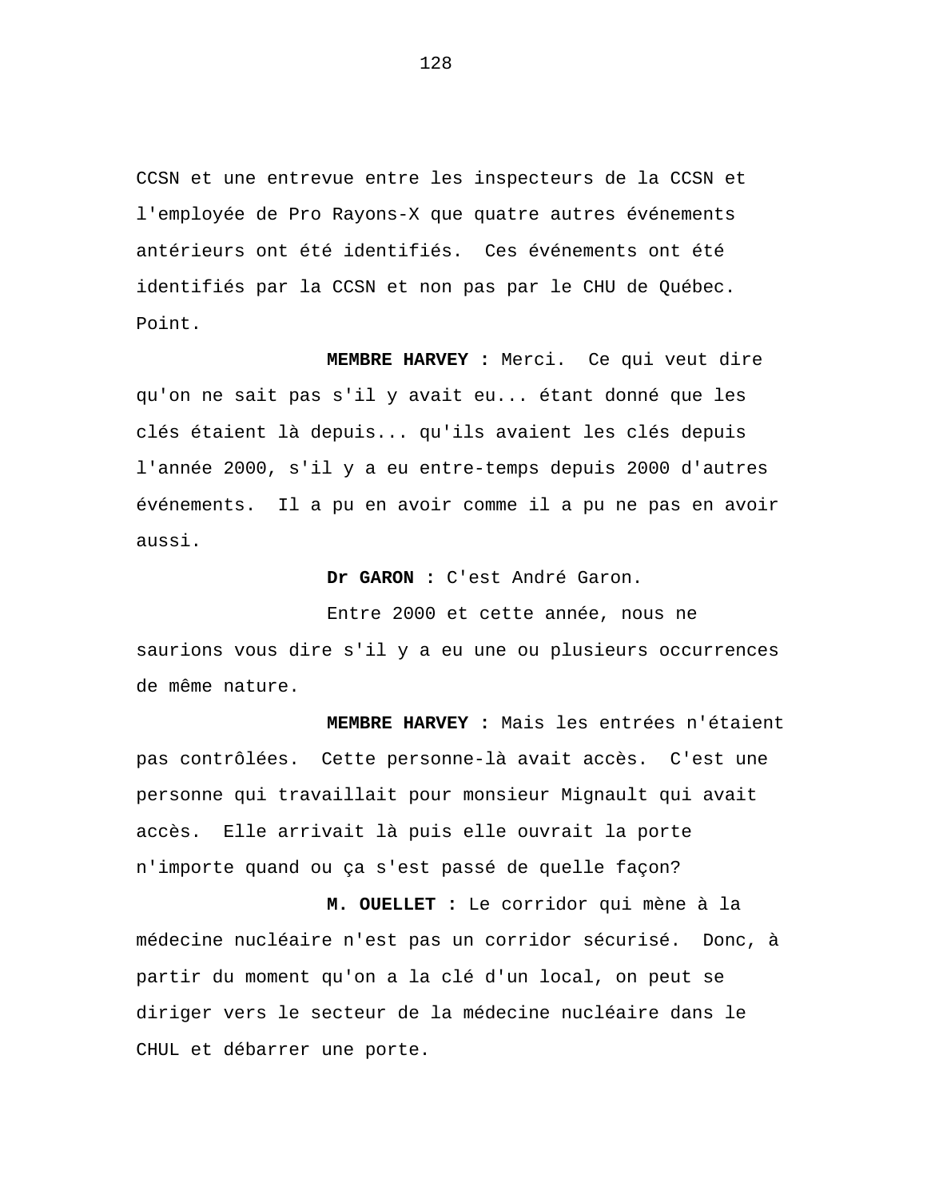CCSN et une entrevue entre les inspecteurs de la CCSN et l'employée de Pro Rayons-X que quatre autres événements antérieurs ont été identifiés. Ces événements ont été identifiés par la CCSN et non pas par le CHU de Québec. Point.

**MEMBRE HARVEY :** Merci. Ce qui veut dire qu'on ne sait pas s'il y avait eu... étant donné que les clés étaient là depuis... qu'ils avaient les clés depuis l'année 2000, s'il y a eu entre-temps depuis 2000 d'autres événements. Il a pu en avoir comme il a pu ne pas en avoir aussi.

**Dr GARON :** C'est André Garon.

Entre 2000 et cette année, nous ne saurions vous dire s'il y a eu une ou plusieurs occurrences de même nature.

**MEMBRE HARVEY :** Mais les entrées n'étaient pas contrôlées. Cette personne-là avait accès. C'est une personne qui travaillait pour monsieur Mignault qui avait accès. Elle arrivait là puis elle ouvrait la porte n'importe quand ou ça s'est passé de quelle façon?

**M. OUELLET :** Le corridor qui mène à la médecine nucléaire n'est pas un corridor sécurisé. Donc, à partir du moment qu'on a la clé d'un local, on peut se diriger vers le secteur de la médecine nucléaire dans le CHUL et débarrer une porte.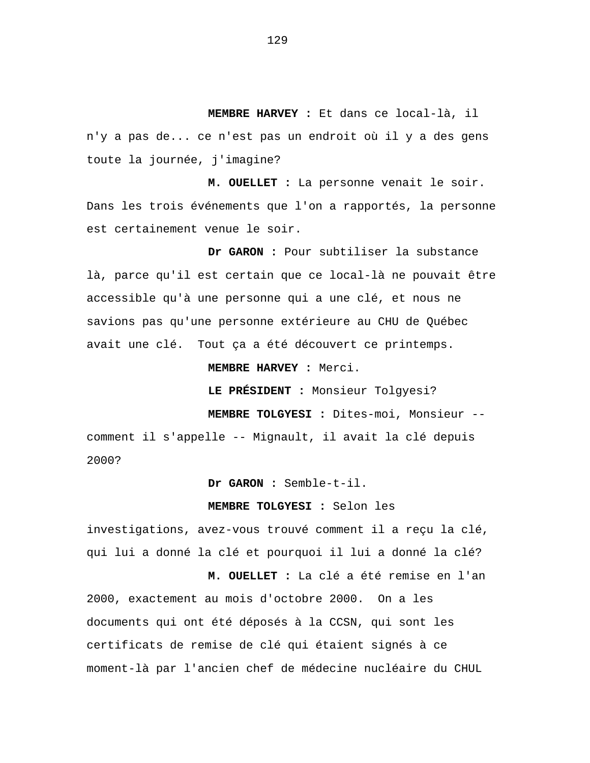**MEMBRE HARVEY :** Et dans ce local-là, il n'y a pas de... ce n'est pas un endroit où il y a des gens toute la journée, j'imagine?

**M. OUELLET :** La personne venait le soir. Dans les trois événements que l'on a rapportés, la personne est certainement venue le soir.

**Dr GARON :** Pour subtiliser la substance là, parce qu'il est certain que ce local-là ne pouvait être accessible qu'à une personne qui a une clé, et nous ne savions pas qu'une personne extérieure au CHU de Québec avait une clé. Tout ça a été découvert ce printemps.

**MEMBRE HARVEY :** Merci.

**LE PRÉSIDENT :** Monsieur Tolgyesi?

**MEMBRE TOLGYESI :** Dites-moi, Monsieur -- comment il s'appelle -- Mignault, il avait la clé depuis 2000?

**Dr GARON :** Semble-t-il.

**MEMBRE TOLGYESI :** Selon les investigations, avez-vous trouvé comment il a reçu la clé, qui lui a donné la clé et pourquoi il lui a donné la clé?

**M. OUELLET :** La clé a été remise en l'an 2000, exactement au mois d'octobre 2000. On a les documents qui ont été déposés à la CCSN, qui sont les certificats de remise de clé qui étaient signés à ce moment-là par l'ancien chef de médecine nucléaire du CHUL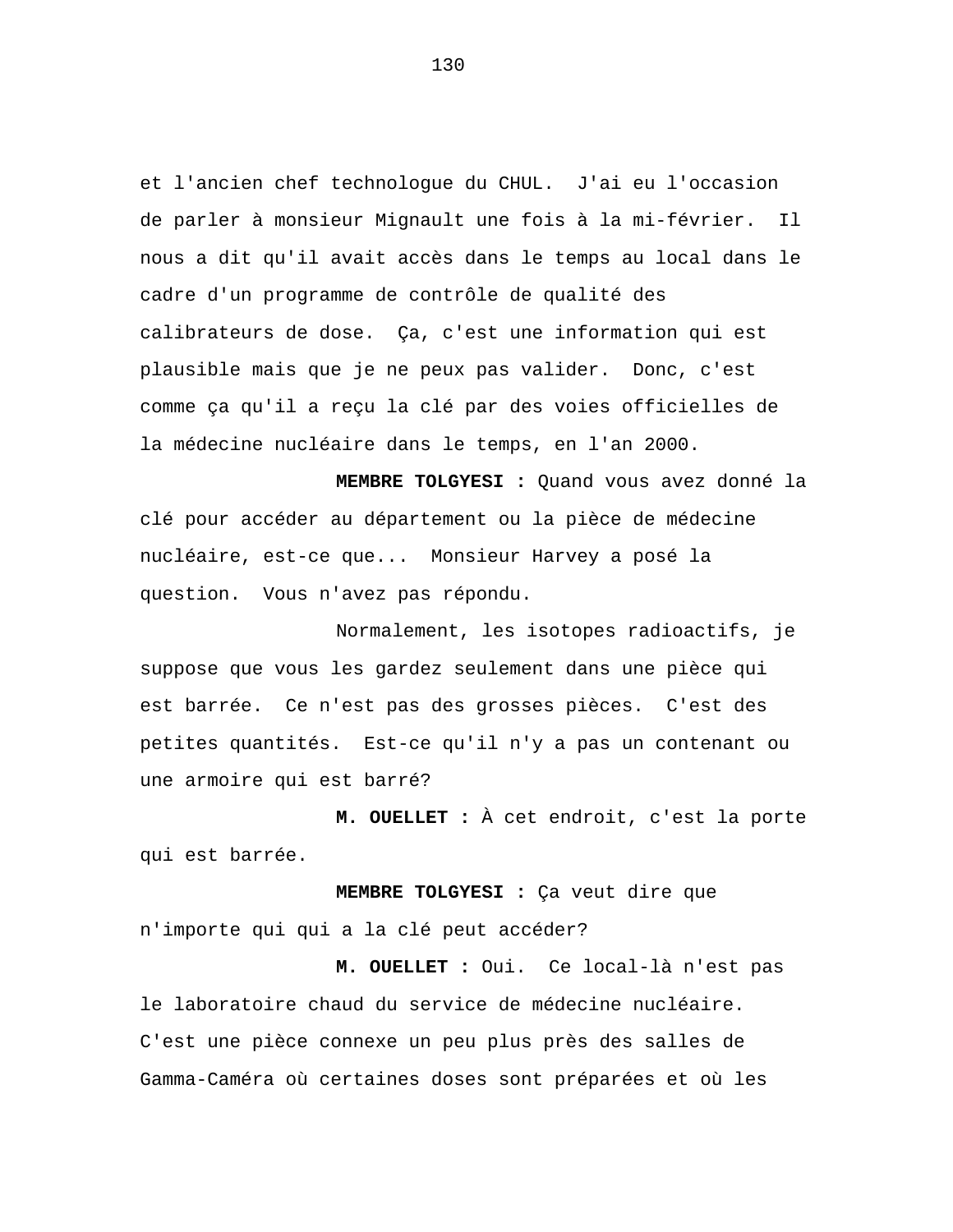et l'ancien chef technologue du CHUL. J'ai eu l'occasion de parler à monsieur Mignault une fois à la mi-février. Il nous a dit qu'il avait accès dans le temps au local dans le cadre d'un programme de contrôle de qualité des calibrateurs de dose. Ça, c'est une information qui est plausible mais que je ne peux pas valider. Donc, c'est comme ça qu'il a reçu la clé par des voies officielles de la médecine nucléaire dans le temps, en l'an 2000.

**MEMBRE TOLGYESI :** Quand vous avez donné la clé pour accéder au département ou la pièce de médecine nucléaire, est-ce que... Monsieur Harvey a posé la question. Vous n'avez pas répondu.

Normalement, les isotopes radioactifs, je suppose que vous les gardez seulement dans une pièce qui est barrée. Ce n'est pas des grosses pièces. C'est des petites quantités. Est-ce qu'il n'y a pas un contenant ou une armoire qui est barré?

**M. OUELLET :** À cet endroit, c'est la porte qui est barrée.

**MEMBRE TOLGYESI :** Ça veut dire que n'importe qui qui a la clé peut accéder?

**M. OUELLET :** Oui. Ce local-là n'est pas le laboratoire chaud du service de médecine nucléaire. C'est une pièce connexe un peu plus près des salles de Gamma-Caméra où certaines doses sont préparées et où les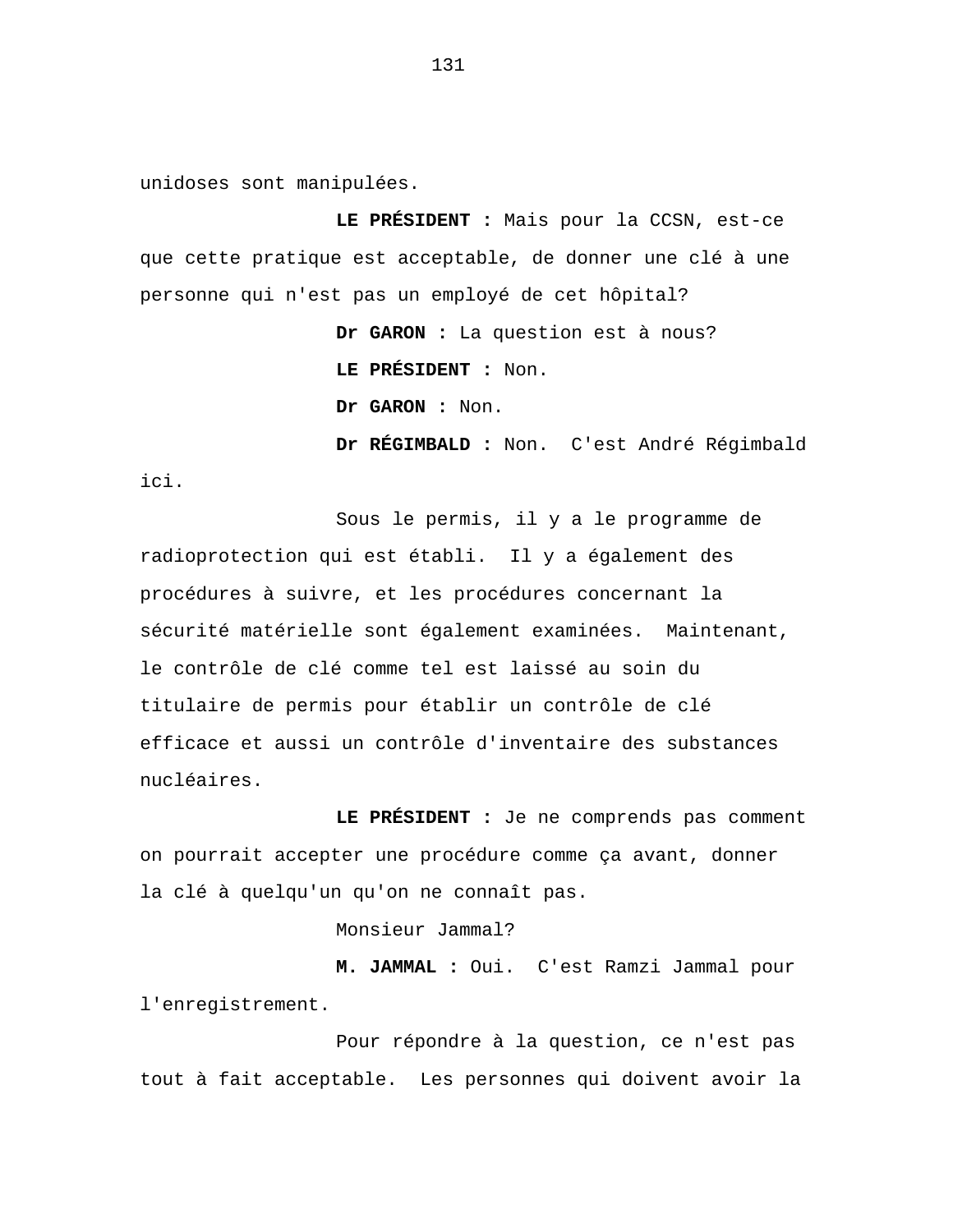unidoses sont manipulées.

**LE PRÉSIDENT :** Mais pour la CCSN, est-ce que cette pratique est acceptable, de donner une clé à une personne qui n'est pas un employé de cet hôpital?

**Dr GARON :** La question est à nous?

**LE PRÉSIDENT :** Non.

**Dr GARON :** Non.

**Dr RÉGIMBALD :** Non. C'est André Régimbald ici.

Sous le permis, il y a le programme de radioprotection qui est établi. Il y a également des procédures à suivre, et les procédures concernant la sécurité matérielle sont également examinées. Maintenant, le contrôle de clé comme tel est laissé au soin du titulaire de permis pour établir un contrôle de clé efficace et aussi un contrôle d'inventaire des substances nucléaires.

**LE PRÉSIDENT :** Je ne comprends pas comment on pourrait accepter une procédure comme ça avant, donner la clé à quelqu'un qu'on ne connaît pas.

Monsieur Jammal?

**M. JAMMAL :** Oui. C'est Ramzi Jammal pour l'enregistrement.

Pour répondre à la question, ce n'est pas tout à fait acceptable. Les personnes qui doivent avoir la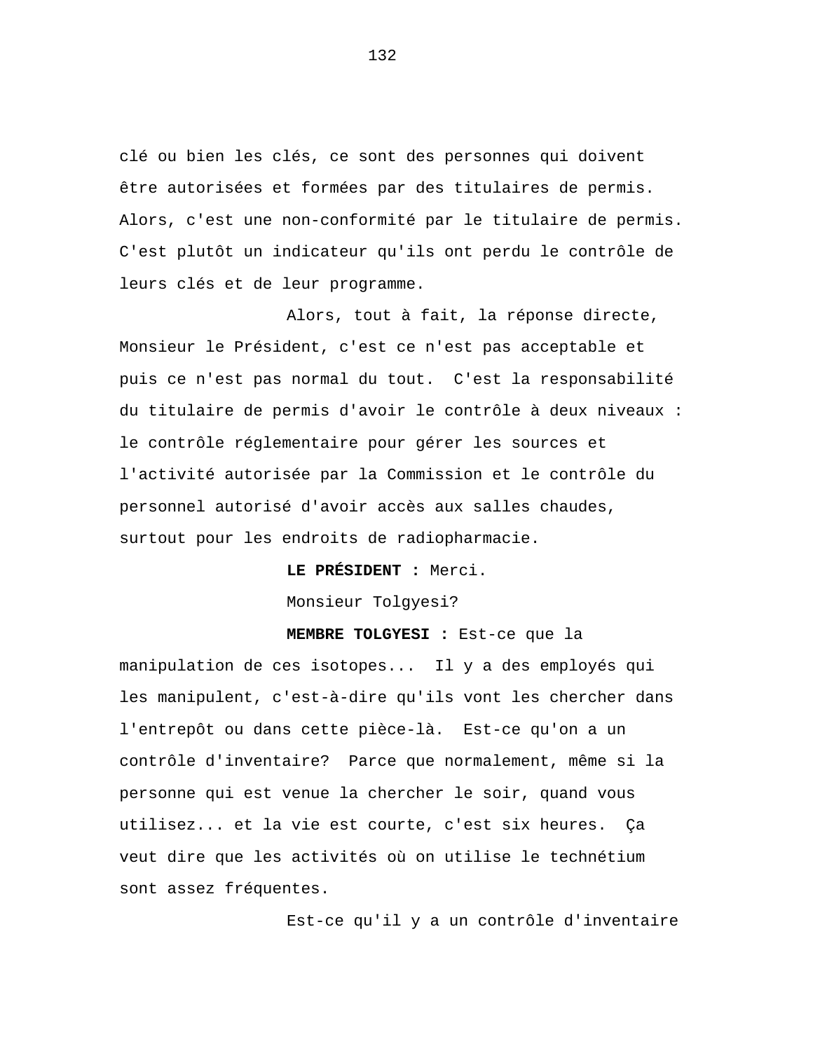clé ou bien les clés, ce sont des personnes qui doivent être autorisées et formées par des titulaires de permis. Alors, c'est une non-conformité par le titulaire de permis. C'est plutôt un indicateur qu'ils ont perdu le contrôle de leurs clés et de leur programme.

Alors, tout à fait, la réponse directe, Monsieur le Président, c'est ce n'est pas acceptable et puis ce n'est pas normal du tout. C'est la responsabilité du titulaire de permis d'avoir le contrôle à deux niveaux : le contrôle réglementaire pour gérer les sources et l'activité autorisée par la Commission et le contrôle du personnel autorisé d'avoir accès aux salles chaudes, surtout pour les endroits de radiopharmacie.

**LE PRÉSIDENT :** Merci.

Monsieur Tolgyesi?

**MEMBRE TOLGYESI :** Est-ce que la manipulation de ces isotopes... Il y a des employés qui les manipulent, c'est-à-dire qu'ils vont les chercher dans l'entrepôt ou dans cette pièce-là. Est-ce qu'on a un contrôle d'inventaire? Parce que normalement, même si la personne qui est venue la chercher le soir, quand vous utilisez... et la vie est courte, c'est six heures. Ça veut dire que les activités où on utilise le technétium sont assez fréquentes.

Est-ce qu'il y a un contrôle d'inventaire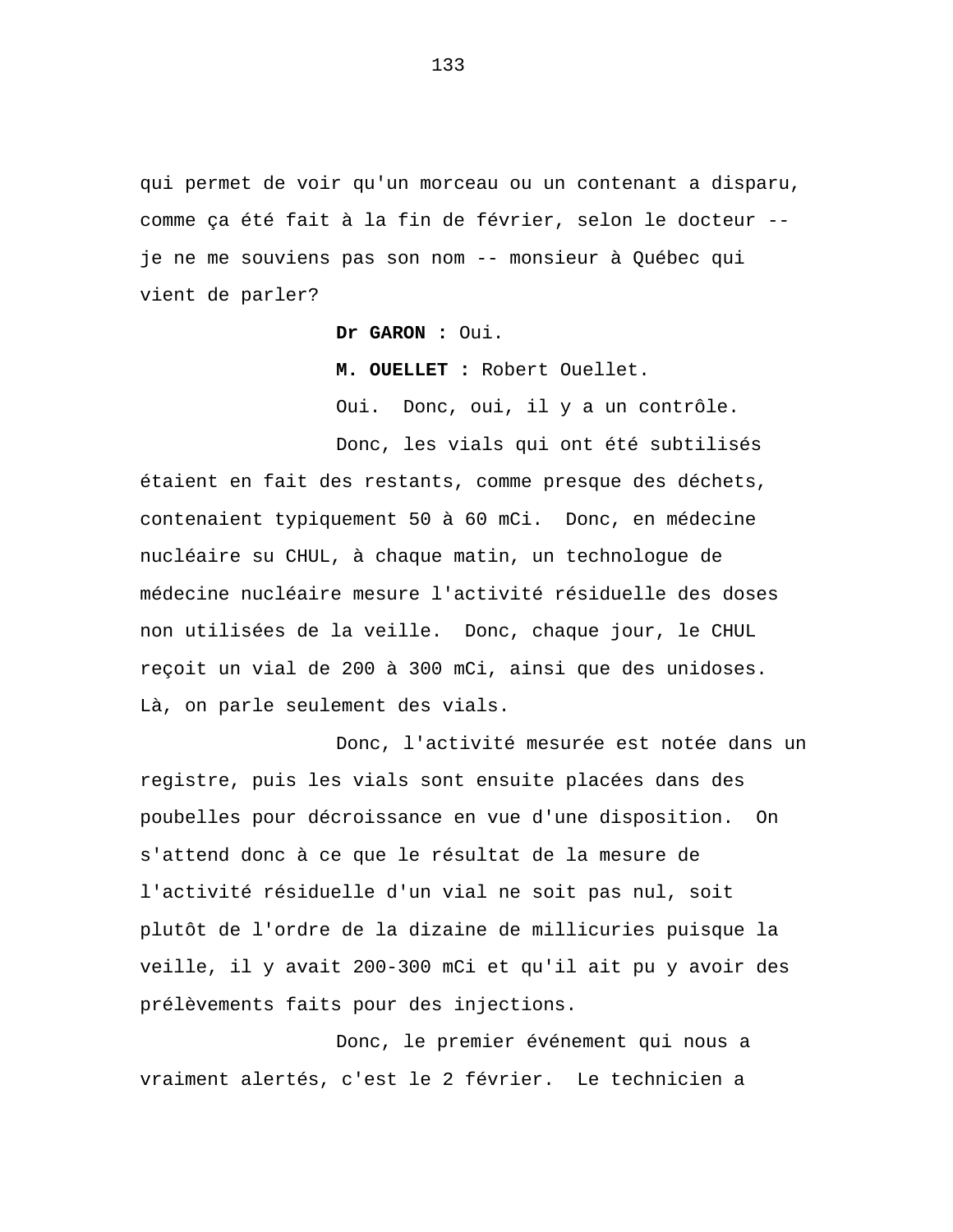qui permet de voir qu'un morceau ou un contenant a disparu, comme ça été fait à la fin de février, selon le docteur -- je ne me souviens pas son nom -- monsieur à Québec qui vient de parler?

**Dr GARON :** Oui.

**M. OUELLET :** Robert Ouellet.

Oui. Donc, oui, il y a un contrôle.

Donc, les vials qui ont été subtilisés étaient en fait des restants, comme presque des déchets, contenaient typiquement 50 à 60 mCi. Donc, en médecine nucléaire su CHUL, à chaque matin, un technologue de médecine nucléaire mesure l'activité résiduelle des doses non utilisées de la veille. Donc, chaque jour, le CHUL reçoit un vial de 200 à 300 mCi, ainsi que des unidoses. Là, on parle seulement des vials.

Donc, l'activité mesurée est notée dans un registre, puis les vials sont ensuite placées dans des poubelles pour décroissance en vue d'une disposition. On s'attend donc à ce que le résultat de la mesure de l'activité résiduelle d'un vial ne soit pas nul, soit plutôt de l'ordre de la dizaine de millicuries puisque la veille, il y avait 200-300 mCi et qu'il ait pu y avoir des prélèvements faits pour des injections.

Donc, le premier événement qui nous a vraiment alertés, c'est le 2 février. Le technicien a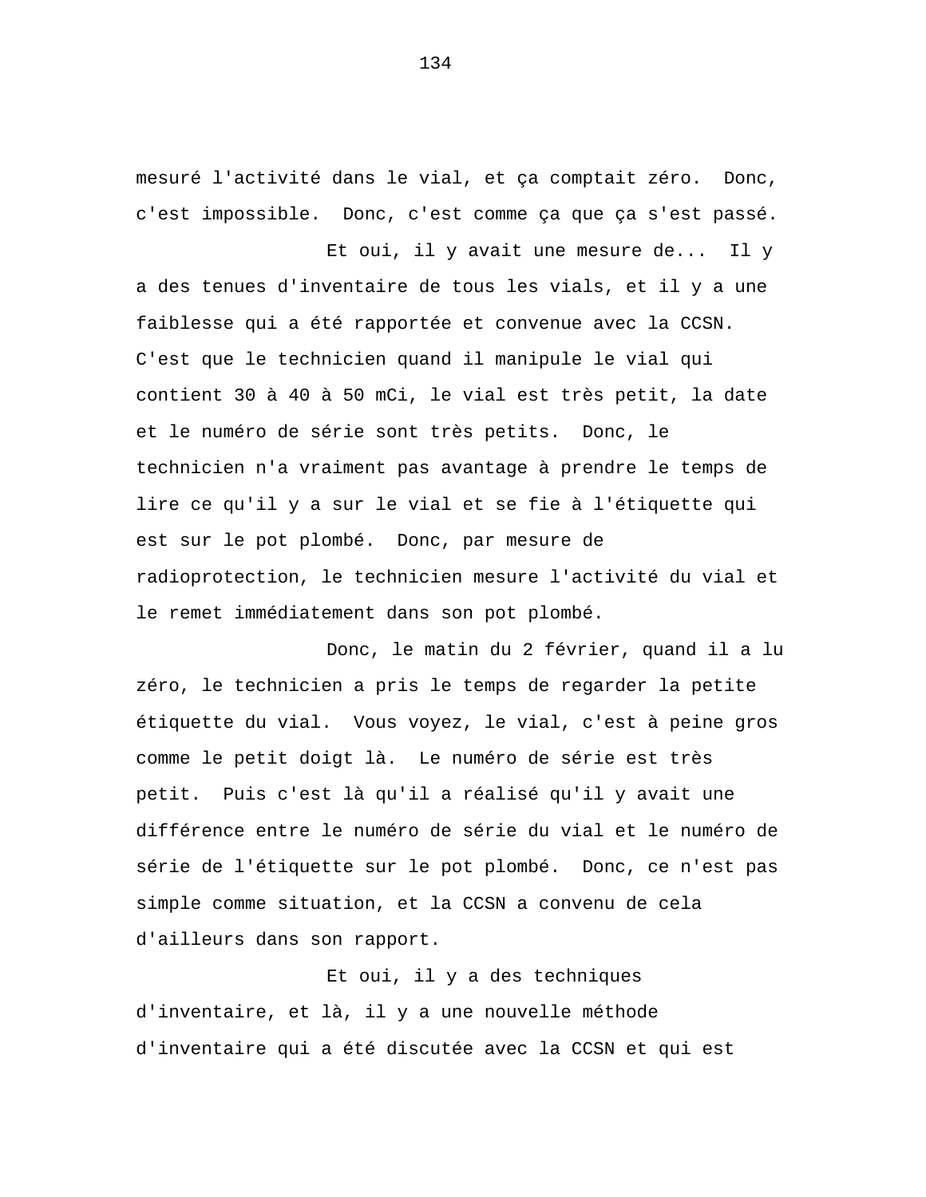mesuré l'activité dans le vial, et ça comptait zéro. Donc, c'est impossible. Donc, c'est comme ça que ça s'est passé.

Et oui, il y avait une mesure de... Il y a des tenues d'inventaire de tous les vials, et il y a une faiblesse qui a été rapportée et convenue avec la CCSN. C'est que le technicien quand il manipule le vial qui contient 30 à 40 à 50 mCi, le vial est très petit, la date et le numéro de série sont très petits. Donc, le technicien n'a vraiment pas avantage à prendre le temps de lire ce qu'il y a sur le vial et se fie à l'étiquette qui est sur le pot plombé. Donc, par mesure de radioprotection, le technicien mesure l'activité du vial et le remet immédiatement dans son pot plombé.

Donc, le matin du 2 février, quand il a lu zéro, le technicien a pris le temps de regarder la petite étiquette du vial. Vous voyez, le vial, c'est à peine gros comme le petit doigt là. Le numéro de série est très petit. Puis c'est là qu'il a réalisé qu'il y avait une différence entre le numéro de série du vial et le numéro de série de l'étiquette sur le pot plombé. Donc, ce n'est pas simple comme situation, et la CCSN a convenu de cela d'ailleurs dans son rapport.

Et oui, il y a des techniques d'inventaire, et là, il y a une nouvelle méthode d'inventaire qui a été discutée avec la CCSN et qui est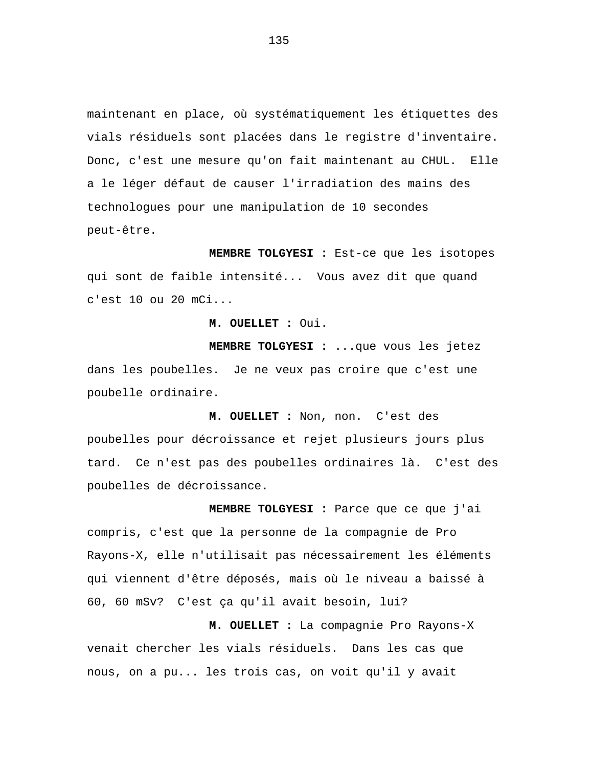maintenant en place, où systématiquement les étiquettes des vials résiduels sont placées dans le registre d'inventaire. Donc, c'est une mesure qu'on fait maintenant au CHUL. Elle a le léger défaut de causer l'irradiation des mains des technologues pour une manipulation de 10 secondes peut-être.

**MEMBRE TOLGYESI :** Est-ce que les isotopes qui sont de faible intensité... Vous avez dit que quand c'est 10 ou 20 mCi...

**M. OUELLET :** Oui.

**MEMBRE TOLGYESI :** ...que vous les jetez dans les poubelles. Je ne veux pas croire que c'est une poubelle ordinaire.

**M. OUELLET :** Non, non. C'est des poubelles pour décroissance et rejet plusieurs jours plus tard. Ce n'est pas des poubelles ordinaires là. C'est des poubelles de décroissance.

**MEMBRE TOLGYESI :** Parce que ce que j'ai compris, c'est que la personne de la compagnie de Pro Rayons-X, elle n'utilisait pas nécessairement les éléments qui viennent d'être déposés, mais où le niveau a baissé à 60, 60 mSv? C'est ça qu'il avait besoin, lui?

**M. OUELLET :** La compagnie Pro Rayons-X venait chercher les vials résiduels. Dans les cas que nous, on a pu... les trois cas, on voit qu'il y avait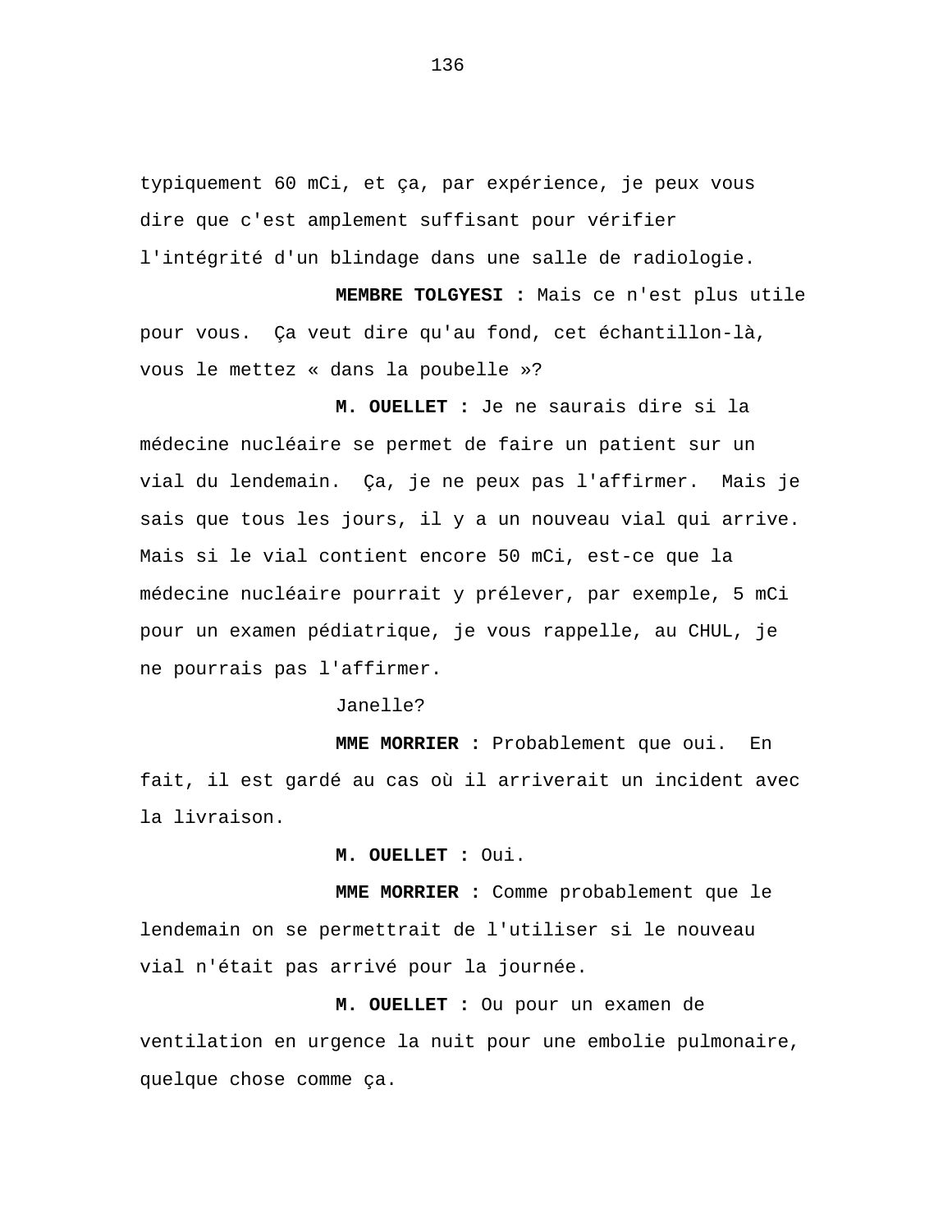typiquement 60 mCi, et ça, par expérience, je peux vous dire que c'est amplement suffisant pour vérifier l'intégrité d'un blindage dans une salle de radiologie.

**MEMBRE TOLGYESI :** Mais ce n'est plus utile pour vous. Ça veut dire qu'au fond, cet échantillon-là, vous le mettez « dans la poubelle »?

**M. OUELLET :** Je ne saurais dire si la médecine nucléaire se permet de faire un patient sur un vial du lendemain. Ça, je ne peux pas l'affirmer. Mais je sais que tous les jours, il y a un nouveau vial qui arrive. Mais si le vial contient encore 50 mCi, est-ce que la médecine nucléaire pourrait y prélever, par exemple, 5 mCi pour un examen pédiatrique, je vous rappelle, au CHUL, je ne pourrais pas l'affirmer.

Janelle?

**MME MORRIER :** Probablement que oui. En fait, il est gardé au cas où il arriverait un incident avec la livraison.

**M. OUELLET :** Oui.

**MME MORRIER :** Comme probablement que le lendemain on se permettrait de l'utiliser si le nouveau vial n'était pas arrivé pour la journée.

**M. OUELLET :** Ou pour un examen de ventilation en urgence la nuit pour une embolie pulmonaire, quelque chose comme ça.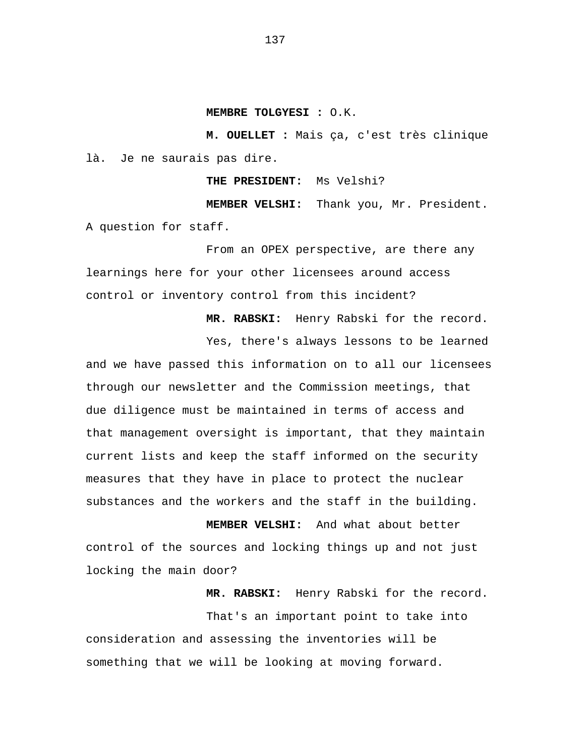**MEMBRE TOLGYESI :** O.K.

**M. OUELLET :** Mais ça, c'est très clinique là. Je ne saurais pas dire.

**THE PRESIDENT:** Ms Velshi?

**MEMBER VELSHI:** Thank you, Mr. President. A question for staff.

From an OPEX perspective, are there any learnings here for your other licensees around access control or inventory control from this incident?

**MR. RABSKI:** Henry Rabski for the record.

Yes, there's always lessons to be learned and we have passed this information on to all our licensees through our newsletter and the Commission meetings, that due diligence must be maintained in terms of access and that management oversight is important, that they maintain current lists and keep the staff informed on the security measures that they have in place to protect the nuclear substances and the workers and the staff in the building.

**MEMBER VELSHI:** And what about better control of the sources and locking things up and not just locking the main door?

**MR. RABSKI:** Henry Rabski for the record.

That's an important point to take into consideration and assessing the inventories will be something that we will be looking at moving forward.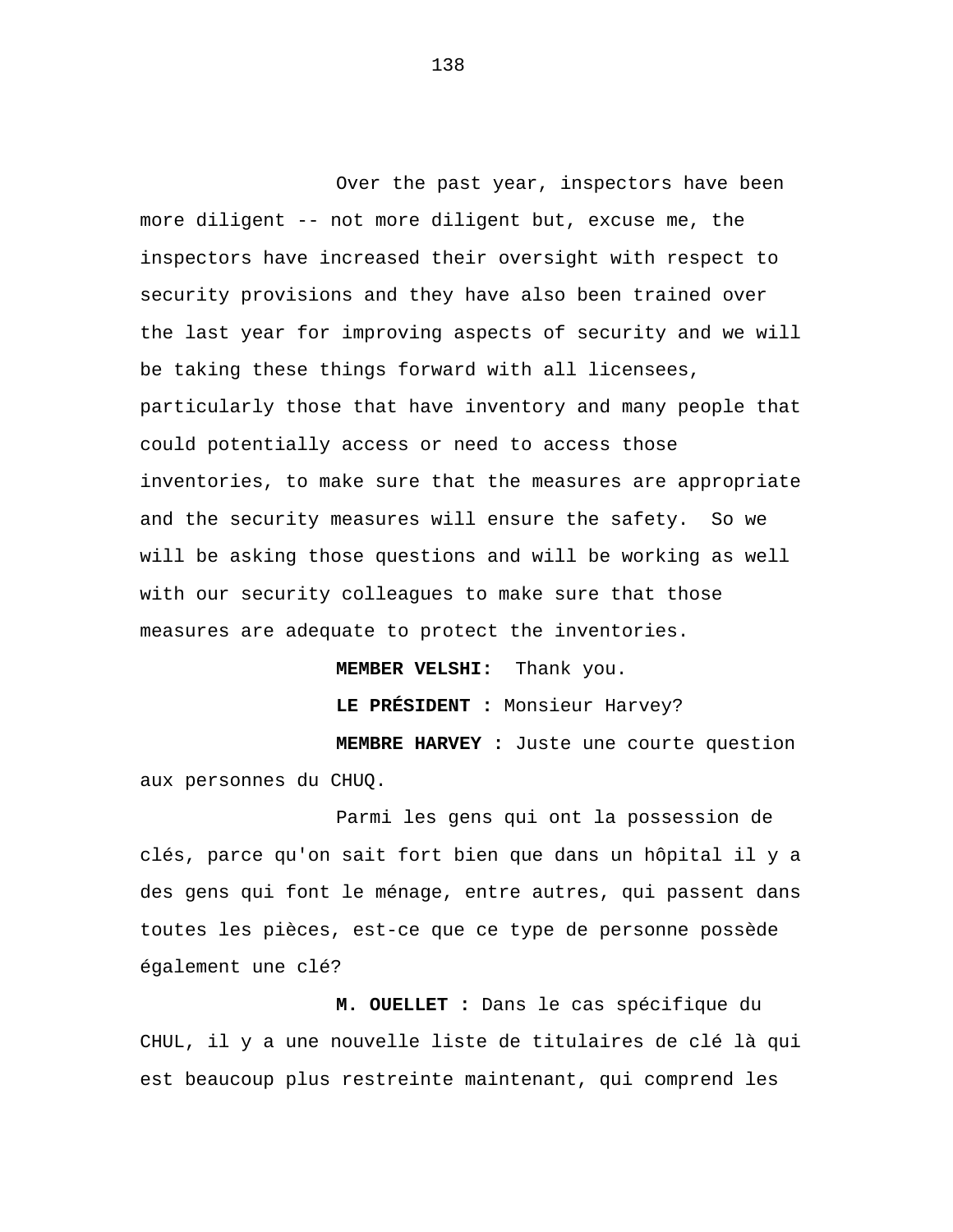Over the past year, inspectors have been more diligent -- not more diligent but, excuse me, the inspectors have increased their oversight with respect to security provisions and they have also been trained over the last year for improving aspects of security and we will be taking these things forward with all licensees, particularly those that have inventory and many people that could potentially access or need to access those inventories, to make sure that the measures are appropriate and the security measures will ensure the safety. So we will be asking those questions and will be working as well with our security colleagues to make sure that those measures are adequate to protect the inventories.

**MEMBER VELSHI:** Thank you.

**LE PRÉSIDENT :** Monsieur Harvey?

**MEMBRE HARVEY :** Juste une courte question aux personnes du CHUQ.

Parmi les gens qui ont la possession de clés, parce qu'on sait fort bien que dans un hôpital il y a des gens qui font le ménage, entre autres, qui passent dans toutes les pièces, est-ce que ce type de personne possède également une clé?

**M. OUELLET :** Dans le cas spécifique du CHUL, il y a une nouvelle liste de titulaires de clé là qui est beaucoup plus restreinte maintenant, qui comprend les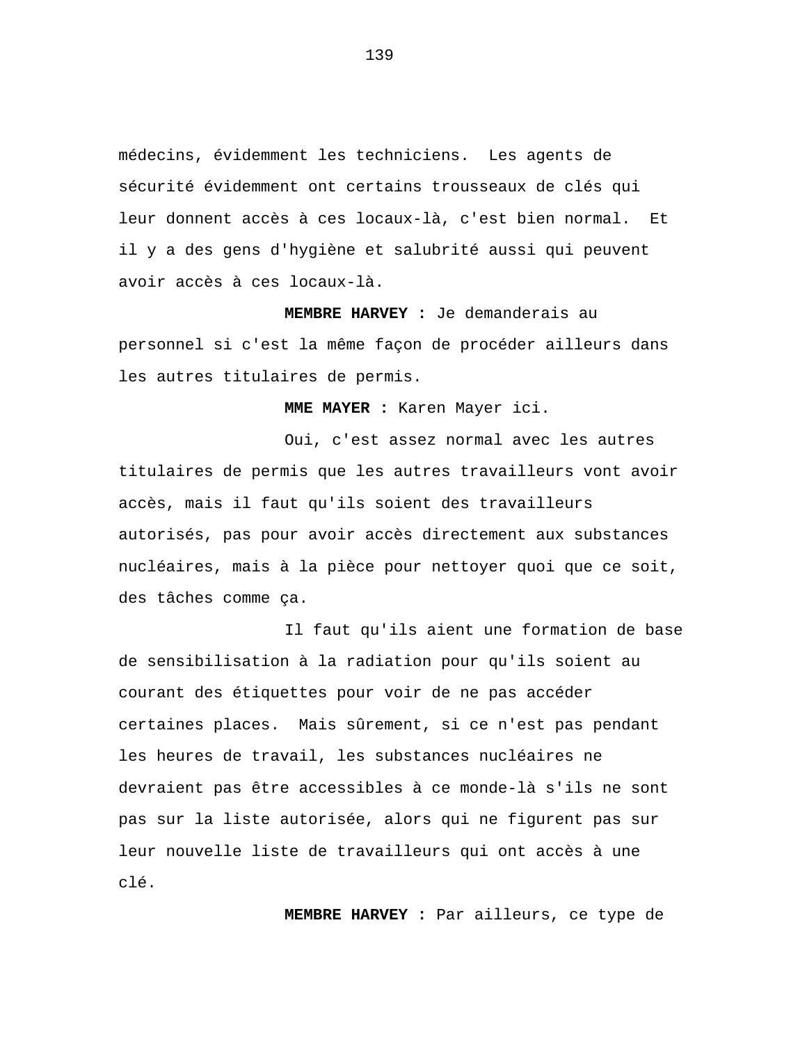médecins, évidemment les techniciens.  Les agents de sécurité évidemment ont certains trousseaux de clés qui leur donnent accès à ces locaux-là, c'est bien normal.  Et il y a des gens d'hygiène et salubrité aussi qui peuvent avoir accès à ces locaux-là.

**MEMBRE HARVEY :** Je demanderais au personnel si c'est la même façon de procéder ailleurs dans les autres titulaires de permis.

**MME MAYER :** Karen Mayer ici.

Oui, c'est assez normal avec les autres titulaires de permis que les autres travailleurs vont avoir accès, mais il faut qu'ils soient des travailleurs autorisés, pas pour avoir accès directement aux substances nucléaires, mais à la pièce pour nettoyer quoi que ce soit, des tâches comme ça.

Il faut qu'ils aient une formation de base de sensibilisation à la radiation pour qu'ils soient au courant des étiquettes pour voir de ne pas accéder certaines places.  Mais sûrement, si ce n'est pas pendant les heures de travail, les substances nucléaires ne devraient pas être accessibles à ce monde-là s'ils ne sont pas sur la liste autorisée, alors qui ne figurent pas sur leur nouvelle liste de travailleurs qui ont accès à une clé.

**MEMBRE HARVEY :** Par ailleurs, ce type de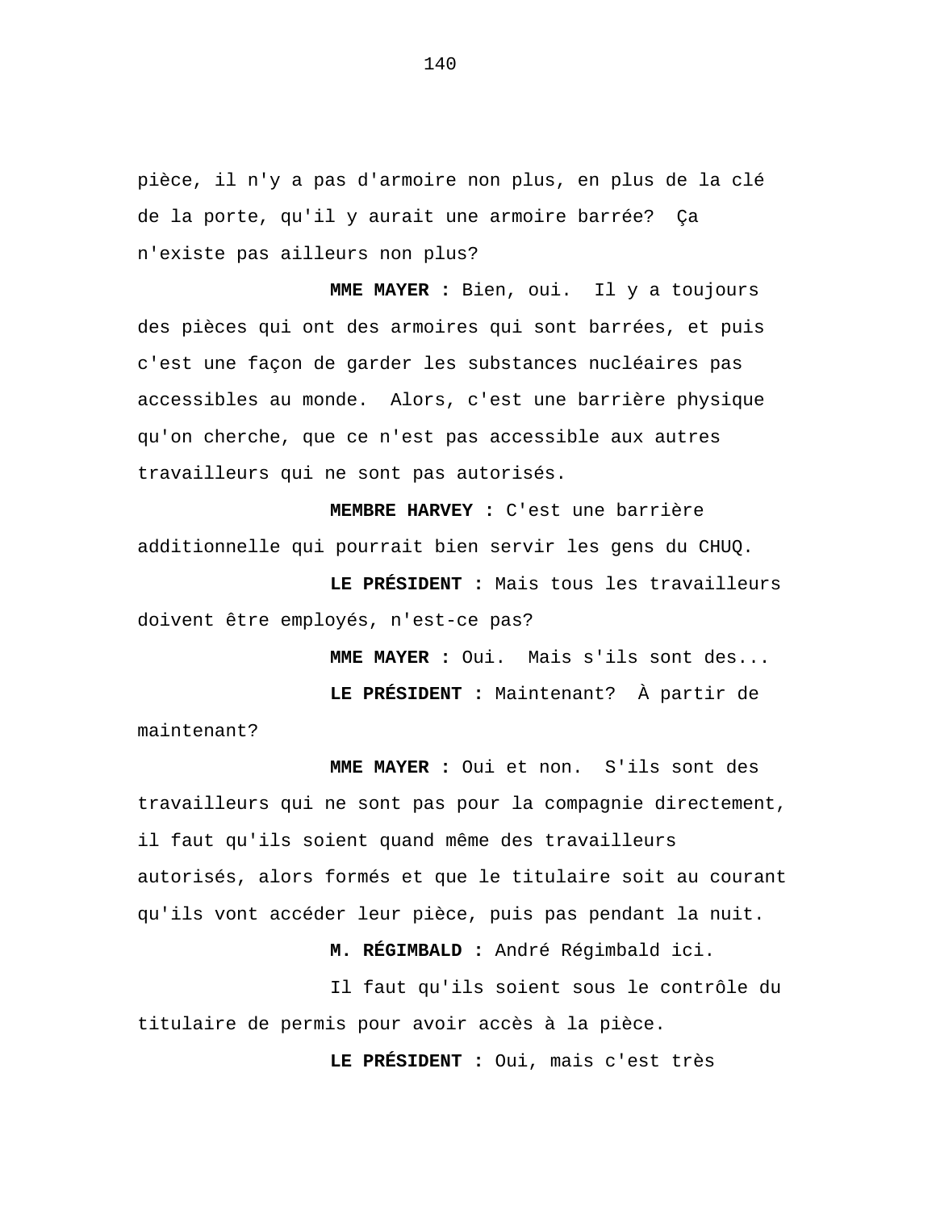pièce, il n'y a pas d'armoire non plus, en plus de la clé de la porte, qu'il y aurait une armoire barrée? Ça n'existe pas ailleurs non plus?

**MME MAYER :** Bien, oui. Il y a toujours des pièces qui ont des armoires qui sont barrées, et puis c'est une façon de garder les substances nucléaires pas accessibles au monde. Alors, c'est une barrière physique qu'on cherche, que ce n'est pas accessible aux autres travailleurs qui ne sont pas autorisés.

**MEMBRE HARVEY :** C'est une barrière additionnelle qui pourrait bien servir les gens du CHUQ.

**LE PRÉSIDENT :** Mais tous les travailleurs doivent être employés, n'est-ce pas?

**MME MAYER :** Oui. Mais s'ils sont des...

**LE PRÉSIDENT :** Maintenant? À partir de maintenant?

**MME MAYER :** Oui et non. S'ils sont des travailleurs qui ne sont pas pour la compagnie directement, il faut qu'ils soient quand même des travailleurs autorisés, alors formés et que le titulaire soit au courant qu'ils vont accéder leur pièce, puis pas pendant la nuit.

**M. RÉGIMBALD :** André Régimbald ici.

Il faut qu'ils soient sous le contrôle du titulaire de permis pour avoir accès à la pièce.

**LE PRÉSIDENT :** Oui, mais c'est très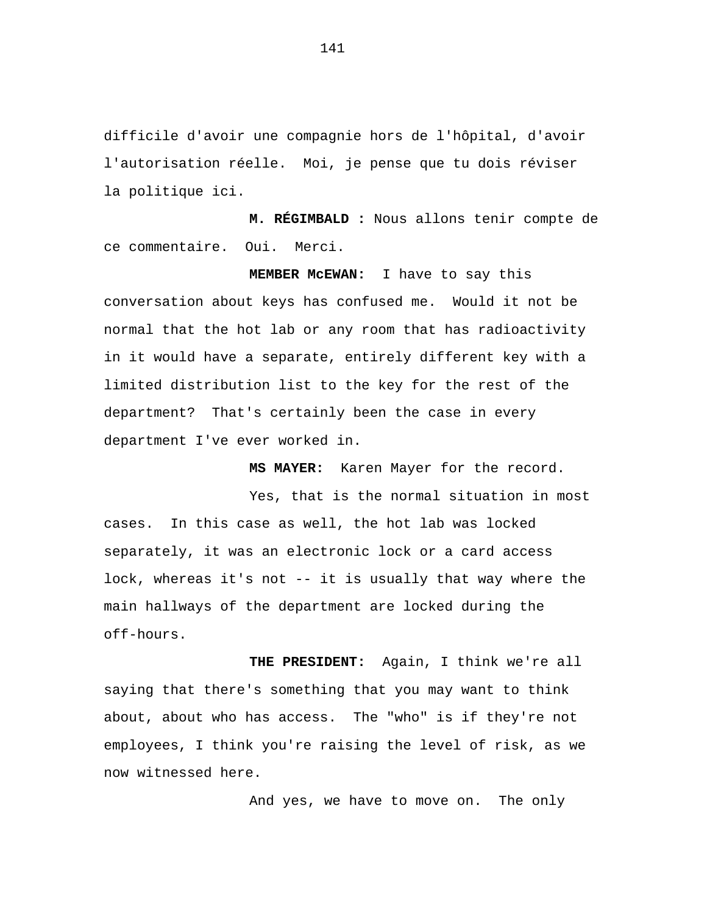difficile d'avoir une compagnie hors de l'hôpital, d'avoir l'autorisation réelle. Moi, je pense que tu dois réviser la politique ici.

**M. RÉGIMBALD :** Nous allons tenir compte de ce commentaire. Oui. Merci.

**MEMBER McEWAN:** I have to say this conversation about keys has confused me. Would it not be normal that the hot lab or any room that has radioactivity in it would have a separate, entirely different key with a limited distribution list to the key for the rest of the department? That's certainly been the case in every department I've ever worked in.

**MS MAYER:** Karen Mayer for the record.

Yes, that is the normal situation in most cases. In this case as well, the hot lab was locked separately, it was an electronic lock or a card access lock, whereas it's not -- it is usually that way where the main hallways of the department are locked during the off-hours.

**THE PRESIDENT:** Again, I think we're all saying that there's something that you may want to think about, about who has access. The "who" is if they're not employees, I think you're raising the level of risk, as we now witnessed here.

And yes, we have to move on. The only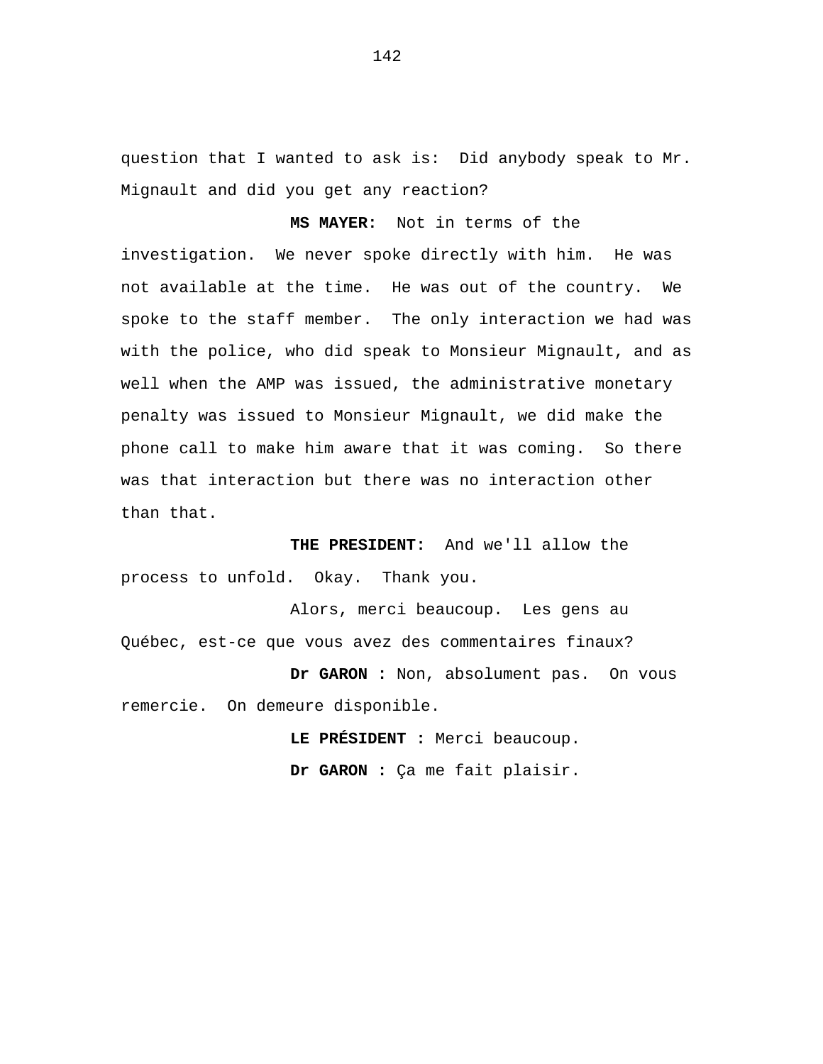question that I wanted to ask is: Did anybody speak to Mr. Mignault and did you get any reaction?

**MS MAYER:** Not in terms of the investigation. We never spoke directly with him. He was not available at the time. He was out of the country. We spoke to the staff member. The only interaction we had was with the police, who did speak to Monsieur Mignault, and as well when the AMP was issued, the administrative monetary penalty was issued to Monsieur Mignault, we did make the phone call to make him aware that it was coming. So there was that interaction but there was no interaction other than that.

**THE PRESIDENT:** And we'll allow the process to unfold. Okay. Thank you.

Alors, merci beaucoup. Les gens au Québec, est-ce que vous avez des commentaires finaux?

**Dr GARON :** Non, absolument pas. On vous remercie. On demeure disponible.

**LE PRÉSIDENT :** Merci beaucoup.

**Dr GARON :** Ça me fait plaisir.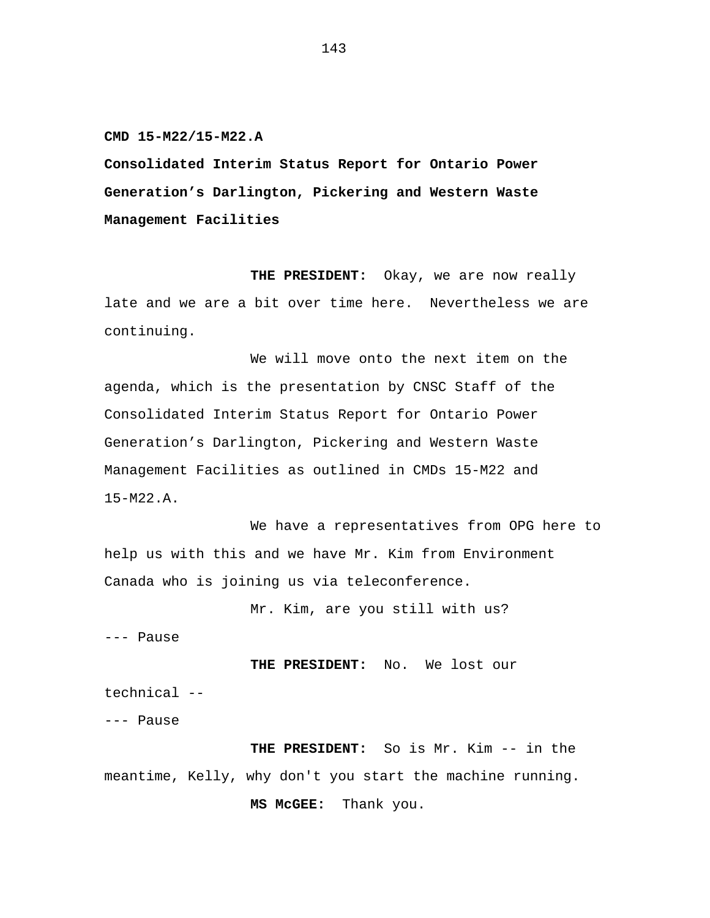**CMD 15-M22/15-M22.A**

**Consolidated Interim Status Report for Ontario Power Generation’s Darlington, Pickering and Western Waste Management Facilities**

**THE PRESIDENT:** Okay, we are now really late and we are a bit over time here. Nevertheless we are continuing.

We will move onto the next item on the agenda, which is the presentation by CNSC Staff of the Consolidated Interim Status Report for Ontario Power Generation’s Darlington, Pickering and Western Waste Management Facilities as outlined in CMDs 15-M22 and 15-M22.A.

We have a representatives from OPG here to help us with this and we have Mr. Kim from Environment Canada who is joining us via teleconference.

Mr. Kim, are you still with us?

--- Pause

**THE PRESIDENT:** No. We lost our technical --

--- Pause

**THE PRESIDENT:** So is Mr. Kim -- in the meantime, Kelly, why don't you start the machine running.

**MS McGEE:** Thank you.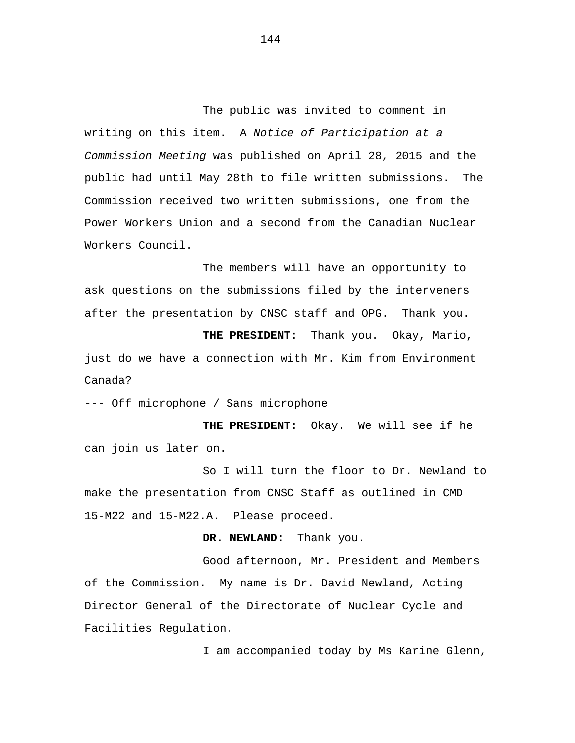The public was invited to comment in writing on this item. A *Notice of Participation at a Commission Meeting* was published on April 28, 2015 and the public had until May 28th to file written submissions. The Commission received two written submissions, one from the Power Workers Union and a second from the Canadian Nuclear Workers Council.

The members will have an opportunity to ask questions on the submissions filed by the interveners after the presentation by CNSC staff and OPG. Thank you.

**THE PRESIDENT:** Thank you. Okay, Mario, just do we have a connection with Mr. Kim from Environment Canada?

--- Off microphone / Sans microphone

**THE PRESIDENT:** Okay. We will see if he can join us later on.

So I will turn the floor to Dr. Newland to make the presentation from CNSC Staff as outlined in CMD 15-M22 and 15-M22.A. Please proceed.

**DR. NEWLAND:** Thank you.

Good afternoon, Mr. President and Members of the Commission. My name is Dr. David Newland, Acting Director General of the Directorate of Nuclear Cycle and Facilities Regulation.

I am accompanied today by Ms Karine Glenn,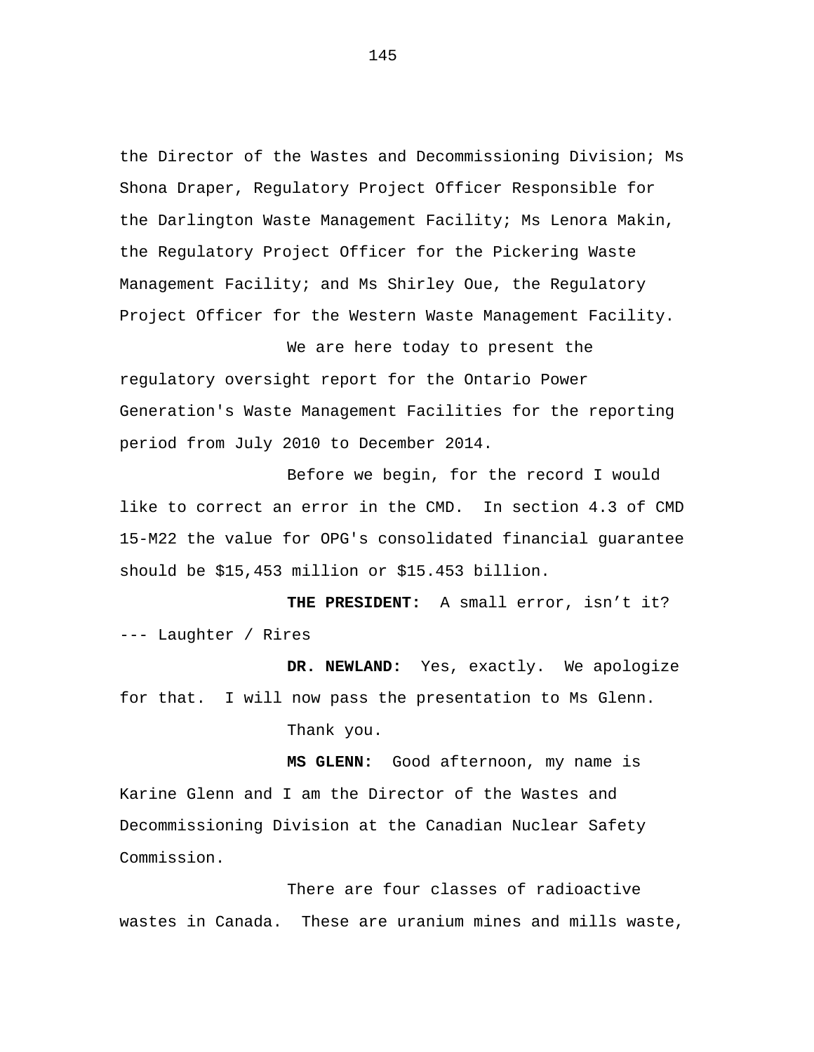the Director of the Wastes and Decommissioning Division; Ms Shona Draper, Regulatory Project Officer Responsible for the Darlington Waste Management Facility; Ms Lenora Makin, the Regulatory Project Officer for the Pickering Waste Management Facility; and Ms Shirley Oue, the Regulatory Project Officer for the Western Waste Management Facility.

We are here today to present the regulatory oversight report for the Ontario Power Generation's Waste Management Facilities for the reporting period from July 2010 to December 2014.

Before we begin, for the record I would like to correct an error in the CMD. In section 4.3 of CMD 15-M22 the value for OPG's consolidated financial guarantee should be $15,453 million or $15.453 billion.

**THE PRESIDENT:** A small error, isn't it?

--- Laughter / Rires

**DR. NEWLAND:** Yes, exactly. We apologize for that. I will now pass the presentation to Ms Glenn.

Thank you.

**MS GLENN:** Good afternoon, my name is Karine Glenn and I am the Director of the Wastes and Decommissioning Division at the Canadian Nuclear Safety Commission.

There are four classes of radioactive wastes in Canada. These are uranium mines and mills waste,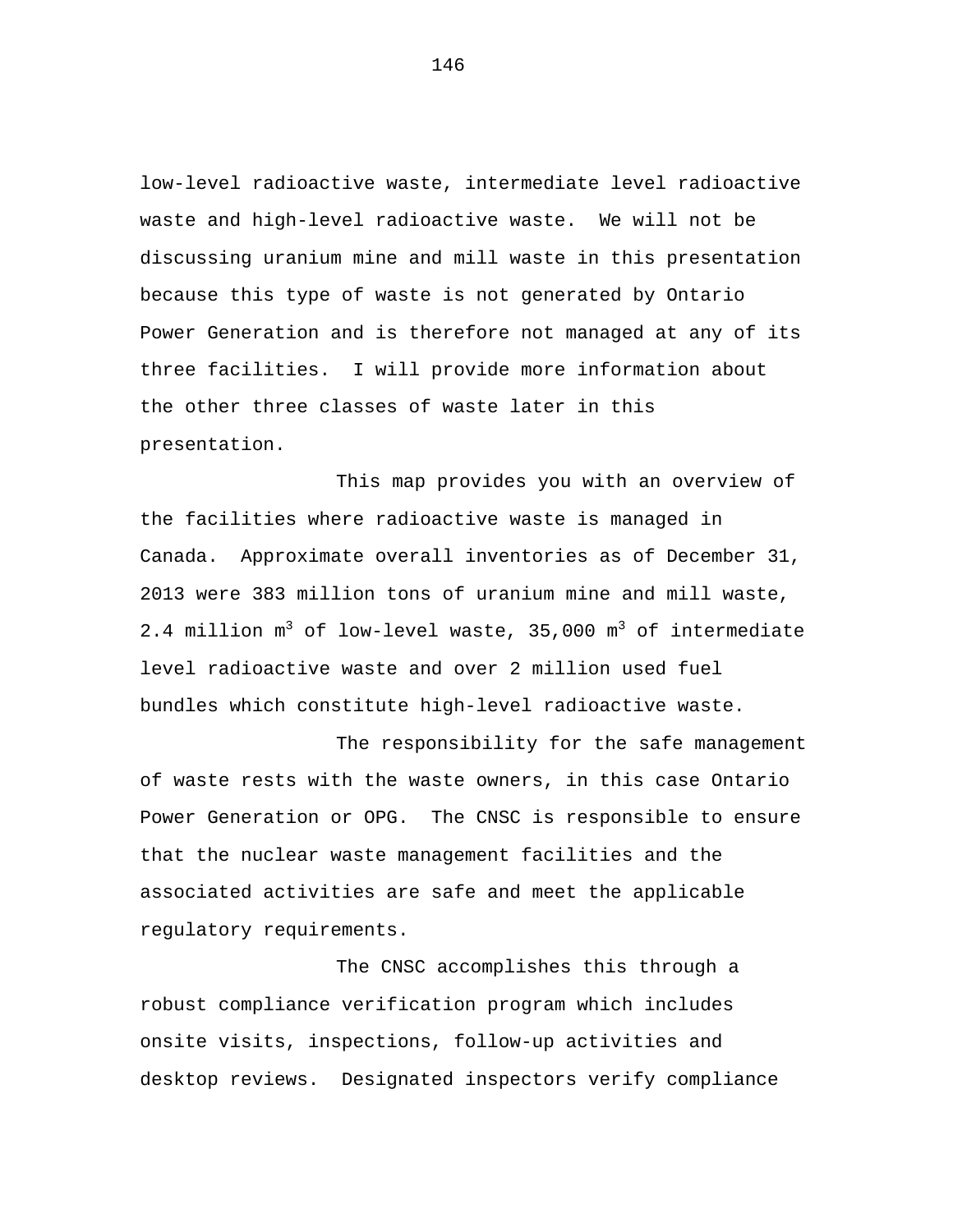low-level radioactive waste, intermediate level radioactive waste and high-level radioactive waste.  We will not be discussing uranium mine and mill waste in this presentation because this type of waste is not generated by Ontario Power Generation and is therefore not managed at any of its three facilities.  I will provide more information about the other three classes of waste later in this presentation.

This map provides you with an overview of the facilities where radioactive waste is managed in Canada.  Approximate overall inventories as of December 31, 2013 were 383 million tons of uranium mine and mill waste, 2.4 million $m^3$ of low-level waste, 35,000 $m^3$ of intermediate level radioactive waste and over 2 million used fuel bundles which constitute high-level radioactive waste.

The responsibility for the safe management of waste rests with the waste owners, in this case Ontario Power Generation or OPG.  The CNSC is responsible to ensure that the nuclear waste management facilities and the associated activities are safe and meet the applicable regulatory requirements.

The CNSC accomplishes this through a robust compliance verification program which includes onsite visits, inspections, follow-up activities and desktop reviews.  Designated inspectors verify compliance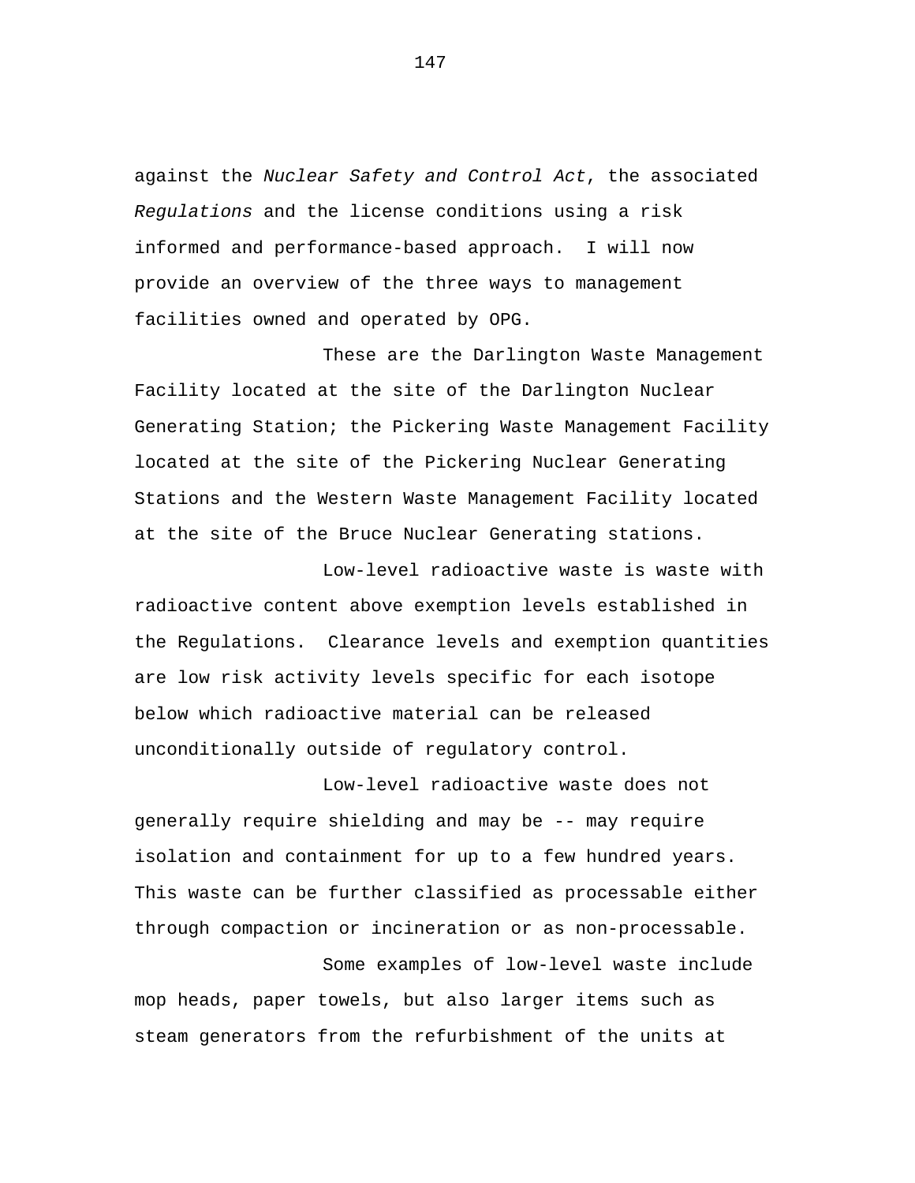against the *Nuclear Safety and Control Act*, the associated *Regulations* and the license conditions using a risk informed and performance-based approach. I will now provide an overview of the three ways to management facilities owned and operated by OPG.

These are the Darlington Waste Management Facility located at the site of the Darlington Nuclear Generating Station; the Pickering Waste Management Facility located at the site of the Pickering Nuclear Generating Stations and the Western Waste Management Facility located at the site of the Bruce Nuclear Generating stations.

Low-level radioactive waste is waste with radioactive content above exemption levels established in the Regulations. Clearance levels and exemption quantities are low risk activity levels specific for each isotope below which radioactive material can be released unconditionally outside of regulatory control.

Low-level radioactive waste does not generally require shielding and may be -- may require isolation and containment for up to a few hundred years. This waste can be further classified as processable either through compaction or incineration or as non-processable.

Some examples of low-level waste include mop heads, paper towels, but also larger items such as steam generators from the refurbishment of the units at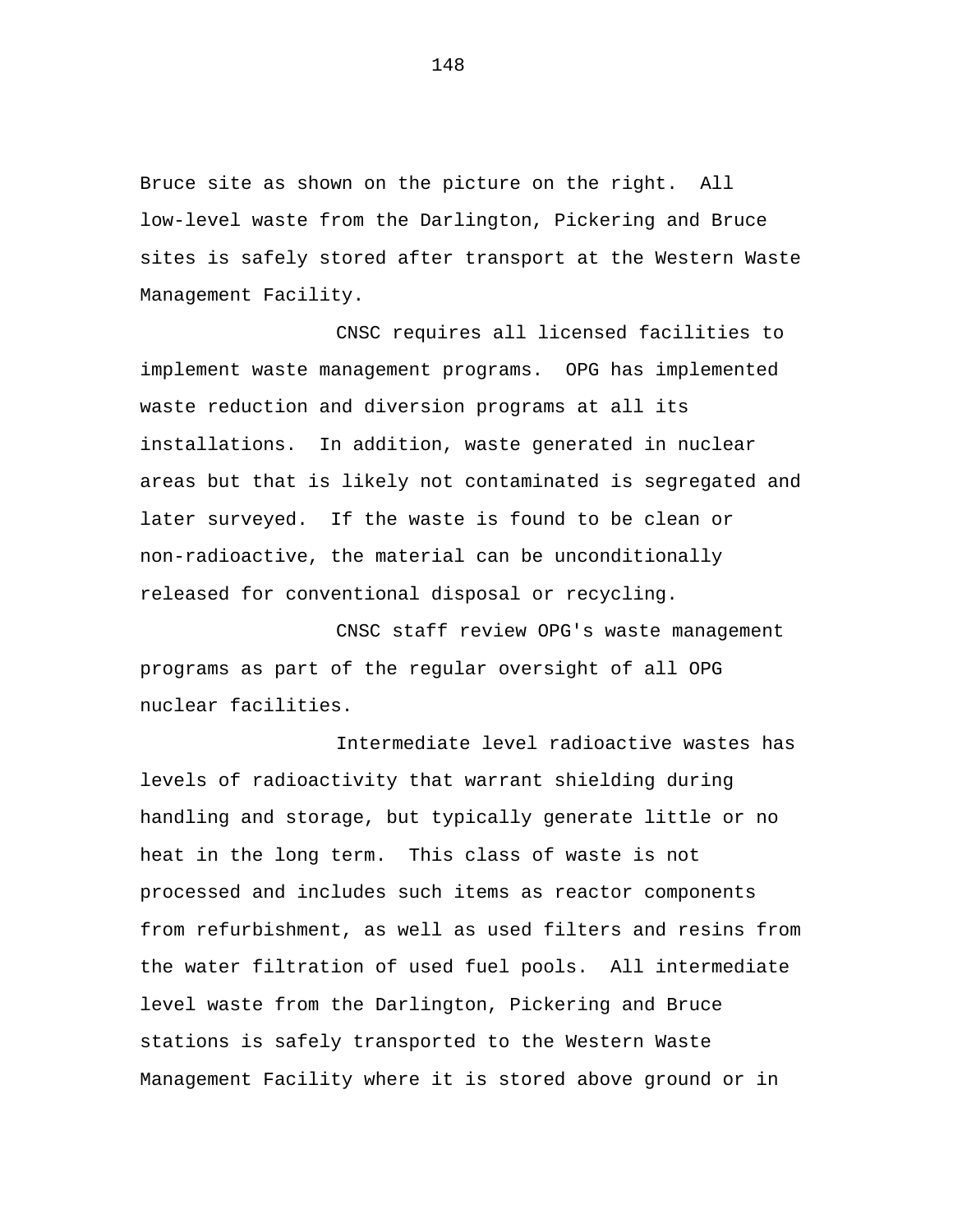Bruce site as shown on the picture on the right. All low-level waste from the Darlington, Pickering and Bruce sites is safely stored after transport at the Western Waste Management Facility.

CNSC requires all licensed facilities to implement waste management programs. OPG has implemented waste reduction and diversion programs at all its installations. In addition, waste generated in nuclear areas but that is likely not contaminated is segregated and later surveyed. If the waste is found to be clean or non-radioactive, the material can be unconditionally released for conventional disposal or recycling.

CNSC staff review OPG's waste management programs as part of the regular oversight of all OPG nuclear facilities.

Intermediate level radioactive wastes has levels of radioactivity that warrant shielding during handling and storage, but typically generate little or no heat in the long term. This class of waste is not processed and includes such items as reactor components from refurbishment, as well as used filters and resins from the water filtration of used fuel pools. All intermediate level waste from the Darlington, Pickering and Bruce stations is safely transported to the Western Waste Management Facility where it is stored above ground or in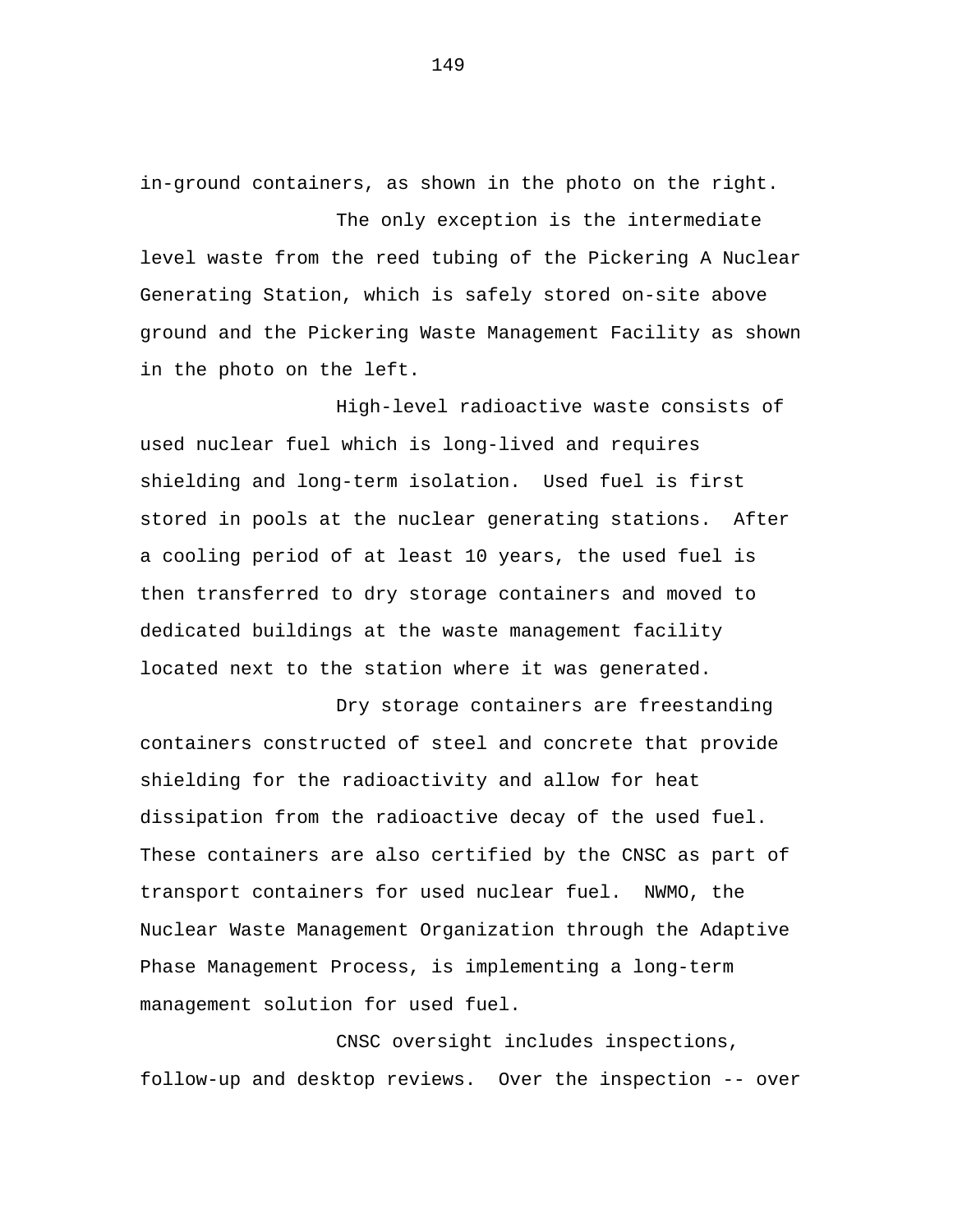in-ground containers, as shown in the photo on the right.

The only exception is the intermediate level waste from the reed tubing of the Pickering A Nuclear Generating Station, which is safely stored on-site above ground and the Pickering Waste Management Facility as shown in the photo on the left.

High-level radioactive waste consists of used nuclear fuel which is long-lived and requires shielding and long-term isolation. Used fuel is first stored in pools at the nuclear generating stations. After a cooling period of at least 10 years, the used fuel is then transferred to dry storage containers and moved to dedicated buildings at the waste management facility located next to the station where it was generated.

Dry storage containers are freestanding containers constructed of steel and concrete that provide shielding for the radioactivity and allow for heat dissipation from the radioactive decay of the used fuel. These containers are also certified by the CNSC as part of transport containers for used nuclear fuel. NWMO, the Nuclear Waste Management Organization through the Adaptive Phase Management Process, is implementing a long-term management solution for used fuel.

CNSC oversight includes inspections, follow-up and desktop reviews. Over the inspection -- over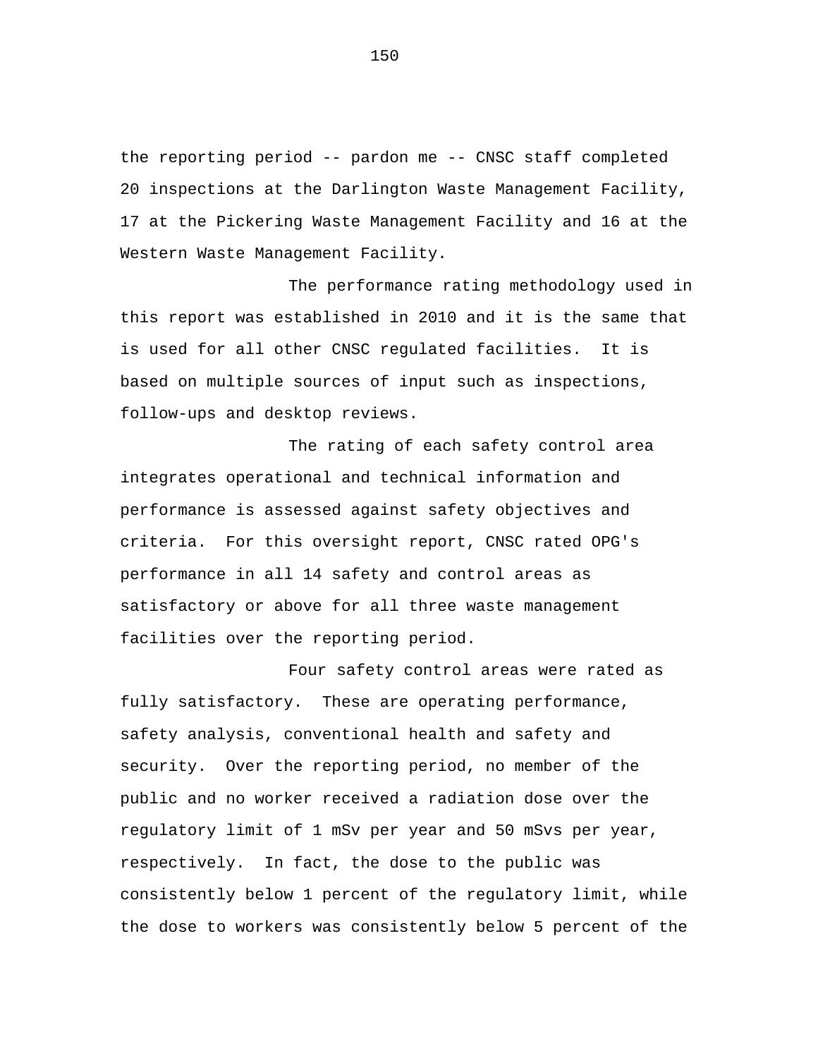the reporting period -- pardon me -- CNSC staff completed 20 inspections at the Darlington Waste Management Facility, 17 at the Pickering Waste Management Facility and 16 at the Western Waste Management Facility.

The performance rating methodology used in this report was established in 2010 and it is the same that is used for all other CNSC regulated facilities. It is based on multiple sources of input such as inspections, follow-ups and desktop reviews.

The rating of each safety control area integrates operational and technical information and performance is assessed against safety objectives and criteria. For this oversight report, CNSC rated OPG's performance in all 14 safety and control areas as satisfactory or above for all three waste management facilities over the reporting period.

Four safety control areas were rated as fully satisfactory. These are operating performance, safety analysis, conventional health and safety and security. Over the reporting period, no member of the public and no worker received a radiation dose over the regulatory limit of 1 mSv per year and 50 mSvs per year, respectively. In fact, the dose to the public was consistently below 1 percent of the regulatory limit, while the dose to workers was consistently below 5 percent of the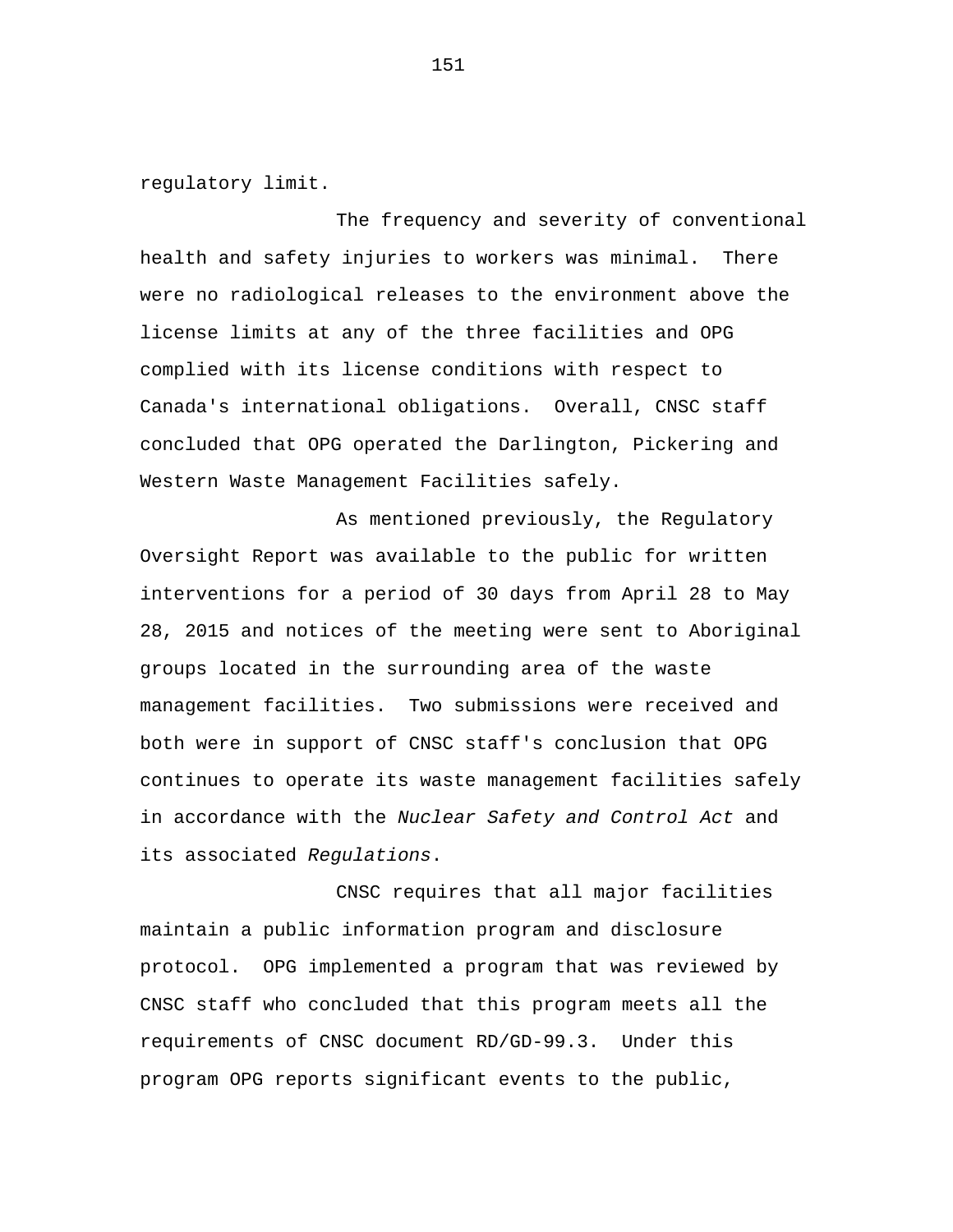regulatory limit.

The frequency and severity of conventional health and safety injuries to workers was minimal. There were no radiological releases to the environment above the license limits at any of the three facilities and OPG complied with its license conditions with respect to Canada's international obligations. Overall, CNSC staff concluded that OPG operated the Darlington, Pickering and Western Waste Management Facilities safely.

As mentioned previously, the Regulatory Oversight Report was available to the public for written interventions for a period of 30 days from April 28 to May 28, 2015 and notices of the meeting were sent to Aboriginal groups located in the surrounding area of the waste management facilities. Two submissions were received and both were in support of CNSC staff's conclusion that OPG continues to operate its waste management facilities safely in accordance with the *Nuclear Safety and Control Act* and its associated *Regulations*.

CNSC requires that all major facilities maintain a public information program and disclosure protocol. OPG implemented a program that was reviewed by CNSC staff who concluded that this program meets all the requirements of CNSC document RD/GD-99.3. Under this program OPG reports significant events to the public,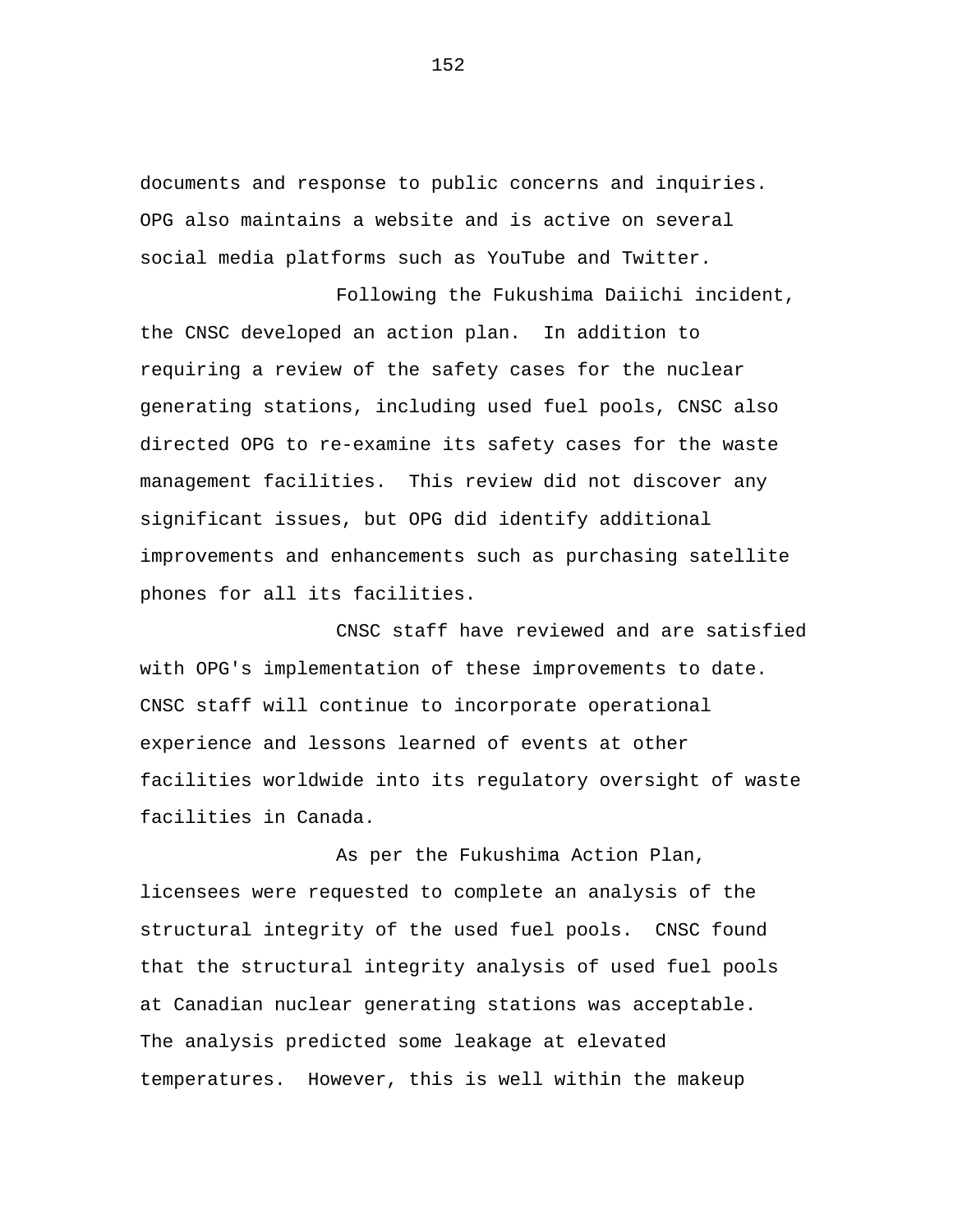documents and response to public concerns and inquiries. OPG also maintains a website and is active on several social media platforms such as YouTube and Twitter.

Following the Fukushima Daiichi incident, the CNSC developed an action plan. In addition to requiring a review of the safety cases for the nuclear generating stations, including used fuel pools, CNSC also directed OPG to re-examine its safety cases for the waste management facilities. This review did not discover any significant issues, but OPG did identify additional improvements and enhancements such as purchasing satellite phones for all its facilities.

CNSC staff have reviewed and are satisfied with OPG's implementation of these improvements to date. CNSC staff will continue to incorporate operational experience and lessons learned of events at other facilities worldwide into its regulatory oversight of waste facilities in Canada.

As per the Fukushima Action Plan, licensees were requested to complete an analysis of the structural integrity of the used fuel pools. CNSC found that the structural integrity analysis of used fuel pools at Canadian nuclear generating stations was acceptable. The analysis predicted some leakage at elevated temperatures. However, this is well within the makeup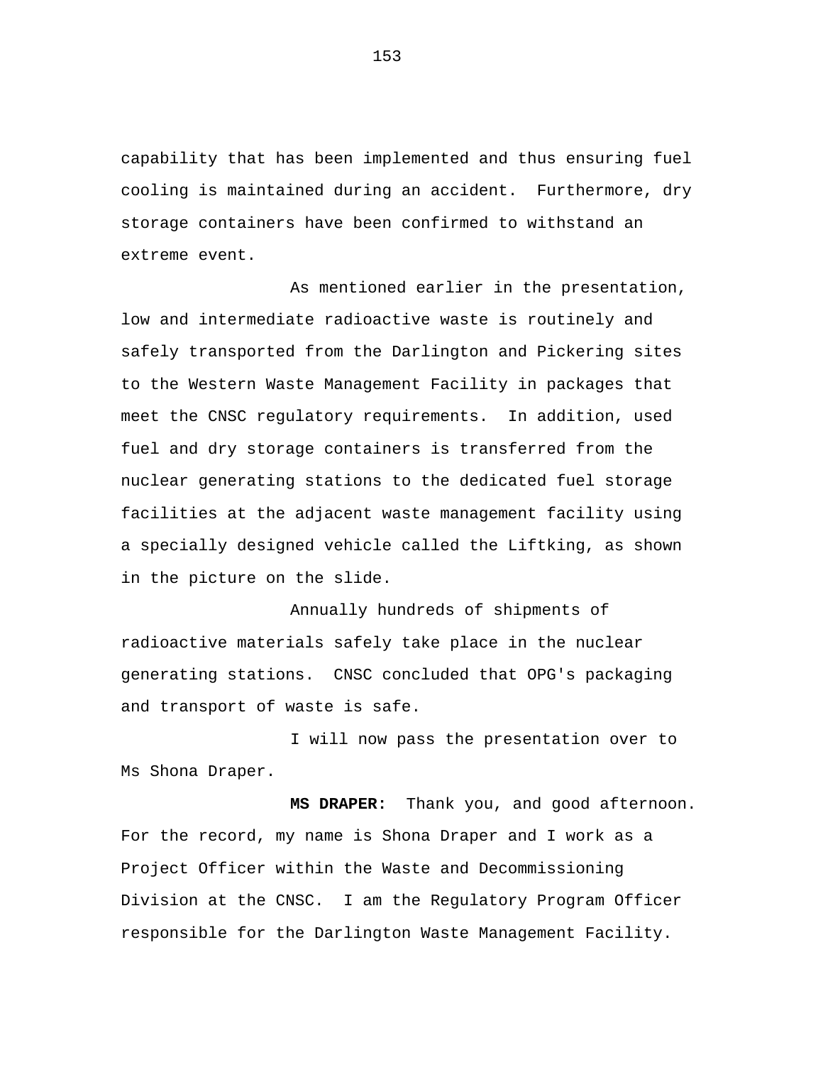capability that has been implemented and thus ensuring fuel cooling is maintained during an accident. Furthermore, dry storage containers have been confirmed to withstand an extreme event.

As mentioned earlier in the presentation, low and intermediate radioactive waste is routinely and safely transported from the Darlington and Pickering sites to the Western Waste Management Facility in packages that meet the CNSC regulatory requirements. In addition, used fuel and dry storage containers is transferred from the nuclear generating stations to the dedicated fuel storage facilities at the adjacent waste management facility using a specially designed vehicle called the Liftking, as shown in the picture on the slide.

Annually hundreds of shipments of radioactive materials safely take place in the nuclear generating stations. CNSC concluded that OPG's packaging and transport of waste is safe.

I will now pass the presentation over to Ms Shona Draper.

**MS DRAPER:** Thank you, and good afternoon. For the record, my name is Shona Draper and I work as a Project Officer within the Waste and Decommissioning Division at the CNSC. I am the Regulatory Program Officer responsible for the Darlington Waste Management Facility.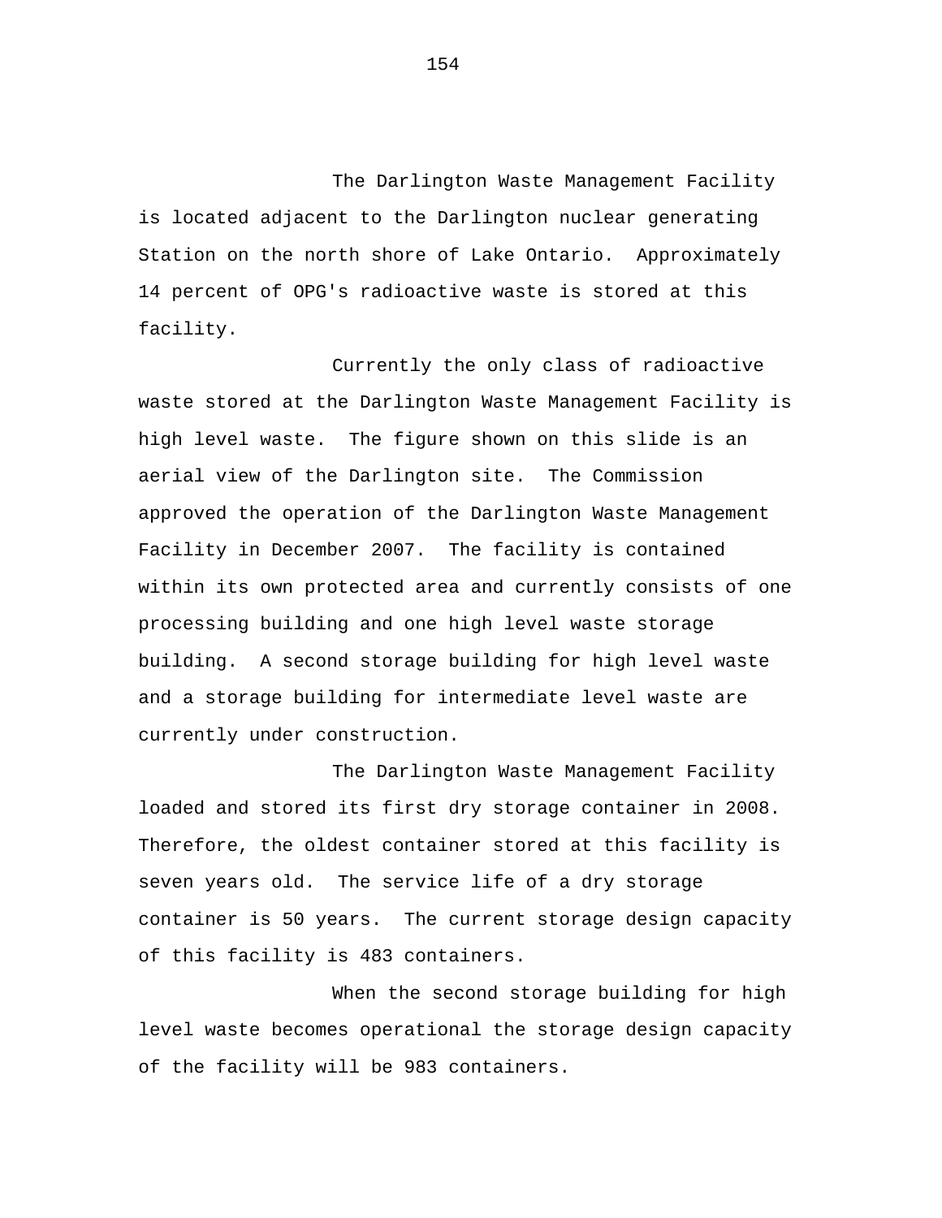The Darlington Waste Management Facility is located adjacent to the Darlington nuclear generating Station on the north shore of Lake Ontario. Approximately 14 percent of OPG's radioactive waste is stored at this facility.

Currently the only class of radioactive waste stored at the Darlington Waste Management Facility is high level waste. The figure shown on this slide is an aerial view of the Darlington site. The Commission approved the operation of the Darlington Waste Management Facility in December 2007. The facility is contained within its own protected area and currently consists of one processing building and one high level waste storage building. A second storage building for high level waste and a storage building for intermediate level waste are currently under construction.

The Darlington Waste Management Facility loaded and stored its first dry storage container in 2008. Therefore, the oldest container stored at this facility is seven years old. The service life of a dry storage container is 50 years. The current storage design capacity of this facility is 483 containers.

When the second storage building for high level waste becomes operational the storage design capacity of the facility will be 983 containers.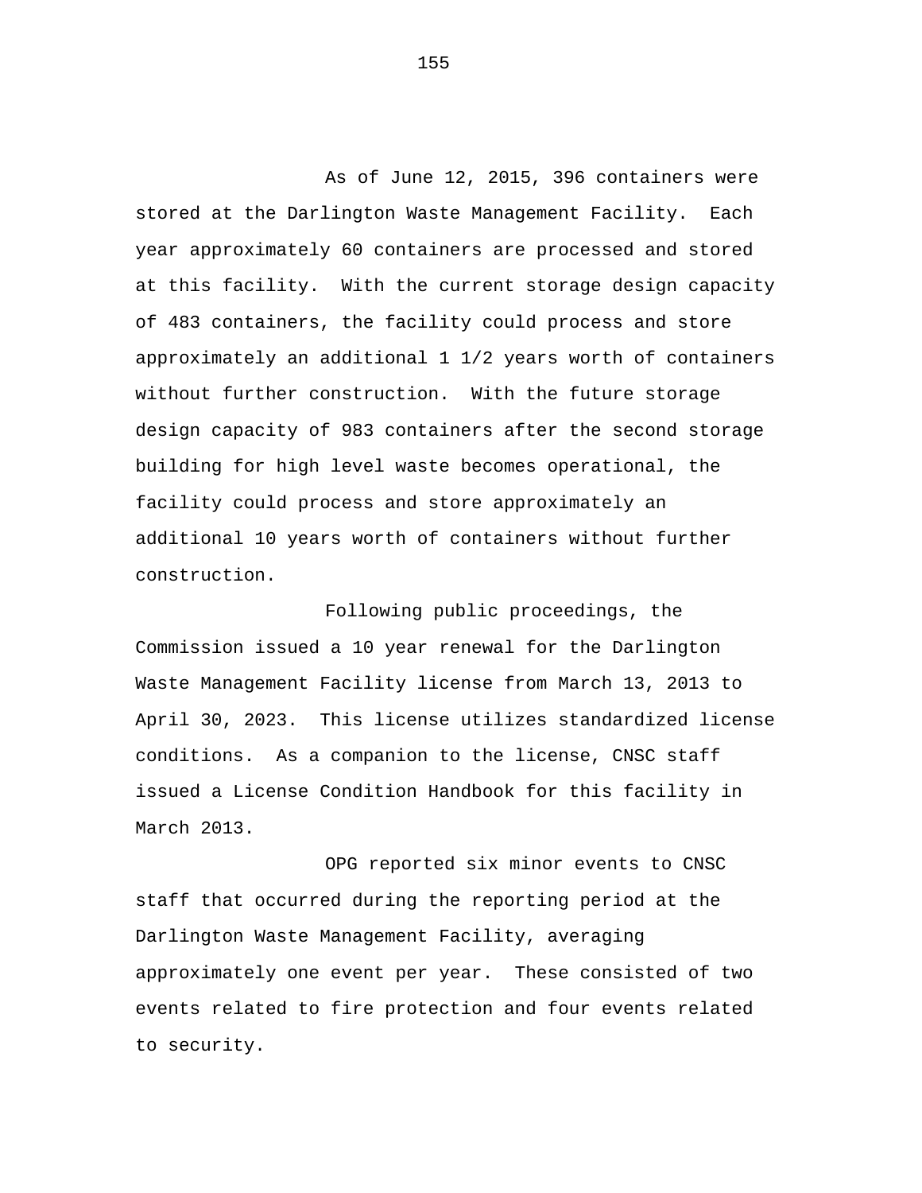As of June 12, 2015, 396 containers were stored at the Darlington Waste Management Facility. Each year approximately 60 containers are processed and stored at this facility. With the current storage design capacity of 483 containers, the facility could process and store approximately an additional 1 1/2 years worth of containers without further construction. With the future storage design capacity of 983 containers after the second storage building for high level waste becomes operational, the facility could process and store approximately an additional 10 years worth of containers without further construction.

Following public proceedings, the Commission issued a 10 year renewal for the Darlington Waste Management Facility license from March 13, 2013 to April 30, 2023. This license utilizes standardized license conditions. As a companion to the license, CNSC staff issued a License Condition Handbook for this facility in March 2013.

OPG reported six minor events to CNSC staff that occurred during the reporting period at the Darlington Waste Management Facility, averaging approximately one event per year. These consisted of two events related to fire protection and four events related to security.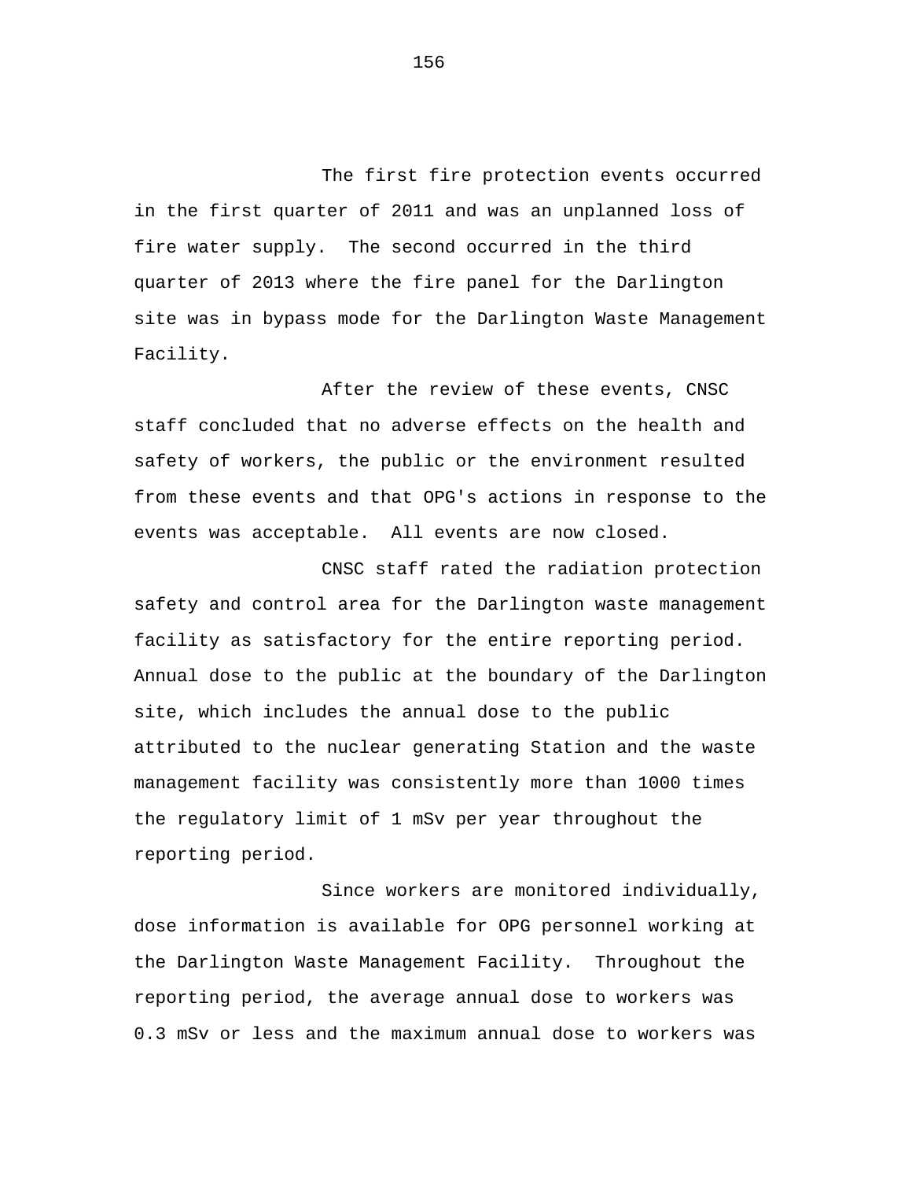The first fire protection events occurred in the first quarter of 2011 and was an unplanned loss of fire water supply. The second occurred in the third quarter of 2013 where the fire panel for the Darlington site was in bypass mode for the Darlington Waste Management Facility.

After the review of these events, CNSC staff concluded that no adverse effects on the health and safety of workers, the public or the environment resulted from these events and that OPG's actions in response to the events was acceptable. All events are now closed.

CNSC staff rated the radiation protection safety and control area for the Darlington waste management facility as satisfactory for the entire reporting period. Annual dose to the public at the boundary of the Darlington site, which includes the annual dose to the public attributed to the nuclear generating Station and the waste management facility was consistently more than 1000 times the regulatory limit of 1 mSv per year throughout the reporting period.

Since workers are monitored individually, dose information is available for OPG personnel working at the Darlington Waste Management Facility. Throughout the reporting period, the average annual dose to workers was 0.3 mSv or less and the maximum annual dose to workers was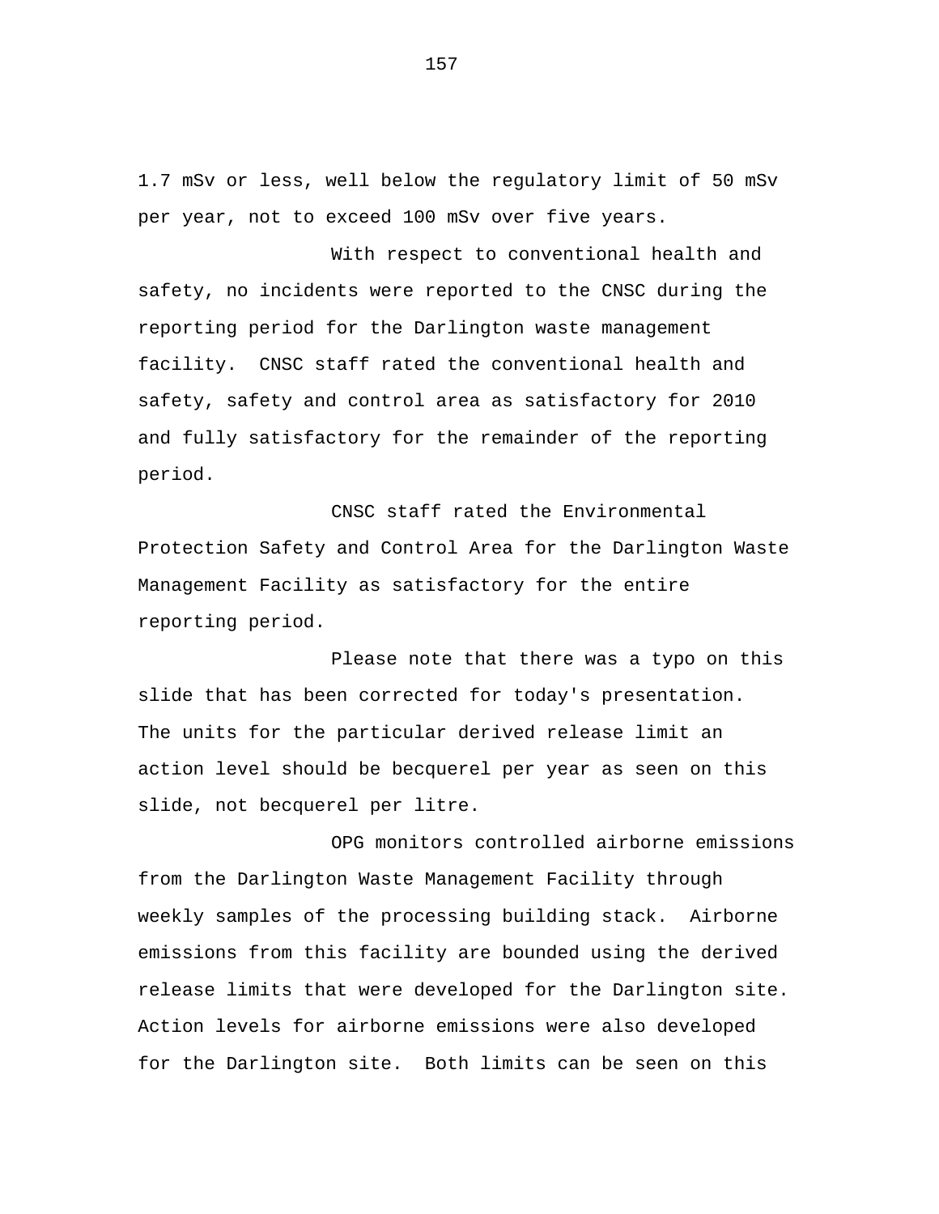1.7 mSv or less, well below the regulatory limit of 50 mSv per year, not to exceed 100 mSv over five years.

With respect to conventional health and safety, no incidents were reported to the CNSC during the reporting period for the Darlington waste management facility. CNSC staff rated the conventional health and safety, safety and control area as satisfactory for 2010 and fully satisfactory for the remainder of the reporting period.

CNSC staff rated the Environmental Protection Safety and Control Area for the Darlington Waste Management Facility as satisfactory for the entire reporting period.

Please note that there was a typo on this slide that has been corrected for today's presentation. The units for the particular derived release limit an action level should be becquerel per year as seen on this slide, not becquerel per litre.

OPG monitors controlled airborne emissions from the Darlington Waste Management Facility through weekly samples of the processing building stack. Airborne emissions from this facility are bounded using the derived release limits that were developed for the Darlington site. Action levels for airborne emissions were also developed for the Darlington site. Both limits can be seen on this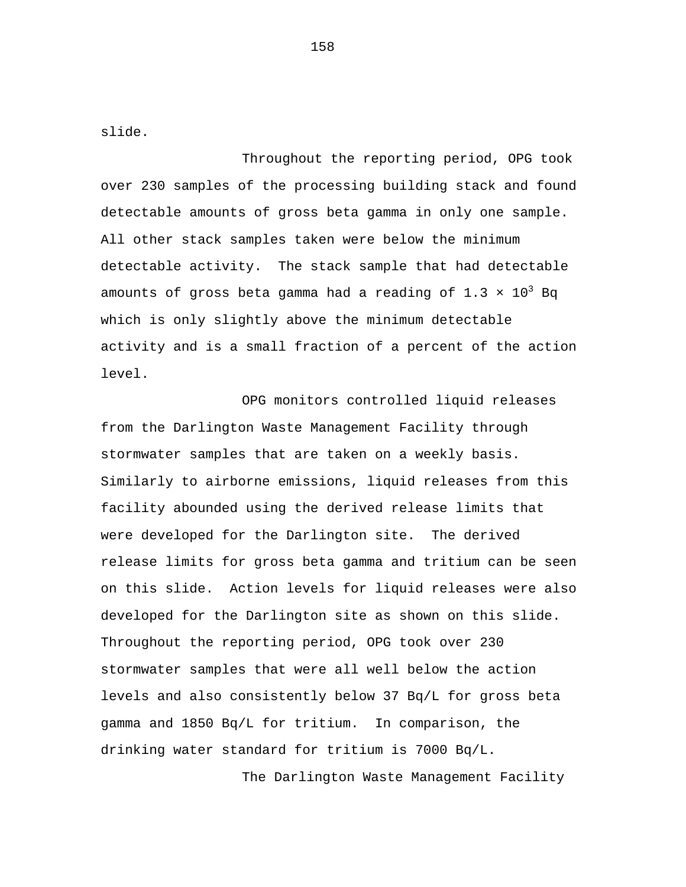slide.

Throughout the reporting period, OPG took over 230 samples of the processing building stack and found detectable amounts of gross beta gamma in only one sample. All other stack samples taken were below the minimum detectable activity. The stack sample that had detectable amounts of gross beta gamma had a reading of $1.3 \times 10^3$ Bq which is only slightly above the minimum detectable activity and is a small fraction of a percent of the action level.

OPG monitors controlled liquid releases from the Darlington Waste Management Facility through stormwater samples that are taken on a weekly basis. Similarly to airborne emissions, liquid releases from this facility abounded using the derived release limits that were developed for the Darlington site. The derived release limits for gross beta gamma and tritium can be seen on this slide. Action levels for liquid releases were also developed for the Darlington site as shown on this slide. Throughout the reporting period, OPG took over 230 stormwater samples that were all well below the action levels and also consistently below 37 Bq/L for gross beta gamma and 1850 Bq/L for tritium. In comparison, the drinking water standard for tritium is 7000 Bq/L.

The Darlington Waste Management Facility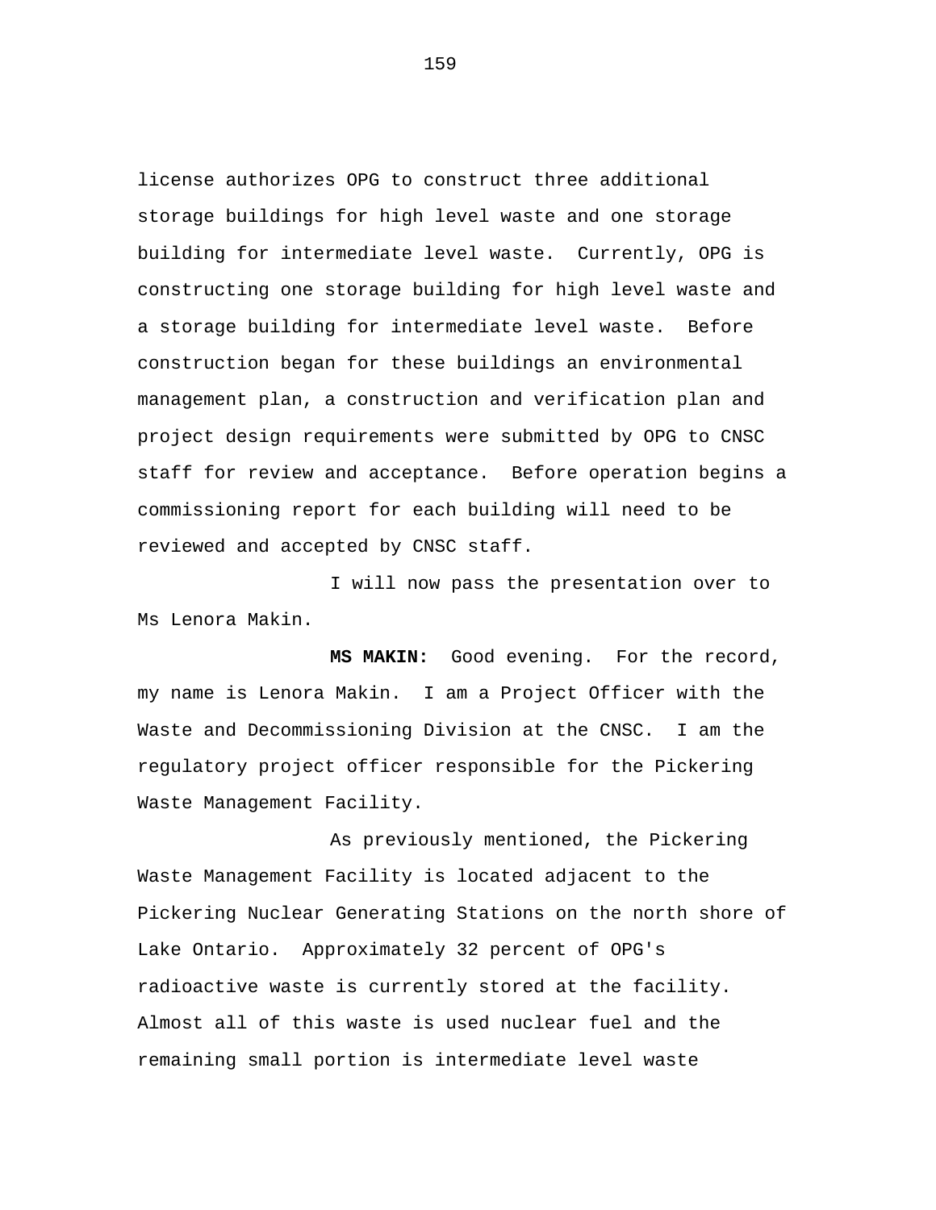license authorizes OPG to construct three additional storage buildings for high level waste and one storage building for intermediate level waste. Currently, OPG is constructing one storage building for high level waste and a storage building for intermediate level waste. Before construction began for these buildings an environmental management plan, a construction and verification plan and project design requirements were submitted by OPG to CNSC staff for review and acceptance. Before operation begins a commissioning report for each building will need to be reviewed and accepted by CNSC staff.

I will now pass the presentation over to Ms Lenora Makin.

**MS MAKIN:** Good evening. For the record, my name is Lenora Makin. I am a Project Officer with the Waste and Decommissioning Division at the CNSC. I am the regulatory project officer responsible for the Pickering Waste Management Facility.

As previously mentioned, the Pickering Waste Management Facility is located adjacent to the Pickering Nuclear Generating Stations on the north shore of Lake Ontario. Approximately 32 percent of OPG's radioactive waste is currently stored at the facility. Almost all of this waste is used nuclear fuel and the remaining small portion is intermediate level waste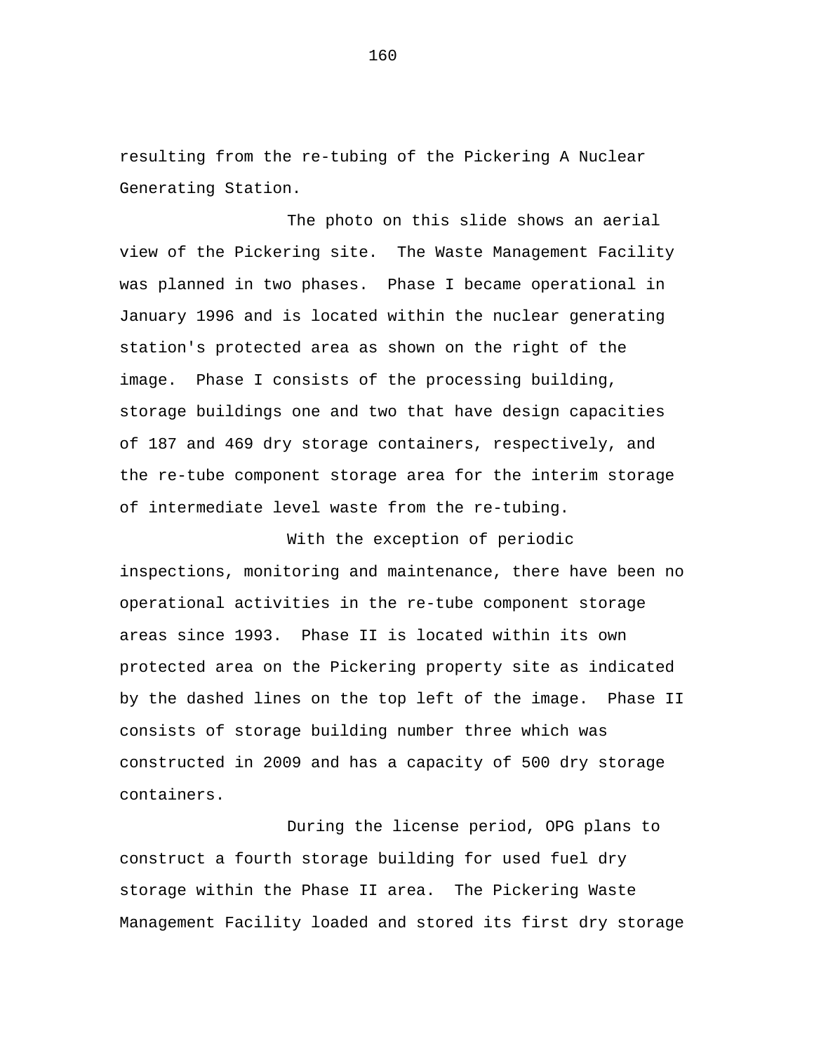resulting from the re-tubing of the Pickering A Nuclear Generating Station.

The photo on this slide shows an aerial view of the Pickering site. The Waste Management Facility was planned in two phases. Phase I became operational in January 1996 and is located within the nuclear generating station's protected area as shown on the right of the image. Phase I consists of the processing building, storage buildings one and two that have design capacities of 187 and 469 dry storage containers, respectively, and the re-tube component storage area for the interim storage of intermediate level waste from the re-tubing.

With the exception of periodic inspections, monitoring and maintenance, there have been no operational activities in the re-tube component storage areas since 1993. Phase II is located within its own protected area on the Pickering property site as indicated by the dashed lines on the top left of the image. Phase II consists of storage building number three which was constructed in 2009 and has a capacity of 500 dry storage containers.

During the license period, OPG plans to construct a fourth storage building for used fuel dry storage within the Phase II area. The Pickering Waste Management Facility loaded and stored its first dry storage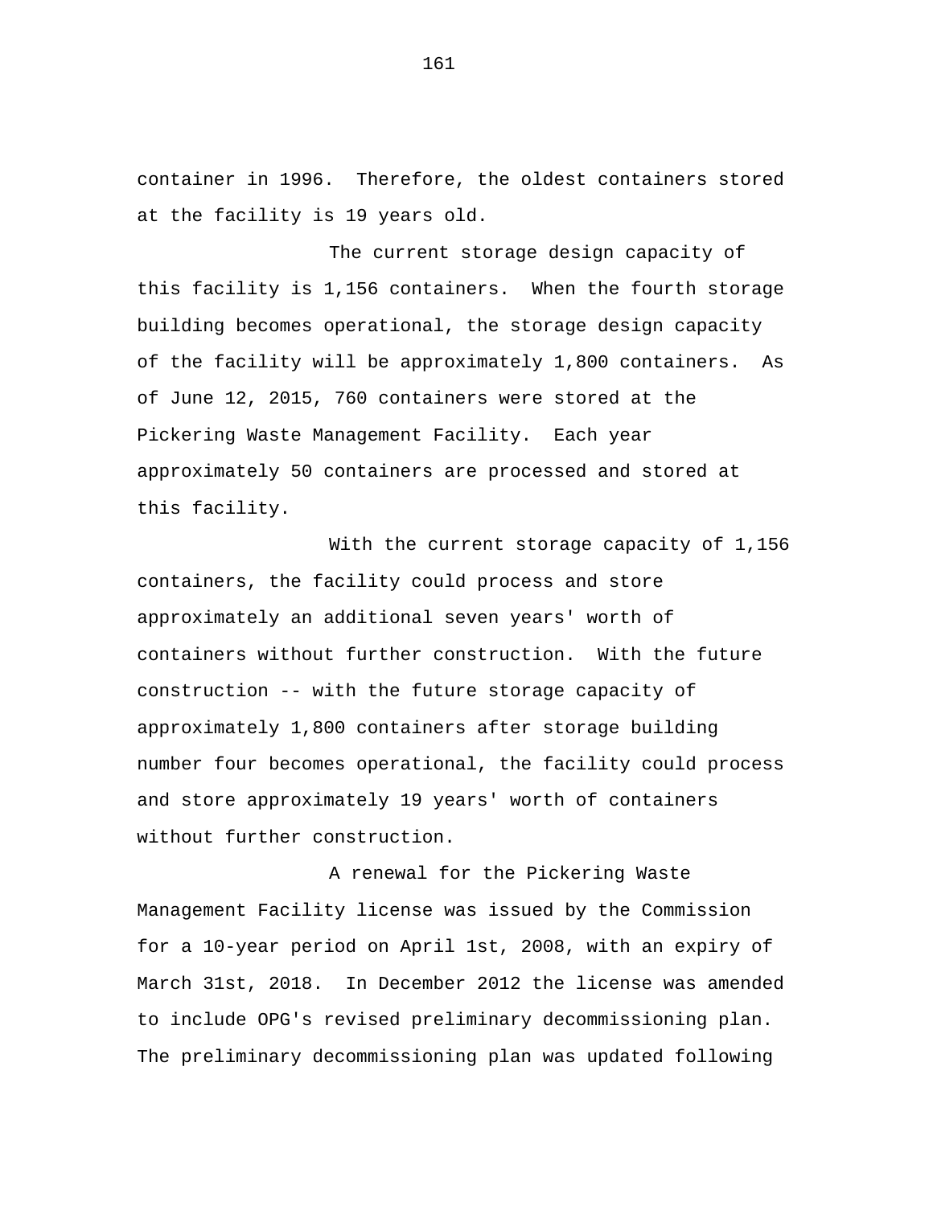container in 1996. Therefore, the oldest containers stored at the facility is 19 years old.

The current storage design capacity of this facility is 1,156 containers. When the fourth storage building becomes operational, the storage design capacity of the facility will be approximately 1,800 containers. As of June 12, 2015, 760 containers were stored at the Pickering Waste Management Facility. Each year approximately 50 containers are processed and stored at this facility.

With the current storage capacity of 1,156 containers, the facility could process and store approximately an additional seven years' worth of containers without further construction. With the future construction -- with the future storage capacity of approximately 1,800 containers after storage building number four becomes operational, the facility could process and store approximately 19 years' worth of containers without further construction.

A renewal for the Pickering Waste Management Facility license was issued by the Commission for a 10-year period on April 1st, 2008, with an expiry of March 31st, 2018. In December 2012 the license was amended to include OPG's revised preliminary decommissioning plan. The preliminary decommissioning plan was updated following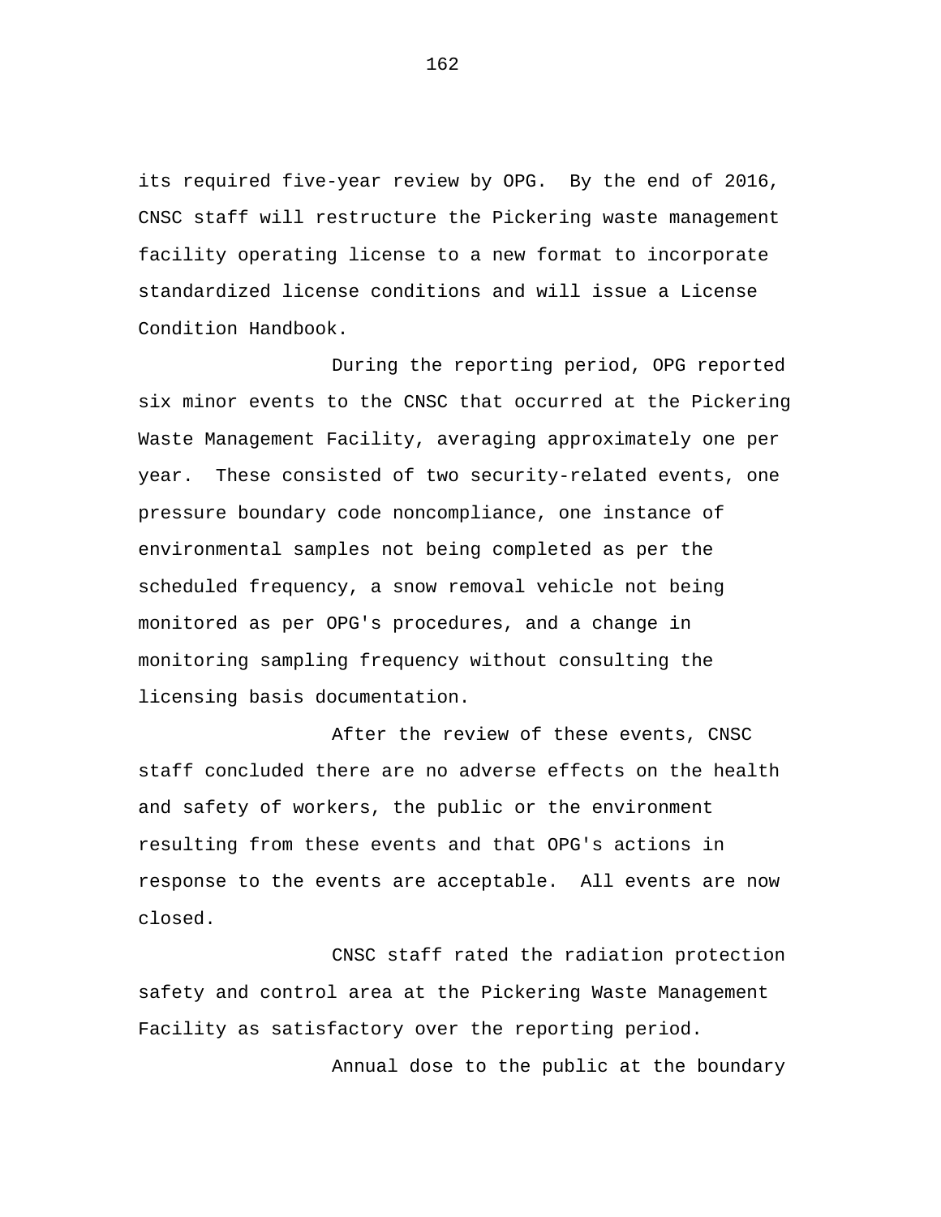its required five-year review by OPG. By the end of 2016, CNSC staff will restructure the Pickering waste management facility operating license to a new format to incorporate standardized license conditions and will issue a License Condition Handbook.

During the reporting period, OPG reported six minor events to the CNSC that occurred at the Pickering Waste Management Facility, averaging approximately one per year. These consisted of two security-related events, one pressure boundary code noncompliance, one instance of environmental samples not being completed as per the scheduled frequency, a snow removal vehicle not being monitored as per OPG's procedures, and a change in monitoring sampling frequency without consulting the licensing basis documentation.

After the review of these events, CNSC staff concluded there are no adverse effects on the health and safety of workers, the public or the environment resulting from these events and that OPG's actions in response to the events are acceptable. All events are now closed.

CNSC staff rated the radiation protection safety and control area at the Pickering Waste Management Facility as satisfactory over the reporting period.

Annual dose to the public at the boundary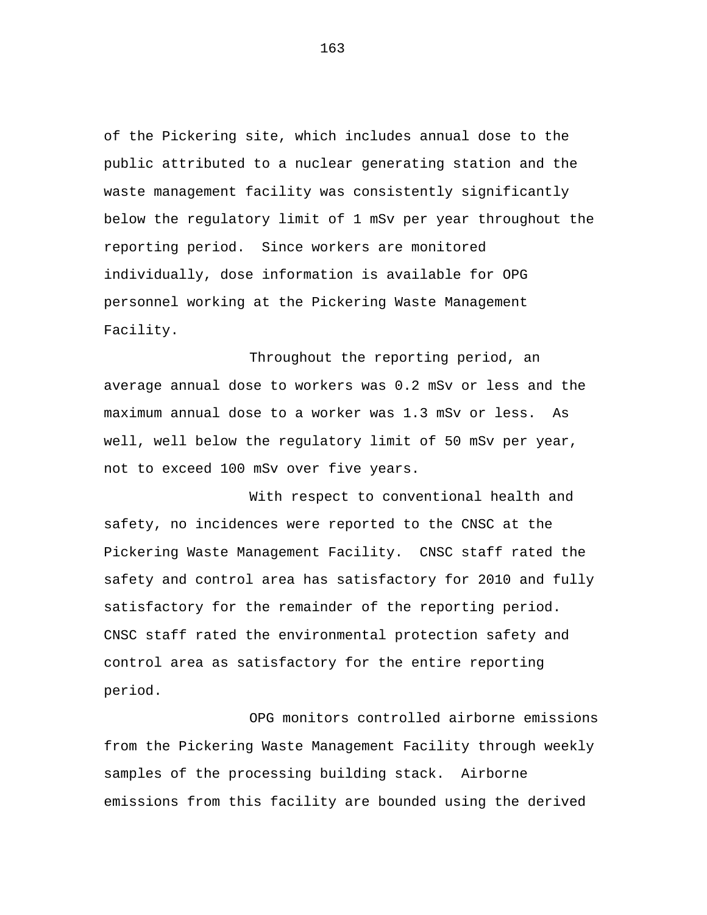of the Pickering site, which includes annual dose to the public attributed to a nuclear generating station and the waste management facility was consistently significantly below the regulatory limit of 1 mSv per year throughout the reporting period. Since workers are monitored individually, dose information is available for OPG personnel working at the Pickering Waste Management Facility.

Throughout the reporting period, an average annual dose to workers was 0.2 mSv or less and the maximum annual dose to a worker was 1.3 mSv or less. As well, well below the regulatory limit of 50 mSv per year, not to exceed 100 mSv over five years.

With respect to conventional health and safety, no incidences were reported to the CNSC at the Pickering Waste Management Facility. CNSC staff rated the safety and control area has satisfactory for 2010 and fully satisfactory for the remainder of the reporting period. CNSC staff rated the environmental protection safety and control area as satisfactory for the entire reporting period.

OPG monitors controlled airborne emissions from the Pickering Waste Management Facility through weekly samples of the processing building stack. Airborne emissions from this facility are bounded using the derived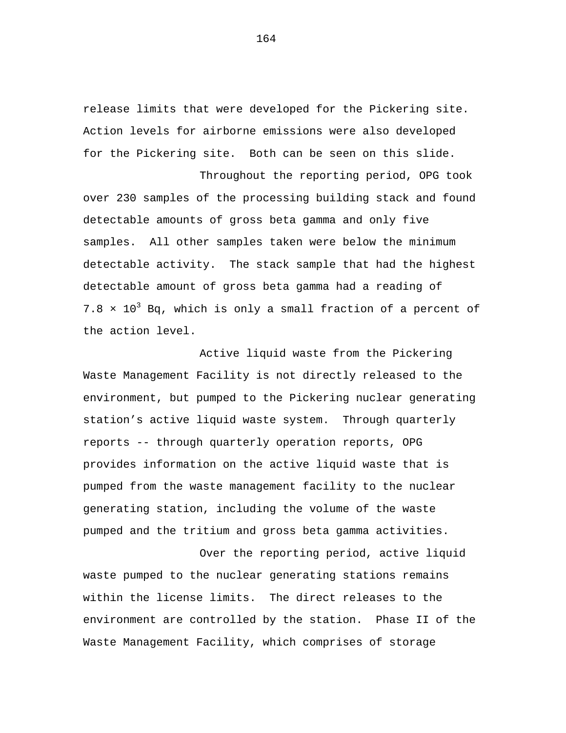release limits that were developed for the Pickering site. Action levels for airborne emissions were also developed for the Pickering site. Both can be seen on this slide.

Throughout the reporting period, OPG took over 230 samples of the processing building stack and found detectable amounts of gross beta gamma and only five samples. All other samples taken were below the minimum detectable activity. The stack sample that had the highest detectable amount of gross beta gamma had a reading of $7.8 \times 10^3$ Bq, which is only a small fraction of a percent of the action level.

Active liquid waste from the Pickering Waste Management Facility is not directly released to the environment, but pumped to the Pickering nuclear generating station's active liquid waste system. Through quarterly reports -- through quarterly operation reports, OPG provides information on the active liquid waste that is pumped from the waste management facility to the nuclear generating station, including the volume of the waste pumped and the tritium and gross beta gamma activities.

Over the reporting period, active liquid waste pumped to the nuclear generating stations remains within the license limits. The direct releases to the environment are controlled by the station. Phase II of the Waste Management Facility, which comprises of storage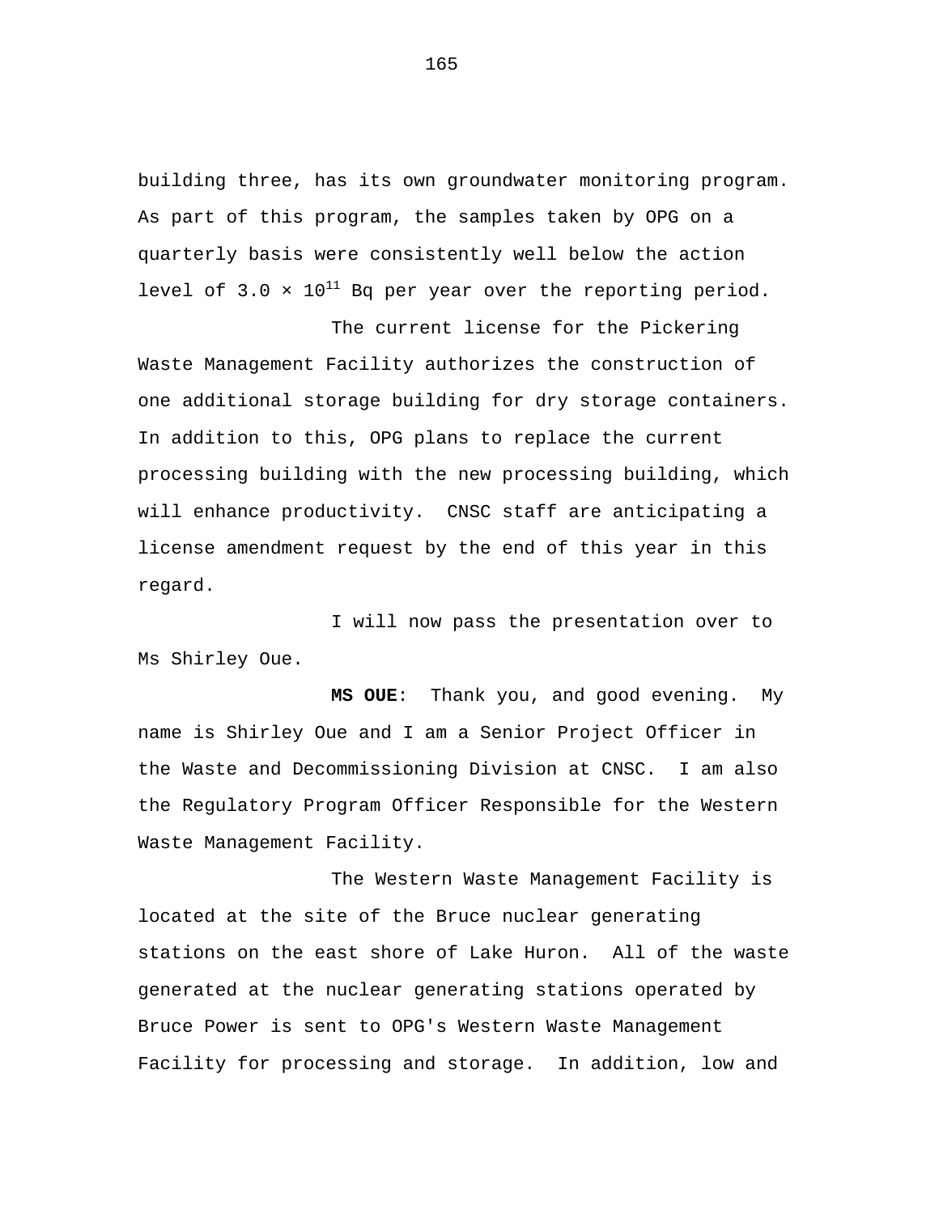building three, has its own groundwater monitoring program. As part of this program, the samples taken by OPG on a quarterly basis were consistently well below the action level of $3.0 \times 10^{11}$ Bq per year over the reporting period.

The current license for the Pickering Waste Management Facility authorizes the construction of one additional storage building for dry storage containers. In addition to this, OPG plans to replace the current processing building with the new processing building, which will enhance productivity. CNSC staff are anticipating a license amendment request by the end of this year in this regard.

I will now pass the presentation over to Ms Shirley Oue.

**MS OUE**: Thank you, and good evening. My name is Shirley Oue and I am a Senior Project Officer in the Waste and Decommissioning Division at CNSC. I am also the Regulatory Program Officer Responsible for the Western Waste Management Facility.

The Western Waste Management Facility is located at the site of the Bruce nuclear generating stations on the east shore of Lake Huron. All of the waste generated at the nuclear generating stations operated by Bruce Power is sent to OPG's Western Waste Management Facility for processing and storage. In addition, low and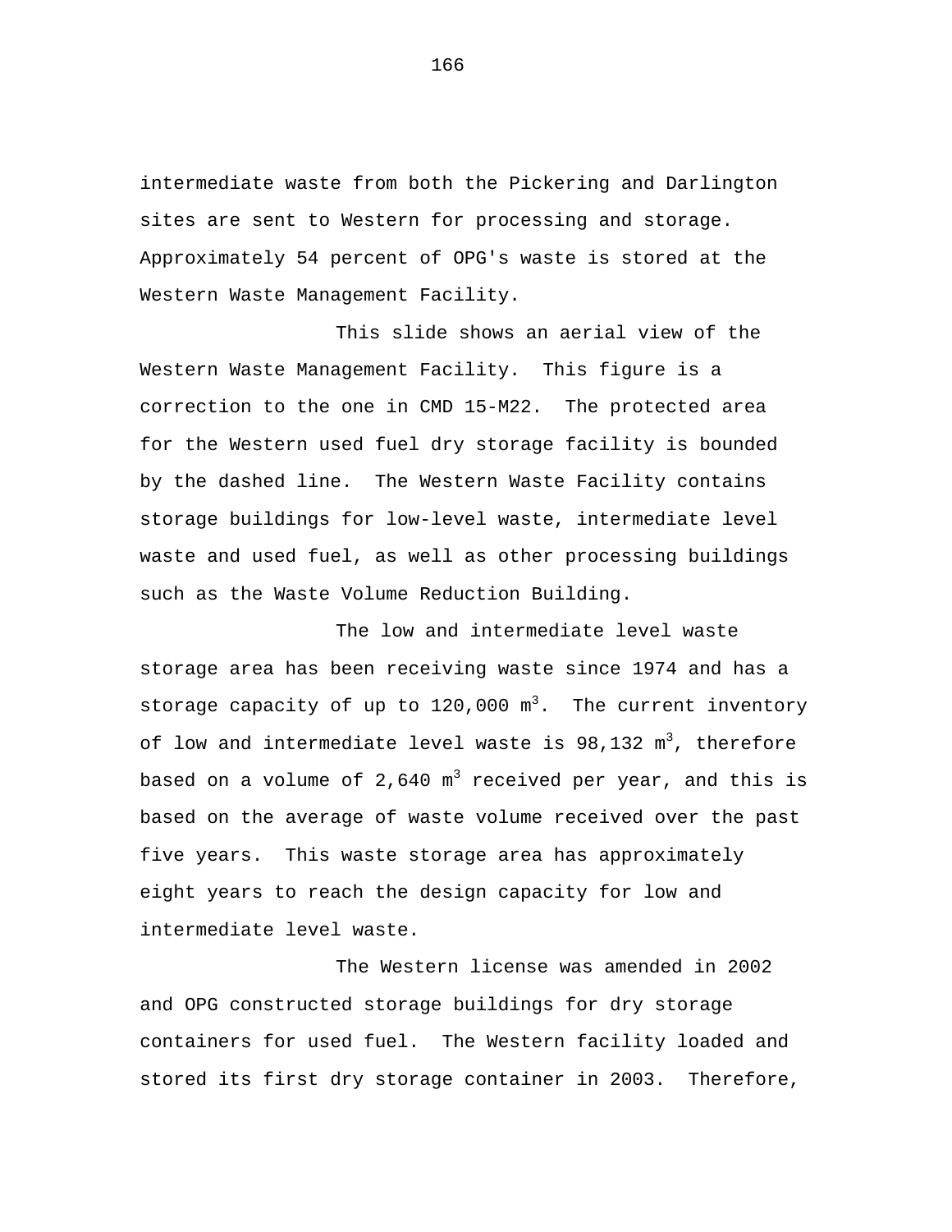intermediate waste from both the Pickering and Darlington sites are sent to Western for processing and storage. Approximately 54 percent of OPG's waste is stored at the Western Waste Management Facility.

This slide shows an aerial view of the Western Waste Management Facility. This figure is a correction to the one in CMD 15-M22. The protected area for the Western used fuel dry storage facility is bounded by the dashed line. The Western Waste Facility contains storage buildings for low-level waste, intermediate level waste and used fuel, as well as other processing buildings such as the Waste Volume Reduction Building.

The low and intermediate level waste storage area has been receiving waste since 1974 and has a storage capacity of up to 120,000 $m^3$. The current inventory of low and intermediate level waste is 98,132 $m^3$, therefore based on a volume of 2,640 $m^3$ received per year, and this is based on the average of waste volume received over the past five years. This waste storage area has approximately eight years to reach the design capacity for low and intermediate level waste.

The Western license was amended in 2002 and OPG constructed storage buildings for dry storage containers for used fuel. The Western facility loaded and stored its first dry storage container in 2003. Therefore,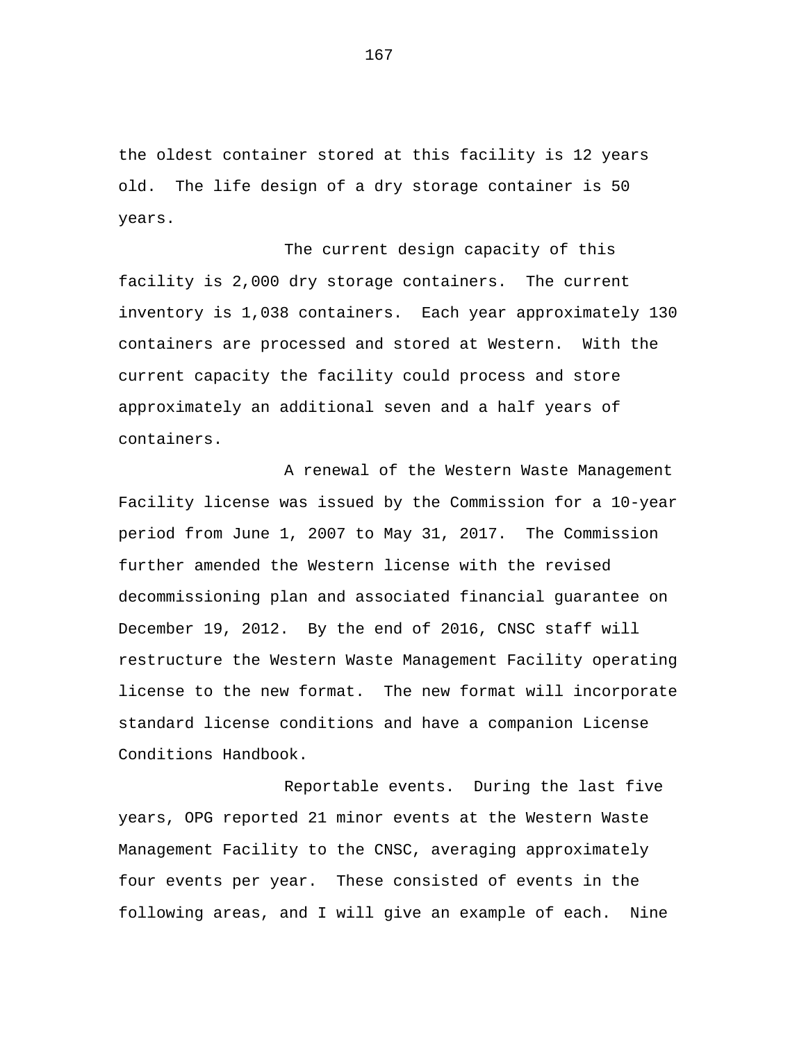the oldest container stored at this facility is 12 years old. The life design of a dry storage container is 50 years.

The current design capacity of this facility is 2,000 dry storage containers. The current inventory is 1,038 containers. Each year approximately 130 containers are processed and stored at Western. With the current capacity the facility could process and store approximately an additional seven and a half years of containers.

A renewal of the Western Waste Management Facility license was issued by the Commission for a 10-year period from June 1, 2007 to May 31, 2017. The Commission further amended the Western license with the revised decommissioning plan and associated financial guarantee on December 19, 2012. By the end of 2016, CNSC staff will restructure the Western Waste Management Facility operating license to the new format. The new format will incorporate standard license conditions and have a companion License Conditions Handbook.

Reportable events. During the last five years, OPG reported 21 minor events at the Western Waste Management Facility to the CNSC, averaging approximately four events per year. These consisted of events in the following areas, and I will give an example of each. Nine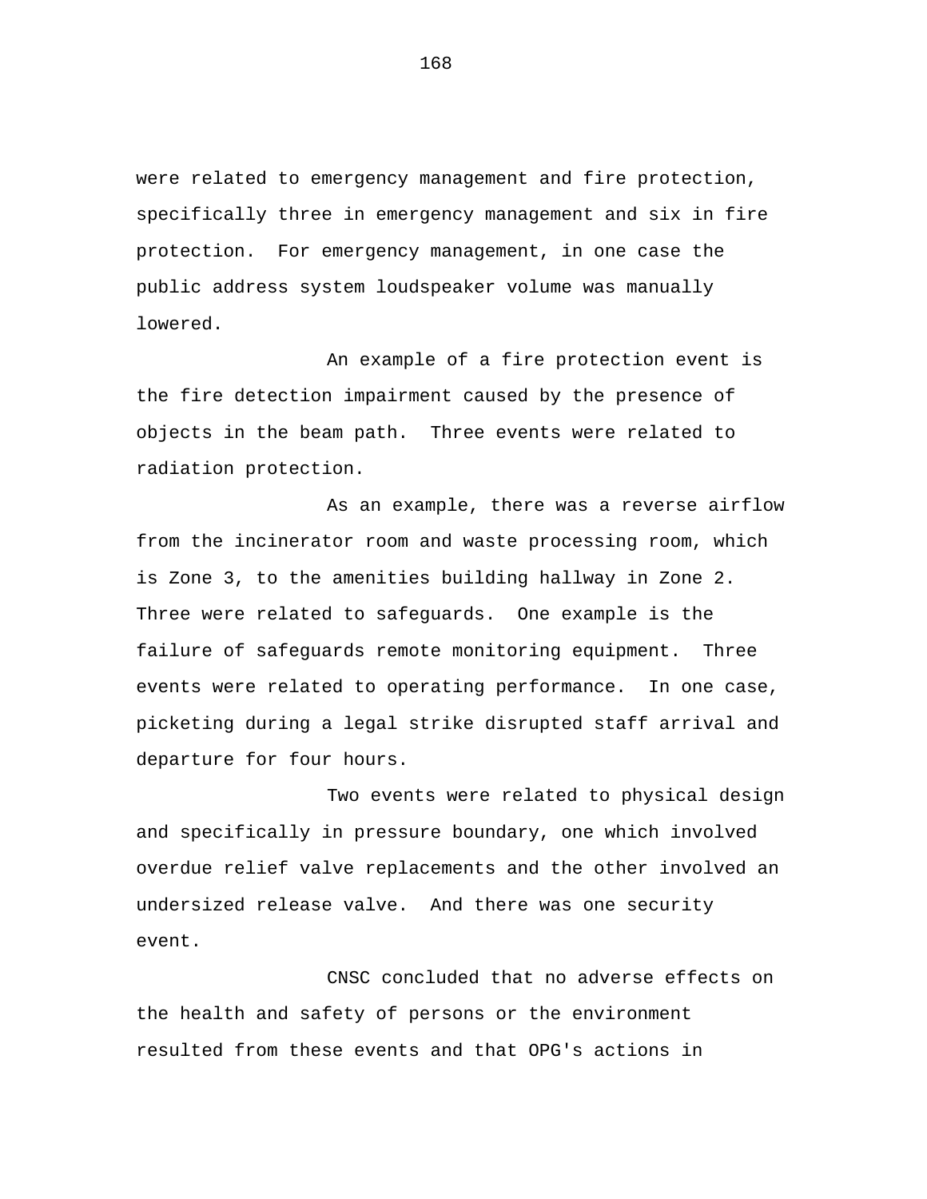were related to emergency management and fire protection, specifically three in emergency management and six in fire protection. For emergency management, in one case the public address system loudspeaker volume was manually lowered.

An example of a fire protection event is the fire detection impairment caused by the presence of objects in the beam path. Three events were related to radiation protection.

As an example, there was a reverse airflow from the incinerator room and waste processing room, which is Zone 3, to the amenities building hallway in Zone 2. Three were related to safeguards. One example is the failure of safeguards remote monitoring equipment. Three events were related to operating performance. In one case, picketing during a legal strike disrupted staff arrival and departure for four hours.

Two events were related to physical design and specifically in pressure boundary, one which involved overdue relief valve replacements and the other involved an undersized release valve. And there was one security event.

CNSC concluded that no adverse effects on the health and safety of persons or the environment resulted from these events and that OPG's actions in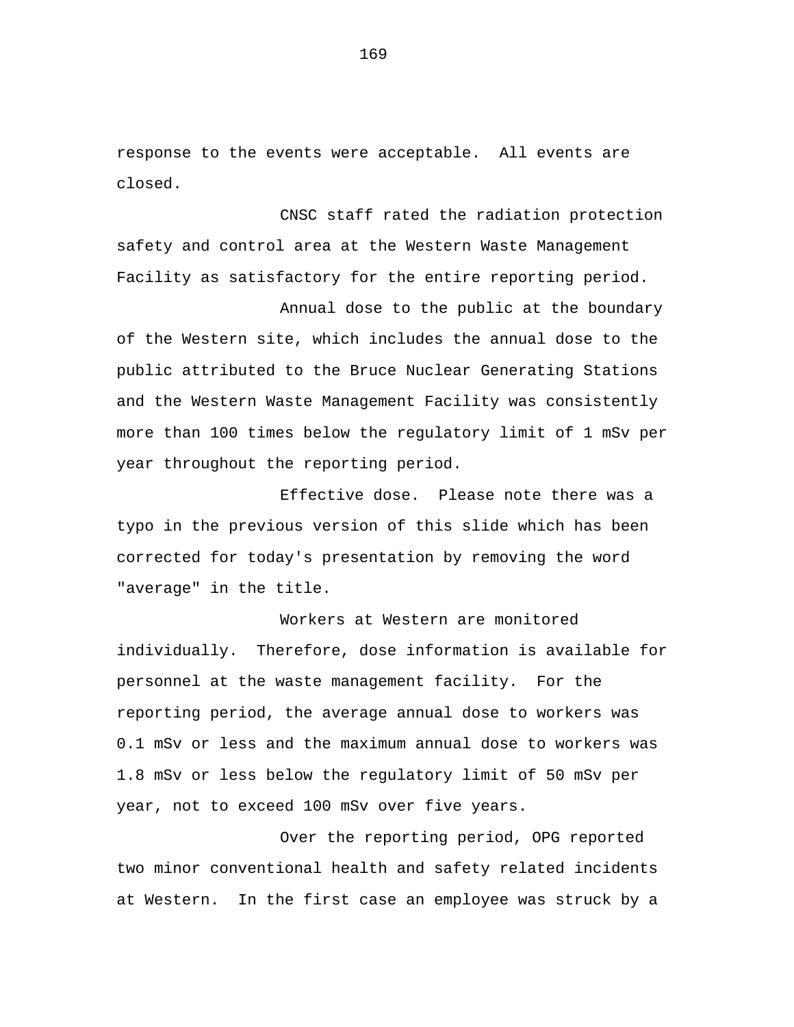response to the events were acceptable. All events are closed.

CNSC staff rated the radiation protection safety and control area at the Western Waste Management Facility as satisfactory for the entire reporting period.

Annual dose to the public at the boundary of the Western site, which includes the annual dose to the public attributed to the Bruce Nuclear Generating Stations and the Western Waste Management Facility was consistently more than 100 times below the regulatory limit of 1 mSv per year throughout the reporting period.

Effective dose. Please note there was a typo in the previous version of this slide which has been corrected for today's presentation by removing the word "average" in the title.

Workers at Western are monitored individually. Therefore, dose information is available for personnel at the waste management facility. For the reporting period, the average annual dose to workers was 0.1 mSv or less and the maximum annual dose to workers was 1.8 mSv or less below the regulatory limit of 50 mSv per year, not to exceed 100 mSv over five years.

Over the reporting period, OPG reported two minor conventional health and safety related incidents at Western. In the first case an employee was struck by a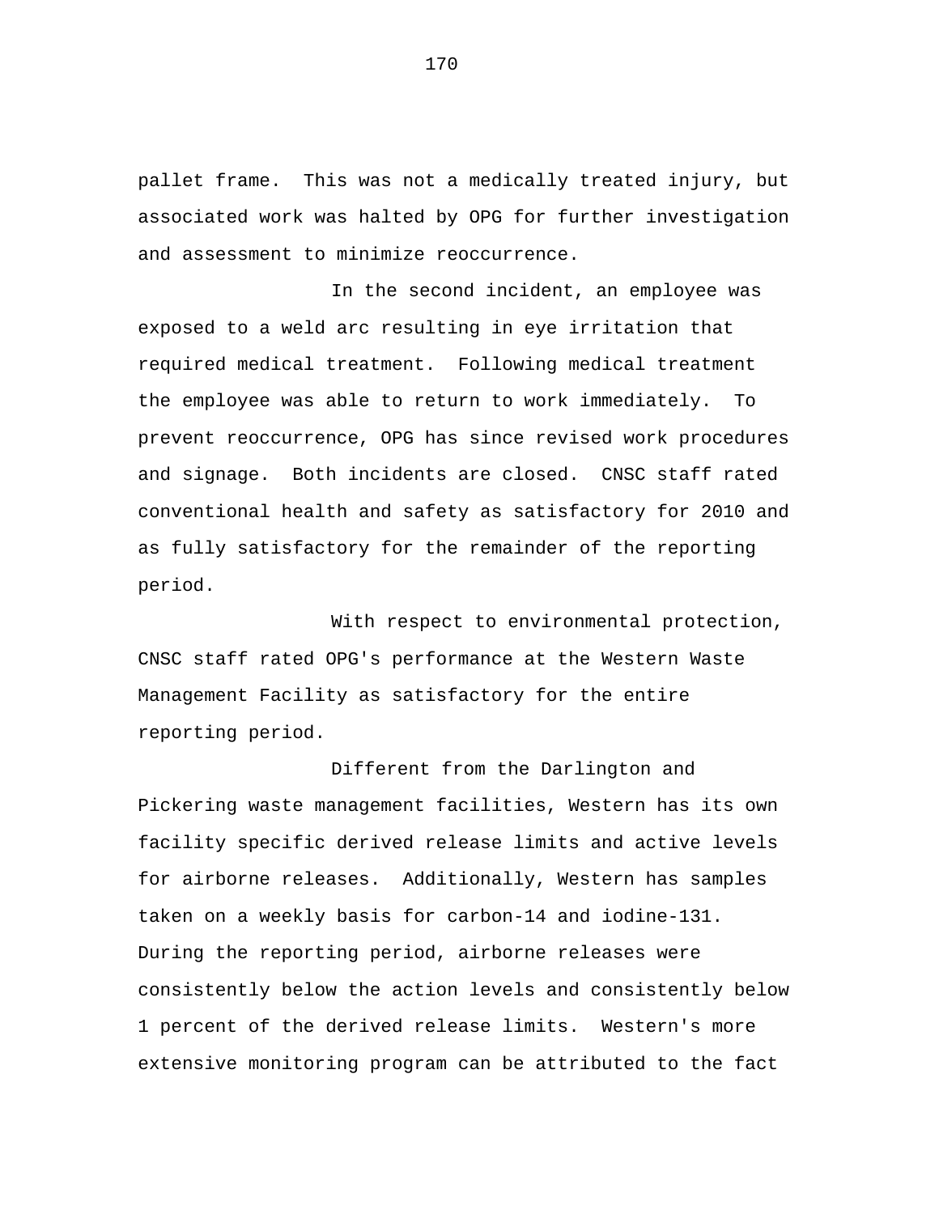pallet frame. This was not a medically treated injury, but associated work was halted by OPG for further investigation and assessment to minimize reoccurrence.

In the second incident, an employee was exposed to a weld arc resulting in eye irritation that required medical treatment. Following medical treatment the employee was able to return to work immediately. To prevent reoccurrence, OPG has since revised work procedures and signage. Both incidents are closed. CNSC staff rated conventional health and safety as satisfactory for 2010 and as fully satisfactory for the remainder of the reporting period.

With respect to environmental protection, CNSC staff rated OPG's performance at the Western Waste Management Facility as satisfactory for the entire reporting period.

Different from the Darlington and Pickering waste management facilities, Western has its own facility specific derived release limits and active levels for airborne releases. Additionally, Western has samples taken on a weekly basis for carbon-14 and iodine-131. During the reporting period, airborne releases were consistently below the action levels and consistently below 1 percent of the derived release limits. Western's more extensive monitoring program can be attributed to the fact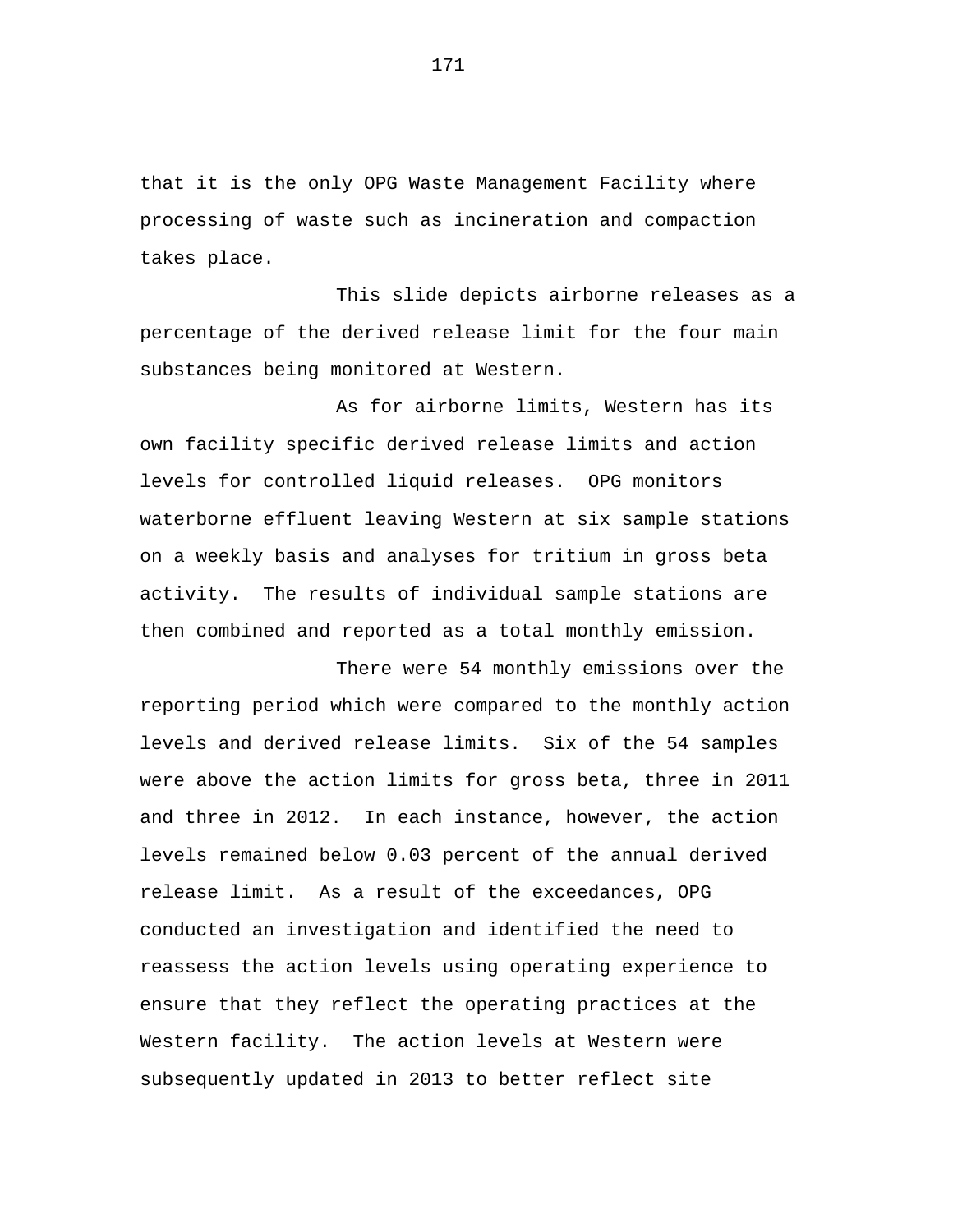that it is the only OPG Waste Management Facility where processing of waste such as incineration and compaction takes place.

This slide depicts airborne releases as a percentage of the derived release limit for the four main substances being monitored at Western.

As for airborne limits, Western has its own facility specific derived release limits and action levels for controlled liquid releases. OPG monitors waterborne effluent leaving Western at six sample stations on a weekly basis and analyses for tritium in gross beta activity. The results of individual sample stations are then combined and reported as a total monthly emission.

There were 54 monthly emissions over the reporting period which were compared to the monthly action levels and derived release limits. Six of the 54 samples were above the action limits for gross beta, three in 2011 and three in 2012. In each instance, however, the action levels remained below 0.03 percent of the annual derived release limit. As a result of the exceedances, OPG conducted an investigation and identified the need to reassess the action levels using operating experience to ensure that they reflect the operating practices at the Western facility. The action levels at Western were subsequently updated in 2013 to better reflect site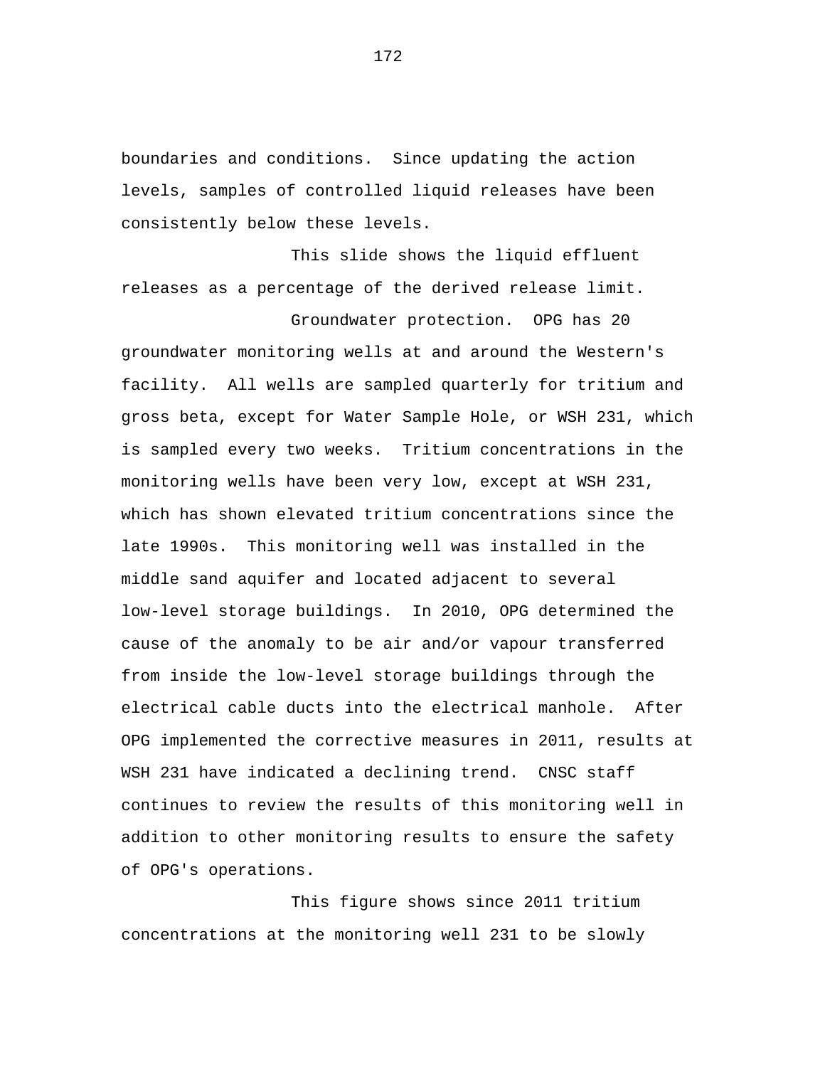boundaries and conditions. Since updating the action levels, samples of controlled liquid releases have been consistently below these levels.

This slide shows the liquid effluent releases as a percentage of the derived release limit.

Groundwater protection. OPG has 20 groundwater monitoring wells at and around the Western's facility. All wells are sampled quarterly for tritium and gross beta, except for Water Sample Hole, or WSH 231, which is sampled every two weeks. Tritium concentrations in the monitoring wells have been very low, except at WSH 231, which has shown elevated tritium concentrations since the late 1990s. This monitoring well was installed in the middle sand aquifer and located adjacent to several low-level storage buildings. In 2010, OPG determined the cause of the anomaly to be air and/or vapour transferred from inside the low-level storage buildings through the electrical cable ducts into the electrical manhole. After OPG implemented the corrective measures in 2011, results at WSH 231 have indicated a declining trend. CNSC staff continues to review the results of this monitoring well in addition to other monitoring results to ensure the safety of OPG's operations.

This figure shows since 2011 tritium concentrations at the monitoring well 231 to be slowly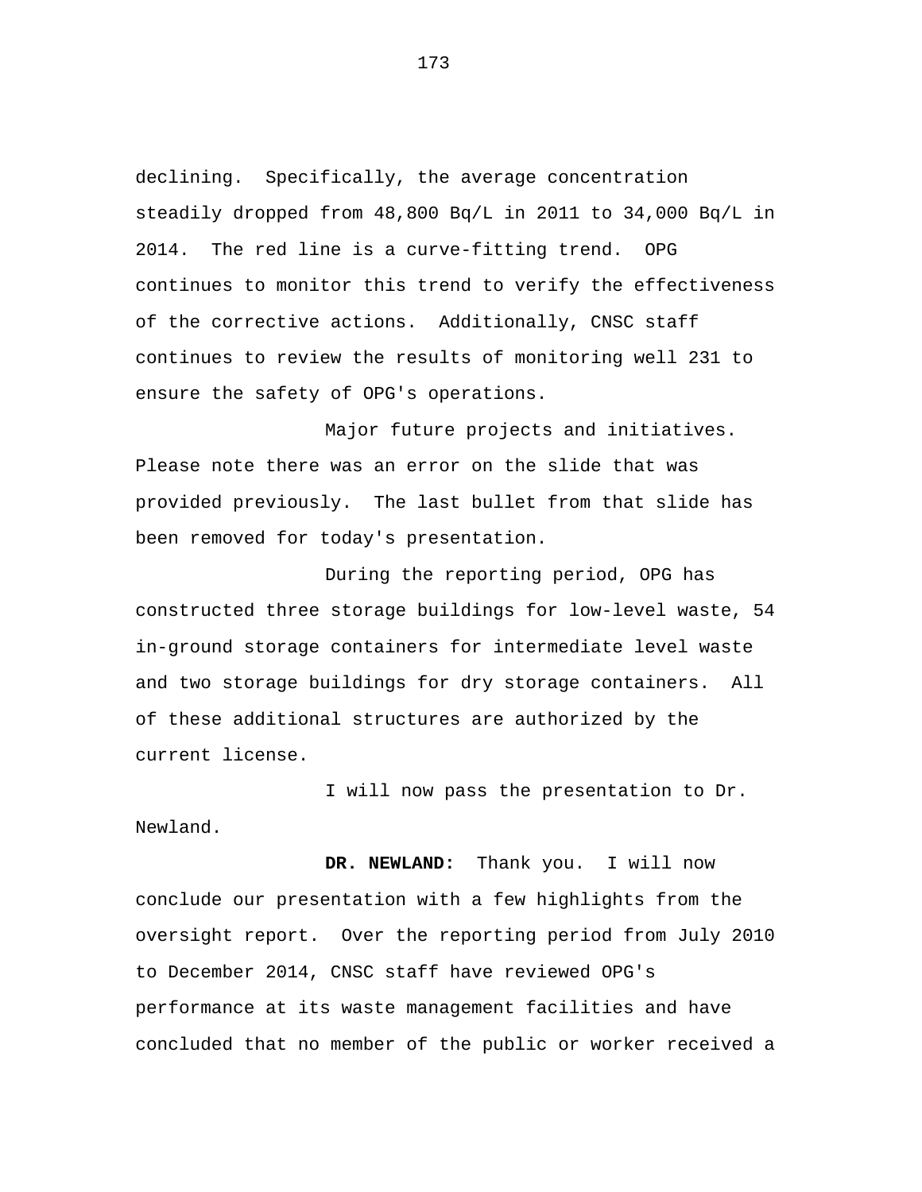declining. Specifically, the average concentration steadily dropped from 48,800 Bq/L in 2011 to 34,000 Bq/L in 2014. The red line is a curve-fitting trend. OPG continues to monitor this trend to verify the effectiveness of the corrective actions. Additionally, CNSC staff continues to review the results of monitoring well 231 to ensure the safety of OPG's operations.

Major future projects and initiatives. Please note there was an error on the slide that was provided previously. The last bullet from that slide has been removed for today's presentation.

During the reporting period, OPG has constructed three storage buildings for low-level waste, 54 in-ground storage containers for intermediate level waste and two storage buildings for dry storage containers. All of these additional structures are authorized by the current license.

I will now pass the presentation to Dr. Newland.

**DR. NEWLAND:** Thank you. I will now conclude our presentation with a few highlights from the oversight report. Over the reporting period from July 2010 to December 2014, CNSC staff have reviewed OPG's performance at its waste management facilities and have concluded that no member of the public or worker received a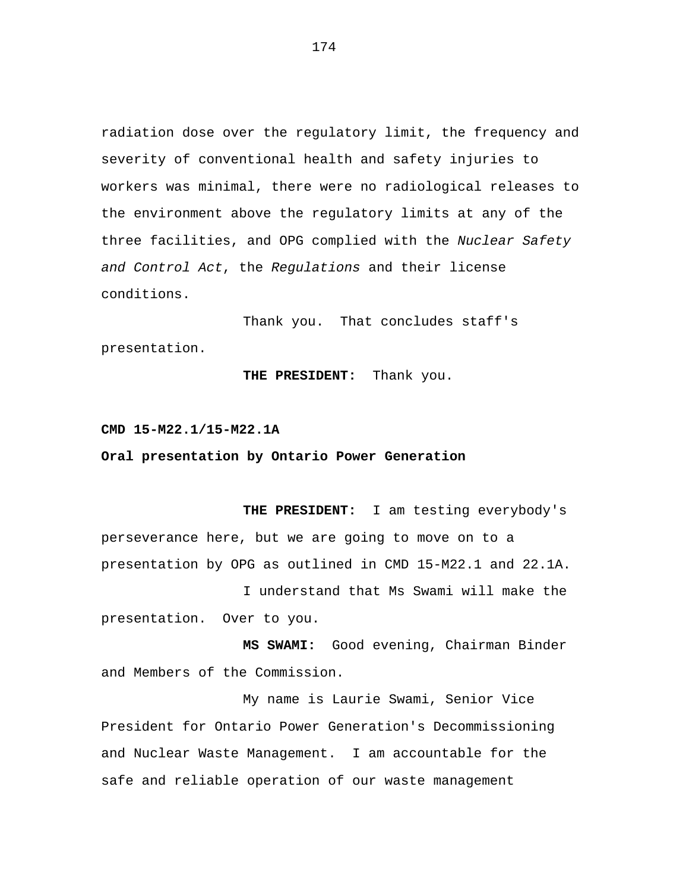radiation dose over the regulatory limit, the frequency and severity of conventional health and safety injuries to workers was minimal, there were no radiological releases to the environment above the regulatory limits at any of the three facilities, and OPG complied with the *Nuclear Safety and Control Act*, the *Regulations* and their license conditions.

Thank you. That concludes staff's presentation.

**THE PRESIDENT:** Thank you.

**CMD 15-M22.1/15-M22.1A**

**Oral presentation by Ontario Power Generation**

**THE PRESIDENT:** I am testing everybody's perseverance here, but we are going to move on to a presentation by OPG as outlined in CMD 15-M22.1 and 22.1A.

I understand that Ms Swami will make the presentation. Over to you.

**MS SWAMI:** Good evening, Chairman Binder and Members of the Commission.

My name is Laurie Swami, Senior Vice President for Ontario Power Generation's Decommissioning and Nuclear Waste Management. I am accountable for the safe and reliable operation of our waste management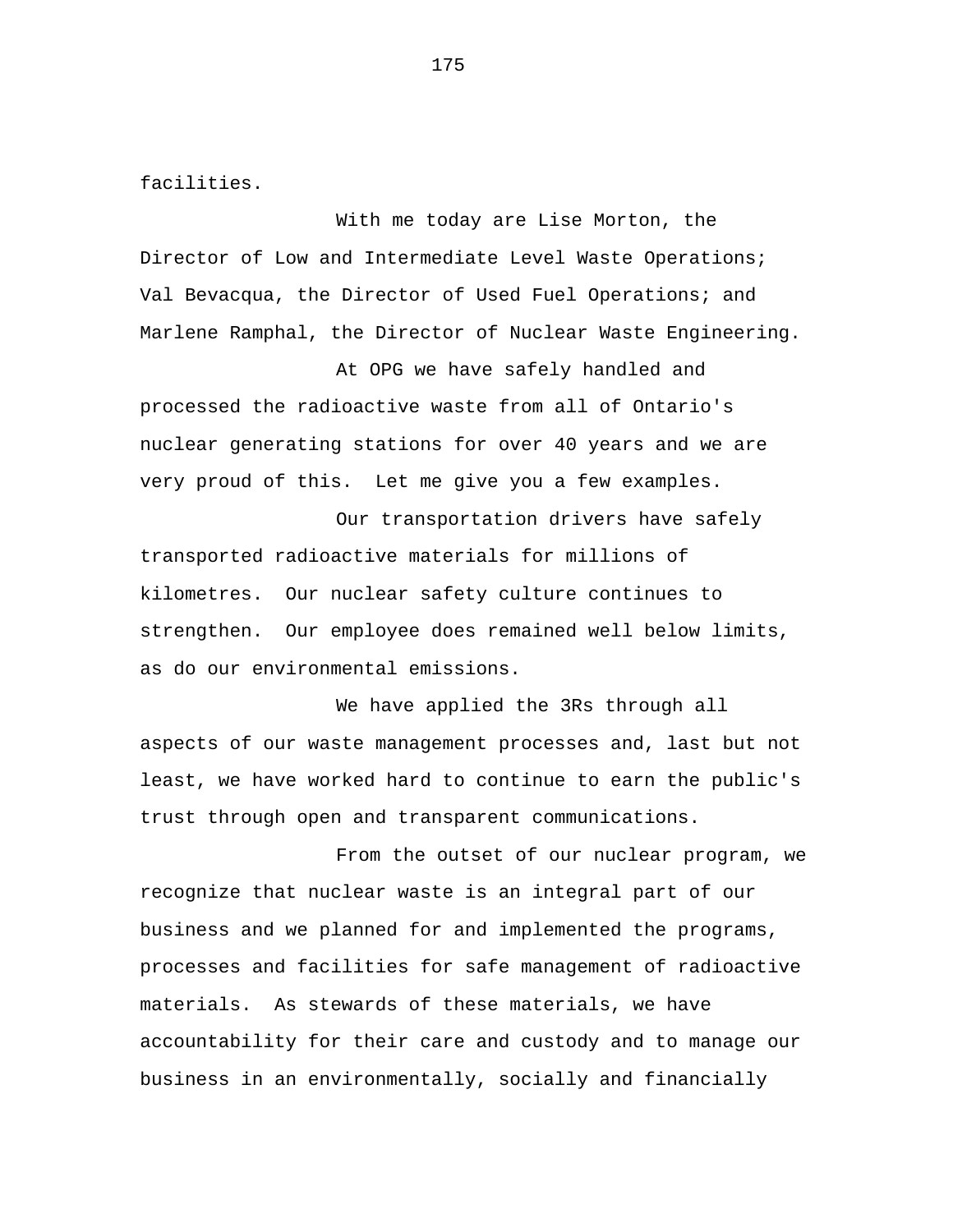facilities.

With me today are Lise Morton, the Director of Low and Intermediate Level Waste Operations; Val Bevacqua, the Director of Used Fuel Operations; and Marlene Ramphal, the Director of Nuclear Waste Engineering.

At OPG we have safely handled and processed the radioactive waste from all of Ontario's nuclear generating stations for over 40 years and we are very proud of this. Let me give you a few examples.

Our transportation drivers have safely transported radioactive materials for millions of kilometres. Our nuclear safety culture continues to strengthen. Our employee does remained well below limits, as do our environmental emissions.

We have applied the 3Rs through all aspects of our waste management processes and, last but not least, we have worked hard to continue to earn the public's trust through open and transparent communications.

From the outset of our nuclear program, we recognize that nuclear waste is an integral part of our business and we planned for and implemented the programs, processes and facilities for safe management of radioactive materials. As stewards of these materials, we have accountability for their care and custody and to manage our business in an environmentally, socially and financially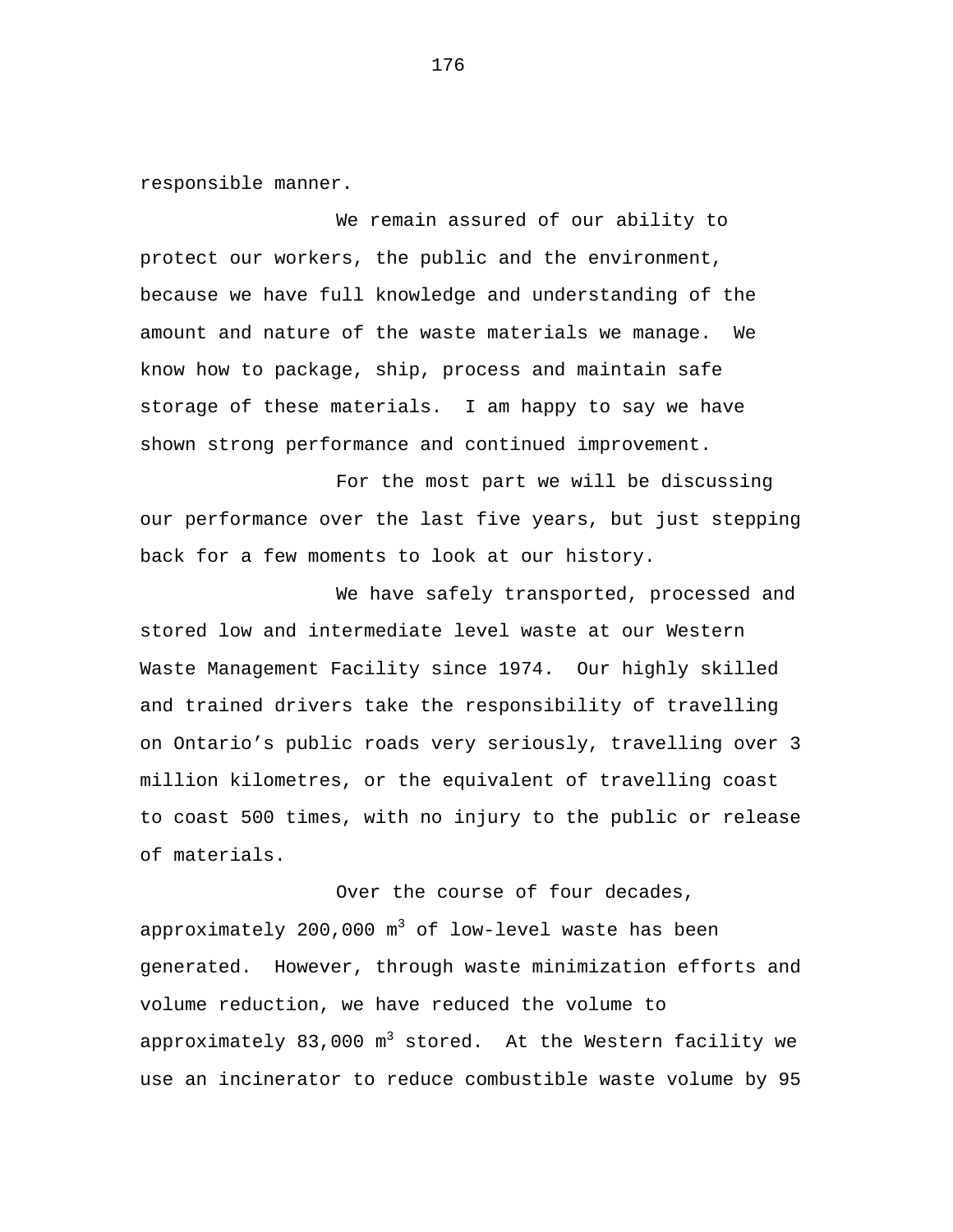responsible manner.

We remain assured of our ability to protect our workers, the public and the environment, because we have full knowledge and understanding of the amount and nature of the waste materials we manage. We know how to package, ship, process and maintain safe storage of these materials. I am happy to say we have shown strong performance and continued improvement.

For the most part we will be discussing our performance over the last five years, but just stepping back for a few moments to look at our history.

We have safely transported, processed and stored low and intermediate level waste at our Western Waste Management Facility since 1974. Our highly skilled and trained drivers take the responsibility of travelling on Ontario’s public roads very seriously, travelling over 3 million kilometres, or the equivalent of travelling coast to coast 500 times, with no injury to the public or release of materials.

Over the course of four decades, approximately 200,000 $m^3$ of low-level waste has been generated. However, through waste minimization efforts and volume reduction, we have reduced the volume to approximately 83,000 $m^3$ stored. At the Western facility we use an incinerator to reduce combustible waste volume by 95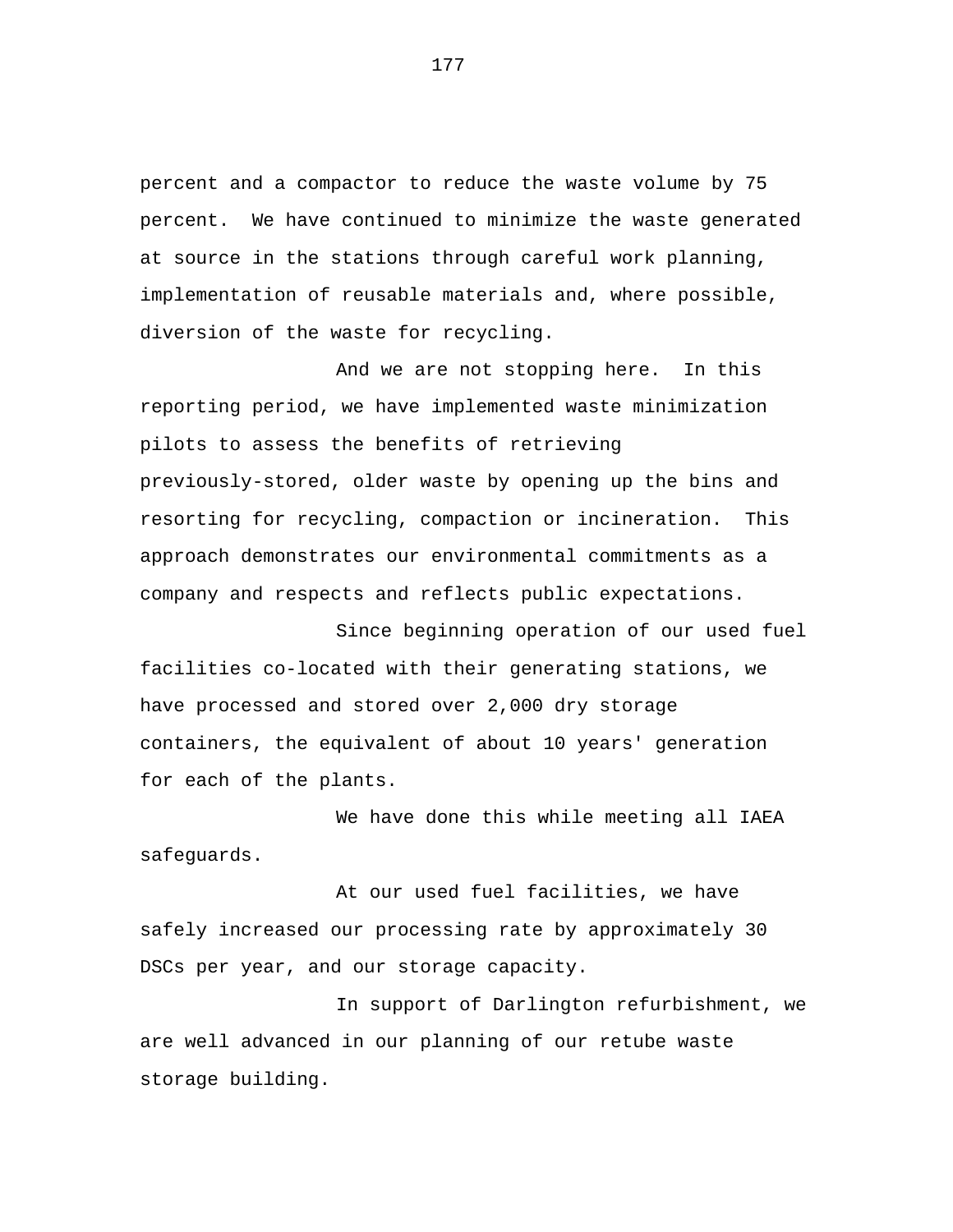percent and a compactor to reduce the waste volume by 75 percent. We have continued to minimize the waste generated at source in the stations through careful work planning, implementation of reusable materials and, where possible, diversion of the waste for recycling.

And we are not stopping here. In this reporting period, we have implemented waste minimization pilots to assess the benefits of retrieving previously-stored, older waste by opening up the bins and resorting for recycling, compaction or incineration. This approach demonstrates our environmental commitments as a company and respects and reflects public expectations.

Since beginning operation of our used fuel facilities co-located with their generating stations, we have processed and stored over 2,000 dry storage containers, the equivalent of about 10 years' generation for each of the plants.

We have done this while meeting all IAEA safeguards.

At our used fuel facilities, we have safely increased our processing rate by approximately 30 DSCs per year, and our storage capacity.

In support of Darlington refurbishment, we are well advanced in our planning of our retube waste storage building.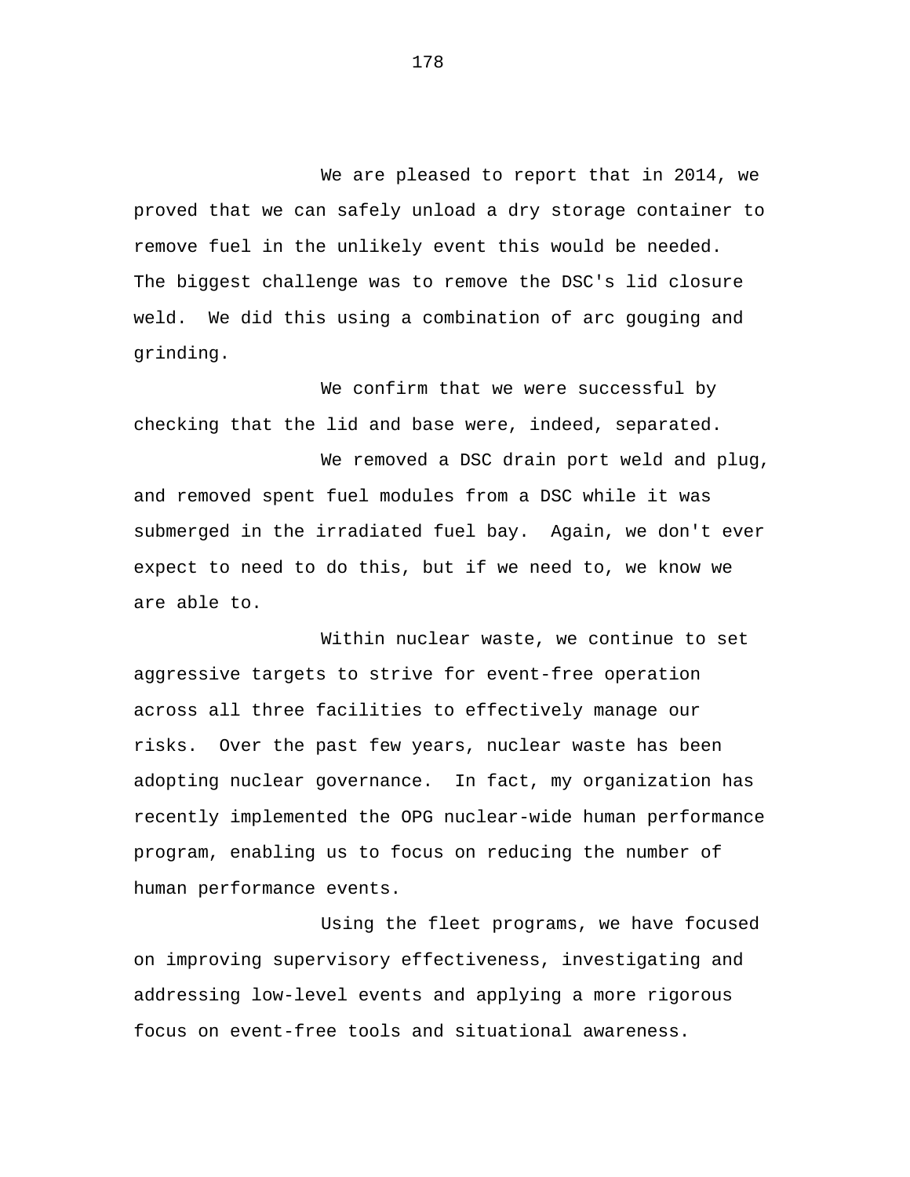We are pleased to report that in 2014, we proved that we can safely unload a dry storage container to remove fuel in the unlikely event this would be needed. The biggest challenge was to remove the DSC's lid closure weld. We did this using a combination of arc gouging and grinding.

We confirm that we were successful by checking that the lid and base were, indeed, separated.

We removed a DSC drain port weld and plug, and removed spent fuel modules from a DSC while it was submerged in the irradiated fuel bay. Again, we don't ever expect to need to do this, but if we need to, we know we are able to.

Within nuclear waste, we continue to set aggressive targets to strive for event-free operation across all three facilities to effectively manage our risks. Over the past few years, nuclear waste has been adopting nuclear governance. In fact, my organization has recently implemented the OPG nuclear-wide human performance program, enabling us to focus on reducing the number of human performance events.

Using the fleet programs, we have focused on improving supervisory effectiveness, investigating and addressing low-level events and applying a more rigorous focus on event-free tools and situational awareness.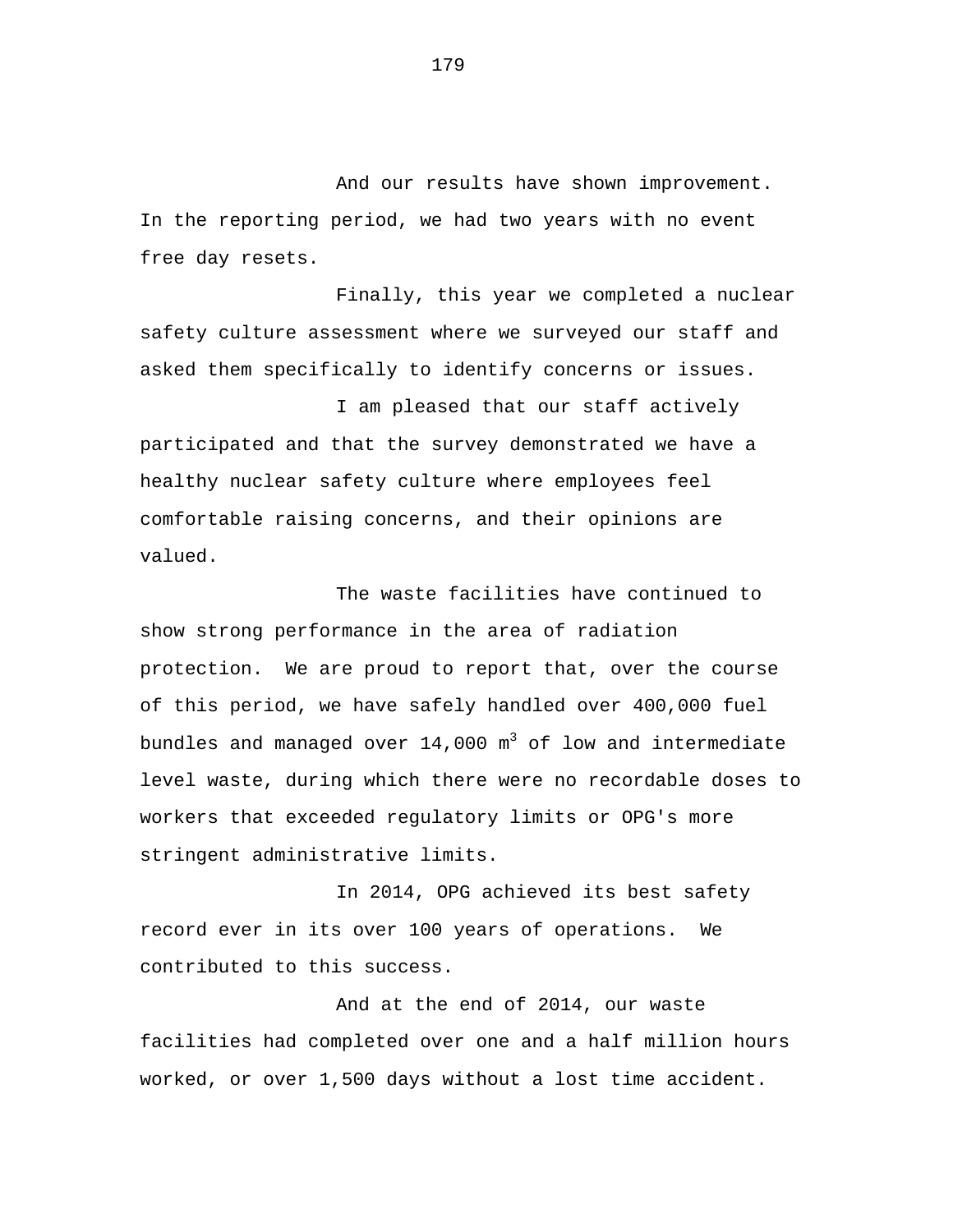And our results have shown improvement. In the reporting period, we had two years with no event free day resets.

Finally, this year we completed a nuclear safety culture assessment where we surveyed our staff and asked them specifically to identify concerns or issues.

I am pleased that our staff actively participated and that the survey demonstrated we have a healthy nuclear safety culture where employees feel comfortable raising concerns, and their opinions are valued.

The waste facilities have continued to show strong performance in the area of radiation protection. We are proud to report that, over the course of this period, we have safely handled over 400,000 fuel bundles and managed over 14,000 $m^3$ of low and intermediate level waste, during which there were no recordable doses to workers that exceeded regulatory limits or OPG's more stringent administrative limits.

In 2014, OPG achieved its best safety record ever in its over 100 years of operations. We contributed to this success.

And at the end of 2014, our waste facilities had completed over one and a half million hours worked, or over 1,500 days without a lost time accident.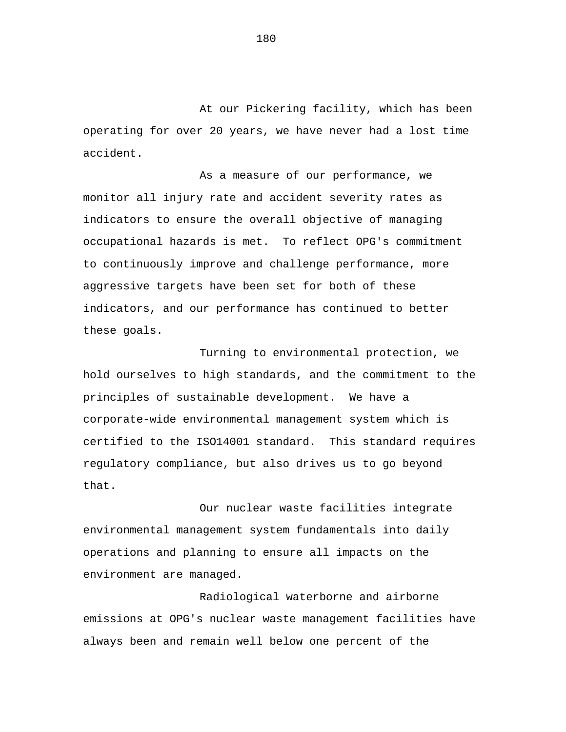At our Pickering facility, which has been operating for over 20 years, we have never had a lost time accident.

As a measure of our performance, we monitor all injury rate and accident severity rates as indicators to ensure the overall objective of managing occupational hazards is met. To reflect OPG's commitment to continuously improve and challenge performance, more aggressive targets have been set for both of these indicators, and our performance has continued to better these goals.

Turning to environmental protection, we hold ourselves to high standards, and the commitment to the principles of sustainable development. We have a corporate-wide environmental management system which is certified to the ISO14001 standard. This standard requires regulatory compliance, but also drives us to go beyond that.

Our nuclear waste facilities integrate environmental management system fundamentals into daily operations and planning to ensure all impacts on the environment are managed.

Radiological waterborne and airborne emissions at OPG's nuclear waste management facilities have always been and remain well below one percent of the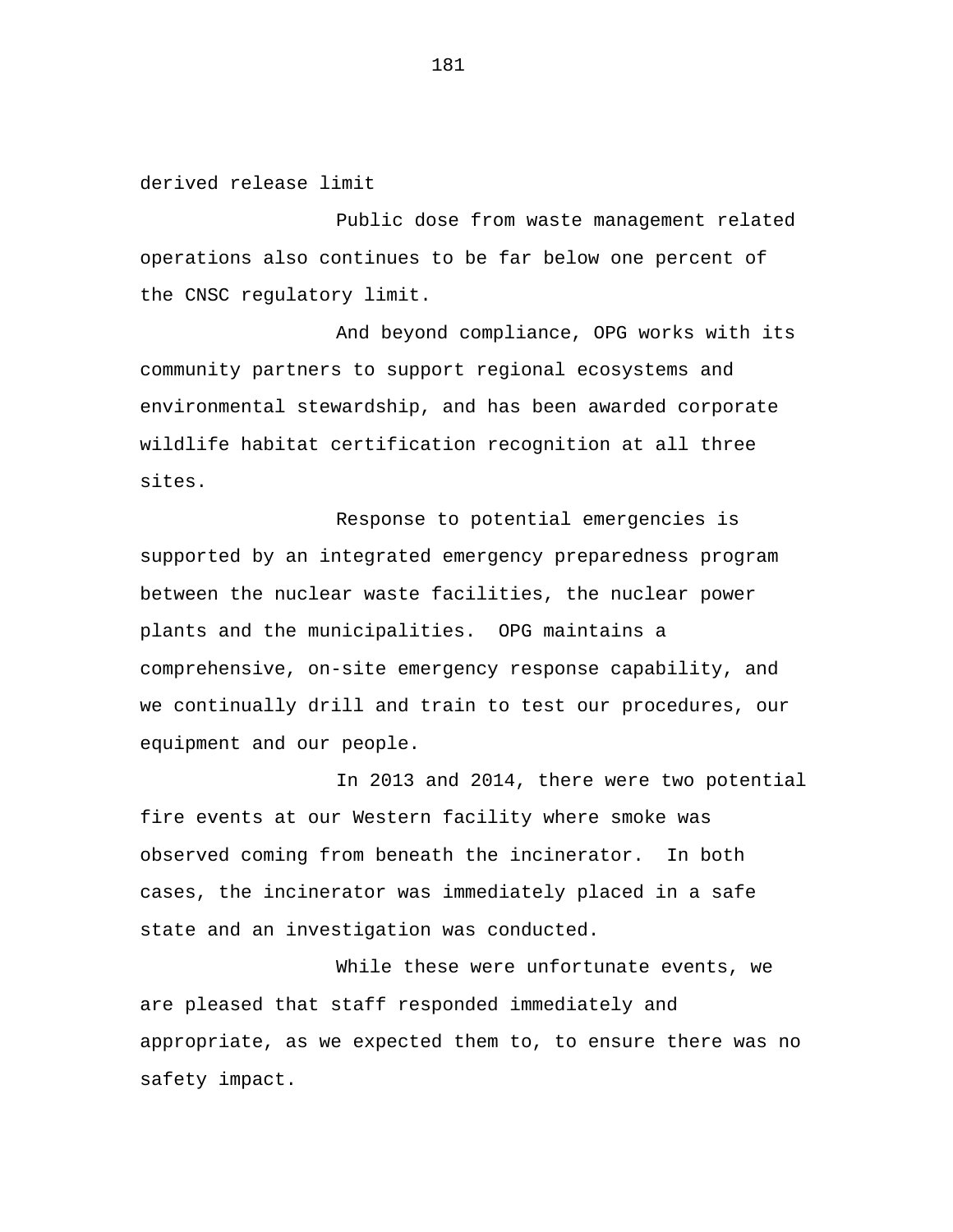derived release limit

Public dose from waste management related operations also continues to be far below one percent of the CNSC regulatory limit.

And beyond compliance, OPG works with its community partners to support regional ecosystems and environmental stewardship, and has been awarded corporate wildlife habitat certification recognition at all three sites.

Response to potential emergencies is supported by an integrated emergency preparedness program between the nuclear waste facilities, the nuclear power plants and the municipalities. OPG maintains a comprehensive, on-site emergency response capability, and we continually drill and train to test our procedures, our equipment and our people.

In 2013 and 2014, there were two potential fire events at our Western facility where smoke was observed coming from beneath the incinerator. In both cases, the incinerator was immediately placed in a safe state and an investigation was conducted.

While these were unfortunate events, we are pleased that staff responded immediately and appropriate, as we expected them to, to ensure there was no safety impact.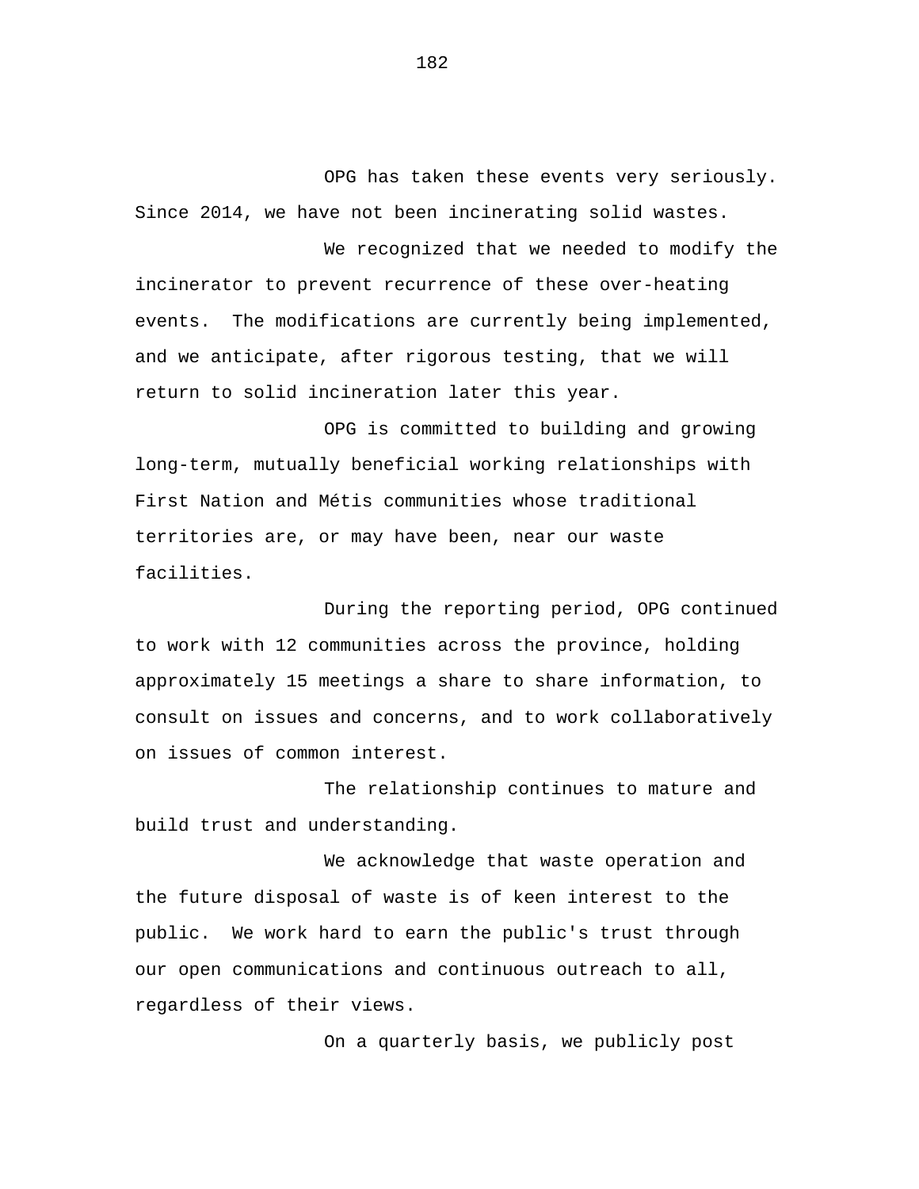OPG has taken these events very seriously. Since 2014, we have not been incinerating solid wastes.

We recognized that we needed to modify the incinerator to prevent recurrence of these over-heating events. The modifications are currently being implemented, and we anticipate, after rigorous testing, that we will return to solid incineration later this year.

OPG is committed to building and growing long-term, mutually beneficial working relationships with First Nation and Métis communities whose traditional territories are, or may have been, near our waste facilities.

During the reporting period, OPG continued to work with 12 communities across the province, holding approximately 15 meetings a share to share information, to consult on issues and concerns, and to work collaboratively on issues of common interest.

The relationship continues to mature and build trust and understanding.

We acknowledge that waste operation and the future disposal of waste is of keen interest to the public. We work hard to earn the public's trust through our open communications and continuous outreach to all, regardless of their views.

On a quarterly basis, we publicly post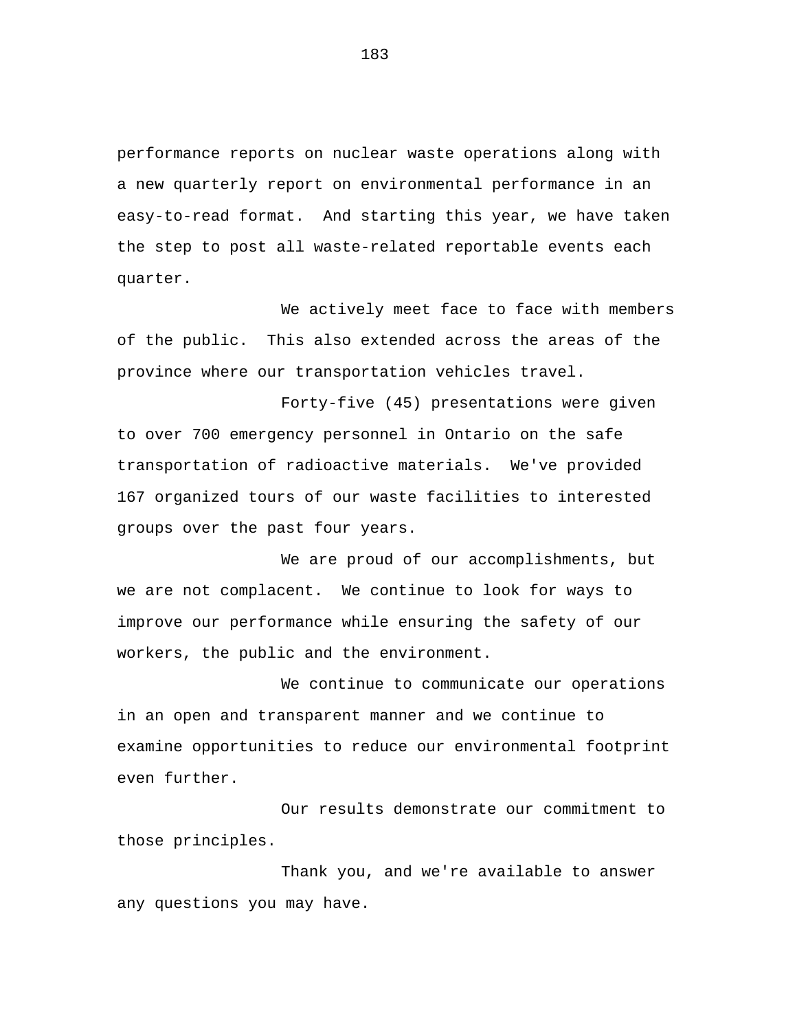performance reports on nuclear waste operations along with a new quarterly report on environmental performance in an easy-to-read format. And starting this year, we have taken the step to post all waste-related reportable events each quarter.

We actively meet face to face with members of the public. This also extended across the areas of the province where our transportation vehicles travel.

Forty-five (45) presentations were given to over 700 emergency personnel in Ontario on the safe transportation of radioactive materials. We've provided 167 organized tours of our waste facilities to interested groups over the past four years.

We are proud of our accomplishments, but we are not complacent. We continue to look for ways to improve our performance while ensuring the safety of our workers, the public and the environment.

We continue to communicate our operations in an open and transparent manner and we continue to examine opportunities to reduce our environmental footprint even further.

Our results demonstrate our commitment to those principles.

Thank you, and we're available to answer any questions you may have.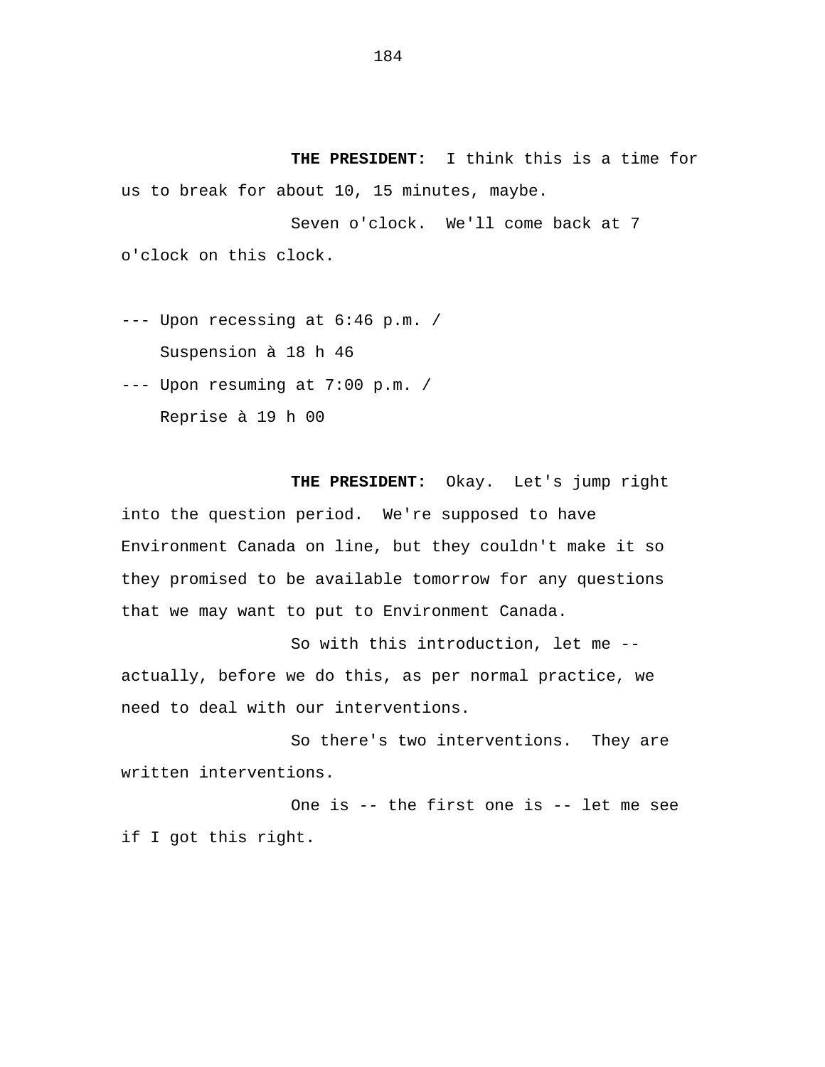**THE PRESIDENT:** I think this is a time for us to break for about 10, 15 minutes, maybe.

Seven o'clock. We'll come back at 7 o'clock on this clock.

--- Upon recessing at 6:46 p.m. /
Suspension à 18 h 46

--- Upon resuming at 7:00 p.m. /
Reprise à 19 h 00

**THE PRESIDENT:** Okay. Let's jump right into the question period. We're supposed to have Environment Canada on line, but they couldn't make it so they promised to be available tomorrow for any questions that we may want to put to Environment Canada.

So with this introduction, let me -- actually, before we do this, as per normal practice, we need to deal with our interventions.

So there's two interventions. They are written interventions.

One is -- the first one is -- let me see if I got this right.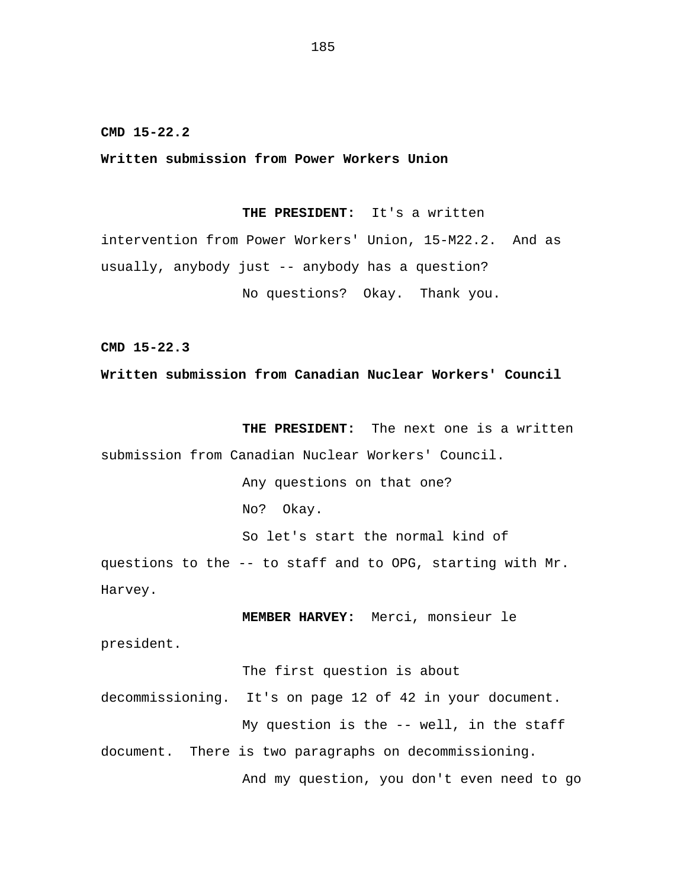**CMD 15-22.2**

**Written submission from Power Workers Union**

**THE PRESIDENT:** It's a written intervention from Power Workers' Union, 15-M22.2. And as usually, anybody just -- anybody has a question?

No questions? Okay. Thank you.

**CMD 15-22.3**

**Written submission from Canadian Nuclear Workers' Council**

**THE PRESIDENT:** The next one is a written submission from Canadian Nuclear Workers' Council.

Any questions on that one?

No? Okay.

So let's start the normal kind of questions to the -- to staff and to OPG, starting with Mr. Harvey.

**MEMBER HARVEY:** Merci, monsieur le president.

The first question is about decommissioning. It's on page 12 of 42 in your document.

My question is the -- well, in the staff document. There is two paragraphs on decommissioning.

And my question, you don't even need to go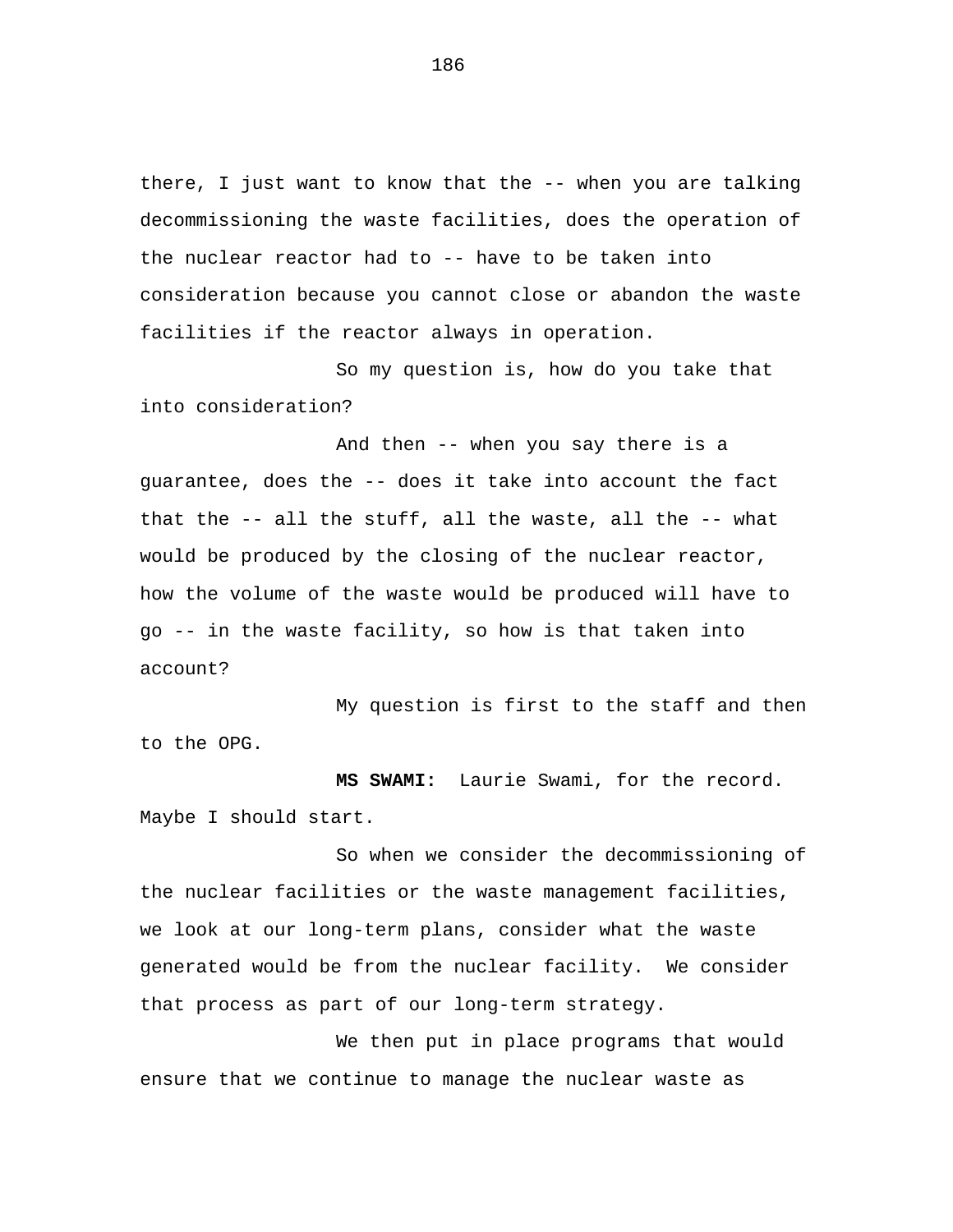there, I just want to know that the -- when you are talking decommissioning the waste facilities, does the operation of the nuclear reactor had to -- have to be taken into consideration because you cannot close or abandon the waste facilities if the reactor always in operation.

So my question is, how do you take that into consideration?

And then -- when you say there is a guarantee, does the -- does it take into account the fact that the -- all the stuff, all the waste, all the -- what would be produced by the closing of the nuclear reactor, how the volume of the waste would be produced will have to go -- in the waste facility, so how is that taken into account?

My question is first to the staff and then to the OPG.

**MS SWAMI:** Laurie Swami, for the record. Maybe I should start.

So when we consider the decommissioning of the nuclear facilities or the waste management facilities, we look at our long-term plans, consider what the waste generated would be from the nuclear facility. We consider that process as part of our long-term strategy.

We then put in place programs that would ensure that we continue to manage the nuclear waste as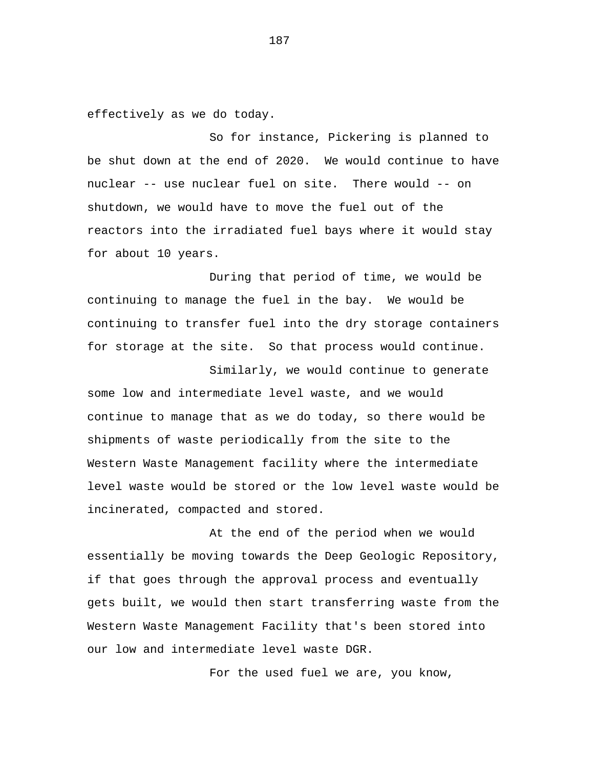effectively as we do today.

So for instance, Pickering is planned to be shut down at the end of 2020. We would continue to have nuclear -- use nuclear fuel on site. There would -- on shutdown, we would have to move the fuel out of the reactors into the irradiated fuel bays where it would stay for about 10 years.

During that period of time, we would be continuing to manage the fuel in the bay. We would be continuing to transfer fuel into the dry storage containers for storage at the site. So that process would continue.

Similarly, we would continue to generate some low and intermediate level waste, and we would continue to manage that as we do today, so there would be shipments of waste periodically from the site to the Western Waste Management facility where the intermediate level waste would be stored or the low level waste would be incinerated, compacted and stored.

At the end of the period when we would essentially be moving towards the Deep Geologic Repository, if that goes through the approval process and eventually gets built, we would then start transferring waste from the Western Waste Management Facility that's been stored into our low and intermediate level waste DGR.

For the used fuel we are, you know,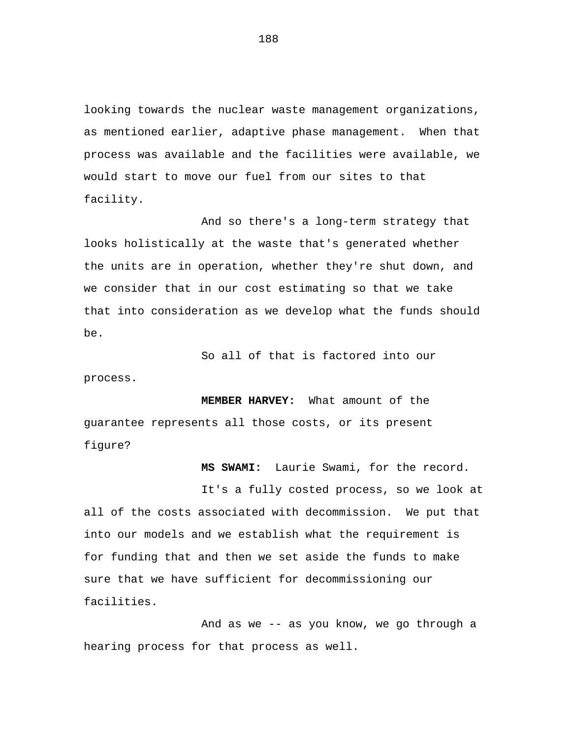looking towards the nuclear waste management organizations, as mentioned earlier, adaptive phase management. When that process was available and the facilities were available, we would start to move our fuel from our sites to that facility.

And so there's a long-term strategy that looks holistically at the waste that's generated whether the units are in operation, whether they're shut down, and we consider that in our cost estimating so that we take that into consideration as we develop what the funds should be.

So all of that is factored into our process.

**MEMBER HARVEY:** What amount of the guarantee represents all those costs, or its present figure?

**MS SWAMI:** Laurie Swami, for the record.

It's a fully costed process, so we look at all of the costs associated with decommission. We put that into our models and we establish what the requirement is for funding that and then we set aside the funds to make sure that we have sufficient for decommissioning our facilities.

And as we -- as you know, we go through a hearing process for that process as well.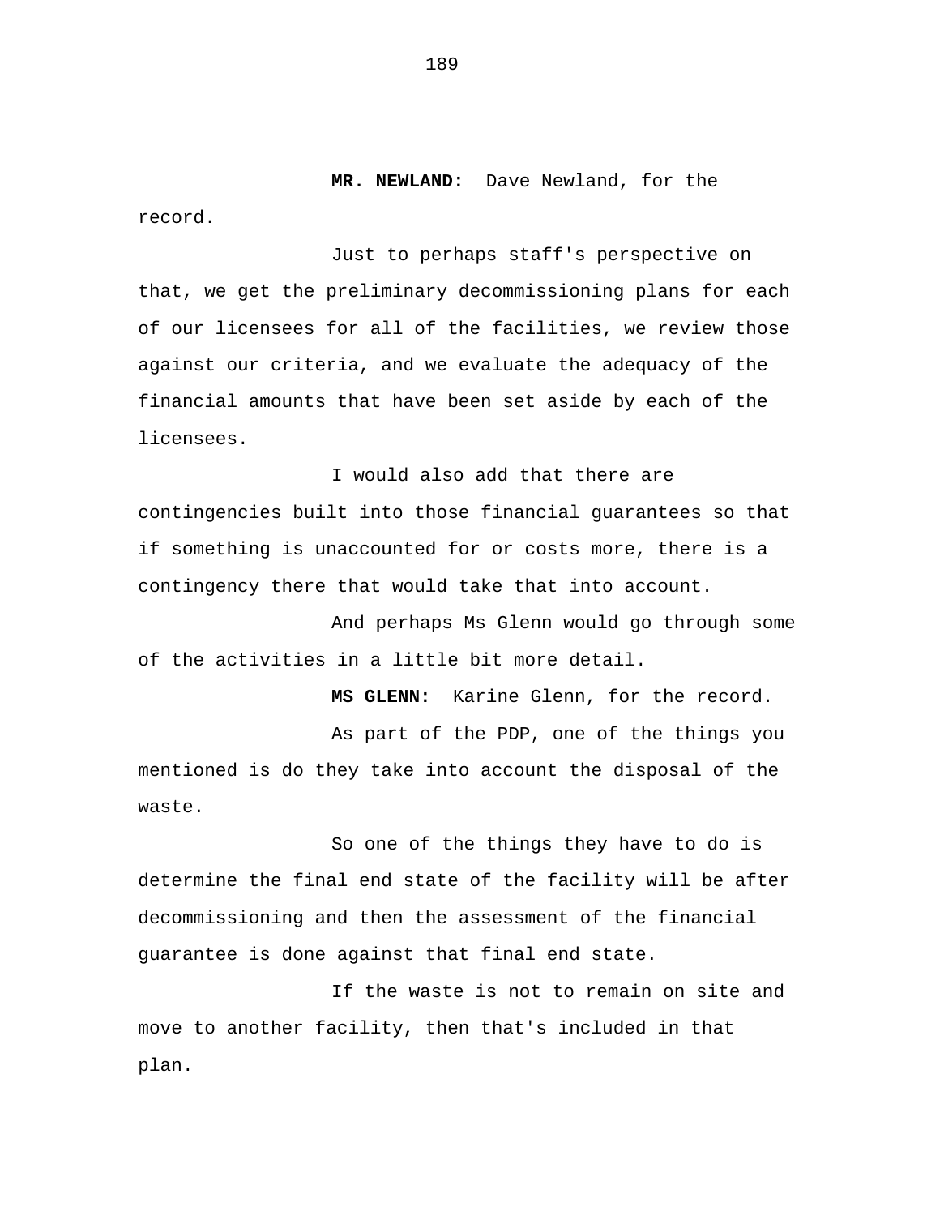**MR. NEWLAND:** Dave Newland, for the record.

Just to perhaps staff's perspective on that, we get the preliminary decommissioning plans for each of our licensees for all of the facilities, we review those against our criteria, and we evaluate the adequacy of the financial amounts that have been set aside by each of the licensees.

I would also add that there are contingencies built into those financial guarantees so that if something is unaccounted for or costs more, there is a contingency there that would take that into account.

And perhaps Ms Glenn would go through some of the activities in a little bit more detail.

**MS GLENN:** Karine Glenn, for the record.

As part of the PDP, one of the things you mentioned is do they take into account the disposal of the waste.

So one of the things they have to do is determine the final end state of the facility will be after decommissioning and then the assessment of the financial guarantee is done against that final end state.

If the waste is not to remain on site and move to another facility, then that's included in that plan.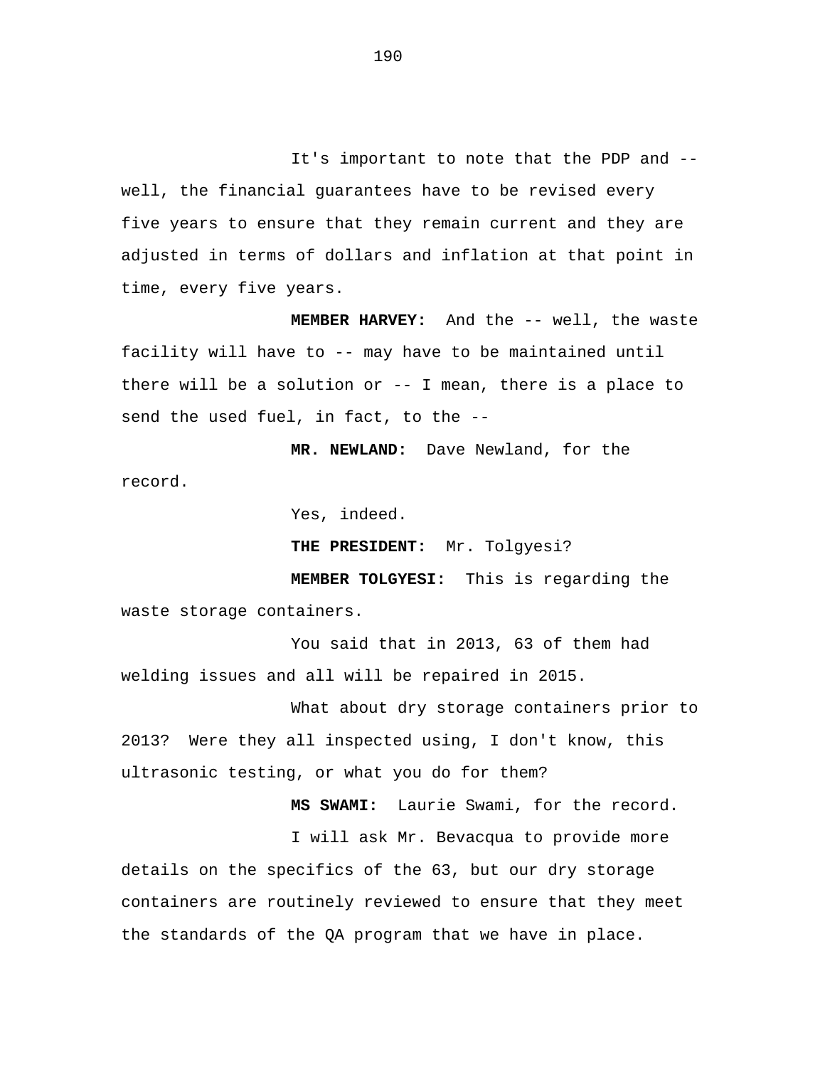It's important to note that the PDP and -- well, the financial guarantees have to be revised every five years to ensure that they remain current and they are adjusted in terms of dollars and inflation at that point in time, every five years.

**MEMBER HARVEY:** And the -- well, the waste facility will have to -- may have to be maintained until there will be a solution or -- I mean, there is a place to send the used fuel, in fact, to the --

**MR. NEWLAND:** Dave Newland, for the record.

Yes, indeed.

**THE PRESIDENT:** Mr. Tolgyesi?

**MEMBER TOLGYESI:** This is regarding the waste storage containers.

You said that in 2013, 63 of them had welding issues and all will be repaired in 2015.

What about dry storage containers prior to 2013? Were they all inspected using, I don't know, this ultrasonic testing, or what you do for them?

**MS SWAMI:** Laurie Swami, for the record.

I will ask Mr. Bevacqua to provide more details on the specifics of the 63, but our dry storage containers are routinely reviewed to ensure that they meet the standards of the QA program that we have in place.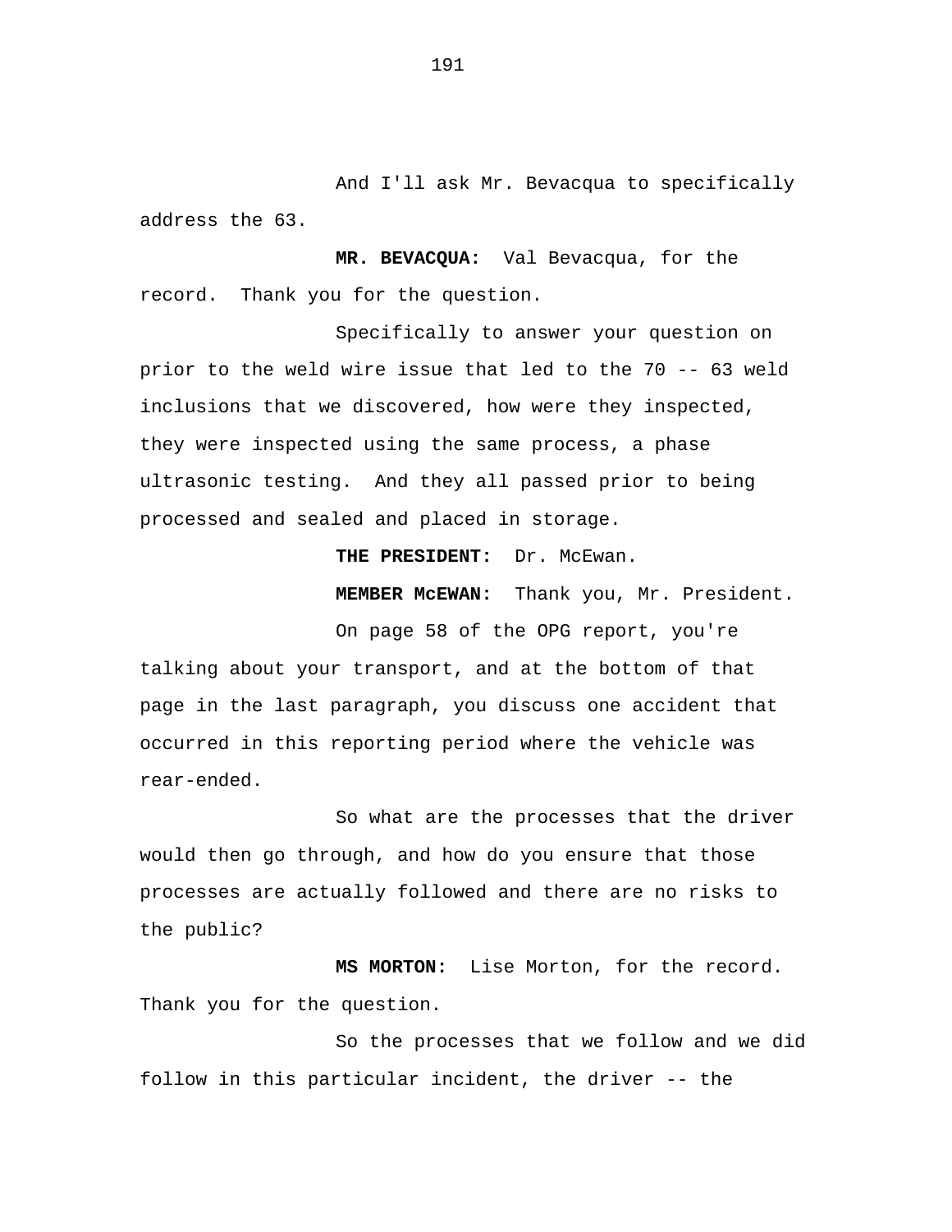And I'll ask Mr. Bevacqua to specifically address the 63.

**MR. BEVACQUA:** Val Bevacqua, for the record. Thank you for the question.

Specifically to answer your question on prior to the weld wire issue that led to the 70 -- 63 weld inclusions that we discovered, how were they inspected, they were inspected using the same process, a phase ultrasonic testing. And they all passed prior to being processed and sealed and placed in storage.

**THE PRESIDENT:** Dr. McEwan.

**MEMBER McEWAN:** Thank you, Mr. President.

On page 58 of the OPG report, you're talking about your transport, and at the bottom of that page in the last paragraph, you discuss one accident that occurred in this reporting period where the vehicle was rear-ended.

So what are the processes that the driver would then go through, and how do you ensure that those processes are actually followed and there are no risks to the public?

**MS MORTON:** Lise Morton, for the record. Thank you for the question.

So the processes that we follow and we did follow in this particular incident, the driver -- the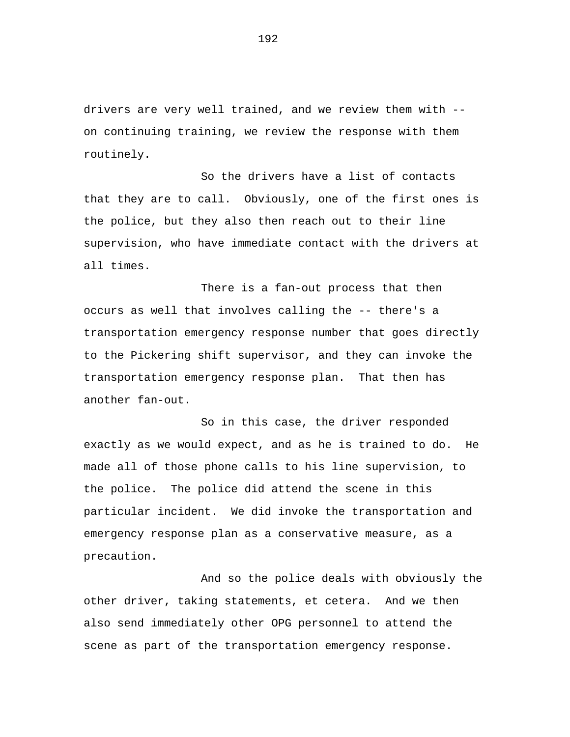drivers are very well trained, and we review them with -- on continuing training, we review the response with them routinely.

So the drivers have a list of contacts that they are to call. Obviously, one of the first ones is the police, but they also then reach out to their line supervision, who have immediate contact with the drivers at all times.

There is a fan-out process that then occurs as well that involves calling the -- there's a transportation emergency response number that goes directly to the Pickering shift supervisor, and they can invoke the transportation emergency response plan. That then has another fan-out.

So in this case, the driver responded exactly as we would expect, and as he is trained to do. He made all of those phone calls to his line supervision, to the police. The police did attend the scene in this particular incident. We did invoke the transportation and emergency response plan as a conservative measure, as a precaution.

And so the police deals with obviously the other driver, taking statements, et cetera. And we then also send immediately other OPG personnel to attend the scene as part of the transportation emergency response.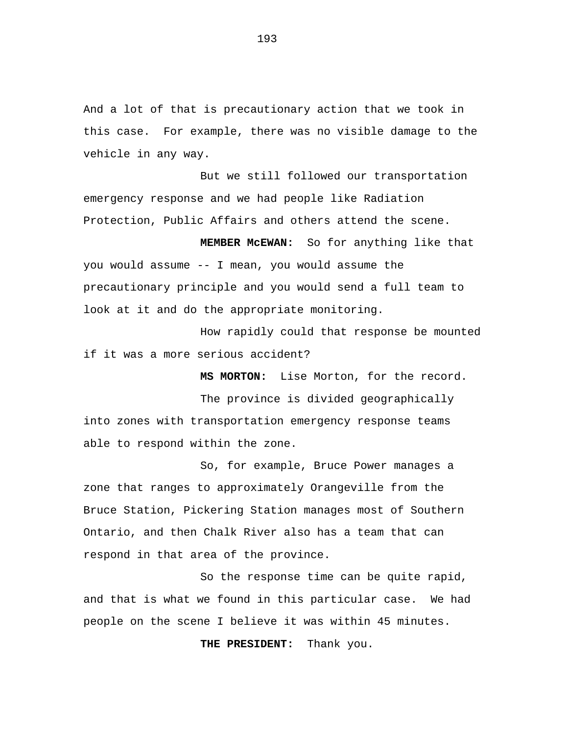And a lot of that is precautionary action that we took in this case.  For example, there was no visible damage to the vehicle in any way.

But we still followed our transportation emergency response and we had people like Radiation Protection, Public Affairs and others attend the scene.

**MEMBER McEWAN:**  So for anything like that you would assume -- I mean, you would assume the precautionary principle and you would send a full team to look at it and do the appropriate monitoring.

How rapidly could that response be mounted if it was a more serious accident?

**MS MORTON:**  Lise Morton, for the record.

The province is divided geographically into zones with transportation emergency response teams able to respond within the zone.

So, for example, Bruce Power manages a zone that ranges to approximately Orangeville from the Bruce Station, Pickering Station manages most of Southern Ontario, and then Chalk River also has a team that can respond in that area of the province.

So the response time can be quite rapid, and that is what we found in this particular case.  We had people on the scene I believe it was within 45 minutes.

**THE PRESIDENT:**  Thank you.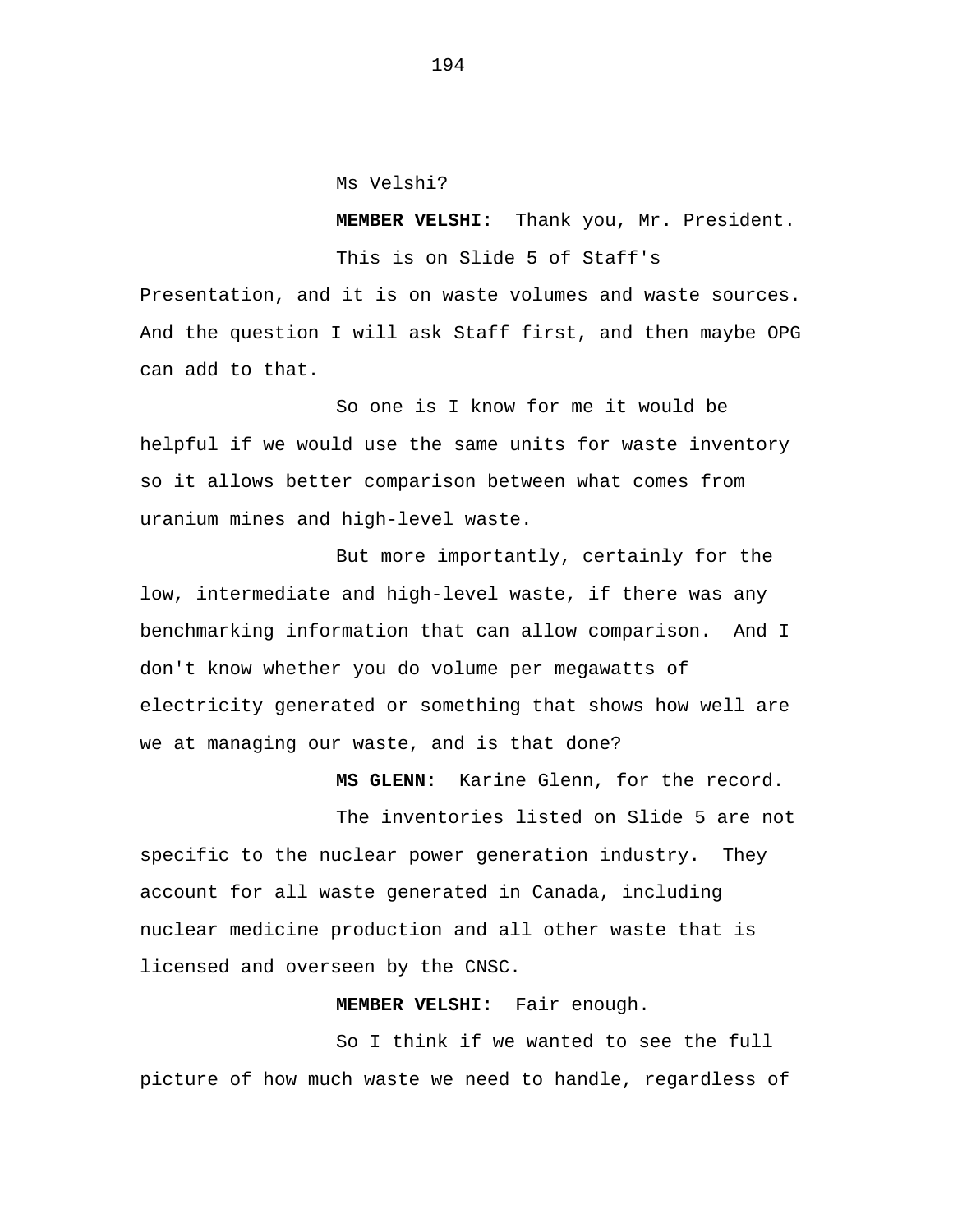Ms Velshi?

**MEMBER VELSHI:** Thank you, Mr. President.

This is on Slide 5 of Staff's Presentation, and it is on waste volumes and waste sources. And the question I will ask Staff first, and then maybe OPG can add to that.

So one is I know for me it would be helpful if we would use the same units for waste inventory so it allows better comparison between what comes from uranium mines and high-level waste.

But more importantly, certainly for the low, intermediate and high-level waste, if there was any benchmarking information that can allow comparison. And I don't know whether you do volume per megawatts of electricity generated or something that shows how well are we at managing our waste, and is that done?

**MS GLENN:** Karine Glenn, for the record.

The inventories listed on Slide 5 are not specific to the nuclear power generation industry. They account for all waste generated in Canada, including nuclear medicine production and all other waste that is licensed and overseen by the CNSC.

**MEMBER VELSHI:** Fair enough.

So I think if we wanted to see the full picture of how much waste we need to handle, regardless of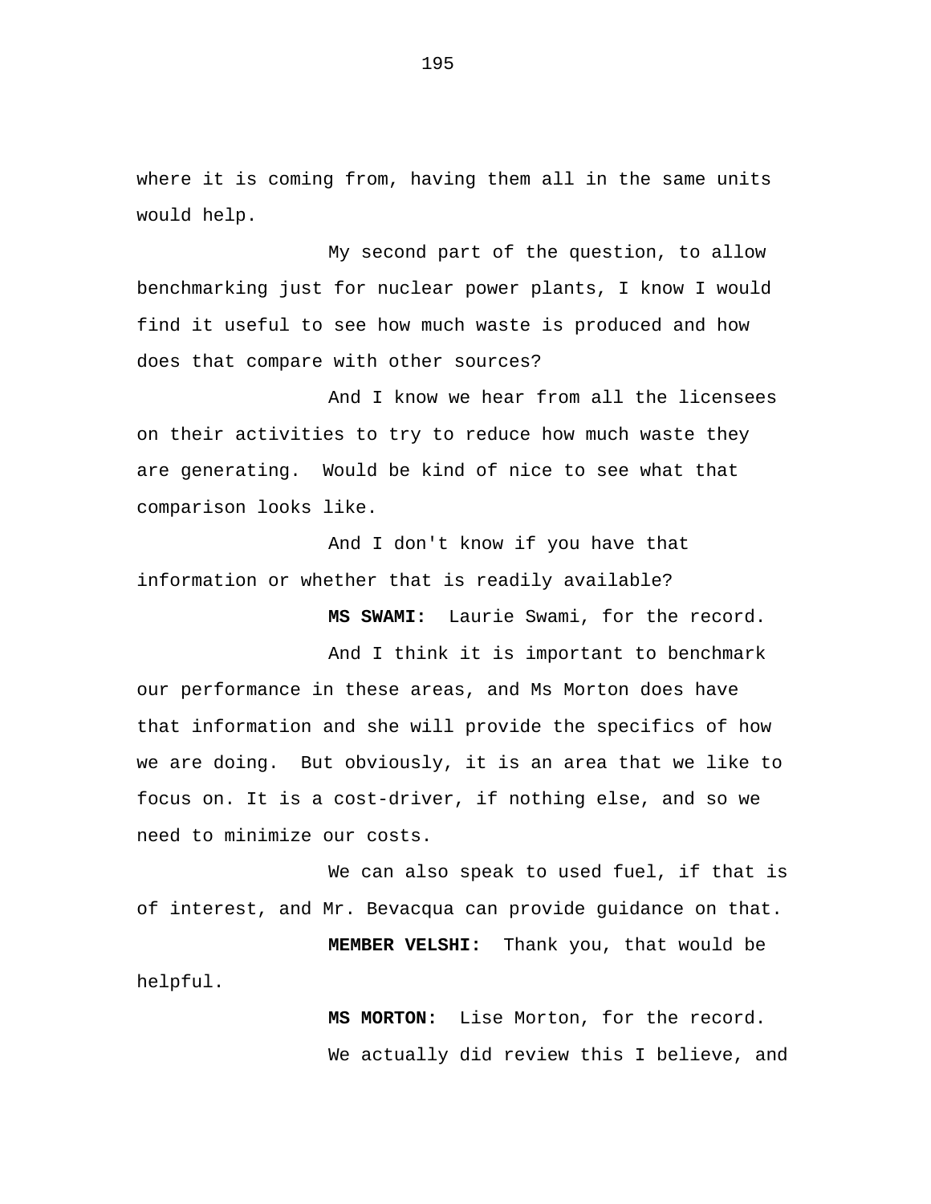where it is coming from, having them all in the same units would help.

My second part of the question, to allow benchmarking just for nuclear power plants, I know I would find it useful to see how much waste is produced and how does that compare with other sources?

And I know we hear from all the licensees on their activities to try to reduce how much waste they are generating.  Would be kind of nice to see what that comparison looks like.

And I don't know if you have that information or whether that is readily available?

**MS SWAMI:**  Laurie Swami, for the record.

And I think it is important to benchmark our performance in these areas, and Ms Morton does have that information and she will provide the specifics of how we are doing.  But obviously, it is an area that we like to focus on. It is a cost-driver, if nothing else, and so we need to minimize our costs.

We can also speak to used fuel, if that is of interest, and Mr. Bevacqua can provide guidance on that.

**MEMBER VELSHI:**  Thank you, that would be helpful.

**MS MORTON:**  Lise Morton, for the record.

We actually did review this I believe, and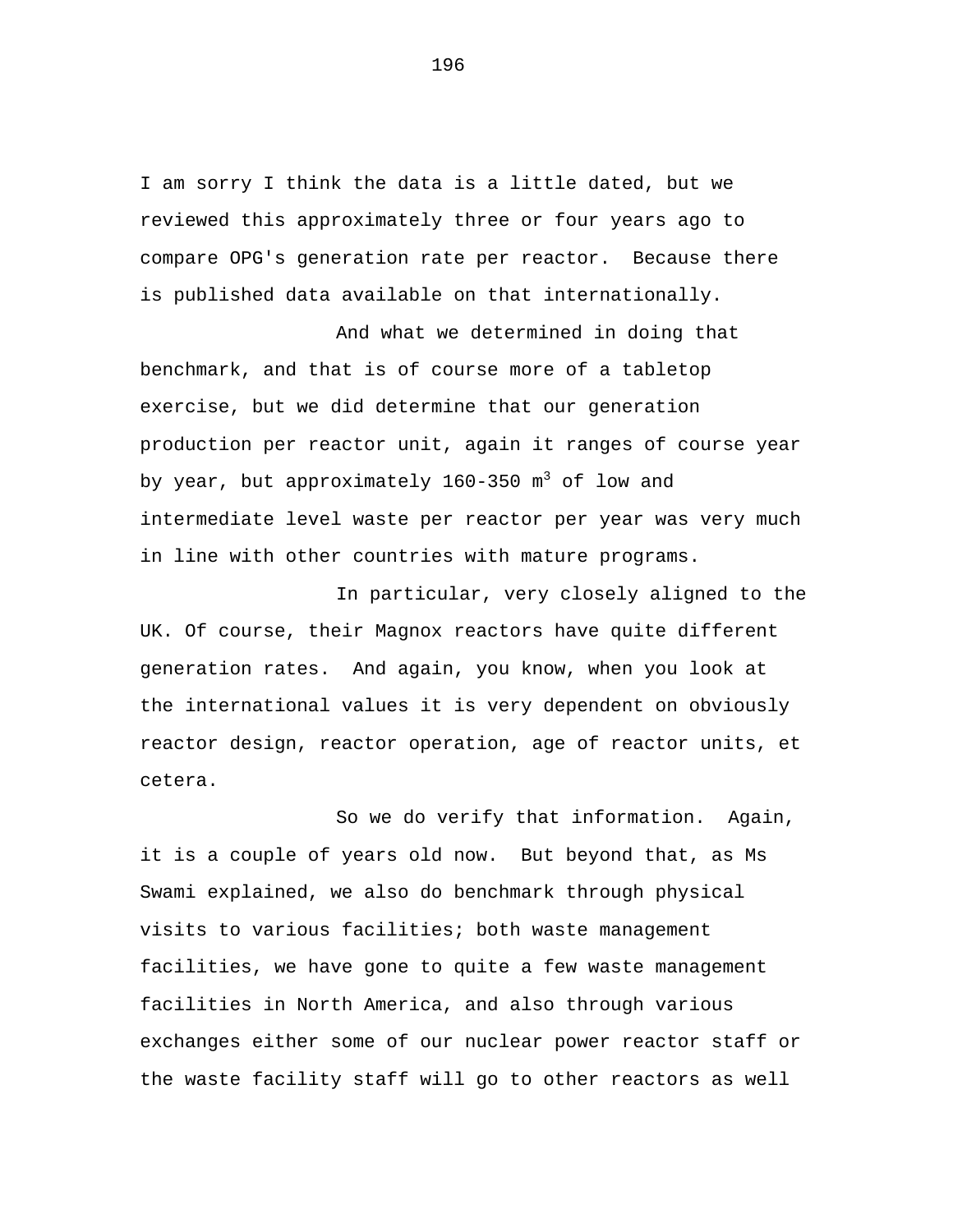I am sorry I think the data is a little dated, but we reviewed this approximately three or four years ago to compare OPG's generation rate per reactor. Because there is published data available on that internationally.

And what we determined in doing that benchmark, and that is of course more of a tabletop exercise, but we did determine that our generation production per reactor unit, again it ranges of course year by year, but approximately 160-350 $m^3$ of low and intermediate level waste per reactor per year was very much in line with other countries with mature programs.

In particular, very closely aligned to the UK. Of course, their Magnox reactors have quite different generation rates. And again, you know, when you look at the international values it is very dependent on obviously reactor design, reactor operation, age of reactor units, et cetera.

So we do verify that information. Again, it is a couple of years old now. But beyond that, as Ms Swami explained, we also do benchmark through physical visits to various facilities; both waste management facilities, we have gone to quite a few waste management facilities in North America, and also through various exchanges either some of our nuclear power reactor staff or the waste facility staff will go to other reactors as well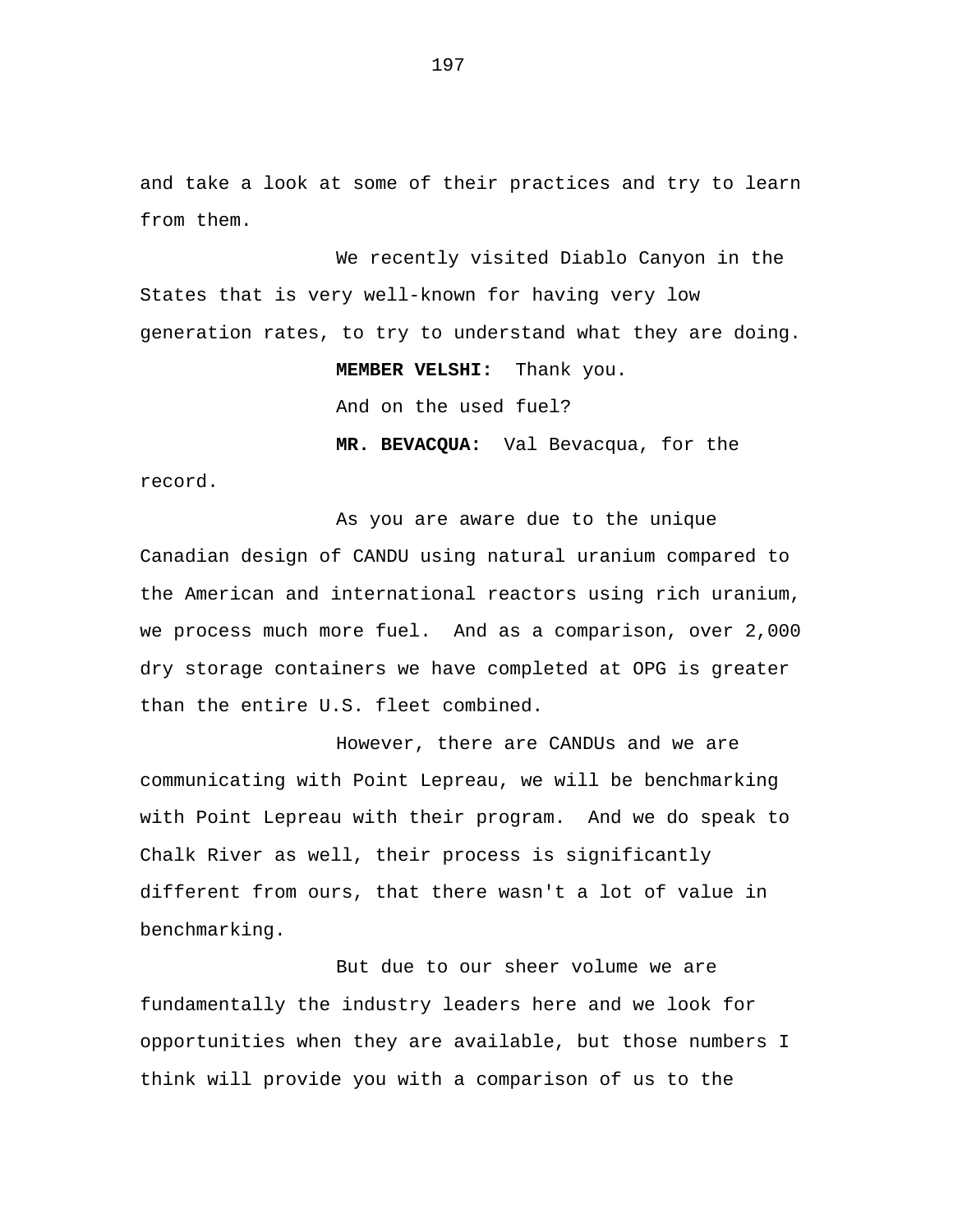and take a look at some of their practices and try to learn from them.

We recently visited Diablo Canyon in the States that is very well-known for having very low generation rates, to try to understand what they are doing.

**MEMBER VELSHI:** Thank you.

And on the used fuel?

**MR. BEVACQUA:** Val Bevacqua, for the record.

As you are aware due to the unique Canadian design of CANDU using natural uranium compared to the American and international reactors using rich uranium, we process much more fuel. And as a comparison, over 2,000 dry storage containers we have completed at OPG is greater than the entire U.S. fleet combined.

However, there are CANDUs and we are communicating with Point Lepreau, we will be benchmarking with Point Lepreau with their program. And we do speak to Chalk River as well, their process is significantly different from ours, that there wasn't a lot of value in benchmarking.

But due to our sheer volume we are fundamentally the industry leaders here and we look for opportunities when they are available, but those numbers I think will provide you with a comparison of us to the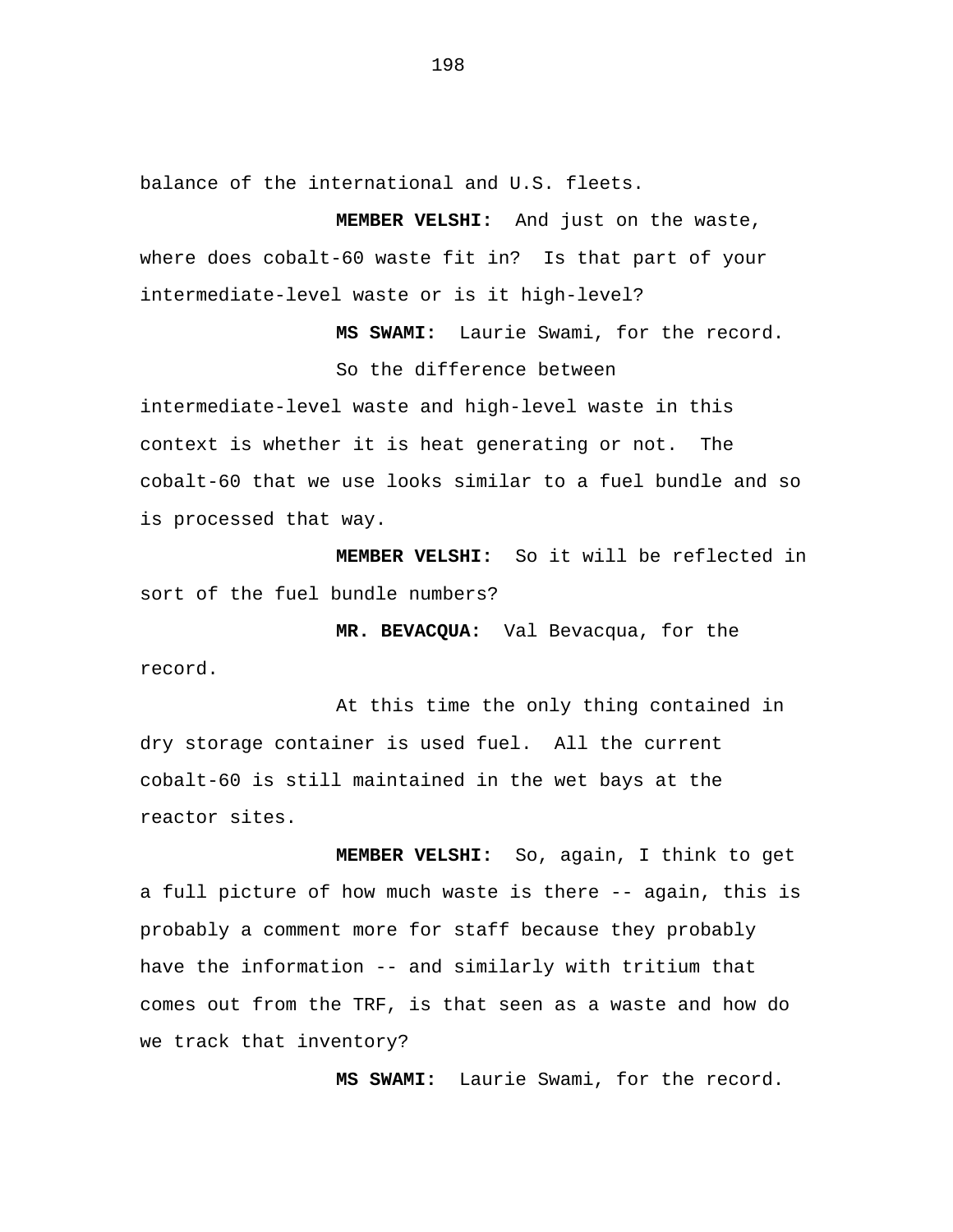balance of the international and U.S. fleets.

**MEMBER VELSHI:** And just on the waste, where does cobalt-60 waste fit in? Is that part of your intermediate-level waste or is it high-level?

**MS SWAMI:** Laurie Swami, for the record.

So the difference between intermediate-level waste and high-level waste in this context is whether it is heat generating or not. The cobalt-60 that we use looks similar to a fuel bundle and so is processed that way.

**MEMBER VELSHI:** So it will be reflected in sort of the fuel bundle numbers?

**MR. BEVACQUA:** Val Bevacqua, for the record.

At this time the only thing contained in dry storage container is used fuel. All the current cobalt-60 is still maintained in the wet bays at the reactor sites.

**MEMBER VELSHI:** So, again, I think to get a full picture of how much waste is there -- again, this is probably a comment more for staff because they probably have the information -- and similarly with tritium that comes out from the TRF, is that seen as a waste and how do we track that inventory?

**MS SWAMI:** Laurie Swami, for the record.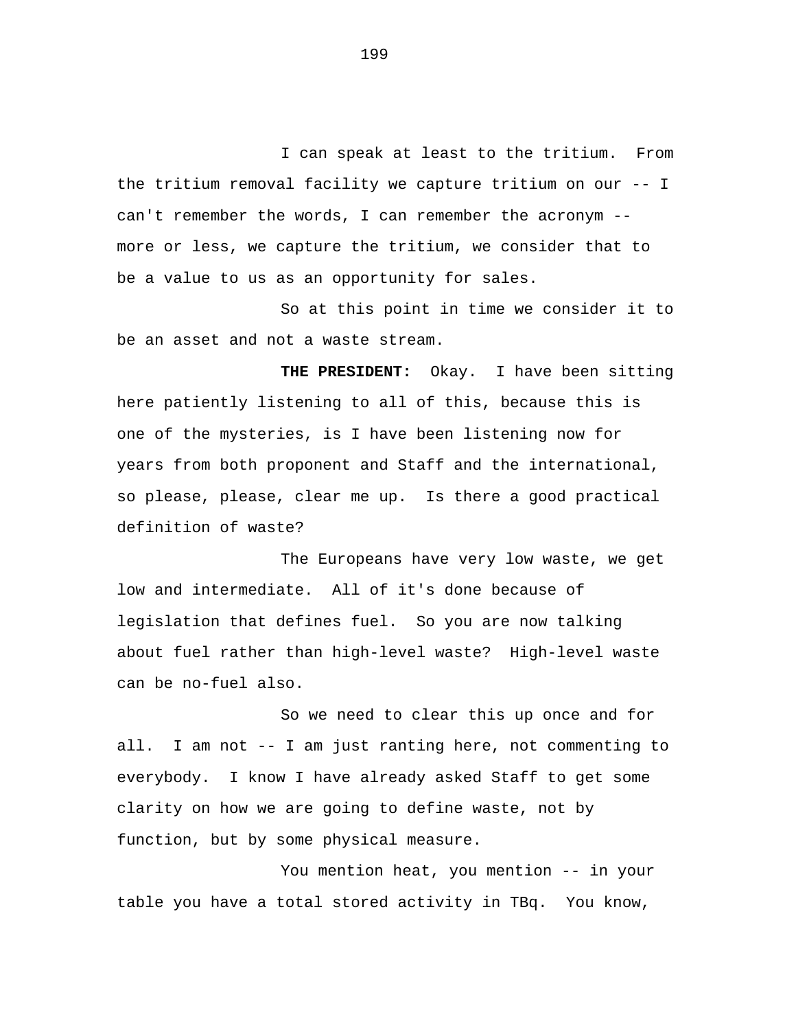I can speak at least to the tritium. From the tritium removal facility we capture tritium on our -- I can't remember the words, I can remember the acronym -- more or less, we capture the tritium, we consider that to be a value to us as an opportunity for sales.

So at this point in time we consider it to be an asset and not a waste stream.

**THE PRESIDENT:** Okay. I have been sitting here patiently listening to all of this, because this is one of the mysteries, is I have been listening now for years from both proponent and Staff and the international, so please, please, clear me up. Is there a good practical definition of waste?

The Europeans have very low waste, we get low and intermediate. All of it's done because of legislation that defines fuel. So you are now talking about fuel rather than high-level waste? High-level waste can be no-fuel also.

So we need to clear this up once and for all. I am not -- I am just ranting here, not commenting to everybody. I know I have already asked Staff to get some clarity on how we are going to define waste, not by function, but by some physical measure.

You mention heat, you mention -- in your table you have a total stored activity in TBq. You know,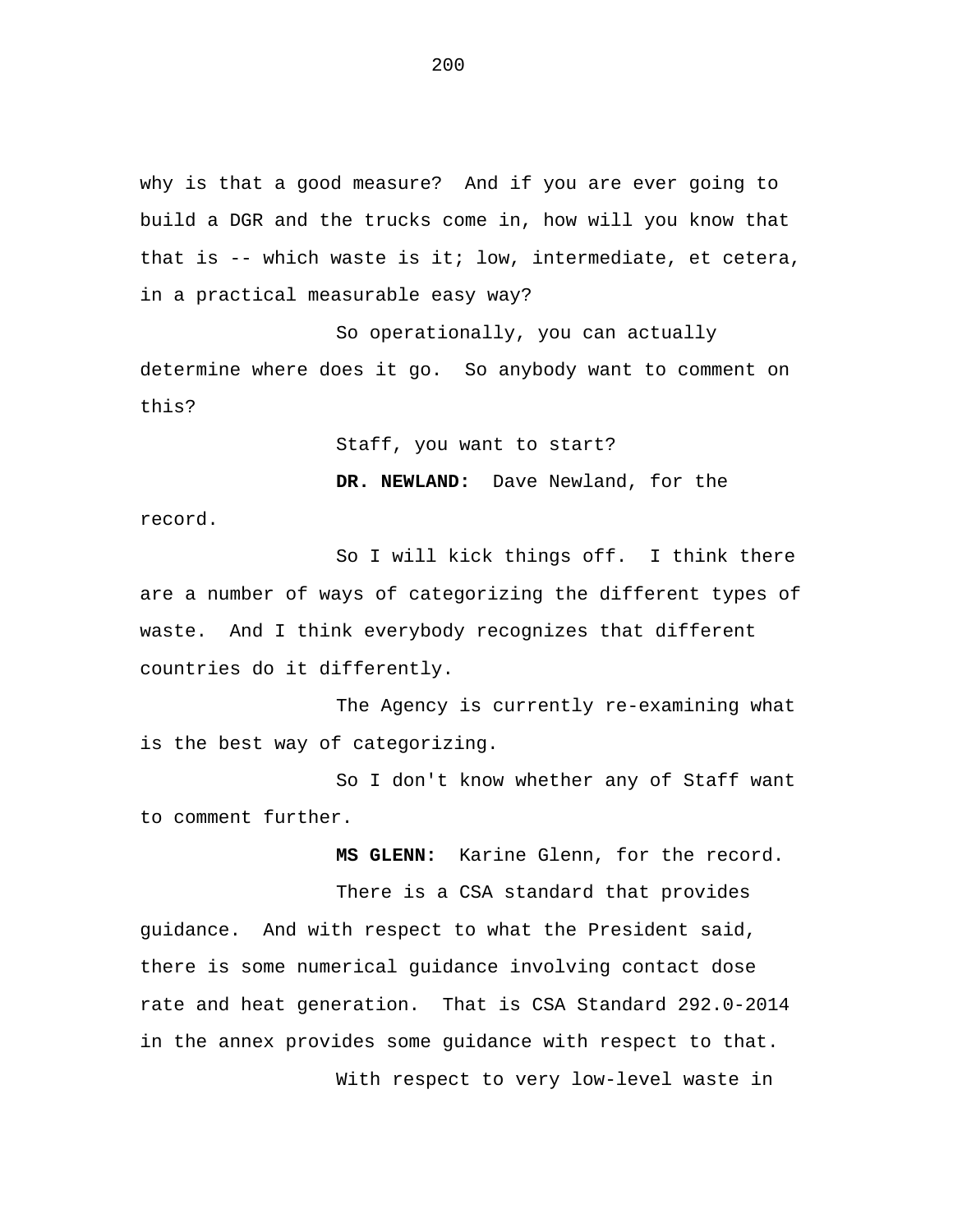why is that a good measure? And if you are ever going to build a DGR and the trucks come in, how will you know that that is -- which waste is it; low, intermediate, et cetera, in a practical measurable easy way?

So operationally, you can actually determine where does it go. So anybody want to comment on this?

Staff, you want to start?

**DR. NEWLAND:** Dave Newland, for the record.

So I will kick things off. I think there are a number of ways of categorizing the different types of waste. And I think everybody recognizes that different countries do it differently.

The Agency is currently re-examining what is the best way of categorizing.

So I don't know whether any of Staff want to comment further.

**MS GLENN:** Karine Glenn, for the record.

There is a CSA standard that provides guidance. And with respect to what the President said, there is some numerical guidance involving contact dose rate and heat generation. That is CSA Standard 292.0-2014 in the annex provides some guidance with respect to that.

With respect to very low-level waste in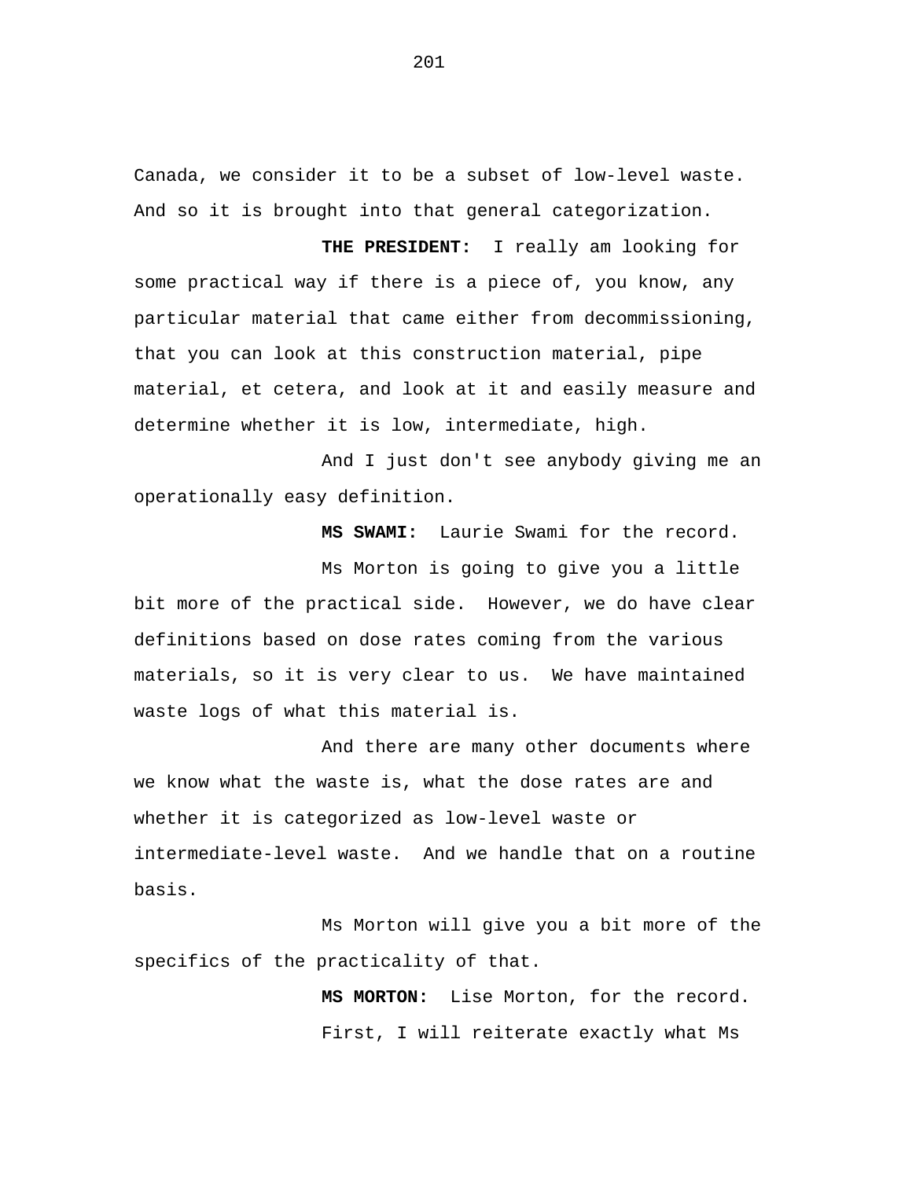Canada, we consider it to be a subset of low-level waste. And so it is brought into that general categorization.

**THE PRESIDENT:** I really am looking for some practical way if there is a piece of, you know, any particular material that came either from decommissioning, that you can look at this construction material, pipe material, et cetera, and look at it and easily measure and determine whether it is low, intermediate, high.

And I just don't see anybody giving me an operationally easy definition.

**MS SWAMI:** Laurie Swami for the record.

Ms Morton is going to give you a little bit more of the practical side. However, we do have clear definitions based on dose rates coming from the various materials, so it is very clear to us. We have maintained waste logs of what this material is.

And there are many other documents where we know what the waste is, what the dose rates are and whether it is categorized as low-level waste or intermediate-level waste. And we handle that on a routine basis.

Ms Morton will give you a bit more of the specifics of the practicality of that.

**MS MORTON:** Lise Morton, for the record.

First, I will reiterate exactly what Ms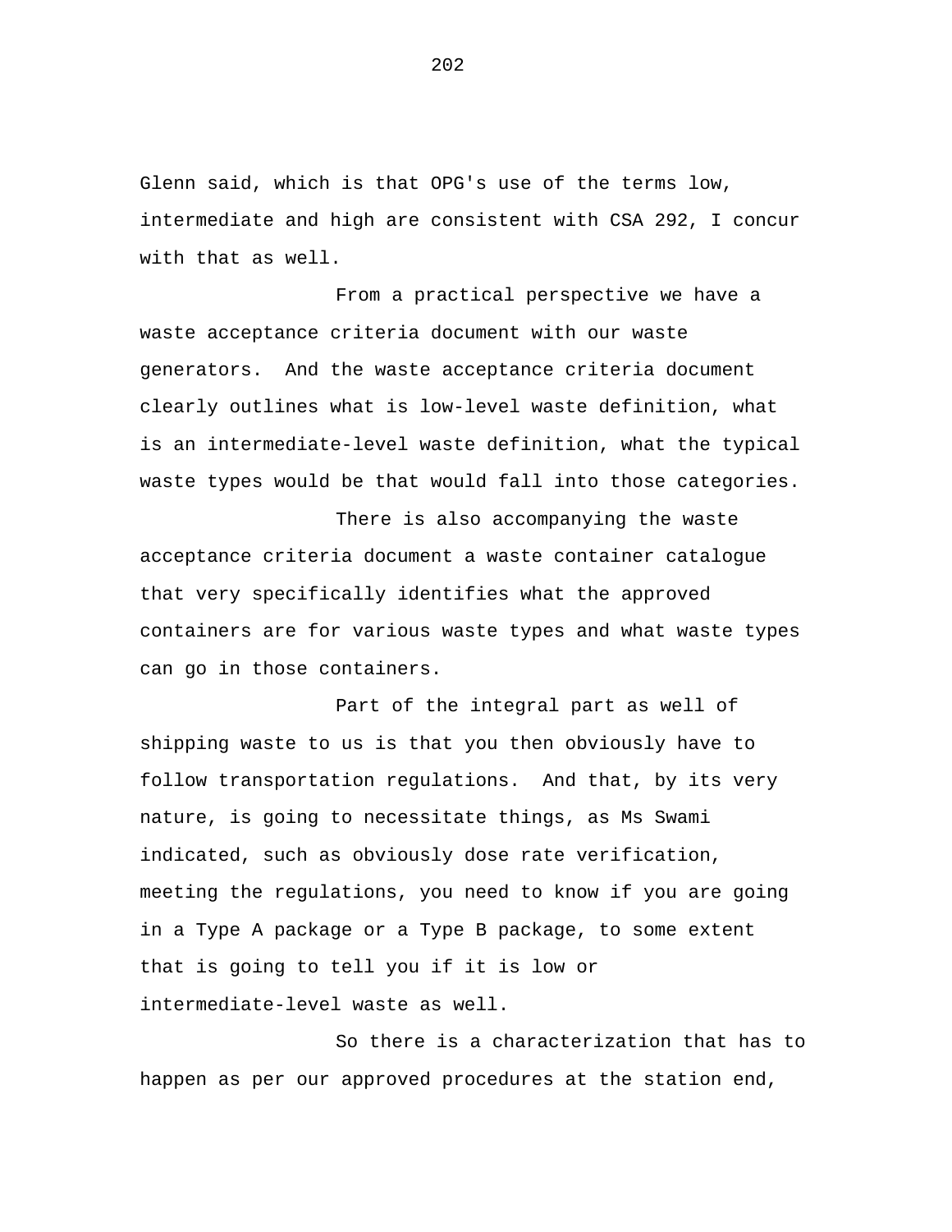Glenn said, which is that OPG's use of the terms low, intermediate and high are consistent with CSA 292, I concur with that as well.

From a practical perspective we have a waste acceptance criteria document with our waste generators. And the waste acceptance criteria document clearly outlines what is low-level waste definition, what is an intermediate-level waste definition, what the typical waste types would be that would fall into those categories.

There is also accompanying the waste acceptance criteria document a waste container catalogue that very specifically identifies what the approved containers are for various waste types and what waste types can go in those containers.

Part of the integral part as well of shipping waste to us is that you then obviously have to follow transportation regulations. And that, by its very nature, is going to necessitate things, as Ms Swami indicated, such as obviously dose rate verification, meeting the regulations, you need to know if you are going in a Type A package or a Type B package, to some extent that is going to tell you if it is low or intermediate-level waste as well.

So there is a characterization that has to happen as per our approved procedures at the station end,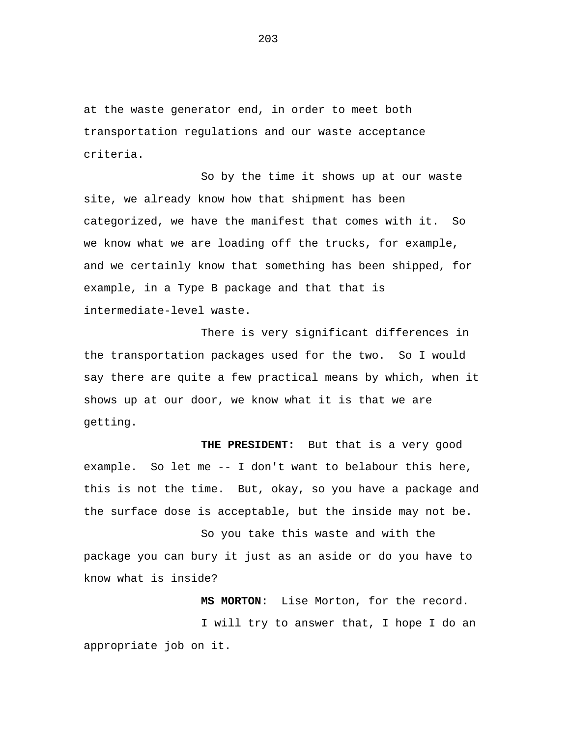at the waste generator end, in order to meet both transportation regulations and our waste acceptance criteria.

So by the time it shows up at our waste site, we already know how that shipment has been categorized, we have the manifest that comes with it. So we know what we are loading off the trucks, for example, and we certainly know that something has been shipped, for example, in a Type B package and that that is intermediate-level waste.

There is very significant differences in the transportation packages used for the two. So I would say there are quite a few practical means by which, when it shows up at our door, we know what it is that we are getting.

**THE PRESIDENT:** But that is a very good example. So let me -- I don't want to belabour this here, this is not the time. But, okay, so you have a package and the surface dose is acceptable, but the inside may not be.

So you take this waste and with the package you can bury it just as an aside or do you have to know what is inside?

**MS MORTON:** Lise Morton, for the record.

I will try to answer that, I hope I do an appropriate job on it.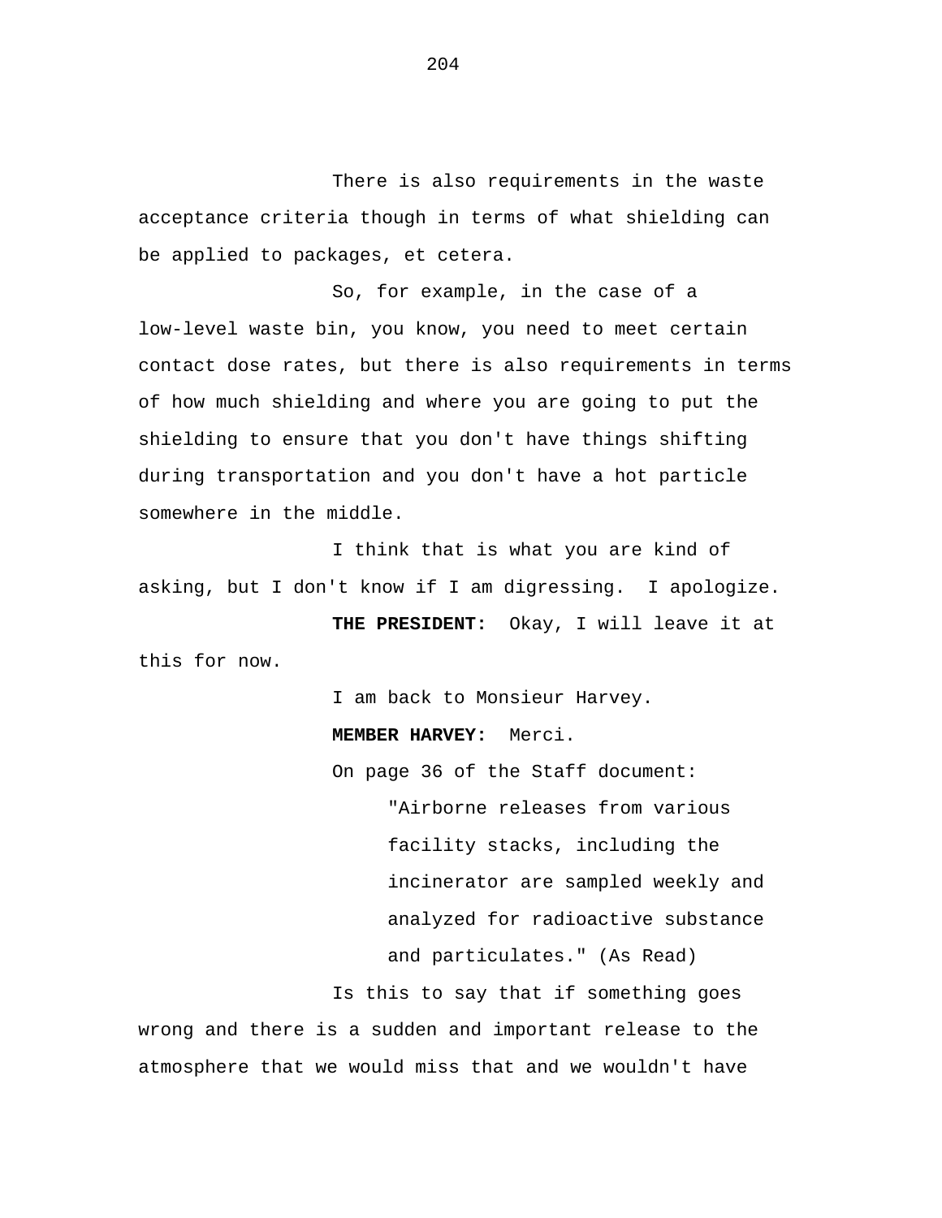There is also requirements in the waste acceptance criteria though in terms of what shielding can be applied to packages, et cetera.

So, for example, in the case of a low-level waste bin, you know, you need to meet certain contact dose rates, but there is also requirements in terms of how much shielding and where you are going to put the shielding to ensure that you don't have things shifting during transportation and you don't have a hot particle somewhere in the middle.

I think that is what you are kind of asking, but I don't know if I am digressing. I apologize.

**THE PRESIDENT:** Okay, I will leave it at this for now.

I am back to Monsieur Harvey.

**MEMBER HARVEY:** Merci.

On page 36 of the Staff document:

> "Airborne releases from various facility stacks, including the incinerator are sampled weekly and analyzed for radioactive substance and particulates." (As Read)

Is this to say that if something goes wrong and there is a sudden and important release to the atmosphere that we would miss that and we wouldn't have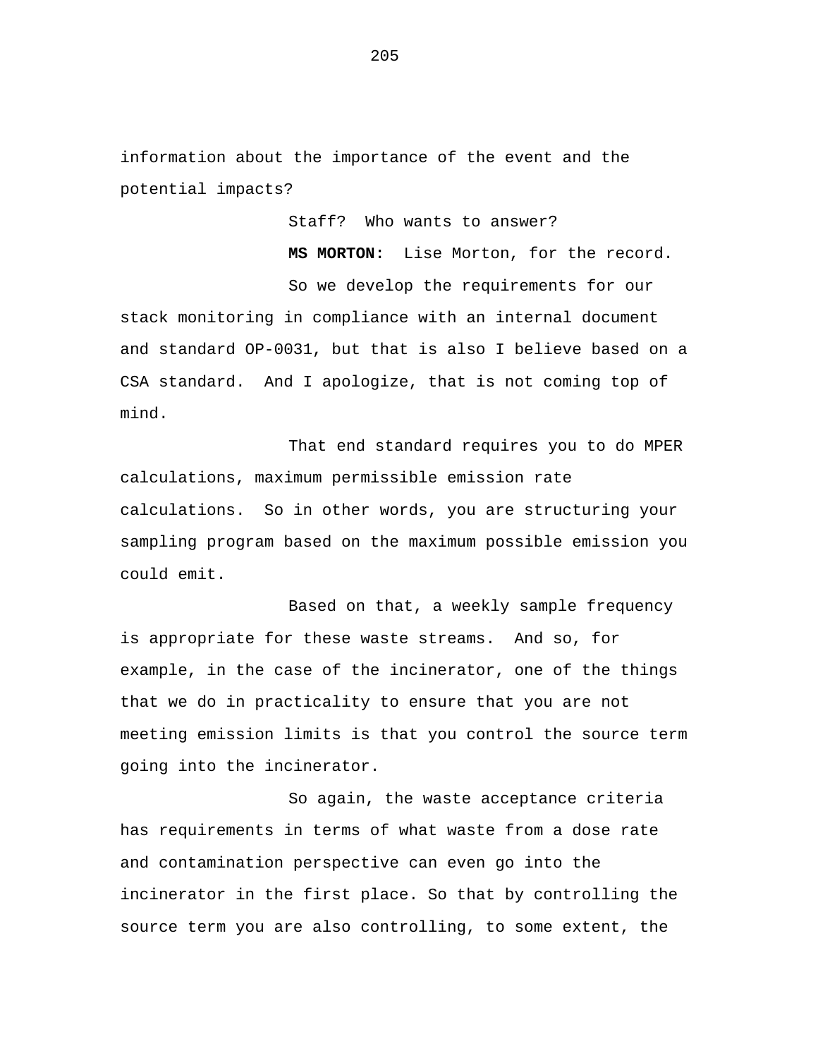information about the importance of the event and the potential impacts?

Staff? Who wants to answer?

**MS MORTON:** Lise Morton, for the record.

So we develop the requirements for our stack monitoring in compliance with an internal document and standard OP-0031, but that is also I believe based on a CSA standard. And I apologize, that is not coming top of mind.

That end standard requires you to do MPER calculations, maximum permissible emission rate calculations. So in other words, you are structuring your sampling program based on the maximum possible emission you could emit.

Based on that, a weekly sample frequency is appropriate for these waste streams. And so, for example, in the case of the incinerator, one of the things that we do in practicality to ensure that you are not meeting emission limits is that you control the source term going into the incinerator.

So again, the waste acceptance criteria has requirements in terms of what waste from a dose rate and contamination perspective can even go into the incinerator in the first place. So that by controlling the source term you are also controlling, to some extent, the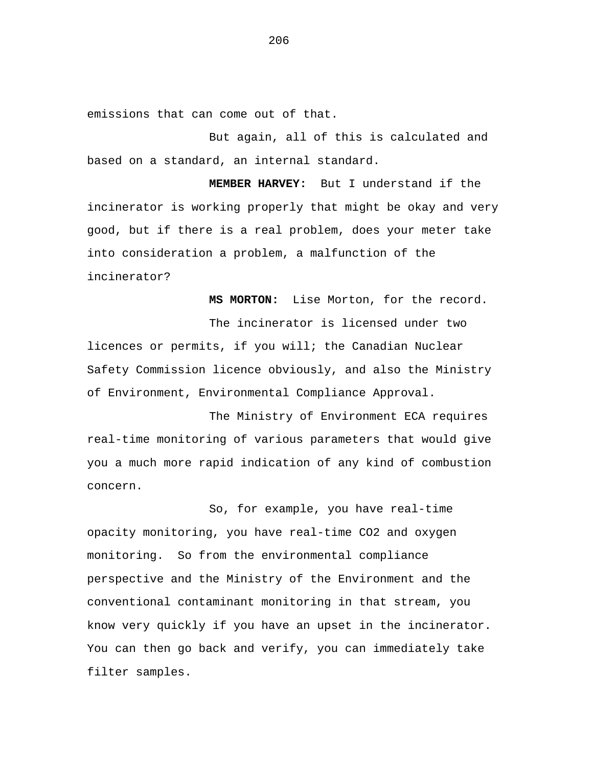emissions that can come out of that.

But again, all of this is calculated and based on a standard, an internal standard.

**MEMBER HARVEY:** But I understand if the incinerator is working properly that might be okay and very good, but if there is a real problem, does your meter take into consideration a problem, a malfunction of the incinerator?

**MS MORTON:** Lise Morton, for the record.

The incinerator is licensed under two licences or permits, if you will; the Canadian Nuclear Safety Commission licence obviously, and also the Ministry of Environment, Environmental Compliance Approval.

The Ministry of Environment ECA requires real-time monitoring of various parameters that would give you a much more rapid indication of any kind of combustion concern.

So, for example, you have real-time opacity monitoring, you have real-time $CO_2$ and oxygen monitoring. So from the environmental compliance perspective and the Ministry of the Environment and the conventional contaminant monitoring in that stream, you know very quickly if you have an upset in the incinerator. You can then go back and verify, you can immediately take filter samples.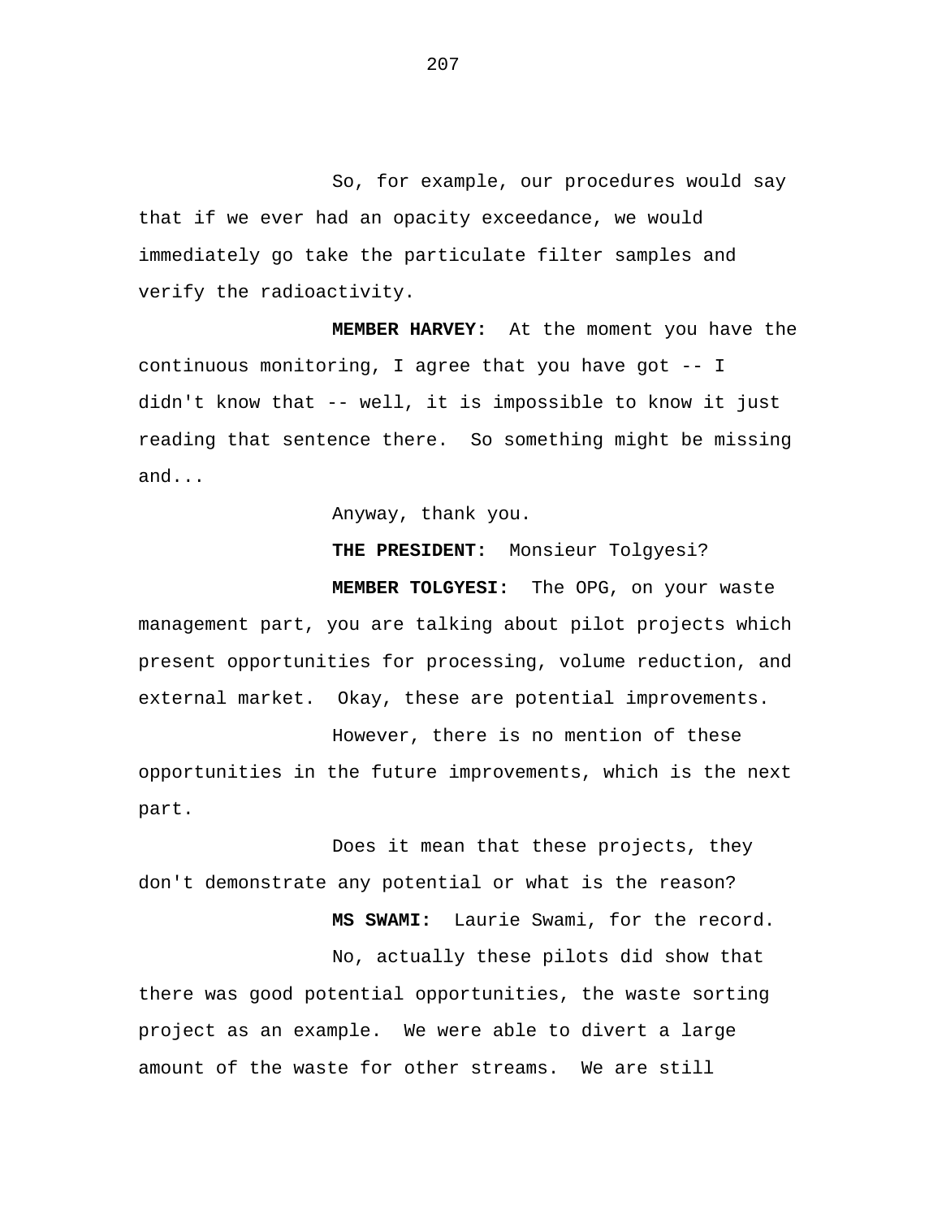So, for example, our procedures would say that if we ever had an opacity exceedance, we would immediately go take the particulate filter samples and verify the radioactivity.

**MEMBER HARVEY:** At the moment you have the continuous monitoring, I agree that you have got -- I didn't know that -- well, it is impossible to know it just reading that sentence there. So something might be missing and...

Anyway, thank you.

**THE PRESIDENT:** Monsieur Tolgyesi?

**MEMBER TOLGYESI:** The OPG, on your waste management part, you are talking about pilot projects which present opportunities for processing, volume reduction, and external market. Okay, these are potential improvements.

However, there is no mention of these opportunities in the future improvements, which is the next part.

Does it mean that these projects, they don't demonstrate any potential or what is the reason?

**MS SWAMI:** Laurie Swami, for the record.

No, actually these pilots did show that there was good potential opportunities, the waste sorting project as an example. We were able to divert a large amount of the waste for other streams. We are still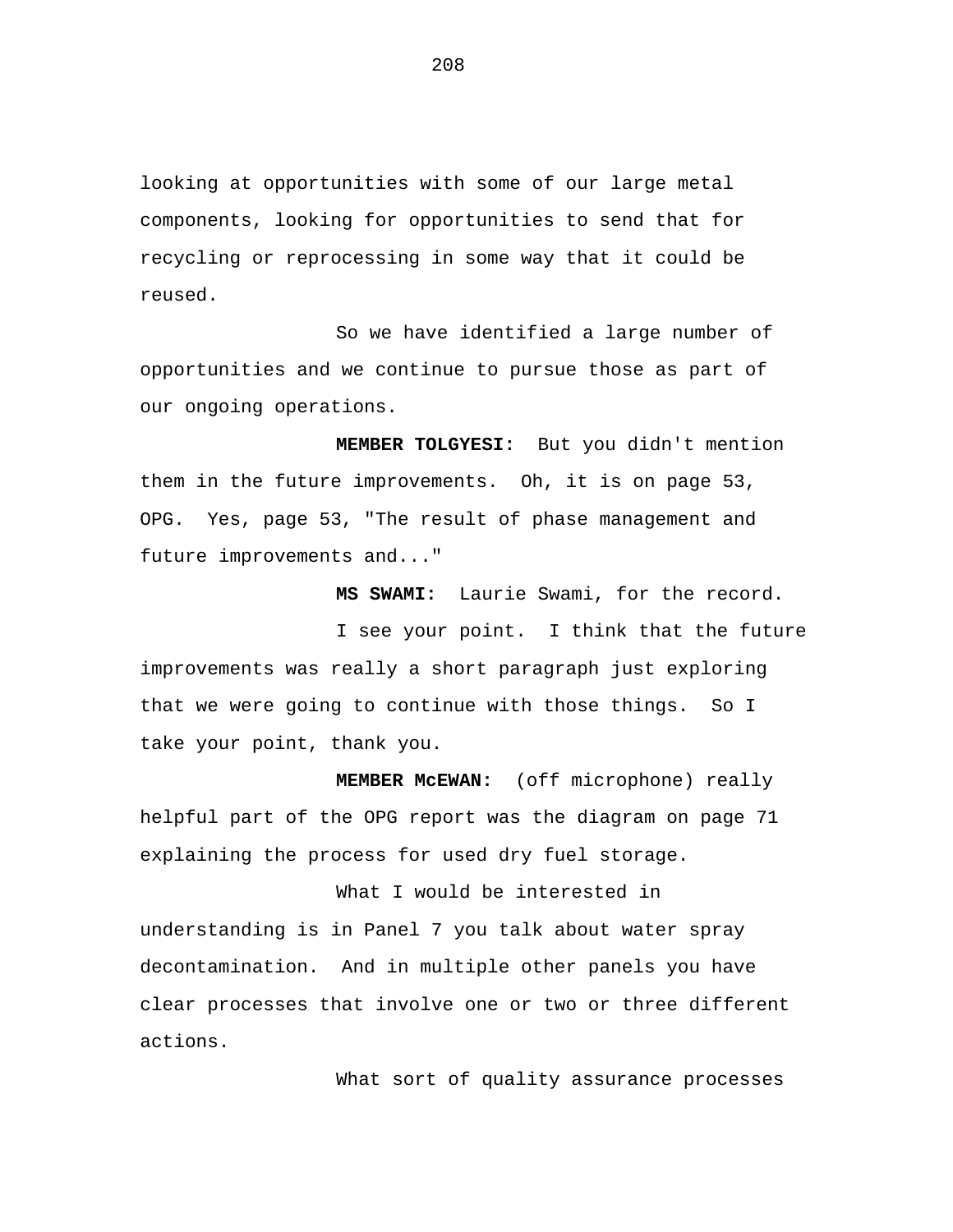looking at opportunities with some of our large metal components, looking for opportunities to send that for recycling or reprocessing in some way that it could be reused.

So we have identified a large number of opportunities and we continue to pursue those as part of our ongoing operations.

**MEMBER TOLGYESI:** But you didn't mention them in the future improvements. Oh, it is on page 53, OPG. Yes, page 53, "The result of phase management and future improvements and..."

**MS SWAMI:** Laurie Swami, for the record.

I see your point. I think that the future improvements was really a short paragraph just exploring that we were going to continue with those things. So I take your point, thank you.

**MEMBER McEWAN:** (off microphone) really helpful part of the OPG report was the diagram on page 71 explaining the process for used dry fuel storage.

What I would be interested in understanding is in Panel 7 you talk about water spray decontamination. And in multiple other panels you have clear processes that involve one or two or three different actions.

What sort of quality assurance processes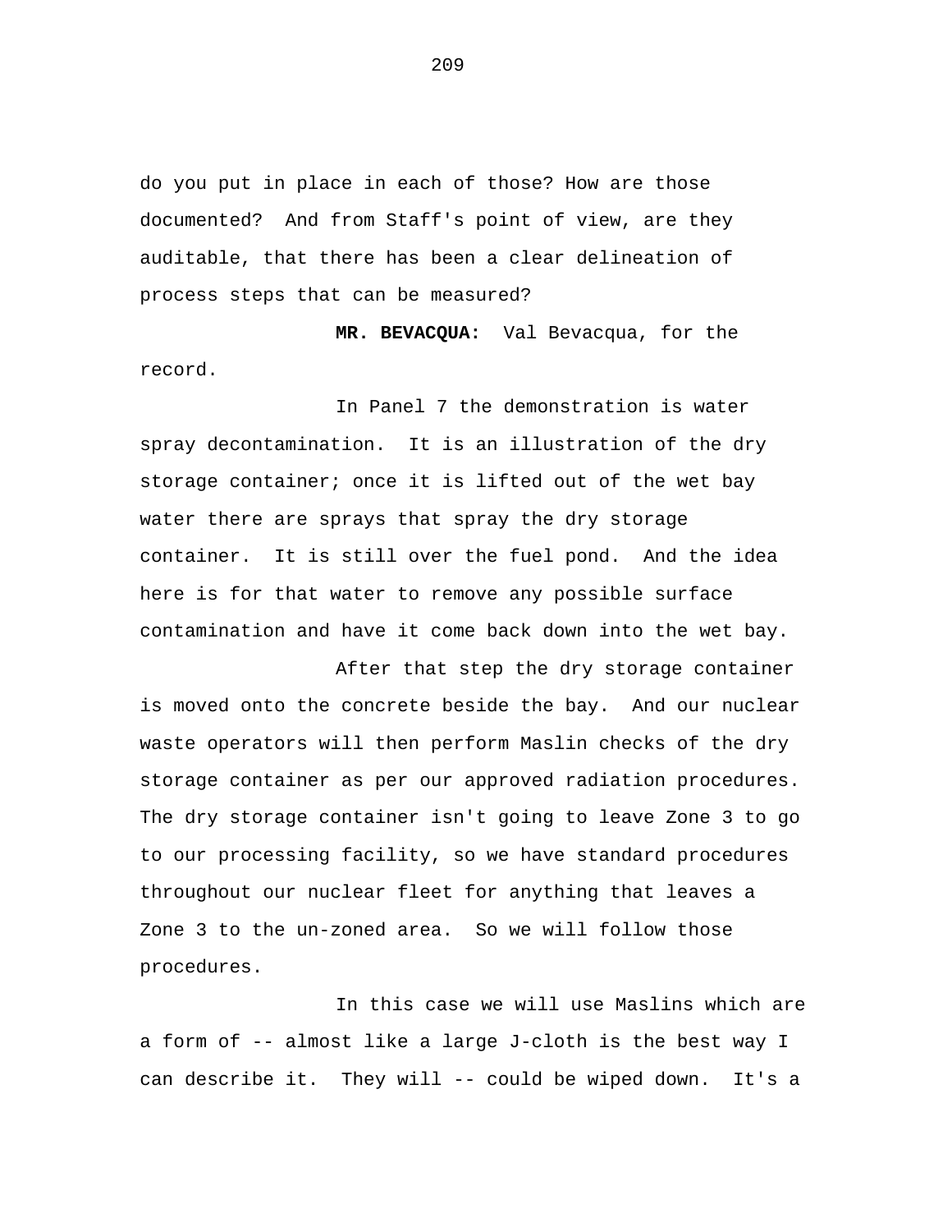do you put in place in each of those? How are those documented? And from Staff's point of view, are they auditable, that there has been a clear delineation of process steps that can be measured?

**MR. BEVACQUA:** Val Bevacqua, for the record.

In Panel 7 the demonstration is water spray decontamination. It is an illustration of the dry storage container; once it is lifted out of the wet bay water there are sprays that spray the dry storage container. It is still over the fuel pond. And the idea here is for that water to remove any possible surface contamination and have it come back down into the wet bay.

After that step the dry storage container is moved onto the concrete beside the bay. And our nuclear waste operators will then perform Maslin checks of the dry storage container as per our approved radiation procedures. The dry storage container isn't going to leave Zone 3 to go to our processing facility, so we have standard procedures throughout our nuclear fleet for anything that leaves a Zone 3 to the un-zoned area. So we will follow those procedures.

In this case we will use Maslins which are a form of -- almost like a large J-cloth is the best way I can describe it. They will -- could be wiped down. It's a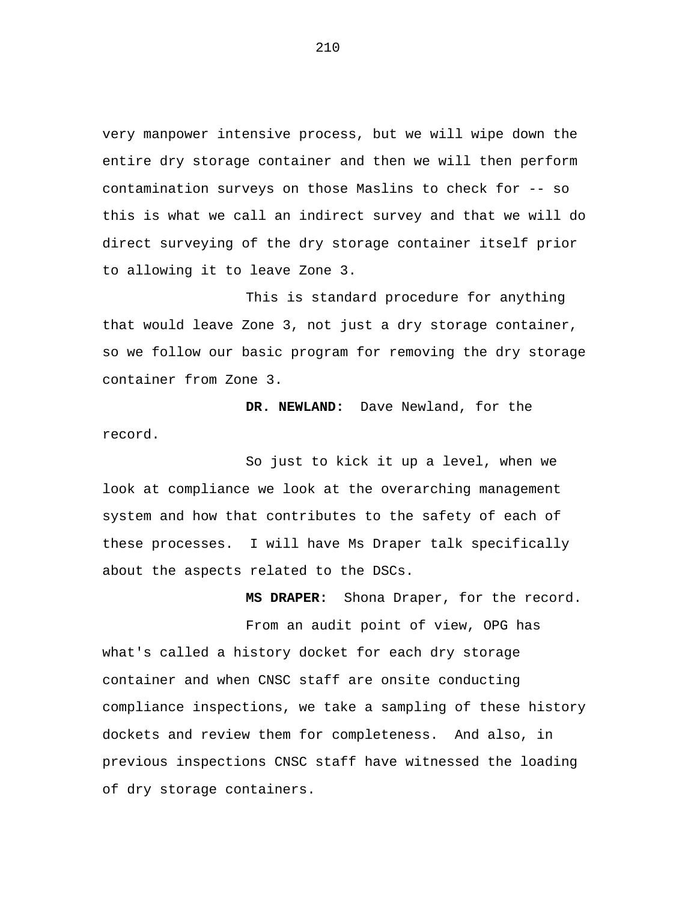very manpower intensive process, but we will wipe down the entire dry storage container and then we will then perform contamination surveys on those Maslins to check for -- so this is what we call an indirect survey and that we will do direct surveying of the dry storage container itself prior to allowing it to leave Zone 3.

This is standard procedure for anything that would leave Zone 3, not just a dry storage container, so we follow our basic program for removing the dry storage container from Zone 3.

**DR. NEWLAND:** Dave Newland, for the record.

So just to kick it up a level, when we look at compliance we look at the overarching management system and how that contributes to the safety of each of these processes. I will have Ms Draper talk specifically about the aspects related to the DSCs.

**MS DRAPER:** Shona Draper, for the record.

From an audit point of view, OPG has what's called a history docket for each dry storage container and when CNSC staff are onsite conducting compliance inspections, we take a sampling of these history dockets and review them for completeness. And also, in previous inspections CNSC staff have witnessed the loading of dry storage containers.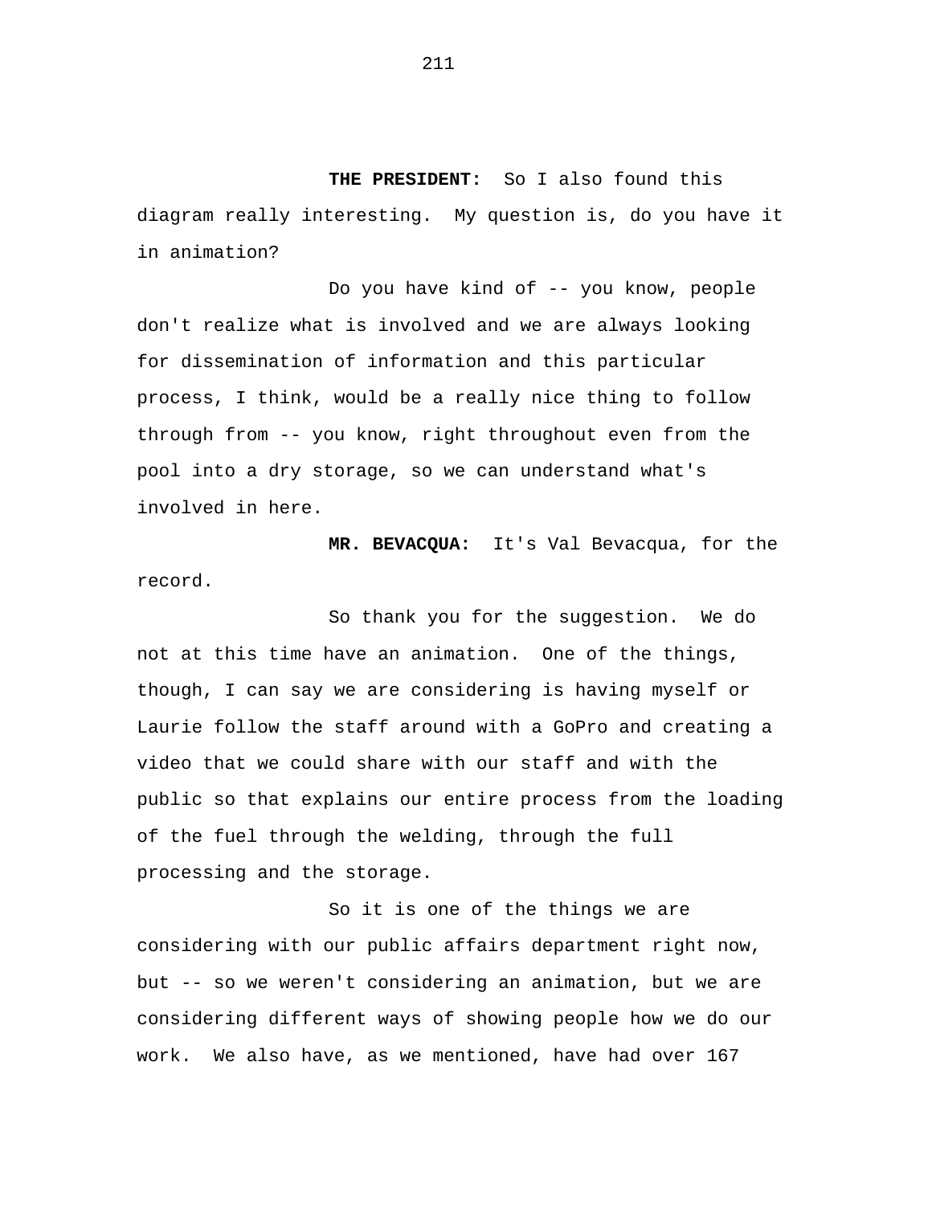**THE PRESIDENT:** So I also found this diagram really interesting. My question is, do you have it in animation?

Do you have kind of -- you know, people don't realize what is involved and we are always looking for dissemination of information and this particular process, I think, would be a really nice thing to follow through from -- you know, right throughout even from the pool into a dry storage, so we can understand what's involved in here.

**MR. BEVACQUA:** It's Val Bevacqua, for the record.

So thank you for the suggestion. We do not at this time have an animation. One of the things, though, I can say we are considering is having myself or Laurie follow the staff around with a GoPro and creating a video that we could share with our staff and with the public so that explains our entire process from the loading of the fuel through the welding, through the full processing and the storage.

So it is one of the things we are considering with our public affairs department right now, but -- so we weren't considering an animation, but we are considering different ways of showing people how we do our work. We also have, as we mentioned, have had over 167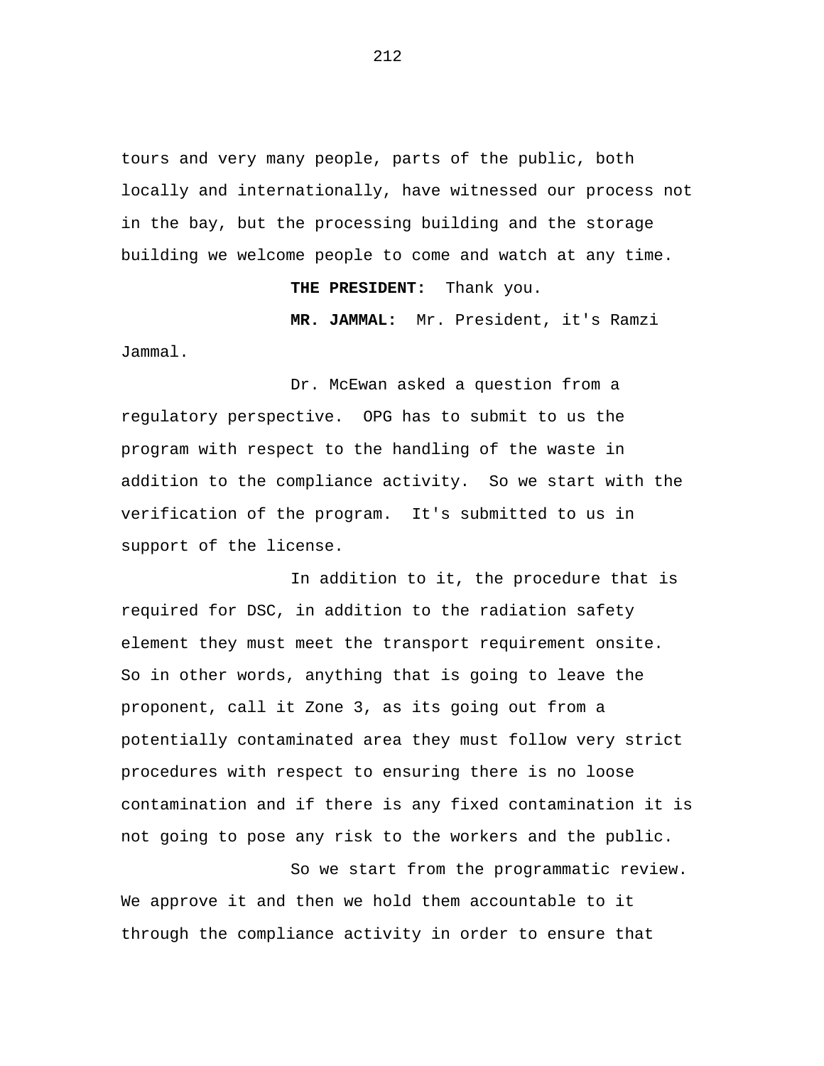tours and very many people, parts of the public, both locally and internationally, have witnessed our process not in the bay, but the processing building and the storage building we welcome people to come and watch at any time.

**THE PRESIDENT:** Thank you.

**MR. JAMMAL:** Mr. President, it's Ramzi Jammal.

Dr. McEwan asked a question from a regulatory perspective. OPG has to submit to us the program with respect to the handling of the waste in addition to the compliance activity. So we start with the verification of the program. It's submitted to us in support of the license.

In addition to it, the procedure that is required for DSC, in addition to the radiation safety element they must meet the transport requirement onsite. So in other words, anything that is going to leave the proponent, call it Zone 3, as its going out from a potentially contaminated area they must follow very strict procedures with respect to ensuring there is no loose contamination and if there is any fixed contamination it is not going to pose any risk to the workers and the public.

So we start from the programmatic review. We approve it and then we hold them accountable to it through the compliance activity in order to ensure that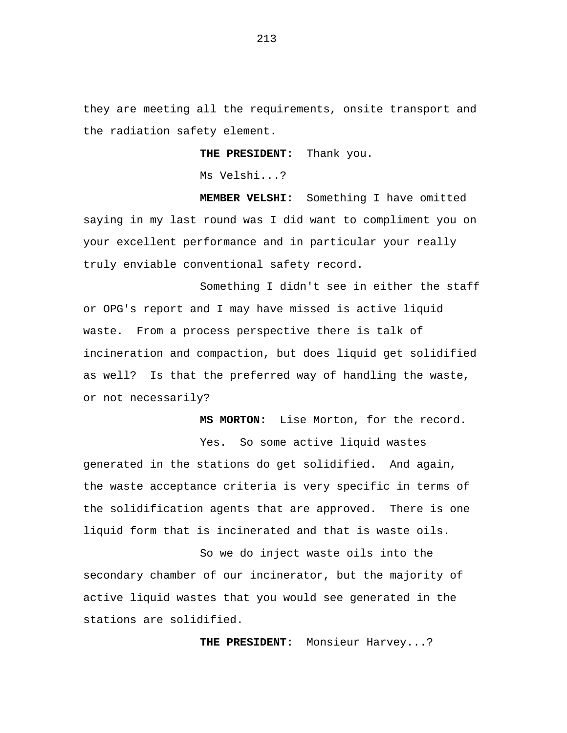they are meeting all the requirements, onsite transport and the radiation safety element.

**THE PRESIDENT:** Thank you.

Ms Velshi...?

**MEMBER VELSHI:** Something I have omitted saying in my last round was I did want to compliment you on your excellent performance and in particular your really truly enviable conventional safety record.

Something I didn't see in either the staff or OPG's report and I may have missed is active liquid waste. From a process perspective there is talk of incineration and compaction, but does liquid get solidified as well? Is that the preferred way of handling the waste, or not necessarily?

**MS MORTON:** Lise Morton, for the record.

Yes. So some active liquid wastes generated in the stations do get solidified. And again, the waste acceptance criteria is very specific in terms of the solidification agents that are approved. There is one liquid form that is incinerated and that is waste oils.

So we do inject waste oils into the secondary chamber of our incinerator, but the majority of active liquid wastes that you would see generated in the stations are solidified.

**THE PRESIDENT:** Monsieur Harvey...?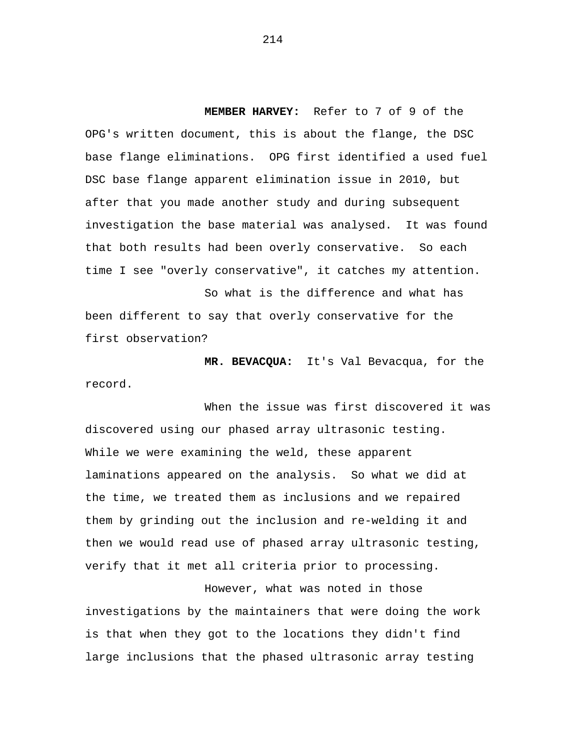**MEMBER HARVEY:** Refer to 7 of 9 of the OPG's written document, this is about the flange, the DSC base flange eliminations. OPG first identified a used fuel DSC base flange apparent elimination issue in 2010, but after that you made another study and during subsequent investigation the base material was analysed. It was found that both results had been overly conservative. So each time I see "overly conservative", it catches my attention.

So what is the difference and what has been different to say that overly conservative for the first observation?

**MR. BEVACQUA:** It's Val Bevacqua, for the record.

When the issue was first discovered it was discovered using our phased array ultrasonic testing. While we were examining the weld, these apparent laminations appeared on the analysis. So what we did at the time, we treated them as inclusions and we repaired them by grinding out the inclusion and re-welding it and then we would read use of phased array ultrasonic testing, verify that it met all criteria prior to processing.

However, what was noted in those investigations by the maintainers that were doing the work is that when they got to the locations they didn't find large inclusions that the phased ultrasonic array testing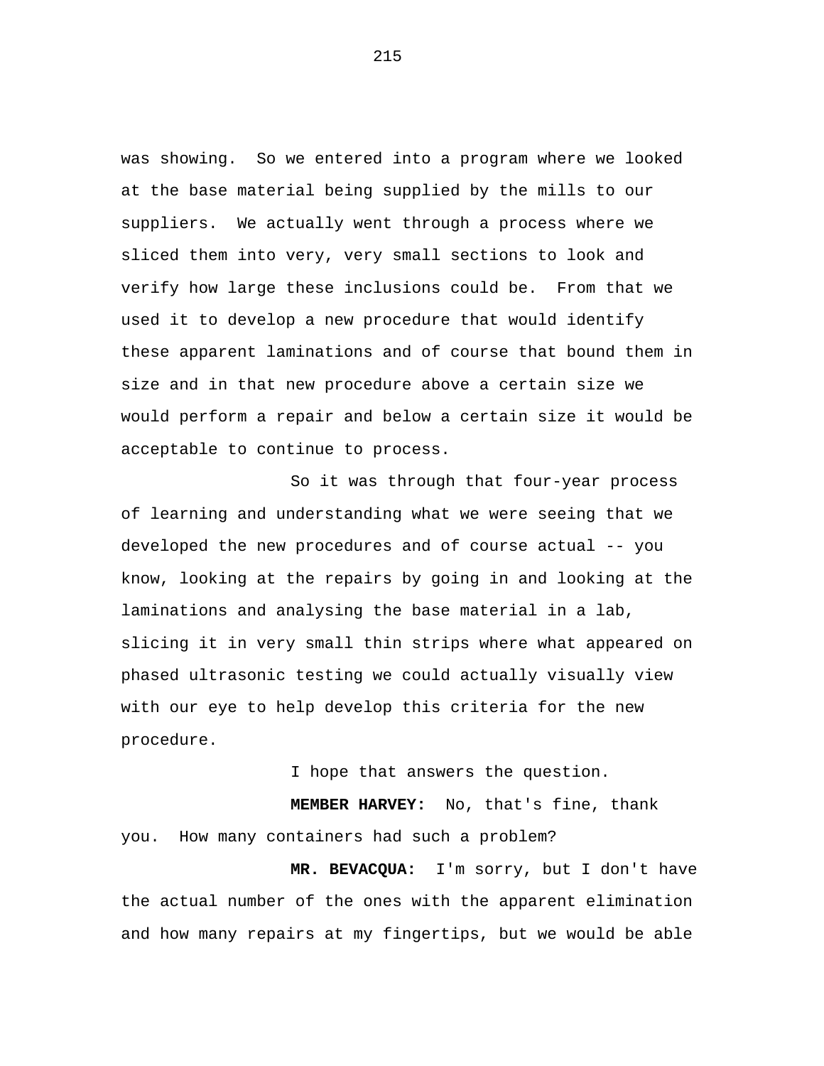was showing. So we entered into a program where we looked at the base material being supplied by the mills to our suppliers. We actually went through a process where we sliced them into very, very small sections to look and verify how large these inclusions could be. From that we used it to develop a new procedure that would identify these apparent laminations and of course that bound them in size and in that new procedure above a certain size we would perform a repair and below a certain size it would be acceptable to continue to process.

So it was through that four-year process of learning and understanding what we were seeing that we developed the new procedures and of course actual -- you know, looking at the repairs by going in and looking at the laminations and analysing the base material in a lab, slicing it in very small thin strips where what appeared on phased ultrasonic testing we could actually visually view with our eye to help develop this criteria for the new procedure.

I hope that answers the question.

**MEMBER HARVEY:** No, that's fine, thank you. How many containers had such a problem?

**MR. BEVACQUA:** I'm sorry, but I don't have the actual number of the ones with the apparent elimination and how many repairs at my fingertips, but we would be able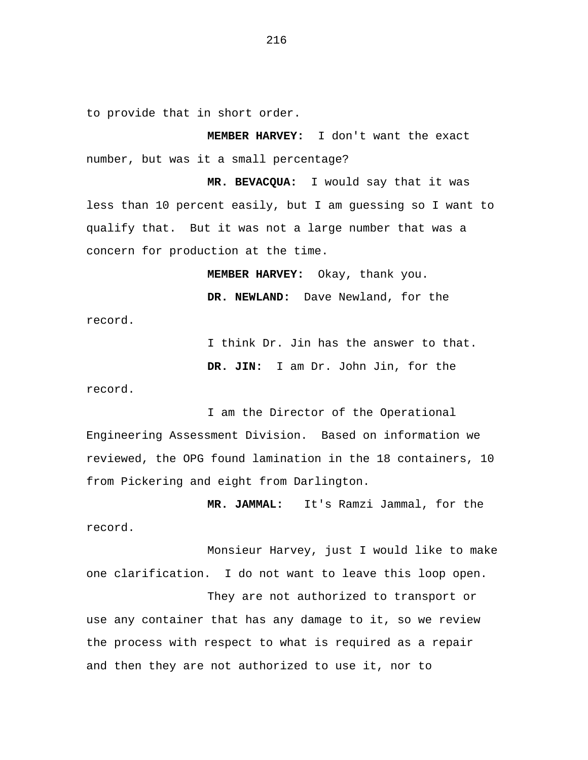to provide that in short order.

**MEMBER HARVEY:** I don't want the exact number, but was it a small percentage?

**MR. BEVACQUA:** I would say that it was less than 10 percent easily, but I am guessing so I want to qualify that. But it was not a large number that was a concern for production at the time.

**MEMBER HARVEY:** Okay, thank you.

**DR. NEWLAND:** Dave Newland, for the record.

I think Dr. Jin has the answer to that.

**DR. JIN:** I am Dr. John Jin, for the record.

I am the Director of the Operational Engineering Assessment Division. Based on information we reviewed, the OPG found lamination in the 18 containers, 10 from Pickering and eight from Darlington.

**MR. JAMMAL:** It's Ramzi Jammal, for the record.

Monsieur Harvey, just I would like to make one clarification. I do not want to leave this loop open.

They are not authorized to transport or use any container that has any damage to it, so we review the process with respect to what is required as a repair and then they are not authorized to use it, nor to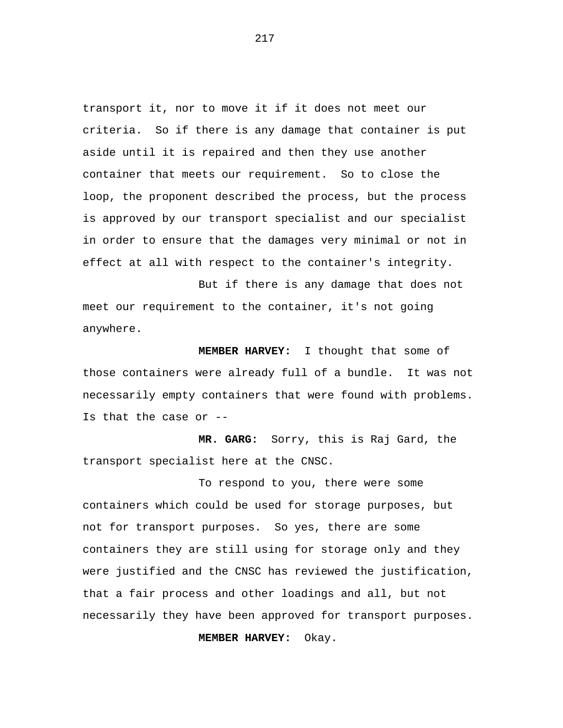transport it, nor to move it if it does not meet our criteria. So if there is any damage that container is put aside until it is repaired and then they use another container that meets our requirement. So to close the loop, the proponent described the process, but the process is approved by our transport specialist and our specialist in order to ensure that the damages very minimal or not in effect at all with respect to the container's integrity.

But if there is any damage that does not meet our requirement to the container, it's not going anywhere.

**MEMBER HARVEY:** I thought that some of those containers were already full of a bundle. It was not necessarily empty containers that were found with problems. Is that the case or --

**MR. GARG:** Sorry, this is Raj Gard, the transport specialist here at the CNSC.

To respond to you, there were some containers which could be used for storage purposes, but not for transport purposes. So yes, there are some containers they are still using for storage only and they were justified and the CNSC has reviewed the justification, that a fair process and other loadings and all, but not necessarily they have been approved for transport purposes.

**MEMBER HARVEY:** Okay.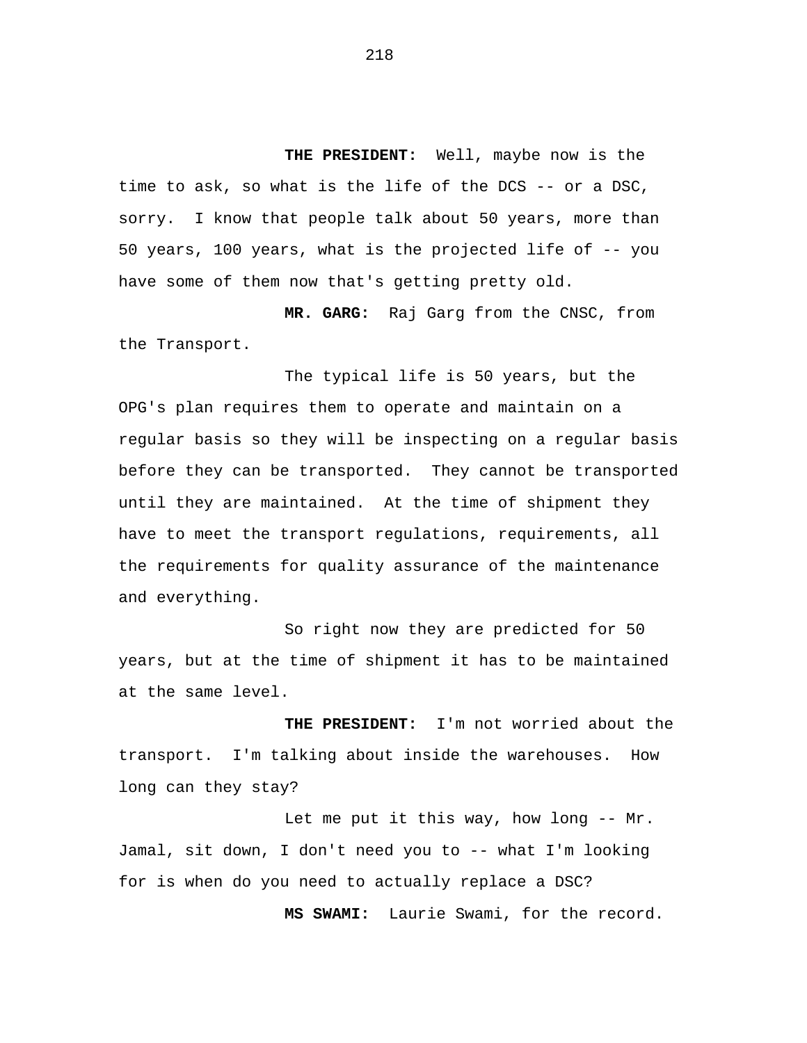**THE PRESIDENT:** Well, maybe now is the time to ask, so what is the life of the DCS -- or a DSC, sorry. I know that people talk about 50 years, more than 50 years, 100 years, what is the projected life of -- you have some of them now that's getting pretty old.

**MR. GARG:** Raj Garg from the CNSC, from the Transport.

The typical life is 50 years, but the OPG's plan requires them to operate and maintain on a regular basis so they will be inspecting on a regular basis before they can be transported. They cannot be transported until they are maintained. At the time of shipment they have to meet the transport regulations, requirements, all the requirements for quality assurance of the maintenance and everything.

So right now they are predicted for 50 years, but at the time of shipment it has to be maintained at the same level.

**THE PRESIDENT:** I'm not worried about the transport. I'm talking about inside the warehouses. How long can they stay?

Let me put it this way, how long -- Mr. Jamal, sit down, I don't need you to -- what I'm looking for is when do you need to actually replace a DSC?

**MS SWAMI:** Laurie Swami, for the record.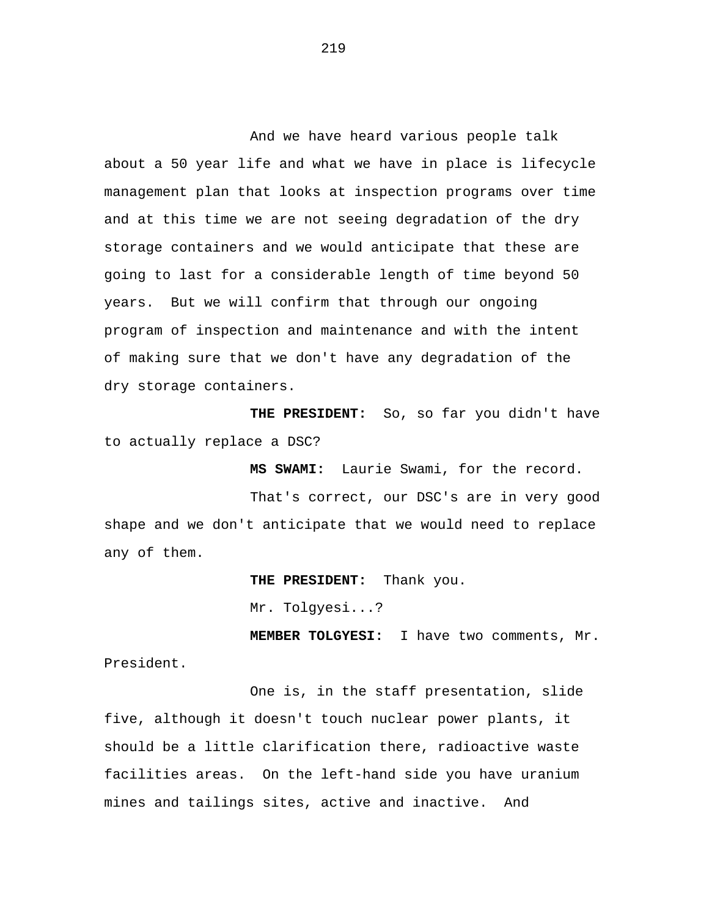And we have heard various people talk about a 50 year life and what we have in place is lifecycle management plan that looks at inspection programs over time and at this time we are not seeing degradation of the dry storage containers and we would anticipate that these are going to last for a considerable length of time beyond 50 years. But we will confirm that through our ongoing program of inspection and maintenance and with the intent of making sure that we don't have any degradation of the dry storage containers.

**THE PRESIDENT:** So, so far you didn't have to actually replace a DSC?

**MS SWAMI:** Laurie Swami, for the record.

That's correct, our DSC's are in very good shape and we don't anticipate that we would need to replace any of them.

**THE PRESIDENT:** Thank you.

Mr. Tolgyesi...?

**MEMBER TOLGYESI:** I have two comments, Mr. President.

One is, in the staff presentation, slide five, although it doesn't touch nuclear power plants, it should be a little clarification there, radioactive waste facilities areas. On the left-hand side you have uranium mines and tailings sites, active and inactive. And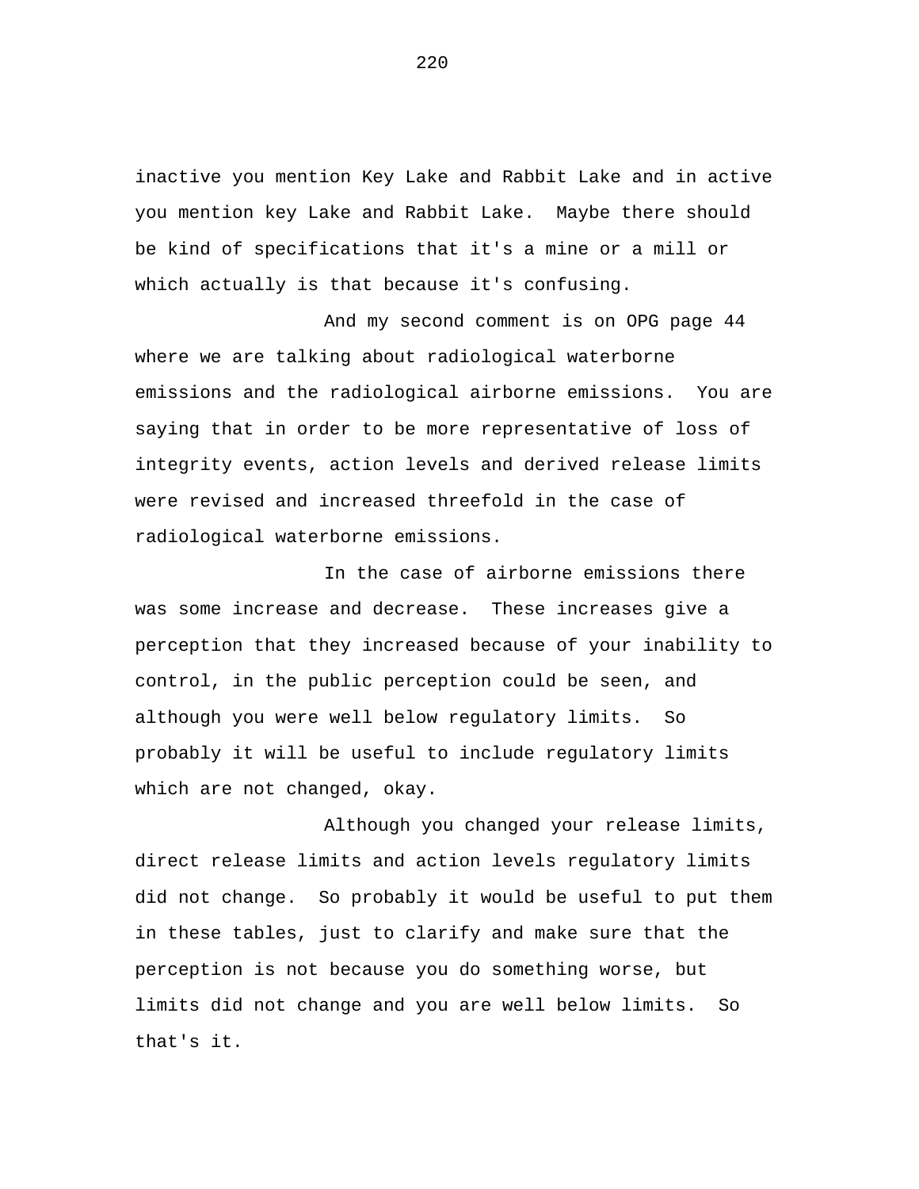inactive you mention Key Lake and Rabbit Lake and in active you mention key Lake and Rabbit Lake. Maybe there should be kind of specifications that it's a mine or a mill or which actually is that because it's confusing.

And my second comment is on OPG page 44 where we are talking about radiological waterborne emissions and the radiological airborne emissions. You are saying that in order to be more representative of loss of integrity events, action levels and derived release limits were revised and increased threefold in the case of radiological waterborne emissions.

In the case of airborne emissions there was some increase and decrease. These increases give a perception that they increased because of your inability to control, in the public perception could be seen, and although you were well below regulatory limits. So probably it will be useful to include regulatory limits which are not changed, okay.

Although you changed your release limits, direct release limits and action levels regulatory limits did not change. So probably it would be useful to put them in these tables, just to clarify and make sure that the perception is not because you do something worse, but limits did not change and you are well below limits. So that's it.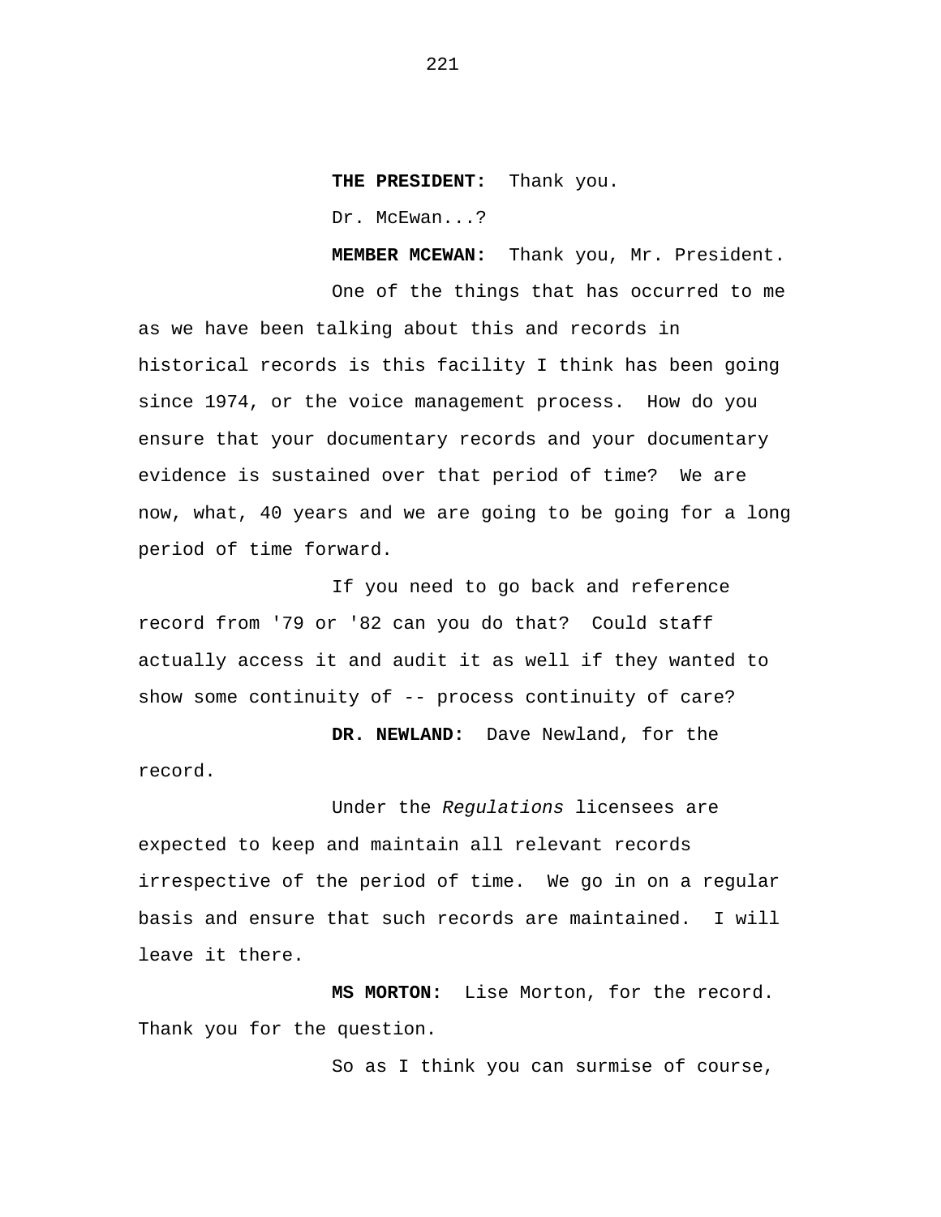**THE PRESIDENT:** Thank you.

Dr. McEwan...?

**MEMBER MCEWAN:** Thank you, Mr. President.

One of the things that has occurred to me as we have been talking about this and records in historical records is this facility I think has been going since 1974, or the voice management process. How do you ensure that your documentary records and your documentary evidence is sustained over that period of time? We are now, what, 40 years and we are going to be going for a long period of time forward.

If you need to go back and reference record from '79 or '82 can you do that? Could staff actually access it and audit it as well if they wanted to show some continuity of -- process continuity of care?

**DR. NEWLAND:** Dave Newland, for the record.

Under the *Regulations* licensees are expected to keep and maintain all relevant records irrespective of the period of time. We go in on a regular basis and ensure that such records are maintained. I will leave it there.

**MS MORTON:** Lise Morton, for the record. Thank you for the question.

So as I think you can surmise of course,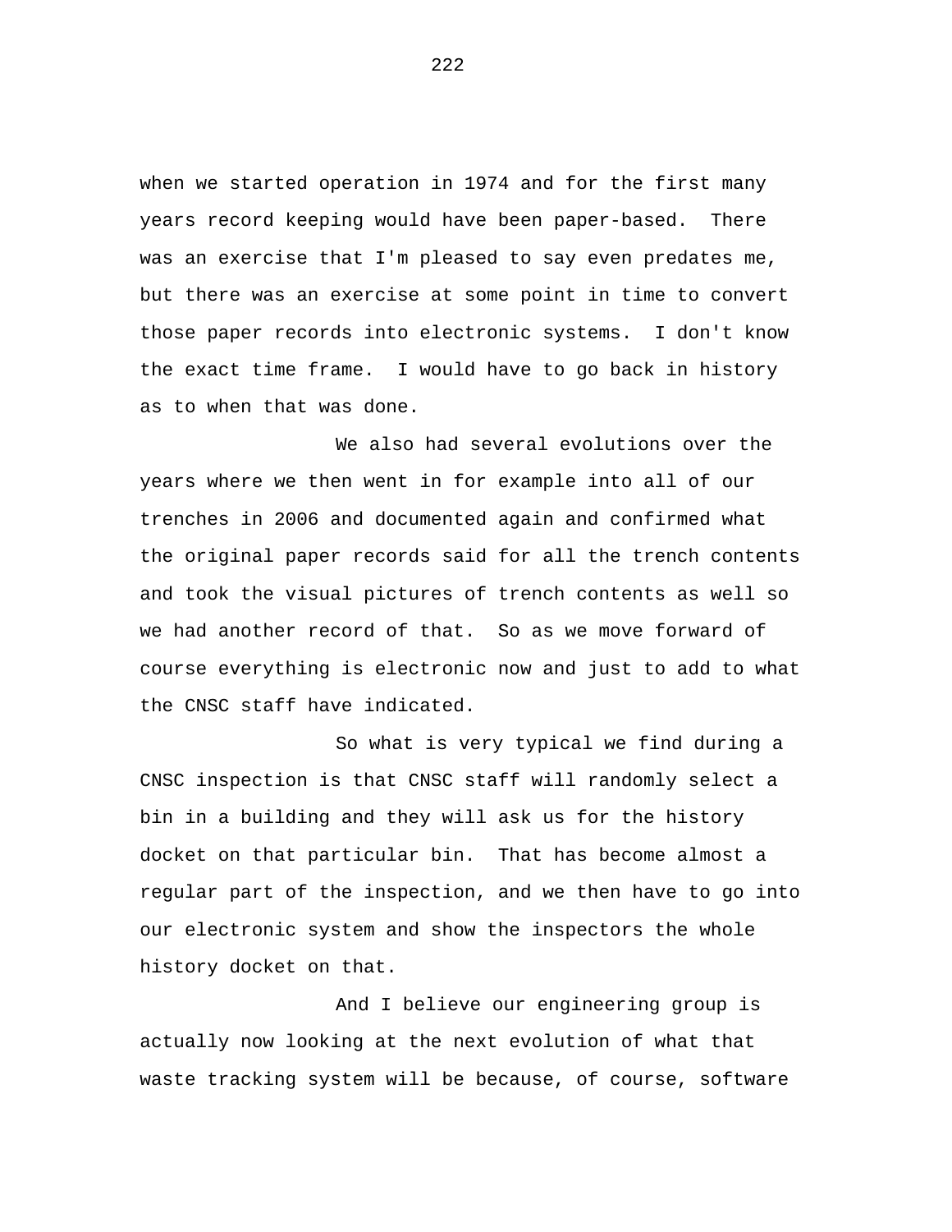when we started operation in 1974 and for the first many years record keeping would have been paper-based. There was an exercise that I'm pleased to say even predates me, but there was an exercise at some point in time to convert those paper records into electronic systems. I don't know the exact time frame. I would have to go back in history as to when that was done.

We also had several evolutions over the years where we then went in for example into all of our trenches in 2006 and documented again and confirmed what the original paper records said for all the trench contents and took the visual pictures of trench contents as well so we had another record of that. So as we move forward of course everything is electronic now and just to add to what the CNSC staff have indicated.

So what is very typical we find during a CNSC inspection is that CNSC staff will randomly select a bin in a building and they will ask us for the history docket on that particular bin. That has become almost a regular part of the inspection, and we then have to go into our electronic system and show the inspectors the whole history docket on that.

And I believe our engineering group is actually now looking at the next evolution of what that waste tracking system will be because, of course, software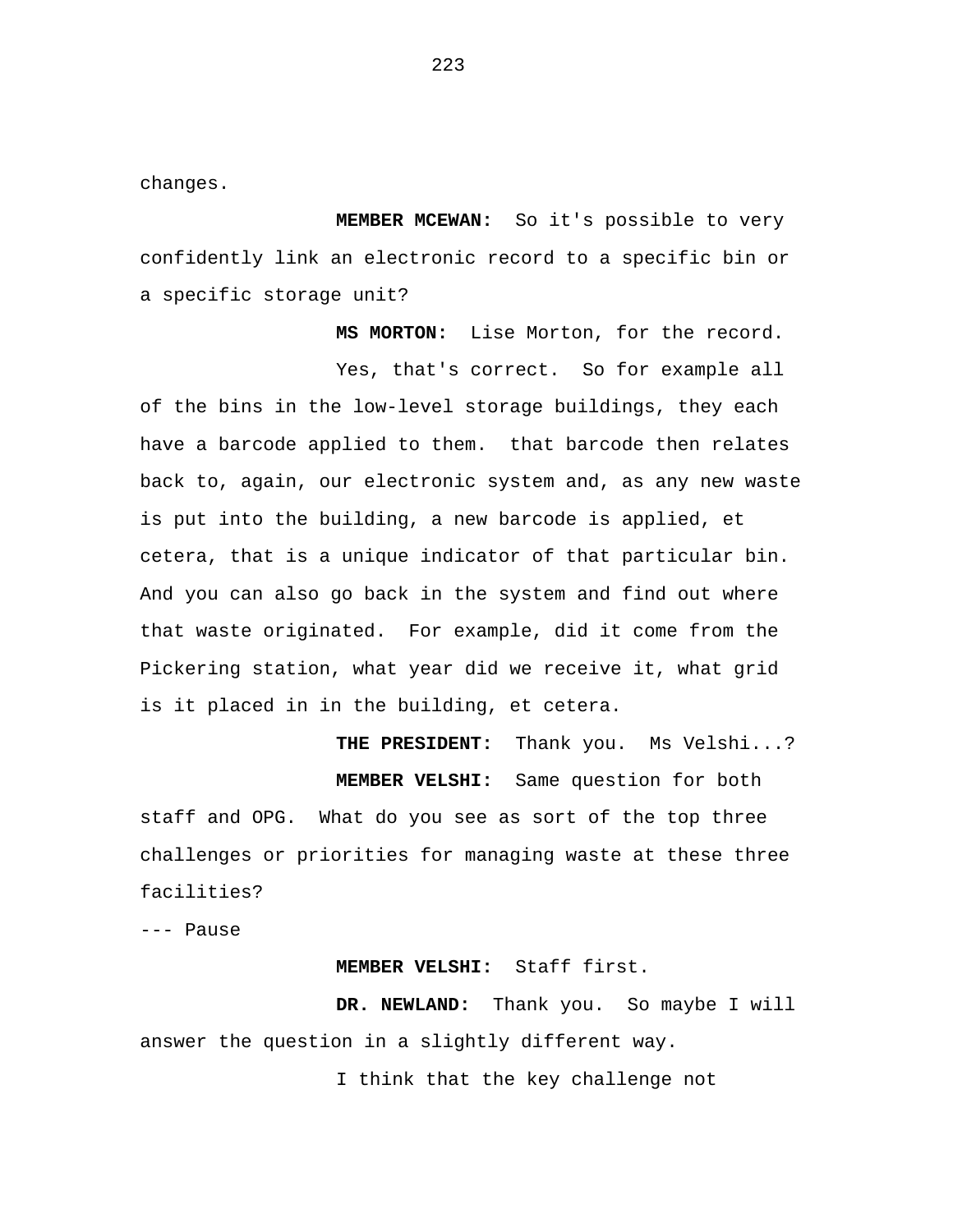changes.

**MEMBER MCEWAN:** So it's possible to very confidently link an electronic record to a specific bin or a specific storage unit?

**MS MORTON:** Lise Morton, for the record.

Yes, that's correct. So for example all of the bins in the low-level storage buildings, they each have a barcode applied to them. that barcode then relates back to, again, our electronic system and, as any new waste is put into the building, a new barcode is applied, et cetera, that is a unique indicator of that particular bin. And you can also go back in the system and find out where that waste originated. For example, did it come from the Pickering station, what year did we receive it, what grid is it placed in in the building, et cetera.

**THE PRESIDENT:** Thank you. Ms Velshi...?

**MEMBER VELSHI:** Same question for both staff and OPG. What do you see as sort of the top three challenges or priorities for managing waste at these three facilities?

--- Pause

**MEMBER VELSHI:** Staff first.

**DR. NEWLAND:** Thank you. So maybe I will answer the question in a slightly different way.

I think that the key challenge not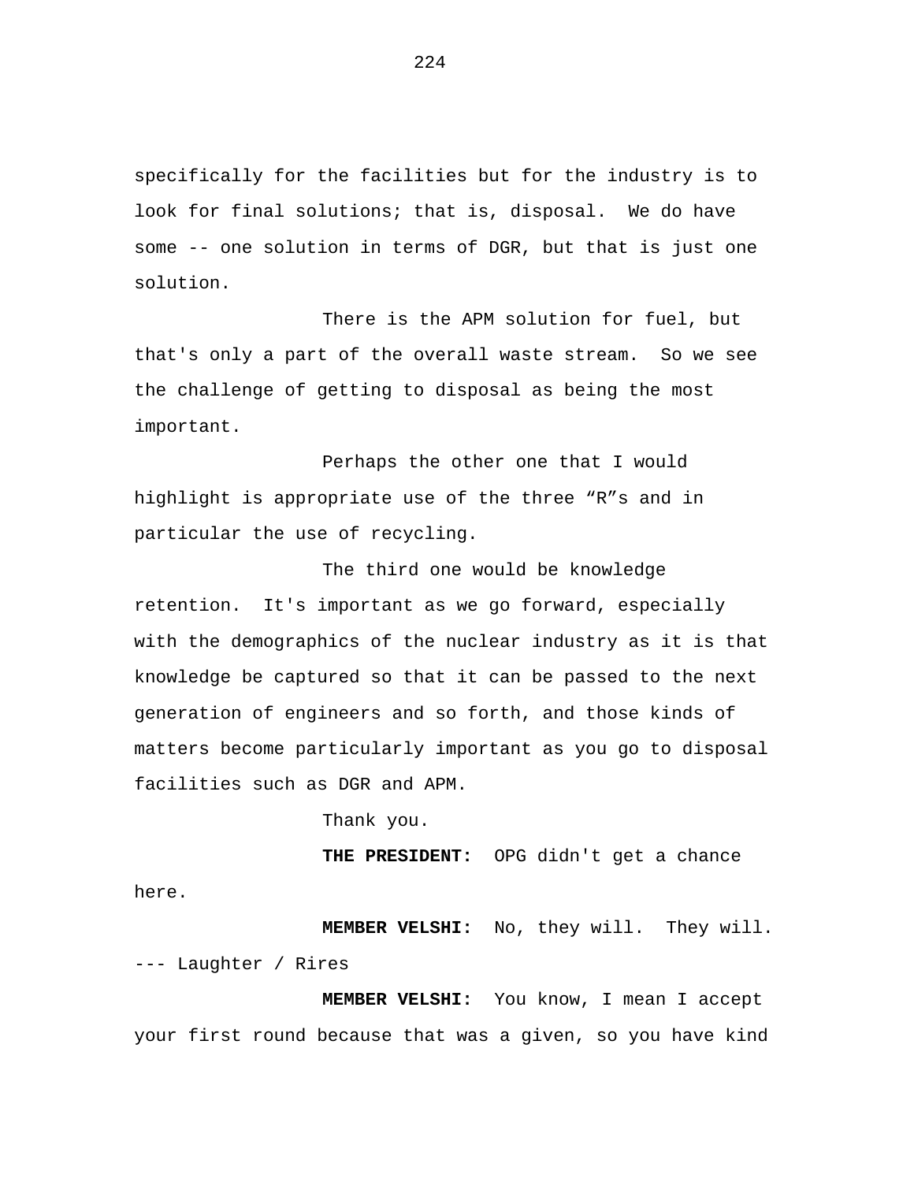specifically for the facilities but for the industry is to look for final solutions; that is, disposal.  We do have some -- one solution in terms of DGR, but that is just one solution.

There is the APM solution for fuel, but that's only a part of the overall waste stream.  So we see the challenge of getting to disposal as being the most important.

Perhaps the other one that I would highlight is appropriate use of the three “R”s and in particular the use of recycling.

The third one would be knowledge retention.  It's important as we go forward, especially with the demographics of the nuclear industry as it is that knowledge be captured so that it can be passed to the next generation of engineers and so forth, and those kinds of matters become particularly important as you go to disposal facilities such as DGR and APM.

Thank you.

**THE PRESIDENT:**  OPG didn't get a chance here.

**MEMBER VELSHI:**  No, they will.  They will.

--- Laughter / Rires

**MEMBER VELSHI:**  You know, I mean I accept your first round because that was a given, so you have kind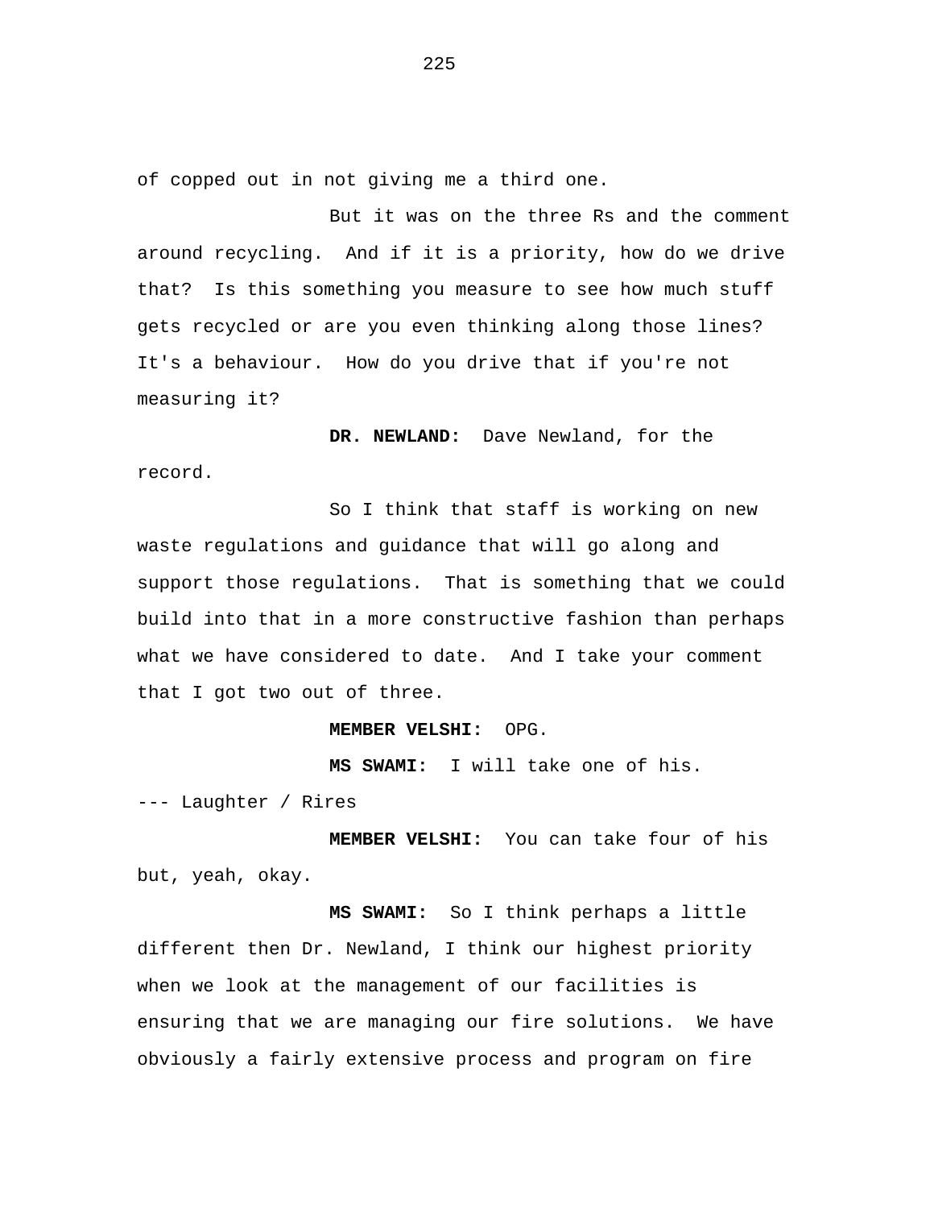of copped out in not giving me a third one.

But it was on the three Rs and the comment around recycling. And if it is a priority, how do we drive that? Is this something you measure to see how much stuff gets recycled or are you even thinking along those lines? It's a behaviour. How do you drive that if you're not measuring it?

**DR. NEWLAND:** Dave Newland, for the record.

So I think that staff is working on new waste regulations and guidance that will go along and support those regulations. That is something that we could build into that in a more constructive fashion than perhaps what we have considered to date. And I take your comment that I got two out of three.

**MEMBER VELSHI:** OPG.

**MS SWAMI:** I will take one of his.

--- Laughter / Rires

**MEMBER VELSHI:** You can take four of his but, yeah, okay.

**MS SWAMI:** So I think perhaps a little different then Dr. Newland, I think our highest priority when we look at the management of our facilities is ensuring that we are managing our fire solutions. We have obviously a fairly extensive process and program on fire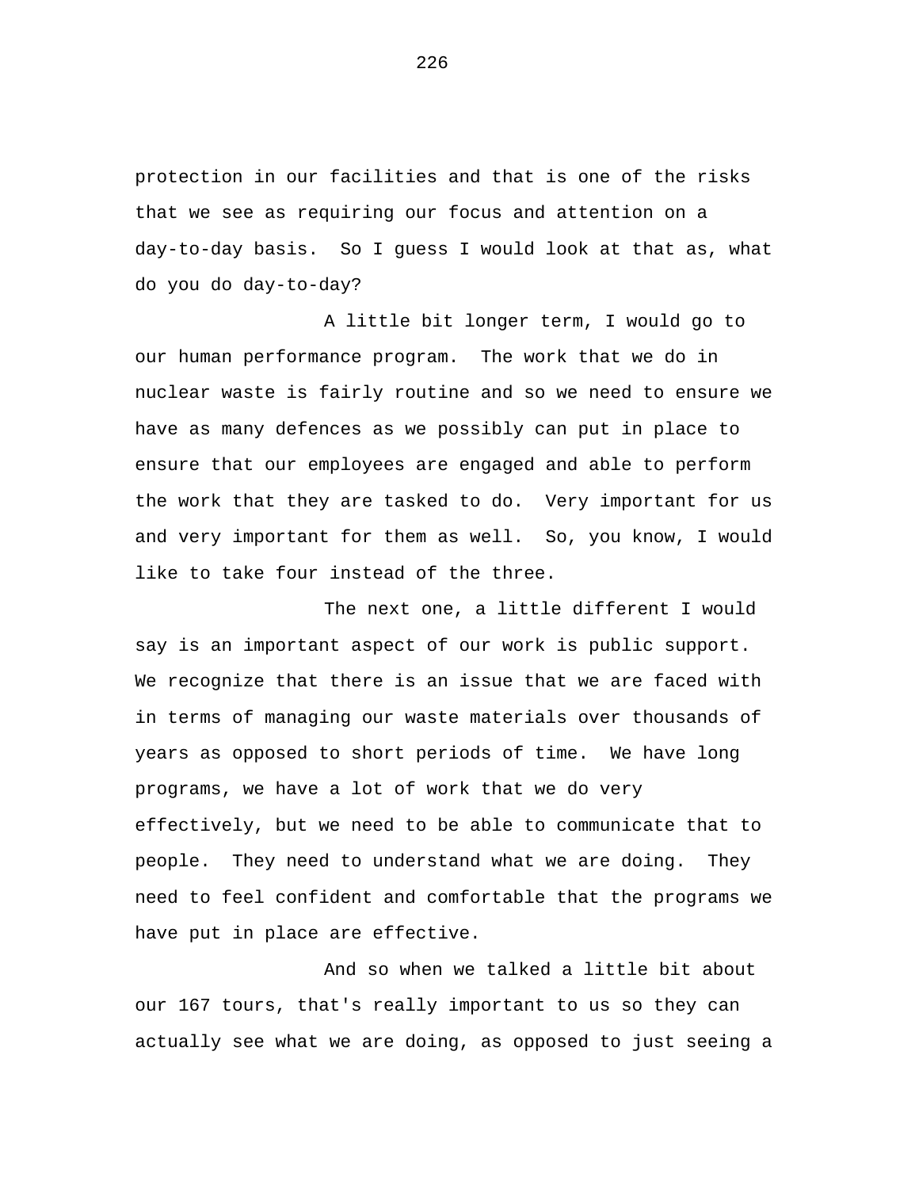protection in our facilities and that is one of the risks that we see as requiring our focus and attention on a day-to-day basis. So I guess I would look at that as, what do you do day-to-day?

A little bit longer term, I would go to our human performance program. The work that we do in nuclear waste is fairly routine and so we need to ensure we have as many defences as we possibly can put in place to ensure that our employees are engaged and able to perform the work that they are tasked to do. Very important for us and very important for them as well. So, you know, I would like to take four instead of the three.

The next one, a little different I would say is an important aspect of our work is public support. We recognize that there is an issue that we are faced with in terms of managing our waste materials over thousands of years as opposed to short periods of time. We have long programs, we have a lot of work that we do very effectively, but we need to be able to communicate that to people. They need to understand what we are doing. They need to feel confident and comfortable that the programs we have put in place are effective.

And so when we talked a little bit about our 167 tours, that's really important to us so they can actually see what we are doing, as opposed to just seeing a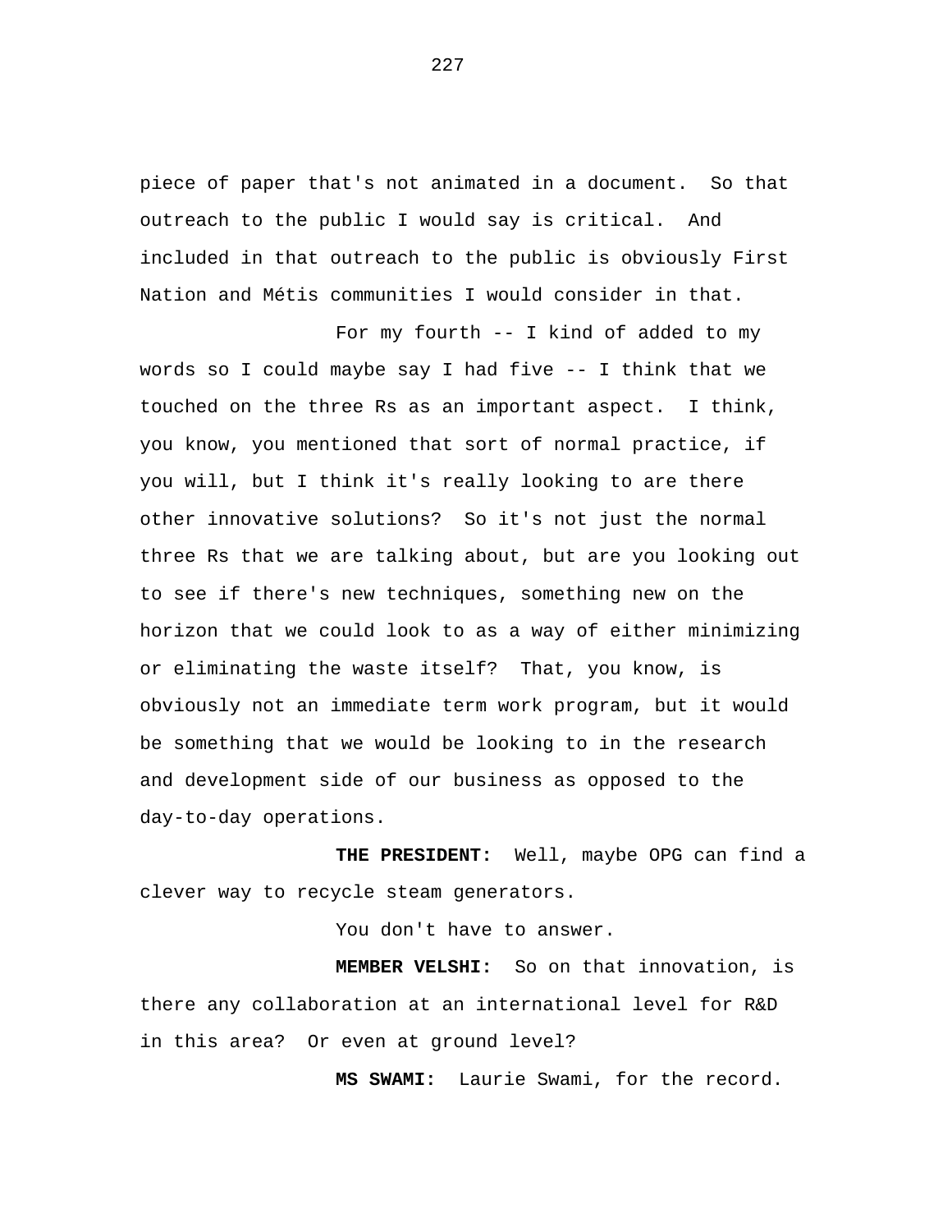piece of paper that's not animated in a document.  So that outreach to the public I would say is critical.  And included in that outreach to the public is obviously First Nation and Métis communities I would consider in that.

For my fourth -- I kind of added to my words so I could maybe say I had five -- I think that we touched on the three Rs as an important aspect.  I think, you know, you mentioned that sort of normal practice, if you will, but I think it's really looking to are there other innovative solutions?  So it's not just the normal three Rs that we are talking about, but are you looking out to see if there's new techniques, something new on the horizon that we could look to as a way of either minimizing or eliminating the waste itself?  That, you know, is obviously not an immediate term work program, but it would be something that we would be looking to in the research and development side of our business as opposed to the day-to-day operations.

**THE PRESIDENT:**  Well, maybe OPG can find a clever way to recycle steam generators.

You don't have to answer.

**MEMBER VELSHI:**  So on that innovation, is there any collaboration at an international level for R&D in this area?  Or even at ground level?

**MS SWAMI:**  Laurie Swami, for the record.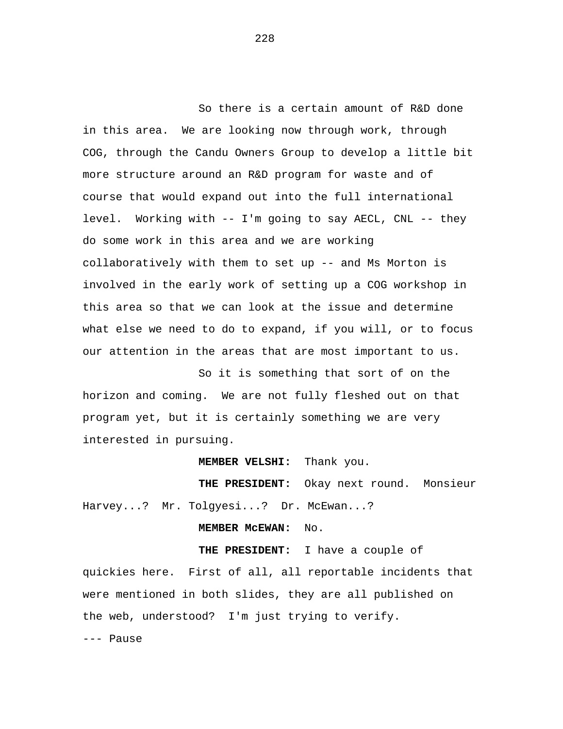So there is a certain amount of R&D done in this area. We are looking now through work, through COG, through the Candu Owners Group to develop a little bit more structure around an R&D program for waste and of course that would expand out into the full international level. Working with -- I'm going to say AECL, CNL -- they do some work in this area and we are working collaboratively with them to set up -- and Ms Morton is involved in the early work of setting up a COG workshop in this area so that we can look at the issue and determine what else we need to do to expand, if you will, or to focus our attention in the areas that are most important to us.

So it is something that sort of on the horizon and coming. We are not fully fleshed out on that program yet, but it is certainly something we are very interested in pursuing.

**MEMBER VELSHI:** Thank you.

**THE PRESIDENT:** Okay next round. Monsieur Harvey...? Mr. Tolgyesi...? Dr. McEwan...?

**MEMBER McEWAN:** No.

**THE PRESIDENT:** I have a couple of quickies here. First of all, all reportable incidents that were mentioned in both slides, they are all published on the web, understood? I'm just trying to verify.

--- Pause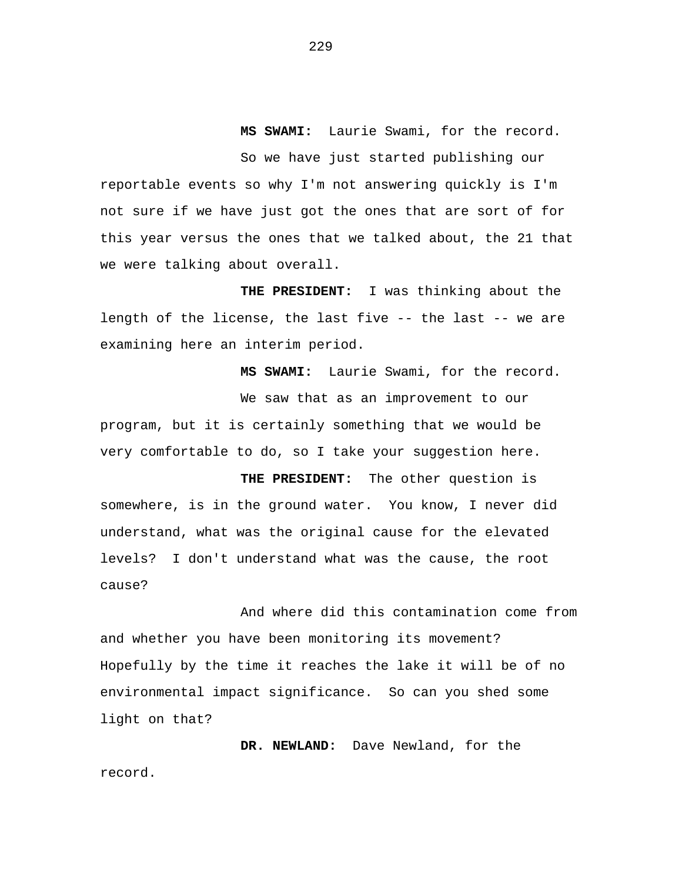**MS SWAMI:** Laurie Swami, for the record.

So we have just started publishing our reportable events so why I'm not answering quickly is I'm not sure if we have just got the ones that are sort of for this year versus the ones that we talked about, the 21 that we were talking about overall.

**THE PRESIDENT:** I was thinking about the length of the license, the last five -- the last -- we are examining here an interim period.

**MS SWAMI:** Laurie Swami, for the record.

We saw that as an improvement to our program, but it is certainly something that we would be very comfortable to do, so I take your suggestion here.

**THE PRESIDENT:** The other question is somewhere, is in the ground water. You know, I never did understand, what was the original cause for the elevated levels? I don't understand what was the cause, the root cause?

And where did this contamination come from and whether you have been monitoring its movement? Hopefully by the time it reaches the lake it will be of no environmental impact significance. So can you shed some light on that?

**DR. NEWLAND:** Dave Newland, for the record.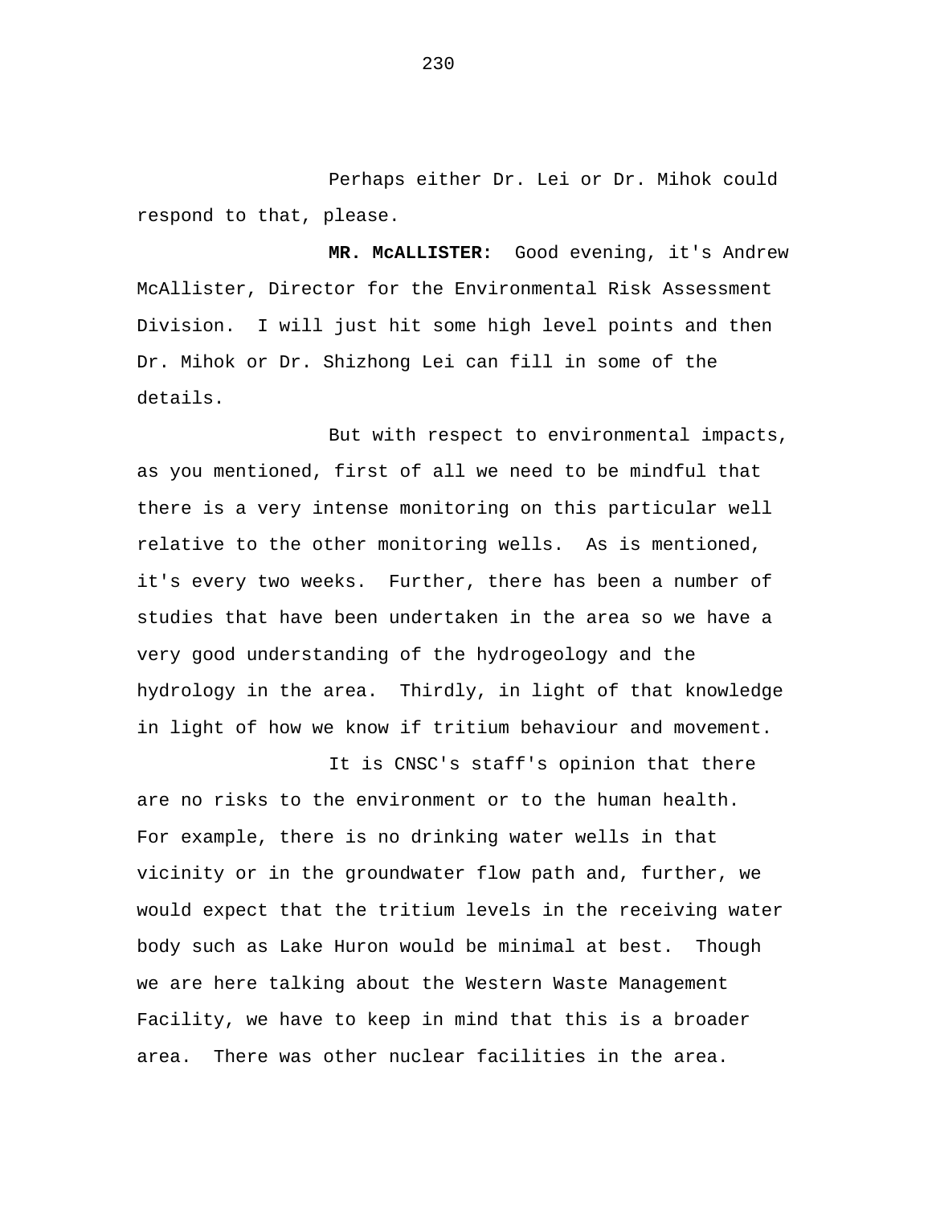Perhaps either Dr. Lei or Dr. Mihok could respond to that, please.

**MR. McALLISTER:** Good evening, it's Andrew McAllister, Director for the Environmental Risk Assessment Division. I will just hit some high level points and then Dr. Mihok or Dr. Shizhong Lei can fill in some of the details.

But with respect to environmental impacts, as you mentioned, first of all we need to be mindful that there is a very intense monitoring on this particular well relative to the other monitoring wells. As is mentioned, it's every two weeks. Further, there has been a number of studies that have been undertaken in the area so we have a very good understanding of the hydrogeology and the hydrology in the area. Thirdly, in light of that knowledge in light of how we know if tritium behaviour and movement.

It is CNSC's staff's opinion that there are no risks to the environment or to the human health. For example, there is no drinking water wells in that vicinity or in the groundwater flow path and, further, we would expect that the tritium levels in the receiving water body such as Lake Huron would be minimal at best. Though we are here talking about the Western Waste Management Facility, we have to keep in mind that this is a broader area. There was other nuclear facilities in the area.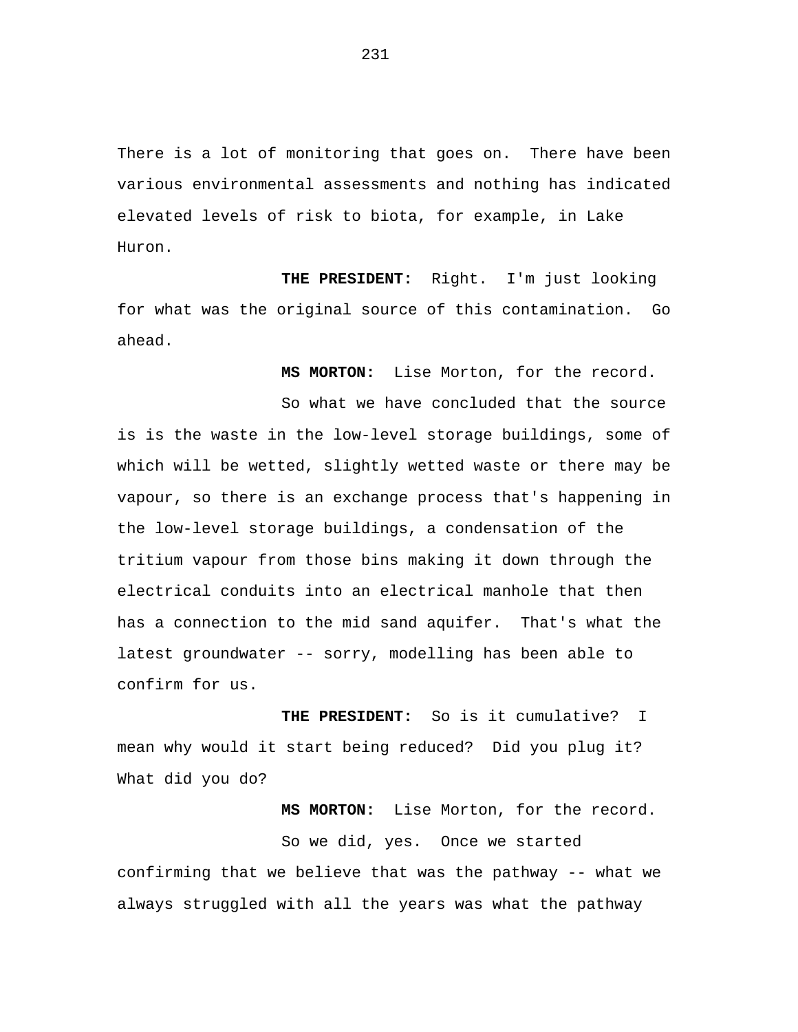There is a lot of monitoring that goes on. There have been various environmental assessments and nothing has indicated elevated levels of risk to biota, for example, in Lake Huron.

**THE PRESIDENT:** Right. I'm just looking for what was the original source of this contamination. Go ahead.

**MS MORTON:** Lise Morton, for the record.

So what we have concluded that the source is is the waste in the low-level storage buildings, some of which will be wetted, slightly wetted waste or there may be vapour, so there is an exchange process that's happening in the low-level storage buildings, a condensation of the tritium vapour from those bins making it down through the electrical conduits into an electrical manhole that then has a connection to the mid sand aquifer. That's what the latest groundwater -- sorry, modelling has been able to confirm for us.

**THE PRESIDENT:** So is it cumulative? I mean why would it start being reduced? Did you plug it? What did you do?

**MS MORTON:** Lise Morton, for the record.

So we did, yes. Once we started confirming that we believe that was the pathway -- what we always struggled with all the years was what the pathway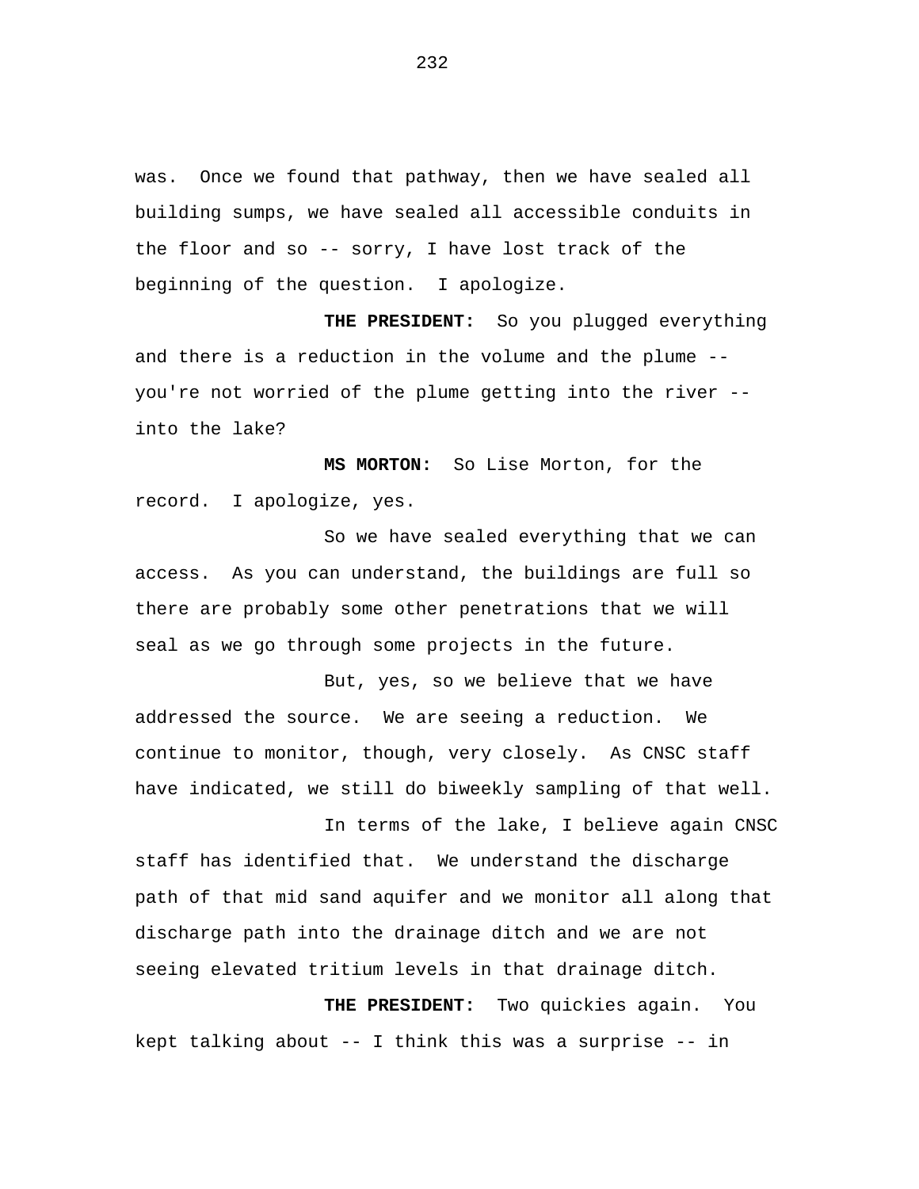was.  Once we found that pathway, then we have sealed all building sumps, we have sealed all accessible conduits in the floor and so -- sorry, I have lost track of the beginning of the question.  I apologize.

**THE PRESIDENT:**  So you plugged everything and there is a reduction in the volume and the plume -- you're not worried of the plume getting into the river -- into the lake?

**MS MORTON:**  So Lise Morton, for the record.  I apologize, yes.

So we have sealed everything that we can access.  As you can understand, the buildings are full so there are probably some other penetrations that we will seal as we go through some projects in the future.

But, yes, so we believe that we have addressed the source.  We are seeing a reduction.  We continue to monitor, though, very closely.  As CNSC staff have indicated, we still do biweekly sampling of that well.

In terms of the lake, I believe again CNSC staff has identified that.  We understand the discharge path of that mid sand aquifer and we monitor all along that discharge path into the drainage ditch and we are not seeing elevated tritium levels in that drainage ditch.

**THE PRESIDENT:**  Two quickies again.  You kept talking about -- I think this was a surprise -- in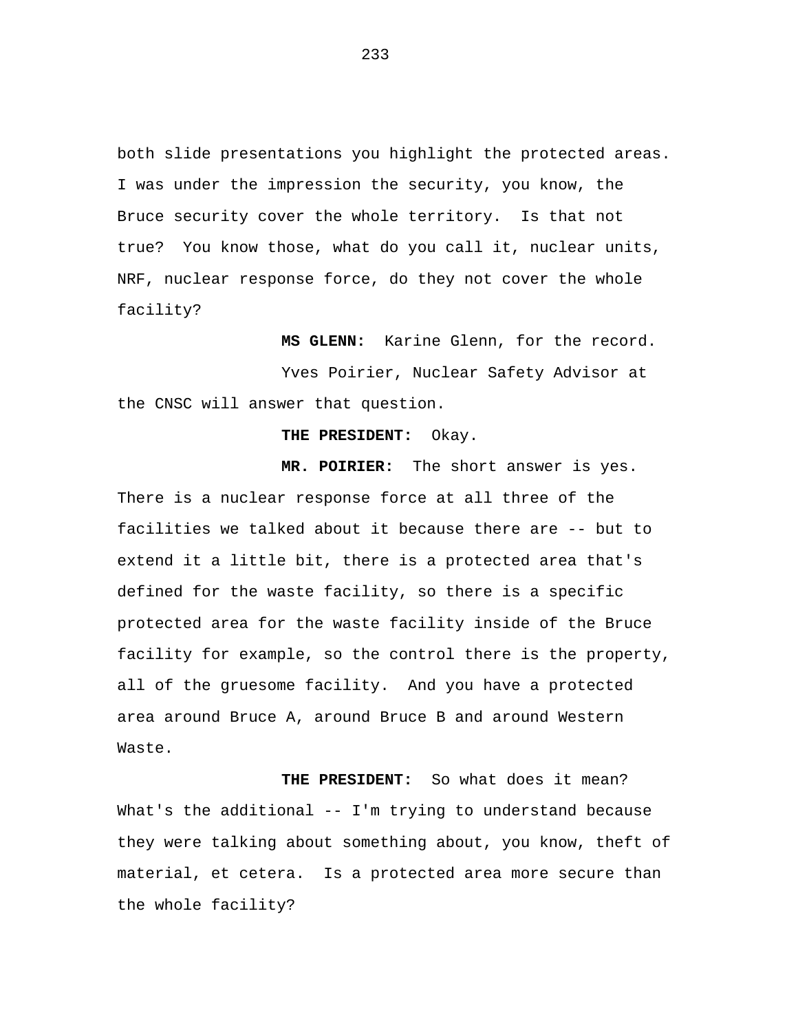both slide presentations you highlight the protected areas. I was under the impression the security, you know, the Bruce security cover the whole territory. Is that not true? You know those, what do you call it, nuclear units, NRF, nuclear response force, do they not cover the whole facility?

**MS GLENN:** Karine Glenn, for the record.

Yves Poirier, Nuclear Safety Advisor at the CNSC will answer that question.

**THE PRESIDENT:** Okay.

**MR. POIRIER:** The short answer is yes. There is a nuclear response force at all three of the facilities we talked about it because there are -- but to extend it a little bit, there is a protected area that's defined for the waste facility, so there is a specific protected area for the waste facility inside of the Bruce facility for example, so the control there is the property, all of the gruesome facility. And you have a protected area around Bruce A, around Bruce B and around Western Waste.

**THE PRESIDENT:** So what does it mean? What's the additional -- I'm trying to understand because they were talking about something about, you know, theft of material, et cetera. Is a protected area more secure than the whole facility?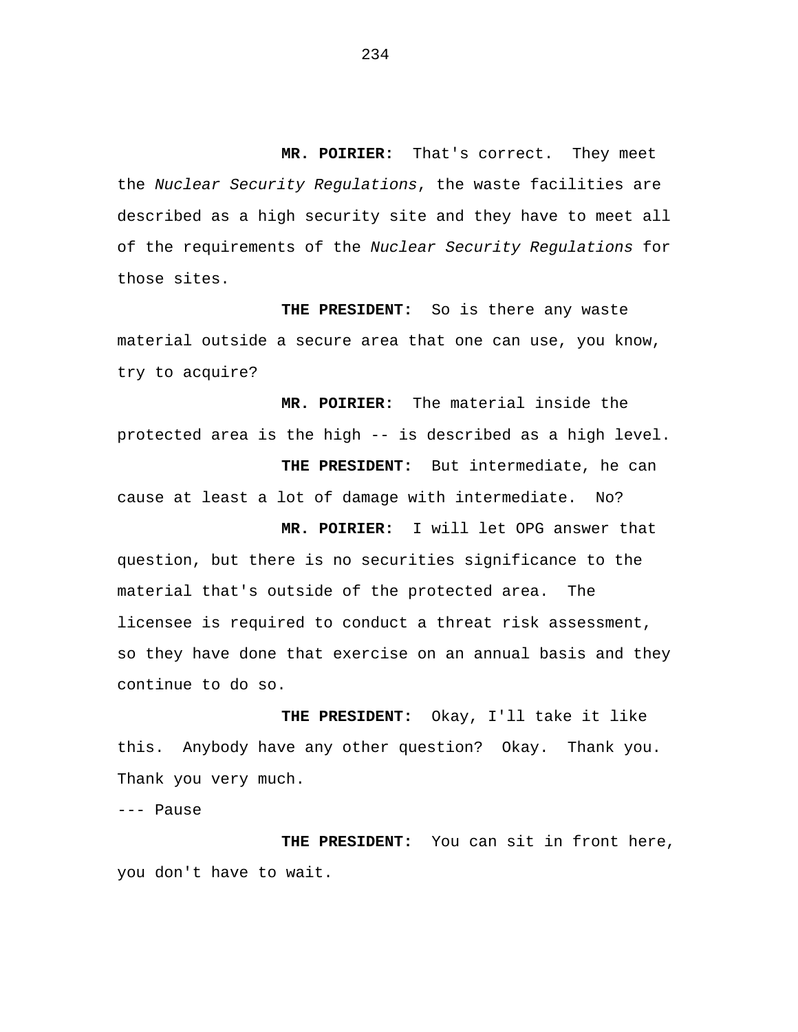**MR. POIRIER:** That's correct. They meet the *Nuclear Security Regulations*, the waste facilities are described as a high security site and they have to meet all of the requirements of the *Nuclear Security Regulations* for those sites.

**THE PRESIDENT:** So is there any waste material outside a secure area that one can use, you know, try to acquire?

**MR. POIRIER:** The material inside the protected area is the high -- is described as a high level.

**THE PRESIDENT:** But intermediate, he can cause at least a lot of damage with intermediate. No?

**MR. POIRIER:** I will let OPG answer that question, but there is no securities significance to the material that's outside of the protected area. The licensee is required to conduct a threat risk assessment, so they have done that exercise on an annual basis and they continue to do so.

**THE PRESIDENT:** Okay, I'll take it like this. Anybody have any other question? Okay. Thank you. Thank you very much.

--- Pause

**THE PRESIDENT:** You can sit in front here, you don't have to wait.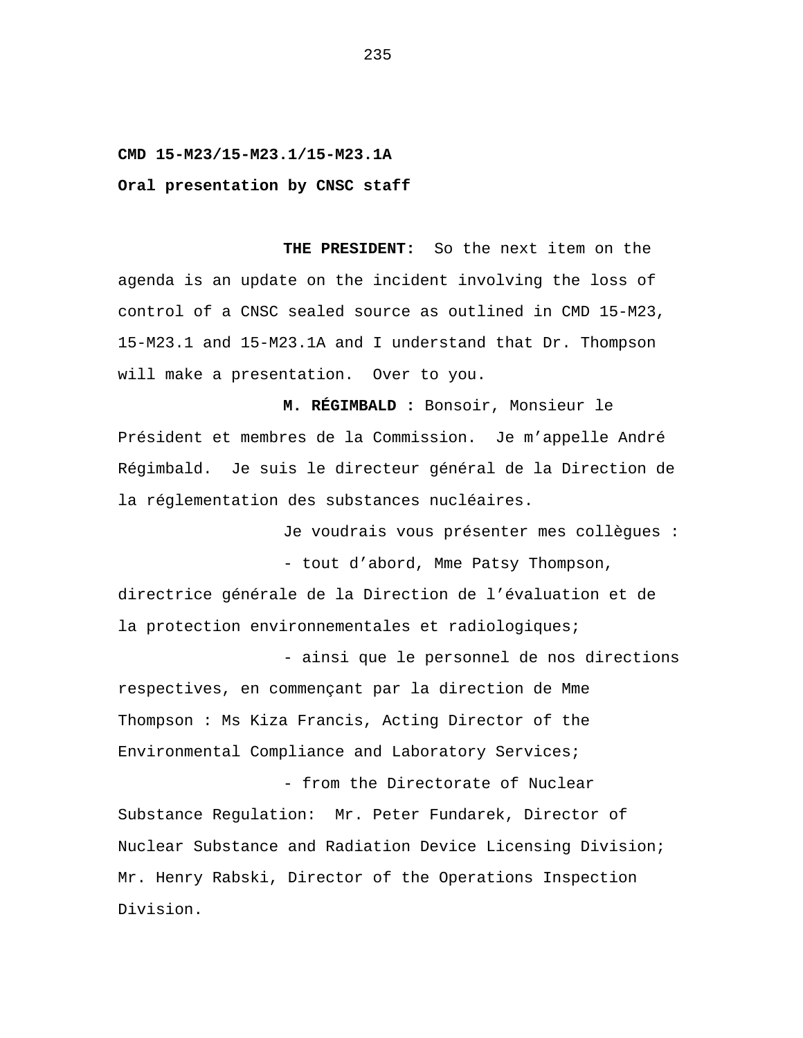**CMD 15-M23/15-M23.1/15-M23.1A**

**Oral presentation by CNSC staff**

**THE PRESIDENT:** So the next item on the agenda is an update on the incident involving the loss of control of a CNSC sealed source as outlined in CMD 15-M23, 15-M23.1 and 15-M23.1A and I understand that Dr. Thompson will make a presentation. Over to you.

**M. RÉGIMBALD :** Bonsoir, Monsieur le Président et membres de la Commission. Je m'appelle André Régimbald. Je suis le directeur général de la Direction de la réglementation des substances nucléaires.

Je voudrais vous présenter mes collègues :

- tout d'abord, Mme Patsy Thompson, directrice générale de la Direction de l'évaluation et de la protection environnementales et radiologiques;

- ainsi que le personnel de nos directions respectives, en commençant par la direction de Mme Thompson : Ms Kiza Francis, Acting Director of the Environmental Compliance and Laboratory Services;

- from the Directorate of Nuclear Substance Regulation: Mr. Peter Fundarek, Director of Nuclear Substance and Radiation Device Licensing Division; Mr. Henry Rabski, Director of the Operations Inspection Division.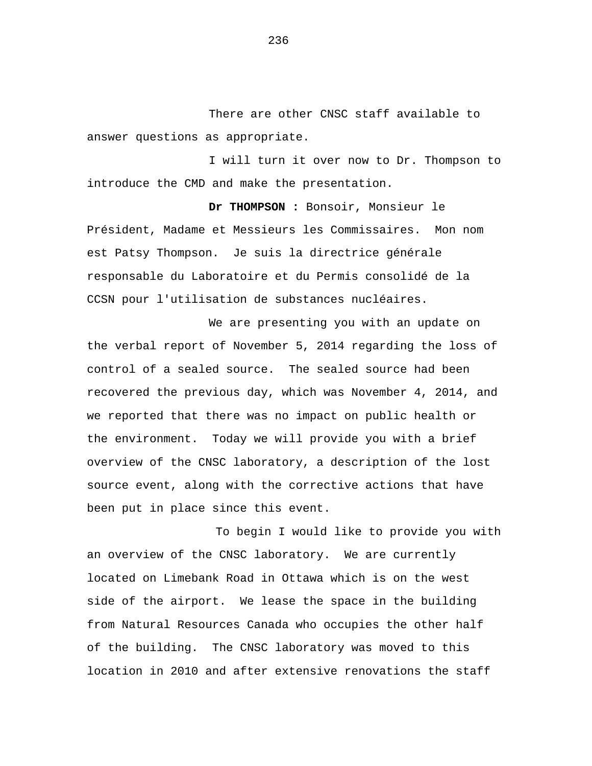There are other CNSC staff available to answer questions as appropriate.

I will turn it over now to Dr. Thompson to introduce the CMD and make the presentation.

**Dr THOMPSON :** Bonsoir, Monsieur le Président, Madame et Messieurs les Commissaires. Mon nom est Patsy Thompson. Je suis la directrice générale responsable du Laboratoire et du Permis consolidé de la CCSN pour l'utilisation de substances nucléaires.

We are presenting you with an update on the verbal report of November 5, 2014 regarding the loss of control of a sealed source. The sealed source had been recovered the previous day, which was November 4, 2014, and we reported that there was no impact on public health or the environment. Today we will provide you with a brief overview of the CNSC laboratory, a description of the lost source event, along with the corrective actions that have been put in place since this event.

To begin I would like to provide you with an overview of the CNSC laboratory. We are currently located on Limebank Road in Ottawa which is on the west side of the airport. We lease the space in the building from Natural Resources Canada who occupies the other half of the building. The CNSC laboratory was moved to this location in 2010 and after extensive renovations the staff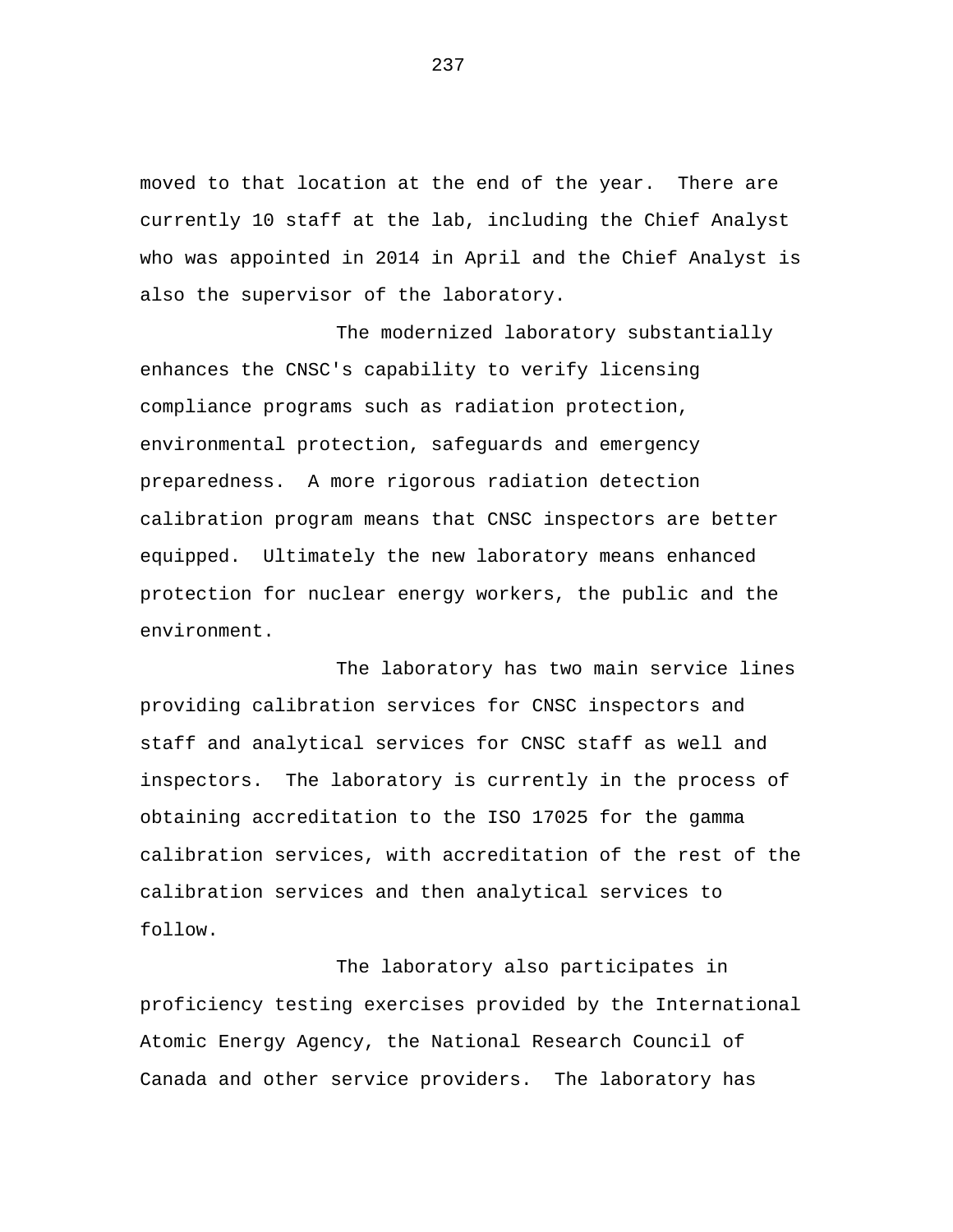moved to that location at the end of the year. There are currently 10 staff at the lab, including the Chief Analyst who was appointed in 2014 in April and the Chief Analyst is also the supervisor of the laboratory.

The modernized laboratory substantially enhances the CNSC's capability to verify licensing compliance programs such as radiation protection, environmental protection, safeguards and emergency preparedness. A more rigorous radiation detection calibration program means that CNSC inspectors are better equipped. Ultimately the new laboratory means enhanced protection for nuclear energy workers, the public and the environment.

The laboratory has two main service lines providing calibration services for CNSC inspectors and staff and analytical services for CNSC staff as well and inspectors. The laboratory is currently in the process of obtaining accreditation to the ISO 17025 for the gamma calibration services, with accreditation of the rest of the calibration services and then analytical services to follow.

The laboratory also participates in proficiency testing exercises provided by the International Atomic Energy Agency, the National Research Council of Canada and other service providers. The laboratory has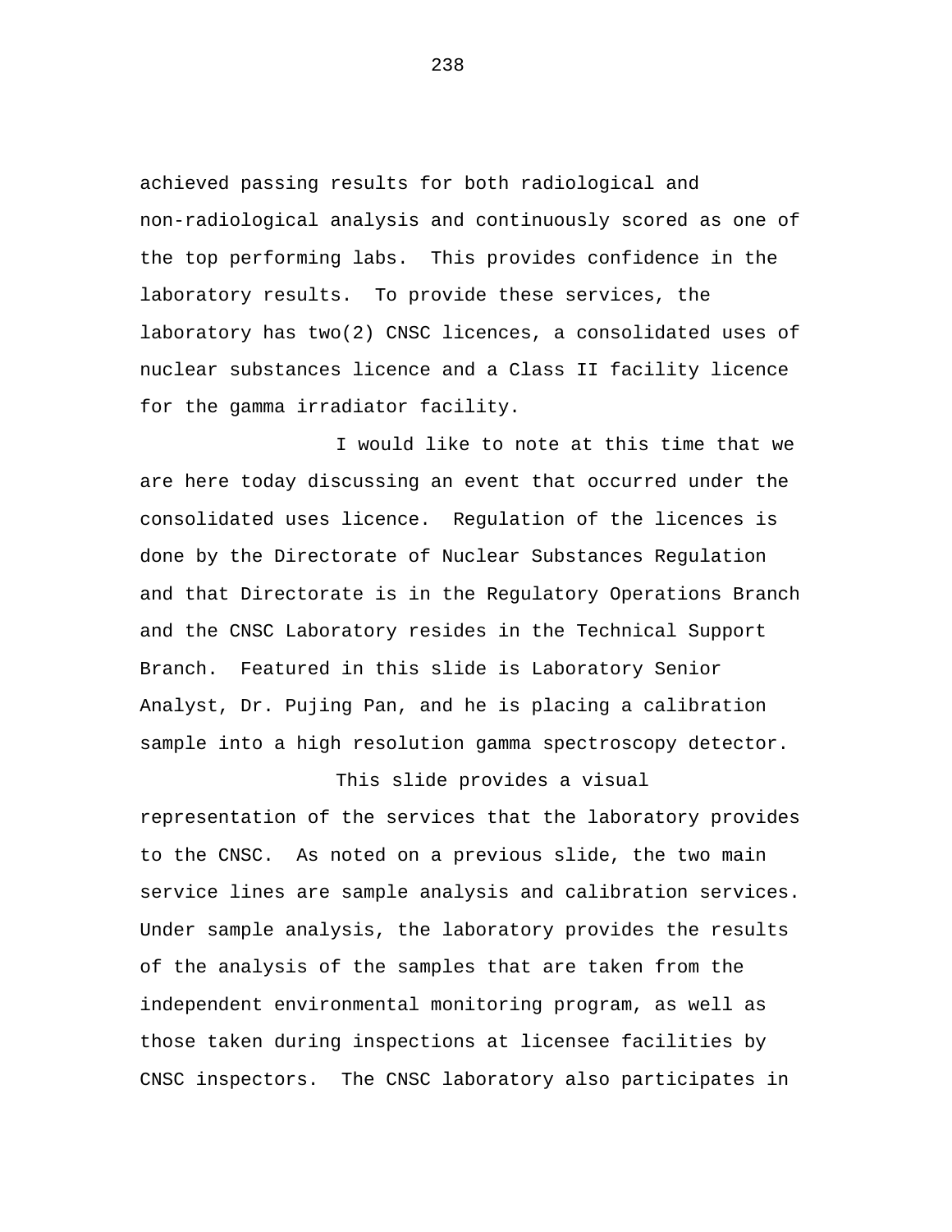achieved passing results for both radiological and non-radiological analysis and continuously scored as one of the top performing labs. This provides confidence in the laboratory results. To provide these services, the laboratory has two(2) CNSC licences, a consolidated uses of nuclear substances licence and a Class II facility licence for the gamma irradiator facility.

I would like to note at this time that we are here today discussing an event that occurred under the consolidated uses licence. Regulation of the licences is done by the Directorate of Nuclear Substances Regulation and that Directorate is in the Regulatory Operations Branch and the CNSC Laboratory resides in the Technical Support Branch. Featured in this slide is Laboratory Senior Analyst, Dr. Pujing Pan, and he is placing a calibration sample into a high resolution gamma spectroscopy detector.

This slide provides a visual representation of the services that the laboratory provides to the CNSC. As noted on a previous slide, the two main service lines are sample analysis and calibration services. Under sample analysis, the laboratory provides the results of the analysis of the samples that are taken from the independent environmental monitoring program, as well as those taken during inspections at licensee facilities by CNSC inspectors. The CNSC laboratory also participates in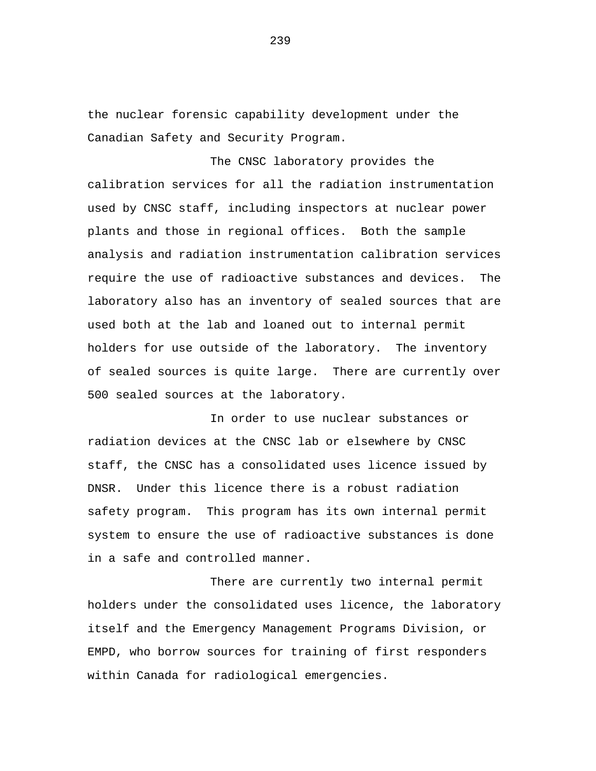the nuclear forensic capability development under the Canadian Safety and Security Program.

The CNSC laboratory provides the calibration services for all the radiation instrumentation used by CNSC staff, including inspectors at nuclear power plants and those in regional offices. Both the sample analysis and radiation instrumentation calibration services require the use of radioactive substances and devices. The laboratory also has an inventory of sealed sources that are used both at the lab and loaned out to internal permit holders for use outside of the laboratory. The inventory of sealed sources is quite large. There are currently over 500 sealed sources at the laboratory.

In order to use nuclear substances or radiation devices at the CNSC lab or elsewhere by CNSC staff, the CNSC has a consolidated uses licence issued by DNSR. Under this licence there is a robust radiation safety program. This program has its own internal permit system to ensure the use of radioactive substances is done in a safe and controlled manner.

There are currently two internal permit holders under the consolidated uses licence, the laboratory itself and the Emergency Management Programs Division, or EMPD, who borrow sources for training of first responders within Canada for radiological emergencies.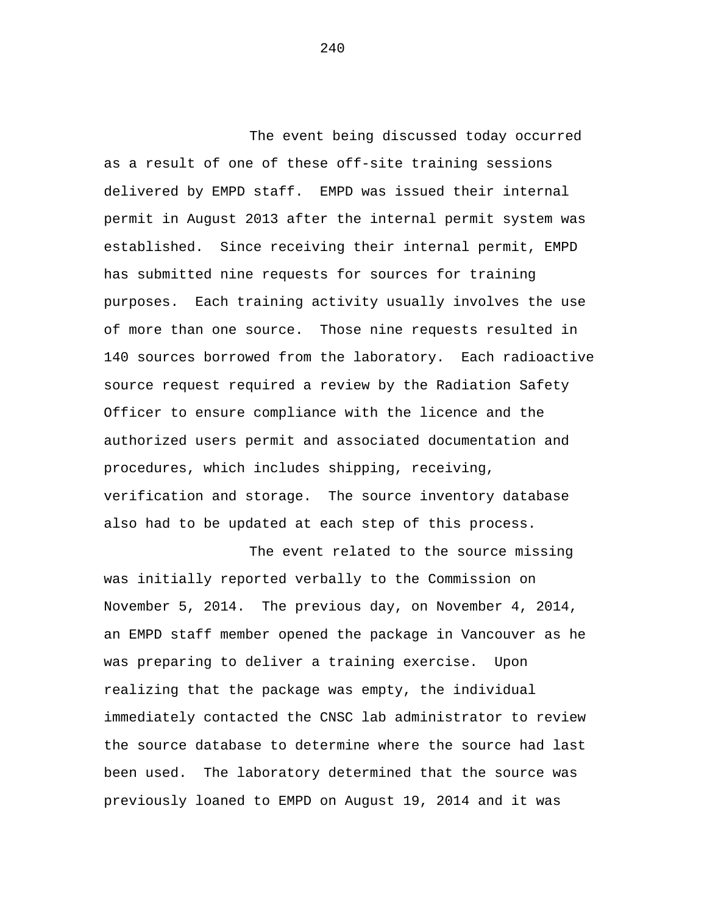The event being discussed today occurred as a result of one of these off-site training sessions delivered by EMPD staff. EMPD was issued their internal permit in August 2013 after the internal permit system was established. Since receiving their internal permit, EMPD has submitted nine requests for sources for training purposes. Each training activity usually involves the use of more than one source. Those nine requests resulted in 140 sources borrowed from the laboratory. Each radioactive source request required a review by the Radiation Safety Officer to ensure compliance with the licence and the authorized users permit and associated documentation and procedures, which includes shipping, receiving, verification and storage. The source inventory database also had to be updated at each step of this process.

The event related to the source missing was initially reported verbally to the Commission on November 5, 2014. The previous day, on November 4, 2014, an EMPD staff member opened the package in Vancouver as he was preparing to deliver a training exercise. Upon realizing that the package was empty, the individual immediately contacted the CNSC lab administrator to review the source database to determine where the source had last been used. The laboratory determined that the source was previously loaned to EMPD on August 19, 2014 and it was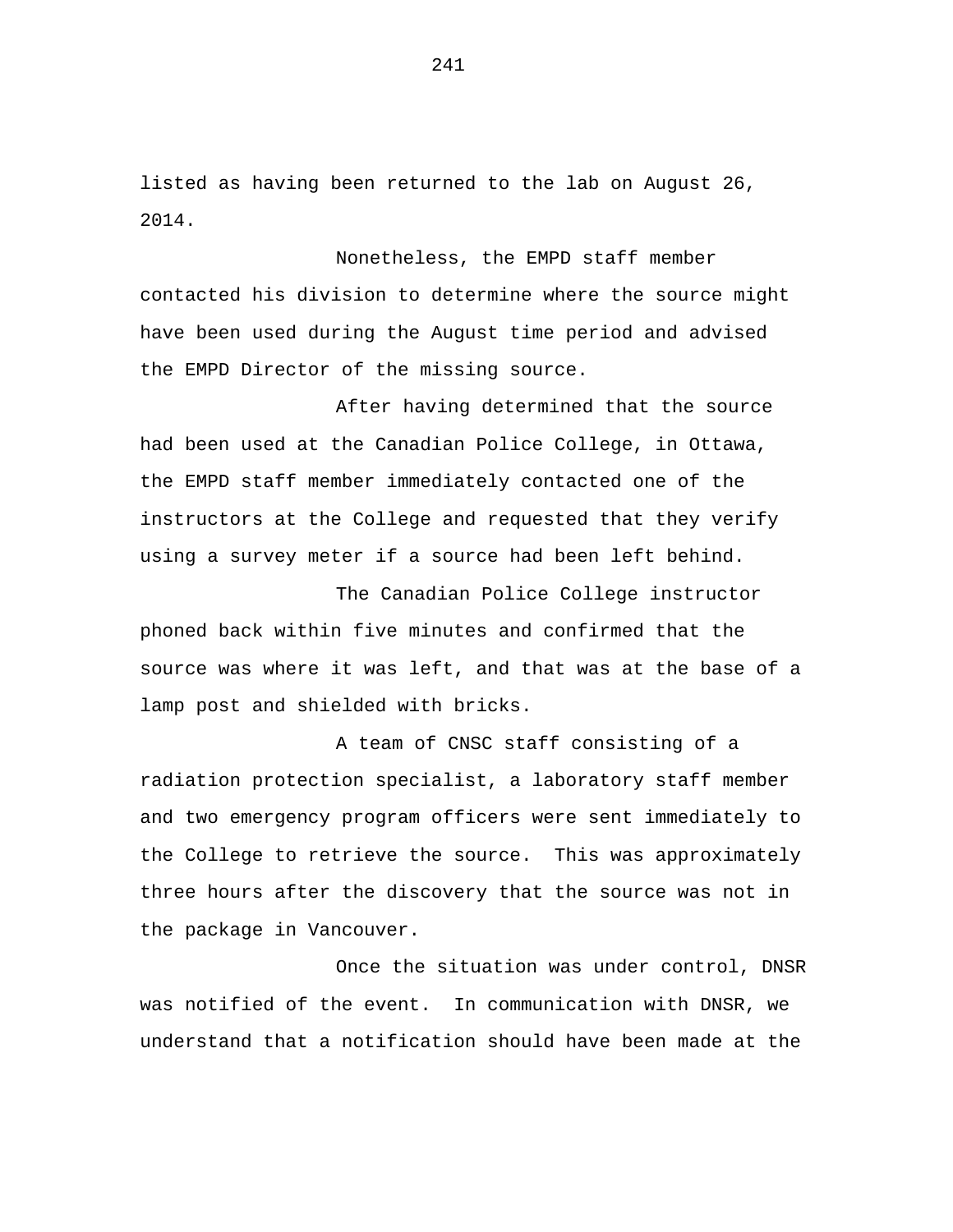listed as having been returned to the lab on August 26, 2014.

Nonetheless, the EMPD staff member contacted his division to determine where the source might have been used during the August time period and advised the EMPD Director of the missing source.

After having determined that the source had been used at the Canadian Police College, in Ottawa, the EMPD staff member immediately contacted one of the instructors at the College and requested that they verify using a survey meter if a source had been left behind.

The Canadian Police College instructor phoned back within five minutes and confirmed that the source was where it was left, and that was at the base of a lamp post and shielded with bricks.

A team of CNSC staff consisting of a radiation protection specialist, a laboratory staff member and two emergency program officers were sent immediately to the College to retrieve the source. This was approximately three hours after the discovery that the source was not in the package in Vancouver.

Once the situation was under control, DNSR was notified of the event. In communication with DNSR, we understand that a notification should have been made at the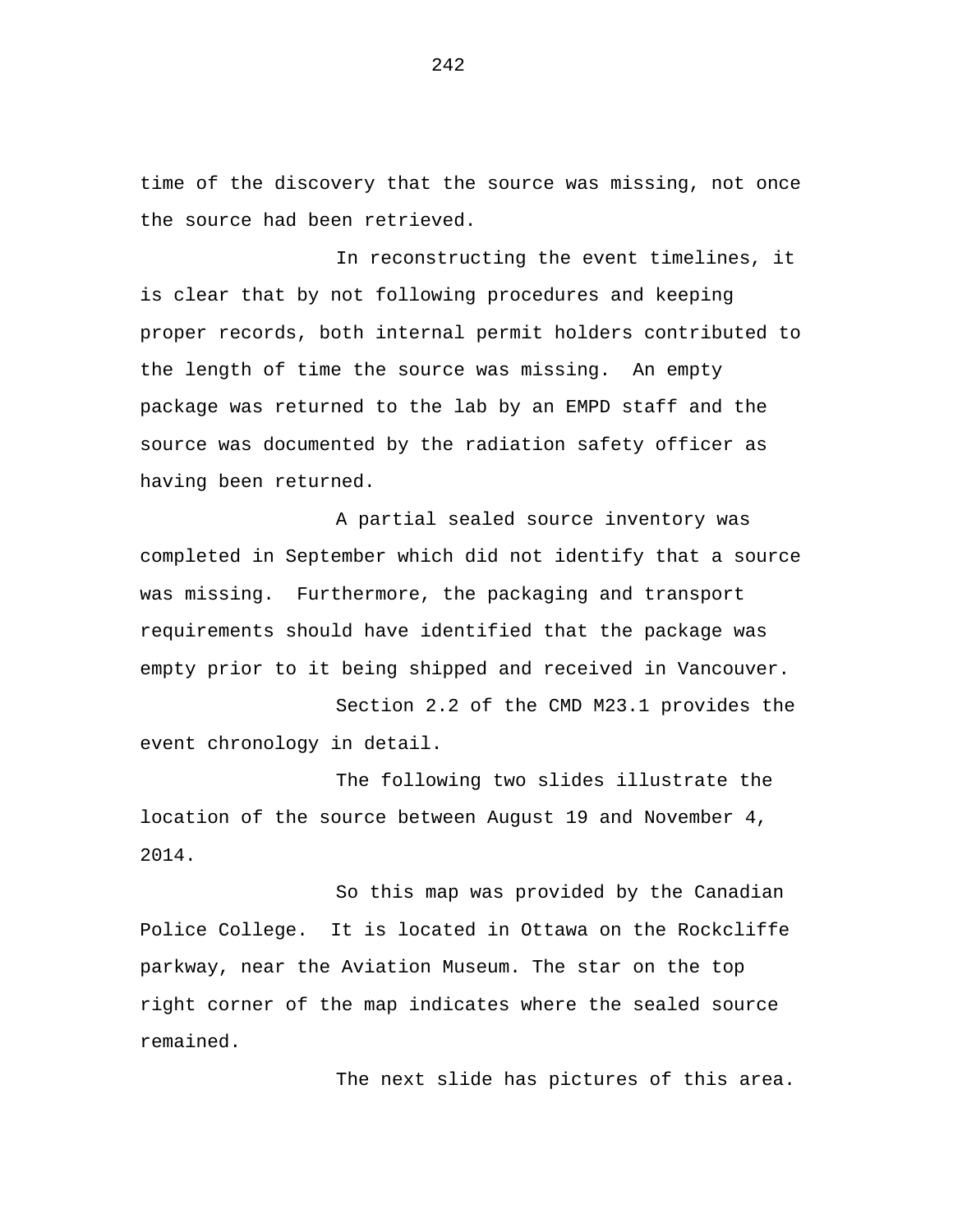time of the discovery that the source was missing, not once the source had been retrieved.

In reconstructing the event timelines, it is clear that by not following procedures and keeping proper records, both internal permit holders contributed to the length of time the source was missing.  An empty package was returned to the lab by an EMPD staff and the source was documented by the radiation safety officer as having been returned.

A partial sealed source inventory was completed in September which did not identify that a source was missing.  Furthermore, the packaging and transport requirements should have identified that the package was empty prior to it being shipped and received in Vancouver.

Section 2.2 of the CMD M23.1 provides the event chronology in detail.

The following two slides illustrate the location of the source between August 19 and November 4, 2014.

So this map was provided by the Canadian Police College.  It is located in Ottawa on the Rockcliffe parkway, near the Aviation Museum. The star on the top right corner of the map indicates where the sealed source remained.

The next slide has pictures of this area.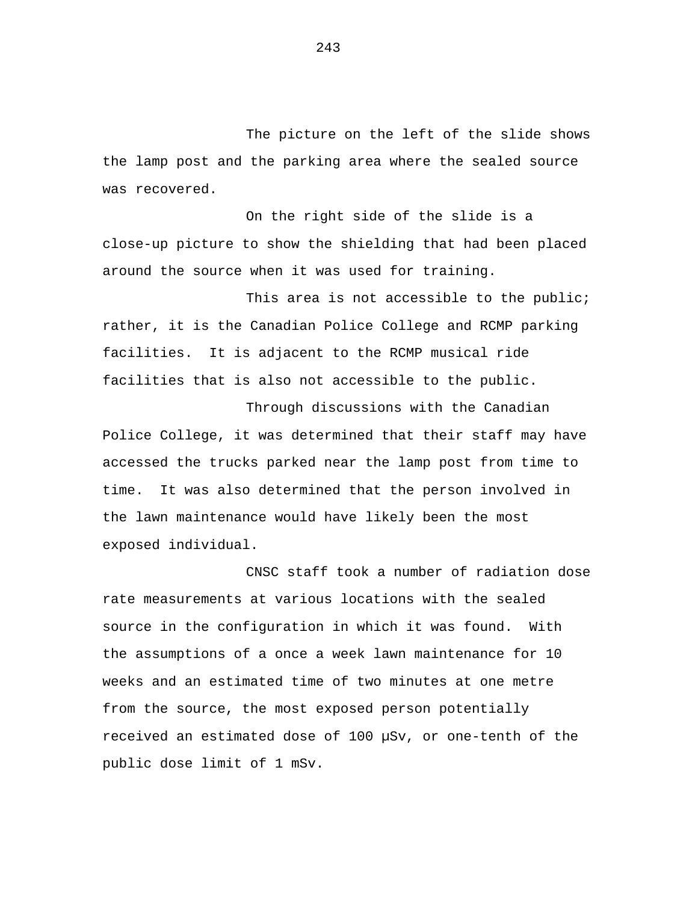The picture on the left of the slide shows the lamp post and the parking area where the sealed source was recovered.

On the right side of the slide is a close-up picture to show the shielding that had been placed around the source when it was used for training.

This area is not accessible to the public; rather, it is the Canadian Police College and RCMP parking facilities. It is adjacent to the RCMP musical ride facilities that is also not accessible to the public.

Through discussions with the Canadian Police College, it was determined that their staff may have accessed the trucks parked near the lamp post from time to time. It was also determined that the person involved in the lawn maintenance would have likely been the most exposed individual.

CNSC staff took a number of radiation dose rate measurements at various locations with the sealed source in the configuration in which it was found. With the assumptions of a once a week lawn maintenance for 10 weeks and an estimated time of two minutes at one metre from the source, the most exposed person potentially received an estimated dose of 100 μSv, or one-tenth of the public dose limit of 1 mSv.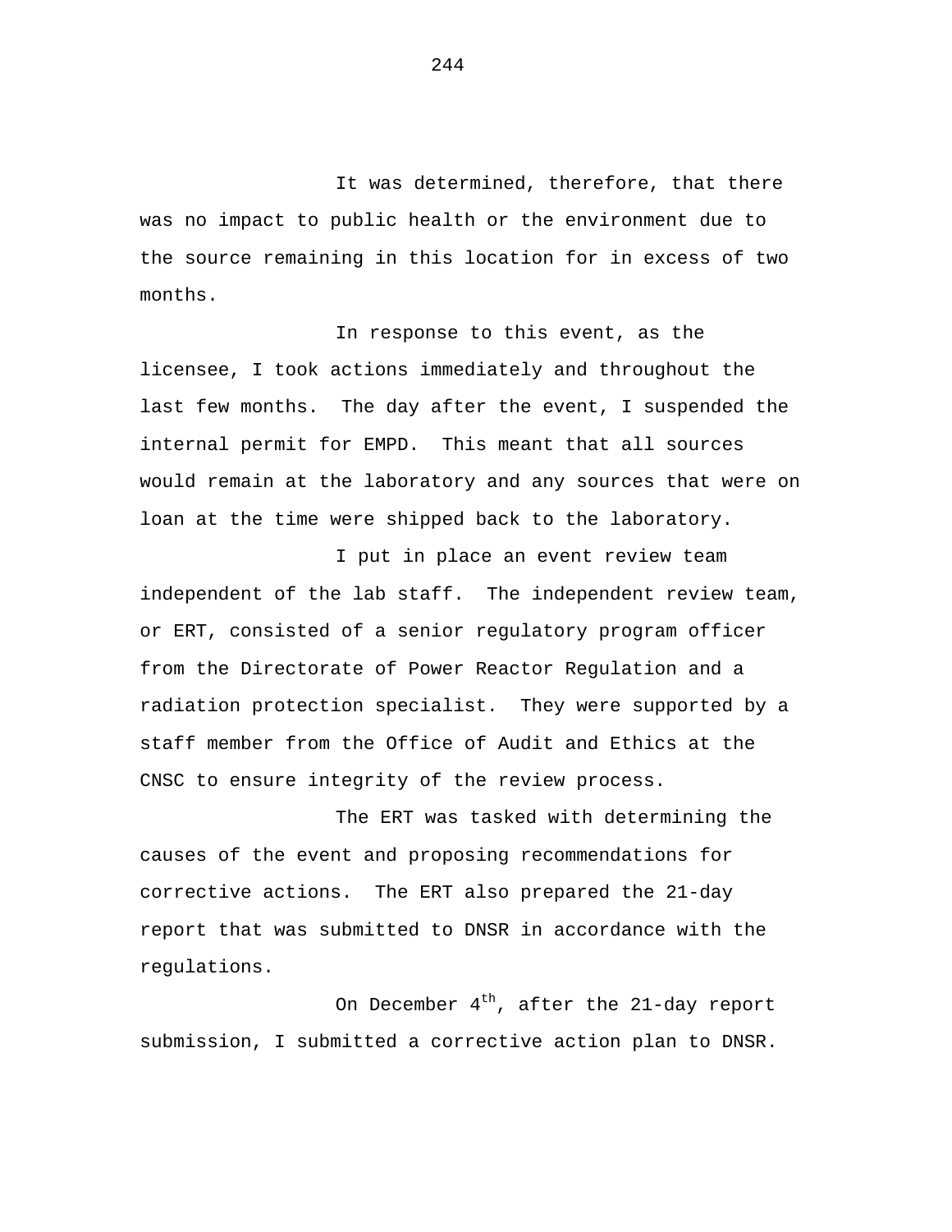It was determined, therefore, that there was no impact to public health or the environment due to the source remaining in this location for in excess of two months.

In response to this event, as the licensee, I took actions immediately and throughout the last few months. The day after the event, I suspended the internal permit for EMPD. This meant that all sources would remain at the laboratory and any sources that were on loan at the time were shipped back to the laboratory.

I put in place an event review team independent of the lab staff. The independent review team, or ERT, consisted of a senior regulatory program officer from the Directorate of Power Reactor Regulation and a radiation protection specialist. They were supported by a staff member from the Office of Audit and Ethics at the CNSC to ensure integrity of the review process.

The ERT was tasked with determining the causes of the event and proposing recommendations for corrective actions. The ERT also prepared the 21-day report that was submitted to DNSR in accordance with the regulations.

On December 4th, after the 21-day report submission, I submitted a corrective action plan to DNSR.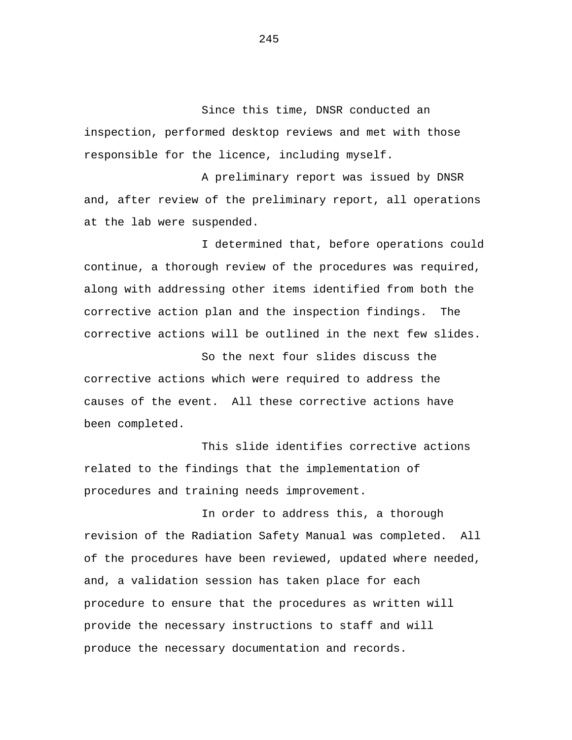Since this time, DNSR conducted an inspection, performed desktop reviews and met with those responsible for the licence, including myself.

A preliminary report was issued by DNSR and, after review of the preliminary report, all operations at the lab were suspended.

I determined that, before operations could continue, a thorough review of the procedures was required, along with addressing other items identified from both the corrective action plan and the inspection findings. The corrective actions will be outlined in the next few slides.

So the next four slides discuss the corrective actions which were required to address the causes of the event. All these corrective actions have been completed.

This slide identifies corrective actions related to the findings that the implementation of procedures and training needs improvement.

In order to address this, a thorough revision of the Radiation Safety Manual was completed. All of the procedures have been reviewed, updated where needed, and, a validation session has taken place for each procedure to ensure that the procedures as written will provide the necessary instructions to staff and will produce the necessary documentation and records.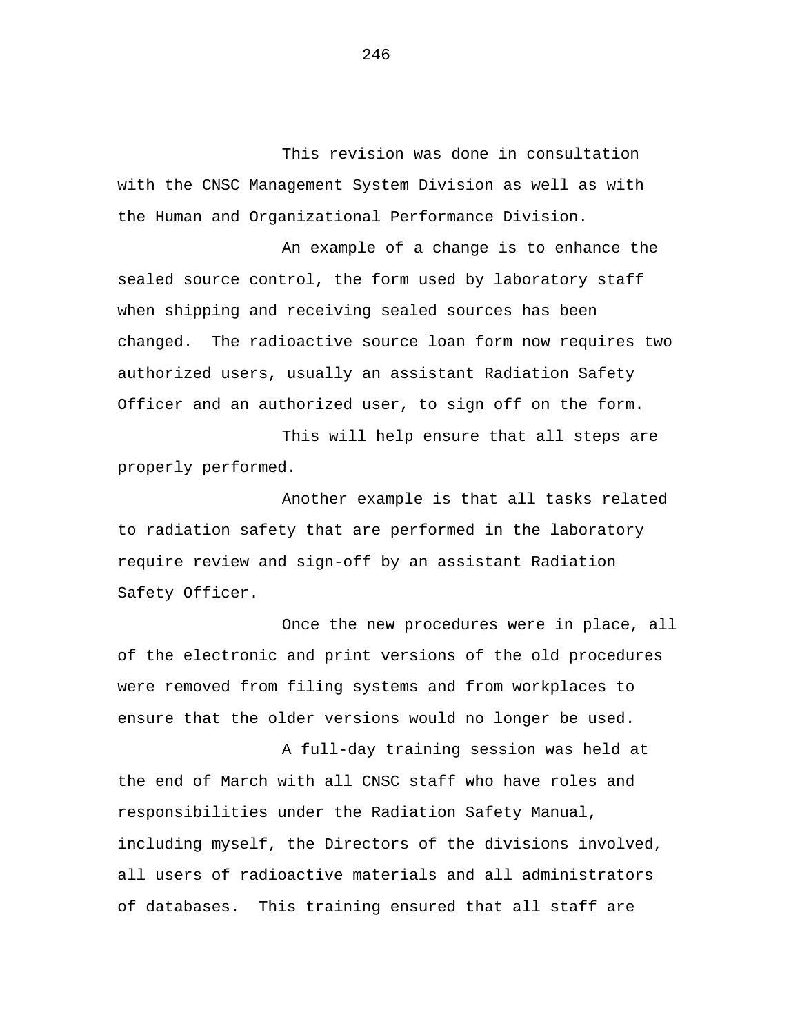This revision was done in consultation with the CNSC Management System Division as well as with the Human and Organizational Performance Division.

An example of a change is to enhance the sealed source control, the form used by laboratory staff when shipping and receiving sealed sources has been changed. The radioactive source loan form now requires two authorized users, usually an assistant Radiation Safety Officer and an authorized user, to sign off on the form.

This will help ensure that all steps are properly performed.

Another example is that all tasks related to radiation safety that are performed in the laboratory require review and sign-off by an assistant Radiation Safety Officer.

Once the new procedures were in place, all of the electronic and print versions of the old procedures were removed from filing systems and from workplaces to ensure that the older versions would no longer be used.

A full-day training session was held at the end of March with all CNSC staff who have roles and responsibilities under the Radiation Safety Manual, including myself, the Directors of the divisions involved, all users of radioactive materials and all administrators of databases. This training ensured that all staff are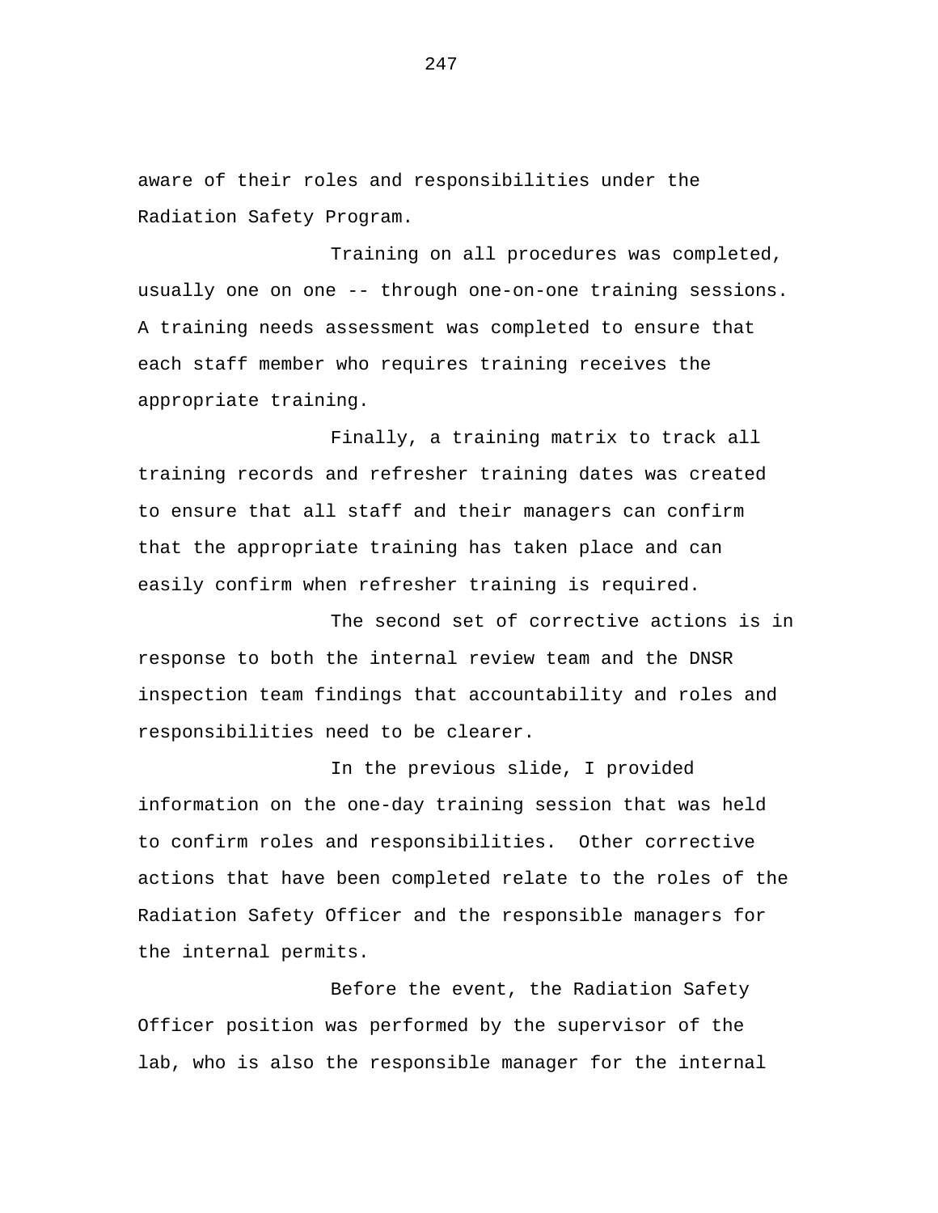aware of their roles and responsibilities under the Radiation Safety Program.

Training on all procedures was completed, usually one on one -- through one-on-one training sessions. A training needs assessment was completed to ensure that each staff member who requires training receives the appropriate training.

Finally, a training matrix to track all training records and refresher training dates was created to ensure that all staff and their managers can confirm that the appropriate training has taken place and can easily confirm when refresher training is required.

The second set of corrective actions is in response to both the internal review team and the DNSR inspection team findings that accountability and roles and responsibilities need to be clearer.

In the previous slide, I provided information on the one-day training session that was held to confirm roles and responsibilities. Other corrective actions that have been completed relate to the roles of the Radiation Safety Officer and the responsible managers for the internal permits.

Before the event, the Radiation Safety Officer position was performed by the supervisor of the lab, who is also the responsible manager for the internal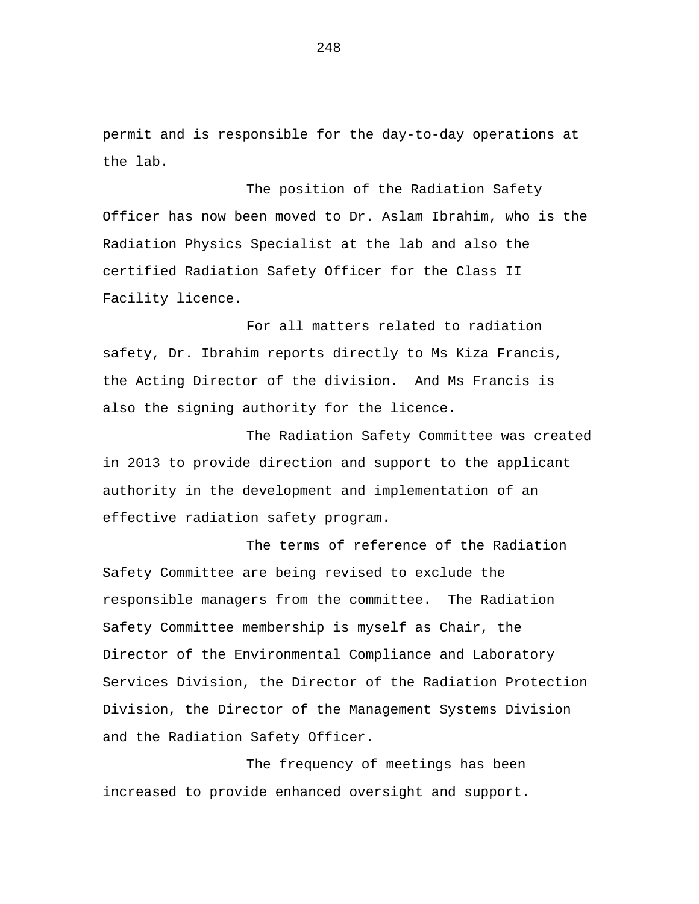permit and is responsible for the day-to-day operations at the lab.

The position of the Radiation Safety Officer has now been moved to Dr. Aslam Ibrahim, who is the Radiation Physics Specialist at the lab and also the certified Radiation Safety Officer for the Class II Facility licence.

For all matters related to radiation safety, Dr. Ibrahim reports directly to Ms Kiza Francis, the Acting Director of the division. And Ms Francis is also the signing authority for the licence.

The Radiation Safety Committee was created in 2013 to provide direction and support to the applicant authority in the development and implementation of an effective radiation safety program.

The terms of reference of the Radiation Safety Committee are being revised to exclude the responsible managers from the committee. The Radiation Safety Committee membership is myself as Chair, the Director of the Environmental Compliance and Laboratory Services Division, the Director of the Radiation Protection Division, the Director of the Management Systems Division and the Radiation Safety Officer.

The frequency of meetings has been increased to provide enhanced oversight and support.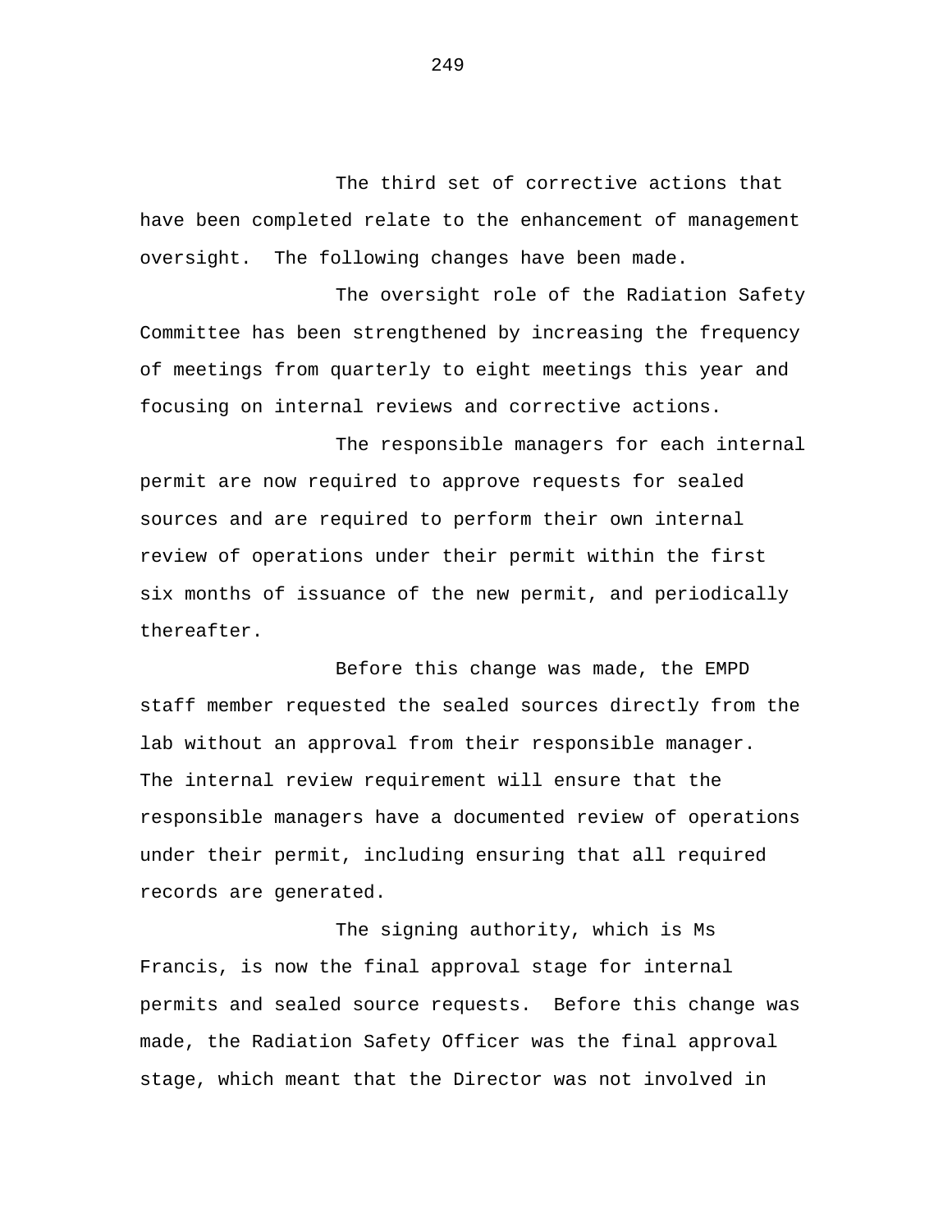The third set of corrective actions that have been completed relate to the enhancement of management oversight. The following changes have been made.

The oversight role of the Radiation Safety Committee has been strengthened by increasing the frequency of meetings from quarterly to eight meetings this year and focusing on internal reviews and corrective actions.

The responsible managers for each internal permit are now required to approve requests for sealed sources and are required to perform their own internal review of operations under their permit within the first six months of issuance of the new permit, and periodically thereafter.

Before this change was made, the EMPD staff member requested the sealed sources directly from the lab without an approval from their responsible manager. The internal review requirement will ensure that the responsible managers have a documented review of operations under their permit, including ensuring that all required records are generated.

The signing authority, which is Ms Francis, is now the final approval stage for internal permits and sealed source requests. Before this change was made, the Radiation Safety Officer was the final approval stage, which meant that the Director was not involved in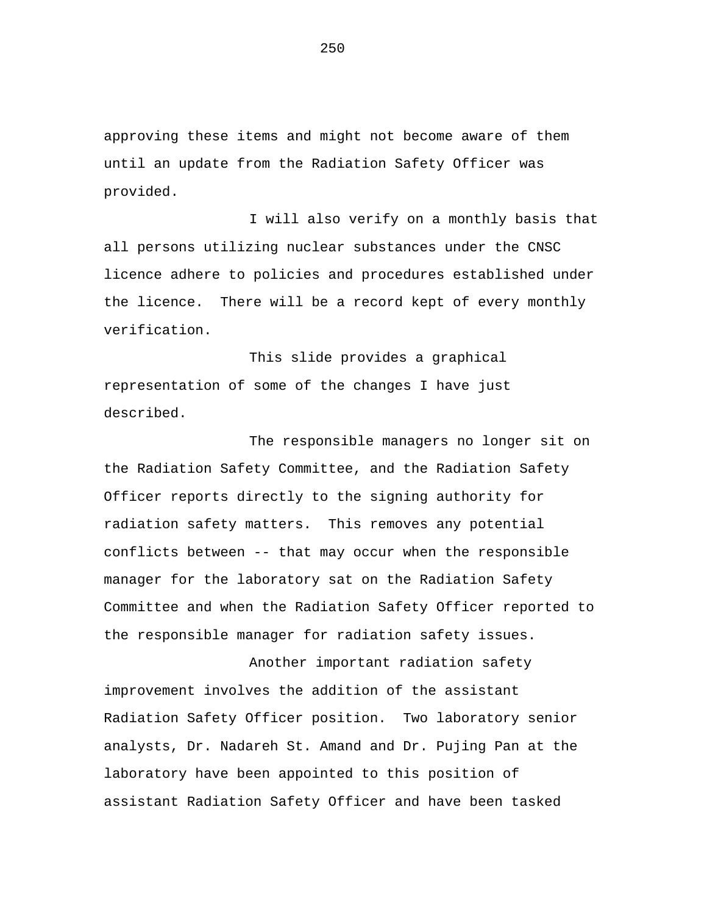approving these items and might not become aware of them until an update from the Radiation Safety Officer was provided.

I will also verify on a monthly basis that all persons utilizing nuclear substances under the CNSC licence adhere to policies and procedures established under the licence. There will be a record kept of every monthly verification.

This slide provides a graphical representation of some of the changes I have just described.

The responsible managers no longer sit on the Radiation Safety Committee, and the Radiation Safety Officer reports directly to the signing authority for radiation safety matters. This removes any potential conflicts between -- that may occur when the responsible manager for the laboratory sat on the Radiation Safety Committee and when the Radiation Safety Officer reported to the responsible manager for radiation safety issues.

Another important radiation safety improvement involves the addition of the assistant Radiation Safety Officer position. Two laboratory senior analysts, Dr. Nadareh St. Amand and Dr. Pujing Pan at the laboratory have been appointed to this position of assistant Radiation Safety Officer and have been tasked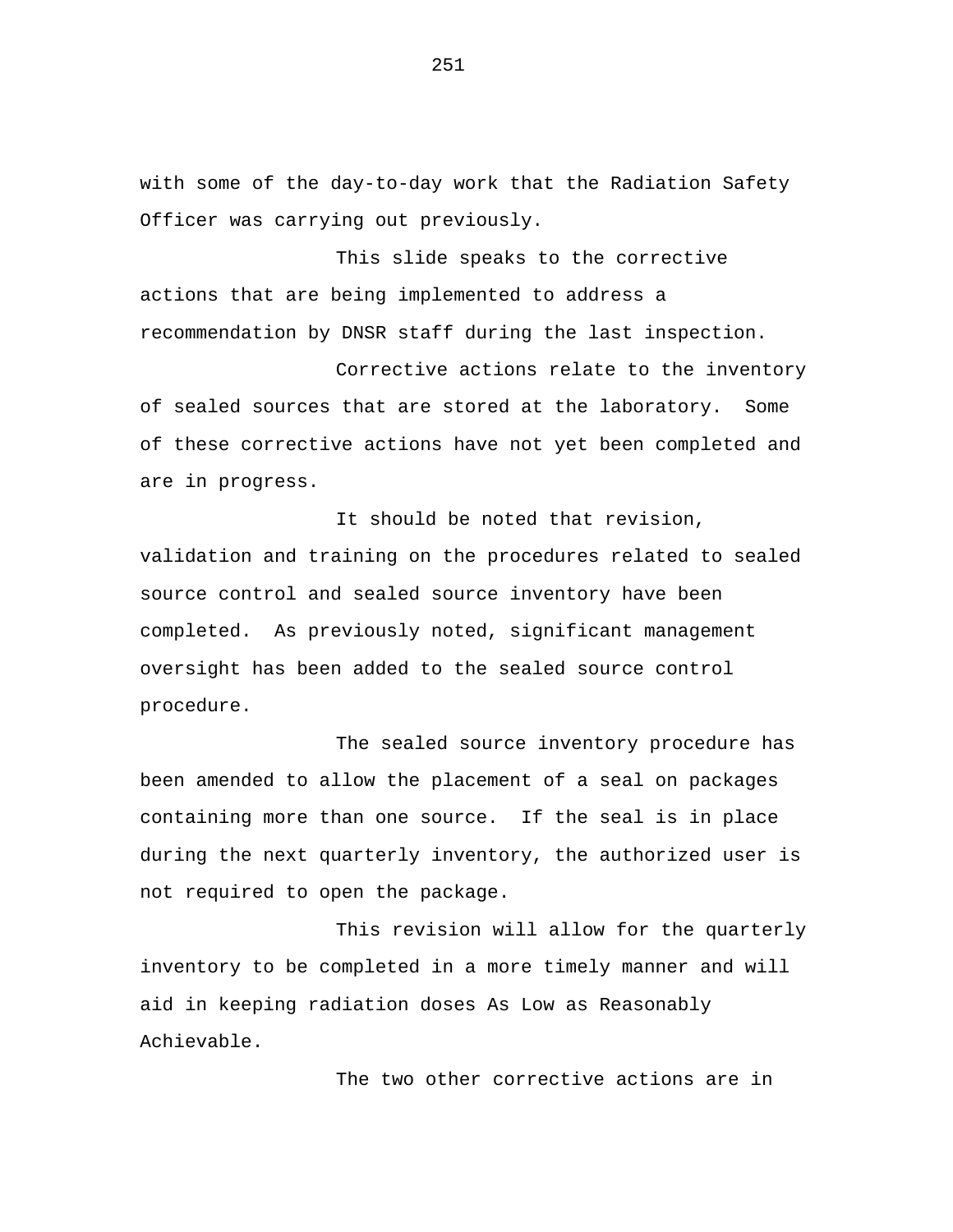with some of the day-to-day work that the Radiation Safety Officer was carrying out previously.

This slide speaks to the corrective actions that are being implemented to address a recommendation by DNSR staff during the last inspection.

Corrective actions relate to the inventory of sealed sources that are stored at the laboratory. Some of these corrective actions have not yet been completed and are in progress.

It should be noted that revision, validation and training on the procedures related to sealed source control and sealed source inventory have been completed. As previously noted, significant management oversight has been added to the sealed source control procedure.

The sealed source inventory procedure has been amended to allow the placement of a seal on packages containing more than one source. If the seal is in place during the next quarterly inventory, the authorized user is not required to open the package.

This revision will allow for the quarterly inventory to be completed in a more timely manner and will aid in keeping radiation doses As Low as Reasonably Achievable.

The two other corrective actions are in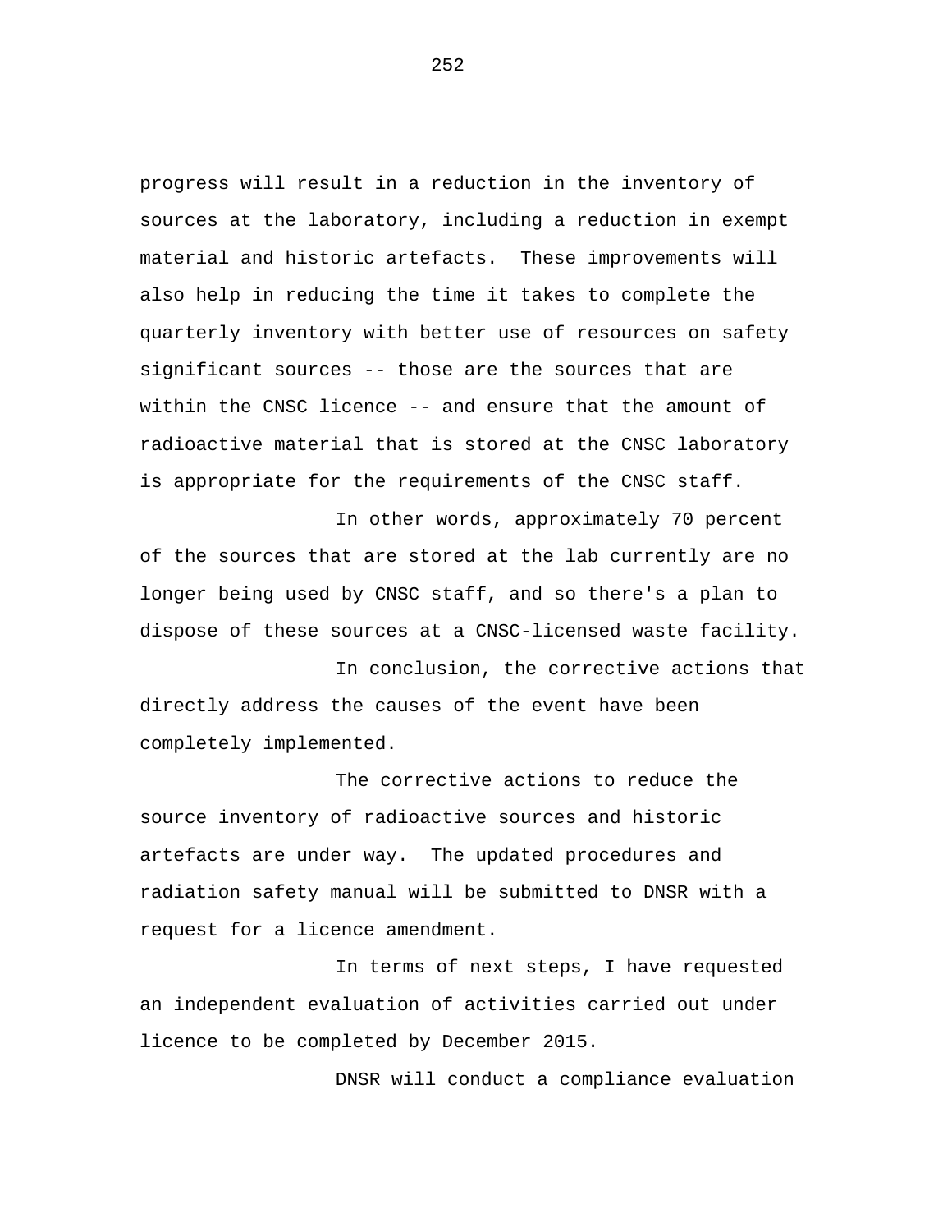progress will result in a reduction in the inventory of sources at the laboratory, including a reduction in exempt material and historic artefacts. These improvements will also help in reducing the time it takes to complete the quarterly inventory with better use of resources on safety significant sources -- those are the sources that are within the CNSC licence -- and ensure that the amount of radioactive material that is stored at the CNSC laboratory is appropriate for the requirements of the CNSC staff.

In other words, approximately 70 percent of the sources that are stored at the lab currently are no longer being used by CNSC staff, and so there's a plan to dispose of these sources at a CNSC-licensed waste facility.

In conclusion, the corrective actions that directly address the causes of the event have been completely implemented.

The corrective actions to reduce the source inventory of radioactive sources and historic artefacts are under way. The updated procedures and radiation safety manual will be submitted to DNSR with a request for a licence amendment.

In terms of next steps, I have requested an independent evaluation of activities carried out under licence to be completed by December 2015.

DNSR will conduct a compliance evaluation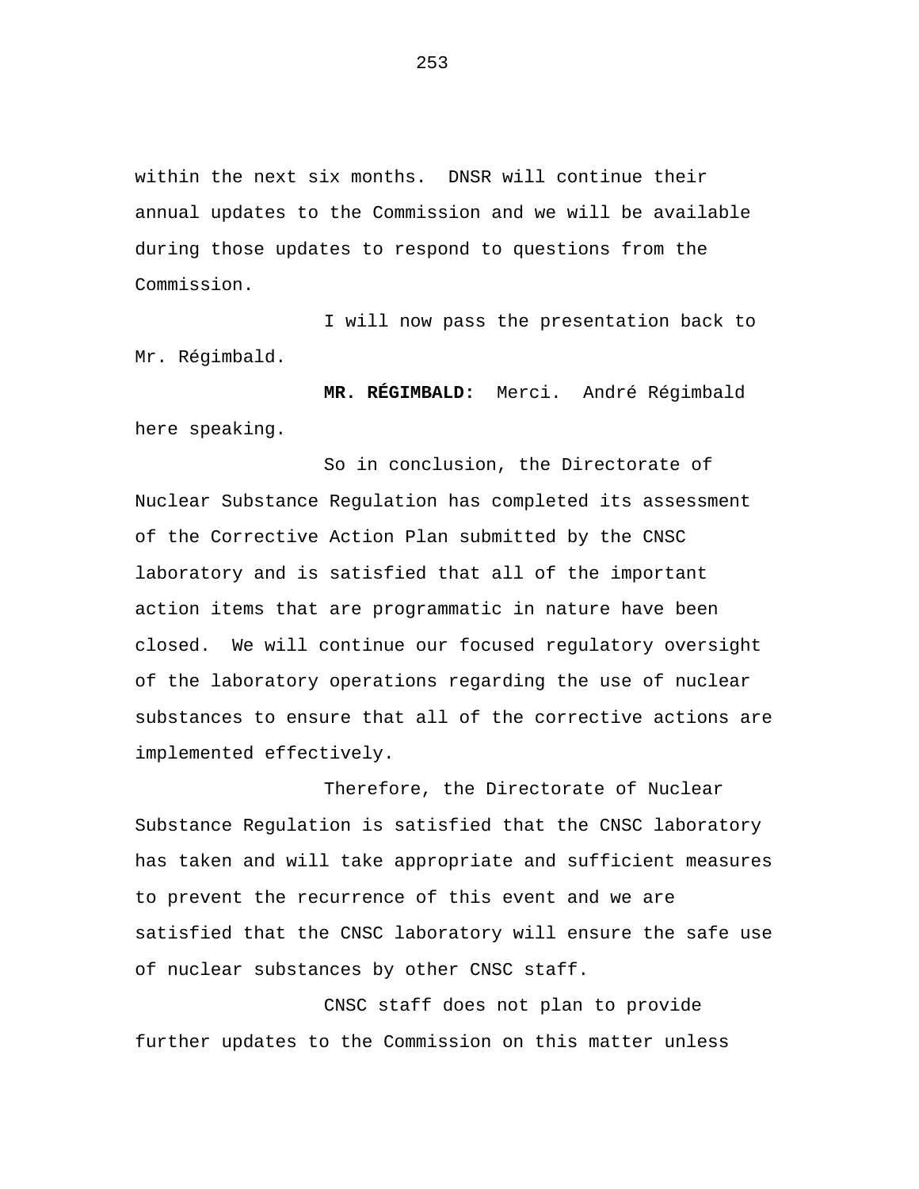within the next six months. DNSR will continue their annual updates to the Commission and we will be available during those updates to respond to questions from the Commission.

I will now pass the presentation back to Mr. Régimbald.

**MR. RÉGIMBALD:** Merci. André Régimbald here speaking.

So in conclusion, the Directorate of Nuclear Substance Regulation has completed its assessment of the Corrective Action Plan submitted by the CNSC laboratory and is satisfied that all of the important action items that are programmatic in nature have been closed. We will continue our focused regulatory oversight of the laboratory operations regarding the use of nuclear substances to ensure that all of the corrective actions are implemented effectively.

Therefore, the Directorate of Nuclear Substance Regulation is satisfied that the CNSC laboratory has taken and will take appropriate and sufficient measures to prevent the recurrence of this event and we are satisfied that the CNSC laboratory will ensure the safe use of nuclear substances by other CNSC staff.

CNSC staff does not plan to provide further updates to the Commission on this matter unless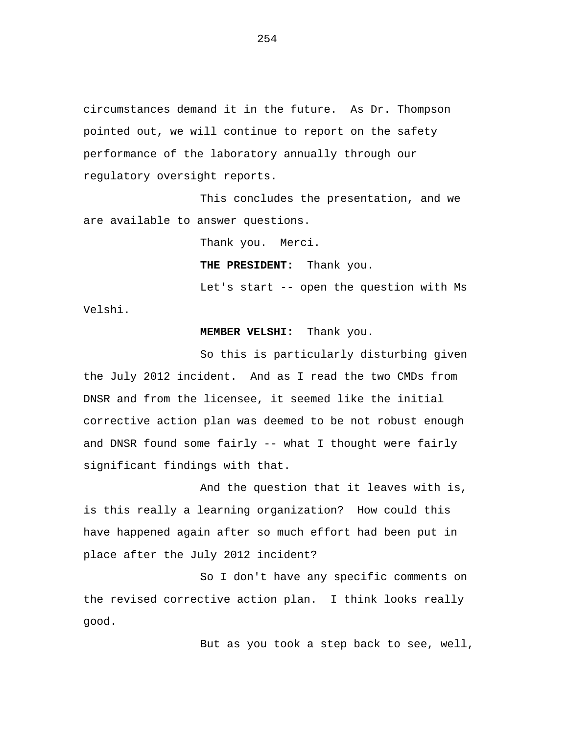circumstances demand it in the future. As Dr. Thompson pointed out, we will continue to report on the safety performance of the laboratory annually through our regulatory oversight reports.

This concludes the presentation, and we are available to answer questions.

Thank you. Merci.

**THE PRESIDENT:** Thank you.

Let's start -- open the question with Ms Velshi.

**MEMBER VELSHI:** Thank you.

So this is particularly disturbing given the July 2012 incident. And as I read the two CMDs from DNSR and from the licensee, it seemed like the initial corrective action plan was deemed to be not robust enough and DNSR found some fairly -- what I thought were fairly significant findings with that.

And the question that it leaves with is, is this really a learning organization? How could this have happened again after so much effort had been put in place after the July 2012 incident?

So I don't have any specific comments on the revised corrective action plan. I think looks really good.

But as you took a step back to see, well,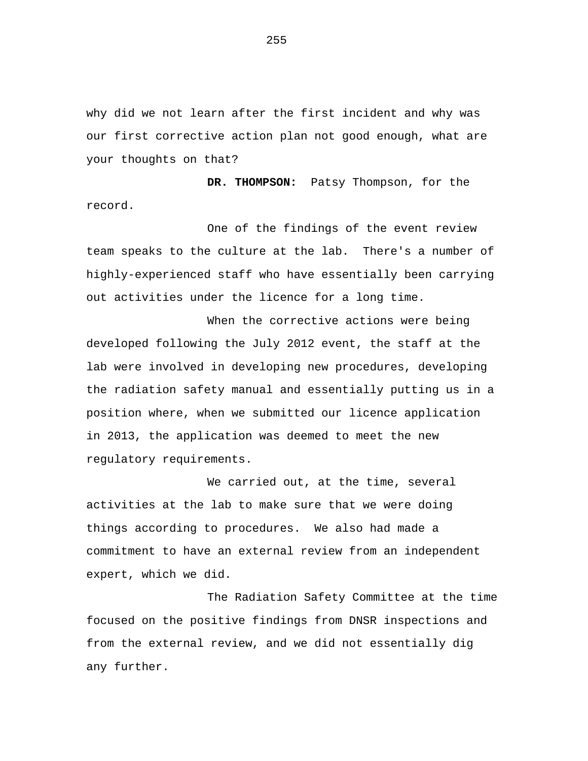why did we not learn after the first incident and why was our first corrective action plan not good enough, what are your thoughts on that?

**DR. THOMPSON:** Patsy Thompson, for the record.

One of the findings of the event review team speaks to the culture at the lab. There's a number of highly-experienced staff who have essentially been carrying out activities under the licence for a long time.

When the corrective actions were being developed following the July 2012 event, the staff at the lab were involved in developing new procedures, developing the radiation safety manual and essentially putting us in a position where, when we submitted our licence application in 2013, the application was deemed to meet the new regulatory requirements.

We carried out, at the time, several activities at the lab to make sure that we were doing things according to procedures. We also had made a commitment to have an external review from an independent expert, which we did.

The Radiation Safety Committee at the time focused on the positive findings from DNSR inspections and from the external review, and we did not essentially dig any further.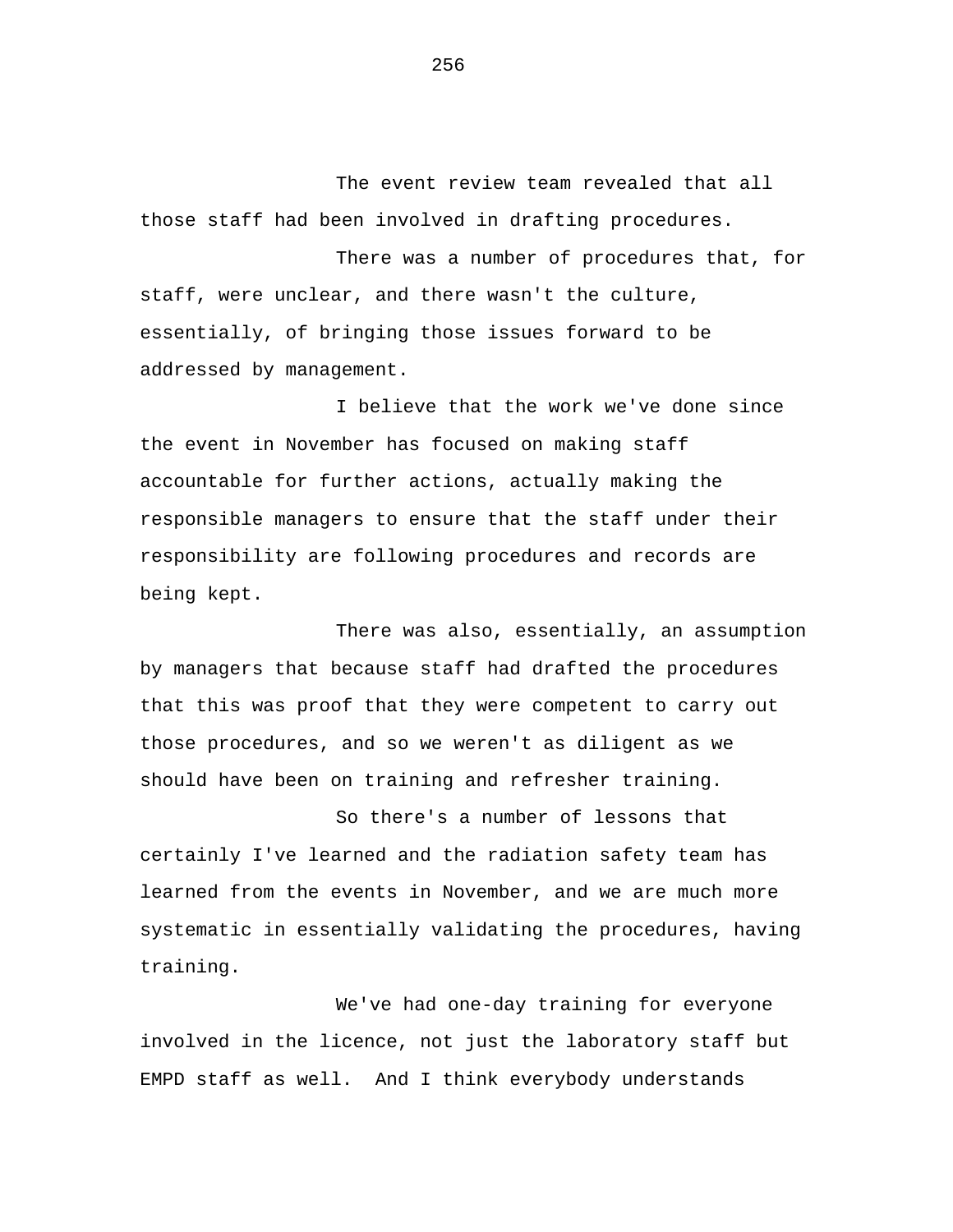The event review team revealed that all those staff had been involved in drafting procedures.

There was a number of procedures that, for staff, were unclear, and there wasn't the culture, essentially, of bringing those issues forward to be addressed by management.

I believe that the work we've done since the event in November has focused on making staff accountable for further actions, actually making the responsible managers to ensure that the staff under their responsibility are following procedures and records are being kept.

There was also, essentially, an assumption by managers that because staff had drafted the procedures that this was proof that they were competent to carry out those procedures, and so we weren't as diligent as we should have been on training and refresher training.

So there's a number of lessons that certainly I've learned and the radiation safety team has learned from the events in November, and we are much more systematic in essentially validating the procedures, having training.

We've had one-day training for everyone involved in the licence, not just the laboratory staff but EMPD staff as well. And I think everybody understands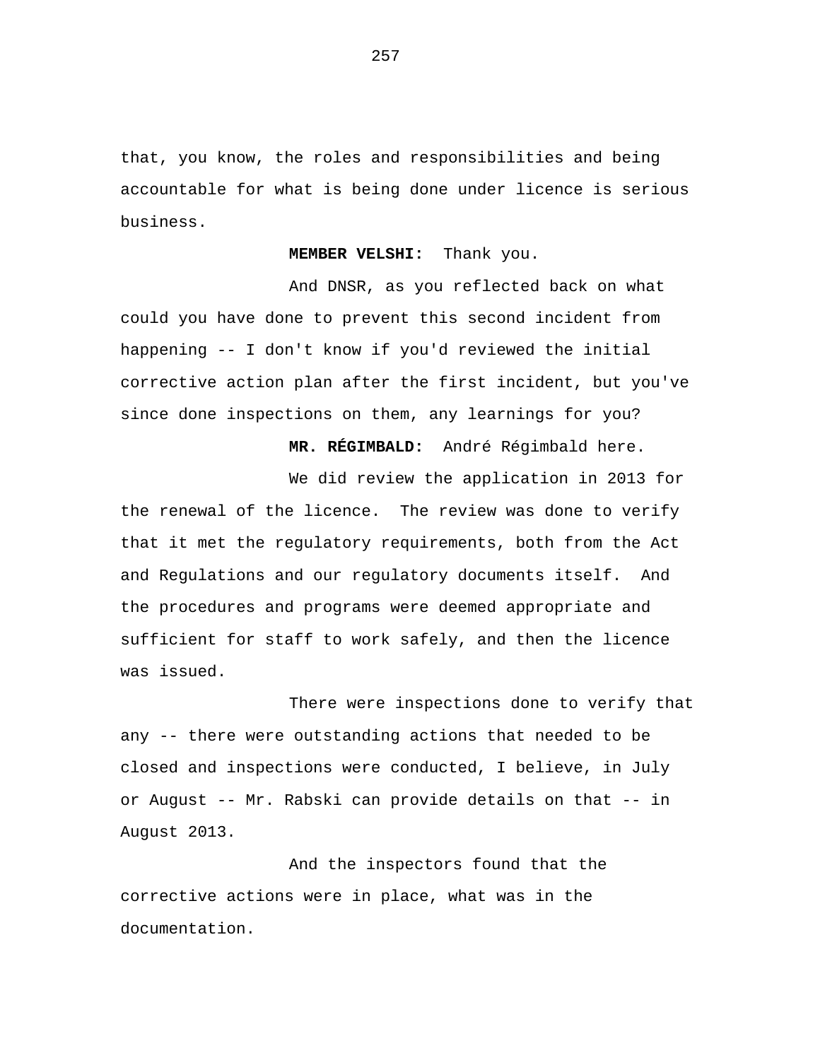that, you know, the roles and responsibilities and being accountable for what is being done under licence is serious business.

**MEMBER VELSHI:** Thank you.

And DNSR, as you reflected back on what could you have done to prevent this second incident from happening -- I don't know if you'd reviewed the initial corrective action plan after the first incident, but you've since done inspections on them, any learnings for you?

**MR. RÉGIMBALD:** André Régimbald here.

We did review the application in 2013 for the renewal of the licence. The review was done to verify that it met the regulatory requirements, both from the Act and Regulations and our regulatory documents itself. And the procedures and programs were deemed appropriate and sufficient for staff to work safely, and then the licence was issued.

There were inspections done to verify that any -- there were outstanding actions that needed to be closed and inspections were conducted, I believe, in July or August -- Mr. Rabski can provide details on that -- in August 2013.

And the inspectors found that the corrective actions were in place, what was in the documentation.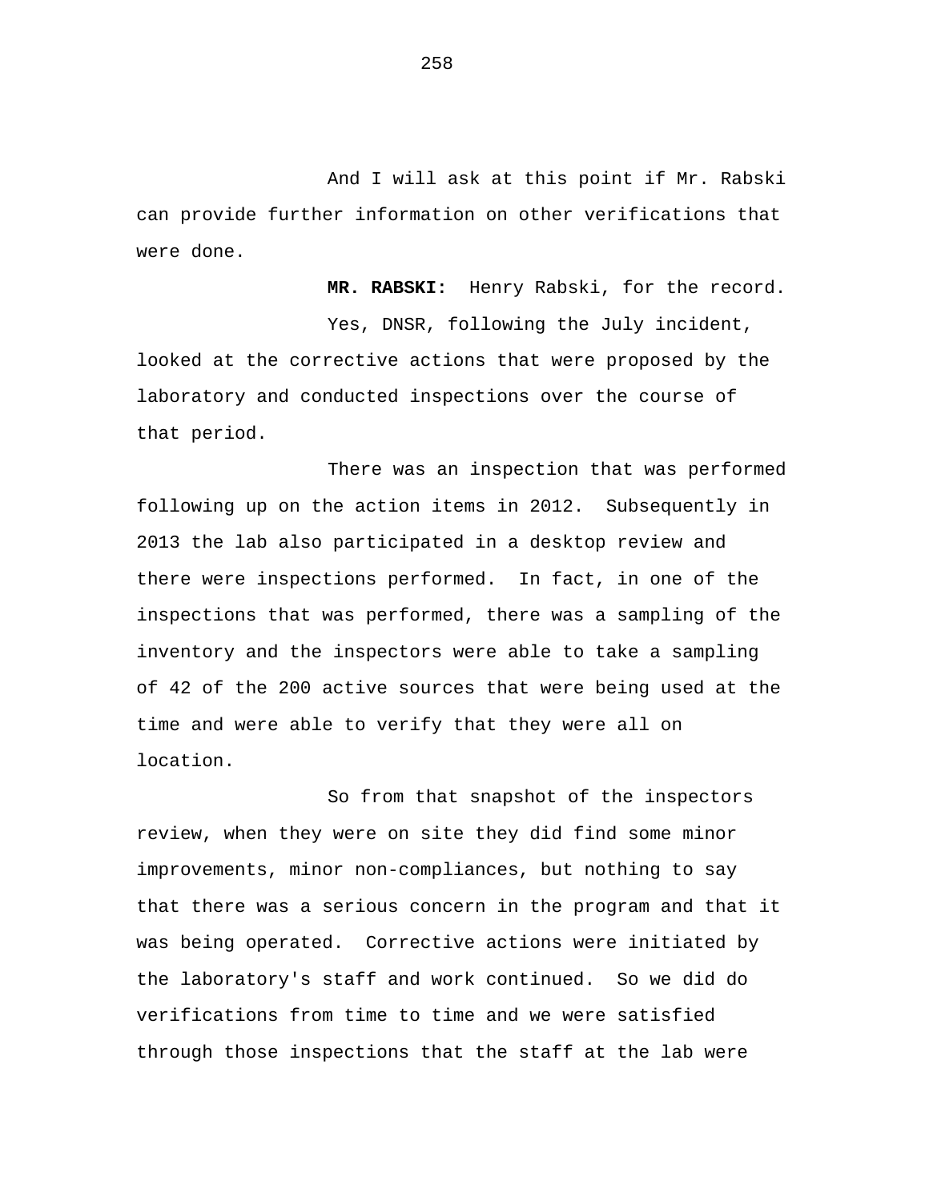And I will ask at this point if Mr. Rabski can provide further information on other verifications that were done.

**MR. RABSKI:** Henry Rabski, for the record.

Yes, DNSR, following the July incident, looked at the corrective actions that were proposed by the laboratory and conducted inspections over the course of that period.

There was an inspection that was performed following up on the action items in 2012. Subsequently in 2013 the lab also participated in a desktop review and there were inspections performed. In fact, in one of the inspections that was performed, there was a sampling of the inventory and the inspectors were able to take a sampling of 42 of the 200 active sources that were being used at the time and were able to verify that they were all on location.

So from that snapshot of the inspectors review, when they were on site they did find some minor improvements, minor non-compliances, but nothing to say that there was a serious concern in the program and that it was being operated. Corrective actions were initiated by the laboratory's staff and work continued. So we did do verifications from time to time and we were satisfied through those inspections that the staff at the lab were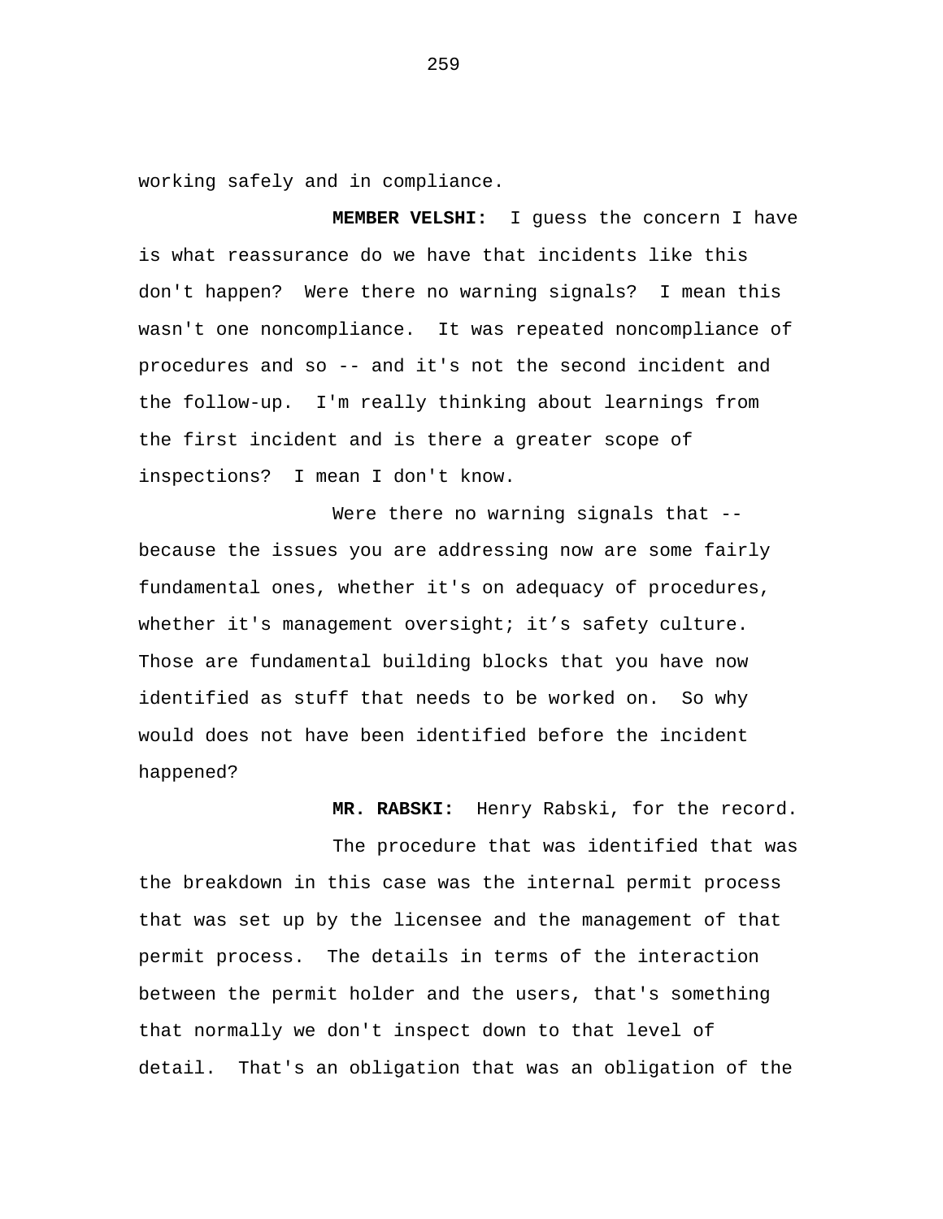working safely and in compliance.

**MEMBER VELSHI:** I guess the concern I have is what reassurance do we have that incidents like this don't happen? Were there no warning signals? I mean this wasn't one noncompliance. It was repeated noncompliance of procedures and so -- and it's not the second incident and the follow-up. I'm really thinking about learnings from the first incident and is there a greater scope of inspections? I mean I don't know.

Were there no warning signals that -- because the issues you are addressing now are some fairly fundamental ones, whether it's on adequacy of procedures, whether it's management oversight; it’s safety culture. Those are fundamental building blocks that you have now identified as stuff that needs to be worked on. So why would does not have been identified before the incident happened?

**MR. RABSKI:** Henry Rabski, for the record.

The procedure that was identified that was the breakdown in this case was the internal permit process that was set up by the licensee and the management of that permit process. The details in terms of the interaction between the permit holder and the users, that's something that normally we don't inspect down to that level of detail. That's an obligation that was an obligation of the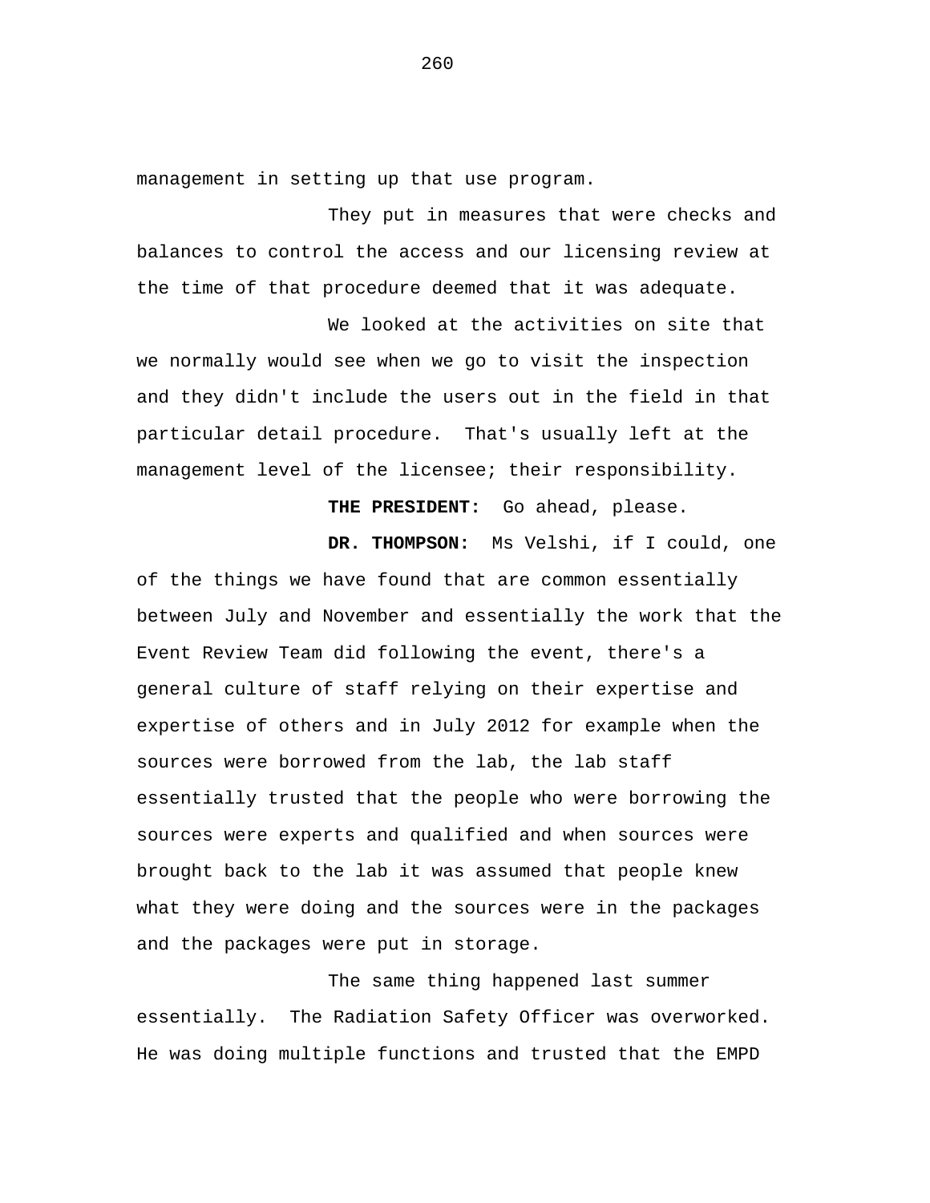management in setting up that use program.

They put in measures that were checks and balances to control the access and our licensing review at the time of that procedure deemed that it was adequate.

We looked at the activities on site that we normally would see when we go to visit the inspection and they didn't include the users out in the field in that particular detail procedure. That's usually left at the management level of the licensee; their responsibility.

**THE PRESIDENT:** Go ahead, please.

**DR. THOMPSON:** Ms Velshi, if I could, one of the things we have found that are common essentially between July and November and essentially the work that the Event Review Team did following the event, there's a general culture of staff relying on their expertise and expertise of others and in July 2012 for example when the sources were borrowed from the lab, the lab staff essentially trusted that the people who were borrowing the sources were experts and qualified and when sources were brought back to the lab it was assumed that people knew what they were doing and the sources were in the packages and the packages were put in storage.

The same thing happened last summer essentially. The Radiation Safety Officer was overworked. He was doing multiple functions and trusted that the EMPD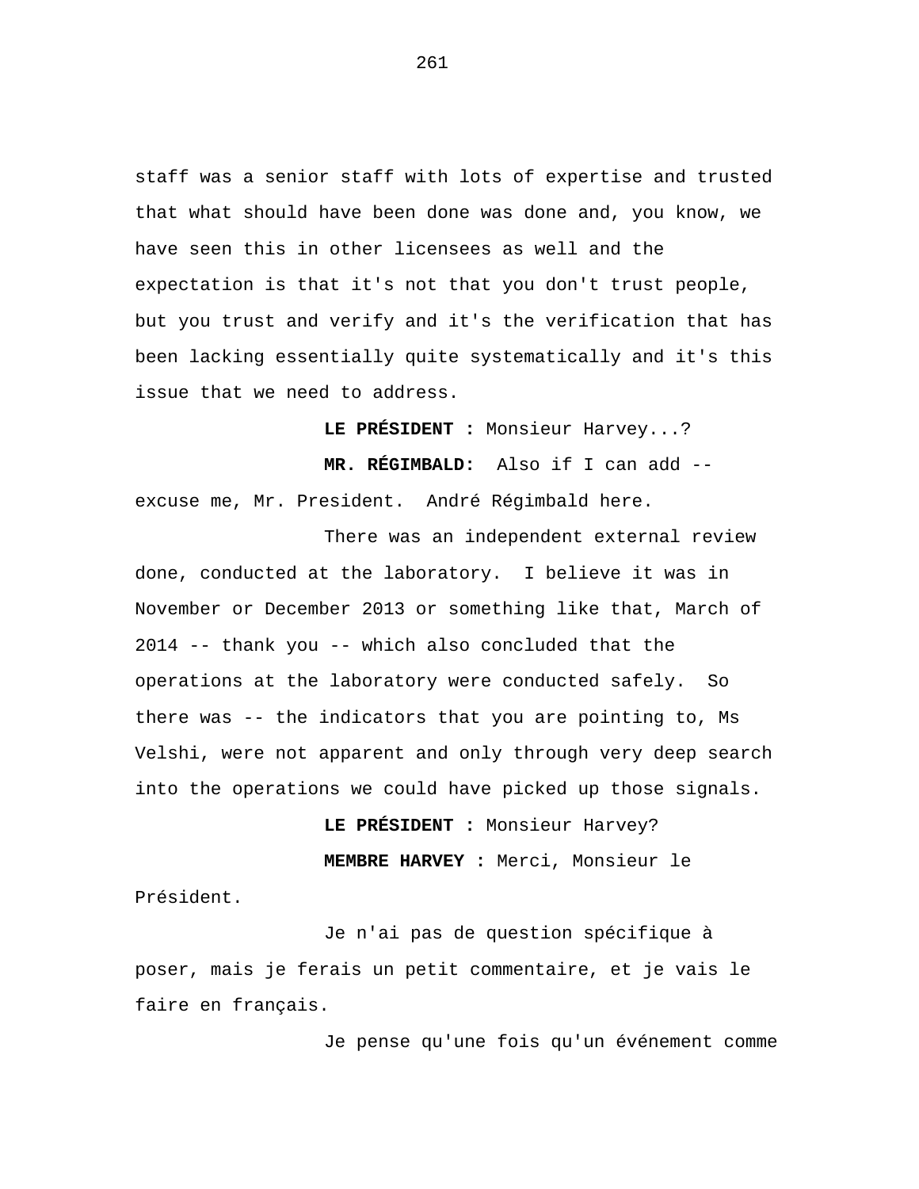staff was a senior staff with lots of expertise and trusted that what should have been done was done and, you know, we have seen this in other licensees as well and the expectation is that it's not that you don't trust people, but you trust and verify and it's the verification that has been lacking essentially quite systematically and it's this issue that we need to address.

**LE PRÉSIDENT :** Monsieur Harvey...?

**MR. RÉGIMBALD:** Also if I can add -- excuse me, Mr. President. André Régimbald here.

There was an independent external review done, conducted at the laboratory. I believe it was in November or December 2013 or something like that, March of 2014 -- thank you -- which also concluded that the operations at the laboratory were conducted safely. So there was -- the indicators that you are pointing to, Ms Velshi, were not apparent and only through very deep search into the operations we could have picked up those signals.

**LE PRÉSIDENT :** Monsieur Harvey?

**MEMBRE HARVEY :** Merci, Monsieur le Président.

Je n'ai pas de question spécifique à poser, mais je ferais un petit commentaire, et je vais le faire en français.

Je pense qu'une fois qu'un événement comme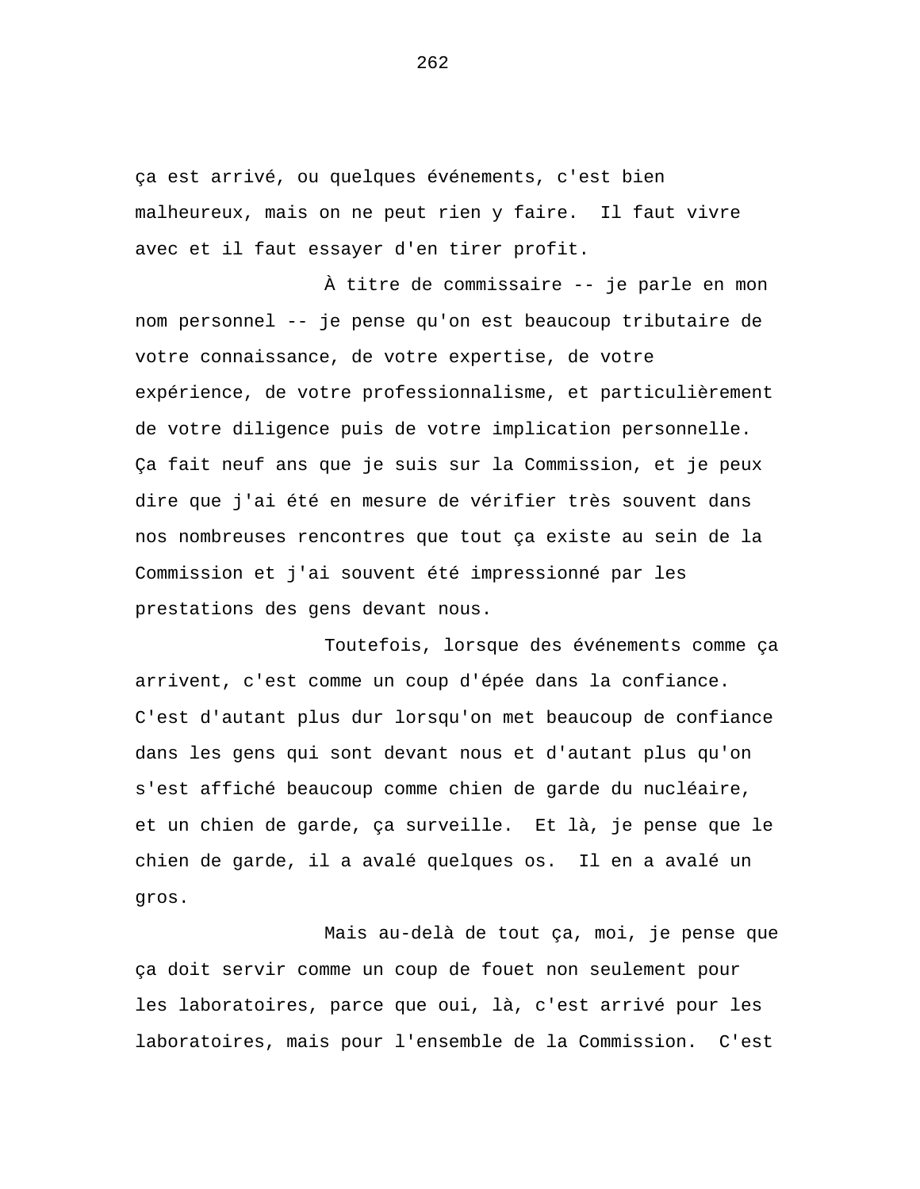ça est arrivé, ou quelques événements, c'est bien malheureux, mais on ne peut rien y faire. Il faut vivre avec et il faut essayer d'en tirer profit.

À titre de commissaire -- je parle en mon nom personnel -- je pense qu'on est beaucoup tributaire de votre connaissance, de votre expertise, de votre expérience, de votre professionnalisme, et particulièrement de votre diligence puis de votre implication personnelle. Ça fait neuf ans que je suis sur la Commission, et je peux dire que j'ai été en mesure de vérifier très souvent dans nos nombreuses rencontres que tout ça existe au sein de la Commission et j'ai souvent été impressionné par les prestations des gens devant nous.

Toutefois, lorsque des événements comme ça arrivent, c'est comme un coup d'épée dans la confiance. C'est d'autant plus dur lorsqu'on met beaucoup de confiance dans les gens qui sont devant nous et d'autant plus qu'on s'est affiché beaucoup comme chien de garde du nucléaire, et un chien de garde, ça surveille. Et là, je pense que le chien de garde, il a avalé quelques os. Il en a avalé un gros.

Mais au-delà de tout ça, moi, je pense que ça doit servir comme un coup de fouet non seulement pour les laboratoires, parce que oui, là, c'est arrivé pour les laboratoires, mais pour l'ensemble de la Commission. C'est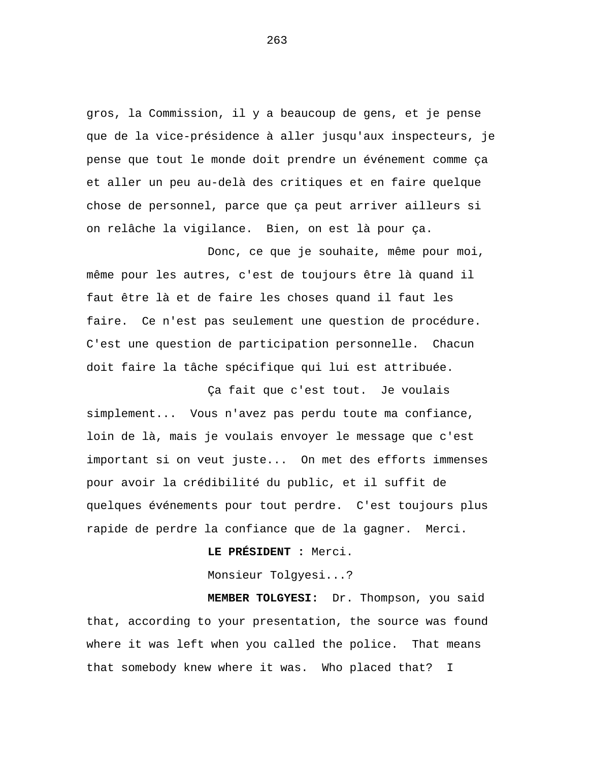gros, la Commission, il y a beaucoup de gens, et je pense que de la vice-présidence à aller jusqu'aux inspecteurs, je pense que tout le monde doit prendre un événement comme ça et aller un peu au-delà des critiques et en faire quelque chose de personnel, parce que ça peut arriver ailleurs si on relâche la vigilance. Bien, on est là pour ça.

Donc, ce que je souhaite, même pour moi, même pour les autres, c'est de toujours être là quand il faut être là et de faire les choses quand il faut les faire. Ce n'est pas seulement une question de procédure. C'est une question de participation personnelle. Chacun doit faire la tâche spécifique qui lui est attribuée.

Ça fait que c'est tout. Je voulais simplement... Vous n'avez pas perdu toute ma confiance, loin de là, mais je voulais envoyer le message que c'est important si on veut juste... On met des efforts immenses pour avoir la crédibilité du public, et il suffit de quelques événements pour tout perdre. C'est toujours plus rapide de perdre la confiance que de la gagner. Merci.

**LE PRÉSIDENT :** Merci.

Monsieur Tolgyesi...?

**MEMBER TOLGYESI:** Dr. Thompson, you said that, according to your presentation, the source was found where it was left when you called the police. That means that somebody knew where it was. Who placed that? I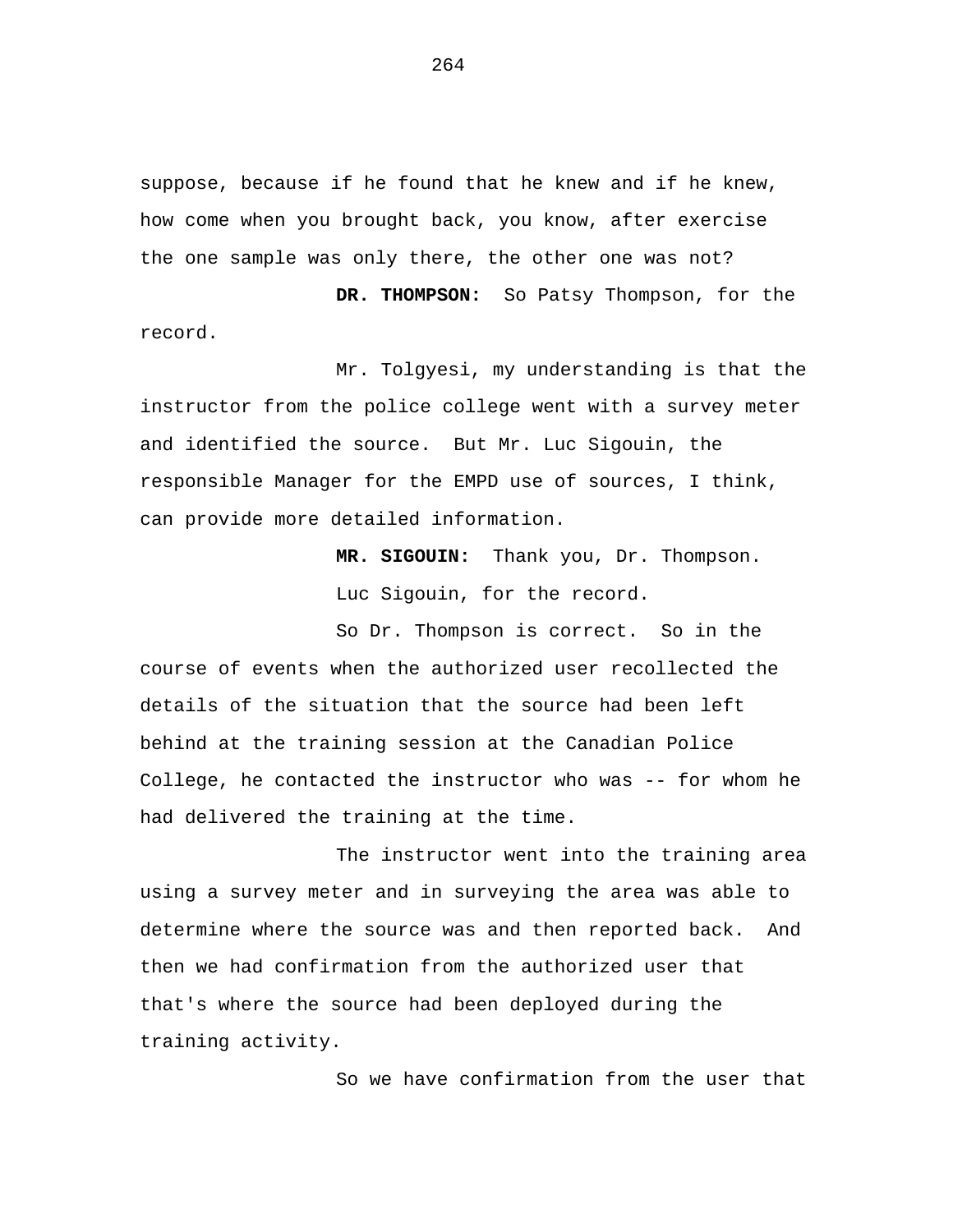suppose, because if he found that he knew and if he knew, how come when you brought back, you know, after exercise the one sample was only there, the other one was not?

**DR. THOMPSON:** So Patsy Thompson, for the record.

Mr. Tolgyesi, my understanding is that the instructor from the police college went with a survey meter and identified the source. But Mr. Luc Sigouin, the responsible Manager for the EMPD use of sources, I think, can provide more detailed information.

**MR. SIGOUIN:** Thank you, Dr. Thompson.

Luc Sigouin, for the record.

So Dr. Thompson is correct. So in the course of events when the authorized user recollected the details of the situation that the source had been left behind at the training session at the Canadian Police College, he contacted the instructor who was -- for whom he had delivered the training at the time.

The instructor went into the training area using a survey meter and in surveying the area was able to determine where the source was and then reported back. And then we had confirmation from the authorized user that that's where the source had been deployed during the training activity.

So we have confirmation from the user that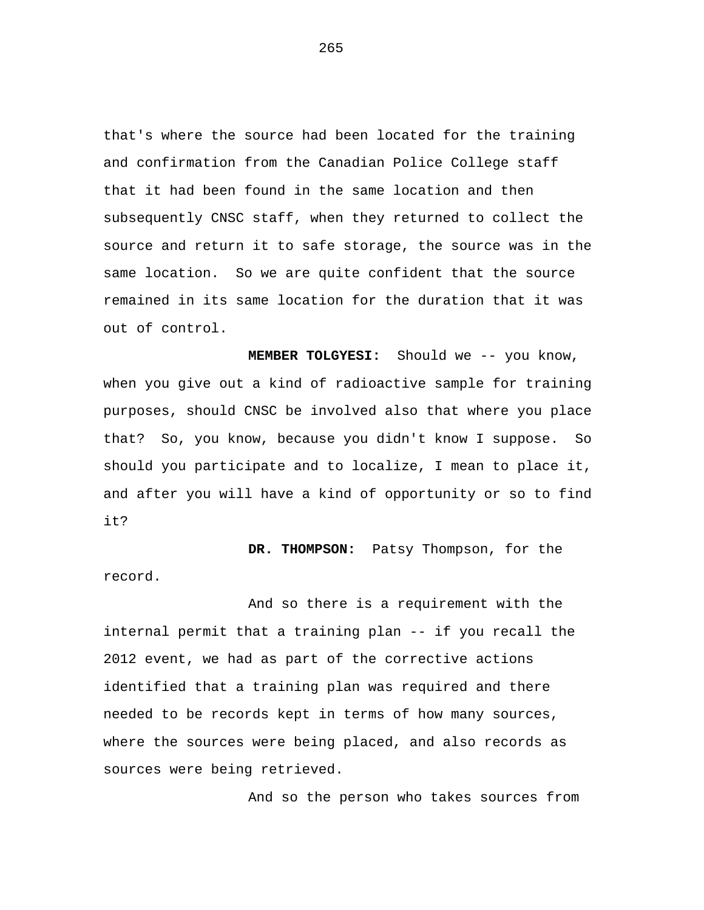that's where the source had been located for the training and confirmation from the Canadian Police College staff that it had been found in the same location and then subsequently CNSC staff, when they returned to collect the source and return it to safe storage, the source was in the same location. So we are quite confident that the source remained in its same location for the duration that it was out of control.

**MEMBER TOLGYESI:** Should we -- you know, when you give out a kind of radioactive sample for training purposes, should CNSC be involved also that where you place that? So, you know, because you didn't know I suppose. So should you participate and to localize, I mean to place it, and after you will have a kind of opportunity or so to find it?

**DR. THOMPSON:** Patsy Thompson, for the record.

And so there is a requirement with the internal permit that a training plan -- if you recall the 2012 event, we had as part of the corrective actions identified that a training plan was required and there needed to be records kept in terms of how many sources, where the sources were being placed, and also records as sources were being retrieved.

And so the person who takes sources from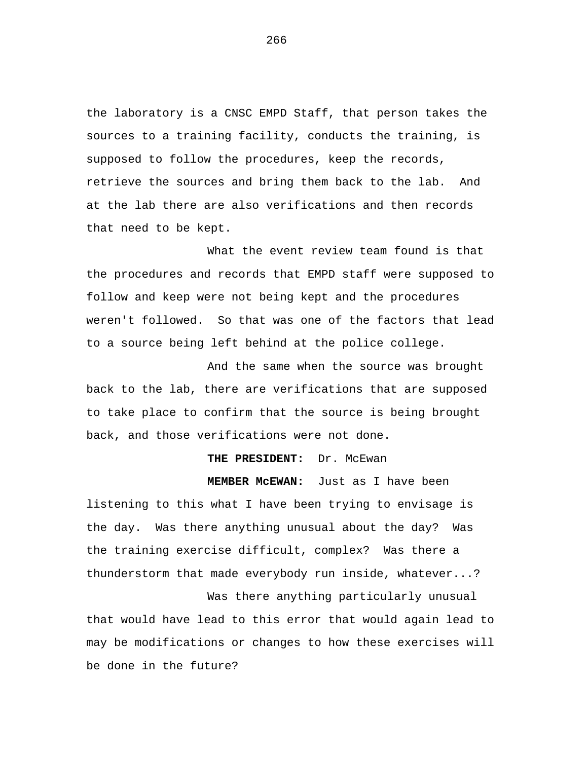the laboratory is a CNSC EMPD Staff, that person takes the sources to a training facility, conducts the training, is supposed to follow the procedures, keep the records, retrieve the sources and bring them back to the lab. And at the lab there are also verifications and then records that need to be kept.

What the event review team found is that the procedures and records that EMPD staff were supposed to follow and keep were not being kept and the procedures weren't followed. So that was one of the factors that lead to a source being left behind at the police college.

And the same when the source was brought back to the lab, there are verifications that are supposed to take place to confirm that the source is being brought back, and those verifications were not done.

**THE PRESIDENT:** Dr. McEwan

**MEMBER McEWAN:** Just as I have been listening to this what I have been trying to envisage is the day. Was there anything unusual about the day? Was the training exercise difficult, complex? Was there a thunderstorm that made everybody run inside, whatever...?

Was there anything particularly unusual that would have lead to this error that would again lead to may be modifications or changes to how these exercises will be done in the future?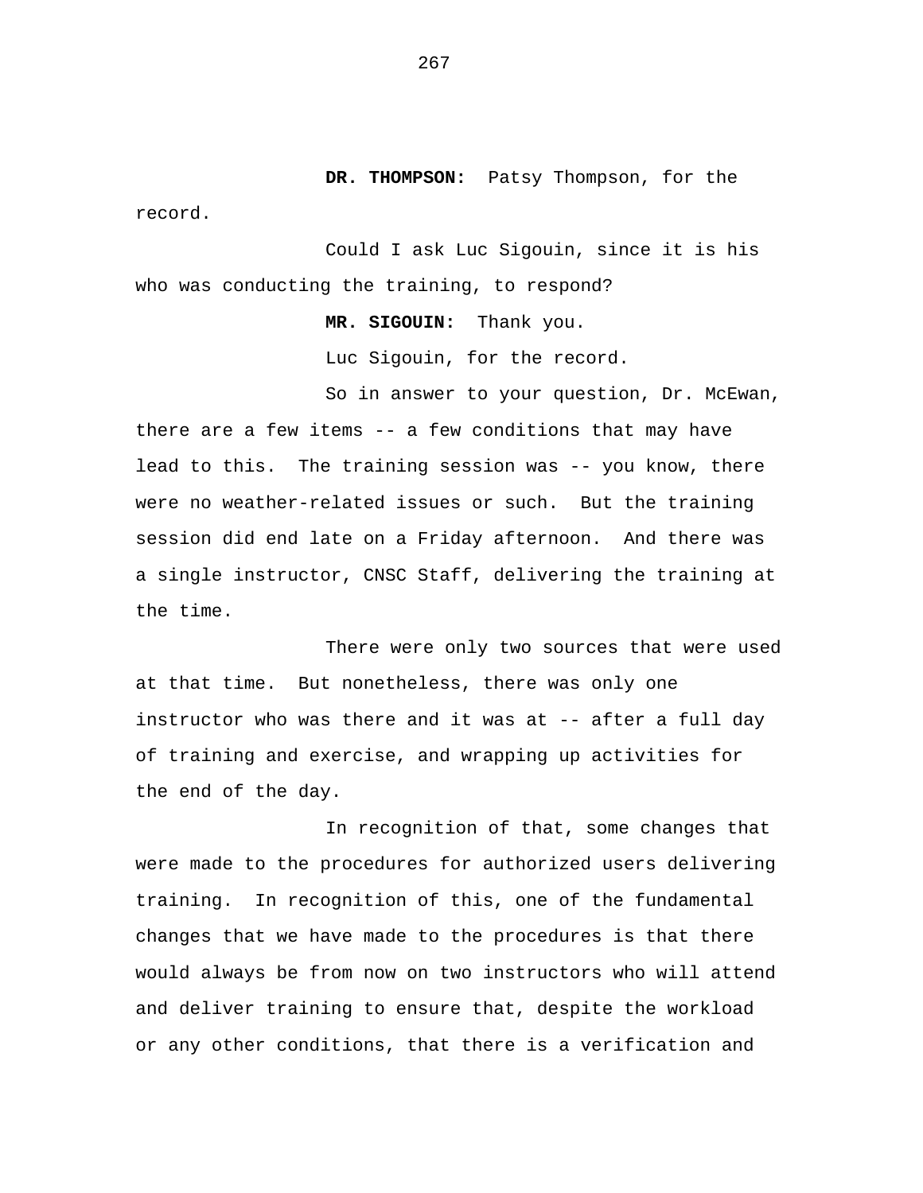**DR. THOMPSON:** Patsy Thompson, for the record.

Could I ask Luc Sigouin, since it is his who was conducting the training, to respond?

**MR. SIGOUIN:** Thank you.

Luc Sigouin, for the record.

So in answer to your question, Dr. McEwan, there are a few items -- a few conditions that may have lead to this. The training session was -- you know, there were no weather-related issues or such. But the training session did end late on a Friday afternoon. And there was a single instructor, CNSC Staff, delivering the training at the time.

There were only two sources that were used at that time. But nonetheless, there was only one instructor who was there and it was at -- after a full day of training and exercise, and wrapping up activities for the end of the day.

In recognition of that, some changes that were made to the procedures for authorized users delivering training. In recognition of this, one of the fundamental changes that we have made to the procedures is that there would always be from now on two instructors who will attend and deliver training to ensure that, despite the workload or any other conditions, that there is a verification and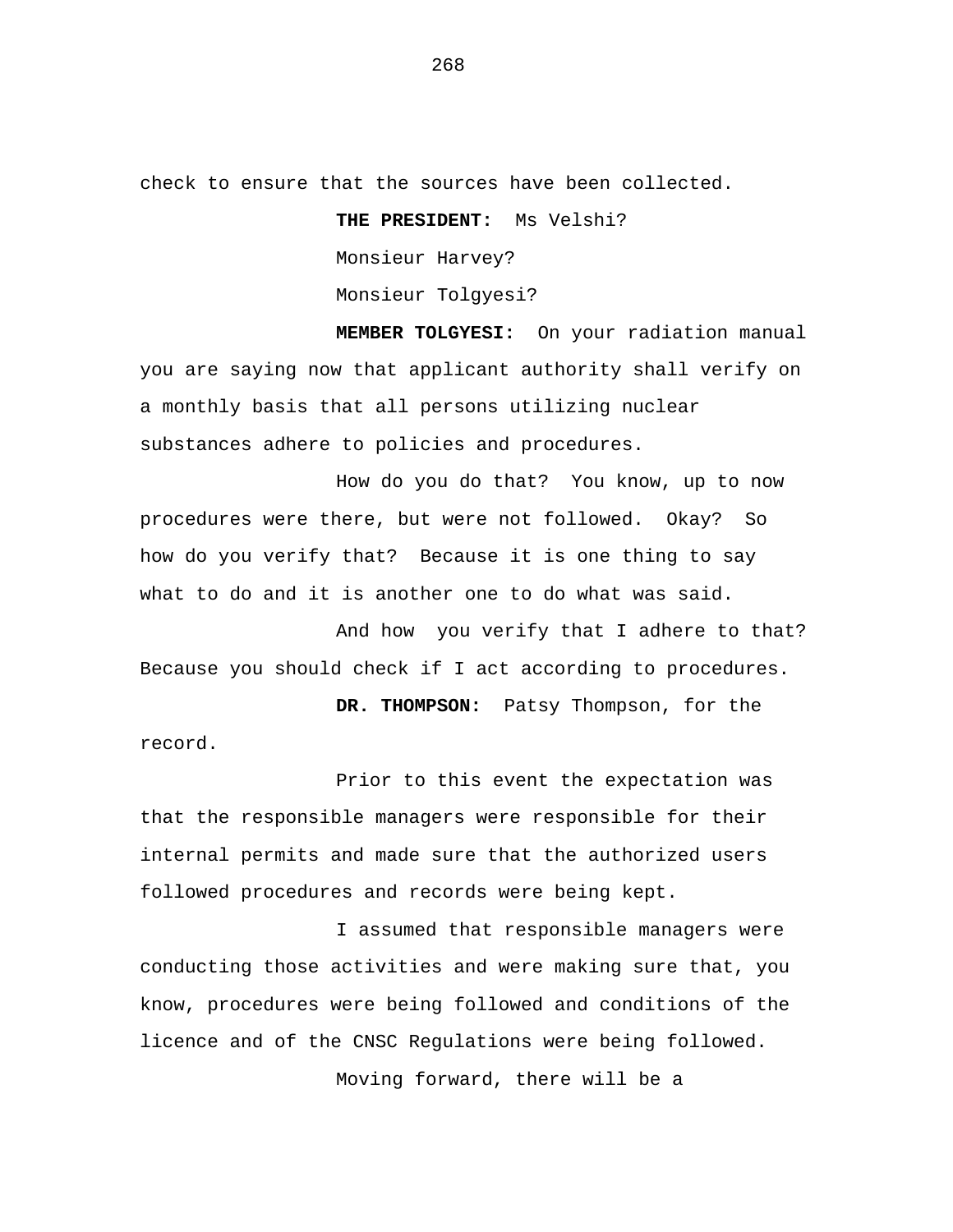check to ensure that the sources have been collected.

**THE PRESIDENT:** Ms Velshi?

Monsieur Harvey?

Monsieur Tolgyesi?

**MEMBER TOLGYESI:** On your radiation manual you are saying now that applicant authority shall verify on a monthly basis that all persons utilizing nuclear substances adhere to policies and procedures.

How do you do that? You know, up to now procedures were there, but were not followed. Okay? So how do you verify that? Because it is one thing to say what to do and it is another one to do what was said.

And how you verify that I adhere to that? Because you should check if I act according to procedures.

**DR. THOMPSON:** Patsy Thompson, for the record.

Prior to this event the expectation was that the responsible managers were responsible for their internal permits and made sure that the authorized users followed procedures and records were being kept.

I assumed that responsible managers were conducting those activities and were making sure that, you know, procedures were being followed and conditions of the licence and of the CNSC Regulations were being followed.

Moving forward, there will be a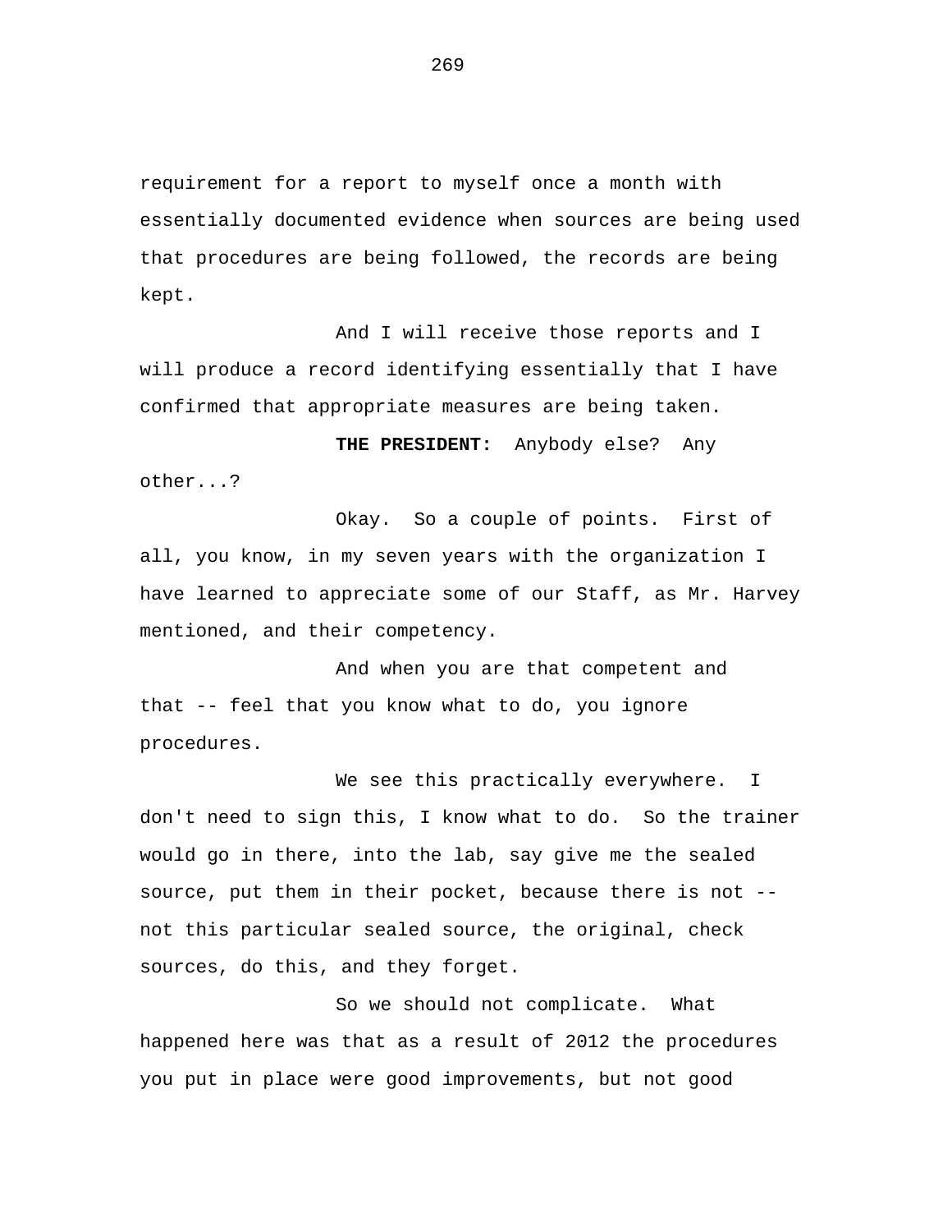requirement for a report to myself once a month with essentially documented evidence when sources are being used that procedures are being followed, the records are being kept.

And I will receive those reports and I will produce a record identifying essentially that I have confirmed that appropriate measures are being taken.

**THE PRESIDENT:** Anybody else? Any other...?

Okay. So a couple of points. First of all, you know, in my seven years with the organization I have learned to appreciate some of our Staff, as Mr. Harvey mentioned, and their competency.

And when you are that competent and that -- feel that you know what to do, you ignore procedures.

We see this practically everywhere. I don't need to sign this, I know what to do. So the trainer would go in there, into the lab, say give me the sealed source, put them in their pocket, because there is not -- not this particular sealed source, the original, check sources, do this, and they forget.

So we should not complicate. What happened here was that as a result of 2012 the procedures you put in place were good improvements, but not good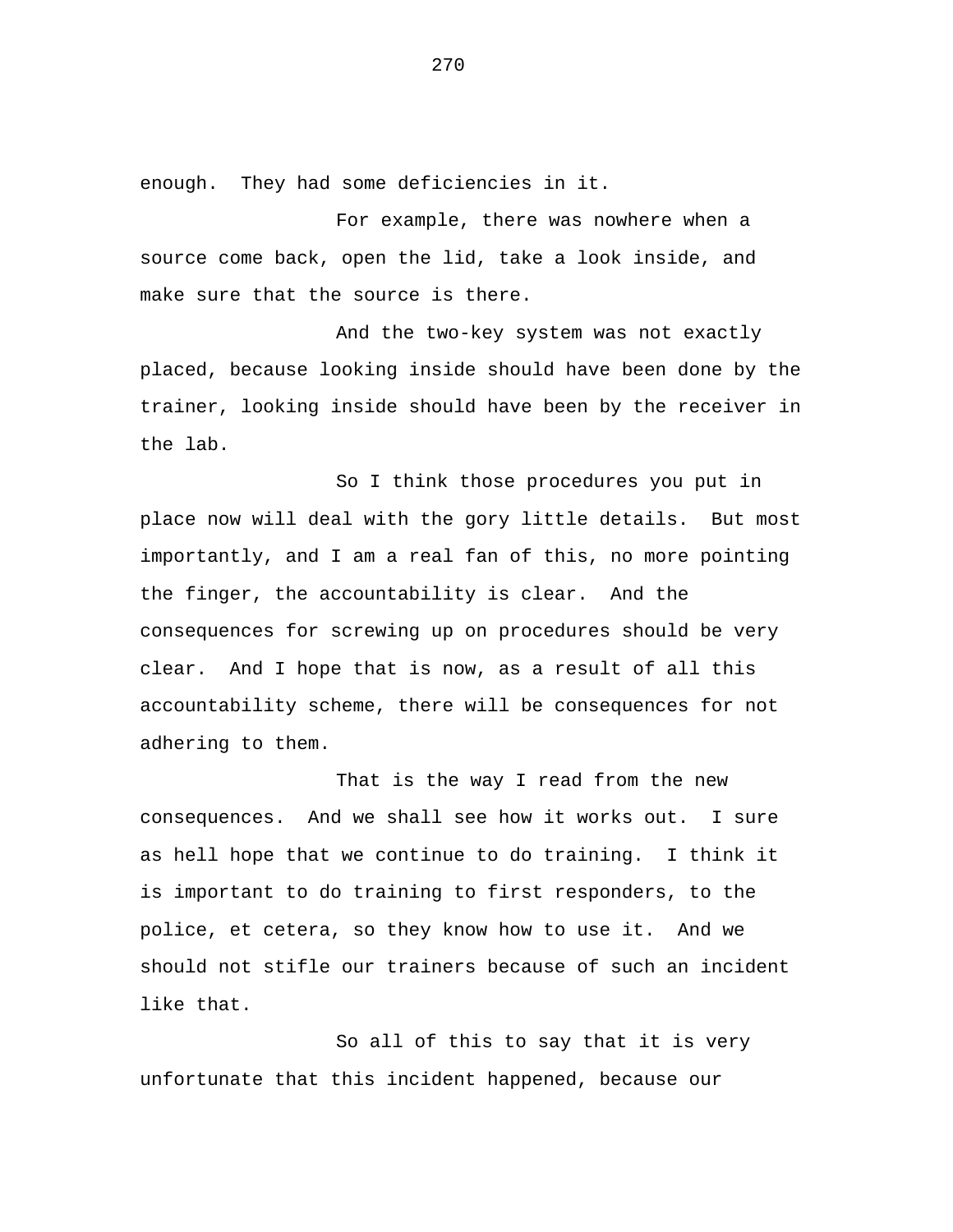enough.  They had some deficiencies in it.

For example, there was nowhere when a source come back, open the lid, take a look inside, and make sure that the source is there.

And the two-key system was not exactly placed, because looking inside should have been done by the trainer, looking inside should have been by the receiver in the lab.

So I think those procedures you put in place now will deal with the gory little details.  But most importantly, and I am a real fan of this, no more pointing the finger, the accountability is clear.  And the consequences for screwing up on procedures should be very clear.  And I hope that is now, as a result of all this accountability scheme, there will be consequences for not adhering to them.

That is the way I read from the new consequences.  And we shall see how it works out.  I sure as hell hope that we continue to do training.  I think it is important to do training to first responders, to the police, et cetera, so they know how to use it.  And we should not stifle our trainers because of such an incident like that.

So all of this to say that it is very unfortunate that this incident happened, because our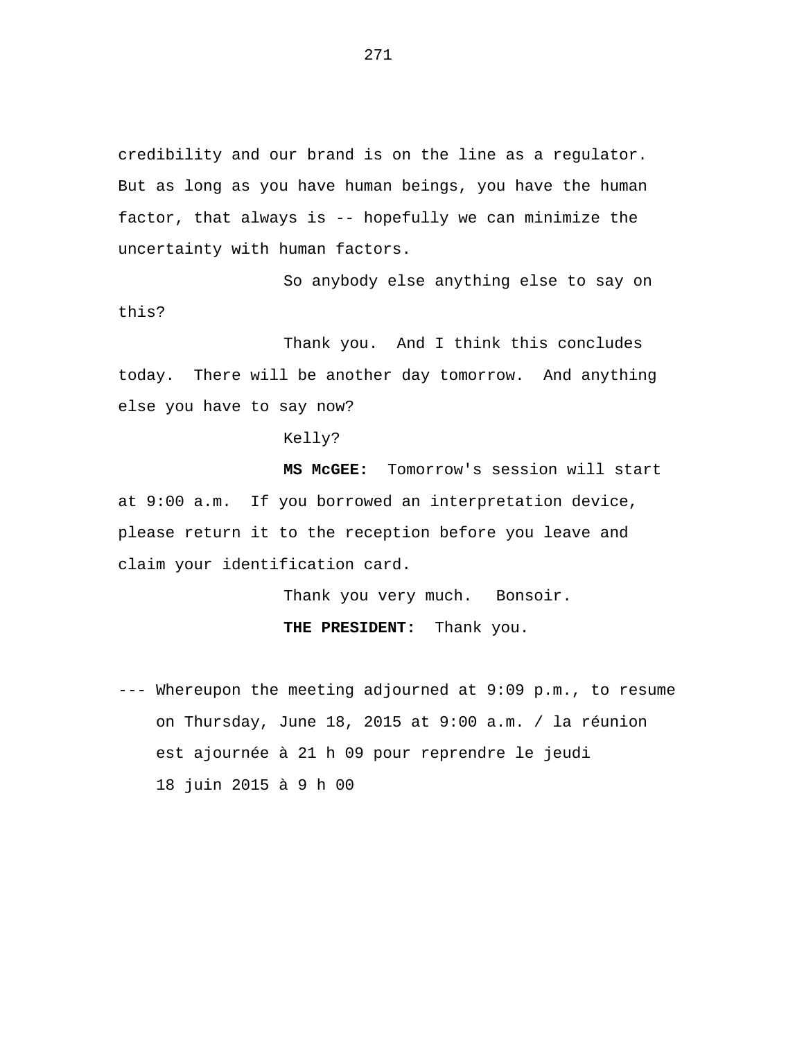credibility and our brand is on the line as a regulator. But as long as you have human beings, you have the human factor, that always is -- hopefully we can minimize the uncertainty with human factors.

So anybody else anything else to say on this?

Thank you. And I think this concludes today. There will be another day tomorrow. And anything else you have to say now?

Kelly?

**MS McGEE:** Tomorrow's session will start at 9:00 a.m. If you borrowed an interpretation device, please return it to the reception before you leave and claim your identification card.

Thank you very much. Bonsoir.

**THE PRESIDENT:** Thank you.

--- Whereupon the meeting adjourned at 9:09 p.m., to resume on Thursday, June 18, 2015 at 9:00 a.m. / la réunion est ajournée à 21 h 09 pour reprendre le jeudi 18 juin 2015 à 9 h 00